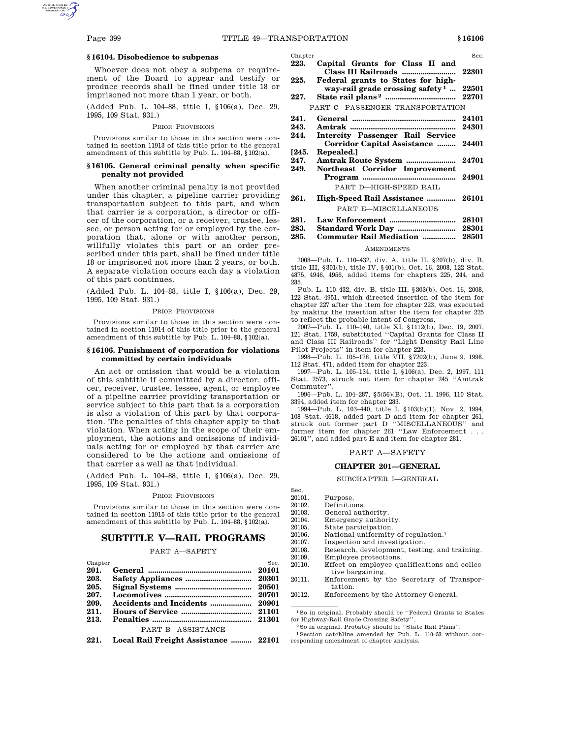### § 16104. Disobedience to subpenas

Whoever does not obey a subpena or requirement of the Board to appear and testify or produce records shall be fined under title 18 or imprisoned not more than 1 year, or both.

(Added Pub. L. 104–88, title I, § 106(a), Dec. 29, 1995, 109 Stat. 931.)

PRIOR PROVISIONS

Provisions similar to those in this section were contained in section 11913 of this title prior to the general amendment of this subtitle by Pub. L. 104–88, § 102(a).

### § 16105. General criminal penalty when specific penalty not provided

When another criminal penalty is not provided under this chapter, a pipeline carrier providing transportation subject to this part, and when that carrier is a corporation, a director or officer of the corporation, or a receiver, trustee, lessee, or person acting for or employed by the corporation that, alone or with another person, willfully violates this part or an order prescribed under this part, shall be fined under title 18 or imprisoned not more than 2 years, or both. A separate violation occurs each day a violation of this part continues.

(Added Pub. L. 104–88, title I, § 106(a), Dec. 29, 1995, 109 Stat. 931.)

PRIOR PROVISIONS

Provisions similar to those in this section were contained in section 11914 of this title prior to the general amendment of this subtitle by Pub. L. 104–88, § 102(a).

### § 16106. Punishment of corporation for violations committed by certain individuals

An act or omission that would be a violation of this subtitle if committed by a director, officer, receiver, trustee, lessee, agent, or employee of a pipeline carrier providing transportation or service subject to this part that is a corporation is also a violation of this part by that corporation. The penalties of this chapter apply to that violation. When acting in the scope of their employment, the actions and omissions of individuals acting for or employed by that carrier are considered to be the actions and omissions of that carrier as well as that individual.

(Added Pub. L. 104–88, title I, § 106(a), Dec. 29, 1995, 109 Stat. 931.)

PRIOR PROVISIONS

Provisions similar to those in this section were contained in section 11915 of this title prior to the general amendment of this subtitle by Pub. L. 104–88, § 102(a).

# SUBTITLE V—RAIL PROGRAMS

PART A—SAFETY

| Chapter | | Sec. |
|---|---|---|
| **201.** | **General** | **20101** |
| **203.** | **Safety Appliances** | **20301** |
| **205.** | **Signal Systems** | **20501** |
| **207.** | **Locomotives** | **20701** |
| **209.** | **Accidents and Incidents** | **20901** |
| **211.** | **Hours of Service** | **21101** |
| **213.** | **Penalties** | **21301** |
| | PART B—ASSISTANCE | |
| **221.** | **Local Rail Freight Assistance** | **22101** |
| **223.** | **Capital Grants for Class II and Class III Railroads** | **22301** |
| **225.** | **Federal grants to States for highway-rail grade crossing safety** [1] | **22501** |
| **227.** | **State rail plans** [2] | **22701** |
| | PART C—PASSENGER TRANSPORTATION | |
| **241.** | **General** | **24101** |
| **243.** | **Amtrak** | **24301** |
| **244.** | **Intercity Passenger Rail Service Corridor Capital Assistance** | **24401** |
| **[245.** | **Repealed.]** | |
| **247.** | **Amtrak Route System** | **24701** |
| **249.** | **Northeast Corridor Improvement Program** | **24901** |
| | PART D—HIGH-SPEED RAIL | |
| **261.** | **High-Speed Rail Assistance** | **26101** |
| | PART E—MISCELLANEOUS | |
| **281.** | **Law Enforcement** | **28101** |
| **283.** | **Standard Work Day** | **28301** |
| **285.** | **Commuter Rail Mediation** | **28501** |

AMENDMENTS

2008—Pub. L. 110–432, div. A, title II, § 207(b), div. B, title III, § 301(b), title IV, § 401(b), Oct. 16, 2008, 122 Stat. 4875, 4946, 4956, added items for chapters 225, 244, and 285.

Pub. L. 110–432, div. B, title III, § 303(b), Oct. 16, 2008, 122 Stat. 4951, which directed insertion of the item for chapter 227 after the item for chapter 223, was executed by making the insertion after the item for chapter 225 to reflect the probable intent of Congress.

2007—Pub. L. 110–140, title XI, § 1112(b), Dec. 19, 2007, 121 Stat. 1759, substituted ''Capital Grants for Class II and Class III Railroads'' for ''Light Density Rail Line Pilot Projects'' in item for chapter 223.

1998—Pub. L. 105–178, title VII, § 7202(b), June 9, 1998, 112 Stat. 471, added item for chapter 223.

1997—Pub. L. 105–134, title I, § 106(a), Dec. 2, 1997, 111 Stat. 2573, struck out item for chapter 245 ''Amtrak Commuter''.

1996—Pub. L. 104–287, § 5(56)(B), Oct. 11, 1996, 110 Stat. 3394, added item for chapter 283.

1994—Pub. L. 103–440, title I, § 103(b)(1), Nov. 2, 1994, 108 Stat. 4618, added part D and item for chapter 261, struck out former part D ''MISCELLANEOUS'' and former item for chapter 261 ''Law Enforcement . . . 26101'', and added part E and item for chapter 281.

PART A—SAFETY

## CHAPTER 201—GENERAL

SUBCHAPTER I—GENERAL

| Sec. | |
|---|---|
| 20101. | Purpose. |
| 20102. | Definitions. |
| 20103. | General authority. |
| 20104. | Emergency authority. |
| 20105. | State participation. |
| 20106. | National uniformity of regulation.[1] |
| 20107. | Inspection and investigation. |
| 20108. | Research, development, testing, and training. |
| 20109. | Employee protections. |
| 20110. | Effect on employee qualifications and collective bargaining. |
| 20111. | Enforcement by the Secretary of Transportation. |
| 20112. | Enforcement by the Attorney General. |

[1] So in original. Probably should be ''Federal Grants to States for Highway-Rail Grade Crossing Safety''.

[2] So in original. Probably should be ''State Rail Plans''.

[1] Section catchline amended by Pub. L. 110–53 without corresponding amendment of chapter analysis.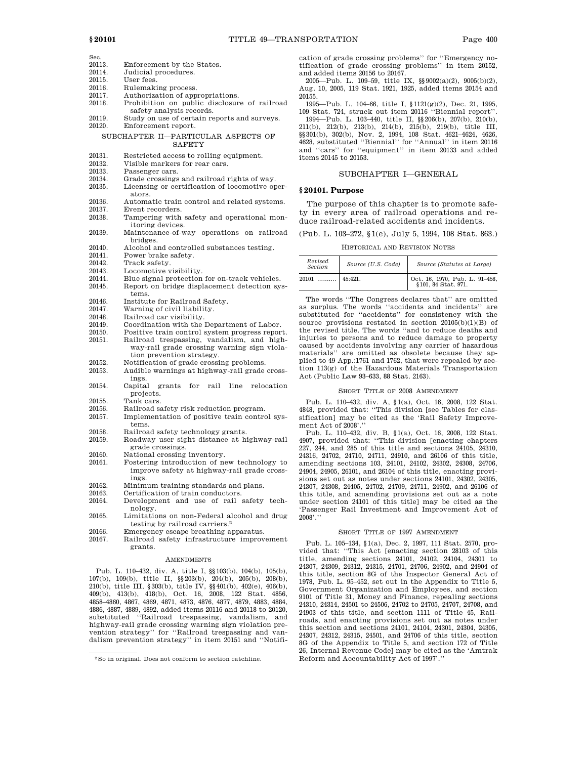Sec.

20113. Enforcement by the States.
20114. Judicial procedures.
20115. User fees.
20116. Rulemaking process.
20117. Authorization of appropriations.
20118. Prohibition on public disclosure of railroad safety analysis records.
20119. Study on use of certain reports and surveys.
20120. Enforcement report.

SUBCHAPTER II—PARTICULAR ASPECTS OF SAFETY

20131. Restricted access to rolling equipment.
20132. Visible markers for rear cars.
20133. Passenger cars.
20134. Grade crossings and railroad rights of way.
20135. Licensing or certification of locomotive operators.
20136. Automatic train control and related systems.
20137. Event recorders.
20138. Tampering with safety and operational monitoring devices.
20139. Maintenance-of-way operations on railroad bridges.
20140. Alcohol and controlled substances testing.
20141. Power brake safety.
20142. Track safety.
20143. Locomotive visibility.
20144. Blue signal protection for on-track vehicles.
20145. Report on bridge displacement detection systems.
20146. Institute for Railroad Safety.
20147. Warning of civil liability.
20148. Railroad car visibility.
20149. Coordination with the Department of Labor.
20150. Positive train control system progress report.
20151. Railroad trespassing, vandalism, and highway-rail grade crossing warning sign violation prevention strategy.
20152. Notification of grade crossing problems.
20153. Audible warnings at highway-rail grade crossings.
20154. Capital grants for rail line relocation projects.
20155. Tank cars.
20156. Railroad safety risk reduction program.
20157. Implementation of positive train control systems.
20158. Railroad safety technology grants.
20159. Roadway user sight distance at highway-rail grade crossings.
20160. National crossing inventory.
20161. Fostering introduction of new technology to improve safety at highway-rail grade crossings.
20162. Minimum training standards and plans.
20163. Certification of train conductors.
20164. Development and use of rail safety technology.
20165. Limitations on non-Federal alcohol and drug testing by railroad carriers.[2]
20166. Emergency escape breathing apparatus.
20167. Railroad safety infrastructure improvement grants.

AMENDMENTS

Pub. L. 110–432, div. A, title I, §§103(b), 104(b), 105(b), 107(b), 109(b), title II, §§203(b), 204(b), 205(b), 208(b), 210(b), title III, §303(b), title IV, §§401(b), 402(e), 406(b), 409(b), 413(b), 418(b), Oct. 16, 2008, 122 Stat. 4856, 4858–4860, 4867, 4869, 4871, 4873, 4876, 4877, 4879, 4883, 4884, 4886, 4887, 4889, 4892, added items 20116 and 20118 to 20120, substituted ''Railroad trespassing, vandalism, and highway-rail grade crossing warning sign violation prevention strategy'' for ''Railroad trespassing and vandalism prevention strategy'' in item 20151 and ''Notification of grade crossing problems'' for ''Emergency notification of grade crossing problems'' in item 20152, and added items 20156 to 20167.

2005—Pub. L. 109–59, title IX, §§9002(a)(2), 9005(b)(2), Aug. 10, 2005, 119 Stat. 1921, 1925, added items 20154 and 20155.

1995—Pub. L. 104–66, title I, §1121(g)(2), Dec. 21, 1995, 109 Stat. 724, struck out item 20116 ''Biennial report''.

1994—Pub. L. 103–440, title II, §§206(b), 207(b), 210(b), 211(b), 212(b), 213(b), 214(b), 215(b), 219(b), title III, §§301(b), 302(b), Nov. 2, 1994, 108 Stat. 4621–4624, 4626, 4628, substituted ''Biennial'' for ''Annual'' in item 20116 and ''cars'' for ''equipment'' in item 20133 and added items 20145 to 20153.

SUBCHAPTER I—GENERAL

## §20101. Purpose

The purpose of this chapter is to promote safety in every area of railroad operations and reduce railroad-related accidents and incidents.

(Pub. L. 103–272, §1(e), July 5, 1994, 108 Stat. 863.)

HISTORICAL AND REVISION NOTES

| Revised Section | Source (U.S. Code) | Source (Statutes at Large) |
|---|---|---|
| 20101 .......... | 45:421. | Oct. 16, 1970, Pub. L. 91–458, §101, 84 Stat. 971. |

The words ''The Congress declares that'' are omitted as surplus. The words ''accidents and incidents'' are substituted for ''accidents'' for consistency with the source provisions restated in section 20105(b)(1)(B) of the revised title. The words ''and to reduce deaths and injuries to persons and to reduce damage to property caused by accidents involving any carrier of hazardous materials'' are omitted as obsolete because they applied to 49 App.:1761 and 1762, that were repealed by section 113(g) of the Hazardous Materials Transportation Act (Public Law 93–633, 88 Stat. 2163).

SHORT TITLE OF 2008 AMENDMENT

Pub. L. 110–432, div. A, §1(a), Oct. 16, 2008, 122 Stat. 4848, provided that: ''This division [see Tables for classification] may be cited as the 'Rail Safety Improvement Act of 2008'.''

Pub. L. 110–432, div. B, §1(a), Oct. 16, 2008, 122 Stat. 4907, provided that: ''This division [enacting chapters 227, 244, and 285 of this title and sections 24105, 24310, 24316, 24702, 24710, 24711, 24910, and 26106 of this title, amending sections 103, 24101, 24102, 24302, 24308, 24706, 24904, 24905, 26101, and 26104 of this title, enacting provisions set out as notes under sections 24101, 24302, 24305, 24307, 24308, 24405, 24702, 24709, 24711, 24902, and 26106 of this title, and amending provisions set out as a note under section 24101 of this title] may be cited as the 'Passenger Rail Investment and Improvement Act of 2008'.''

SHORT TITLE OF 1997 AMENDMENT

Pub. L. 105–134, §1(a), Dec. 2, 1997, 111 Stat. 2570, provided that: ''This Act [enacting section 28103 of this title, amending sections 24101, 24102, 24104, 24301 to 24307, 24309, 24312, 24315, 24701, 24706, 24902, and 24904 of this title, section 8G of the Inspector General Act of 1978, Pub. L. 95–452, set out in the Appendix to Title 5, Government Organization and Employees, and section 9101 of Title 31, Money and Finance, repealing sections 24310, 24314, 24501 to 24506, 24702 to 24705, 24707, 24708, and 24903 of this title, and section 1111 of Title 45, Railroads, and enacting provisions set out as notes under this section and sections 24101, 24104, 24301, 24304, 24305, 24307, 24312, 24315, 24501, and 24706 of this title, section 8G of the Appendix to Title 5, and section 172 of Title 26, Internal Revenue Code] may be cited as the 'Amtrak Reform and Accountability Act of 1997'.''

[2] So in original. Does not conform to section catchline.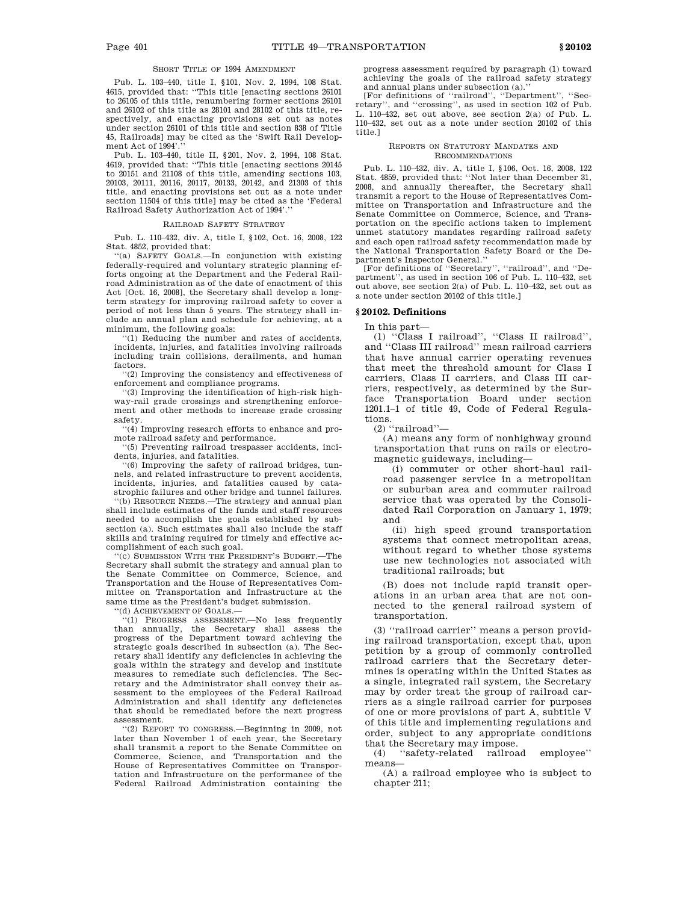SHORT TITLE OF 1994 AMENDMENT

Pub. L. 103–440, title I, §101, Nov. 2, 1994, 108 Stat. 4615, provided that: ''This title [enacting sections 26101 to 26105 of this title, renumbering former sections 26101 and 26102 of this title as 28101 and 28102 of this title, respectively, and enacting provisions set out as notes under section 26101 of this title and section 838 of Title 45, Railroads] may be cited as the 'Swift Rail Development Act of 1994'.''

Pub. L. 103–440, title II, §201, Nov. 2, 1994, 108 Stat. 4619, provided that: ''This title [enacting sections 20145 to 20151 and 21108 of this title, amending sections 103, 20103, 20111, 20116, 20117, 20133, 20142, and 21303 of this title, and enacting provisions set out as a note under section 11504 of this title] may be cited as the 'Federal Railroad Safety Authorization Act of 1994'.''

RAILROAD SAFETY STRATEGY

Pub. L. 110–432, div. A, title I, §102, Oct. 16, 2008, 122 Stat. 4852, provided that:

''(a) SAFETY GOALS.—In conjunction with existing federally-required and voluntary strategic planning efforts ongoing at the Department and the Federal Railroad Administration as of the date of enactment of this Act [Oct. 16, 2008], the Secretary shall develop a long-term strategy for improving railroad safety to cover a period of not less than 5 years. The strategy shall include an annual plan and schedule for achieving, at a minimum, the following goals:

''(1) Reducing the number and rates of accidents, incidents, injuries, and fatalities involving railroads including train collisions, derailments, and human factors.

''(2) Improving the consistency and effectiveness of enforcement and compliance programs.

''(3) Improving the identification of high-risk highway-rail grade crossings and strengthening enforcement and other methods to increase grade crossing safety.

''(4) Improving research efforts to enhance and promote railroad safety and performance.

''(5) Preventing railroad trespasser accidents, incidents, injuries, and fatalities.

''(6) Improving the safety of railroad bridges, tunnels, and related infrastructure to prevent accidents, incidents, injuries, and fatalities caused by catastrophic failures and other bridge and tunnel failures.

''(b) RESOURCE NEEDS.—The strategy and annual plan shall include estimates of the funds and staff resources needed to accomplish the goals established by subsection (a). Such estimates shall also include the staff skills and training required for timely and effective accomplishment of each such goal.

''(c) SUBMISSION WITH THE PRESIDENT'S BUDGET.—The Secretary shall submit the strategy and annual plan to the Senate Committee on Commerce, Science, and Transportation and the House of Representatives Committee on Transportation and Infrastructure at the same time as the President's budget submission.

''(d) ACHIEVEMENT OF GOALS.—

''(1) PROGRESS ASSESSMENT.—No less frequently than annually, the Secretary shall assess the progress of the Department toward achieving the strategic goals described in subsection (a). The Secretary shall identify any deficiencies in achieving the goals within the strategy and develop and institute measures to remediate such deficiencies. The Secretary and the Administrator shall convey their assessment to the employees of the Federal Railroad Administration and shall identify any deficiencies that should be remediated before the next progress assessment.

''(2) REPORT TO CONGRESS.—Beginning in 2009, not later than November 1 of each year, the Secretary shall transmit a report to the Senate Committee on Commerce, Science, and Transportation and the House of Representatives Committee on Transportation and Infrastructure on the performance of the Federal Railroad Administration containing the progress assessment required by paragraph (1) toward achieving the goals of the railroad safety strategy and annual plans under subsection (a).''

[For definitions of ''railroad'', ''Department'', ''Secretary'', and ''crossing'', as used in section 102 of Pub. L. 110–432, set out above, see section 2(a) of Pub. L. 110–432, set out as a note under section 20102 of this title.]

REPORTS ON STATUTORY MANDATES AND RECOMMENDATIONS

Pub. L. 110–432, div. A, title I, §106, Oct. 16, 2008, 122 Stat. 4859, provided that: ''Not later than December 31, 2008, and annually thereafter, the Secretary shall transmit a report to the House of Representatives Committee on Transportation and Infrastructure and the Senate Committee on Commerce, Science, and Transportation on the specific actions taken to implement unmet statutory mandates regarding railroad safety and each open railroad safety recommendation made by the National Transportation Safety Board or the Department's Inspector General.''

[For definitions of ''Secretary'', ''railroad'', and ''Department'', as used in section 106 of Pub. L. 110–432, set out above, see section 2(a) of Pub. L. 110–432, set out as a note under section 20102 of this title.]

## §20102. Definitions

In this part—

(1) ''Class I railroad'', ''Class II railroad'', and ''Class III railroad'' mean railroad carriers that have annual carrier operating revenues that meet the threshold amount for Class I carriers, Class II carriers, and Class III carriers, respectively, as determined by the Surface Transportation Board under section 1201.1–1 of title 49, Code of Federal Regulations.

(2) ''railroad''—

(A) means any form of nonhighway ground transportation that runs on rails or electromagnetic guideways, including—

(i) commuter or other short-haul railroad passenger service in a metropolitan or suburban area and commuter railroad service that was operated by the Consolidated Rail Corporation on January 1, 1979; and

(ii) high speed ground transportation systems that connect metropolitan areas, without regard to whether those systems use new technologies not associated with traditional railroads; but

(B) does not include rapid transit operations in an urban area that are not connected to the general railroad system of transportation.

(3) ''railroad carrier'' means a person providing railroad transportation, except that, upon petition by a group of commonly controlled railroad carriers that the Secretary determines is operating within the United States as a single, integrated rail system, the Secretary may by order treat the group of railroad carriers as a single railroad carrier for purposes of one or more provisions of part A, subtitle V of this title and implementing regulations and order, subject to any appropriate conditions that the Secretary may impose.

(4) ''safety-related railroad employee'' means—

(A) a railroad employee who is subject to chapter 211;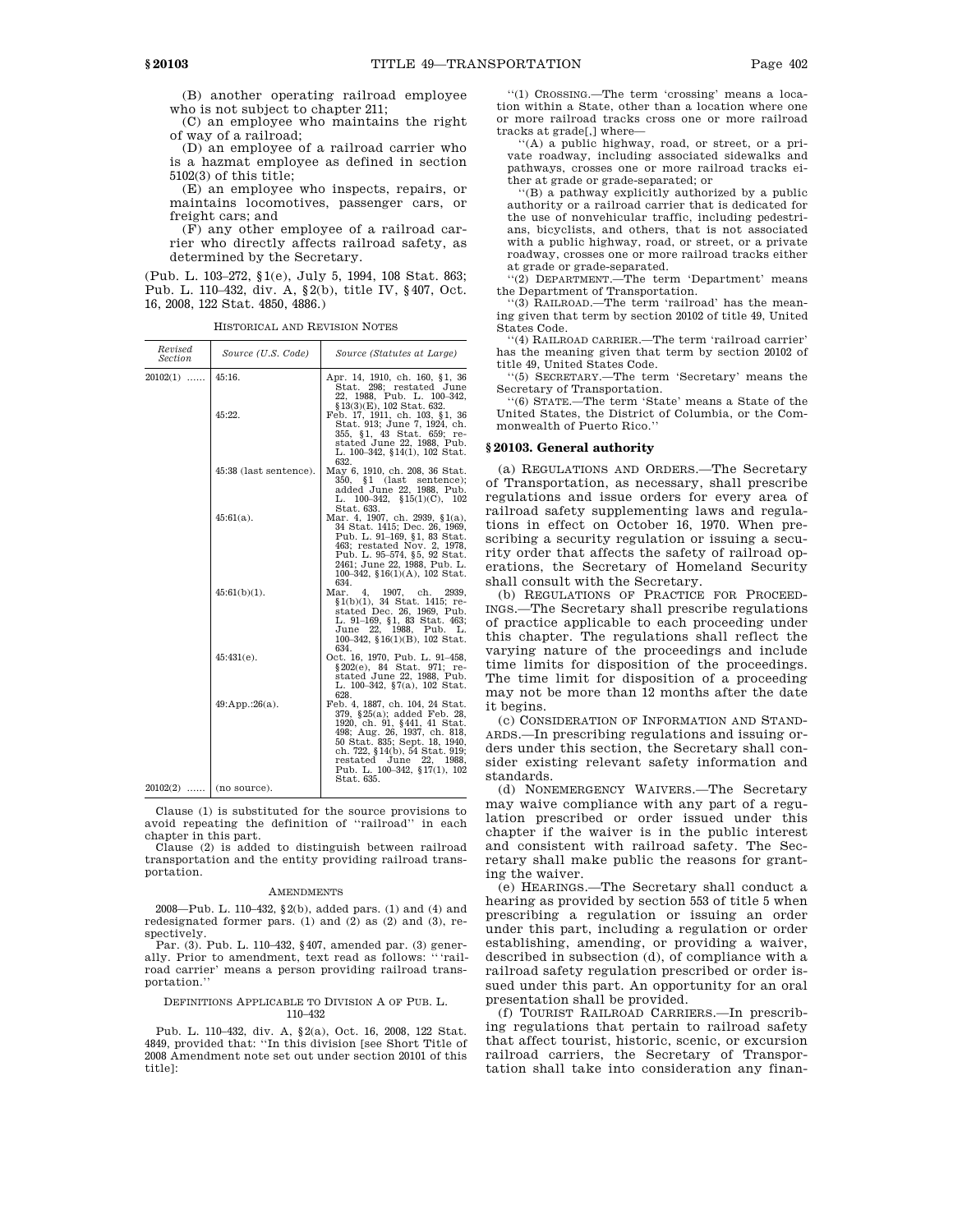(B) another operating railroad employee who is not subject to chapter 211;

(C) an employee who maintains the right of way of a railroad;

(D) an employee of a railroad carrier who is a hazmat employee as defined in section 5102(3) of this title;

(E) an employee who inspects, repairs, or maintains locomotives, passenger cars, or freight cars; and

(F) any other employee of a railroad carrier who directly affects railroad safety, as determined by the Secretary.

(Pub. L. 103–272, §1(e), July 5, 1994, 108 Stat. 863; Pub. L. 110–432, div. A, §2(b), title IV, §407, Oct. 16, 2008, 122 Stat. 4850, 4886.)

HISTORICAL AND REVISION NOTES

| Revised Section | Source (U.S. Code) | Source (Statutes at Large) |
|---|---|---|
| 20102(1) ...... | 45:16. | Apr. 14, 1910, ch. 160, §1, 36 Stat. 298; restated June 22, 1988, Pub. L. 100–342, §13(3)(E), 102 Stat. 632. |
| | 45:22. | Feb. 17, 1911, ch. 103, §1, 36 Stat. 913; June 7, 1924, ch. 355, §1, 43 Stat. 659; restated June 22, 1988, Pub. L. 100–342, §14(1), 102 Stat. 632. |
| | 45:38 (last sentence). | May 6, 1910, ch. 208, 36 Stat. 350, §1 (last sentence); added June 22, 1988, Pub. L. 100–342, §15(1)(C), 102 Stat. 633. |
| | 45:61(a). | Mar. 4, 1907, ch. 2939, §1(a), 34 Stat. 1415; Dec. 26, 1969, Pub. L. 91–169, §1, 83 Stat. 463; restated Nov. 2, 1978, Pub. L. 95–574, §5, 92 Stat. 2461; June 22, 1988, Pub. L. 100–342, §16(1)(A), 102 Stat. 634. |
| | 45:61(b)(1). | Mar. 4, 1907, ch. 2939, §1(b)(1), 34 Stat. 1415; restated Dec. 26, 1969, Pub. L. 91–169, §1, 83 Stat. 463; June 22, 1988, Pub. L. 100–342, §16(1)(B), 102 Stat. 634. |
| | 45:431(e). | Oct. 16, 1970, Pub. L. 91–458, §202(e), 84 Stat. 971; restated June 22, 1988, Pub. L. 100–342, §7(a), 102 Stat. 628. |
| | 49:App.:26(a). | Feb. 4, 1887, ch. 104, 24 Stat. 379, §25(a); added Feb. 28, 1920, ch. 91, §441, 41 Stat. 498; Aug. 26, 1937, ch. 818, 50 Stat. 835; Sept. 18, 1940, ch. 722, §14(b), 54 Stat. 919; restated June 22, 1988, Pub. L. 100–342, §17(1), 102 Stat. 635. |
| 20102(2) ...... | (no source). | |

Clause (1) is substituted for the source provisions to avoid repeating the definition of "railroad" in each chapter in this part.

Clause (2) is added to distinguish between railroad transportation and the entity providing railroad transportation.

AMENDMENTS

2008—Pub. L. 110–432, §2(b), added pars. (1) and (4) and redesignated former pars. (1) and (2) as (2) and (3), respectively.

Par. (3). Pub. L. 110–432, §407, amended par. (3) generally. Prior to amendment, text read as follows: "'railroad carrier' means a person providing railroad transportation."

DEFINITIONS APPLICABLE TO DIVISION A OF PUB. L. 110–432

Pub. L. 110–432, div. A, §2(a), Oct. 16, 2008, 122 Stat. 4849, provided that: "In this division [see Short Title of 2008 Amendment note set out under section 20101 of this title]:

"(1) CROSSING.—The term 'crossing' means a location within a State, other than a location where one or more railroad tracks cross one or more railroad tracks at grade[,] where—

"(A) a public highway, road, or street, or a private roadway, including associated sidewalks and pathways, crosses one or more railroad tracks either at grade or grade-separated; or

"(B) a pathway explicitly authorized by a public authority or a railroad carrier that is dedicated for the use of nonvehicular traffic, including pedestrians, bicyclists, and others, that is not associated with a public highway, road, or street, or a private roadway, crosses one or more railroad tracks either at grade or grade-separated.

"(2) DEPARTMENT.—The term 'Department' means the Department of Transportation.

"(3) RAILROAD.—The term 'railroad' has the meaning given that term by section 20102 of title 49, United States Code.

"(4) RAILROAD CARRIER.—The term 'railroad carrier' has the meaning given that term by section 20102 of title 49, United States Code.

"(5) SECRETARY.—The term 'Secretary' means the Secretary of Transportation.

"(6) STATE.—The term 'State' means a State of the United States, the District of Columbia, or the Commonwealth of Puerto Rico."

## §20103. General authority

(a) REGULATIONS AND ORDERS.—The Secretary of Transportation, as necessary, shall prescribe regulations and issue orders for every area of railroad safety supplementing laws and regulations in effect on October 16, 1970. When prescribing a security regulation or issuing a security order that affects the safety of railroad operations, the Secretary of Homeland Security shall consult with the Secretary.

(b) REGULATIONS OF PRACTICE FOR PROCEEDINGS.—The Secretary shall prescribe regulations of practice applicable to each proceeding under this chapter. The regulations shall reflect the varying nature of the proceedings and include time limits for disposition of the proceedings. The time limit for disposition of a proceeding may not be more than 12 months after the date it begins.

(c) CONSIDERATION OF INFORMATION AND STANDARDS.—In prescribing regulations and issuing orders under this section, the Secretary shall consider existing relevant safety information and standards.

(d) NONEMERGENCY WAIVERS.—The Secretary may waive compliance with any part of a regulation prescribed or order issued under this chapter if the waiver is in the public interest and consistent with railroad safety. The Secretary shall make public the reasons for granting the waiver.

(e) HEARINGS.—The Secretary shall conduct a hearing as provided by section 553 of title 5 when prescribing a regulation or issuing an order under this part, including a regulation or order establishing, amending, or providing a waiver, described in subsection (d), of compliance with a railroad safety regulation prescribed or order issued under this part. An opportunity for an oral presentation shall be provided.

(f) TOURIST RAILROAD CARRIERS.—In prescribing regulations that pertain to railroad safety that affect tourist, historic, scenic, or excursion railroad carriers, the Secretary of Transportation shall take into consideration any finan-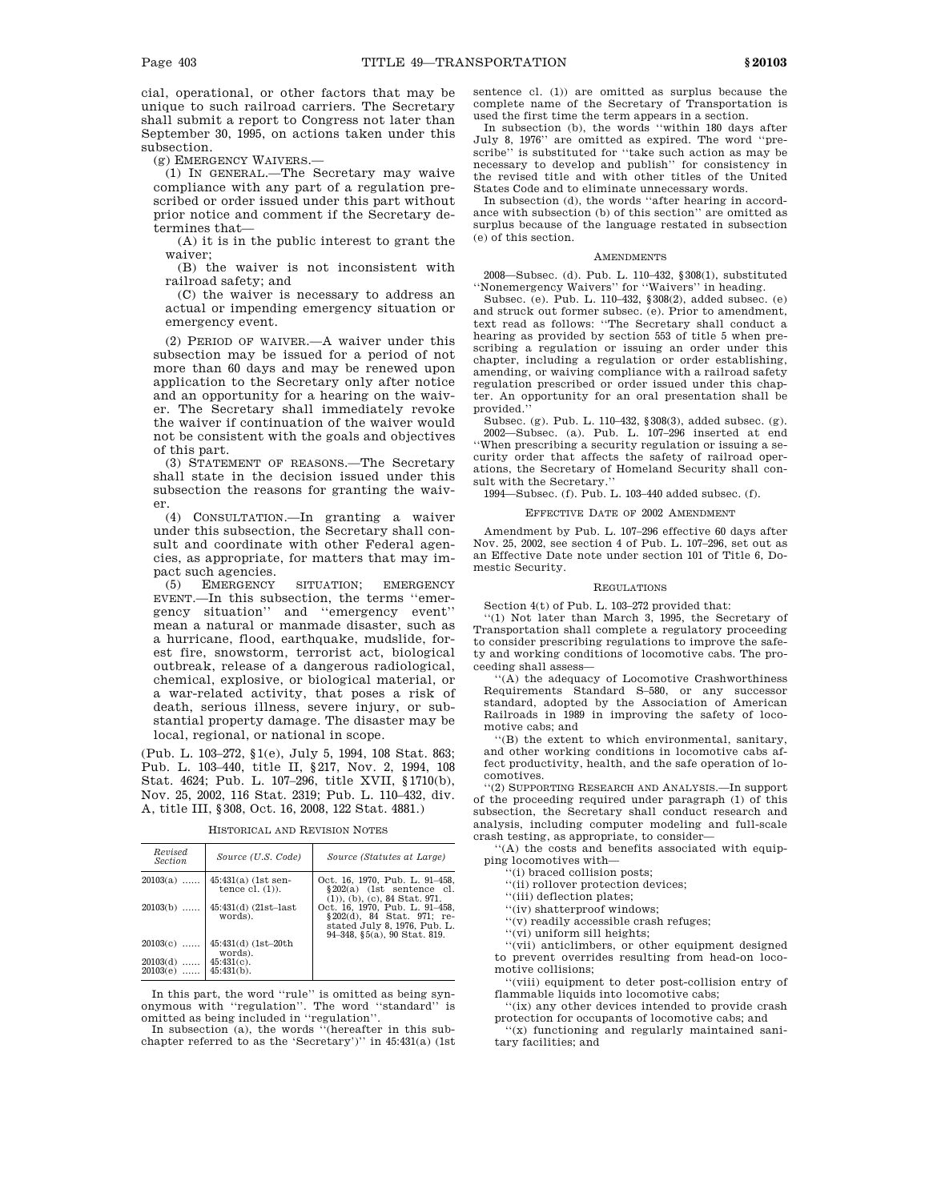cial, operational, or other factors that may be unique to such railroad carriers. The Secretary shall submit a report to Congress not later than September 30, 1995, on actions taken under this subsection.

(g) EMERGENCY WAIVERS.—

(1) IN GENERAL.—The Secretary may waive compliance with any part of a regulation prescribed or order issued under this part without prior notice and comment if the Secretary determines that—

(A) it is in the public interest to grant the waiver;

(B) the waiver is not inconsistent with railroad safety; and

(C) the waiver is necessary to address an actual or impending emergency situation or emergency event.

(2) PERIOD OF WAIVER.—A waiver under this subsection may be issued for a period of not more than 60 days and may be renewed upon application to the Secretary only after notice and an opportunity for a hearing on the waiver. The Secretary shall immediately revoke the waiver if continuation of the waiver would not be consistent with the goals and objectives of this part.

(3) STATEMENT OF REASONS.—The Secretary shall state in the decision issued under this subsection the reasons for granting the waiver.

(4) CONSULTATION.—In granting a waiver under this subsection, the Secretary shall consult and coordinate with other Federal agencies, as appropriate, for matters that may impact such agencies.

(5) EMERGENCY SITUATION; EMERGENCY EVENT.—In this subsection, the terms ''emergency situation'' and ''emergency event'' mean a natural or manmade disaster, such as a hurricane, flood, earthquake, mudslide, forest fire, snowstorm, terrorist act, biological outbreak, release of a dangerous radiological, chemical, explosive, or biological material, or a war-related activity, that poses a risk of death, serious illness, severe injury, or substantial property damage. The disaster may be local, regional, or national in scope.

(Pub. L. 103–272, §1(e), July 5, 1994, 108 Stat. 863; Pub. L. 103–440, title II, §217, Nov. 2, 1994, 108 Stat. 4624; Pub. L. 107–296, title XVII, §1710(b), Nov. 25, 2002, 116 Stat. 2319; Pub. L. 110–432, div. A, title III, §308, Oct. 16, 2008, 122 Stat. 4881.)

HISTORICAL AND REVISION NOTES

| Revised Section | Source (U.S. Code) | Source (Statutes at Large) |
|---|---|---|
| 20103(a) ...... | 45:431(a) (1st sentence cl. (1)). | Oct. 16, 1970, Pub. L. 91–458, §202(a) (1st sentence cl. (1)), (b), (c), 84 Stat. 971. |
| 20103(b) ...... | 45:431(d) (21st–last words). | Oct. 16, 1970, Pub. L. 91–458, §202(d), 84 Stat. 971; restated July 8, 1976, Pub. L. 94–348, §5(a), 90 Stat. 819. |
| 20103(c) ...... | 45:431(d) (1st–20th words). | |
| 20103(d) ...... | 45:431(c). | |
| 20103(e) ...... | 45:431(b). | |

In this part, the word ''rule'' is omitted as being synonymous with ''regulation''. The word ''standard'' is omitted as being included in ''regulation''.

In subsection (a), the words ''(hereafter in this subchapter referred to as the 'Secretary')'' in 45:431(a) (1st sentence cl. (1)) are omitted as surplus because the complete name of the Secretary of Transportation is used the first time the term appears in a section.

In subsection (b), the words ''within 180 days after July 8, 1976'' are omitted as expired. The word ''prescribe'' is substituted for ''take such action as may be necessary to develop and publish'' for consistency in the revised title and with other titles of the United States Code and to eliminate unnecessary words.

In subsection (d), the words ''after hearing in accordance with subsection (b) of this section'' are omitted as surplus because of the language restated in subsection (e) of this section.

AMENDMENTS

2008—Subsec. (d). Pub. L. 110–432, §308(1), substituted ''Nonemergency Waivers'' for ''Waivers'' in heading.

Subsec. (e). Pub. L. 110–432, §308(2), added subsec. (e) and struck out former subsec. (e). Prior to amendment, text read as follows: ''The Secretary shall conduct a hearing as provided by section 553 of title 5 when prescribing a regulation or issuing an order under this chapter, including a regulation or order establishing, amending, or waiving compliance with a railroad safety regulation prescribed or order issued under this chapter. An opportunity for an oral presentation shall be provided.''

Subsec. (g). Pub. L. 110–432, §308(3), added subsec. (g).

2002—Subsec. (a). Pub. L. 107–296 inserted at end ''When prescribing a security regulation or issuing a security order that affects the safety of railroad operations, the Secretary of Homeland Security shall consult with the Secretary.''

1994—Subsec. (f). Pub. L. 103–440 added subsec. (f).

EFFECTIVE DATE OF 2002 AMENDMENT

Amendment by Pub. L. 107–296 effective 60 days after Nov. 25, 2002, see section 4 of Pub. L. 107–296, set out as an Effective Date note under section 101 of Title 6, Domestic Security.

REGULATIONS

Section 4(t) of Pub. L. 103–272 provided that:

''(1) Not later than March 3, 1995, the Secretary of Transportation shall complete a regulatory proceeding to consider prescribing regulations to improve the safety and working conditions of locomotive cabs. The proceeding shall assess—

''(A) the adequacy of Locomotive Crashworthiness Requirements Standard S–580, or any successor standard, adopted by the Association of American Railroads in 1989 in improving the safety of locomotive cabs; and

''(B) the extent to which environmental, sanitary, and other working conditions in locomotive cabs affect productivity, health, and the safe operation of locomotives.

''(2) SUPPORTING RESEARCH AND ANALYSIS.—In support of the proceeding required under paragraph (1) of this subsection, the Secretary shall conduct research and analysis, including computer modeling and full-scale crash testing, as appropriate, to consider—

''(A) the costs and benefits associated with equipping locomotives with—

''(i) braced collision posts;

''(ii) rollover protection devices;

''(iii) deflection plates;

''(iv) shatterproof windows;

''(v) readily accessible crash refuges;

''(vi) uniform sill heights;

''(vii) anticlimbers, or other equipment designed to prevent overrides resulting from head-on locomotive collisions;

''(viii) equipment to deter post-collision entry of flammable liquids into locomotive cabs;

''(ix) any other devices intended to provide crash protection for occupants of locomotive cabs; and

''(x) functioning and regularly maintained sanitary facilities; and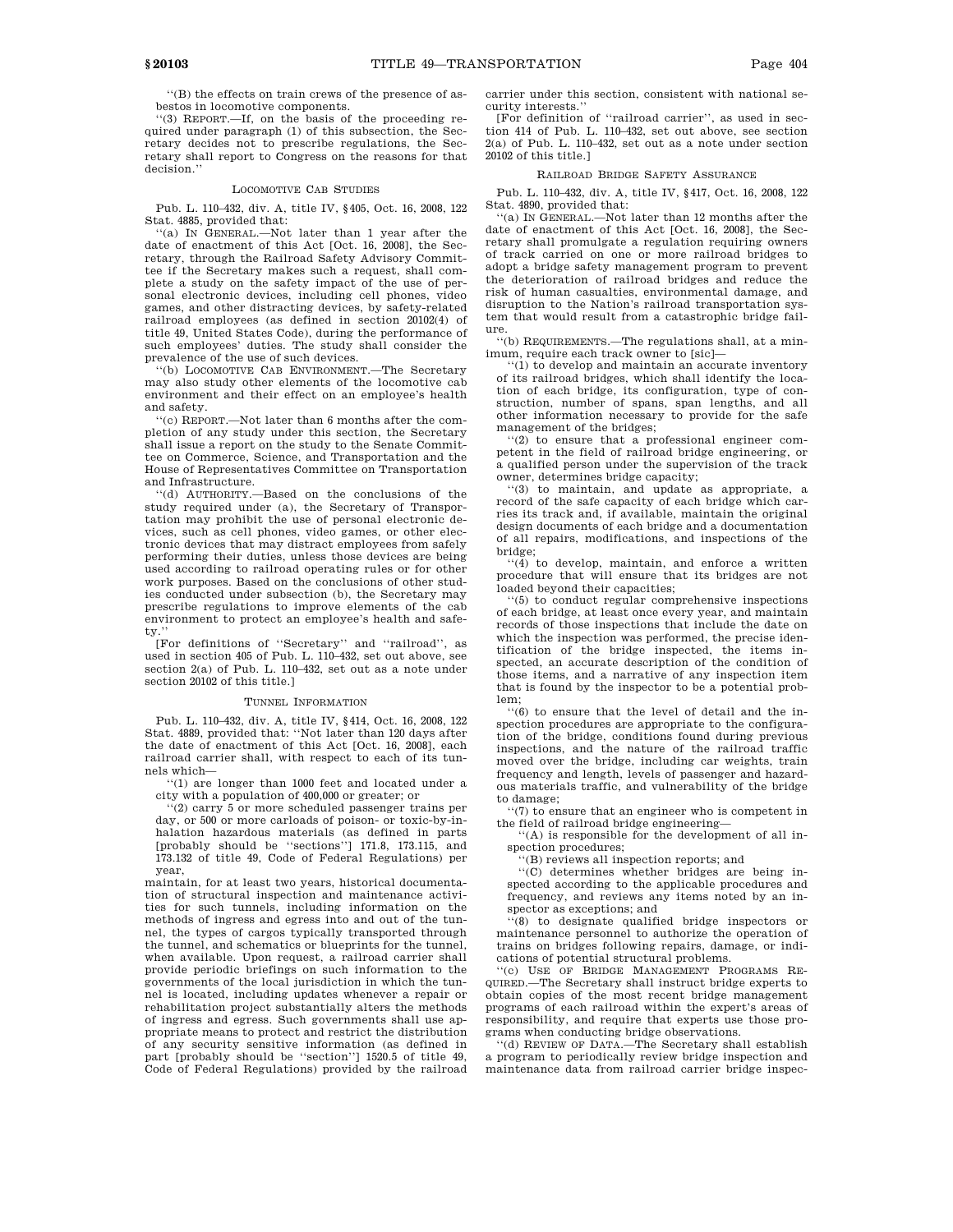"(B) the effects on train crews of the presence of asbestos in locomotive components.

"(3) REPORT.—If, on the basis of the proceeding required under paragraph (1) of this subsection, the Secretary decides not to prescribe regulations, the Secretary shall report to Congress on the reasons for that decision."

## LOCOMOTIVE CAB STUDIES

Pub. L. 110–432, div. A, title IV, §405, Oct. 16, 2008, 122 Stat. 4885, provided that:

"(a) IN GENERAL.—Not later than 1 year after the date of enactment of this Act [Oct. 16, 2008], the Secretary, through the Railroad Safety Advisory Committee if the Secretary makes such a request, shall complete a study on the safety impact of the use of personal electronic devices, including cell phones, video games, and other distracting devices, by safety-related railroad employees (as defined in section 20102(4) of title 49, United States Code), during the performance of such employees' duties. The study shall consider the prevalence of the use of such devices.

"(b) LOCOMOTIVE CAB ENVIRONMENT.—The Secretary may also study other elements of the locomotive cab environment and their effect on an employee's health and safety.

"(c) REPORT.—Not later than 6 months after the completion of any study under this section, the Secretary shall issue a report on the study to the Senate Committee on Commerce, Science, and Transportation and the House of Representatives Committee on Transportation and Infrastructure.

"(d) AUTHORITY.—Based on the conclusions of the study required under (a), the Secretary of Transportation may prohibit the use of personal electronic devices, such as cell phones, video games, or other electronic devices that may distract employees from safely performing their duties, unless those devices are being used according to railroad operating rules or for other work purposes. Based on the conclusions of other studies conducted under subsection (b), the Secretary may prescribe regulations to improve elements of the cab environment to protect an employee's health and safety."

[For definitions of "Secretary" and "railroad", as used in section 405 of Pub. L. 110–432, set out above, see section 2(a) of Pub. L. 110–432, set out as a note under section 20102 of this title.]

## TUNNEL INFORMATION

Pub. L. 110–432, div. A, title IV, §414, Oct. 16, 2008, 122 Stat. 4889, provided that: "Not later than 120 days after the date of enactment of this Act [Oct. 16, 2008], each railroad carrier shall, with respect to each of its tunnels which—

"(1) are longer than 1000 feet and located under a city with a population of 400,000 or greater; or

"(2) carry 5 or more scheduled passenger trains per day, or 500 or more carloads of poison- or toxic-by-inhalation hazardous materials (as defined in parts [probably should be "sections"] 171.8, 173.115, and 173.132 of title 49, Code of Federal Regulations) per year,

maintain, for at least two years, historical documentation of structural inspection and maintenance activities for such tunnels, including information on the methods of ingress and egress into and out of the tunnel, the types of cargos typically transported through the tunnel, and schematics or blueprints for the tunnel, when available. Upon request, a railroad carrier shall provide periodic briefings on such information to the governments of the local jurisdiction in which the tunnel is located, including updates whenever a repair or rehabilitation project substantially alters the methods of ingress and egress. Such governments shall use appropriate means to protect and restrict the distribution of any security sensitive information (as defined in part [probably should be "section"] 1520.5 of title 49, Code of Federal Regulations) provided by the railroad carrier under this section, consistent with national security interests."

[For definition of "railroad carrier", as used in section 414 of Pub. L. 110–432, set out above, see section 2(a) of Pub. L. 110–432, set out as a note under section 20102 of this title.]

## RAILROAD BRIDGE SAFETY ASSURANCE

Pub. L. 110–432, div. A, title IV, §417, Oct. 16, 2008, 122 Stat. 4890, provided that:

"(a) IN GENERAL.—Not later than 12 months after the date of enactment of this Act [Oct. 16, 2008], the Secretary shall promulgate a regulation requiring owners of track carried on one or more railroad bridges to adopt a bridge safety management program to prevent the deterioration of railroad bridges and reduce the risk of human casualties, environmental damage, and disruption to the Nation's railroad transportation system that would result from a catastrophic bridge failure.

"(b) REQUIREMENTS.—The regulations shall, at a minimum, require each track owner to [sic]—

"(1) to develop and maintain an accurate inventory of its railroad bridges, which shall identify the location of each bridge, its configuration, type of construction, number of spans, span lengths, and all other information necessary to provide for the safe management of the bridges;

"(2) to ensure that a professional engineer competent in the field of railroad bridge engineering, or a qualified person under the supervision of the track owner, determines bridge capacity;

"(3) to maintain, and update as appropriate, a record of the safe capacity of each bridge which carries its track and, if available, maintain the original design documents of each bridge and a documentation of all repairs, modifications, and inspections of the bridge;

"(4) to develop, maintain, and enforce a written procedure that will ensure that its bridges are not loaded beyond their capacities;

"(5) to conduct regular comprehensive inspections of each bridge, at least once every year, and maintain records of those inspections that include the date on which the inspection was performed, the precise identification of the bridge inspected, the items inspected, an accurate description of the condition of those items, and a narrative of any inspection item that is found by the inspector to be a potential problem;

"(6) to ensure that the level of detail and the inspection procedures are appropriate to the configuration of the bridge, conditions found during previous inspections, and the nature of the railroad traffic moved over the bridge, including car weights, train frequency and length, levels of passenger and hazardous materials traffic, and vulnerability of the bridge to damage;

"(7) to ensure that an engineer who is competent in the field of railroad bridge engineering—

"(A) is responsible for the development of all inspection procedures;

"(B) reviews all inspection reports; and

"(C) determines whether bridges are being inspected according to the applicable procedures and frequency, and reviews any items noted by an inspector as exceptions; and

"(8) to designate qualified bridge inspectors or maintenance personnel to authorize the operation of trains on bridges following repairs, damage, or indications of potential structural problems.

"(c) USE OF BRIDGE MANAGEMENT PROGRAMS REQUIRED.—The Secretary shall instruct bridge experts to obtain copies of the most recent bridge management programs of each railroad within the expert's areas of responsibility, and require that experts use those programs when conducting bridge observations.

"(d) REVIEW OF DATA.—The Secretary shall establish a program to periodically review bridge inspection and maintenance data from railroad carrier bridge inspec-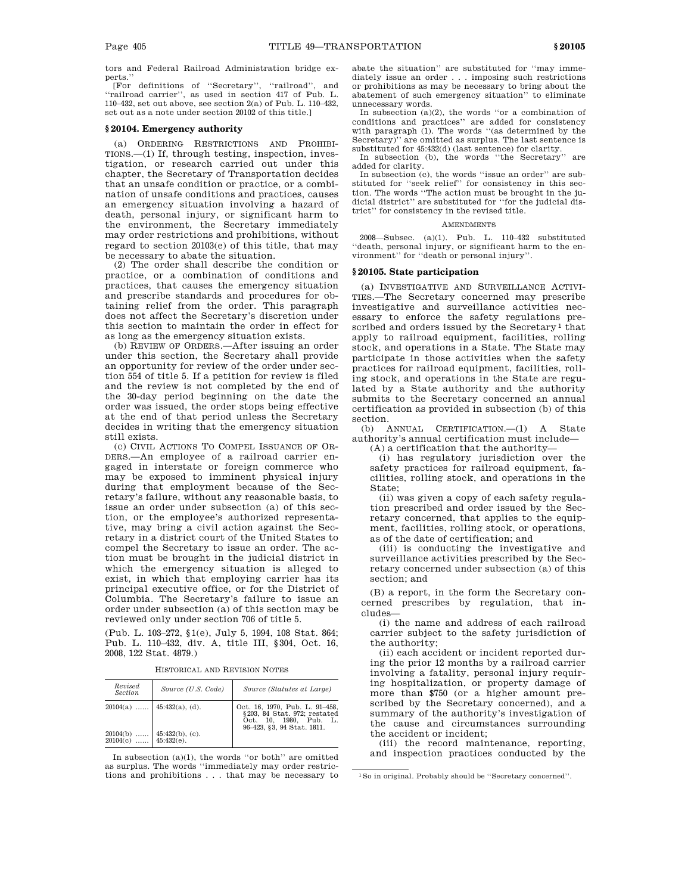tors and Federal Railroad Administration bridge experts.''

[For definitions of ''Secretary'', ''railroad'', and ''railroad carrier'', as used in section 417 of Pub. L. 110–432, set out above, see section 2(a) of Pub. L. 110–432, set out as a note under section 20102 of this title.]

## § 20104. Emergency authority

(a) ORDERING RESTRICTIONS AND PROHIBITIONS.—(1) If, through testing, inspection, investigation, or research carried out under this chapter, the Secretary of Transportation decides that an unsafe condition or practice, or a combination of unsafe conditions and practices, causes an emergency situation involving a hazard of death, personal injury, or significant harm to the environment, the Secretary immediately may order restrictions and prohibitions, without regard to section 20103(e) of this title, that may be necessary to abate the situation.

(2) The order shall describe the condition or practice, or a combination of conditions and practices, that causes the emergency situation and prescribe standards and procedures for obtaining relief from the order. This paragraph does not affect the Secretary's discretion under this section to maintain the order in effect for as long as the emergency situation exists.

(b) REVIEW OF ORDERS.—After issuing an order under this section, the Secretary shall provide an opportunity for review of the order under section 554 of title 5. If a petition for review is filed and the review is not completed by the end of the 30-day period beginning on the date the order was issued, the order stops being effective at the end of that period unless the Secretary decides in writing that the emergency situation still exists.

(c) CIVIL ACTIONS TO COMPEL ISSUANCE OF ORDERS.—An employee of a railroad carrier engaged in interstate or foreign commerce who may be exposed to imminent physical injury during that employment because of the Secretary's failure, without any reasonable basis, to issue an order under subsection (a) of this section, or the employee's authorized representative, may bring a civil action against the Secretary in a district court of the United States to compel the Secretary to issue an order. The action must be brought in the judicial district in which the emergency situation is alleged to exist, in which that employing carrier has its principal executive office, or for the District of Columbia. The Secretary's failure to issue an order under subsection (a) of this section may be reviewed only under section 706 of title 5.

(Pub. L. 103–272, §1(e), July 5, 1994, 108 Stat. 864; Pub. L. 110–432, div. A, title III, §304, Oct. 16, 2008, 122 Stat. 4879.)

HISTORICAL AND REVISION NOTES

| Revised Section | Source (U.S. Code) | Source (Statutes at Large) |
|---|---|---|
| 20104(a) | 45:432(a), (d). | Oct. 16, 1970, Pub. L. 91–458, §203, 84 Stat. 972; restated Oct. 10, 1980, Pub. L. 96–423, §3, 94 Stat. 1811. |
| 20104(b) | 45:432(b), (c). | |
| 20104(c) | 45:432(e). | |

In subsection (a)(1), the words ''or both'' are omitted as surplus. The words ''immediately may order restrictions and prohibitions . . . that may be necessary to abate the situation'' are substituted for ''may immediately issue an order . . . imposing such restrictions or prohibitions as may be necessary to bring about the abatement of such emergency situation'' to eliminate unnecessary words.

In subsection (a)(2), the words ''or a combination of conditions and practices'' are added for consistency with paragraph (1). The words ''(as determined by the Secretary)'' are omitted as surplus. The last sentence is substituted for 45:432(d) (last sentence) for clarity.

In subsection (b), the words ''the Secretary'' are added for clarity.

In subsection (c), the words ''issue an order'' are substituted for ''seek relief'' for consistency in this section. The words ''The action must be brought in the judicial district'' are substituted for ''for the judicial district'' for consistency in the revised title.

AMENDMENTS

2008—Subsec. (a)(1). Pub. L. 110–432 substituted ''death, personal injury, or significant harm to the environment'' for ''death or personal injury''.

## § 20105. State participation

(a) INVESTIGATIVE AND SURVEILLANCE ACTIVITIES.—The Secretary concerned may prescribe investigative and surveillance activities necessary to enforce the safety regulations prescribed and orders issued by the Secretary[1] that apply to railroad equipment, facilities, rolling stock, and operations in a State. The State may participate in those activities when the safety practices for railroad equipment, facilities, rolling stock, and operations in the State are regulated by a State authority and the authority submits to the Secretary concerned an annual certification as provided in subsection (b) of this section.

(b) ANNUAL CERTIFICATION.—(1) A State authority's annual certification must include—

(A) a certification that the authority—

(i) has regulatory jurisdiction over the safety practices for railroad equipment, facilities, rolling stock, and operations in the State;

(ii) was given a copy of each safety regulation prescribed and order issued by the Secretary concerned, that applies to the equipment, facilities, rolling stock, or operations, as of the date of certification; and

(iii) is conducting the investigative and surveillance activities prescribed by the Secretary concerned under subsection (a) of this section; and

(B) a report, in the form the Secretary concerned prescribes by regulation, that includes—

(i) the name and address of each railroad carrier subject to the safety jurisdiction of the authority;

(ii) each accident or incident reported during the prior 12 months by a railroad carrier involving a fatality, personal injury requiring hospitalization, or property damage of more than $750 (or a higher amount prescribed by the Secretary concerned), and a summary of the authority's investigation of the cause and circumstances surrounding the accident or incident;

(iii) the record maintenance, reporting, and inspection practices conducted by the

[1] So in original. Probably should be ''Secretary concerned''.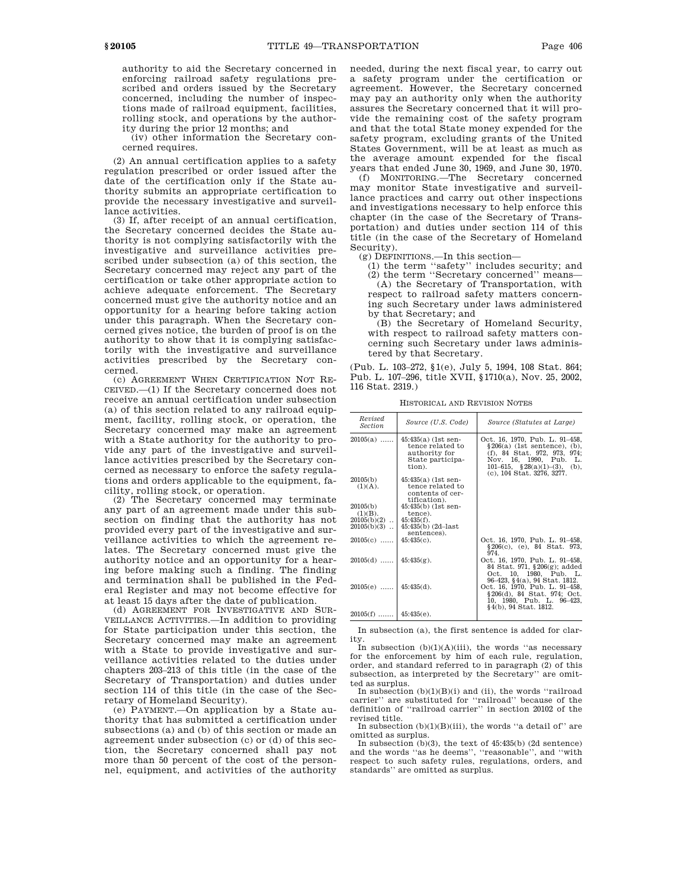authority to aid the Secretary concerned in enforcing railroad safety regulations prescribed and orders issued by the Secretary concerned, including the number of inspections made of railroad equipment, facilities, rolling stock, and operations by the authority during the prior 12 months; and

(iv) other information the Secretary concerned requires.

(2) An annual certification applies to a safety regulation prescribed or order issued after the date of the certification only if the State authority submits an appropriate certification to provide the necessary investigative and surveillance activities.

(3) If, after receipt of an annual certification, the Secretary concerned decides the State authority is not complying satisfactorily with the investigative and surveillance activities prescribed under subsection (a) of this section, the Secretary concerned may reject any part of the certification or take other appropriate action to achieve adequate enforcement. The Secretary concerned must give the authority notice and an opportunity for a hearing before taking action under this paragraph. When the Secretary concerned gives notice, the burden of proof is on the authority to show that it is complying satisfactorily with the investigative and surveillance activities prescribed by the Secretary concerned.

(c) AGREEMENT WHEN CERTIFICATION NOT RECEIVED.—(1) If the Secretary concerned does not receive an annual certification under subsection (a) of this section related to any railroad equipment, facility, rolling stock, or operation, the Secretary concerned may make an agreement with a State authority for the authority to provide any part of the investigative and surveillance activities prescribed by the Secretary concerned as necessary to enforce the safety regulations and orders applicable to the equipment, facility, rolling stock, or operation.

(2) The Secretary concerned may terminate any part of an agreement made under this subsection on finding that the authority has not provided every part of the investigative and surveillance activities to which the agreement relates. The Secretary concerned must give the authority notice and an opportunity for a hearing before making such a finding. The finding and termination shall be published in the Federal Register and may not become effective for at least 15 days after the date of publication.

(d) AGREEMENT FOR INVESTIGATIVE AND SURVEILLANCE ACTIVITIES.—In addition to providing for State participation under this section, the Secretary concerned may make an agreement with a State to provide investigative and surveillance activities related to the duties under chapters 203–213 of this title (in the case of the Secretary of Transportation) and duties under section 114 of this title (in the case of the Secretary of Homeland Security).

(e) PAYMENT.—On application by a State authority that has submitted a certification under subsections (a) and (b) of this section or made an agreement under subsection (c) or (d) of this section, the Secretary concerned shall pay not more than 50 percent of the cost of the personnel, equipment, and activities of the authority needed, during the next fiscal year, to carry out a safety program under the certification or agreement. However, the Secretary concerned may pay an authority only when the authority assures the Secretary concerned that it will provide the remaining cost of the safety program and that the total State money expended for the safety program, excluding grants of the United States Government, will be at least as much as the average amount expended for the fiscal years that ended June 30, 1969, and June 30, 1970.

(f) MONITORING.—The Secretary concerned may monitor State investigative and surveillance practices and carry out other inspections and investigations necessary to help enforce this chapter (in the case of the Secretary of Transportation) and duties under section 114 of this title (in the case of the Secretary of Homeland Security).

(g) DEFINITIONS.—In this section—

(1) the term ''safety'' includes security; and

(2) the term ''Secretary concerned'' means—

(A) the Secretary of Transportation, with respect to railroad safety matters concerning such Secretary under laws administered by that Secretary; and

(B) the Secretary of Homeland Security, with respect to railroad safety matters concerning such Secretary under laws administered by that Secretary.

(Pub. L. 103–272, §1(e), July 5, 1994, 108 Stat. 864; Pub. L. 107–296, title XVII, §1710(a), Nov. 25, 2002, 116 Stat. 2319.)

HISTORICAL AND REVISION NOTES

| Revised Section | Source (U.S. Code) | Source (Statutes at Large) |
|---|---|---|
| 20105(a) ...... | 45:435(a) (1st sentence related to authority for State participation). | Oct. 16, 1970, Pub. L. 91–458, §206(a) (1st sentence), (b), (f), 84 Stat. 972, 973, 974; Nov. 16, 1990, Pub. L. 101–615, §28(a)(1)–(3), (b), (c), 104 Stat. 3276, 3277. |
| 20105(b)(1)(A). | 45:435(a) (1st sentence related to contents of certification). | |
| 20105(b)(1)(B). | 45:435(b) (1st sentence). | |
| 20105(b)(2) .. | 45:435(f). | |
| 20105(b)(3) .. | 45:435(b) (2d–last sentences). | |
| 20105(c) ...... | 45:435(c). | Oct. 16, 1970, Pub. L. 91–458, §206(c), (e), 84 Stat. 973, 974. |
| 20105(d) ...... | 45:435(g). | Oct. 16, 1970, Pub. L. 91–458, 84 Stat. 971, §206(g); added Oct. 10, 1980, Pub. L. 96–423, §4(a), 94 Stat. 1812. |
| 20105(e) ...... | 45:435(d). | Oct. 16, 1970, Pub. L. 91–458, §206(d), 84 Stat. 974; Oct. 10, 1980, Pub. L. 96–423, §4(b), 94 Stat. 1812. |
| 20105(f) ....... | 45:435(e). | |

In subsection (a), the first sentence is added for clarity.

In subsection (b)(1)(A)(iii), the words ''as necessary for the enforcement by him of each rule, regulation, order, and standard referred to in paragraph (2) of this subsection, as interpreted by the Secretary'' are omitted as surplus.

In subsection (b)(1)(B)(i) and (ii), the words ''railroad carrier'' are substituted for ''railroad'' because of the definition of ''railroad carrier'' in section 20102 of the revised title.

In subsection (b)(1)(B)(iii), the words ''a detail of'' are omitted as surplus.

In subsection (b)(3), the text of 45:435(b) (2d sentence) and the words ''as he deems'', ''reasonable'', and ''with respect to such safety rules, regulations, orders, and standards'' are omitted as surplus.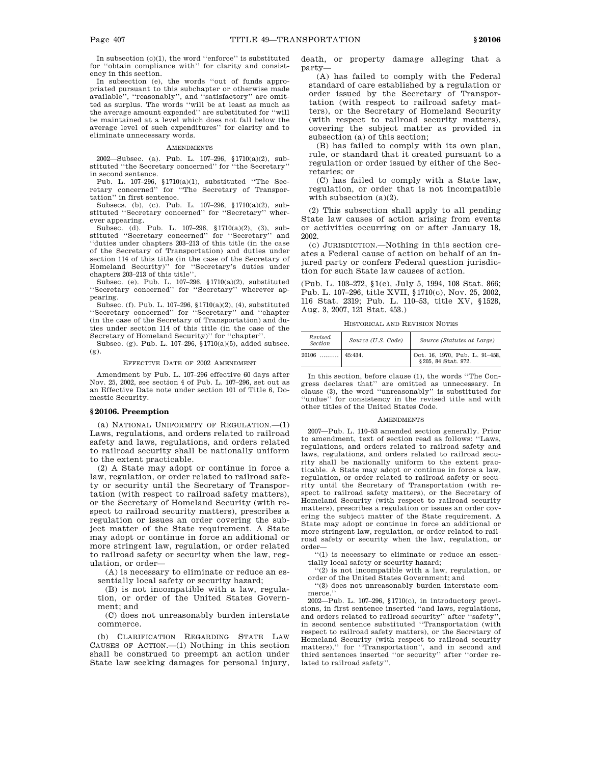In subsection (c)(1), the word ''enforce'' is substituted for ''obtain compliance with'' for clarity and consistency in this section.

In subsection (e), the words ''out of funds appropriated pursuant to this subchapter or otherwise made available'', ''reasonably'', and ''satisfactory'' are omitted as surplus. The words ''will be at least as much as the average amount expended'' are substituted for ''will be maintained at a level which does not fall below the average level of such expenditures'' for clarity and to eliminate unnecessary words.

AMENDMENTS

2002—Subsec. (a). Pub. L. 107–296, §1710(a)(2), substituted ''the Secretary concerned'' for ''the Secretary'' in second sentence.

Pub. L. 107–296, §1710(a)(1), substituted ''The Secretary concerned'' for ''The Secretary of Transportation'' in first sentence.

Subsecs. (b), (c). Pub. L. 107–296, §1710(a)(2), substituted ''Secretary concerned'' for ''Secretary'' wherever appearing.

Subsec. (d). Pub. L. 107–296, §1710(a)(2), (3), substituted ''Secretary concerned'' for ''Secretary'' and ''duties under chapters 203–213 of this title (in the case of the Secretary of Transportation) and duties under section 114 of this title (in the case of the Secretary of Homeland Security)'' for ''Secretary's duties under chapters 203–213 of this title''.

Subsec. (e). Pub. L. 107–296, §1710(a)(2), substituted ''Secretary concerned'' for ''Secretary'' wherever appearing.

Subsec. (f). Pub. L. 107–296, §1710(a)(2), (4), substituted ''Secretary concerned'' for ''Secretary'' and ''chapter (in the case of the Secretary of Transportation) and duties under section 114 of this title (in the case of the Secretary of Homeland Security)'' for ''chapter''.

Subsec. (g). Pub. L. 107–296, §1710(a)(5), added subsec. (g).

EFFECTIVE DATE OF 2002 AMENDMENT

Amendment by Pub. L. 107–296 effective 60 days after Nov. 25, 2002, see section 4 of Pub. L. 107–296, set out as an Effective Date note under section 101 of Title 6, Domestic Security.

### §20106. Preemption

(a) NATIONAL UNIFORMITY OF REGULATION.—(1) Laws, regulations, and orders related to railroad safety and laws, regulations, and orders related to railroad security shall be nationally uniform to the extent practicable.

(2) A State may adopt or continue in force a law, regulation, or order related to railroad safety or security until the Secretary of Transportation (with respect to railroad safety matters), or the Secretary of Homeland Security (with respect to railroad security matters), prescribes a regulation or issues an order covering the subject matter of the State requirement. A State may adopt or continue in force an additional or more stringent law, regulation, or order related to railroad safety or security when the law, regulation, or order—

(A) is necessary to eliminate or reduce an essentially local safety or security hazard;

(B) is not incompatible with a law, regulation, or order of the United States Government; and

(C) does not unreasonably burden interstate commerce.

(b) CLARIFICATION REGARDING STATE LAW CAUSES OF ACTION.—(1) Nothing in this section shall be construed to preempt an action under State law seeking damages for personal injury, death, or property damage alleging that a party—

(A) has failed to comply with the Federal standard of care established by a regulation or order issued by the Secretary of Transportation (with respect to railroad safety matters), or the Secretary of Homeland Security (with respect to railroad security matters), covering the subject matter as provided in subsection (a) of this section;

(B) has failed to comply with its own plan, rule, or standard that it created pursuant to a regulation or order issued by either of the Secretaries; or

(C) has failed to comply with a State law, regulation, or order that is not incompatible with subsection (a)(2).

(2) This subsection shall apply to all pending State law causes of action arising from events or activities occurring on or after January 18, 2002.

(c) JURISDICTION.—Nothing in this section creates a Federal cause of action on behalf of an injured party or confers Federal question jurisdiction for such State law causes of action.

(Pub. L. 103–272, §1(e), July 5, 1994, 108 Stat. 866; Pub. L. 107–296, title XVII, §1710(c), Nov. 25, 2002, 116 Stat. 2319; Pub. L. 110–53, title XV, §1528, Aug. 3, 2007, 121 Stat. 453.)

HISTORICAL AND REVISION NOTES

| Revised Section | Source (U.S. Code) | Source (Statutes at Large) |
|---|---|---|
| 20106 .......... | 45:434. | Oct. 16, 1970, Pub. L. 91–458, §205, 84 Stat. 972. |

In this section, before clause (1), the words ''The Congress declares that'' are omitted as unnecessary. In clause (3), the word ''unreasonably'' is substituted for ''undue'' for consistency in the revised title and with other titles of the United States Code.

AMENDMENTS

2007—Pub. L. 110–53 amended section generally. Prior to amendment, text of section read as follows: ''Laws, regulations, and orders related to railroad safety and laws, regulations, and orders related to railroad security shall be nationally uniform to the extent practicable. A State may adopt or continue in force a law, regulation, or order related to railroad safety or security until the Secretary of Transportation (with respect to railroad safety matters), or the Secretary of Homeland Security (with respect to railroad security matters), prescribes a regulation or issues an order covering the subject matter of the State requirement. A State may adopt or continue in force an additional or more stringent law, regulation, or order related to railroad safety or security when the law, regulation, or order—

''(1) is necessary to eliminate or reduce an essentially local safety or security hazard;

''(2) is not incompatible with a law, regulation, or order of the United States Government; and

''(3) does not unreasonably burden interstate commerce.''

2002—Pub. L. 107–296, §1710(c), in introductory provisions, in first sentence inserted ''and laws, regulations, and orders related to railroad security'' after ''safety'', in second sentence substituted ''Transportation (with respect to railroad safety matters), or the Secretary of Homeland Security (with respect to railroad security matters),'' for ''Transportation'', and in second and third sentences inserted ''or security'' after ''order related to railroad safety''.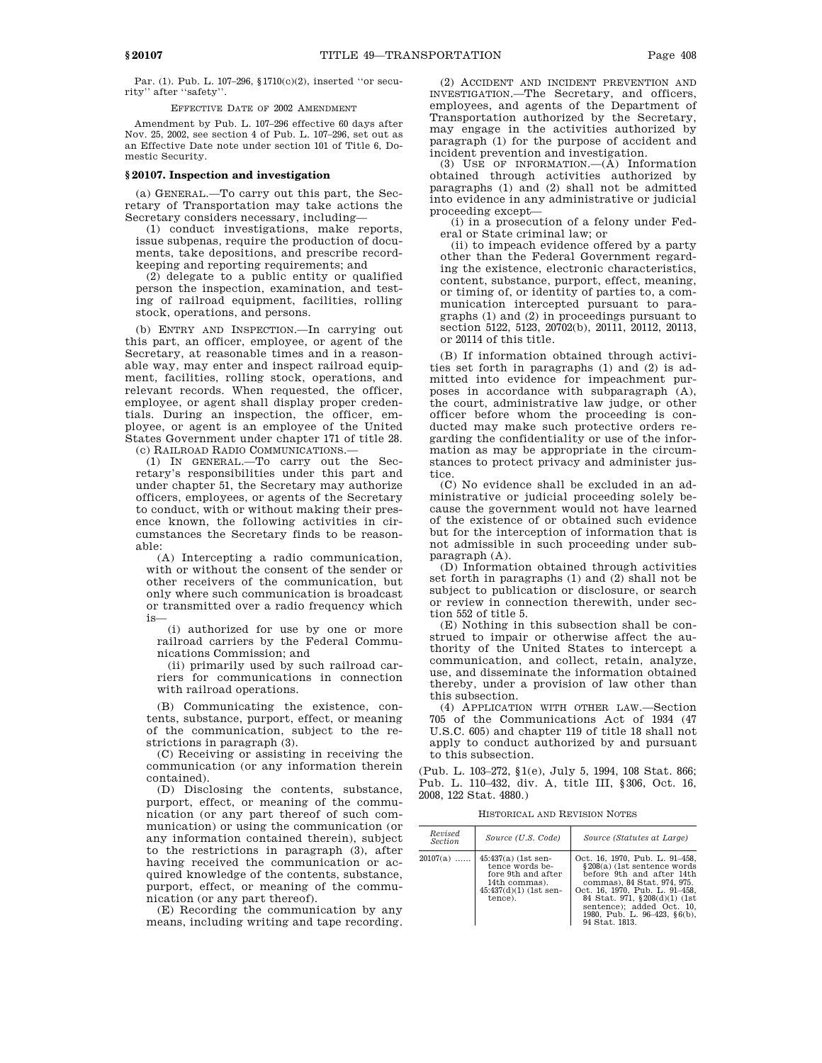Par. (1). Pub. L. 107–296, §1710(c)(2), inserted ''or security'' after ''safety''.

EFFECTIVE DATE OF 2002 AMENDMENT

Amendment by Pub. L. 107–296 effective 60 days after Nov. 25, 2002, see section 4 of Pub. L. 107–296, set out as an Effective Date note under section 101 of Title 6, Domestic Security.

### §20107. Inspection and investigation

(a) GENERAL.—To carry out this part, the Secretary of Transportation may take actions the Secretary considers necessary, including—

(1) conduct investigations, make reports, issue subpenas, require the production of documents, take depositions, and prescribe recordkeeping and reporting requirements; and

(2) delegate to a public entity or qualified person the inspection, examination, and testing of railroad equipment, facilities, rolling stock, operations, and persons.

(b) ENTRY AND INSPECTION.—In carrying out this part, an officer, employee, or agent of the Secretary, at reasonable times and in a reasonable way, may enter and inspect railroad equipment, facilities, rolling stock, operations, and relevant records. When requested, the officer, employee, or agent shall display proper credentials. During an inspection, the officer, employee, or agent is an employee of the United States Government under chapter 171 of title 28.

(c) RAILROAD RADIO COMMUNICATIONS.—

(1) IN GENERAL.—To carry out the Secretary's responsibilities under this part and under chapter 51, the Secretary may authorize officers, employees, or agents of the Secretary to conduct, with or without making their presence known, the following activities in circumstances the Secretary finds to be reasonable:

(A) Intercepting a radio communication, with or without the consent of the sender or other receivers of the communication, but only where such communication is broadcast or transmitted over a radio frequency which is—

(i) authorized for use by one or more railroad carriers by the Federal Communications Commission; and

(ii) primarily used by such railroad carriers for communications in connection with railroad operations.

(B) Communicating the existence, contents, substance, purport, effect, or meaning of the communication, subject to the restrictions in paragraph (3).

(C) Receiving or assisting in receiving the communication (or any information therein contained).

(D) Disclosing the contents, substance, purport, effect, or meaning of the communication (or any part thereof of such communication) or using the communication (or any information contained therein), subject to the restrictions in paragraph (3), after having received the communication or acquired knowledge of the contents, substance, purport, effect, or meaning of the communication (or any part thereof).

(E) Recording the communication by any means, including writing and tape recording.

(2) ACCIDENT AND INCIDENT PREVENTION AND INVESTIGATION.—The Secretary, and officers, employees, and agents of the Department of Transportation authorized by the Secretary, may engage in the activities authorized by paragraph (1) for the purpose of accident and incident prevention and investigation.

(3) USE OF INFORMATION.—(A) Information obtained through activities authorized by paragraphs (1) and (2) shall not be admitted into evidence in any administrative or judicial proceeding except—

(i) in a prosecution of a felony under Federal or State criminal law; or

(ii) to impeach evidence offered by a party other than the Federal Government regarding the existence, electronic characteristics, content, substance, purport, effect, meaning, or timing of, or identity of parties to, a communication intercepted pursuant to paragraphs (1) and (2) in proceedings pursuant to section 5122, 5123, 20702(b), 20111, 20112, 20113, or 20114 of this title.

(B) If information obtained through activities set forth in paragraphs (1) and (2) is admitted into evidence for impeachment purposes in accordance with subparagraph (A), the court, administrative law judge, or other officer before whom the proceeding is conducted may make such protective orders regarding the confidentiality or use of the information as may be appropriate in the circumstances to protect privacy and administer justice.

(C) No evidence shall be excluded in an administrative or judicial proceeding solely because the government would not have learned of the existence of or obtained such evidence but for the interception of information that is not admissible in such proceeding under subparagraph (A).

(D) Information obtained through activities set forth in paragraphs (1) and (2) shall not be subject to publication or disclosure, or search or review in connection therewith, under section 552 of title 5.

(E) Nothing in this subsection shall be construed to impair or otherwise affect the authority of the United States to intercept a communication, and collect, retain, analyze, use, and disseminate the information obtained thereby, under a provision of law other than this subsection.

(4) APPLICATION WITH OTHER LAW.—Section 705 of the Communications Act of 1934 (47 U.S.C. 605) and chapter 119 of title 18 shall not apply to conduct authorized by and pursuant to this subsection.

(Pub. L. 103–272, §1(e), July 5, 1994, 108 Stat. 866; Pub. L. 110–432, div. A, title III, §306, Oct. 16, 2008, 122 Stat. 4880.)

HISTORICAL AND REVISION NOTES

| Revised Section | Source (U.S. Code) | Source (Statutes at Large) |
|---|---|---|
| 20107(a) …… | 45:437(a) (1st sentence words before 9th and after 14th commas). 45:437(d)(1) (1st sentence). | Oct. 16, 1970, Pub. L. 91–458, §208(a) (1st sentence words before 9th and after 14th commas), 84 Stat. 974, 975. Oct. 16, 1970, Pub. L. 91–458, 84 Stat. 971, §208(d)(1) (1st sentence); added Oct. 10, 1980, Pub. L. 96–423, §6(b), 94 Stat. 1813. |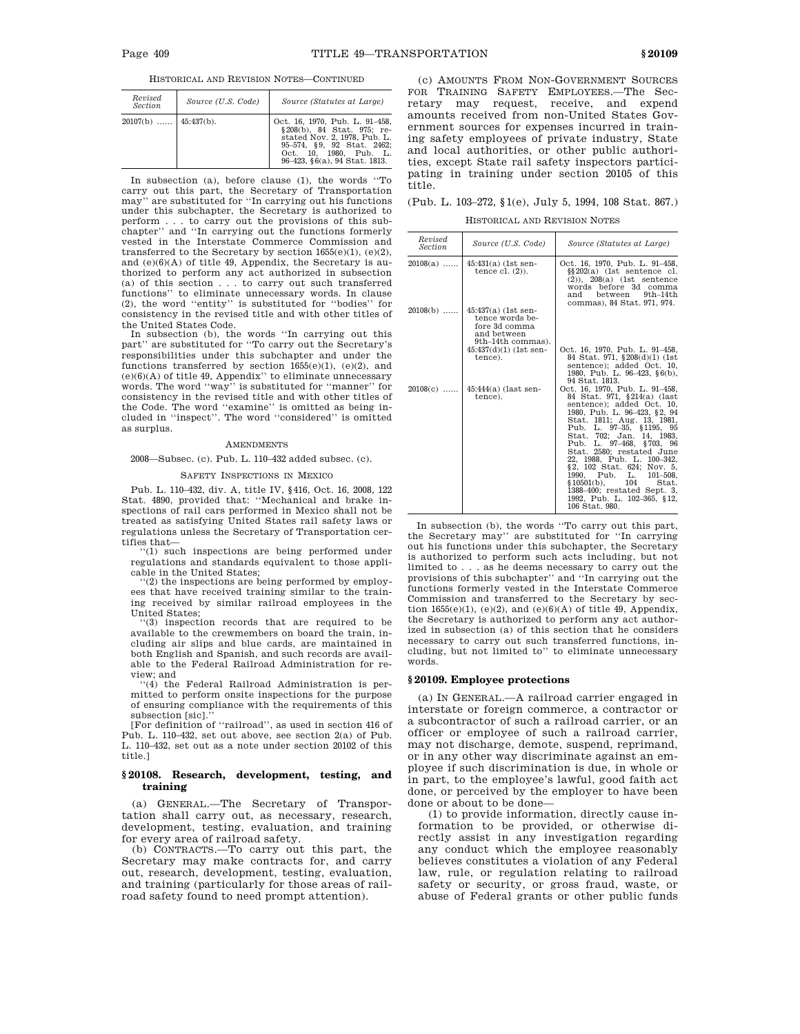HISTORICAL AND REVISION NOTES—CONTINUED

| Revised Section | Source (U.S. Code) | Source (Statutes at Large) |
|---|---|---|
| 20107(b) ...... | 45:437(b). | Oct. 16, 1970, Pub. L. 91–458, §208(b), 84 Stat. 975; restated Nov. 2, 1978, Pub. L. 95–574, §9, 92 Stat. 2462; Oct. 10, 1980, Pub. L. 96–423, §6(a), 94 Stat. 1813. |

In subsection (a), before clause (1), the words "To carry out this part, the Secretary of Transportation may" are substituted for "In carrying out his functions under this subchapter, the Secretary is authorized to perform . . . to carry out the provisions of this subchapter" and "In carrying out the functions formerly vested in the Interstate Commerce Commission and transferred to the Secretary by section 1655(e)(1), (e)(2), and (e)(6)(A) of title 49, Appendix, the Secretary is authorized to perform any act authorized in subsection (a) of this section . . . to carry out such transferred functions" to eliminate unnecessary words. In clause (2), the word "entity" is substituted for "bodies" for consistency in the revised title and with other titles of the United States Code.

In subsection (b), the words "In carrying out this part" are substituted for "To carry out the Secretary's responsibilities under this subchapter and under the functions transferred by section 1655(e)(1), (e)(2), and (e)(6)(A) of title 49, Appendix" to eliminate unnecessary words. The word "way" is substituted for "manner" for consistency in the revised title and with other titles of the Code. The word "examine" is omitted as being included in "inspect". The word "considered" is omitted as surplus.

AMENDMENTS

2008—Subsec. (c). Pub. L. 110–432 added subsec. (c).

SAFETY INSPECTIONS IN MEXICO

Pub. L. 110–432, div. A, title IV, §416, Oct. 16, 2008, 122 Stat. 4890, provided that: "Mechanical and brake inspections of rail cars performed in Mexico shall not be treated as satisfying United States rail safety laws or regulations unless the Secretary of Transportation certifies that—

"(1) such inspections are being performed under regulations and standards equivalent to those applicable in the United States;

"(2) the inspections are being performed by employees that have received training similar to the training received by similar railroad employees in the United States;

"(3) inspection records that are required to be available to the crewmembers on board the train, including air slips and blue cards, are maintained in both English and Spanish, and such records are available to the Federal Railroad Administration for review; and

"(4) the Federal Railroad Administration is permitted to perform onsite inspections for the purpose of ensuring compliance with the requirements of this subsection [sic]."

[For definition of "railroad", as used in section 416 of Pub. L. 110–432, set out above, see section 2(a) of Pub. L. 110–432, set out as a note under section 20102 of this title.]

### §20108. Research, development, testing, and training

(a) GENERAL.—The Secretary of Transportation shall carry out, as necessary, research, development, testing, evaluation, and training for every area of railroad safety.

(b) CONTRACTS.—To carry out this part, the Secretary may make contracts for, and carry out, research, development, testing, evaluation, and training (particularly for those areas of railroad safety found to need prompt attention).

(c) AMOUNTS FROM NON-GOVERNMENT SOURCES FOR TRAINING SAFETY EMPLOYEES.—The Secretary may request, receive, and expend amounts received from non-United States Government sources for expenses incurred in training safety employees of private industry, State and local authorities, or other public authorities, except State rail safety inspectors participating in training under section 20105 of this title.

(Pub. L. 103–272, §1(e), July 5, 1994, 108 Stat. 867.)

HISTORICAL AND REVISION NOTES

| Revised Section | Source (U.S. Code) | Source (Statutes at Large) |
|---|---|---|
| 20108(a) ...... | 45:431(a) (1st sentence cl. (2)). | Oct. 16, 1970, Pub. L. 91–458, §§202(a) (1st sentence cl. (2)), 208(a) (1st sentence words before 3d comma and between 9th–14th commas), 84 Stat. 971, 974. |
| 20108(b) ...... | 45:437(a) (1st sentence words before 3d comma and between 9th–14th commas). | |
| | 45:437(d)(1) (1st sentence). | Oct. 16, 1970, Pub. L. 91–458, 84 Stat. 971, §208(d)(1) (1st sentence); added Oct. 10, 1980, Pub. L. 96–423, §6(b), 94 Stat. 1813. |
| 20108(c) ...... | 45:444(a) (last sentence). | Oct. 16, 1970, Pub. L. 91–458, 84 Stat. 971, §214(a) (last sentence); added Oct. 10, 1980, Pub. L. 96–423, §2, 94 Stat. 1811; Aug. 13, 1981, Pub. L. 97–35, §1195, 95 Stat. 702; Jan. 14, 1983, Pub. L. 97–468, §703, 96 Stat. 2580; restated June 22, 1988, Pub. L. 100–342, §2, 102 Stat. 624; Nov. 5, 1990, Pub. L. 101–508, §10501(b), 104 Stat. 1388–400; restated Sept. 3, 1992, Pub. L. 102–365, §12, 106 Stat. 980. |

In subsection (b), the words "To carry out this part, the Secretary may" are substituted for "In carrying out his functions under this subchapter, the Secretary is authorized to perform such acts including, but not limited to . . . as he deems necessary to carry out the provisions of this subchapter" and "In carrying out the functions formerly vested in the Interstate Commerce Commission and transferred to the Secretary by section 1655(e)(1), (e)(2), and (e)(6)(A) of title 49, Appendix, the Secretary is authorized to perform any act authorized in subsection (a) of this section that he considers necessary to carry out such transferred functions, including, but not limited to" to eliminate unnecessary words.

### §20109. Employee protections

(a) IN GENERAL.—A railroad carrier engaged in interstate or foreign commerce, a contractor or a subcontractor of such a railroad carrier, or an officer or employee of such a railroad carrier, may not discharge, demote, suspend, reprimand, or in any other way discriminate against an employee if such discrimination is due, in whole or in part, to the employee's lawful, good faith act done, or perceived by the employer to have been done or about to be done—

(1) to provide information, directly cause information to be provided, or otherwise directly assist in any investigation regarding any conduct which the employee reasonably believes constitutes a violation of any Federal law, rule, or regulation relating to railroad safety or security, or gross fraud, waste, or abuse of Federal grants or other public funds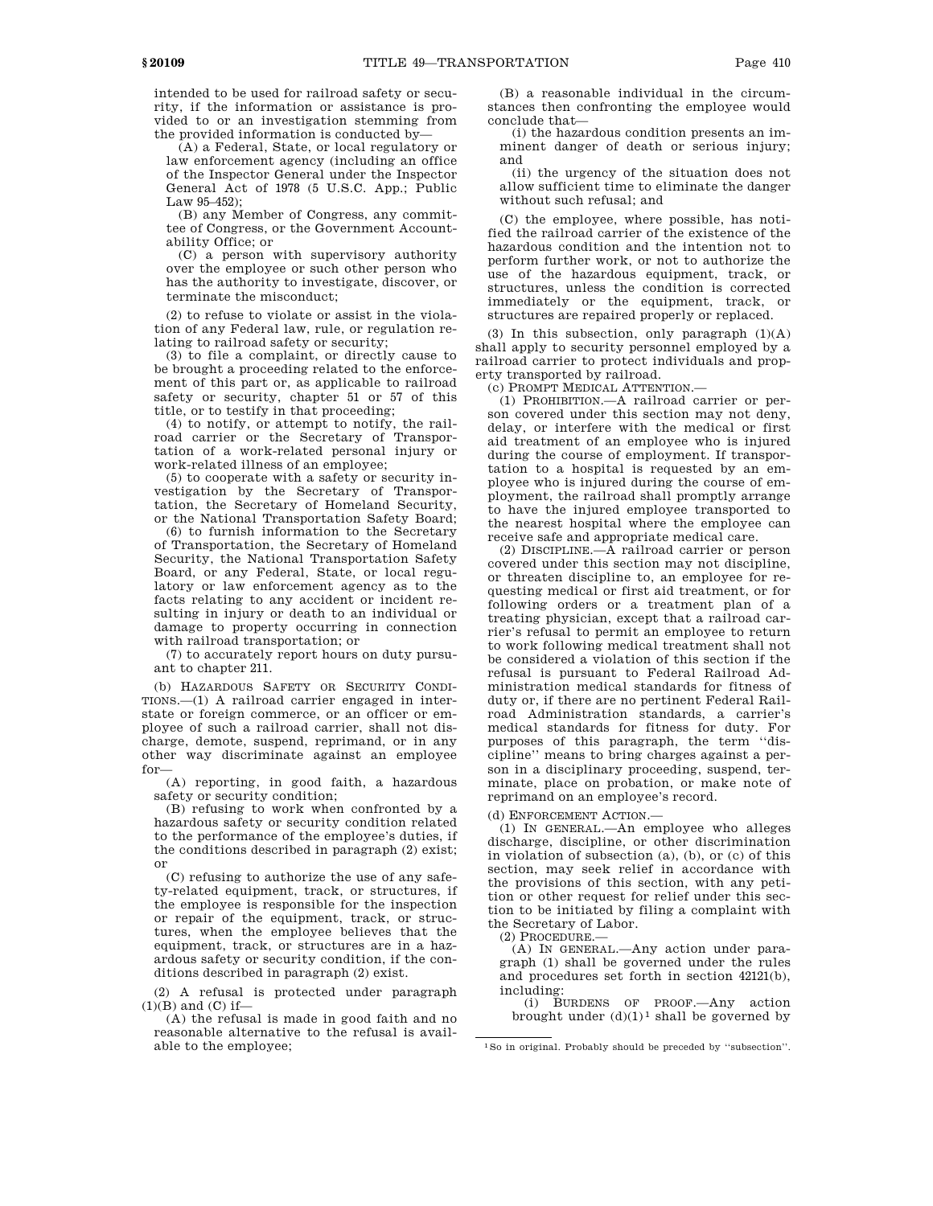intended to be used for railroad safety or security, if the information or assistance is provided to or an investigation stemming from the provided information is conducted by—

(A) a Federal, State, or local regulatory or law enforcement agency (including an office of the Inspector General under the Inspector General Act of 1978 (5 U.S.C. App.; Public Law 95–452);

(B) any Member of Congress, any committee of Congress, or the Government Accountability Office; or

(C) a person with supervisory authority over the employee or such other person who has the authority to investigate, discover, or terminate the misconduct;

(2) to refuse to violate or assist in the violation of any Federal law, rule, or regulation relating to railroad safety or security;

(3) to file a complaint, or directly cause to be brought a proceeding related to the enforcement of this part or, as applicable to railroad safety or security, chapter 51 or 57 of this title, or to testify in that proceeding;

(4) to notify, or attempt to notify, the railroad carrier or the Secretary of Transportation of a work-related personal injury or work-related illness of an employee;

(5) to cooperate with a safety or security investigation by the Secretary of Transportation, the Secretary of Homeland Security, or the National Transportation Safety Board;

(6) to furnish information to the Secretary of Transportation, the Secretary of Homeland Security, the National Transportation Safety Board, or any Federal, State, or local regulatory or law enforcement agency as to the facts relating to any accident or incident resulting in injury or death to an individual or damage to property occurring in connection with railroad transportation; or

(7) to accurately report hours on duty pursuant to chapter 211.

(b) HAZARDOUS SAFETY OR SECURITY CONDITIONS.—(1) A railroad carrier engaged in interstate or foreign commerce, or an officer or employee of such a railroad carrier, shall not discharge, demote, suspend, reprimand, or in any other way discriminate against an employee for—

(A) reporting, in good faith, a hazardous safety or security condition;

(B) refusing to work when confronted by a hazardous safety or security condition related to the performance of the employee's duties, if the conditions described in paragraph (2) exist; or

(C) refusing to authorize the use of any safety-related equipment, track, or structures, if the employee is responsible for the inspection or repair of the equipment, track, or structures, when the employee believes that the equipment, track, or structures are in a hazardous safety or security condition, if the conditions described in paragraph (2) exist.

(2) A refusal is protected under paragraph (1)(B) and (C) if—

(A) the refusal is made in good faith and no reasonable alternative to the refusal is available to the employee;

(B) a reasonable individual in the circumstances then confronting the employee would conclude that—

(i) the hazardous condition presents an imminent danger of death or serious injury; and

(ii) the urgency of the situation does not allow sufficient time to eliminate the danger without such refusal; and

(C) the employee, where possible, has notified the railroad carrier of the existence of the hazardous condition and the intention not to perform further work, or not to authorize the use of the hazardous equipment, track, or structures, unless the condition is corrected immediately or the equipment, track, or structures are repaired properly or replaced.

(3) In this subsection, only paragraph (1)(A) shall apply to security personnel employed by a railroad carrier to protect individuals and property transported by railroad.

(c) PROMPT MEDICAL ATTENTION.—

(1) PROHIBITION.—A railroad carrier or person covered under this section may not deny, delay, or interfere with the medical or first aid treatment of an employee who is injured during the course of employment. If transportation to a hospital is requested by an employee who is injured during the course of employment, the railroad shall promptly arrange to have the injured employee transported to the nearest hospital where the employee can receive safe and appropriate medical care.

(2) DISCIPLINE.—A railroad carrier or person covered under this section may not discipline, or threaten discipline to, an employee for requesting medical or first aid treatment, or for following orders or a treatment plan of a treating physician, except that a railroad carrier's refusal to permit an employee to return to work following medical treatment shall not be considered a violation of this section if the refusal is pursuant to Federal Railroad Administration medical standards for fitness of duty or, if there are no pertinent Federal Railroad Administration standards, a carrier's medical standards for fitness for duty. For purposes of this paragraph, the term "discipline" means to bring charges against a person in a disciplinary proceeding, suspend, terminate, place on probation, or make note of reprimand on an employee's record.

(d) ENFORCEMENT ACTION.—

(1) IN GENERAL.—An employee who alleges discharge, discipline, or other discrimination in violation of subsection (a), (b), or (c) of this section, may seek relief in accordance with the provisions of this section, with any petition or other request for relief under this section to be initiated by filing a complaint with the Secretary of Labor.

(2) PROCEDURE.—

(A) IN GENERAL.—Any action under paragraph (1) shall be governed under the rules and procedures set forth in section 42121(b), including:

(i) BURDENS OF PROOF.—Any action brought under (d)(1)[1] shall be governed by

---

[1] So in original. Probably should be preceded by "subsection".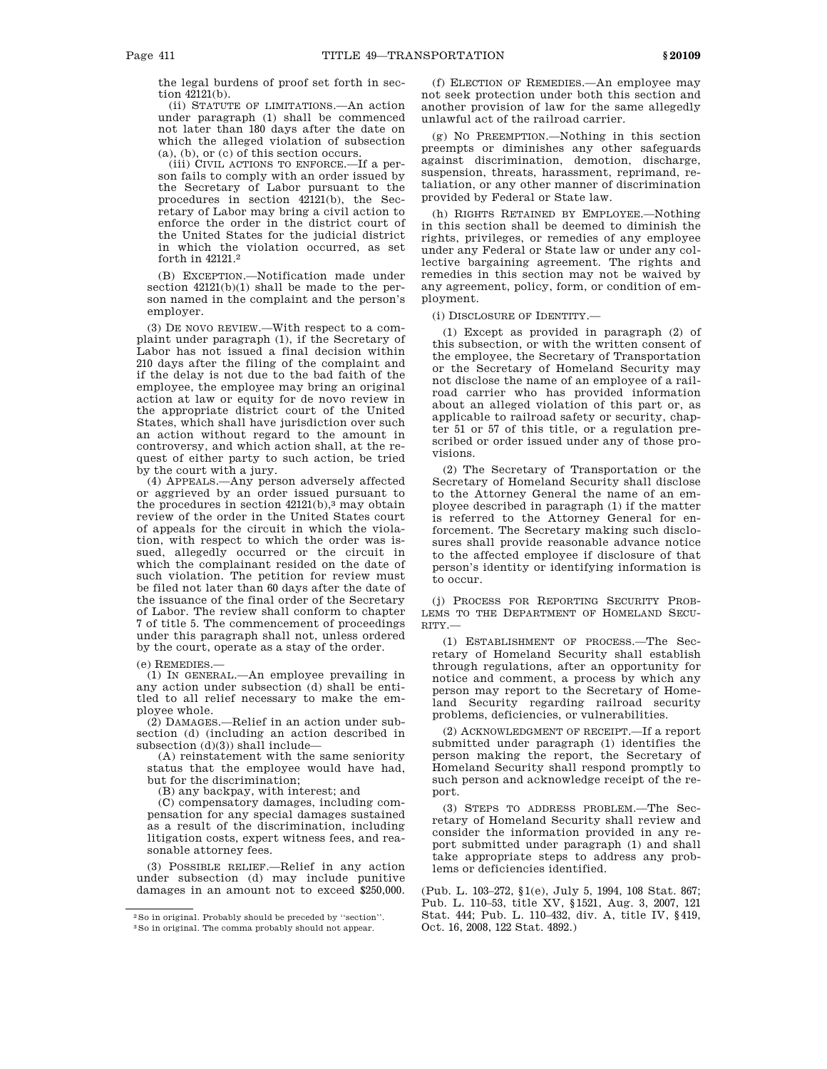the legal burdens of proof set forth in section 42121(b).

(ii) STATUTE OF LIMITATIONS.—An action under paragraph (1) shall be commenced not later than 180 days after the date on which the alleged violation of subsection (a), (b), or (c) of this section occurs.

(iii) CIVIL ACTIONS TO ENFORCE.—If a person fails to comply with an order issued by the Secretary of Labor pursuant to the procedures in section 42121(b), the Secretary of Labor may bring a civil action to enforce the order in the district court of the United States for the judicial district in which the violation occurred, as set forth in 42121.[2]

(B) EXCEPTION.—Notification made under section 42121(b)(1) shall be made to the person named in the complaint and the person's employer.

(3) DE NOVO REVIEW.—With respect to a complaint under paragraph (1), if the Secretary of Labor has not issued a final decision within 210 days after the filing of the complaint and if the delay is not due to the bad faith of the employee, the employee may bring an original action at law or equity for de novo review in the appropriate district court of the United States, which shall have jurisdiction over such an action without regard to the amount in controversy, and which action shall, at the request of either party to such action, be tried by the court with a jury.

(4) APPEALS.—Any person adversely affected or aggrieved by an order issued pursuant to the procedures in section 42121(b),[3] may obtain review of the order in the United States court of appeals for the circuit in which the violation, with respect to which the order was issued, allegedly occurred or the circuit in which the complainant resided on the date of such violation. The petition for review must be filed not later than 60 days after the date of the issuance of the final order of the Secretary of Labor. The review shall conform to chapter 7 of title 5. The commencement of proceedings under this paragraph shall not, unless ordered by the court, operate as a stay of the order.

(e) REMEDIES.—

(1) IN GENERAL.—An employee prevailing in any action under subsection (d) shall be entitled to all relief necessary to make the employee whole.

(2) DAMAGES.—Relief in an action under subsection (d) (including an action described in subsection (d)(3)) shall include—

(A) reinstatement with the same seniority status that the employee would have had, but for the discrimination;

(B) any backpay, with interest; and

(C) compensatory damages, including compensation for any special damages sustained as a result of the discrimination, including litigation costs, expert witness fees, and reasonable attorney fees.

(3) POSSIBLE RELIEF.—Relief in any action under subsection (d) may include punitive damages in an amount not to exceed $250,000.

(f) ELECTION OF REMEDIES.—An employee may not seek protection under both this section and another provision of law for the same allegedly unlawful act of the railroad carrier.

(g) NO PREEMPTION.—Nothing in this section preempts or diminishes any other safeguards against discrimination, demotion, discharge, suspension, threats, harassment, reprimand, retaliation, or any other manner of discrimination provided by Federal or State law.

(h) RIGHTS RETAINED BY EMPLOYEE.—Nothing in this section shall be deemed to diminish the rights, privileges, or remedies of any employee under any Federal or State law or under any collective bargaining agreement. The rights and remedies in this section may not be waived by any agreement, policy, form, or condition of employment.

(i) DISCLOSURE OF IDENTITY.—

(1) Except as provided in paragraph (2) of this subsection, or with the written consent of the employee, the Secretary of Transportation or the Secretary of Homeland Security may not disclose the name of an employee of a railroad carrier who has provided information about an alleged violation of this part or, as applicable to railroad safety or security, chapter 51 or 57 of this title, or a regulation prescribed or order issued under any of those provisions.

(2) The Secretary of Transportation or the Secretary of Homeland Security shall disclose to the Attorney General the name of an employee described in paragraph (1) if the matter is referred to the Attorney General for enforcement. The Secretary making such disclosures shall provide reasonable advance notice to the affected employee if disclosure of that person's identity or identifying information is to occur.

(j) PROCESS FOR REPORTING SECURITY PROBLEMS TO THE DEPARTMENT OF HOMELAND SECURITY.—

(1) ESTABLISHMENT OF PROCESS.—The Secretary of Homeland Security shall establish through regulations, after an opportunity for notice and comment, a process by which any person may report to the Secretary of Homeland Security regarding railroad security problems, deficiencies, or vulnerabilities.

(2) ACKNOWLEDGMENT OF RECEIPT.—If a report submitted under paragraph (1) identifies the person making the report, the Secretary of Homeland Security shall respond promptly to such person and acknowledge receipt of the report.

(3) STEPS TO ADDRESS PROBLEM.—The Secretary of Homeland Security shall review and consider the information provided in any report submitted under paragraph (1) and shall take appropriate steps to address any problems or deficiencies identified.

(Pub. L. 103–272, §1(e), July 5, 1994, 108 Stat. 867; Pub. L. 110–53, title XV, §1521, Aug. 3, 2007, 121 Stat. 444; Pub. L. 110–432, div. A, title IV, §419, Oct. 16, 2008, 122 Stat. 4892.)

---

[2] So in original. Probably should be preceded by "section".

[3] So in original. The comma probably should not appear.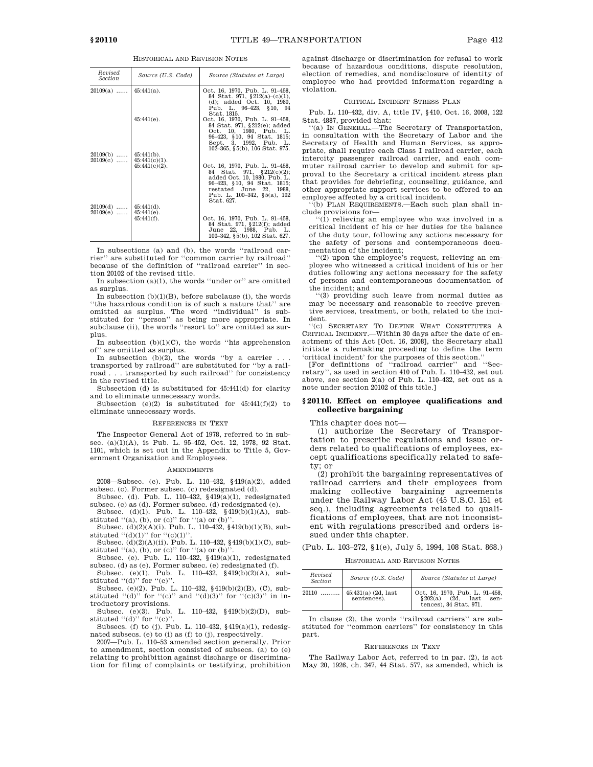HISTORICAL AND REVISION NOTES

| Revised Section | Source (U.S. Code) | Source (Statutes at Large) |
| --- | --- | --- |
| 20109(a) ...... | 45:441(a). | Oct. 16, 1970, Pub. L. 91–458, 84 Stat. 971, §212(a)–(c)(1), (d); added Oct. 10, 1980, Pub. L. 96–423, §10, 94 Stat. 1815. |
| | 45:441(e). | Oct. 16, 1970, Pub. L. 91–458, 84 Stat. 971, §212(e); added Oct. 10, 1980, Pub. L. 96–423, §10, 94 Stat. 1815; Sept. 3, 1992, Pub. L. 102–365, §5(b), 106 Stat. 975. |
| 20109(b) ...... | 45:441(b). | |
| 20109(c) ...... | 45:441(c)(1). | |
| | 45:441(c)(2). | Oct. 16, 1970, Pub. L. 91–458, 84 Stat. 971, §212(c)(2); added Oct. 10, 1980, Pub. L. 96–423, §10, 94 Stat. 1815; restated June 22, 1988, Pub. L. 100–342, §5(a), 102 Stat. 627. |
| 20109(d) ...... | 45:441(d). | |
| 20109(e) ...... | 45:441(e). | |
| | 45:441(f). | Oct. 16, 1970, Pub. L. 91–458, 84 Stat. 971, §212(f); added June 22, 1988, Pub. L. 100–342, §5(b), 102 Stat. 627. |

In subsections (a) and (b), the words "railroad carrier" are substituted for "common carrier by railroad" because of the definition of "railroad carrier" in section 20102 of the revised title.

In subsection (a)(1), the words "under or" are omitted as surplus.

In subsection (b)(1)(B), before subclause (i), the words "the hazardous condition is of such a nature that" are omitted as surplus. The word "individual" is substituted for "person" as being more appropriate. In subclause (ii), the words "resort to" are omitted as surplus.

In subsection (b)(1)(C), the words "his apprehension of" are omitted as surplus.

In subsection (b)(2), the words "by a carrier . . . transported by railroad" are substituted for "by a railroad . . . transported by such railroad" for consistency in the revised title.

Subsection (d) is substituted for 45:441(d) for clarity and to eliminate unnecessary words.

Subsection (e)(2) is substituted for 45:441(f)(2) to eliminate unnecessary words.

REFERENCES IN TEXT

The Inspector General Act of 1978, referred to in subsec. (a)(1)(A), is Pub. L. 95–452, Oct. 12, 1978, 92 Stat. 1101, which is set out in the Appendix to Title 5, Government Organization and Employees.

AMENDMENTS

2008—Subsec. (c). Pub. L. 110–432, §419(a)(2), added subsec. (c). Former subsec. (c) redesignated (d).

Subsec. (d). Pub. L. 110–432, §419(a)(1), redesignated subsec. (c) as (d). Former subsec. (d) redesignated (e).

Subsec. (d)(1). Pub. L. 110–432, §419(b)(1)(A), substituted "(a), (b), or (c)" for "(a) or (b)".

Subsec. (d)(2)(A)(i). Pub. L. 110–432, §419(b)(1)(B), substituted "(d)(1)" for "(c)(1)".

Subsec. (d)(2)(A)(ii). Pub. L. 110–432, §419(b)(1)(C), substituted "(a), (b), or (c)" for "(a) or (b)".

Subsec. (e). Pub. L. 110–432, §419(a)(1), redesignated subsec. (d) as (e). Former subsec. (e) redesignated (f).

Subsec. (e)(1). Pub. L. 110–432, §419(b)(2)(A), substituted "(d)" for "(c)".

Subsec. (e)(2). Pub. L. 110–432, §419(b)(2)(B), (C), substituted "(d)" for "(c)" and "(d)(3)" for "(c)(3)" in introductory provisions.

Subsec. (e)(3). Pub. L. 110–432, §419(b)(2)(D), substituted "(d)" for "(c)".

Subsecs. (f) to (j). Pub. L. 110–432, §419(a)(1), redesignated subsecs. (e) to (i) as (f) to (j), respectively.

2007—Pub. L. 110–53 amended section generally. Prior to amendment, section consisted of subsecs. (a) to (e) relating to prohibition against discharge or discrimination for filing of complaints or testifying, prohibition against discharge or discrimination for refusal to work because of hazardous conditions, dispute resolution, election of remedies, and nondisclosure of identity of employee who had provided information regarding a violation.

CRITICAL INCIDENT STRESS PLAN

Pub. L. 110–432, div. A, title IV, §410, Oct. 16, 2008, 122 Stat. 4887, provided that:

"(a) IN GENERAL.—The Secretary of Transportation, in consultation with the Secretary of Labor and the Secretary of Health and Human Services, as appropriate, shall require each Class I railroad carrier, each intercity passenger railroad carrier, and each commuter railroad carrier to develop and submit for approval to the Secretary a critical incident stress plan that provides for debriefing, counseling, guidance, and other appropriate support services to be offered to an employee affected by a critical incident.

"(b) PLAN REQUIREMENTS.—Each such plan shall include provisions for—

"(1) relieving an employee who was involved in a critical incident of his or her duties for the balance of the duty tour, following any actions necessary for the safety of persons and contemporaneous documentation of the incident;

"(2) upon the employee's request, relieving an employee who witnessed a critical incident of his or her duties following any actions necessary for the safety of persons and contemporaneous documentation of the incident; and

"(3) providing such leave from normal duties as may be necessary and reasonable to receive preventive services, treatment, or both, related to the incident.

"(c) SECRETARY TO DEFINE WHAT CONSTITUTES A CRITICAL INCIDENT.—Within 30 days after the date of enactment of this Act [Oct. 16, 2008], the Secretary shall initiate a rulemaking proceeding to define the term 'critical incident' for the purposes of this section."

[For definitions of "railroad carrier" and "Secretary", as used in section 410 of Pub. L. 110–432, set out above, see section 2(a) of Pub. L. 110–432, set out as a note under section 20102 of this title.]

## §20110. Effect on employee qualifications and collective bargaining

This chapter does not—

(1) authorize the Secretary of Transportation to prescribe regulations and issue orders related to qualifications of employees, except qualifications specifically related to safety; or

(2) prohibit the bargaining representatives of railroad carriers and their employees from making collective bargaining agreements under the Railway Labor Act (45 U.S.C. 151 et seq.), including agreements related to qualifications of employees, that are not inconsistent with regulations prescribed and orders issued under this chapter.

(Pub. L. 103–272, §1(e), July 5, 1994, 108 Stat. 868.)

HISTORICAL AND REVISION NOTES

| Revised Section | Source (U.S. Code) | Source (Statutes at Large) |
| --- | --- | --- |
| 20110 .......... | 45:431(a) (2d, last sentences). | Oct. 16, 1970, Pub. L. 91–458, §202(a) (2d, last sentences), 84 Stat. 971. |

In clause (2), the words "railroad carriers" are substituted for "common carriers" for consistency in this part.

REFERENCES IN TEXT

The Railway Labor Act, referred to in par. (2), is act May 20, 1926, ch. 347, 44 Stat. 577, as amended, which is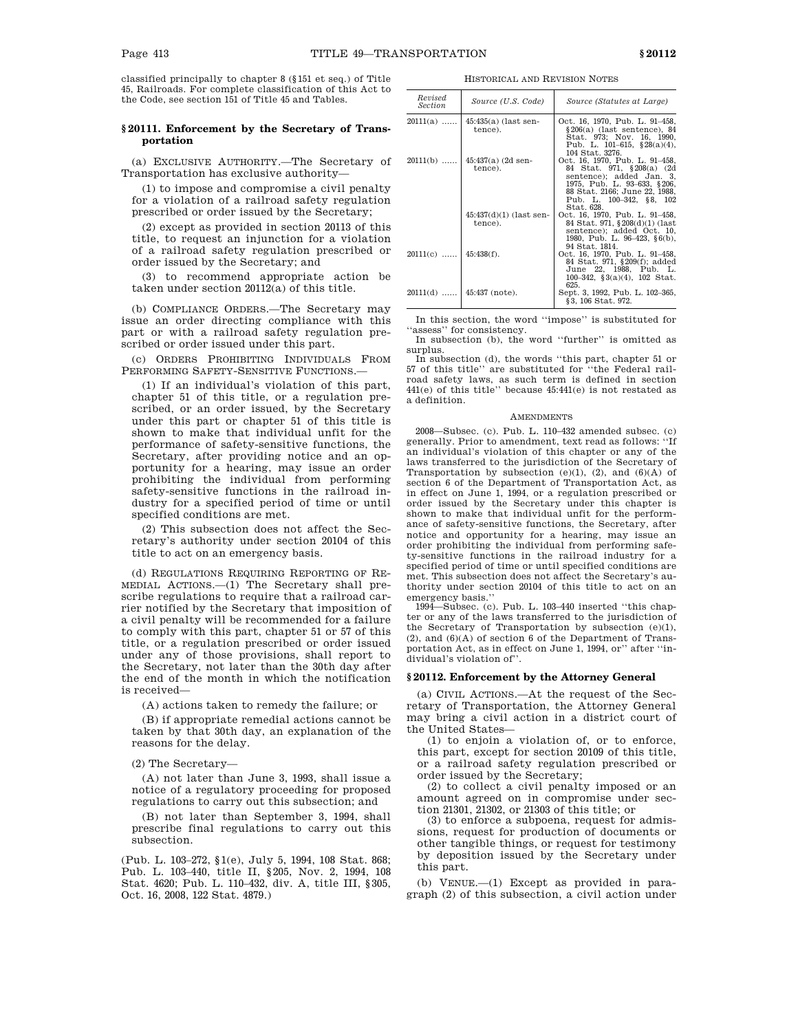classified principally to chapter 8 (§151 et seq.) of Title 45, Railroads. For complete classification of this Act to the Code, see section 151 of Title 45 and Tables.

### §20111. Enforcement by the Secretary of Transportation

(a) EXCLUSIVE AUTHORITY.—The Secretary of Transportation has exclusive authority—

(1) to impose and compromise a civil penalty for a violation of a railroad safety regulation prescribed or order issued by the Secretary;

(2) except as provided in section 20113 of this title, to request an injunction for a violation of a railroad safety regulation prescribed or order issued by the Secretary; and

(3) to recommend appropriate action be taken under section 20112(a) of this title.

(b) COMPLIANCE ORDERS.—The Secretary may issue an order directing compliance with this part or with a railroad safety regulation prescribed or order issued under this part.

(c) ORDERS PROHIBITING INDIVIDUALS FROM PERFORMING SAFETY-SENSITIVE FUNCTIONS.—

(1) If an individual's violation of this part, chapter 51 of this title, or a regulation prescribed, or an order issued, by the Secretary under this part or chapter 51 of this title is shown to make that individual unfit for the performance of safety-sensitive functions, the Secretary, after providing notice and an opportunity for a hearing, may issue an order prohibiting the individual from performing safety-sensitive functions in the railroad industry for a specified period of time or until specified conditions are met.

(2) This subsection does not affect the Secretary's authority under section 20104 of this title to act on an emergency basis.

(d) REGULATIONS REQUIRING REPORTING OF REMEDIAL ACTIONS.—(1) The Secretary shall prescribe regulations to require that a railroad carrier notified by the Secretary that imposition of a civil penalty will be recommended for a failure to comply with this part, chapter 51 or 57 of this title, or a regulation prescribed or order issued under any of those provisions, shall report to the Secretary, not later than the 30th day after the end of the month in which the notification is received—

(A) actions taken to remedy the failure; or

(B) if appropriate remedial actions cannot be taken by that 30th day, an explanation of the reasons for the delay.

(2) The Secretary—

(A) not later than June 3, 1993, shall issue a notice of a regulatory proceeding for proposed regulations to carry out this subsection; and

(B) not later than September 3, 1994, shall prescribe final regulations to carry out this subsection.

(Pub. L. 103–272, §1(e), July 5, 1994, 108 Stat. 868; Pub. L. 103–440, title II, §205, Nov. 2, 1994, 108 Stat. 4620; Pub. L. 110–432, div. A, title III, §305, Oct. 16, 2008, 122 Stat. 4879.)

HISTORICAL AND REVISION NOTES

| Revised Section | Source (U.S. Code) | Source (Statutes at Large) |
|---|---|---|
| 20111(a) …… | 45:435(a) (last sentence). | Oct. 16, 1970, Pub. L. 91–458, §206(a) (last sentence), 84 Stat. 973; Nov. 16, 1990, Pub. L. 101–615, §28(a)(4), 104 Stat. 3276. |
| 20111(b) …… | 45:437(a) (2d sentence). | Oct. 16, 1970, Pub. L. 91–458, 84 Stat. 971, §208(a) (2d sentence); added Jan. 3, 1975, Pub. L. 93–633, §206, 88 Stat. 2166; June 22, 1988, Pub. L. 100–342, §8, 102 Stat. 628. |
| | 45:437(d)(1) (last sentence). | Oct. 16, 1970, Pub. L. 91–458, 84 Stat. 971, §208(d)(1) (last sentence); added Oct. 10, 1980, Pub. L. 96–423, §6(b), 94 Stat. 1814. |
| 20111(c) …… | 45:438(f). | Oct. 16, 1970, Pub. L. 91–458, 84 Stat. 971, §209(f); added June 22, 1988, Pub. L. 100–342, §3(a)(4), 102 Stat. 625. |
| 20111(d) …… | 45:437 (note). | Sept. 3, 1992, Pub. L. 102–365, §3, 106 Stat. 972. |

In this section, the word "impose" is substituted for "assess" for consistency.

In subsection (b), the word "further" is omitted as surplus.

In subsection (d), the words "this part, chapter 51 or 57 of this title" are substituted for "the Federal railroad safety laws, as such term is defined in section 441(e) of this title" because 45:441(e) is not restated as a definition.

AMENDMENTS

2008—Subsec. (c). Pub. L. 110–432 amended subsec. (c) generally. Prior to amendment, text read as follows: "If an individual's violation of this chapter or any of the laws transferred to the jurisdiction of the Secretary of Transportation by subsection (e)(1), (2), and (6)(A) of section 6 of the Department of Transportation Act, as in effect on June 1, 1994, or a regulation prescribed or order issued by the Secretary under this chapter is shown to make that individual unfit for the performance of safety-sensitive functions, the Secretary, after notice and opportunity for a hearing, may issue an order prohibiting the individual from performing safety-sensitive functions in the railroad industry for a specified period of time or until specified conditions are met. This subsection does not affect the Secretary's authority under section 20104 of this title to act on an emergency basis."

1994—Subsec. (c). Pub. L. 103–440 inserted "this chapter or any of the laws transferred to the jurisdiction of the Secretary of Transportation by subsection (e)(1), (2), and (6)(A) of section 6 of the Department of Transportation Act, as in effect on June 1, 1994, or" after "individual's violation of".

### §20112. Enforcement by the Attorney General

(a) CIVIL ACTIONS.—At the request of the Secretary of Transportation, the Attorney General may bring a civil action in a district court of the United States—

(1) to enjoin a violation of, or to enforce, this part, except for section 20109 of this title, or a railroad safety regulation prescribed or order issued by the Secretary;

(2) to collect a civil penalty imposed or an amount agreed on in compromise under section 21301, 21302, or 21303 of this title; or

(3) to enforce a subpoena, request for admissions, request for production of documents or other tangible things, or request for testimony by deposition issued by the Secretary under this part.

(b) VENUE.—(1) Except as provided in paragraph (2) of this subsection, a civil action under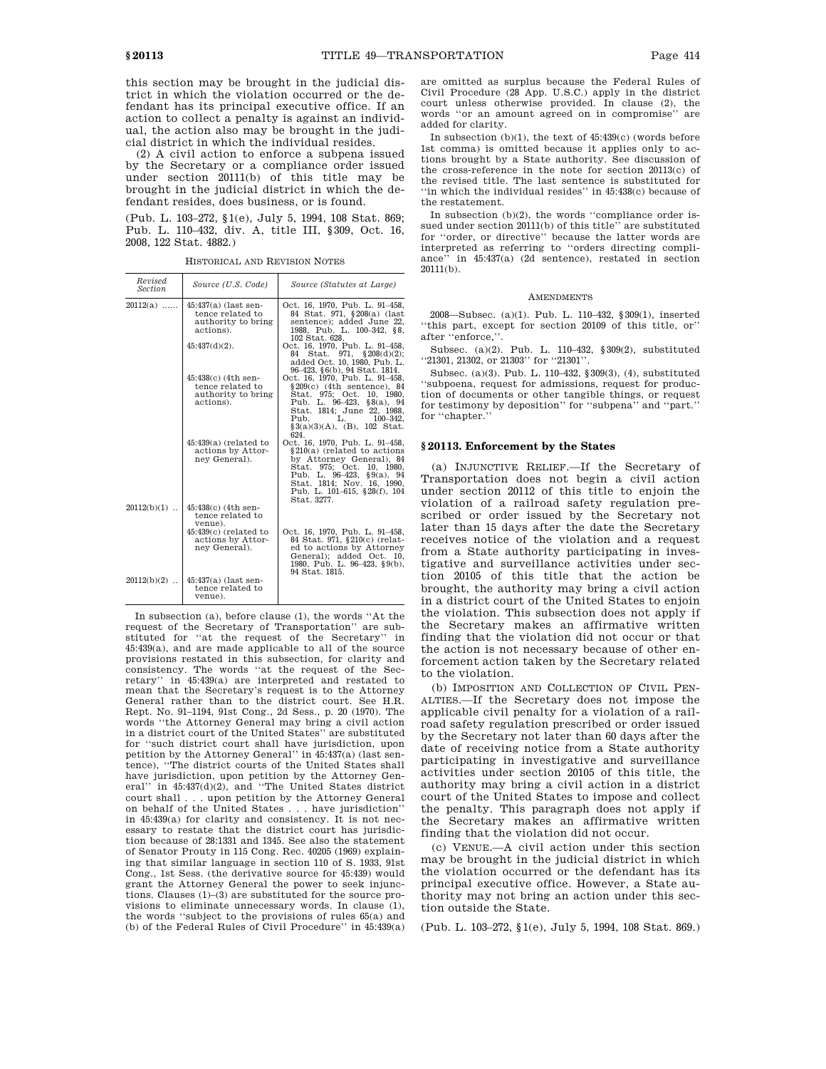this section may be brought in the judicial district in which the violation occurred or the defendant has its principal executive office. If an action to collect a penalty is against an individual, the action also may be brought in the judicial district in which the individual resides.

(2) A civil action to enforce a subpena issued by the Secretary or a compliance order issued under section 20111(b) of this title may be brought in the judicial district in which the defendant resides, does business, or is found.

(Pub. L. 103–272, §1(e), July 5, 1994, 108 Stat. 869; Pub. L. 110–432, div. A, title III, §309, Oct. 16, 2008, 122 Stat. 4882.)

HISTORICAL AND REVISION NOTES

| Revised Section | Source (U.S. Code) | Source (Statutes at Large) |
|---|---|---|
| 20112(a) ...... | 45:437(a) (last sentence related to authority to bring actions). | Oct. 16, 1970, Pub. L. 91–458, 84 Stat. 971, §208(a) (last sentence); added June 22, 1988, Pub. L. 100–342, §8, 102 Stat. 628. |
| | 45:437(d)(2). | Oct. 16, 1970, Pub. L. 91–458, 84 Stat. 971, §208(d)(2); added Oct. 10, 1980, Pub. L. 96–423, §6(b), 94 Stat. 1814. |
| | 45:438(c) (4th sentence related to authority to bring actions). | Oct. 16, 1970, Pub. L. 91–458, §209(c) (4th sentence), 84 Stat. 975; Oct. 10, 1980, Pub. L. 96–423, §8(a), 94 Stat. 1814; June 22, 1988, Pub. L. 100–342, §3(a)(3)(A), (B), 102 Stat. 624. |
| | 45:439(a) (related to actions by Attorney General). | Oct. 16, 1970, Pub. L. 91–458, §210(a) (related to actions by Attorney General), 84 Stat. 975; Oct. 10, 1980, Pub. L. 96–423, §9(a), 94 Stat. 1814; Nov. 16, 1990, Pub. L. 101–615, §28(f), 104 Stat. 3277. |
| 20112(b)(1) .. | 45:438(c) (4th sentence related to venue). | |
| | 45:439(c) (related to actions by Attorney General). | Oct. 16, 1970, Pub. L. 91–458, 84 Stat. 971, §210(c) (related to actions by Attorney General); added Oct. 10, 1980, Pub. L. 96–423, §9(b), 94 Stat. 1815. |
| 20112(b)(2) .. | 45:437(a) (last sentence related to venue). | |

In subsection (a), before clause (1), the words "At the request of the Secretary of Transportation" are substituted for "at the request of the Secretary" in 45:439(a), and are made applicable to all of the source provisions restated in this subsection, for clarity and consistency. The words "at the request of the Secretary" in 45:439(a) are interpreted and restated to mean that the Secretary's request is to the Attorney General rather than to the district court. See H.R. Rept. No. 91–1194, 91st Cong., 2d Sess., p. 20 (1970). The words "the Attorney General may bring a civil action in a district court of the United States" are substituted for "such district court shall have jurisdiction, upon petition by the Attorney General" in 45:437(a) (last sentence), "The district courts of the United States shall have jurisdiction, upon petition by the Attorney General" in 45:437(d)(2), and "The United States district court shall . . . upon petition by the Attorney General on behalf of the United States . . . have jurisdiction" in 45:439(a) for clarity and consistency. It is not necessary to restate that the district court has jurisdiction because of 28:1331 and 1345. See also the statement of Senator Prouty in 115 Cong. Rec. 40205 (1969) explaining that similar language in section 110 of S. 1933, 91st Cong., 1st Sess. (the derivative source for 45:439) would grant the Attorney General the power to seek injunctions. Clauses (1)–(3) are substituted for the source provisions to eliminate unnecessary words. In clause (1), the words "subject to the provisions of rules 65(a) and (b) of the Federal Rules of Civil Procedure" in 45:439(a) are omitted as surplus because the Federal Rules of Civil Procedure (28 App. U.S.C.) apply in the district court unless otherwise provided. In clause (2), the words "or an amount agreed on in compromise" are added for clarity.

In subsection (b)(1), the text of 45:439(c) (words before 1st comma) is omitted because it applies only to actions brought by a State authority. See discussion of the cross-reference in the note for section 20113(c) of the revised title. The last sentence is substituted for "in which the individual resides" in 45:438(c) because of the restatement.

In subsection (b)(2), the words "compliance order issued under section 20111(b) of this title" are substituted for "order, or directive" because the latter words are interpreted as referring to "orders directing compliance" in 45:437(a) (2d sentence), restated in section 20111(b).

AMENDMENTS

2008—Subsec. (a)(1). Pub. L. 110–432, §309(1), inserted "this part, except for section 20109 of this title, or" after "enforce,".

Subsec. (a)(2). Pub. L. 110–432, §309(2), substituted "21301, 21302, or 21303" for "21301".

Subsec. (a)(3). Pub. L. 110–432, §309(3), (4), substituted "subpoena, request for admissions, request for production of documents or other tangible things, or request for testimony by deposition" for "subpena" and "part." for "chapter."

## §20113. Enforcement by the States

(a) INJUNCTIVE RELIEF.—If the Secretary of Transportation does not begin a civil action under section 20112 of this title to enjoin the violation of a railroad safety regulation prescribed or order issued by the Secretary not later than 15 days after the date the Secretary receives notice of the violation and a request from a State authority participating in investigative and surveillance activities under section 20105 of this title that the action be brought, the authority may bring a civil action in a district court of the United States to enjoin the violation. This subsection does not apply if the Secretary makes an affirmative written finding that the violation did not occur or that the action is not necessary because of other enforcement action taken by the Secretary related to the violation.

(b) IMPOSITION AND COLLECTION OF CIVIL PENALTIES.—If the Secretary does not impose the applicable civil penalty for a violation of a railroad safety regulation prescribed or order issued by the Secretary not later than 60 days after the date of receiving notice from a State authority participating in investigative and surveillance activities under section 20105 of this title, the authority may bring a civil action in a district court of the United States to impose and collect the penalty. This paragraph does not apply if the Secretary makes an affirmative written finding that the violation did not occur.

(c) VENUE.—A civil action under this section may be brought in the judicial district in which the violation occurred or the defendant has its principal executive office. However, a State authority may not bring an action under this section outside the State.

(Pub. L. 103–272, §1(e), July 5, 1994, 108 Stat. 869.)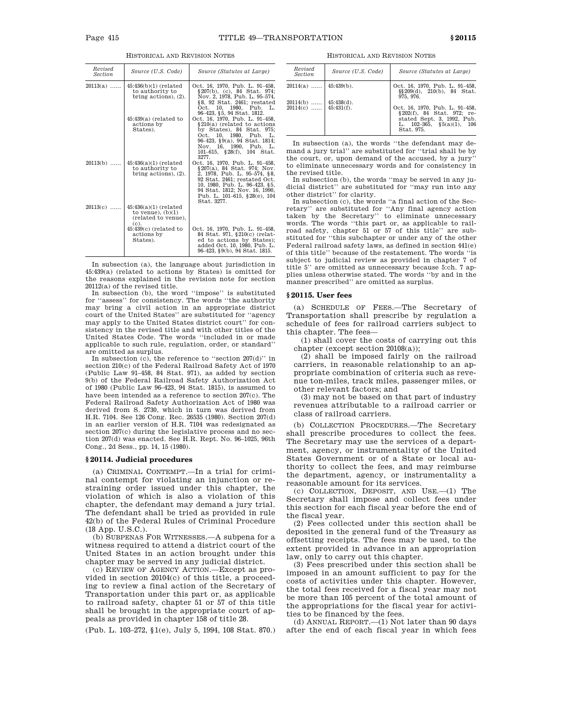HISTORICAL AND REVISION NOTES

| Revised Section | Source (U.S. Code) | Source (Statutes at Large) |
|---|---|---|
| 20113(a) ...... | 45:436(b)(1) (related to authority to bring actions), (2). | Oct. 16, 1970, Pub. L. 91–458, §207(b), (c), 84 Stat. 974; Nov. 2, 1978, Pub. L. 95–574, §8, 92 Stat. 2461; restated Oct. 10, 1980, Pub. L. 96–423, §5, 94 Stat. 1812. |
| | 45:439(a) (related to actions by States). | Oct. 16, 1970, Pub. L. 91–458, §210(a) (related to actions by States), 84 Stat. 975; Oct. 10, 1980, Pub. L. 96–423, §9(a), 94 Stat. 1814; Nov. 16, 1990, Pub. L. 101–615, §28(f), 104 Stat. 3277. |
| 20113(b) ...... | 45:436(a)(1) (related to authority to bring actions), (2). | Oct. 16, 1970, Pub. L. 91–458, §207(a), 84 Stat. 974; Nov. 2, 1978, Pub. L. 95–574, §8, 92 Stat. 2461; restated Oct. 10, 1980, Pub. L. 96–423, §5, 94 Stat. 1812; Nov. 16, 1990, Pub. L. 101–615, §28(e), 104 Stat. 3277. |
| 20113(c) ...... | 45:436(a)(1) (related to venue), (b)(1) (related to venue), (c). | |
| | 45:439(c) (related to actions by States). | Oct. 16, 1970, Pub. L. 91–458, 84 Stat. 971, §210(c) (related to actions by States); added Oct. 10, 1980, Pub. L. 96–423, §9(b), 94 Stat. 1815. |

In subsection (a), the language about jurisdiction in 45:439(a) (related to actions by States) is omitted for the reasons explained in the revision note for section 20112(a) of the revised title.

In subsection (b), the word "impose" is substituted for "assess" for consistency. The words "the authority may bring a civil action in an appropriate district court of the United States" are substituted for "agency may apply to the United States district court" for consistency in the revised title and with other titles of the United States Code. The words "included in or made applicable to such rule, regulation, order, or standard" are omitted as surplus.

In subsection (c), the reference to "section 207(d)" in section 210(c) of the Federal Railroad Safety Act of 1970 (Public Law 91–458, 84 Stat. 971), as added by section 9(b) of the Federal Railroad Safety Authorization Act of 1980 (Public Law 96–423, 94 Stat. 1815), is assumed to have been intended as a reference to section 207(c). The Federal Railroad Safety Authorization Act of 1980 was derived from S. 2730, which in turn was derived from H.R. 7104. See 126 Cong. Rec. 26535 (1980). Section 207(d) in an earlier version of H.R. 7104 was redesignated as section 207(c) during the legislative process and no section 207(d) was enacted. See H.R. Rept. No. 96–1025, 96th Cong., 2d Sess., pp. 14, 15 (1980).

### §20114. Judicial procedures

(a) CRIMINAL CONTEMPT.—In a trial for criminal contempt for violating an injunction or restraining order issued under this chapter, the violation of which is also a violation of this chapter, the defendant may demand a jury trial. The defendant shall be tried as provided in rule 42(b) of the Federal Rules of Criminal Procedure (18 App. U.S.C.).

(b) SUBPENAS FOR WITNESSES.—A subpena for a witness required to attend a district court of the United States in an action brought under this chapter may be served in any judicial district.

(c) REVIEW OF AGENCY ACTION.—Except as provided in section 20104(c) of this title, a proceeding to review a final action of the Secretary of Transportation under this part or, as applicable to railroad safety, chapter 51 or 57 of this title shall be brought in the appropriate court of appeals as provided in chapter 158 of title 28.

(Pub. L. 103–272, §1(e), July 5, 1994, 108 Stat. 870.)

HISTORICAL AND REVISION NOTES

| Revised Section | Source (U.S. Code) | Source (Statutes at Large) |
|---|---|---|
| 20114(a) ...... | 45:439(b). | Oct. 16, 1970, Pub. L. 91–458, §§209(d), 210(b), 84 Stat. 975, 976. |
| 20114(b) ...... | 45:438(d). | |
| 20114(c) ...... | 45:431(f). | Oct. 16, 1970, Pub. L. 91–458, §202(f), 84 Stat. 972; restated Sept. 3, 1992, Pub. L. 102–365, §5(a)(1), 106 Stat. 975. |

In subsection (a), the words "the defendant may demand a jury trial" are substituted for "trial shall be by the court, or, upon demand of the accused, by a jury" to eliminate unnecessary words and for consistency in the revised title.

In subsection (b), the words "may be served in any judicial district" are substituted for "may run into any other district" for clarity.

In subsection (c), the words "a final action of the Secretary" are substituted for "Any final agency action taken by the Secretary" to eliminate unnecessary words. The words "this part or, as applicable to railroad safety, chapter 51 or 57 of this title" are substituted for "this subchapter or under any of the other Federal railroad safety laws, as defined in section 441(e) of this title" because of the restatement. The words "is subject to judicial review as provided in chapter 7 of title 5" are omitted as unnecessary because 5:ch. 7 applies unless otherwise stated. The words "by and in the manner prescribed" are omitted as surplus.

### §20115. User fees

(a) SCHEDULE OF FEES.—The Secretary of Transportation shall prescribe by regulation a schedule of fees for railroad carriers subject to this chapter. The fees—

(1) shall cover the costs of carrying out this chapter (except section 20108(a));

(2) shall be imposed fairly on the railroad carriers, in reasonable relationship to an appropriate combination of criteria such as revenue ton-miles, track miles, passenger miles, or other relevant factors; and

(3) may not be based on that part of industry revenues attributable to a railroad carrier or class of railroad carriers.

(b) COLLECTION PROCEDURES.—The Secretary shall prescribe procedures to collect the fees. The Secretary may use the services of a department, agency, or instrumentality of the United States Government or of a State or local authority to collect the fees, and may reimburse the department, agency, or instrumentality a reasonable amount for its services.

(c) COLLECTION, DEPOSIT, AND USE.—(1) The Secretary shall impose and collect fees under this section for each fiscal year before the end of the fiscal year.

(2) Fees collected under this section shall be deposited in the general fund of the Treasury as offsetting receipts. The fees may be used, to the extent provided in advance in an appropriation law, only to carry out this chapter.

(3) Fees prescribed under this section shall be imposed in an amount sufficient to pay for the costs of activities under this chapter. However, the total fees received for a fiscal year may not be more than 105 percent of the total amount of the appropriations for the fiscal year for activities to be financed by the fees.

(d) ANNUAL REPORT.—(1) Not later than 90 days after the end of each fiscal year in which fees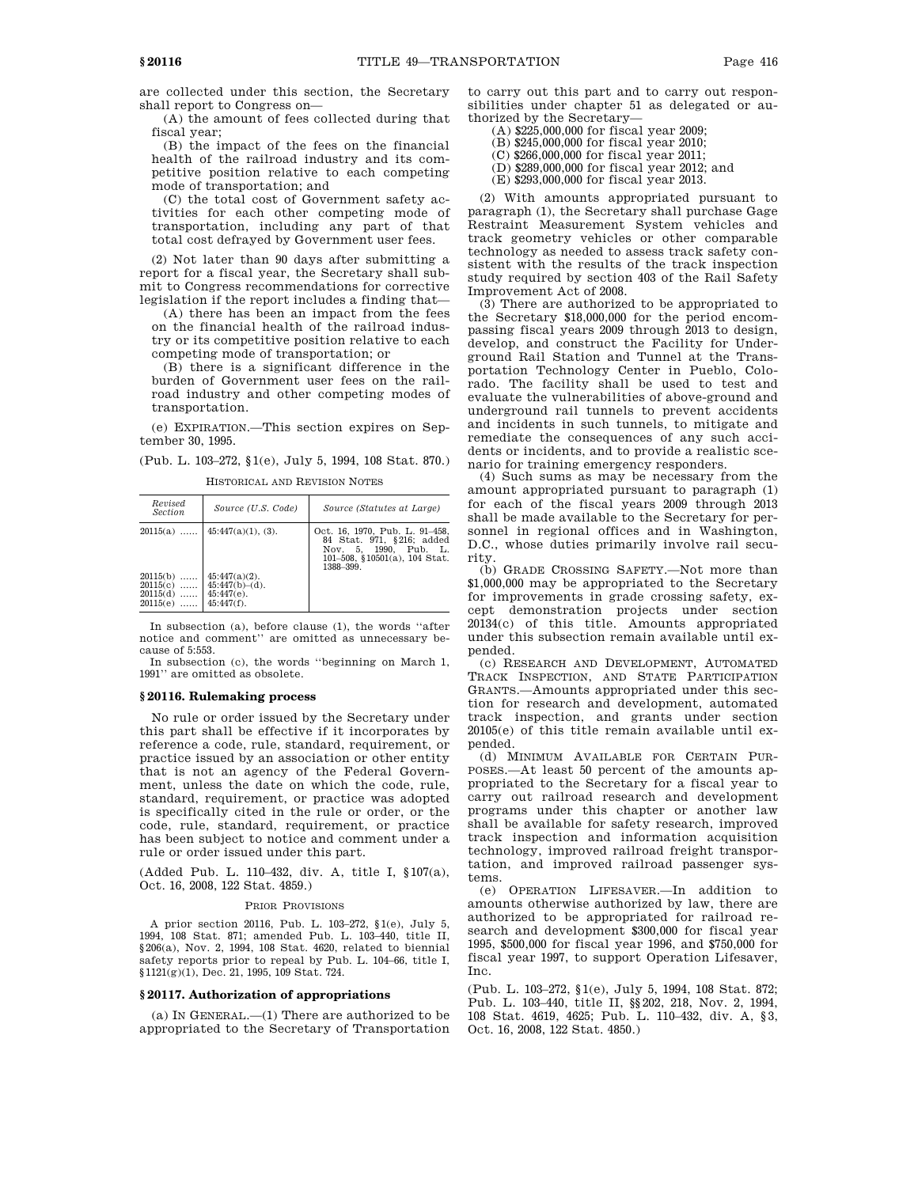are collected under this section, the Secretary shall report to Congress on—

(A) the amount of fees collected during that fiscal year;

(B) the impact of the fees on the financial health of the railroad industry and its competitive position relative to each competing mode of transportation; and

(C) the total cost of Government safety activities for each other competing mode of transportation, including any part of that total cost defrayed by Government user fees.

(2) Not later than 90 days after submitting a report for a fiscal year, the Secretary shall submit to Congress recommendations for corrective legislation if the report includes a finding that—

(A) there has been an impact from the fees on the financial health of the railroad industry or its competitive position relative to each competing mode of transportation; or

(B) there is a significant difference in the burden of Government user fees on the railroad industry and other competing modes of transportation.

(e) EXPIRATION.—This section expires on September 30, 1995.

(Pub. L. 103–272, §1(e), July 5, 1994, 108 Stat. 870.)

HISTORICAL AND REVISION NOTES

| Revised Section | Source (U.S. Code) | Source (Statutes at Large) |
|---|---|---|
| 20115(a) | 45:447(a)(1), (3). | Oct. 16, 1970, Pub. L. 91–458, 84 Stat. 971, §216; added Nov. 5, 1990, Pub. L. 101–508, §10501(a), 104 Stat. 1388–399. |
| 20115(b) | 45:447(a)(2). | |
| 20115(c) | 45:447(b)–(d). | |
| 20115(d) | 45:447(e). | |
| 20115(e) | 45:447(f). | |

In subsection (a), before clause (1), the words "after notice and comment" are omitted as unnecessary because of 5:553.

In subsection (c), the words "beginning on March 1, 1991" are omitted as obsolete.

## §20116. Rulemaking process

No rule or order issued by the Secretary under this part shall be effective if it incorporates by reference a code, rule, standard, requirement, or practice issued by an association or other entity that is not an agency of the Federal Government, unless the date on which the code, rule, standard, requirement, or practice was adopted is specifically cited in the rule or order, or the code, rule, standard, requirement, or practice has been subject to notice and comment under a rule or order issued under this part.

(Added Pub. L. 110–432, div. A, title I, §107(a), Oct. 16, 2008, 122 Stat. 4859.)

PRIOR PROVISIONS

A prior section 20116, Pub. L. 103–272, §1(e), July 5, 1994, 108 Stat. 871; amended Pub. L. 103–440, title II, §206(a), Nov. 2, 1994, 108 Stat. 4620, related to biennial safety reports prior to repeal by Pub. L. 104–66, title I, §1121(g)(1), Dec. 21, 1995, 109 Stat. 724.

## §20117. Authorization of appropriations

(a) IN GENERAL.—(1) There are authorized to be appropriated to the Secretary of Transportation to carry out this part and to carry out responsibilities under chapter 51 as delegated or authorized by the Secretary—

(A) $225,000,000 for fiscal year 2009;

(B) $245,000,000 for fiscal year 2010;

(C) $266,000,000 for fiscal year 2011;

(D) $289,000,000 for fiscal year 2012; and

(E) $293,000,000 for fiscal year 2013.

(2) With amounts appropriated pursuant to paragraph (1), the Secretary shall purchase Gage Restraint Measurement System vehicles and track geometry vehicles or other comparable technology as needed to assess track safety consistent with the results of the track inspection study required by section 403 of the Rail Safety Improvement Act of 2008.

(3) There are authorized to be appropriated to the Secretary $18,000,000 for the period encompassing fiscal years 2009 through 2013 to design, develop, and construct the Facility for Underground Rail Station and Tunnel at the Transportation Technology Center in Pueblo, Colorado. The facility shall be used to test and evaluate the vulnerabilities of above-ground and underground rail tunnels to prevent accidents and incidents in such tunnels, to mitigate and remediate the consequences of any such accidents or incidents, and to provide a realistic scenario for training emergency responders.

(4) Such sums as may be necessary from the amount appropriated pursuant to paragraph (1) for each of the fiscal years 2009 through 2013 shall be made available to the Secretary for personnel in regional offices and in Washington, D.C., whose duties primarily involve rail security.

(b) GRADE CROSSING SAFETY.—Not more than $1,000,000 may be appropriated to the Secretary for improvements in grade crossing safety, except demonstration projects under section 20134(c) of this title. Amounts appropriated under this subsection remain available until expended.

(c) RESEARCH AND DEVELOPMENT, AUTOMATED TRACK INSPECTION, AND STATE PARTICIPATION GRANTS.—Amounts appropriated under this section for research and development, automated track inspection, and grants under section 20105(e) of this title remain available until expended.

(d) MINIMUM AVAILABLE FOR CERTAIN PURPOSES.—At least 50 percent of the amounts appropriated to the Secretary for a fiscal year to carry out railroad research and development programs under this chapter or another law shall be available for safety research, improved track inspection and information acquisition technology, improved railroad freight transportation, and improved railroad passenger systems.

(e) OPERATION LIFESAVER.—In addition to amounts otherwise authorized by law, there are authorized to be appropriated for railroad research and development $300,000 for fiscal year 1995, $500,000 for fiscal year 1996, and $750,000 for fiscal year 1997, to support Operation Lifesaver, Inc.

(Pub. L. 103–272, §1(e), July 5, 1994, 108 Stat. 872; Pub. L. 103–440, title II, §§202, 218, Nov. 2, 1994, 108 Stat. 4619, 4625; Pub. L. 110–432, div. A, §3, Oct. 16, 2008, 122 Stat. 4850.)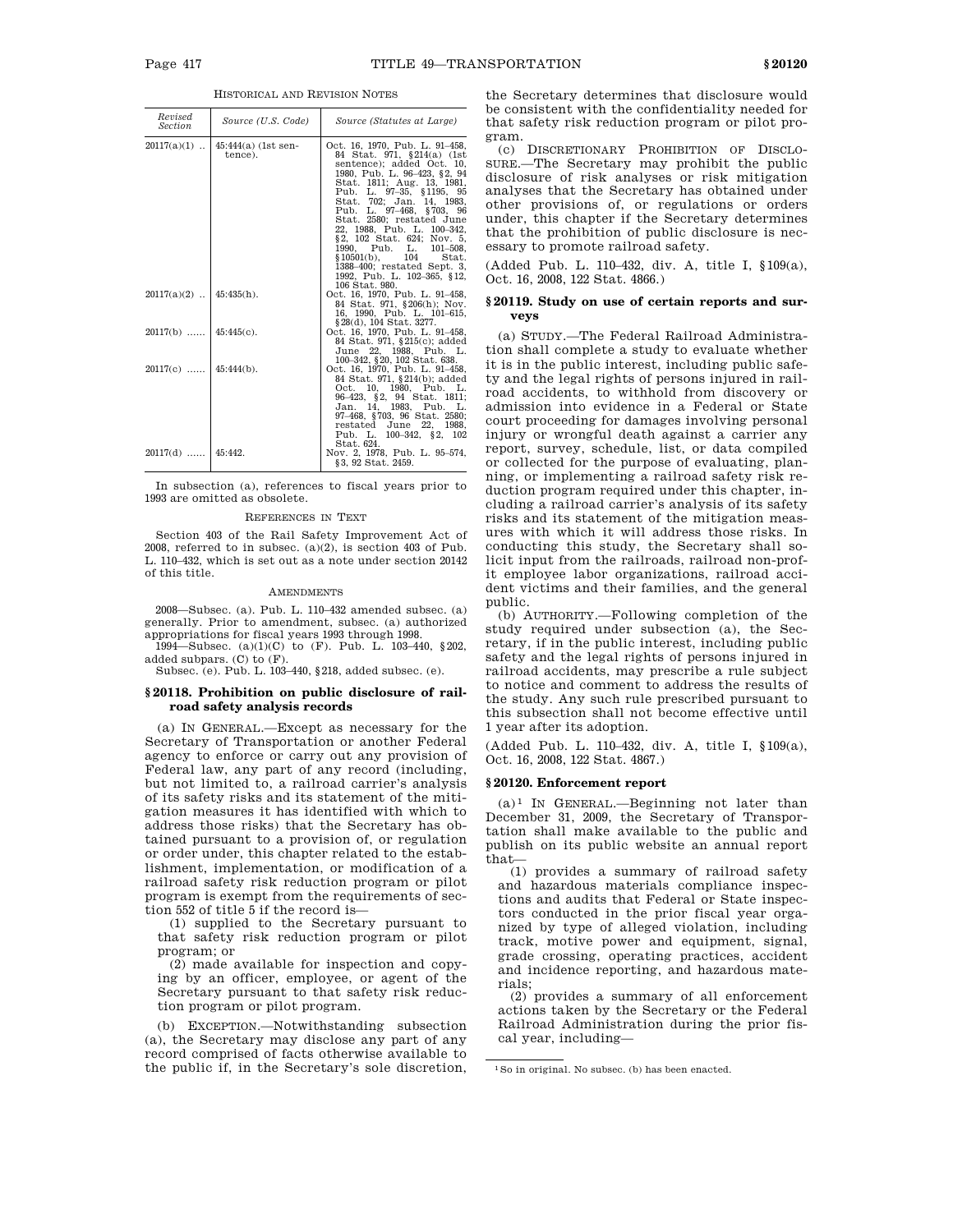HISTORICAL AND REVISION NOTES

| Revised Section | Source (U.S. Code) | Source (Statutes at Large) |
| --- | --- | --- |
| 20117(a)(1) .. | 45:444(a) (1st sentence). | Oct. 16, 1970, Pub. L. 91–458, 84 Stat. 971, §214(a) (1st sentence); added Oct. 10, 1980, Pub. L. 96–423, §2, 94 Stat. 1811; Aug. 13, 1981, Pub. L. 97–35, §1195, 95 Stat. 702; Jan. 14, 1983, Pub. L. 97–468, §703, 96 Stat. 2580; restated June 22, 1988, Pub. L. 100–342, §2, 102 Stat. 624; Nov. 5, 1990, Pub. L. 101–508, §10501(b), 104 Stat. 1388–400; restated Sept. 3, 1992, Pub. L. 102–365, §12, 106 Stat. 980. |
| 20117(a)(2) .. | 45:435(h). | Oct. 16, 1970, Pub. L. 91–458, 84 Stat. 971, §206(h); Nov. 16, 1990, Pub. L. 101–615, §28(d), 104 Stat. 3277. |
| 20117(b) ...... | 45:445(c). | Oct. 16, 1970, Pub. L. 91–458, 84 Stat. 971, §215(c); added June 22, 1988, Pub. L. 100–342, §20, 102 Stat. 638. |
| 20117(c) ...... | 45:444(b). | Oct. 16, 1970, Pub. L. 91–458, 84 Stat. 971, §214(b); added Oct. 10, 1980, Pub. L. 96–423, §2, 94 Stat. 1811; Jan. 14, 1983, Pub. L. 97–468, §703, 96 Stat. 2580; restated June 22, 1988, Pub. L. 100–342, §2, 102 Stat. 624. |
| 20117(d) ...... | 45:442. | Nov. 2, 1978, Pub. L. 95–574, §3, 92 Stat. 2459. |

In subsection (a), references to fiscal years prior to 1993 are omitted as obsolete.

REFERENCES IN TEXT

Section 403 of the Rail Safety Improvement Act of 2008, referred to in subsec. (a)(2), is section 403 of Pub. L. 110–432, which is set out as a note under section 20142 of this title.

AMENDMENTS

2008—Subsec. (a). Pub. L. 110–432 amended subsec. (a) generally. Prior to amendment, subsec. (a) authorized appropriations for fiscal years 1993 through 1998.

1994—Subsec. (a)(1)(C) to (F). Pub. L. 103–440, §202, added subpars. (C) to (F).

Subsec. (e). Pub. L. 103–440, §218, added subsec. (e).

### §20118. Prohibition on public disclosure of railroad safety analysis records

(a) IN GENERAL.—Except as necessary for the Secretary of Transportation or another Federal agency to enforce or carry out any provision of Federal law, any part of any record (including, but not limited to, a railroad carrier's analysis of its safety risks and its statement of the mitigation measures it has identified with which to address those risks) that the Secretary has obtained pursuant to a provision of, or regulation or order under, this chapter related to the establishment, implementation, or modification of a railroad safety risk reduction program or pilot program is exempt from the requirements of section 552 of title 5 if the record is—

(1) supplied to the Secretary pursuant to that safety risk reduction program or pilot program; or

(2) made available for inspection and copying by an officer, employee, or agent of the Secretary pursuant to that safety risk reduction program or pilot program.

(b) EXCEPTION.—Notwithstanding subsection (a), the Secretary may disclose any part of any record comprised of facts otherwise available to the public if, in the Secretary's sole discretion, the Secretary determines that disclosure would be consistent with the confidentiality needed for that safety risk reduction program or pilot program.

(c) DISCRETIONARY PROHIBITION OF DISCLOSURE.—The Secretary may prohibit the public disclosure of risk analyses or risk mitigation analyses that the Secretary has obtained under other provisions of, or regulations or orders under, this chapter if the Secretary determines that the prohibition of public disclosure is necessary to promote railroad safety.

(Added Pub. L. 110–432, div. A, title I, §109(a), Oct. 16, 2008, 122 Stat. 4866.)

### §20119. Study on use of certain reports and surveys

(a) STUDY.—The Federal Railroad Administration shall complete a study to evaluate whether it is in the public interest, including public safety and the legal rights of persons injured in railroad accidents, to withhold from discovery or admission into evidence in a Federal or State court proceeding for damages involving personal injury or wrongful death against a carrier any report, survey, schedule, list, or data compiled or collected for the purpose of evaluating, planning, or implementing a railroad safety risk reduction program required under this chapter, including a railroad carrier's analysis of its safety risks and its statement of the mitigation measures with which it will address those risks. In conducting this study, the Secretary shall solicit input from the railroads, railroad non-profit employee labor organizations, railroad accident victims and their families, and the general public.

(b) AUTHORITY.—Following completion of the study required under subsection (a), the Secretary, if in the public interest, including public safety and the legal rights of persons injured in railroad accidents, may prescribe a rule subject to notice and comment to address the results of the study. Any such rule prescribed pursuant to this subsection shall not become effective until 1 year after its adoption.

(Added Pub. L. 110–432, div. A, title I, §109(a), Oct. 16, 2008, 122 Stat. 4867.)

### §20120. Enforcement report

(a)[1] IN GENERAL.—Beginning not later than December 31, 2009, the Secretary of Transportation shall make available to the public and publish on its public website an annual report that—

(1) provides a summary of railroad safety and hazardous materials compliance inspections and audits that Federal or State inspectors conducted in the prior fiscal year organized by type of alleged violation, including track, motive power and equipment, signal, grade crossing, operating practices, accident and incidence reporting, and hazardous materials;

(2) provides a summary of all enforcement actions taken by the Secretary or the Federal Railroad Administration during the prior fiscal year, including—

[1] So in original. No subsec. (b) has been enacted.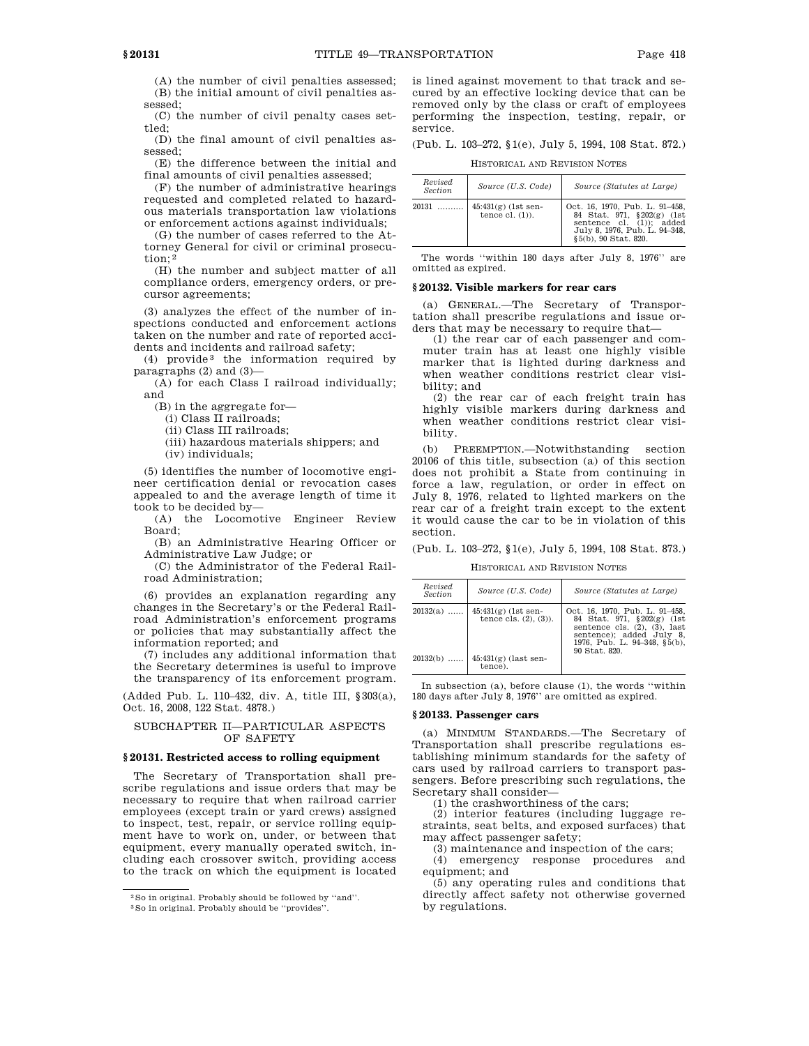(A) the number of civil penalties assessed;

(B) the initial amount of civil penalties assessed;

(C) the number of civil penalty cases settled;

(D) the final amount of civil penalties assessed;

(E) the difference between the initial and final amounts of civil penalties assessed;

(F) the number of administrative hearings requested and completed related to hazardous materials transportation law violations or enforcement actions against individuals;

(G) the number of cases referred to the Attorney General for civil or criminal prosecution;[2]

(H) the number and subject matter of all compliance orders, emergency orders, or precursor agreements;

(3) analyzes the effect of the number of inspections conducted and enforcement actions taken on the number and rate of reported accidents and incidents and railroad safety;

(4) provide[3] the information required by paragraphs (2) and (3)—

(A) for each Class I railroad individually; and

(B) in the aggregate for—

(i) Class II railroads;

(ii) Class III railroads;

(iii) hazardous materials shippers; and

(iv) individuals;

(5) identifies the number of locomotive engineer certification denial or revocation cases appealed to and the average length of time it took to be decided by—

(A) the Locomotive Engineer Review Board;

(B) an Administrative Hearing Officer or Administrative Law Judge; or

(C) the Administrator of the Federal Railroad Administration;

(6) provides an explanation regarding any changes in the Secretary's or the Federal Railroad Administration's enforcement programs or policies that may substantially affect the information reported; and

(7) includes any additional information that the Secretary determines is useful to improve the transparency of its enforcement program.

(Added Pub. L. 110–432, div. A, title III, §303(a), Oct. 16, 2008, 122 Stat. 4878.)

## SUBCHAPTER II—PARTICULAR ASPECTS OF SAFETY

### §20131. Restricted access to rolling equipment

The Secretary of Transportation shall prescribe regulations and issue orders that may be necessary to require that when railroad carrier employees (except train or yard crews) assigned to inspect, test, repair, or service rolling equipment have to work on, under, or between that equipment, every manually operated switch, including each crossover switch, providing access to the track on which the equipment is located is lined against movement to that track and secured by an effective locking device that can be removed only by the class or craft of employees performing the inspection, testing, repair, or service.

(Pub. L. 103–272, §1(e), July 5, 1994, 108 Stat. 872.)

HISTORICAL AND REVISION NOTES

| Revised Section | Source (U.S. Code) | Source (Statutes at Large) |
|---|---|---|
| 20131 .......... | 45:431(g) (1st sentence cl. (1)). | Oct. 16, 1970, Pub. L. 91–458, 84 Stat. 971, §202(g) (1st sentence cl. (1)); added July 8, 1976, Pub. L. 94–348, §5(b), 90 Stat. 820. |

The words "within 180 days after July 8, 1976" are omitted as expired.

### §20132. Visible markers for rear cars

(a) GENERAL.—The Secretary of Transportation shall prescribe regulations and issue orders that may be necessary to require that—

(1) the rear car of each passenger and commuter train has at least one highly visible marker that is lighted during darkness and when weather conditions restrict clear visibility; and

(2) the rear car of each freight train has highly visible markers during darkness and when weather conditions restrict clear visibility.

(b) PREEMPTION.—Notwithstanding section 20106 of this title, subsection (a) of this section does not prohibit a State from continuing in force a law, regulation, or order in effect on July 8, 1976, related to lighted markers on the rear car of a freight train except to the extent it would cause the car to be in violation of this section.

(Pub. L. 103–272, §1(e), July 5, 1994, 108 Stat. 873.)

HISTORICAL AND REVISION NOTES

| Revised Section | Source (U.S. Code) | Source (Statutes at Large) |
|---|---|---|
| 20132(a) ...... | 45:431(g) (1st sentence cls. (2), (3)). | Oct. 16, 1970, Pub. L. 91–458, 84 Stat. 971, §202(g) (1st sentence cls. (2), (3), last sentence); added July 8, 1976, Pub. L. 94–348, §5(b), 90 Stat. 820. |
| 20132(b) ...... | 45:431(g) (last sentence). | |

In subsection (a), before clause (1), the words "within 180 days after July 8, 1976" are omitted as expired.

### §20133. Passenger cars

(a) MINIMUM STANDARDS.—The Secretary of Transportation shall prescribe regulations establishing minimum standards for the safety of cars used by railroad carriers to transport passengers. Before prescribing such regulations, the Secretary shall consider—

(1) the crashworthiness of the cars;

(2) interior features (including luggage restraints, seat belts, and exposed surfaces) that may affect passenger safety;

(3) maintenance and inspection of the cars;

(4) emergency response procedures and equipment; and

(5) any operating rules and conditions that directly affect safety not otherwise governed by regulations.

---

[2] So in original. Probably should be followed by "and".

[3] So in original. Probably should be "provides".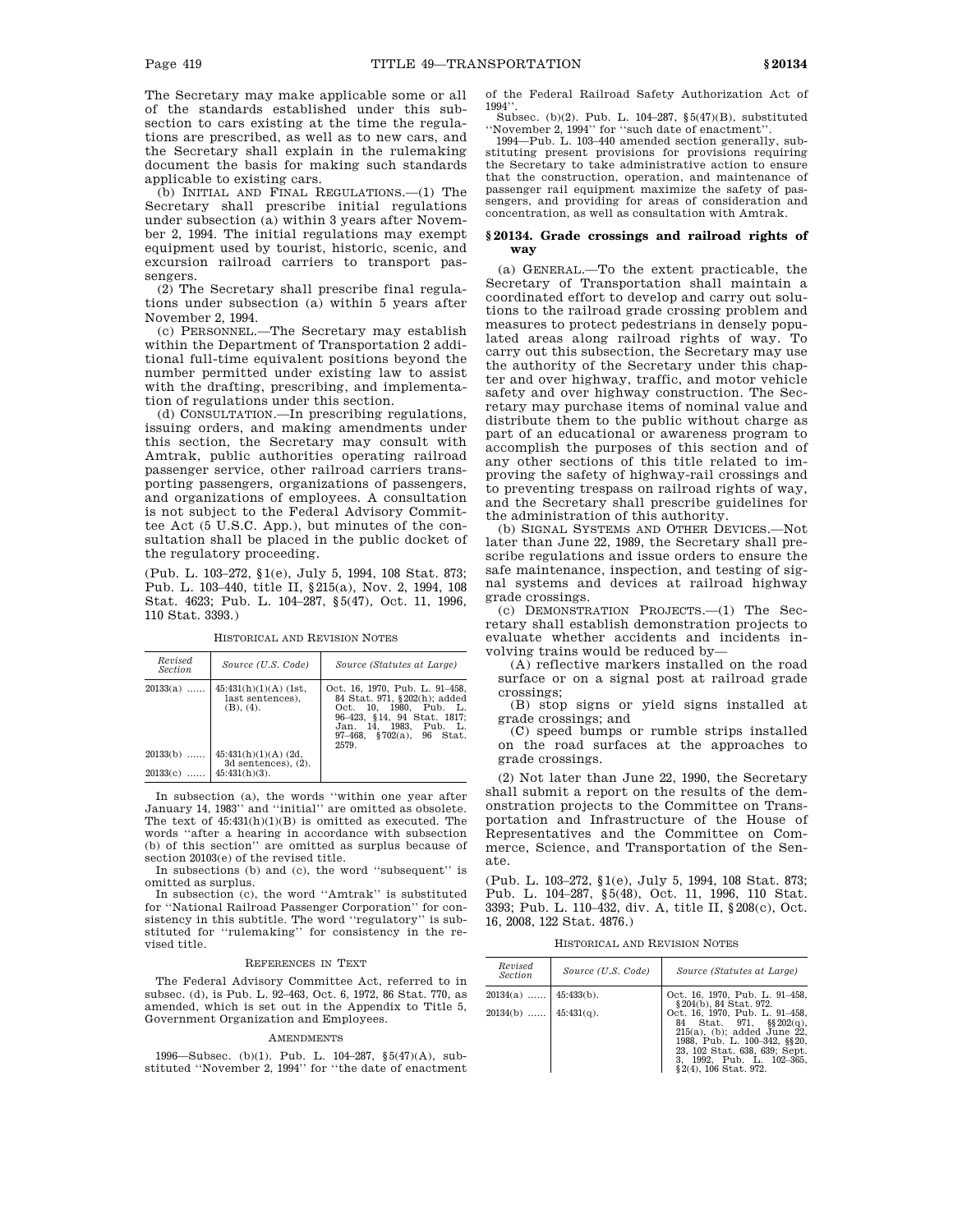The Secretary may make applicable some or all of the standards established under this subsection to cars existing at the time the regulations are prescribed, as well as to new cars, and the Secretary shall explain in the rulemaking document the basis for making such standards applicable to existing cars.

(b) INITIAL AND FINAL REGULATIONS.—(1) The Secretary shall prescribe initial regulations under subsection (a) within 3 years after November 2, 1994. The initial regulations may exempt equipment used by tourist, historic, scenic, and excursion railroad carriers to transport passengers.

(2) The Secretary shall prescribe final regulations under subsection (a) within 5 years after November 2, 1994.

(c) PERSONNEL.—The Secretary may establish within the Department of Transportation 2 additional full-time equivalent positions beyond the number permitted under existing law to assist with the drafting, prescribing, and implementation of regulations under this section.

(d) CONSULTATION.—In prescribing regulations, issuing orders, and making amendments under this section, the Secretary may consult with Amtrak, public authorities operating railroad passenger service, other railroad carriers transporting passengers, organizations of passengers, and organizations of employees. A consultation is not subject to the Federal Advisory Committee Act (5 U.S.C. App.), but minutes of the consultation shall be placed in the public docket of the regulatory proceeding.

(Pub. L. 103–272, §1(e), July 5, 1994, 108 Stat. 873; Pub. L. 103–440, title II, §215(a), Nov. 2, 1994, 108 Stat. 4623; Pub. L. 104–287, §5(47), Oct. 11, 1996, 110 Stat. 3393.)

HISTORICAL AND REVISION NOTES

| Revised Section | Source (U.S. Code) | Source (Statutes at Large) |
|---|---|---|
| 20133(a) | 45:431(h)(1)(A) (1st, last sentences), (B), (4). | Oct. 16, 1970, Pub. L. 91–458, 84 Stat. 971, §202(h); added Oct. 10, 1980, Pub. L. 96–423, §14, 94 Stat. 1817; Jan. 14, 1983, Pub. L. 97–468, §702(a), 96 Stat. 2579. |
| 20133(b) | 45:431(h)(1)(A) (2d, 3d sentences), (2). | |
| 20133(c) | 45:431(h)(3). | |

In subsection (a), the words "within one year after January 14, 1983" and "initial" are omitted as obsolete. The text of 45:431(h)(1)(B) is omitted as executed. The words "after a hearing in accordance with subsection (b) of this section" are omitted as surplus because of section 20103(e) of the revised title.

In subsections (b) and (c), the word "subsequent" is omitted as surplus.

In subsection (c), the word "Amtrak" is substituted for "National Railroad Passenger Corporation" for consistency in this subtitle. The word "regulatory" is substituted for "rulemaking" for consistency in the revised title.

REFERENCES IN TEXT

The Federal Advisory Committee Act, referred to in subsec. (d), is Pub. L. 92–463, Oct. 6, 1972, 86 Stat. 770, as amended, which is set out in the Appendix to Title 5, Government Organization and Employees.

AMENDMENTS

1996—Subsec. (b)(1). Pub. L. 104–287, §5(47)(A), substituted "November 2, 1994" for "the date of enactment of the Federal Railroad Safety Authorization Act of 1994".

Subsec. (b)(2). Pub. L. 104–287, §5(47)(B), substituted "November 2, 1994" for "such date of enactment".

1994—Pub. L. 103–440 amended section generally, substituting present provisions for provisions requiring the Secretary to take administrative action to ensure that the construction, operation, and maintenance of passenger rail equipment maximize the safety of passengers, and providing for areas of consideration and concentration, as well as consultation with Amtrak.

### §20134. Grade crossings and railroad rights of way

(a) GENERAL.—To the extent practicable, the Secretary of Transportation shall maintain a coordinated effort to develop and carry out solutions to the railroad grade crossing problem and measures to protect pedestrians in densely populated areas along railroad rights of way. To carry out this subsection, the Secretary may use the authority of the Secretary under this chapter and over highway, traffic, and motor vehicle safety and over highway construction. The Secretary may purchase items of nominal value and distribute them to the public without charge as part of an educational or awareness program to accomplish the purposes of this section and of any other sections of this title related to improving the safety of highway-rail crossings and to preventing trespass on railroad rights of way, and the Secretary shall prescribe guidelines for the administration of this authority.

(b) SIGNAL SYSTEMS AND OTHER DEVICES.—Not later than June 22, 1989, the Secretary shall prescribe regulations and issue orders to ensure the safe maintenance, inspection, and testing of signal systems and devices at railroad highway grade crossings.

(c) DEMONSTRATION PROJECTS.—(1) The Secretary shall establish demonstration projects to evaluate whether accidents and incidents involving trains would be reduced by—

(A) reflective markers installed on the road surface or on a signal post at railroad grade crossings;

(B) stop signs or yield signs installed at grade crossings; and

(C) speed bumps or rumble strips installed on the road surfaces at the approaches to grade crossings.

(2) Not later than June 22, 1990, the Secretary shall submit a report on the results of the demonstration projects to the Committee on Transportation and Infrastructure of the House of Representatives and the Committee on Commerce, Science, and Transportation of the Senate.

(Pub. L. 103–272, §1(e), July 5, 1994, 108 Stat. 873; Pub. L. 104–287, §5(48), Oct. 11, 1996, 110 Stat. 3393; Pub. L. 110–432, div. A, title II, §208(c), Oct. 16, 2008, 122 Stat. 4876.)

HISTORICAL AND REVISION NOTES

| Revised Section | Source (U.S. Code) | Source (Statutes at Large) |
|---|---|---|
| 20134(a) | 45:433(b). | Oct. 16, 1970, Pub. L. 91–458, §204(b), 84 Stat. 972. |
| 20134(b) | 45:431(q). | Oct. 16, 1970, Pub. L. 91–458, 84 Stat. 971, §§202(q), 215(a), (b); added June 22, 1988, Pub. L. 100–342, §§20, 23, 102 Stat. 638, 639; Sept. 3, 1992, Pub. L. 102–365, §2(4), 106 Stat. 972. |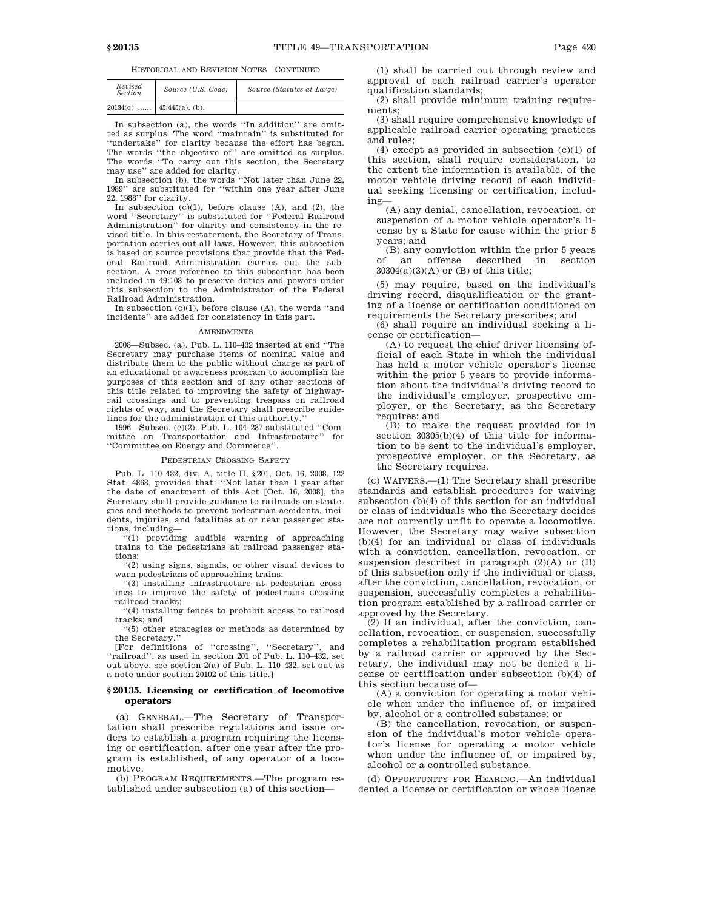HISTORICAL AND REVISION NOTES—CONTINUED

| Revised Section | Source (U.S. Code) | Source (Statutes at Large) |
|---|---|---|
| 20134(c) ...... | 45:445(a), (b). | |

In subsection (a), the words ''In addition'' are omitted as surplus. The word ''maintain'' is substituted for ''undertake'' for clarity because the effort has begun. The words ''the objective of'' are omitted as surplus. The words ''To carry out this section, the Secretary may use'' are added for clarity.

In subsection (b), the words ''Not later than June 22, 1989'' are substituted for ''within one year after June 22, 1988'' for clarity.

In subsection (c)(1), before clause (A), and (2), the word ''Secretary'' is substituted for ''Federal Railroad Administration'' for clarity and consistency in the revised title. In this restatement, the Secretary of Transportation carries out all laws. However, this subsection is based on source provisions that provide that the Federal Railroad Administration carries out the subsection. A cross-reference to this subsection has been included in 49:103 to preserve duties and powers under this subsection to the Administrator of the Federal Railroad Administration.

In subsection (c)(1), before clause (A), the words ''and incidents'' are added for consistency in this part.

AMENDMENTS

2008—Subsec. (a). Pub. L. 110–432 inserted at end ''The Secretary may purchase items of nominal value and distribute them to the public without charge as part of an educational or awareness program to accomplish the purposes of this section and of any other sections of this title related to improving the safety of highway-rail crossings and to preventing trespass on railroad rights of way, and the Secretary shall prescribe guidelines for the administration of this authority.''

1996—Subsec. (c)(2). Pub. L. 104–287 substituted ''Committee on Transportation and Infrastructure'' for ''Committee on Energy and Commerce''.

PEDESTRIAN CROSSING SAFETY

Pub. L. 110–432, div. A, title II, §201, Oct. 16, 2008, 122 Stat. 4868, provided that: ''Not later than 1 year after the date of enactment of this Act [Oct. 16, 2008], the Secretary shall provide guidance to railroads on strategies and methods to prevent pedestrian accidents, incidents, injuries, and fatalities at or near passenger stations, including—

''(1) providing audible warning of approaching trains to the pedestrians at railroad passenger stations;

''(2) using signs, signals, or other visual devices to warn pedestrians of approaching trains;

''(3) installing infrastructure at pedestrian crossings to improve the safety of pedestrians crossing railroad tracks;

''(4) installing fences to prohibit access to railroad tracks; and

''(5) other strategies or methods as determined by the Secretary.''

[For definitions of ''crossing'', ''Secretary'', and ''railroad'', as used in section 201 of Pub. L. 110–432, set out above, see section 2(a) of Pub. L. 110–432, set out as a note under section 20102 of this title.]

### § 20135. Licensing or certification of locomotive operators

(a) GENERAL.—The Secretary of Transportation shall prescribe regulations and issue orders to establish a program requiring the licensing or certification, after one year after the program is established, of any operator of a locomotive.

(b) PROGRAM REQUIREMENTS.—The program established under subsection (a) of this section—

(1) shall be carried out through review and approval of each railroad carrier's operator qualification standards;

(2) shall provide minimum training requirements;

(3) shall require comprehensive knowledge of applicable railroad carrier operating practices and rules;

(4) except as provided in subsection (c)(1) of this section, shall require consideration, to the extent the information is available, of the motor vehicle driving record of each individual seeking licensing or certification, including—

(A) any denial, cancellation, revocation, or suspension of a motor vehicle operator's license by a State for cause within the prior 5 years; and

(B) any conviction within the prior 5 years of an offense described in section 30304(a)(3)(A) or (B) of this title;

(5) may require, based on the individual's driving record, disqualification or the granting of a license or certification conditioned on requirements the Secretary prescribes; and

(6) shall require an individual seeking a license or certification—

(A) to request the chief driver licensing official of each State in which the individual has held a motor vehicle operator's license within the prior 5 years to provide information about the individual's driving record to the individual's employer, prospective employer, or the Secretary, as the Secretary requires; and

(B) to make the request provided for in section 30305(b)(4) of this title for information to be sent to the individual's employer, prospective employer, or the Secretary, as the Secretary requires.

(c) WAIVERS.—(1) The Secretary shall prescribe standards and establish procedures for waiving subsection (b)(4) of this section for an individual or class of individuals who the Secretary decides are not currently unfit to operate a locomotive. However, the Secretary may waive subsection (b)(4) for an individual or class of individuals with a conviction, cancellation, revocation, or suspension described in paragraph (2)(A) or (B) of this subsection only if the individual or class, after the conviction, cancellation, revocation, or suspension, successfully completes a rehabilitation program established by a railroad carrier or approved by the Secretary.

(2) If an individual, after the conviction, cancellation, revocation, or suspension, successfully completes a rehabilitation program established by a railroad carrier or approved by the Secretary, the individual may not be denied a license or certification under subsection (b)(4) of this section because of—

(A) a conviction for operating a motor vehicle when under the influence of, or impaired by, alcohol or a controlled substance; or

(B) the cancellation, revocation, or suspension of the individual's motor vehicle operator's license for operating a motor vehicle when under the influence of, or impaired by, alcohol or a controlled substance.

(d) OPPORTUNITY FOR HEARING.—An individual denied a license or certification or whose license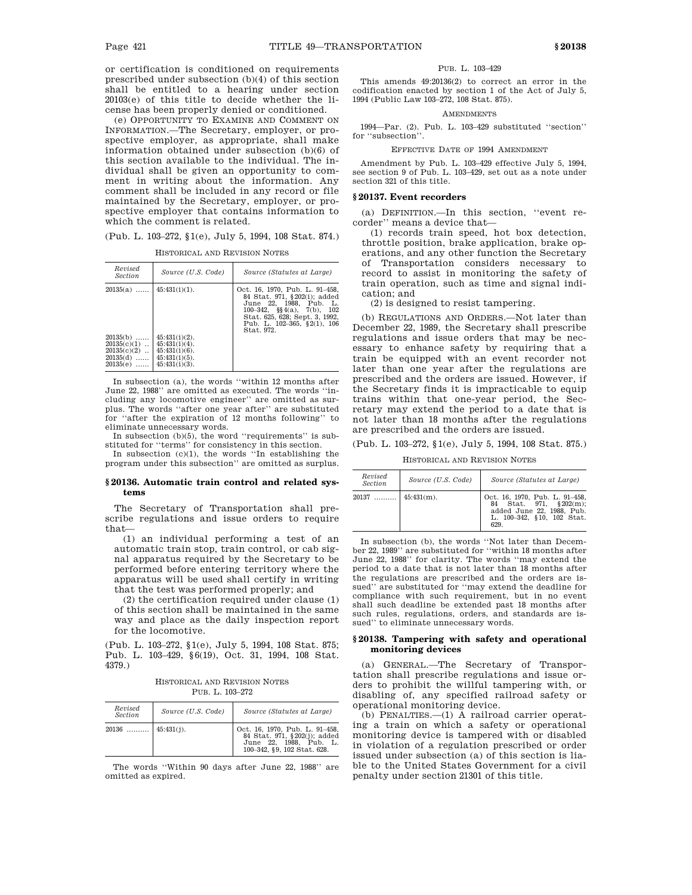or certification is conditioned on requirements prescribed under subsection (b)(4) of this section shall be entitled to a hearing under section 20103(e) of this title to decide whether the license has been properly denied or conditioned.

(e) OPPORTUNITY TO EXAMINE AND COMMENT ON INFORMATION.—The Secretary, employer, or prospective employer, as appropriate, shall make information obtained under subsection (b)(6) of this section available to the individual. The individual shall be given an opportunity to comment in writing about the information. Any comment shall be included in any record or file maintained by the Secretary, employer, or prospective employer that contains information to which the comment is related.

(Pub. L. 103–272, §1(e), July 5, 1994, 108 Stat. 874.)

HISTORICAL AND REVISION NOTES

| Revised Section | Source (U.S. Code) | Source (Statutes at Large) |
|---|---|---|
| 20135(a) ...... | 45:431(i)(1). | Oct. 16, 1970, Pub. L. 91–458, 84 Stat. 971, §202(i); added June 22, 1988, Pub. L. 100–342, §§4(a), 7(b), 102 Stat. 625, 628; Sept. 3, 1992, Pub. L. 102–365, §2(1), 106 Stat. 972. |
| 20135(b) ...... | 45:431(i)(2). | |
| 20135(c)(1) .. | 45:431(i)(4). | |
| 20135(c)(2) .. | 45:431(i)(6). | |
| 20135(d) ...... | 45:431(i)(5). | |
| 20135(e) ...... | 45:431(i)(3). | |

In subsection (a), the words "within 12 months after June 22, 1988" are omitted as executed. The words "including any locomotive engineer" are omitted as surplus. The words "after one year after" are substituted for "after the expiration of 12 months following" to eliminate unnecessary words.

In subsection (b)(5), the word "requirements" is substituted for "terms" for consistency in this section.

In subsection (c)(1), the words "In establishing the program under this subsection" are omitted as surplus.

## §20136. Automatic train control and related systems

The Secretary of Transportation shall prescribe regulations and issue orders to require that—

(1) an individual performing a test of an automatic train stop, train control, or cab signal apparatus required by the Secretary to be performed before entering territory where the apparatus will be used shall certify in writing that the test was performed properly; and

(2) the certification required under clause (1) of this section shall be maintained in the same way and place as the daily inspection report for the locomotive.

(Pub. L. 103–272, §1(e), July 5, 1994, 108 Stat. 875; Pub. L. 103–429, §6(19), Oct. 31, 1994, 108 Stat. 4379.)

HISTORICAL AND REVISION NOTES

PUB. L. 103–272

| Revised Section | Source (U.S. Code) | Source (Statutes at Large) |
|---|---|---|
| 20136 .......... | 45:431(j). | Oct. 16, 1970, Pub. L. 91–458, 84 Stat. 971, §202(j); added June 22, 1988, Pub. L. 100–342, §9, 102 Stat. 628. |

The words "Within 90 days after June 22, 1988" are omitted as expired.

PUB. L. 103–429

This amends 49:20136(2) to correct an error in the codification enacted by section 1 of the Act of July 5, 1994 (Public Law 103–272, 108 Stat. 875).

AMENDMENTS

1994—Par. (2). Pub. L. 103–429 substituted "section" for "subsection".

EFFECTIVE DATE OF 1994 AMENDMENT

Amendment by Pub. L. 103–429 effective July 5, 1994, see section 9 of Pub. L. 103–429, set out as a note under section 321 of this title.

## §20137. Event recorders

(a) DEFINITION.—In this section, "event recorder" means a device that—

(1) records train speed, hot box detection, throttle position, brake application, brake operations, and any other function the Secretary of Transportation considers necessary to record to assist in monitoring the safety of train operation, such as time and signal indication; and

(2) is designed to resist tampering.

(b) REGULATIONS AND ORDERS.—Not later than December 22, 1989, the Secretary shall prescribe regulations and issue orders that may be necessary to enhance safety by requiring that a train be equipped with an event recorder not later than one year after the regulations are prescribed and the orders are issued. However, if the Secretary finds it is impracticable to equip trains within that one-year period, the Secretary may extend the period to a date that is not later than 18 months after the regulations are prescribed and the orders are issued.

(Pub. L. 103–272, §1(e), July 5, 1994, 108 Stat. 875.)

HISTORICAL AND REVISION NOTES

| Revised Section | Source (U.S. Code) | Source (Statutes at Large) |
|---|---|---|
| 20137 .......... | 45:431(m). | Oct. 16, 1970, Pub. L. 91–458, 84 Stat. 971, §202(m); added June 22, 1988, Pub. L. 100–342, §10, 102 Stat. 629. |

In subsection (b), the words "Not later than December 22, 1989" are substituted for "within 18 months after June 22, 1988" for clarity. The words "may extend the period to a date that is not later than 18 months after the regulations are prescribed and the orders are issued" are substituted for "may extend the deadline for compliance with such requirement, but in no event shall such deadline be extended past 18 months after such rules, regulations, orders, and standards are issued" to eliminate unnecessary words.

## §20138. Tampering with safety and operational monitoring devices

(a) GENERAL.—The Secretary of Transportation shall prescribe regulations and issue orders to prohibit the willful tampering with, or disabling of, any specified railroad safety or operational monitoring device.

(b) PENALTIES.—(1) A railroad carrier operating a train on which a safety or operational monitoring device is tampered with or disabled in violation of a regulation prescribed or order issued under subsection (a) of this section is liable to the United States Government for a civil penalty under section 21301 of this title.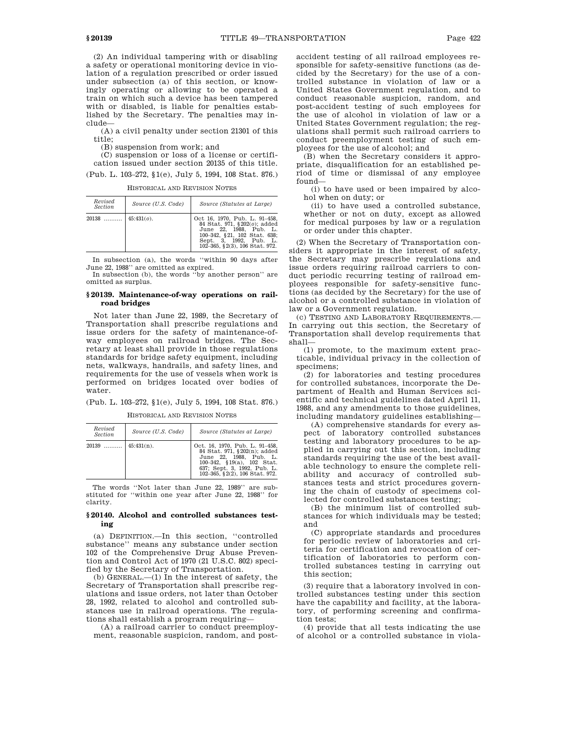(2) An individual tampering with or disabling a safety or operational monitoring device in violation of a regulation prescribed or order issued under subsection (a) of this section, or knowingly operating or allowing to be operated a train on which such a device has been tampered with or disabled, is liable for penalties established by the Secretary. The penalties may include—

(A) a civil penalty under section 21301 of this title;

(B) suspension from work; and

(C) suspension or loss of a license or certification issued under section 20135 of this title.

(Pub. L. 103–272, §1(e), July 5, 1994, 108 Stat. 876.)

HISTORICAL AND REVISION NOTES

| Revised Section | Source (U.S. Code) | Source (Statutes at Large) |
|---|---|---|
| 20138 .......... | 45:431(o). | Oct 16, 1970, Pub. L. 91–458, 84 Stat. 971, §202(o); added June 22, 1988, Pub. L. 100–342, §21, 102 Stat. 638; Sept. 3, 1992, Pub. L. 102–365, §2(3), 106 Stat. 972. |

In subsection (a), the words "within 90 days after June 22, 1988" are omitted as expired.

In subsection (b), the words "by another person" are omitted as surplus.

### §20139. Maintenance-of-way operations on railroad bridges

Not later than June 22, 1989, the Secretary of Transportation shall prescribe regulations and issue orders for the safety of maintenance-of-way employees on railroad bridges. The Secretary at least shall provide in those regulations standards for bridge safety equipment, including nets, walkways, handrails, and safety lines, and requirements for the use of vessels when work is performed on bridges located over bodies of water.

(Pub. L. 103–272, §1(e), July 5, 1994, 108 Stat. 876.)

HISTORICAL AND REVISION NOTES

| Revised Section | Source (U.S. Code) | Source (Statutes at Large) |
|---|---|---|
| 20139 .......... | 45:431(n). | Oct. 16, 1970, Pub. L. 91–458, 84 Stat. 971, §202(n); added June 22, 1988, Pub. L. 100–342, §19(a), 102 Stat. 637; Sept. 3, 1992, Pub. L. 102–365, §2(2), 106 Stat. 972. |

The words "Not later than June 22, 1989" are substituted for "within one year after June 22, 1988" for clarity.

### §20140. Alcohol and controlled substances testing

(a) DEFINITION.—In this section, "controlled substance" means any substance under section 102 of the Comprehensive Drug Abuse Prevention and Control Act of 1970 (21 U.S.C. 802) specified by the Secretary of Transportation.

(b) GENERAL.—(1) In the interest of safety, the Secretary of Transportation shall prescribe regulations and issue orders, not later than October 28, 1992, related to alcohol and controlled substances use in railroad operations. The regulations shall establish a program requiring—

(A) a railroad carrier to conduct preemployment, reasonable suspicion, random, and post-accident testing of all railroad employees responsible for safety-sensitive functions (as decided by the Secretary) for the use of a controlled substance in violation of law or a United States Government regulation, and to conduct reasonable suspicion, random, and post-accident testing of such employees for the use of alcohol in violation of law or a United States Government regulation; the regulations shall permit such railroad carriers to conduct preemployment testing of such employees for the use of alcohol; and

(B) when the Secretary considers it appropriate, disqualification for an established period of time or dismissal of any employee found—

(i) to have used or been impaired by alcohol when on duty; or

(ii) to have used a controlled substance, whether or not on duty, except as allowed for medical purposes by law or a regulation or order under this chapter.

(2) When the Secretary of Transportation considers it appropriate in the interest of safety, the Secretary may prescribe regulations and issue orders requiring railroad carriers to conduct periodic recurring testing of railroad employees responsible for safety-sensitive functions (as decided by the Secretary) for the use of alcohol or a controlled substance in violation of law or a Government regulation.

(c) TESTING AND LABORATORY REQUIREMENTS.—In carrying out this section, the Secretary of Transportation shall develop requirements that shall—

(1) promote, to the maximum extent practicable, individual privacy in the collection of specimens;

(2) for laboratories and testing procedures for controlled substances, incorporate the Department of Health and Human Services scientific and technical guidelines dated April 11, 1988, and any amendments to those guidelines, including mandatory guidelines establishing—

(A) comprehensive standards for every aspect of laboratory controlled substances testing and laboratory procedures to be applied in carrying out this section, including standards requiring the use of the best available technology to ensure the complete reliability and accuracy of controlled substances tests and strict procedures governing the chain of custody of specimens collected for controlled substances testing;

(B) the minimum list of controlled substances for which individuals may be tested; and

(C) appropriate standards and procedures for periodic review of laboratories and criteria for certification and revocation of certification of laboratories to perform controlled substances testing in carrying out this section;

(3) require that a laboratory involved in controlled substances testing under this section have the capability and facility, at the laboratory, of performing screening and confirmation tests;

(4) provide that all tests indicating the use of alcohol or a controlled substance in viola-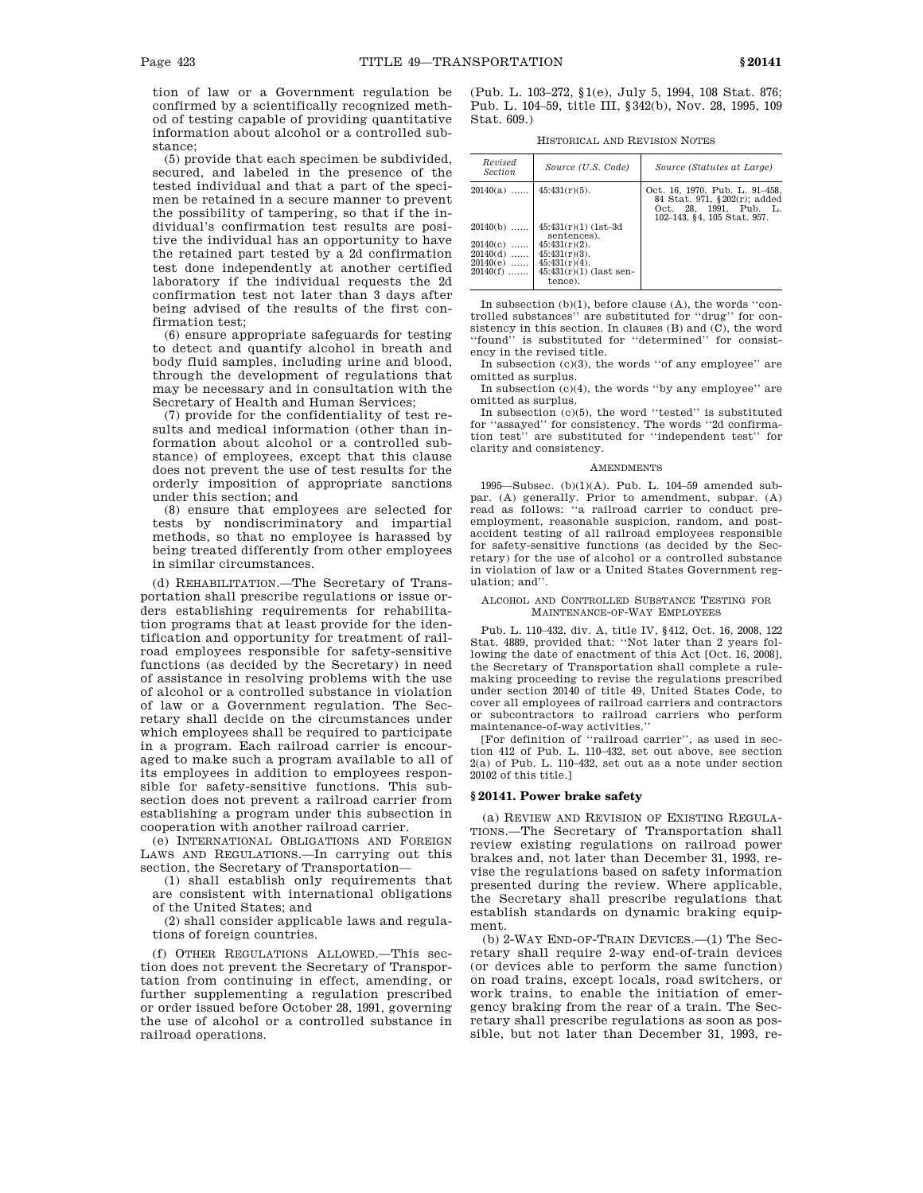tion of law or a Government regulation be confirmed by a scientifically recognized method of testing capable of providing quantitative information about alcohol or a controlled substance;

(5) provide that each specimen be subdivided, secured, and labeled in the presence of the tested individual and that a part of the specimen be retained in a secure manner to prevent the possibility of tampering, so that if the individual's confirmation test results are positive the individual has an opportunity to have the retained part tested by a 2d confirmation test done independently at another certified laboratory if the individual requests the 2d confirmation test not later than 3 days after being advised of the results of the first confirmation test;

(6) ensure appropriate safeguards for testing to detect and quantify alcohol in breath and body fluid samples, including urine and blood, through the development of regulations that may be necessary and in consultation with the Secretary of Health and Human Services;

(7) provide for the confidentiality of test results and medical information (other than information about alcohol or a controlled substance) of employees, except that this clause does not prevent the use of test results for the orderly imposition of appropriate sanctions under this section; and

(8) ensure that employees are selected for tests by nondiscriminatory and impartial methods, so that no employee is harassed by being treated differently from other employees in similar circumstances.

(d) REHABILITATION.—The Secretary of Transportation shall prescribe regulations or issue orders establishing requirements for rehabilitation programs that at least provide for the identification and opportunity for treatment of railroad employees responsible for safety-sensitive functions (as decided by the Secretary) in need of assistance in resolving problems with the use of alcohol or a controlled substance in violation of law or a Government regulation. The Secretary shall decide on the circumstances under which employees shall be required to participate in a program. Each railroad carrier is encouraged to make such a program available to all of its employees in addition to employees responsible for safety-sensitive functions. This subsection does not prevent a railroad carrier from establishing a program under this subsection in cooperation with another railroad carrier.

(e) INTERNATIONAL OBLIGATIONS AND FOREIGN LAWS AND REGULATIONS.—In carrying out this section, the Secretary of Transportation—

(1) shall establish only requirements that are consistent with international obligations of the United States; and

(2) shall consider applicable laws and regulations of foreign countries.

(f) OTHER REGULATIONS ALLOWED.—This section does not prevent the Secretary of Transportation from continuing in effect, amending, or further supplementing a regulation prescribed or order issued before October 28, 1991, governing the use of alcohol or a controlled substance in railroad operations.

(Pub. L. 103–272, §1(e), July 5, 1994, 108 Stat. 876; Pub. L. 104–59, title III, §342(b), Nov. 28, 1995, 109 Stat. 609.)

HISTORICAL AND REVISION NOTES

| Revised Section | Source (U.S. Code) | Source (Statutes at Large) |
|---|---|---|
| 20140(a) …… | 45:431(r)(5). | Oct. 16, 1970, Pub. L. 91–458, 84 Stat. 971, §202(r); added Oct. 28, 1991, Pub. L. 102–143, §4, 105 Stat. 957. |
| 20140(b) …… | 45:431(r)(1) (1st–3d sentences). | |
| 20140(c) …… | 45:431(r)(2). | |
| 20140(d) …… | 45:431(r)(3). | |
| 20140(e) …… | 45:431(r)(4). | |
| 20140(f) …… | 45:431(r)(1) (last sentence). | |

In subsection (b)(1), before clause (A), the words "controlled substances" are substituted for "drug" for consistency in this section. In clauses (B) and (C), the word "found" is substituted for "determined" for consistency in the revised title.

In subsection (c)(3), the words "of any employee" are omitted as surplus.

In subsection (c)(4), the words "by any employee" are omitted as surplus.

In subsection (c)(5), the word "tested" is substituted for "assayed" for consistency. The words "2d confirmation test" are substituted for "independent test" for clarity and consistency.

AMENDMENTS

1995—Subsec. (b)(1)(A). Pub. L. 104–59 amended subpar. (A) generally. Prior to amendment, subpar. (A) read as follows: "a railroad carrier to conduct preemployment, reasonable suspicion, random, and post-accident testing of all railroad employees responsible for safety-sensitive functions (as decided by the Secretary) for the use of alcohol or a controlled substance in violation of law or a United States Government regulation; and".

ALCOHOL AND CONTROLLED SUBSTANCE TESTING FOR MAINTENANCE-OF-WAY EMPLOYEES

Pub. L. 110–432, div. A, title IV, §412, Oct. 16, 2008, 122 Stat. 4889, provided that: "Not later than 2 years following the date of enactment of this Act [Oct. 16, 2008], the Secretary of Transportation shall complete a rulemaking proceeding to revise the regulations prescribed under section 20140 of title 49, United States Code, to cover all employees of railroad carriers and contractors or subcontractors to railroad carriers who perform maintenance-of-way activities."

[For definition of "railroad carrier", as used in section 412 of Pub. L. 110–432, set out above, see section 2(a) of Pub. L. 110–432, set out as a note under section 20102 of this title.]

### §20141. Power brake safety

(a) REVIEW AND REVISION OF EXISTING REGULATIONS.—The Secretary of Transportation shall review existing regulations on railroad power brakes and, not later than December 31, 1993, revise the regulations based on safety information presented during the review. Where applicable, the Secretary shall prescribe regulations that establish standards on dynamic braking equipment.

(b) 2-WAY END-OF-TRAIN DEVICES.—(1) The Secretary shall require 2-way end-of-train devices (or devices able to perform the same function) on road trains, except locals, road switchers, or work trains, to enable the initiation of emergency braking from the rear of a train. The Secretary shall prescribe regulations as soon as possible, but not later than December 31, 1993, re-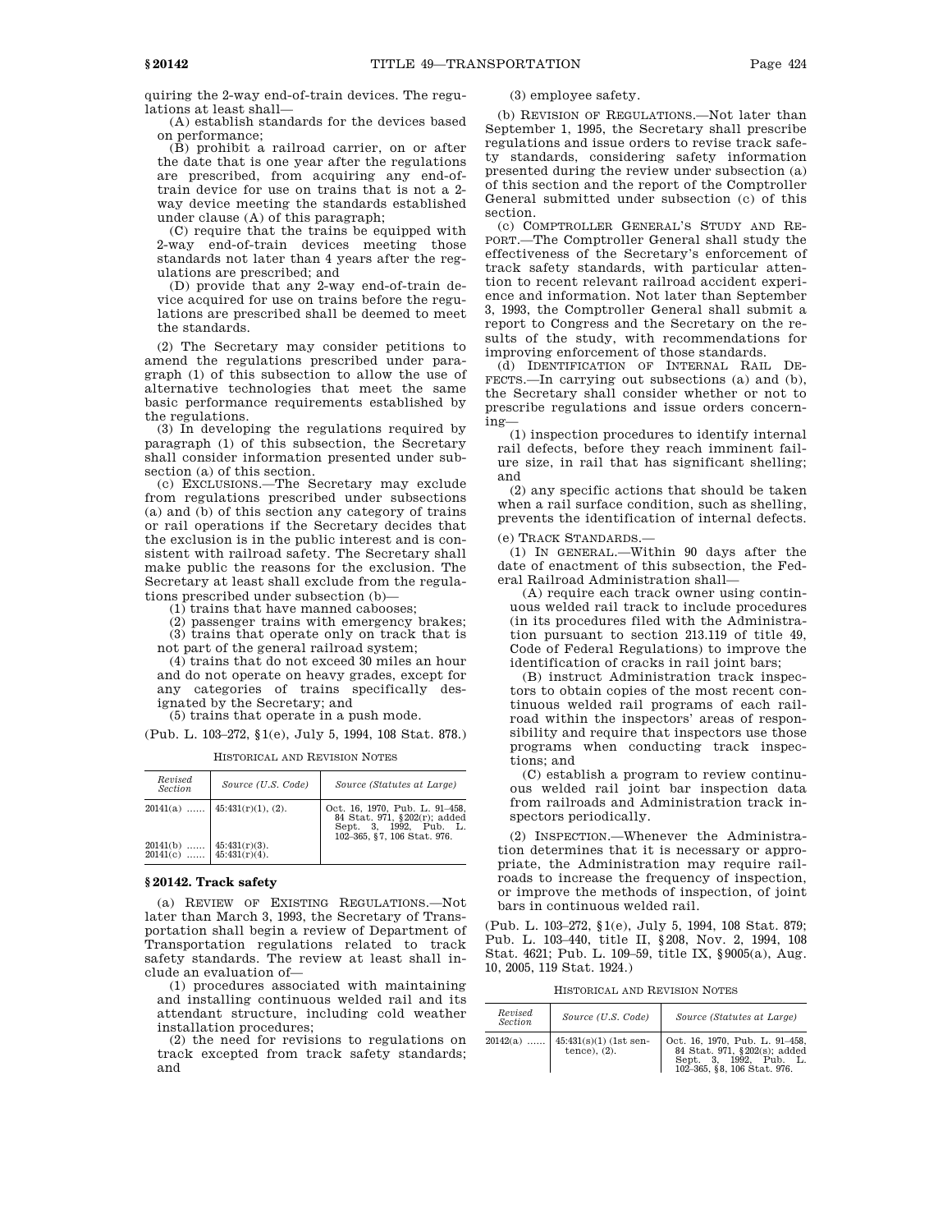quiring the 2-way end-of-train devices. The regulations at least shall—

(A) establish standards for the devices based on performance;

(B) prohibit a railroad carrier, on or after the date that is one year after the regulations are prescribed, from acquiring any end-of-train device for use on trains that is not a 2-way device meeting the standards established under clause (A) of this paragraph;

(C) require that the trains be equipped with 2-way end-of-train devices meeting those standards not later than 4 years after the regulations are prescribed; and

(D) provide that any 2-way end-of-train device acquired for use on trains before the regulations are prescribed shall be deemed to meet the standards.

(2) The Secretary may consider petitions to amend the regulations prescribed under paragraph (1) of this subsection to allow the use of alternative technologies that meet the same basic performance requirements established by the regulations.

(3) In developing the regulations required by paragraph (1) of this subsection, the Secretary shall consider information presented under subsection (a) of this section.

(c) EXCLUSIONS.—The Secretary may exclude from regulations prescribed under subsections (a) and (b) of this section any category of trains or rail operations if the Secretary decides that the exclusion is in the public interest and is consistent with railroad safety. The Secretary shall make public the reasons for the exclusion. The Secretary at least shall exclude from the regulations prescribed under subsection (b)—

(1) trains that have manned cabooses;

(2) passenger trains with emergency brakes;

(3) trains that operate only on track that is not part of the general railroad system;

(4) trains that do not exceed 30 miles an hour and do not operate on heavy grades, except for any categories of trains specifically designated by the Secretary; and

(5) trains that operate in a push mode.

(Pub. L. 103–272, §1(e), July 5, 1994, 108 Stat. 878.)

HISTORICAL AND REVISION NOTES

| Revised Section | Source (U.S. Code) | Source (Statutes at Large) |
|---|---|---|
| 20141(a) …… | 45:431(r)(1), (2). | Oct. 16, 1970, Pub. L. 91–458, 84 Stat. 971, §202(r); added Sept. 3, 1992, Pub. L. 102–365, §7, 106 Stat. 976. |
| 20141(b) …… | 45:431(r)(3). | |
| 20141(c) …… | 45:431(r)(4). | |

### § 20142. Track safety

(a) REVIEW OF EXISTING REGULATIONS.—Not later than March 3, 1993, the Secretary of Transportation shall begin a review of Department of Transportation regulations related to track safety standards. The review at least shall include an evaluation of—

(1) procedures associated with maintaining and installing continuous welded rail and its attendant structure, including cold weather installation procedures;

(2) the need for revisions to regulations on track excepted from track safety standards; and

(3) employee safety.

(b) REVISION OF REGULATIONS.—Not later than September 1, 1995, the Secretary shall prescribe regulations and issue orders to revise track safety standards, considering safety information presented during the review under subsection (a) of this section and the report of the Comptroller General submitted under subsection (c) of this section.

(c) COMPTROLLER GENERAL'S STUDY AND REPORT.—The Comptroller General shall study the effectiveness of the Secretary's enforcement of track safety standards, with particular attention to recent relevant railroad accident experience and information. Not later than September 3, 1993, the Comptroller General shall submit a report to Congress and the Secretary on the results of the study, with recommendations for improving enforcement of those standards.

(d) IDENTIFICATION OF INTERNAL RAIL DEFECTS.—In carrying out subsections (a) and (b), the Secretary shall consider whether or not to prescribe regulations and issue orders concerning—

(1) inspection procedures to identify internal rail defects, before they reach imminent failure size, in rail that has significant shelling; and

(2) any specific actions that should be taken when a rail surface condition, such as shelling, prevents the identification of internal defects.

(e) TRACK STANDARDS.—

(1) IN GENERAL.—Within 90 days after the date of enactment of this subsection, the Federal Railroad Administration shall—

(A) require each track owner using continuous welded rail track to include procedures (in its procedures filed with the Administration pursuant to section 213.119 of title 49, Code of Federal Regulations) to improve the identification of cracks in rail joint bars;

(B) instruct Administration track inspectors to obtain copies of the most recent continuous welded rail programs of each railroad within the inspectors' areas of responsibility and require that inspectors use those programs when conducting track inspections; and

(C) establish a program to review continuous welded rail joint bar inspection data from railroads and Administration track inspectors periodically.

(2) INSPECTION.—Whenever the Administration determines that it is necessary or appropriate, the Administration may require railroads to increase the frequency of inspection, or improve the methods of inspection, of joint bars in continuous welded rail.

(Pub. L. 103–272, §1(e), July 5, 1994, 108 Stat. 879; Pub. L. 103–440, title II, §208, Nov. 2, 1994, 108 Stat. 4621; Pub. L. 109–59, title IX, §9005(a), Aug. 10, 2005, 119 Stat. 1924.)

HISTORICAL AND REVISION NOTES

| Revised Section | Source (U.S. Code) | Source (Statutes at Large) |
|---|---|---|
| 20142(a) …… | 45:431(s)(1) (1st sentence), (2). | Oct. 16, 1970, Pub. L. 91–458, 84 Stat. 971, §202(s); added Sept. 3, 1992, Pub. L. 102–365, §8, 106 Stat. 976. |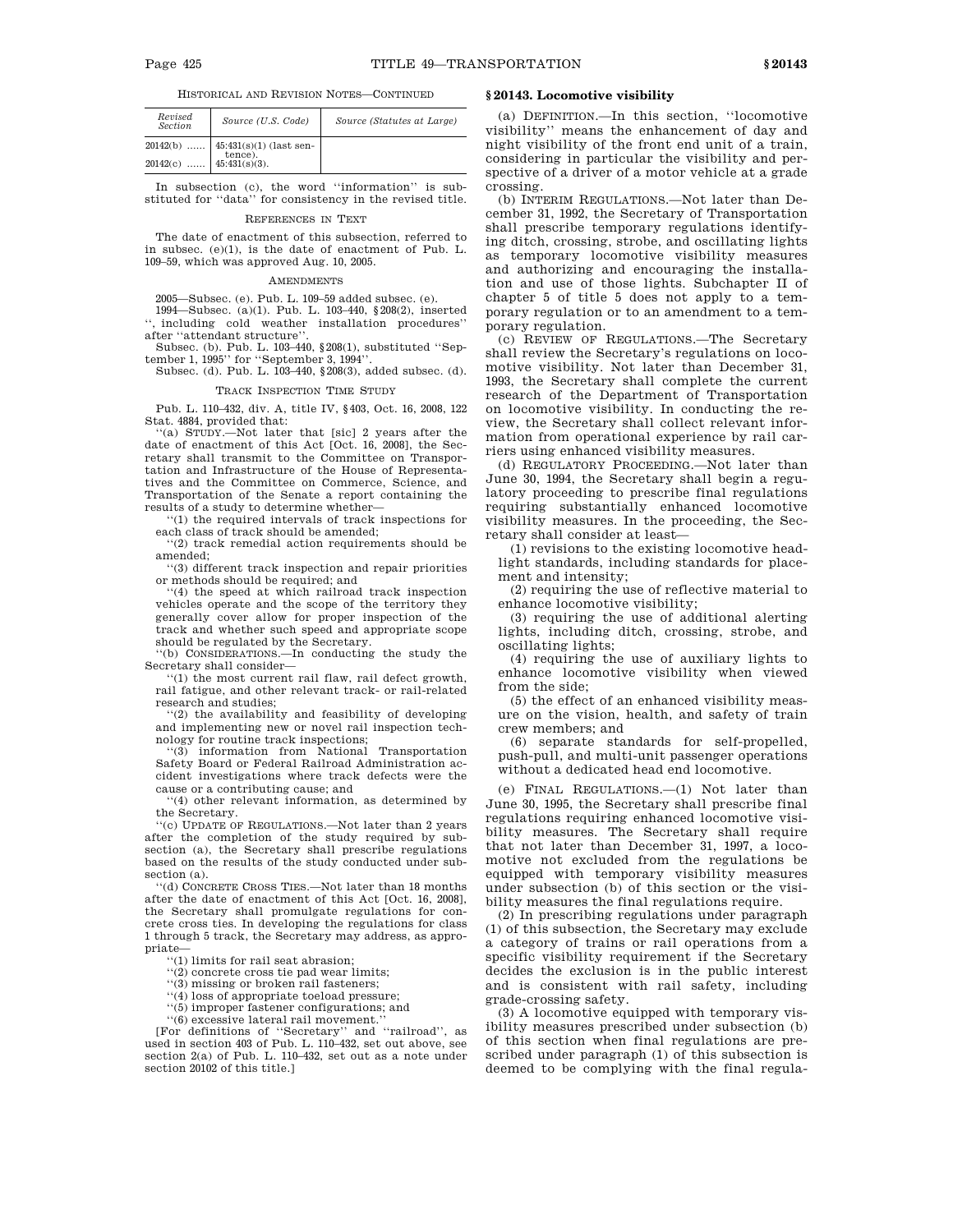HISTORICAL AND REVISION NOTES—CONTINUED

| Revised Section | Source (U.S. Code) | Source (Statutes at Large) |
|---|---|---|
| 20142(b) ...... | 45:431(s)(1) (last sentence). | |
| 20142(c) ...... | 45:431(s)(3). | |

In subsection (c), the word ''information'' is substituted for ''data'' for consistency in the revised title.

REFERENCES IN TEXT

The date of enactment of this subsection, referred to in subsec. (e)(1), is the date of enactment of Pub. L. 109–59, which was approved Aug. 10, 2005.

AMENDMENTS

2005—Subsec. (e). Pub. L. 109–59 added subsec. (e).

1994—Subsec. (a)(1). Pub. L. 103–440, §208(2), inserted '', including cold weather installation procedures'' after ''attendant structure''.

Subsec. (b). Pub. L. 103–440, §208(1), substituted ''September 1, 1995'' for ''September 3, 1994''.

Subsec. (d). Pub. L. 103–440, §208(3), added subsec. (d).

TRACK INSPECTION TIME STUDY

Pub. L. 110–432, div. A, title IV, §403, Oct. 16, 2008, 122 Stat. 4884, provided that:

''(a) STUDY.—Not later that [sic] 2 years after the date of enactment of this Act [Oct. 16, 2008], the Secretary shall transmit to the Committee on Transportation and Infrastructure of the House of Representatives and the Committee on Commerce, Science, and Transportation of the Senate a report containing the results of a study to determine whether—

''(1) the required intervals of track inspections for each class of track should be amended;

''(2) track remedial action requirements should be amended;

''(3) different track inspection and repair priorities or methods should be required; and

''(4) the speed at which railroad track inspection vehicles operate and the scope of the territory they generally cover allow for proper inspection of the track and whether such speed and appropriate scope should be regulated by the Secretary.

''(b) CONSIDERATIONS.—In conducting the study the Secretary shall consider—

''(1) the most current rail flaw, rail defect growth, rail fatigue, and other relevant track- or rail-related research and studies;

''(2) the availability and feasibility of developing and implementing new or novel rail inspection technology for routine track inspections;

''(3) information from National Transportation Safety Board or Federal Railroad Administration accident investigations where track defects were the cause or a contributing cause; and

''(4) other relevant information, as determined by the Secretary.

''(c) UPDATE OF REGULATIONS.—Not later than 2 years after the completion of the study required by subsection (a), the Secretary shall prescribe regulations based on the results of the study conducted under subsection (a).

''(d) CONCRETE CROSS TIES.—Not later than 18 months after the date of enactment of this Act [Oct. 16, 2008], the Secretary shall promulgate regulations for concrete cross ties. In developing the regulations for class 1 through 5 track, the Secretary may address, as appropriate—

''(1) limits for rail seat abrasion;

''(2) concrete cross tie pad wear limits;

''(3) missing or broken rail fasteners;

''(4) loss of appropriate toeload pressure;

''(5) improper fastener configurations; and

''(6) excessive lateral rail movement.''

[For definitions of ''Secretary'' and ''railroad'', as used in section 403 of Pub. L. 110–432, set out above, see section 2(a) of Pub. L. 110–432, set out as a note under section 20102 of this title.]

## §20143. Locomotive visibility

(a) DEFINITION.—In this section, ''locomotive visibility'' means the enhancement of day and night visibility of the front end unit of a train, considering in particular the visibility and perspective of a driver of a motor vehicle at a grade crossing.

(b) INTERIM REGULATIONS.—Not later than December 31, 1992, the Secretary of Transportation shall prescribe temporary regulations identifying ditch, crossing, strobe, and oscillating lights as temporary locomotive visibility measures and authorizing and encouraging the installation and use of those lights. Subchapter II of chapter 5 of title 5 does not apply to a temporary regulation or to an amendment to a temporary regulation.

(c) REVIEW OF REGULATIONS.—The Secretary shall review the Secretary's regulations on locomotive visibility. Not later than December 31, 1993, the Secretary shall complete the current research of the Department of Transportation on locomotive visibility. In conducting the review, the Secretary shall collect relevant information from operational experience by rail carriers using enhanced visibility measures.

(d) REGULATORY PROCEEDING.—Not later than June 30, 1994, the Secretary shall begin a regulatory proceeding to prescribe final regulations requiring substantially enhanced locomotive visibility measures. In the proceeding, the Secretary shall consider at least—

(1) revisions to the existing locomotive headlight standards, including standards for placement and intensity;

(2) requiring the use of reflective material to enhance locomotive visibility;

(3) requiring the use of additional alerting lights, including ditch, crossing, strobe, and oscillating lights;

(4) requiring the use of auxiliary lights to enhance locomotive visibility when viewed from the side;

(5) the effect of an enhanced visibility measure on the vision, health, and safety of train crew members; and

(6) separate standards for self-propelled, push-pull, and multi-unit passenger operations without a dedicated head end locomotive.

(e) FINAL REGULATIONS.—(1) Not later than June 30, 1995, the Secretary shall prescribe final regulations requiring enhanced locomotive visibility measures. The Secretary shall require that not later than December 31, 1997, a locomotive not excluded from the regulations be equipped with temporary visibility measures under subsection (b) of this section or the visibility measures the final regulations require.

(2) In prescribing regulations under paragraph (1) of this subsection, the Secretary may exclude a category of trains or rail operations from a specific visibility requirement if the Secretary decides the exclusion is in the public interest and is consistent with rail safety, including grade-crossing safety.

(3) A locomotive equipped with temporary visibility measures prescribed under subsection (b) of this section when final regulations are prescribed under paragraph (1) of this subsection is deemed to be complying with the final regula-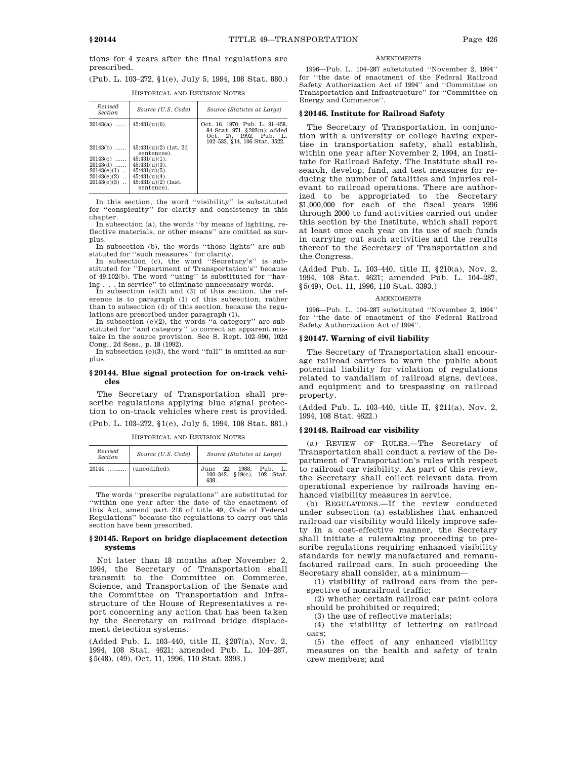tions for 4 years after the final regulations are prescribed.

(Pub. L. 103–272, §1(e), July 5, 1994, 108 Stat. 880.)

HISTORICAL AND REVISION NOTES

| Revised Section | Source (U.S. Code) | Source (Statutes at Large) |
|---|---|---|
| 20143(a) ...... | 45:431(u)(6). | Oct. 16, 1970, Pub. L. 91–458, 84 Stat. 971, §202(u); added Oct. 27, 1992, Pub. L. 102–533, §14, 106 Stat. 3522. |
| 20143(b) ...... | 45:431(u)(2) (1st, 2d sentences). | |
| 20143(c) ...... | 45:431(u)(1). | |
| 20143(d) ...... | 45:431(u)(3). | |
| 20143(e)(1) .. | 45:431(u)(5). | |
| 20143(e)(2) .. | 45:431(u)(4). | |
| 20143(e)(3) .. | 45:431(u)(2) (last sentence). | |

In this section, the word ''visibility'' is substituted for ''conspicuity'' for clarity and consistency in this chapter.

In subsection (a), the words ''by means of lighting, reflective materials, or other means'' are omitted as surplus.

In subsection (b), the words ''those lights'' are substituted for ''such measures'' for clarity.

In subsection (c), the word ''Secretary's'' is substituted for ''Department of Transportation's'' because of 49:102(b). The word ''using'' is substituted for ''having . . . in service'' to eliminate unnecessary words.

In subsection (e)(2) and (3) of this section, the reference is to paragraph (1) of this subsection, rather than to subsection (d) of this section, because the regulations are prescribed under paragraph (1).

In subsection (e)(2), the words ''a category'' are substituted for ''and category'' to correct an apparent mistake in the source provision. See S. Rept. 102–990, 102d Cong., 2d Sess., p. 18 (1992).

In subsection (e)(3), the word ''full'' is omitted as surplus.

### §20144. Blue signal protection for on-track vehicles

The Secretary of Transportation shall prescribe regulations applying blue signal protection to on-track vehicles where rest is provided.

(Pub. L. 103–272, §1(e), July 5, 1994, 108 Stat. 881.)

HISTORICAL AND REVISION NOTES

| Revised Section | Source (U.S. Code) | Source (Statutes at Large) |
|---|---|---|
| 20144 .......... | (uncodified). | June 22, 1988, Pub. L. 100–342, §19(c), 102 Stat. 638. |

The words ''prescribe regulations'' are substituted for ''within one year after the date of the enactment of this Act, amend part 218 of title 49, Code of Federal Regulations'' because the regulations to carry out this section have been prescribed.

### §20145. Report on bridge displacement detection systems

Not later than 18 months after November 2, 1994, the Secretary of Transportation shall transmit to the Committee on Commerce, Science, and Transportation of the Senate and the Committee on Transportation and Infrastructure of the House of Representatives a report concerning any action that has been taken by the Secretary on railroad bridge displacement detection systems.

(Added Pub. L. 103–440, title II, §207(a), Nov. 2, 1994, 108 Stat. 4621; amended Pub. L. 104–287, §5(48), (49), Oct. 11, 1996, 110 Stat. 3393.)

AMENDMENTS

1996—Pub. L. 104–287 substituted ''November 2, 1994'' for ''the date of enactment of the Federal Railroad Safety Authorization Act of 1994'' and ''Committee on Transportation and Infrastructure'' for ''Committee on Energy and Commerce''.

### §20146. Institute for Railroad Safety

The Secretary of Transportation, in conjunction with a university or college having expertise in transportation safety, shall establish, within one year after November 2, 1994, an Institute for Railroad Safety. The Institute shall research, develop, fund, and test measures for reducing the number of fatalities and injuries relevant to railroad operations. There are authorized to be appropriated to the Secretary $1,000,000 for each of the fiscal years 1996 through 2000 to fund activities carried out under this section by the Institute, which shall report at least once each year on its use of such funds in carrying out such activities and the results thereof to the Secretary of Transportation and the Congress.

(Added Pub. L. 103–440, title II, §210(a), Nov. 2, 1994, 108 Stat. 4621; amended Pub. L. 104–287, §5(49), Oct. 11, 1996, 110 Stat. 3393.)

AMENDMENTS

1996—Pub. L. 104–287 substituted ''November 2, 1994'' for ''the date of enactment of the Federal Railroad Safety Authorization Act of 1994''.

### §20147. Warning of civil liability

The Secretary of Transportation shall encourage railroad carriers to warn the public about potential liability for violation of regulations related to vandalism of railroad signs, devices, and equipment and to trespassing on railroad property.

(Added Pub. L. 103–440, title II, §211(a), Nov. 2, 1994, 108 Stat. 4622.)

### §20148. Railroad car visibility

(a) REVIEW OF RULES.—The Secretary of Transportation shall conduct a review of the Department of Transportation's rules with respect to railroad car visibility. As part of this review, the Secretary shall collect relevant data from operational experience by railroads having enhanced visibility measures in service.

(b) REGULATIONS.—If the review conducted under subsection (a) establishes that enhanced railroad car visibility would likely improve safety in a cost-effective manner, the Secretary shall initiate a rulemaking proceeding to prescribe regulations requiring enhanced visibility standards for newly manufactured and remanufactured railroad cars. In such proceeding the Secretary shall consider, at a minimum—

(1) visibility of railroad cars from the perspective of nonrailroad traffic;

(2) whether certain railroad car paint colors should be prohibited or required;

(3) the use of reflective materials;

(4) the visibility of lettering on railroad cars;

(5) the effect of any enhanced visibility measures on the health and safety of train crew members; and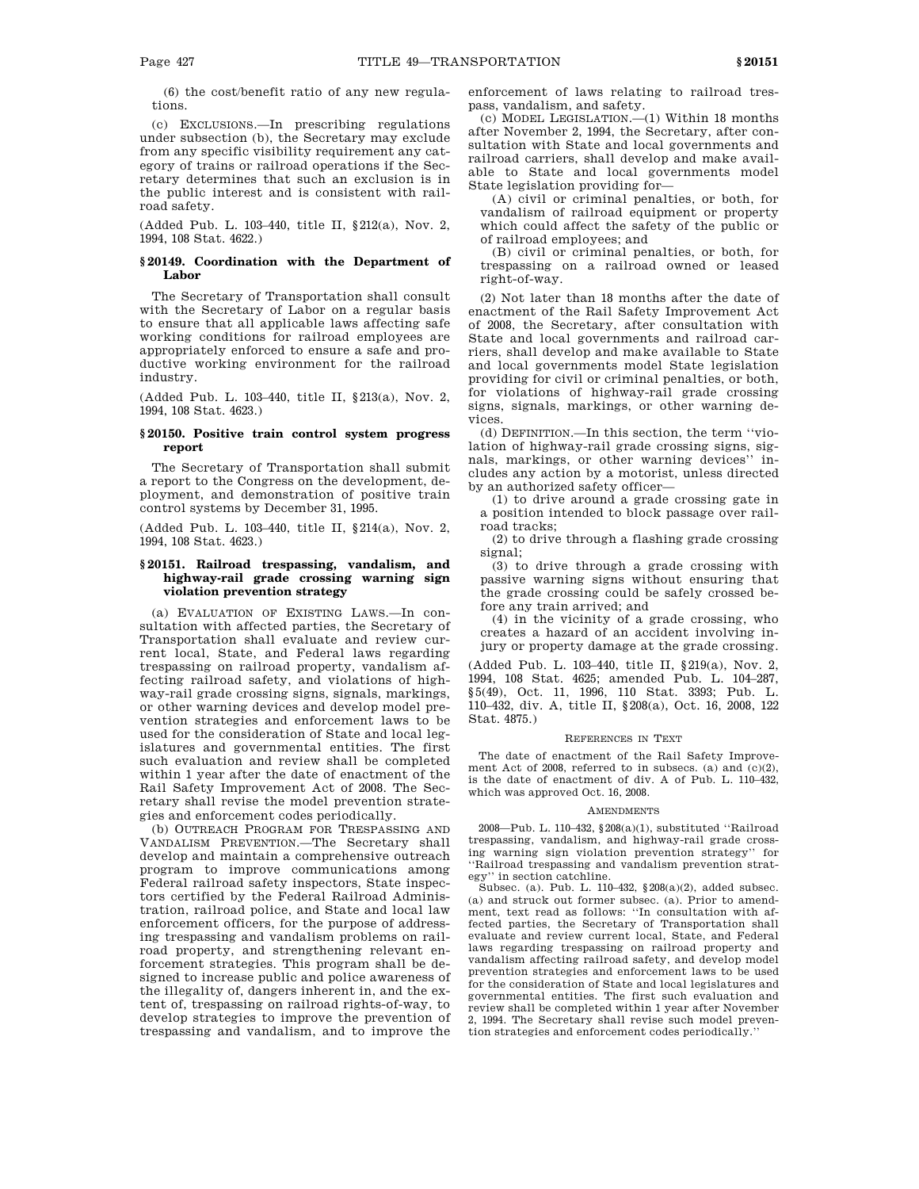(6) the cost/benefit ratio of any new regulations.

(c) EXCLUSIONS.—In prescribing regulations under subsection (b), the Secretary may exclude from any specific visibility requirement any category of trains or railroad operations if the Secretary determines that such an exclusion is in the public interest and is consistent with railroad safety.

(Added Pub. L. 103–440, title II, §212(a), Nov. 2, 1994, 108 Stat. 4622.)

### §20149. Coordination with the Department of Labor

The Secretary of Transportation shall consult with the Secretary of Labor on a regular basis to ensure that all applicable laws affecting safe working conditions for railroad employees are appropriately enforced to ensure a safe and productive working environment for the railroad industry.

(Added Pub. L. 103–440, title II, §213(a), Nov. 2, 1994, 108 Stat. 4623.)

### §20150. Positive train control system progress report

The Secretary of Transportation shall submit a report to the Congress on the development, deployment, and demonstration of positive train control systems by December 31, 1995.

(Added Pub. L. 103–440, title II, §214(a), Nov. 2, 1994, 108 Stat. 4623.)

### §20151. Railroad trespassing, vandalism, and highway-rail grade crossing warning sign violation prevention strategy

(a) EVALUATION OF EXISTING LAWS.—In consultation with affected parties, the Secretary of Transportation shall evaluate and review current local, State, and Federal laws regarding trespassing on railroad property, vandalism affecting railroad safety, and violations of highway-rail grade crossing signs, signals, markings, or other warning devices and develop model prevention strategies and enforcement laws to be used for the consideration of State and local legislatures and governmental entities. The first such evaluation and review shall be completed within 1 year after the date of enactment of the Rail Safety Improvement Act of 2008. The Secretary shall revise the model prevention strategies and enforcement codes periodically.

(b) OUTREACH PROGRAM FOR TRESPASSING AND VANDALISM PREVENTION.—The Secretary shall develop and maintain a comprehensive outreach program to improve communications among Federal railroad safety inspectors, State inspectors certified by the Federal Railroad Administration, railroad police, and State and local law enforcement officers, for the purpose of addressing trespassing and vandalism problems on railroad property, and strengthening relevant enforcement strategies. This program shall be designed to increase public and police awareness of the illegality of, dangers inherent in, and the extent of, trespassing on railroad rights-of-way, to develop strategies to improve the prevention of trespassing and vandalism, and to improve the enforcement of laws relating to railroad trespass, vandalism, and safety.

(c) MODEL LEGISLATION.—(1) Within 18 months after November 2, 1994, the Secretary, after consultation with State and local governments and railroad carriers, shall develop and make available to State and local governments model State legislation providing for—

(A) civil or criminal penalties, or both, for vandalism of railroad equipment or property which could affect the safety of the public or of railroad employees; and

(B) civil or criminal penalties, or both, for trespassing on a railroad owned or leased right-of-way.

(2) Not later than 18 months after the date of enactment of the Rail Safety Improvement Act of 2008, the Secretary, after consultation with State and local governments and railroad carriers, shall develop and make available to State and local governments model State legislation providing for civil or criminal penalties, or both, for violations of highway-rail grade crossing signs, signals, markings, or other warning devices.

(d) DEFINITION.—In this section, the term ''violation of highway-rail grade crossing signs, signals, markings, or other warning devices'' includes any action by a motorist, unless directed by an authorized safety officer—

(1) to drive around a grade crossing gate in a position intended to block passage over railroad tracks;

(2) to drive through a flashing grade crossing signal;

(3) to drive through a grade crossing with passive warning signs without ensuring that the grade crossing could be safely crossed before any train arrived; and

(4) in the vicinity of a grade crossing, who creates a hazard of an accident involving injury or property damage at the grade crossing.

(Added Pub. L. 103–440, title II, §219(a), Nov. 2, 1994, 108 Stat. 4625; amended Pub. L. 104–287, §5(49), Oct. 11, 1996, 110 Stat. 3393; Pub. L. 110–432, div. A, title II, §208(a), Oct. 16, 2008, 122 Stat. 4875.)

#### REFERENCES IN TEXT

The date of enactment of the Rail Safety Improvement Act of 2008, referred to in subsecs. (a) and (c)(2), is the date of enactment of div. A of Pub. L. 110–432, which was approved Oct. 16, 2008.

#### AMENDMENTS

2008—Pub. L. 110–432, §208(a)(1), substituted ''Railroad trespassing, vandalism, and highway-rail grade crossing warning sign violation prevention strategy'' for ''Railroad trespassing and vandalism prevention strategy'' in section catchline.

Subsec. (a). Pub. L. 110–432, §208(a)(2), added subsec. (a) and struck out former subsec. (a). Prior to amendment, text read as follows: ''In consultation with affected parties, the Secretary of Transportation shall evaluate and review current local, State, and Federal laws regarding trespassing on railroad property and vandalism affecting railroad safety, and develop model prevention strategies and enforcement laws to be used for the consideration of State and local legislatures and governmental entities. The first such evaluation and review shall be completed within 1 year after November 2, 1994. The Secretary shall revise such model prevention strategies and enforcement codes periodically.''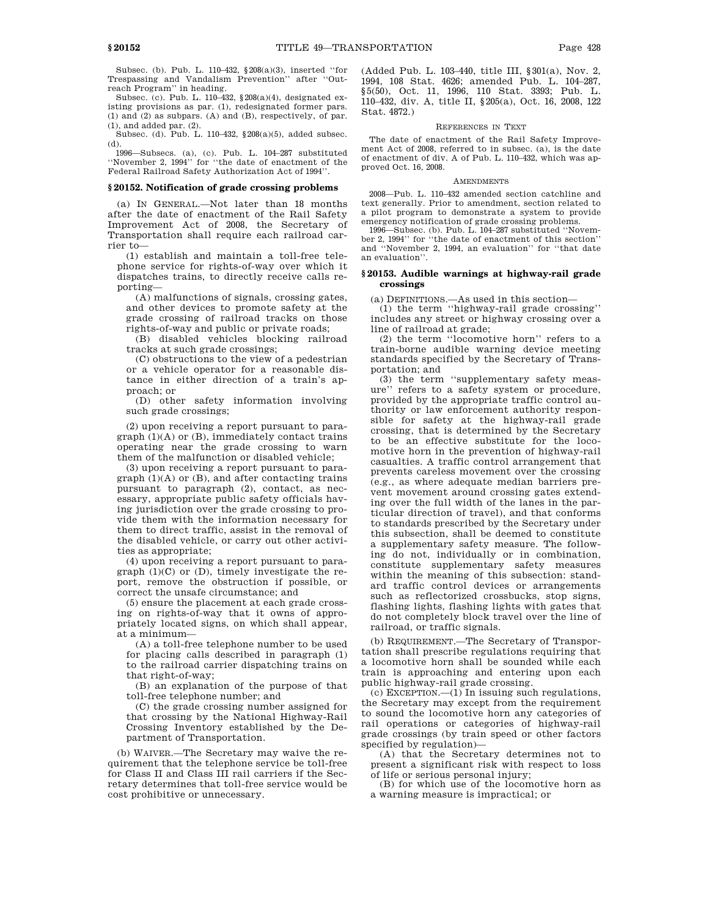Subsec. (b). Pub. L. 110–432, §208(a)(3), inserted "for Trespassing and Vandalism Prevention" after "Outreach Program" in heading.

Subsec. (c). Pub. L. 110–432, §208(a)(4), designated existing provisions as par. (1), redesignated former pars. (1) and (2) as subpars. (A) and (B), respectively, of par. (1), and added par. (2).

Subsec. (d). Pub. L. 110–432, §208(a)(5), added subsec. (d).

1996—Subsecs. (a), (c). Pub. L. 104–287 substituted "November 2, 1994" for "the date of enactment of the Federal Railroad Safety Authorization Act of 1994".

### § 20152. Notification of grade crossing problems

(a) IN GENERAL.—Not later than 18 months after the date of enactment of the Rail Safety Improvement Act of 2008, the Secretary of Transportation shall require each railroad carrier to—

(1) establish and maintain a toll-free telephone service for rights-of-way over which it dispatches trains, to directly receive calls reporting—

(A) malfunctions of signals, crossing gates, and other devices to promote safety at the grade crossing of railroad tracks on those rights-of-way and public or private roads;

(B) disabled vehicles blocking railroad tracks at such grade crossings;

(C) obstructions to the view of a pedestrian or a vehicle operator for a reasonable distance in either direction of a train's approach; or

(D) other safety information involving such grade crossings;

(2) upon receiving a report pursuant to paragraph (1)(A) or (B), immediately contact trains operating near the grade crossing to warn them of the malfunction or disabled vehicle;

(3) upon receiving a report pursuant to paragraph (1)(A) or (B), and after contacting trains pursuant to paragraph (2), contact, as necessary, appropriate public safety officials having jurisdiction over the grade crossing to provide them with the information necessary for them to direct traffic, assist in the removal of the disabled vehicle, or carry out other activities as appropriate;

(4) upon receiving a report pursuant to paragraph (1)(C) or (D), timely investigate the report, remove the obstruction if possible, or correct the unsafe circumstance; and

(5) ensure the placement at each grade crossing on rights-of-way that it owns of appropriately located signs, on which shall appear, at a minimum—

(A) a toll-free telephone number to be used for placing calls described in paragraph (1) to the railroad carrier dispatching trains on that right-of-way;

(B) an explanation of the purpose of that toll-free telephone number; and

(C) the grade crossing number assigned for that crossing by the National Highway-Rail Crossing Inventory established by the Department of Transportation.

(b) WAIVER.—The Secretary may waive the requirement that the telephone service be toll-free for Class II and Class III rail carriers if the Secretary determines that toll-free service would be cost prohibitive or unnecessary.

(Added Pub. L. 103–440, title III, §301(a), Nov. 2, 1994, 108 Stat. 4626; amended Pub. L. 104–287, §5(50), Oct. 11, 1996, 110 Stat. 3393; Pub. L. 110–432, div. A, title II, §205(a), Oct. 16, 2008, 122 Stat. 4872.)

REFERENCES IN TEXT

The date of enactment of the Rail Safety Improvement Act of 2008, referred to in subsec. (a), is the date of enactment of div. A of Pub. L. 110–432, which was approved Oct. 16, 2008.

AMENDMENTS

2008—Pub. L. 110–432 amended section catchline and text generally. Prior to amendment, section related to a pilot program to demonstrate a system to provide emergency notification of grade crossing problems.

1996—Subsec. (b). Pub. L. 104–287 substituted "November 2, 1994" for "the date of enactment of this section" and "November 2, 1994, an evaluation" for "that date an evaluation".

### § 20153. Audible warnings at highway-rail grade crossings

(a) DEFINITIONS.—As used in this section—

(1) the term "highway-rail grade crossing" includes any street or highway crossing over a line of railroad at grade;

(2) the term "locomotive horn" refers to a train-borne audible warning device meeting standards specified by the Secretary of Transportation; and

(3) the term "supplementary safety measure" refers to a safety system or procedure, provided by the appropriate traffic control authority or law enforcement authority responsible for safety at the highway-rail grade crossing, that is determined by the Secretary to be an effective substitute for the locomotive horn in the prevention of highway-rail casualties. A traffic control arrangement that prevents careless movement over the crossing (e.g., as where adequate median barriers prevent movement around crossing gates extending over the full width of the lanes in the particular direction of travel), and that conforms to standards prescribed by the Secretary under this subsection, shall be deemed to constitute a supplementary safety measure. The following do not, individually or in combination, constitute supplementary safety measures within the meaning of this subsection: standard traffic control devices or arrangements such as reflectorized crossbucks, stop signs, flashing lights, flashing lights with gates that do not completely block travel over the line of railroad, or traffic signals.

(b) REQUIREMENT.—The Secretary of Transportation shall prescribe regulations requiring that a locomotive horn shall be sounded while each train is approaching and entering upon each public highway-rail grade crossing.

(c) EXCEPTION.—(1) In issuing such regulations, the Secretary may except from the requirement to sound the locomotive horn any categories of rail operations or categories of highway-rail grade crossings (by train speed or other factors specified by regulation)—

(A) that the Secretary determines not to present a significant risk with respect to loss of life or serious personal injury;

(B) for which use of the locomotive horn as a warning measure is impractical; or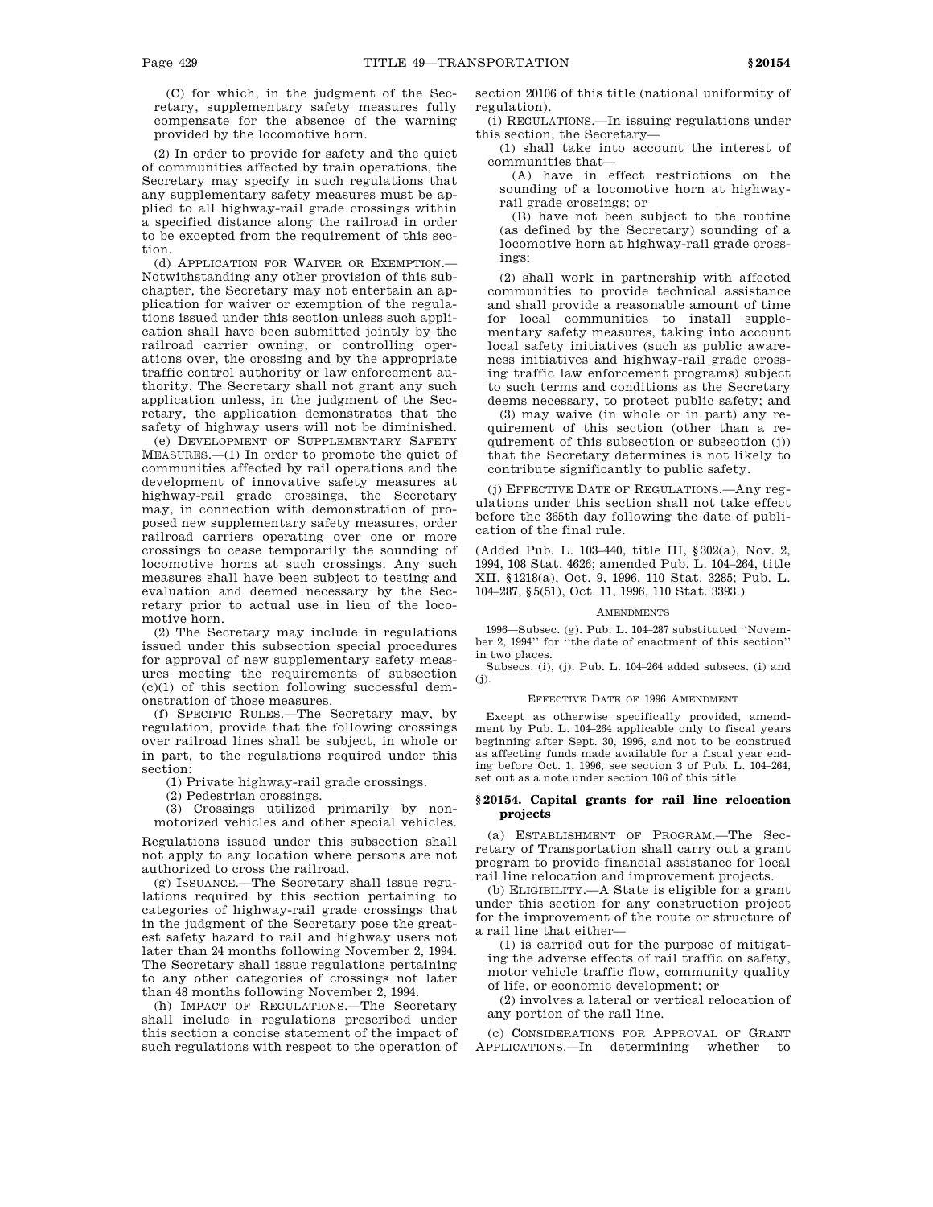(C) for which, in the judgment of the Secretary, supplementary safety measures fully compensate for the absence of the warning provided by the locomotive horn.

(2) In order to provide for safety and the quiet of communities affected by train operations, the Secretary may specify in such regulations that any supplementary safety measures must be applied to all highway-rail grade crossings within a specified distance along the railroad in order to be excepted from the requirement of this section.

(d) APPLICATION FOR WAIVER OR EXEMPTION.—Notwithstanding any other provision of this subchapter, the Secretary may not entertain an application for waiver or exemption of the regulations issued under this section unless such application shall have been submitted jointly by the railroad carrier owning, or controlling operations over, the crossing and by the appropriate traffic control authority or law enforcement authority. The Secretary shall not grant any such application unless, in the judgment of the Secretary, the application demonstrates that the safety of highway users will not be diminished.

(e) DEVELOPMENT OF SUPPLEMENTARY SAFETY MEASURES.—(1) In order to promote the quiet of communities affected by rail operations and the development of innovative safety measures at highway-rail grade crossings, the Secretary may, in connection with demonstration of proposed new supplementary safety measures, order railroad carriers operating over one or more crossings to cease temporarily the sounding of locomotive horns at such crossings. Any such measures shall have been subject to testing and evaluation and deemed necessary by the Secretary prior to actual use in lieu of the locomotive horn.

(2) The Secretary may include in regulations issued under this subsection special procedures for approval of new supplementary safety measures meeting the requirements of subsection (c)(1) of this section following successful demonstration of those measures.

(f) SPECIFIC RULES.—The Secretary may, by regulation, provide that the following crossings over railroad lines shall be subject, in whole or in part, to the regulations required under this section:

(1) Private highway-rail grade crossings.

(2) Pedestrian crossings.

(3) Crossings utilized primarily by nonmotorized vehicles and other special vehicles.

Regulations issued under this subsection shall not apply to any location where persons are not authorized to cross the railroad.

(g) ISSUANCE.—The Secretary shall issue regulations required by this section pertaining to categories of highway-rail grade crossings that in the judgment of the Secretary pose the greatest safety hazard to rail and highway users not later than 24 months following November 2, 1994. The Secretary shall issue regulations pertaining to any other categories of crossings not later than 48 months following November 2, 1994.

(h) IMPACT OF REGULATIONS.—The Secretary shall include in regulations prescribed under this section a concise statement of the impact of such regulations with respect to the operation of section 20106 of this title (national uniformity of regulation).

(i) REGULATIONS.—In issuing regulations under this section, the Secretary—

(1) shall take into account the interest of communities that—

(A) have in effect restrictions on the sounding of a locomotive horn at highway-rail grade crossings; or

(B) have not been subject to the routine (as defined by the Secretary) sounding of a locomotive horn at highway-rail grade crossings;

(2) shall work in partnership with affected communities to provide technical assistance and shall provide a reasonable amount of time for local communities to install supplementary safety measures, taking into account local safety initiatives (such as public awareness initiatives and highway-rail grade crossing traffic law enforcement programs) subject to such terms and conditions as the Secretary deems necessary, to protect public safety; and

(3) may waive (in whole or in part) any requirement of this section (other than a requirement of this subsection or subsection (j)) that the Secretary determines is not likely to contribute significantly to public safety.

(j) EFFECTIVE DATE OF REGULATIONS.—Any regulations under this section shall not take effect before the 365th day following the date of publication of the final rule.

(Added Pub. L. 103–440, title III, §302(a), Nov. 2, 1994, 108 Stat. 4626; amended Pub. L. 104–264, title XII, §1218(a), Oct. 9, 1996, 110 Stat. 3285; Pub. L. 104–287, §5(51), Oct. 11, 1996, 110 Stat. 3393.)

AMENDMENTS

1996—Subsec. (g). Pub. L. 104–287 substituted "November 2, 1994" for "the date of enactment of this section" in two places.

Subsecs. (i), (j). Pub. L. 104–264 added subsecs. (i) and (j).

EFFECTIVE DATE OF 1996 AMENDMENT

Except as otherwise specifically provided, amendment by Pub. L. 104–264 applicable only to fiscal years beginning after Sept. 30, 1996, and not to be construed as affecting funds made available for a fiscal year ending before Oct. 1, 1996, see section 3 of Pub. L. 104–264, set out as a note under section 106 of this title.

### §20154. Capital grants for rail line relocation projects

(a) ESTABLISHMENT OF PROGRAM.—The Secretary of Transportation shall carry out a grant program to provide financial assistance for local rail line relocation and improvement projects.

(b) ELIGIBILITY.—A State is eligible for a grant under this section for any construction project for the improvement of the route or structure of a rail line that either—

(1) is carried out for the purpose of mitigating the adverse effects of rail traffic on safety, motor vehicle traffic flow, community quality of life, or economic development; or

(2) involves a lateral or vertical relocation of any portion of the rail line.

(c) CONSIDERATIONS FOR APPROVAL OF GRANT APPLICATIONS.—In determining whether to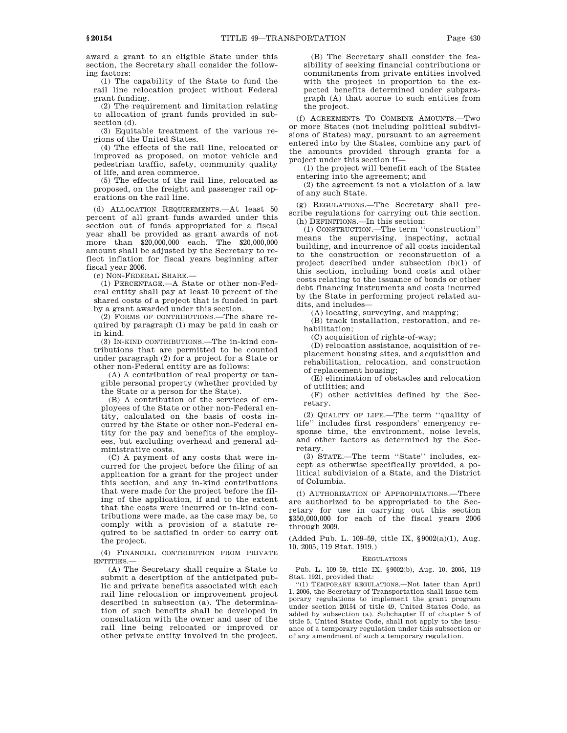award a grant to an eligible State under this section, the Secretary shall consider the following factors:

(1) The capability of the State to fund the rail line relocation project without Federal grant funding.

(2) The requirement and limitation relating to allocation of grant funds provided in subsection (d).

(3) Equitable treatment of the various regions of the United States.

(4) The effects of the rail line, relocated or improved as proposed, on motor vehicle and pedestrian traffic, safety, community quality of life, and area commerce.

(5) The effects of the rail line, relocated as proposed, on the freight and passenger rail operations on the rail line.

(d) ALLOCATION REQUIREMENTS.—At least 50 percent of all grant funds awarded under this section out of funds appropriated for a fiscal year shall be provided as grant awards of not more than $20,000,000 each. The $20,000,000 amount shall be adjusted by the Secretary to reflect inflation for fiscal years beginning after fiscal year 2006.

(e) NON-FEDERAL SHARE.—

(1) PERCENTAGE.—A State or other non-Federal entity shall pay at least 10 percent of the shared costs of a project that is funded in part by a grant awarded under this section.

(2) FORMS OF CONTRIBUTIONS.—The share required by paragraph (1) may be paid in cash or in kind.

(3) IN-KIND CONTRIBUTIONS.—The in-kind contributions that are permitted to be counted under paragraph (2) for a project for a State or other non-Federal entity are as follows:

(A) A contribution of real property or tangible personal property (whether provided by the State or a person for the State).

(B) A contribution of the services of employees of the State or other non-Federal entity, calculated on the basis of costs incurred by the State or other non-Federal entity for the pay and benefits of the employees, but excluding overhead and general administrative costs.

(C) A payment of any costs that were incurred for the project before the filing of an application for a grant for the project under this section, and any in-kind contributions that were made for the project before the filing of the application, if and to the extent that the costs were incurred or in-kind contributions were made, as the case may be, to comply with a provision of a statute required to be satisfied in order to carry out the project.

(4) FINANCIAL CONTRIBUTION FROM PRIVATE ENTITIES.—

(A) The Secretary shall require a State to submit a description of the anticipated public and private benefits associated with each rail line relocation or improvement project described in subsection (a). The determination of such benefits shall be developed in consultation with the owner and user of the rail line being relocated or improved or other private entity involved in the project.

(B) The Secretary shall consider the feasibility of seeking financial contributions or commitments from private entities involved with the project in proportion to the expected benefits determined under subparagraph (A) that accrue to such entities from the project.

(f) AGREEMENTS TO COMBINE AMOUNTS.—Two or more States (not including political subdivisions of States) may, pursuant to an agreement entered into by the States, combine any part of the amounts provided through grants for a project under this section if—

(1) the project will benefit each of the States entering into the agreement; and

(2) the agreement is not a violation of a law of any such State.

(g) REGULATIONS.—The Secretary shall prescribe regulations for carrying out this section.

(h) DEFINITIONS.—In this section:

(1) CONSTRUCTION.—The term ''construction'' means the supervising, inspecting, actual building, and incurrence of all costs incidental to the construction or reconstruction of a project described under subsection (b)(1) of this section, including bond costs and other costs relating to the issuance of bonds or other debt financing instruments and costs incurred by the State in performing project related audits, and includes—

(A) locating, surveying, and mapping;

(B) track installation, restoration, and rehabilitation;

(C) acquisition of rights-of-way;

(D) relocation assistance, acquisition of replacement housing sites, and acquisition and rehabilitation, relocation, and construction of replacement housing;

(E) elimination of obstacles and relocation of utilities; and

(F) other activities defined by the Secretary.

(2) QUALITY OF LIFE.—The term ''quality of life'' includes first responders' emergency response time, the environment, noise levels, and other factors as determined by the Secretary.

(3) STATE.—The term ''State'' includes, except as otherwise specifically provided, a political subdivision of a State, and the District of Columbia.

(i) AUTHORIZATION OF APPROPRIATIONS.—There are authorized to be appropriated to the Secretary for use in carrying out this section $350,000,000 for each of the fiscal years 2006 through 2009.

(Added Pub. L. 109–59, title IX, §9002(a)(1), Aug. 10, 2005, 119 Stat. 1919.)

REGULATIONS

Pub. L. 109–59, title IX, §9002(b), Aug. 10, 2005, 119 Stat. 1921, provided that:

''(1) TEMPORARY REGULATIONS.—Not later than April 1, 2006, the Secretary of Transportation shall issue temporary regulations to implement the grant program under section 20154 of title 49, United States Code, as added by subsection (a). Subchapter II of chapter 5 of title 5, United States Code, shall not apply to the issuance of a temporary regulation under this subsection or of any amendment of such a temporary regulation.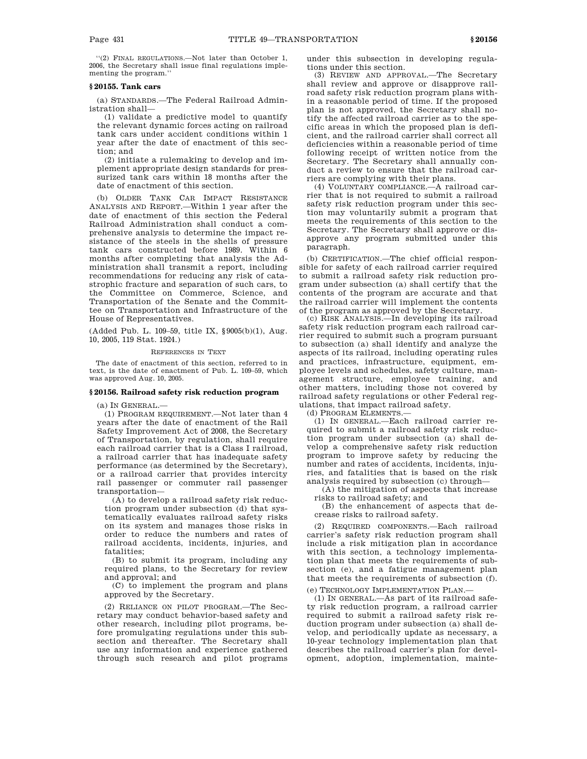"(2) FINAL REGULATIONS.—Not later than October 1, 2006, the Secretary shall issue final regulations implementing the program."

### § 20155. Tank cars

(a) STANDARDS.—The Federal Railroad Administration shall—

(1) validate a predictive model to quantify the relevant dynamic forces acting on railroad tank cars under accident conditions within 1 year after the date of enactment of this section; and

(2) initiate a rulemaking to develop and implement appropriate design standards for pressurized tank cars within 18 months after the date of enactment of this section.

(b) OLDER TANK CAR IMPACT RESISTANCE ANALYSIS AND REPORT.—Within 1 year after the date of enactment of this section the Federal Railroad Administration shall conduct a comprehensive analysis to determine the impact resistance of the steels in the shells of pressure tank cars constructed before 1989. Within 6 months after completing that analysis the Administration shall transmit a report, including recommendations for reducing any risk of catastrophic fracture and separation of such cars, to the Committee on Commerce, Science, and Transportation of the Senate and the Committee on Transportation and Infrastructure of the House of Representatives.

(Added Pub. L. 109–59, title IX, § 9005(b)(1), Aug. 10, 2005, 119 Stat. 1924.)

REFERENCES IN TEXT

The date of enactment of this section, referred to in text, is the date of enactment of Pub. L. 109–59, which was approved Aug. 10, 2005.

### § 20156. Railroad safety risk reduction program

(a) IN GENERAL.—

(1) PROGRAM REQUIREMENT.—Not later than 4 years after the date of enactment of the Rail Safety Improvement Act of 2008, the Secretary of Transportation, by regulation, shall require each railroad carrier that is a Class I railroad, a railroad carrier that has inadequate safety performance (as determined by the Secretary), or a railroad carrier that provides intercity rail passenger or commuter rail passenger transportation—

(A) to develop a railroad safety risk reduction program under subsection (d) that systematically evaluates railroad safety risks on its system and manages those risks in order to reduce the numbers and rates of railroad accidents, incidents, injuries, and fatalities;

(B) to submit its program, including any required plans, to the Secretary for review and approval; and

(C) to implement the program and plans approved by the Secretary.

(2) RELIANCE ON PILOT PROGRAM.—The Secretary may conduct behavior-based safety and other research, including pilot programs, before promulgating regulations under this subsection and thereafter. The Secretary shall use any information and experience gathered through such research and pilot programs under this subsection in developing regulations under this section.

(3) REVIEW AND APPROVAL.—The Secretary shall review and approve or disapprove railroad safety risk reduction program plans within a reasonable period of time. If the proposed plan is not approved, the Secretary shall notify the affected railroad carrier as to the specific areas in which the proposed plan is deficient, and the railroad carrier shall correct all deficiencies within a reasonable period of time following receipt of written notice from the Secretary. The Secretary shall annually conduct a review to ensure that the railroad carriers are complying with their plans.

(4) VOLUNTARY COMPLIANCE.—A railroad carrier that is not required to submit a railroad safety risk reduction program under this section may voluntarily submit a program that meets the requirements of this section to the Secretary. The Secretary shall approve or disapprove any program submitted under this paragraph.

(b) CERTIFICATION.—The chief official responsible for safety of each railroad carrier required to submit a railroad safety risk reduction program under subsection (a) shall certify that the contents of the program are accurate and that the railroad carrier will implement the contents of the program as approved by the Secretary.

(c) RISK ANALYSIS.—In developing its railroad safety risk reduction program each railroad carrier required to submit such a program pursuant to subsection (a) shall identify and analyze the aspects of its railroad, including operating rules and practices, infrastructure, equipment, employee levels and schedules, safety culture, management structure, employee training, and other matters, including those not covered by railroad safety regulations or other Federal regulations, that impact railroad safety.

(d) PROGRAM ELEMENTS.—

(1) IN GENERAL.—Each railroad carrier required to submit a railroad safety risk reduction program under subsection (a) shall develop a comprehensive safety risk reduction program to improve safety by reducing the number and rates of accidents, incidents, injuries, and fatalities that is based on the risk analysis required by subsection (c) through—

(A) the mitigation of aspects that increase risks to railroad safety; and

(B) the enhancement of aspects that decrease risks to railroad safety.

(2) REQUIRED COMPONENTS.—Each railroad carrier's safety risk reduction program shall include a risk mitigation plan in accordance with this section, a technology implementation plan that meets the requirements of subsection (e), and a fatigue management plan that meets the requirements of subsection (f).

(e) TECHNOLOGY IMPLEMENTATION PLAN.—

(1) IN GENERAL.—As part of its railroad safety risk reduction program, a railroad carrier required to submit a railroad safety risk reduction program under subsection (a) shall develop, and periodically update as necessary, a 10-year technology implementation plan that describes the railroad carrier's plan for development, adoption, implementation, mainte-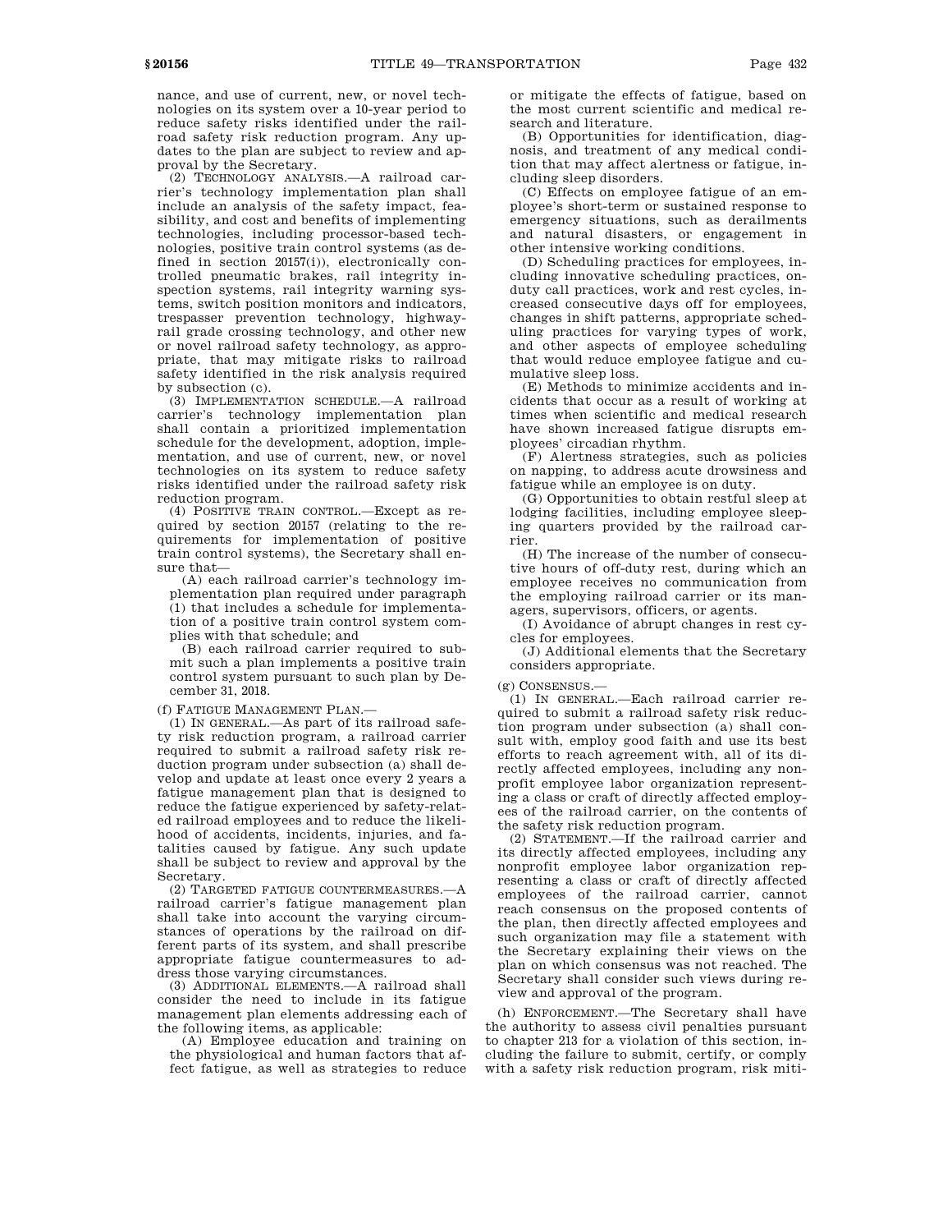nance, and use of current, new, or novel technologies on its system over a 10-year period to reduce safety risks identified under the railroad safety risk reduction program. Any updates to the plan are subject to review and approval by the Secretary.

(2) TECHNOLOGY ANALYSIS.—A railroad carrier's technology implementation plan shall include an analysis of the safety impact, feasibility, and cost and benefits of implementing technologies, including processor-based technologies, positive train control systems (as defined in section 20157(i)), electronically controlled pneumatic brakes, rail integrity inspection systems, rail integrity warning systems, switch position monitors and indicators, trespasser prevention technology, highway-rail grade crossing technology, and other new or novel railroad safety technology, as appropriate, that may mitigate risks to railroad safety identified in the risk analysis required by subsection (c).

(3) IMPLEMENTATION SCHEDULE.—A railroad carrier's technology implementation plan shall contain a prioritized implementation schedule for the development, adoption, implementation, and use of current, new, or novel technologies on its system to reduce safety risks identified under the railroad safety risk reduction program.

(4) POSITIVE TRAIN CONTROL.—Except as required by section 20157 (relating to the requirements for implementation of positive train control systems), the Secretary shall ensure that—

(A) each railroad carrier's technology implementation plan required under paragraph (1) that includes a schedule for implementation of a positive train control system complies with that schedule; and

(B) each railroad carrier required to submit such a plan implements a positive train control system pursuant to such plan by December 31, 2018.

(f) FATIGUE MANAGEMENT PLAN.—

(1) IN GENERAL.—As part of its railroad safety risk reduction program, a railroad carrier required to submit a railroad safety risk reduction program under subsection (a) shall develop and update at least once every 2 years a fatigue management plan that is designed to reduce the fatigue experienced by safety-related railroad employees and to reduce the likelihood of accidents, incidents, injuries, and fatalities caused by fatigue. Any such update shall be subject to review and approval by the Secretary.

(2) TARGETED FATIGUE COUNTERMEASURES.—A railroad carrier's fatigue management plan shall take into account the varying circumstances of operations by the railroad on different parts of its system, and shall prescribe appropriate fatigue countermeasures to address those varying circumstances.

(3) ADDITIONAL ELEMENTS.—A railroad shall consider the need to include in its fatigue management plan elements addressing each of the following items, as applicable:

(A) Employee education and training on the physiological and human factors that affect fatigue, as well as strategies to reduce or mitigate the effects of fatigue, based on the most current scientific and medical research and literature.

(B) Opportunities for identification, diagnosis, and treatment of any medical condition that may affect alertness or fatigue, including sleep disorders.

(C) Effects on employee fatigue of an employee's short-term or sustained response to emergency situations, such as derailments and natural disasters, or engagement in other intensive working conditions.

(D) Scheduling practices for employees, including innovative scheduling practices, on-duty call practices, work and rest cycles, increased consecutive days off for employees, changes in shift patterns, appropriate scheduling practices for varying types of work, and other aspects of employee scheduling that would reduce employee fatigue and cumulative sleep loss.

(E) Methods to minimize accidents and incidents that occur as a result of working at times when scientific and medical research have shown increased fatigue disrupts employees' circadian rhythm.

(F) Alertness strategies, such as policies on napping, to address acute drowsiness and fatigue while an employee is on duty.

(G) Opportunities to obtain restful sleep at lodging facilities, including employee sleeping quarters provided by the railroad carrier.

(H) The increase of the number of consecutive hours of off-duty rest, during which an employee receives no communication from the employing railroad carrier or its managers, supervisors, officers, or agents.

(I) Avoidance of abrupt changes in rest cycles for employees.

(J) Additional elements that the Secretary considers appropriate.

(g) CONSENSUS.—

(1) IN GENERAL.—Each railroad carrier required to submit a railroad safety risk reduction program under subsection (a) shall consult with, employ good faith and use its best efforts to reach agreement with, all of its directly affected employees, including any nonprofit employee labor organization representing a class or craft of directly affected employees of the railroad carrier, on the contents of the safety risk reduction program.

(2) STATEMENT.—If the railroad carrier and its directly affected employees, including any nonprofit employee labor organization representing a class or craft of directly affected employees of the railroad carrier, cannot reach consensus on the proposed contents of the plan, then directly affected employees and such organization may file a statement with the Secretary explaining their views on the plan on which consensus was not reached. The Secretary shall consider such views during review and approval of the program.

(h) ENFORCEMENT.—The Secretary shall have the authority to assess civil penalties pursuant to chapter 213 for a violation of this section, including the failure to submit, certify, or comply with a safety risk reduction program, risk miti-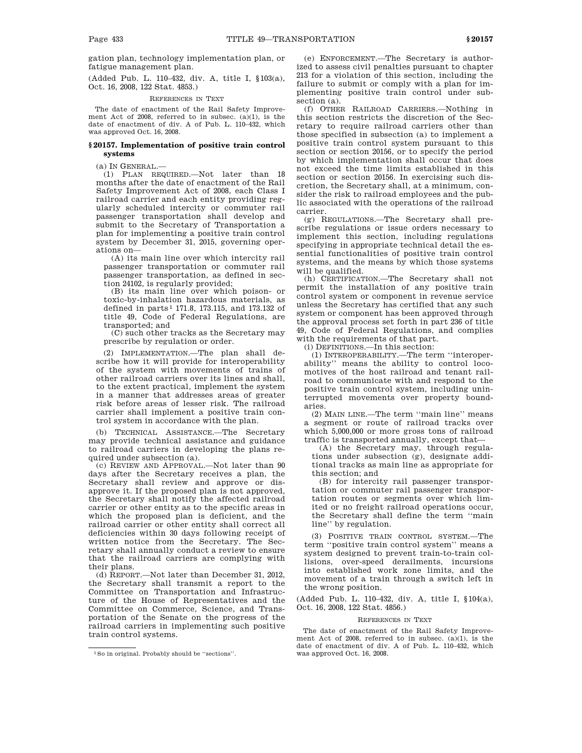gation plan, technology implementation plan, or fatigue management plan.

(Added Pub. L. 110–432, div. A, title I, §103(a), Oct. 16, 2008, 122 Stat. 4853.)

REFERENCES IN TEXT

The date of enactment of the Rail Safety Improvement Act of 2008, referred to in subsec. (a)(1), is the date of enactment of div. A of Pub. L. 110–432, which was approved Oct. 16, 2008.

### §20157. Implementation of positive train control systems

(a) IN GENERAL.—

(1) PLAN REQUIRED.—Not later than 18 months after the date of enactment of the Rail Safety Improvement Act of 2008, each Class I railroad carrier and each entity providing regularly scheduled intercity or commuter rail passenger transportation shall develop and submit to the Secretary of Transportation a plan for implementing a positive train control system by December 31, 2015, governing operations on—

(A) its main line over which intercity rail passenger transportation or commuter rail passenger transportation, as defined in section 24102, is regularly provided;

(B) its main line over which poison- or toxic-by-inhalation hazardous materials, as defined in parts[1] 171.8, 173.115, and 173.132 of title 49, Code of Federal Regulations, are transported; and

(C) such other tracks as the Secretary may prescribe by regulation or order.

(2) IMPLEMENTATION.—The plan shall describe how it will provide for interoperability of the system with movements of trains of other railroad carriers over its lines and shall, to the extent practical, implement the system in a manner that addresses areas of greater risk before areas of lesser risk. The railroad carrier shall implement a positive train control system in accordance with the plan.

(b) TECHNICAL ASSISTANCE.—The Secretary may provide technical assistance and guidance to railroad carriers in developing the plans required under subsection (a).

(c) REVIEW AND APPROVAL.—Not later than 90 days after the Secretary receives a plan, the Secretary shall review and approve or disapprove it. If the proposed plan is not approved, the Secretary shall notify the affected railroad carrier or other entity as to the specific areas in which the proposed plan is deficient, and the railroad carrier or other entity shall correct all deficiencies within 30 days following receipt of written notice from the Secretary. The Secretary shall annually conduct a review to ensure that the railroad carriers are complying with their plans.

(d) REPORT.—Not later than December 31, 2012, the Secretary shall transmit a report to the Committee on Transportation and Infrastructure of the House of Representatives and the Committee on Commerce, Science, and Transportation of the Senate on the progress of the railroad carriers in implementing such positive train control systems.

(e) ENFORCEMENT.—The Secretary is authorized to assess civil penalties pursuant to chapter 213 for a violation of this section, including the failure to submit or comply with a plan for implementing positive train control under subsection (a).

(f) OTHER RAILROAD CARRIERS.—Nothing in this section restricts the discretion of the Secretary to require railroad carriers other than those specified in subsection (a) to implement a positive train control system pursuant to this section or section 20156, or to specify the period by which implementation shall occur that does not exceed the time limits established in this section or section 20156. In exercising such discretion, the Secretary shall, at a minimum, consider the risk to railroad employees and the public associated with the operations of the railroad carrier.

(g) REGULATIONS.—The Secretary shall prescribe regulations or issue orders necessary to implement this section, including regulations specifying in appropriate technical detail the essential functionalities of positive train control systems, and the means by which those systems will be qualified.

(h) CERTIFICATION.—The Secretary shall not permit the installation of any positive train control system or component in revenue service unless the Secretary has certified that any such system or component has been approved through the approval process set forth in part 236 of title 49, Code of Federal Regulations, and complies with the requirements of that part.

(i) DEFINITIONS.—In this section:

(1) INTEROPERABILITY.—The term ''interoperability'' means the ability to control locomotives of the host railroad and tenant railroad to communicate with and respond to the positive train control system, including uninterrupted movements over property boundaries.

(2) MAIN LINE.—The term ''main line'' means a segment or route of railroad tracks over which 5,000,000 or more gross tons of railroad traffic is transported annually, except that—

(A) the Secretary may, through regulations under subsection (g), designate additional tracks as main line as appropriate for this section; and

(B) for intercity rail passenger transportation or commuter rail passenger transportation routes or segments over which limited or no freight railroad operations occur, the Secretary shall define the term ''main line'' by regulation.

(3) POSITIVE TRAIN CONTROL SYSTEM.—The term ''positive train control system'' means a system designed to prevent train-to-train collisions, over-speed derailments, incursions into established work zone limits, and the movement of a train through a switch left in the wrong position.

(Added Pub. L. 110–432, div. A, title I, §104(a), Oct. 16, 2008, 122 Stat. 4856.)

REFERENCES IN TEXT

The date of enactment of the Rail Safety Improvement Act of 2008, referred to in subsec. (a)(1), is the date of enactment of div. A of Pub. L. 110–432, which was approved Oct. 16, 2008.

[1] So in original. Probably should be ''sections''.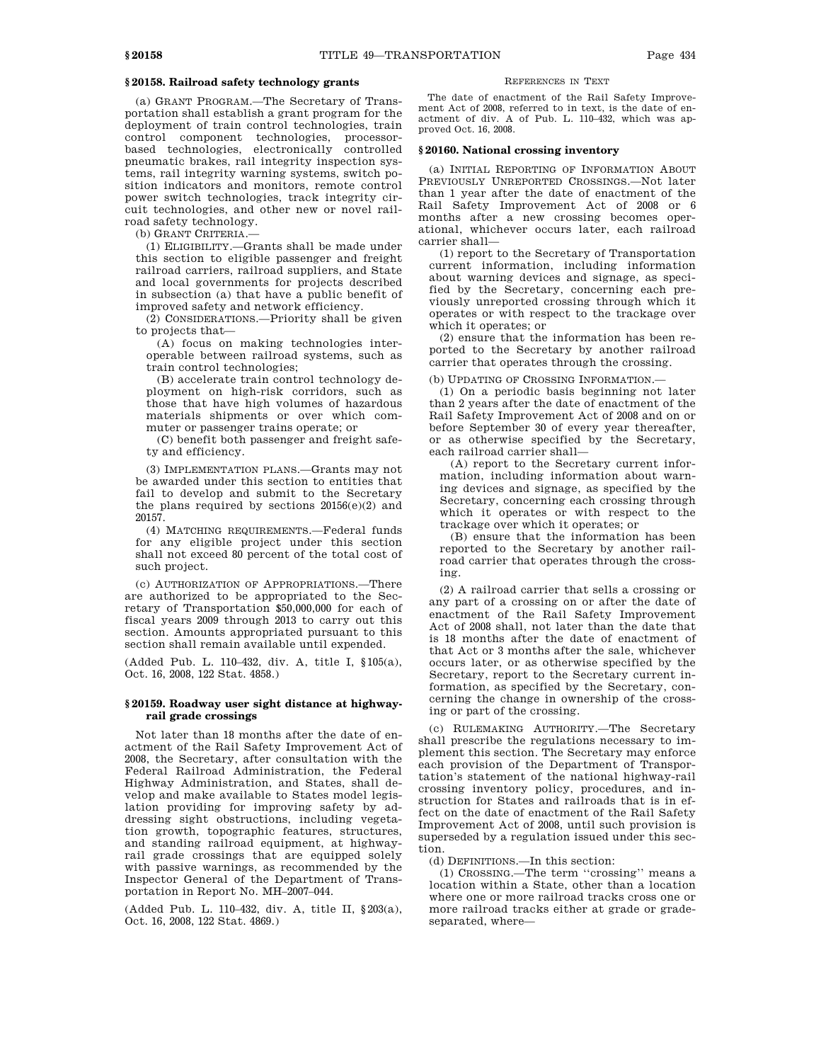### § 20158. Railroad safety technology grants

(a) GRANT PROGRAM.—The Secretary of Transportation shall establish a grant program for the deployment of train control technologies, train control component technologies, processor-based technologies, electronically controlled pneumatic brakes, rail integrity inspection systems, rail integrity warning systems, switch position indicators and monitors, remote control power switch technologies, track integrity circuit technologies, and other new or novel railroad safety technology.

(b) GRANT CRITERIA.—

(1) ELIGIBILITY.—Grants shall be made under this section to eligible passenger and freight railroad carriers, railroad suppliers, and State and local governments for projects described in subsection (a) that have a public benefit of improved safety and network efficiency.

(2) CONSIDERATIONS.—Priority shall be given to projects that—

(A) focus on making technologies interoperable between railroad systems, such as train control technologies;

(B) accelerate train control technology deployment on high-risk corridors, such as those that have high volumes of hazardous materials shipments or over which commuter or passenger trains operate; or

(C) benefit both passenger and freight safety and efficiency.

(3) IMPLEMENTATION PLANS.—Grants may not be awarded under this section to entities that fail to develop and submit to the Secretary the plans required by sections 20156(e)(2) and 20157.

(4) MATCHING REQUIREMENTS.—Federal funds for any eligible project under this section shall not exceed 80 percent of the total cost of such project.

(c) AUTHORIZATION OF APPROPRIATIONS.—There are authorized to be appropriated to the Secretary of Transportation $50,000,000 for each of fiscal years 2009 through 2013 to carry out this section. Amounts appropriated pursuant to this section shall remain available until expended.

(Added Pub. L. 110–432, div. A, title I, §105(a), Oct. 16, 2008, 122 Stat. 4858.)

### § 20159. Roadway user sight distance at highway-rail grade crossings

Not later than 18 months after the date of enactment of the Rail Safety Improvement Act of 2008, the Secretary, after consultation with the Federal Railroad Administration, the Federal Highway Administration, and States, shall develop and make available to States model legislation providing for improving safety by addressing sight obstructions, including vegetation growth, topographic features, structures, and standing railroad equipment, at highway-rail grade crossings that are equipped solely with passive warnings, as recommended by the Inspector General of the Department of Transportation in Report No. MH–2007–044.

(Added Pub. L. 110–432, div. A, title II, §203(a), Oct. 16, 2008, 122 Stat. 4869.)

REFERENCES IN TEXT

The date of enactment of the Rail Safety Improvement Act of 2008, referred to in text, is the date of enactment of div. A of Pub. L. 110–432, which was approved Oct. 16, 2008.

### § 20160. National crossing inventory

(a) INITIAL REPORTING OF INFORMATION ABOUT PREVIOUSLY UNREPORTED CROSSINGS.—Not later than 1 year after the date of enactment of the Rail Safety Improvement Act of 2008 or 6 months after a new crossing becomes operational, whichever occurs later, each railroad carrier shall—

(1) report to the Secretary of Transportation current information, including information about warning devices and signage, as specified by the Secretary, concerning each previously unreported crossing through which it operates or with respect to the trackage over which it operates; or

(2) ensure that the information has been reported to the Secretary by another railroad carrier that operates through the crossing.

(b) UPDATING OF CROSSING INFORMATION.—

(1) On a periodic basis beginning not later than 2 years after the date of enactment of the Rail Safety Improvement Act of 2008 and on or before September 30 of every year thereafter, or as otherwise specified by the Secretary, each railroad carrier shall—

(A) report to the Secretary current information, including information about warning devices and signage, as specified by the Secretary, concerning each crossing through which it operates or with respect to the trackage over which it operates; or

(B) ensure that the information has been reported to the Secretary by another railroad carrier that operates through the crossing.

(2) A railroad carrier that sells a crossing or any part of a crossing on or after the date of enactment of the Rail Safety Improvement Act of 2008 shall, not later than the date that is 18 months after the date of enactment of that Act or 3 months after the sale, whichever occurs later, or as otherwise specified by the Secretary, report to the Secretary current information, as specified by the Secretary, concerning the change in ownership of the crossing or part of the crossing.

(c) RULEMAKING AUTHORITY.—The Secretary shall prescribe the regulations necessary to implement this section. The Secretary may enforce each provision of the Department of Transportation's statement of the national highway-rail crossing inventory policy, procedures, and instruction for States and railroads that is in effect on the date of enactment of the Rail Safety Improvement Act of 2008, until such provision is superseded by a regulation issued under this section.

(d) DEFINITIONS.—In this section:

(1) CROSSING.—The term "crossing" means a location within a State, other than a location where one or more railroad tracks cross one or more railroad tracks either at grade or grade-separated, where—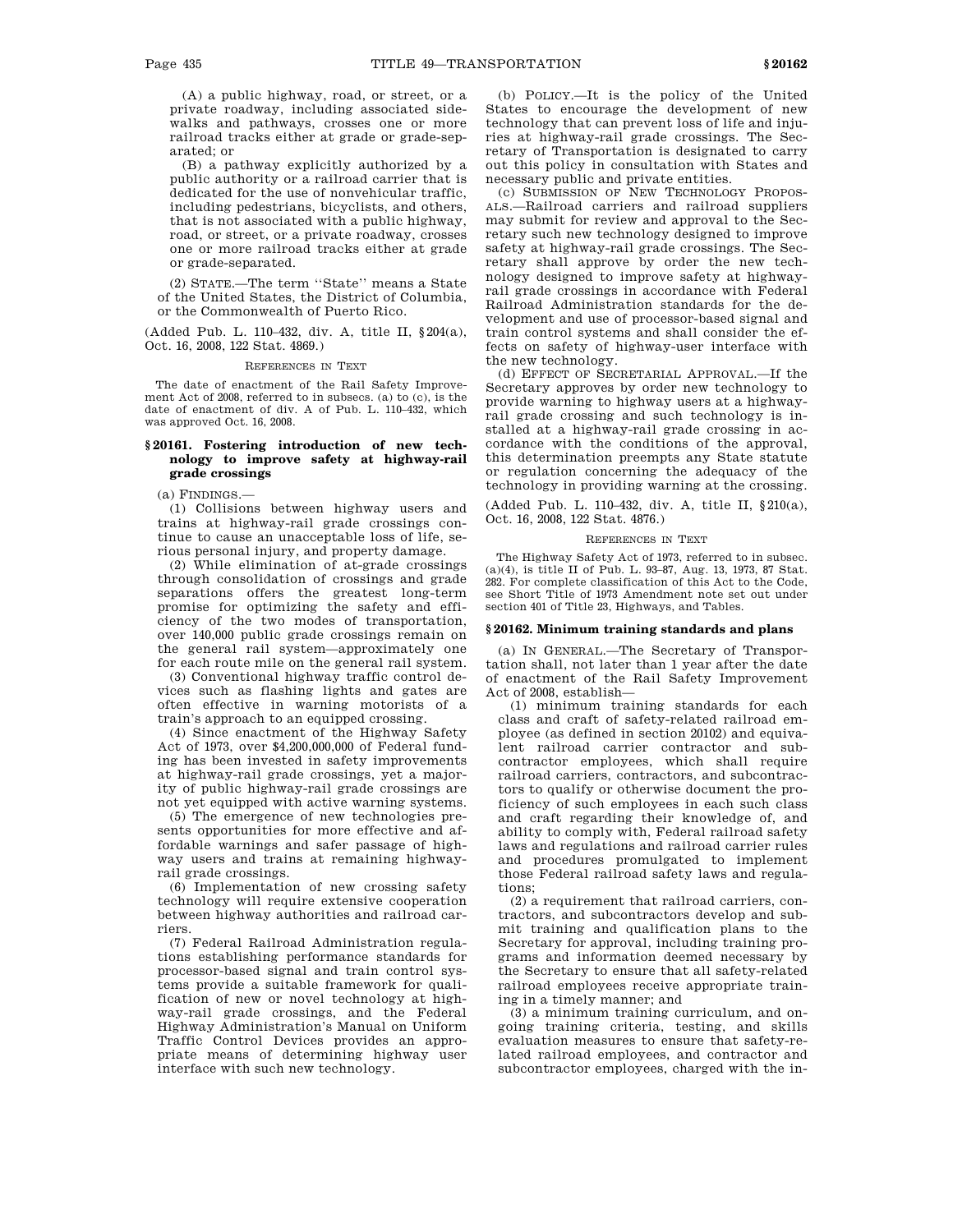(A) a public highway, road, or street, or a private roadway, including associated sidewalks and pathways, crosses one or more railroad tracks either at grade or grade-separated; or

(B) a pathway explicitly authorized by a public authority or a railroad carrier that is dedicated for the use of nonvehicular traffic, including pedestrians, bicyclists, and others, that is not associated with a public highway, road, or street, or a private roadway, crosses one or more railroad tracks either at grade or grade-separated.

(2) STATE.—The term "State" means a State of the United States, the District of Columbia, or the Commonwealth of Puerto Rico.

(Added Pub. L. 110–432, div. A, title II, §204(a), Oct. 16, 2008, 122 Stat. 4869.)

REFERENCES IN TEXT

The date of enactment of the Rail Safety Improvement Act of 2008, referred to in subsecs. (a) to (c), is the date of enactment of div. A of Pub. L. 110–432, which was approved Oct. 16, 2008.

### §20161. Fostering introduction of new technology to improve safety at highway-rail grade crossings

(a) FINDINGS.—

(1) Collisions between highway users and trains at highway-rail grade crossings continue to cause an unacceptable loss of life, serious personal injury, and property damage.

(2) While elimination of at-grade crossings through consolidation of crossings and grade separations offers the greatest long-term promise for optimizing the safety and efficiency of the two modes of transportation, over 140,000 public grade crossings remain on the general rail system—approximately one for each route mile on the general rail system.

(3) Conventional highway traffic control devices such as flashing lights and gates are often effective in warning motorists of a train's approach to an equipped crossing.

(4) Since enactment of the Highway Safety Act of 1973, over $4,200,000,000 of Federal funding has been invested in safety improvements at highway-rail grade crossings, yet a majority of public highway-rail grade crossings are not yet equipped with active warning systems.

(5) The emergence of new technologies presents opportunities for more effective and affordable warnings and safer passage of highway users and trains at remaining highway-rail grade crossings.

(6) Implementation of new crossing safety technology will require extensive cooperation between highway authorities and railroad carriers.

(7) Federal Railroad Administration regulations establishing performance standards for processor-based signal and train control systems provide a suitable framework for qualification of new or novel technology at highway-rail grade crossings, and the Federal Highway Administration's Manual on Uniform Traffic Control Devices provides an appropriate means of determining highway user interface with such new technology.

(b) POLICY.—It is the policy of the United States to encourage the development of new technology that can prevent loss of life and injuries at highway-rail grade crossings. The Secretary of Transportation is designated to carry out this policy in consultation with States and necessary public and private entities.

(c) SUBMISSION OF NEW TECHNOLOGY PROPOSALS.—Railroad carriers and railroad suppliers may submit for review and approval to the Secretary such new technology designed to improve safety at highway-rail grade crossings. The Secretary shall approve by order the new technology designed to improve safety at highway-rail grade crossings in accordance with Federal Railroad Administration standards for the development and use of processor-based signal and train control systems and shall consider the effects on safety of highway-user interface with the new technology.

(d) EFFECT OF SECRETARIAL APPROVAL.—If the Secretary approves by order new technology to provide warning to highway users at a highway-rail grade crossing and such technology is installed at a highway-rail grade crossing in accordance with the conditions of the approval, this determination preempts any State statute or regulation concerning the adequacy of the technology in providing warning at the crossing.

(Added Pub. L. 110–432, div. A, title II, §210(a), Oct. 16, 2008, 122 Stat. 4876.)

REFERENCES IN TEXT

The Highway Safety Act of 1973, referred to in subsec. (a)(4), is title II of Pub. L. 93–87, Aug. 13, 1973, 87 Stat. 282. For complete classification of this Act to the Code, see Short Title of 1973 Amendment note set out under section 401 of Title 23, Highways, and Tables.

### §20162. Minimum training standards and plans

(a) IN GENERAL.—The Secretary of Transportation shall, not later than 1 year after the date of enactment of the Rail Safety Improvement Act of 2008, establish—

(1) minimum training standards for each class and craft of safety-related railroad employee (as defined in section 20102) and equivalent railroad carrier contractor and subcontractor employees, which shall require railroad carriers, contractors, and subcontractors to qualify or otherwise document the proficiency of such employees in each such class and craft regarding their knowledge of, and ability to comply with, Federal railroad safety laws and regulations and railroad carrier rules and procedures promulgated to implement those Federal railroad safety laws and regulations;

(2) a requirement that railroad carriers, contractors, and subcontractors develop and submit training and qualification plans to the Secretary for approval, including training programs and information deemed necessary by the Secretary to ensure that all safety-related railroad employees receive appropriate training in a timely manner; and

(3) a minimum training curriculum, and ongoing training criteria, testing, and skills evaluation measures to ensure that safety-related railroad employees, and contractor and subcontractor employees, charged with the in-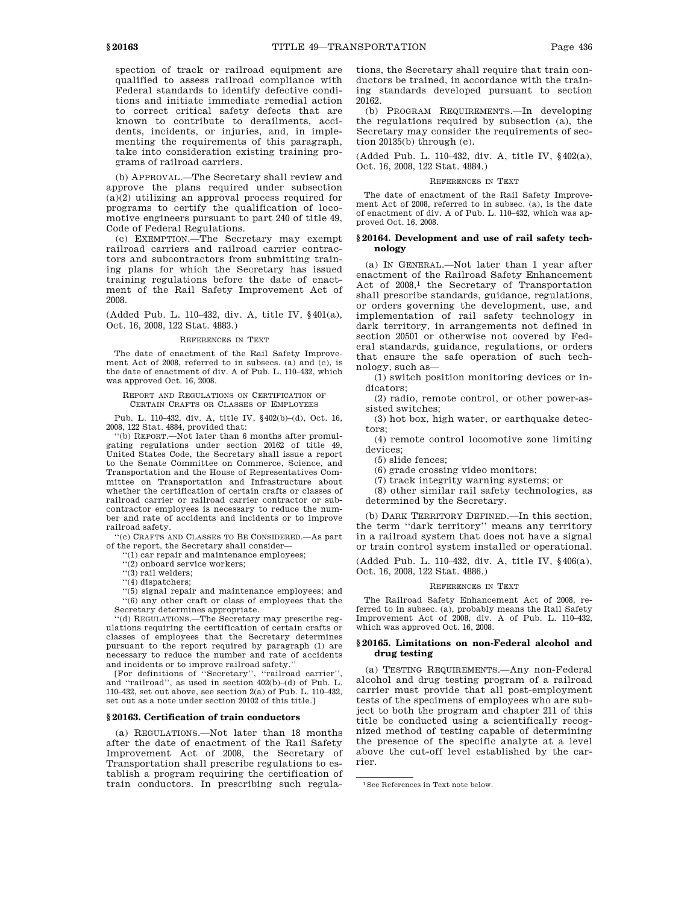spection of track or railroad equipment are qualified to assess railroad compliance with Federal standards to identify defective conditions and initiate immediate remedial action to correct critical safety defects that are known to contribute to derailments, accidents, incidents, or injuries, and, in implementing the requirements of this paragraph, take into consideration existing training programs of railroad carriers.

(b) APPROVAL.—The Secretary shall review and approve the plans required under subsection (a)(2) utilizing an approval process required for programs to certify the qualification of locomotive engineers pursuant to part 240 of title 49, Code of Federal Regulations.

(c) EXEMPTION.—The Secretary may exempt railroad carriers and railroad carrier contractors and subcontractors from submitting training plans for which the Secretary has issued training regulations before the date of enactment of the Rail Safety Improvement Act of 2008.

(Added Pub. L. 110–432, div. A, title IV, §401(a), Oct. 16, 2008, 122 Stat. 4883.)

REFERENCES IN TEXT

The date of enactment of the Rail Safety Improvement Act of 2008, referred to in subsecs. (a) and (c), is the date of enactment of div. A of Pub. L. 110–432, which was approved Oct. 16, 2008.

REPORT AND REGULATIONS ON CERTIFICATION OF CERTAIN CRAFTS OR CLASSES OF EMPLOYEES

Pub. L. 110–432, div. A, title IV, §402(b)–(d), Oct. 16, 2008, 122 Stat. 4884, provided that:

"(b) REPORT.—Not later than 6 months after promulgating regulations under section 20162 of title 49, United States Code, the Secretary shall issue a report to the Senate Committee on Commerce, Science, and Transportation and the House of Representatives Committee on Transportation and Infrastructure about whether the certification of certain crafts or classes of railroad carrier or railroad carrier contractor or subcontractor employees is necessary to reduce the number and rate of accidents and incidents or to improve railroad safety.

"(c) CRAFTS AND CLASSES TO BE CONSIDERED.—As part of the report, the Secretary shall consider—

"(1) car repair and maintenance employees;

"(2) onboard service workers;

"(3) rail welders;

"(4) dispatchers;

"(5) signal repair and maintenance employees; and

"(6) any other craft or class of employees that the Secretary determines appropriate.

"(d) REGULATIONS.—The Secretary may prescribe regulations requiring the certification of certain crafts or classes of employees that the Secretary determines pursuant to the report required by paragraph (1) are necessary to reduce the number and rate of accidents and incidents or to improve railroad safety."

[For definitions of "Secretary", "railroad carrier", and "railroad", as used in section 402(b)–(d) of Pub. L. 110–432, set out above, see section 2(a) of Pub. L. 110–432, set out as a note under section 20102 of this title.]

### §20163. Certification of train conductors

(a) REGULATIONS.—Not later than 18 months after the date of enactment of the Rail Safety Improvement Act of 2008, the Secretary of Transportation shall prescribe regulations to establish a program requiring the certification of train conductors. In prescribing such regulations, the Secretary shall require that train conductors be trained, in accordance with the training standards developed pursuant to section 20162.

(b) PROGRAM REQUIREMENTS.—In developing the regulations required by subsection (a), the Secretary may consider the requirements of section 20135(b) through (e).

(Added Pub. L. 110–432, div. A, title IV, §402(a), Oct. 16, 2008, 122 Stat. 4884.)

REFERENCES IN TEXT

The date of enactment of the Rail Safety Improvement Act of 2008, referred to in subsec. (a), is the date of enactment of div. A of Pub. L. 110–432, which was approved Oct. 16, 2008.

### §20164. Development and use of rail safety technology

(a) IN GENERAL.—Not later than 1 year after enactment of the Railroad Safety Enhancement Act of 2008,[1] the Secretary of Transportation shall prescribe standards, guidance, regulations, or orders governing the development, use, and implementation of rail safety technology in dark territory, in arrangements not defined in section 20501 or otherwise not covered by Federal standards, guidance, regulations, or orders that ensure the safe operation of such technology, such as—

(1) switch position monitoring devices or indicators;

(2) radio, remote control, or other power-assisted switches;

(3) hot box, high water, or earthquake detectors;

(4) remote control locomotive zone limiting devices;

(5) slide fences;

(6) grade crossing video monitors;

(7) track integrity warning systems; or

(8) other similar rail safety technologies, as determined by the Secretary.

(b) DARK TERRITORY DEFINED.—In this section, the term "dark territory" means any territory in a railroad system that does not have a signal or train control system installed or operational.

(Added Pub. L. 110–432, div. A, title IV, §406(a), Oct. 16, 2008, 122 Stat. 4886.)

REFERENCES IN TEXT

The Railroad Safety Enhancement Act of 2008, referred to in subsec. (a), probably means the Rail Safety Improvement Act of 2008, div. A of Pub. L. 110–432, which was approved Oct. 16, 2008.

### §20165. Limitations on non-Federal alcohol and drug testing

(a) TESTING REQUIREMENTS.—Any non-Federal alcohol and drug testing program of a railroad carrier must provide that all post-employment tests of the specimens of employees who are subject to both the program and chapter 211 of this title be conducted using a scientifically recognized method of testing capable of determining the presence of the specific analyte at a level above the cut-off level established by the carrier.

[1] See References in Text note below.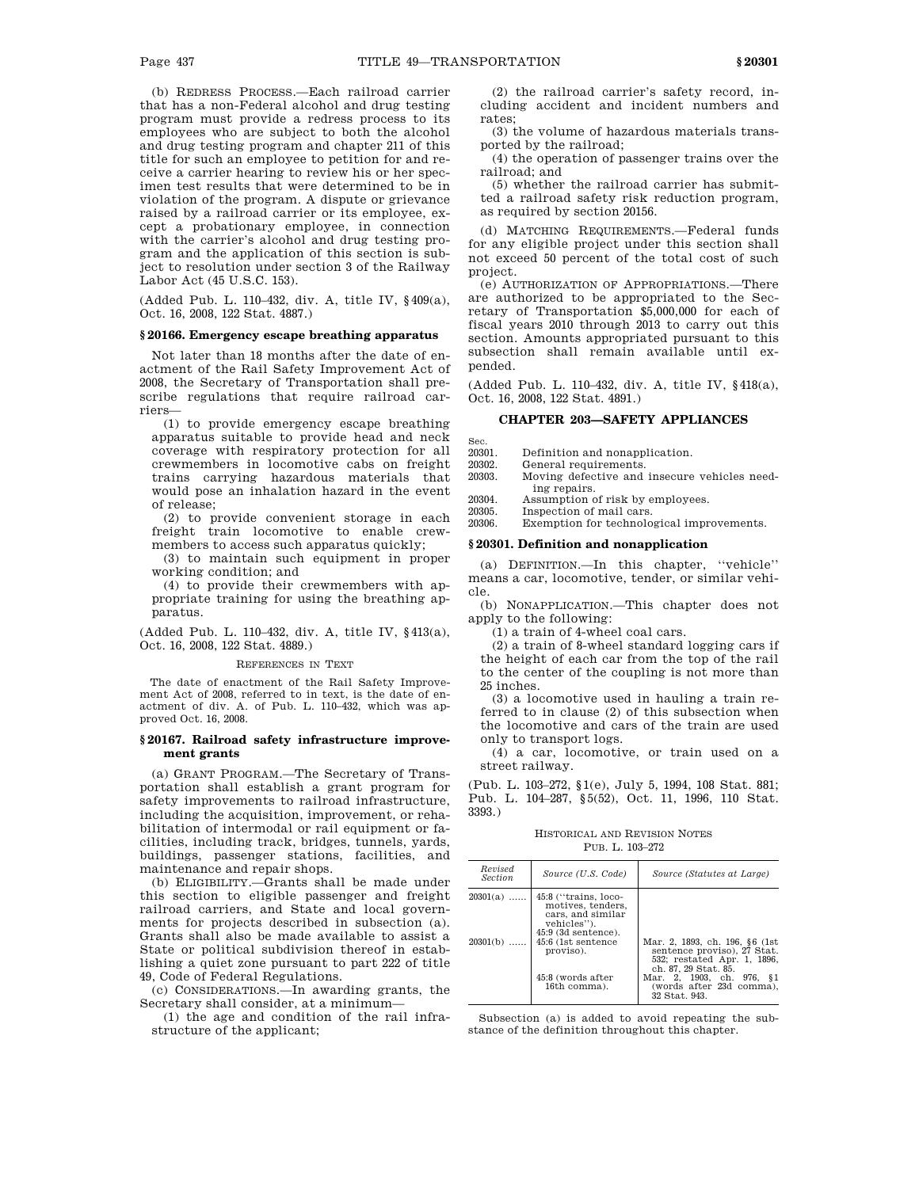(b) REDRESS PROCESS.—Each railroad carrier that has a non-Federal alcohol and drug testing program must provide a redress process to its employees who are subject to both the alcohol and drug testing program and chapter 211 of this title for such an employee to petition for and receive a carrier hearing to review his or her specimen test results that were determined to be in violation of the program. A dispute or grievance raised by a railroad carrier or its employee, except a probationary employee, in connection with the carrier's alcohol and drug testing program and the application of this section is subject to resolution under section 3 of the Railway Labor Act (45 U.S.C. 153).

(Added Pub. L. 110–432, div. A, title IV, §409(a), Oct. 16, 2008, 122 Stat. 4887.)

### §20166. Emergency escape breathing apparatus

Not later than 18 months after the date of enactment of the Rail Safety Improvement Act of 2008, the Secretary of Transportation shall prescribe regulations that require railroad carriers—

(1) to provide emergency escape breathing apparatus suitable to provide head and neck coverage with respiratory protection for all crewmembers in locomotive cabs on freight trains carrying hazardous materials that would pose an inhalation hazard in the event of release;

(2) to provide convenient storage in each freight train locomotive to enable crewmembers to access such apparatus quickly;

(3) to maintain such equipment in proper working condition; and

(4) to provide their crewmembers with appropriate training for using the breathing apparatus.

(Added Pub. L. 110–432, div. A, title IV, §413(a), Oct. 16, 2008, 122 Stat. 4889.)

REFERENCES IN TEXT

The date of enactment of the Rail Safety Improvement Act of 2008, referred to in text, is the date of enactment of div. A. of Pub. L. 110–432, which was approved Oct. 16, 2008.

### §20167. Railroad safety infrastructure improvement grants

(a) GRANT PROGRAM.—The Secretary of Transportation shall establish a grant program for safety improvements to railroad infrastructure, including the acquisition, improvement, or rehabilitation of intermodal or rail equipment or facilities, including track, bridges, tunnels, yards, buildings, passenger stations, facilities, and maintenance and repair shops.

(b) ELIGIBILITY.—Grants shall be made under this section to eligible passenger and freight railroad carriers, and State and local governments for projects described in subsection (a). Grants shall also be made available to assist a State or political subdivision thereof in establishing a quiet zone pursuant to part 222 of title 49, Code of Federal Regulations.

(c) CONSIDERATIONS.—In awarding grants, the Secretary shall consider, at a minimum—

(1) the age and condition of the rail infrastructure of the applicant;

(2) the railroad carrier's safety record, including accident and incident numbers and rates;

(3) the volume of hazardous materials transported by the railroad;

(4) the operation of passenger trains over the railroad; and

(5) whether the railroad carrier has submitted a railroad safety risk reduction program, as required by section 20156.

(d) MATCHING REQUIREMENTS.—Federal funds for any eligible project under this section shall not exceed 50 percent of the total cost of such project.

(e) AUTHORIZATION OF APPROPRIATIONS.—There are authorized to be appropriated to the Secretary of Transportation $5,000,000 for each of fiscal years 2010 through 2013 to carry out this section. Amounts appropriated pursuant to this subsection shall remain available until expended.

(Added Pub. L. 110–432, div. A, title IV, §418(a), Oct. 16, 2008, 122 Stat. 4891.)

## CHAPTER 203—SAFETY APPLIANCES

| Sec. | |
|---|---|
| 20301. | Definition and nonapplication. |
| 20302. | General requirements. |
| 20303. | Moving defective and insecure vehicles needing repairs. |
| 20304. | Assumption of risk by employees. |
| 20305. | Inspection of mail cars. |
| 20306. | Exemption for technological improvements. |

### §20301. Definition and nonapplication

(a) DEFINITION.—In this chapter, "vehicle" means a car, locomotive, tender, or similar vehicle.

(b) NONAPPLICATION.—This chapter does not apply to the following:

(1) a train of 4-wheel coal cars.

(2) a train of 8-wheel standard logging cars if the height of each car from the top of the rail to the center of the coupling is not more than 25 inches.

(3) a locomotive used in hauling a train referred to in clause (2) of this subsection when the locomotive and cars of the train are used only to transport logs.

(4) a car, locomotive, or train used on a street railway.

(Pub. L. 103–272, §1(e), July 5, 1994, 108 Stat. 881; Pub. L. 104–287, §5(52), Oct. 11, 1996, 110 Stat. 3393.)

HISTORICAL AND REVISION NOTES

PUB. L. 103–272

| Revised Section | Source (U.S. Code) | Source (Statutes at Large) |
|---|---|---|
| 20301(a) …… | 45:8 ("trains, locomotives, tenders, cars, and similar vehicles"). 45:9 (3d sentence). | |
| 20301(b) …… | 45:6 (1st sentence proviso). | Mar. 2, 1893, ch. 196, §6 (1st sentence proviso), 27 Stat. 532; restated Apr. 1, 1896, ch. 87, 29 Stat. 85. |
| | 45:8 (words after 16th comma). | Mar. 2, 1903, ch. 976, §1 (words after 23d comma), 32 Stat. 943. |

Subsection (a) is added to avoid repeating the substance of the definition throughout this chapter.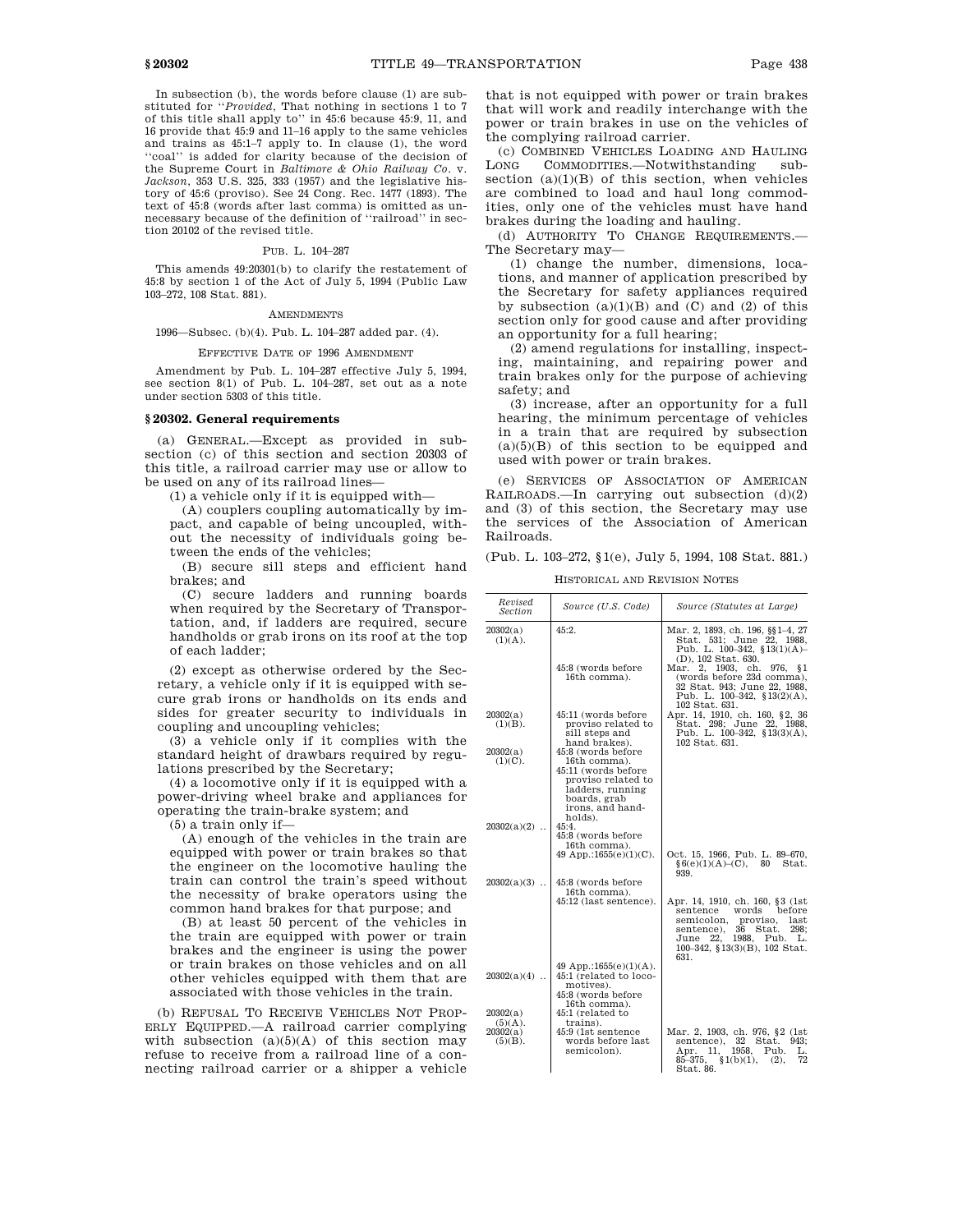In subsection (b), the words before clause (1) are substituted for "*Provided*, That nothing in sections 1 to 7 of this title shall apply to" in 45:6 because 45:9, 11, and 16 provide that 45:9 and 11–16 apply to the same vehicles and trains as 45:1–7 apply to. In clause (1), the word "coal" is added for clarity because of the decision of the Supreme Court in *Baltimore & Ohio Railway Co.* v. *Jackson*, 353 U.S. 325, 333 (1957) and the legislative history of 45:6 (proviso). See 24 Cong. Rec. 1477 (1893). The text of 45:8 (words after last comma) is omitted as unnecessary because of the definition of "railroad" in section 20102 of the revised title.

PUB. L. 104–287

This amends 49:20301(b) to clarify the restatement of 45:8 by section 1 of the Act of July 5, 1994 (Public Law 103–272, 108 Stat. 881).

AMENDMENTS

1996—Subsec. (b)(4). Pub. L. 104–287 added par. (4).

EFFECTIVE DATE OF 1996 AMENDMENT

Amendment by Pub. L. 104–287 effective July 5, 1994, see section 8(1) of Pub. L. 104–287, set out as a note under section 5303 of this title.

## § 20302. General requirements

(a) GENERAL.—Except as provided in subsection (c) of this section and section 20303 of this title, a railroad carrier may use or allow to be used on any of its railroad lines—

(1) a vehicle only if it is equipped with—

(A) couplers coupling automatically by impact, and capable of being uncoupled, without the necessity of individuals going between the ends of the vehicles;

(B) secure sill steps and efficient hand brakes; and

(C) secure ladders and running boards when required by the Secretary of Transportation, and, if ladders are required, secure handholds or grab irons on its roof at the top of each ladder;

(2) except as otherwise ordered by the Secretary, a vehicle only if it is equipped with secure grab irons or handholds on its ends and sides for greater security to individuals in coupling and uncoupling vehicles;

(3) a vehicle only if it complies with the standard height of drawbars required by regulations prescribed by the Secretary;

(4) a locomotive only if it is equipped with a power-driving wheel brake and appliances for operating the train-brake system; and

(5) a train only if—

(A) enough of the vehicles in the train are equipped with power or train brakes so that the engineer on the locomotive hauling the train can control the train's speed without the necessity of brake operators using the common hand brakes for that purpose; and

(B) at least 50 percent of the vehicles in the train are equipped with power or train brakes and the engineer is using the power or train brakes on those vehicles and on all other vehicles equipped with them that are associated with those vehicles in the train.

(b) REFUSAL TO RECEIVE VEHICLES NOT PROPERLY EQUIPPED.—A railroad carrier complying with subsection (a)(5)(A) of this section may refuse to receive from a railroad line of a connecting railroad carrier or a shipper a vehicle that is not equipped with power or train brakes that will work and readily interchange with the power or train brakes in use on the vehicles of the complying railroad carrier.

(c) COMBINED VEHICLES LOADING AND HAULING LONG COMMODITIES.—Notwithstanding subsection (a)(1)(B) of this section, when vehicles are combined to load and haul long commodities, only one of the vehicles must have hand brakes during the loading and hauling.

(d) AUTHORITY TO CHANGE REQUIREMENTS.—The Secretary may—

(1) change the number, dimensions, locations, and manner of application prescribed by the Secretary for safety appliances required by subsection (a)(1)(B) and (C) and (2) of this section only for good cause and after providing an opportunity for a full hearing;

(2) amend regulations for installing, inspecting, maintaining, and repairing power and train brakes only for the purpose of achieving safety; and

(3) increase, after an opportunity for a full hearing, the minimum percentage of vehicles in a train that are required by subsection (a)(5)(B) of this section to be equipped and used with power or train brakes.

(e) SERVICES OF ASSOCIATION OF AMERICAN RAILROADS.—In carrying out subsection (d)(2) and (3) of this section, the Secretary may use the services of the Association of American Railroads.

(Pub. L. 103–272, §1(e), July 5, 1994, 108 Stat. 881.)

HISTORICAL AND REVISION NOTES

| *Revised Section* | *Source (U.S. Code)* | *Source (Statutes at Large)* |
|---|---|---|
| 20302(a)(1)(A). | 45:2. | Mar. 2, 1893, ch. 196, §§1–4, 27 Stat. 531; June 22, 1988, Pub. L. 100–342, §13(1)(A)–(D), 102 Stat. 630. |
| | 45:8 (words before 16th comma). | Mar. 2, 1903, ch. 976, §1 (words before 23d comma), 32 Stat. 943; June 22, 1988, Pub. L. 100–342, §13(2)(A), 102 Stat. 631. |
| 20302(a)(1)(B). | 45:11 (words before proviso related to sill steps and hand brakes). | Apr. 14, 1910, ch. 160, §2, 36 Stat. 298; June 22, 1988, Pub. L. 100–342, §13(3)(A), 102 Stat. 631. |
| 20302(a)(1)(C). | 45:8 (words before 16th comma). 45:11 (words before proviso related to ladders, running boards, grab irons, and handholds). | |
| 20302(a)(2) .. | 45:4. 45:8 (words before 16th comma). 49 App.:1655(e)(1)(C). | Oct. 15, 1966, Pub. L. 89–670, §6(e)(1)(A)–(C), 80 Stat. 939. |
| 20302(a)(3) .. | 45:8 (words before 16th comma). 45:12 (last sentence). | Apr. 14, 1910, ch. 160, §3 (1st sentence words before semicolon, proviso, last sentence), 36 Stat. 298; June 22, 1988, Pub. L. 100–342, §13(3)(B), 102 Stat. 631. |
| | 49 App.:1655(e)(1)(A). | |
| 20302(a)(4) .. | 45:1 (related to locomotives). 45:8 (words before 16th comma). | |
| 20302(a)(5)(A). | 45:1 (related to trains). | |
| 20302(a)(5)(B). | 45:9 (1st sentence words before last semicolon). | Mar. 2, 1903, ch. 976, §2 (1st sentence), 32 Stat. 943; Apr. 11, 1958, Pub. L. 85–375, §1(b)(1), (2), 72 Stat. 86. |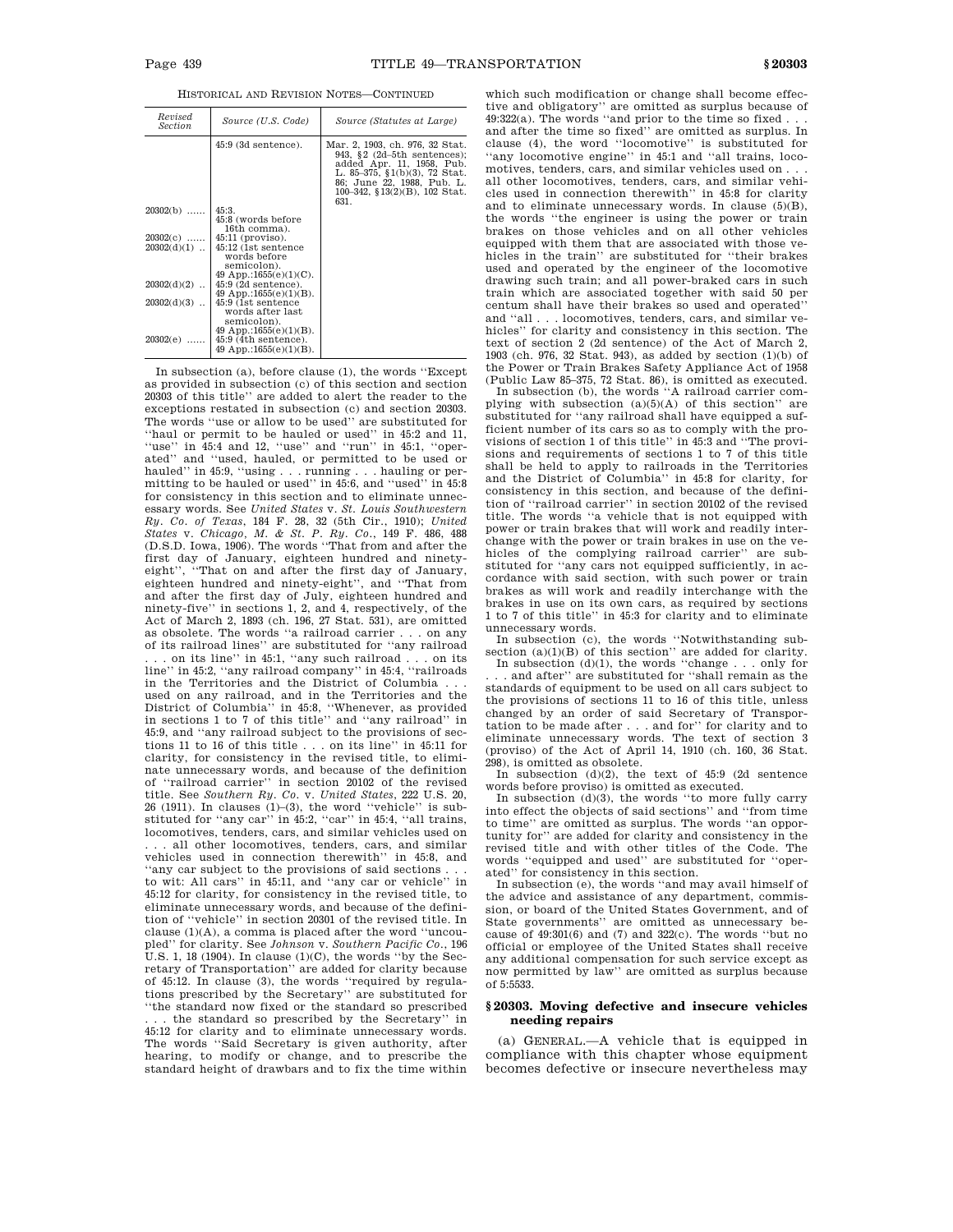HISTORICAL AND REVISION NOTES—CONTINUED

| Revised Section | Source (U.S. Code) | Source (Statutes at Large) |
|---|---|---|
| | 45:9 (3d sentence). | Mar. 2, 1903, ch. 976, 32 Stat. 943, §2 (2d–5th sentences); added Apr. 11, 1958, Pub. L. 85–375, §1(b)(3), 72 Stat. 86; June 22, 1988, Pub. L. 100–342, §13(2)(B), 102 Stat. 631. |
| 20302(b) ...... | 45:3. 45:8 (words before 16th comma). | |
| 20302(c) ...... | 45:11 (proviso). | |
| 20302(d)(1) .. | 45:12 (1st sentence words before semicolon). 49 App.:1655(e)(1)(C). | |
| 20302(d)(2) .. | 45:9 (2d sentence). 49 App.:1655(e)(1)(B). | |
| 20302(d)(3) .. | 45:9 (1st sentence words after last semicolon). 49 App.:1655(e)(1)(B). | |
| 20302(e) ...... | 45:9 (4th sentence). 49 App.:1655(e)(1)(B). | |

In subsection (a), before clause (1), the words "Except as provided in subsection (c) of this section and section 20303 of this title" are added to alert the reader to the exceptions restated in subsection (c) and section 20303. The words "use or allow to be used" are substituted for "haul or permit to be hauled or used" in 45:2 and 11, "use" in 45:4 and 12, "use" and "run" in 45:1, "operated" and "used, hauled, or permitted to be used or hauled" in 45:9, "using . . . running . . . hauling or permitting to be hauled or used" in 45:6, and "used" in 45:8 for consistency in this section and to eliminate unnecessary words. See *United States* v. *St. Louis Southwestern Ry. Co. of Texas*, 184 F. 28, 32 (5th Cir., 1910); *United States* v. *Chicago, M. & St. P. Ry. Co.*, 149 F. 486, 488 (D.S.D. Iowa, 1906). The words "That from and after the first day of January, eighteen hundred and ninety-eight", "That on and after the first day of January, eighteen hundred and ninety-eight", and "That from and after the first day of July, eighteen hundred and ninety-five" in sections 1, 2, and 4, respectively, of the Act of March 2, 1893 (ch. 196, 27 Stat. 531), are omitted as obsolete. The words "a railroad carrier . . . on any of its railroad lines" are substituted for "any railroad . . . on its line" in 45:1, "any such railroad . . . on its line" in 45:2, "any railroad company" in 45:4, "railroads in the Territories and the District of Columbia . . . used on any railroad, and in the Territories and the District of Columbia" in 45:8, "Whenever, as provided in sections 1 to 7 of this title" and "any railroad" in 45:9, and "any railroad subject to the provisions of sections 11 to 16 of this title . . . on its line" in 45:11 for clarity, for consistency in the revised title, to eliminate unnecessary words, and because of the definition of "railroad carrier" in section 20102 of the revised title. See *Southern Ry. Co.* v. *United States*, 222 U.S. 20, 26 (1911). In clauses (1)–(3), the word "vehicle" is substituted for "any car" in 45:2, "car" in 45:4, "all trains, locomotives, tenders, cars, and similar vehicles used on . . . all other locomotives, tenders, cars, and similar vehicles used in connection therewith" in 45:8, and "any car subject to the provisions of said sections . . . to wit: All cars" in 45:11, and "any car or vehicle" in 45:12 for clarity, for consistency in the revised title, to eliminate unnecessary words, and because of the definition of "vehicle" in section 20301 of the revised title. In clause (1)(A), a comma is placed after the word "uncoupled" for clarity. See *Johnson* v. *Southern Pacific Co.*, 196 U.S. 1, 18 (1904). In clause (1)(C), the words "by the Secretary of Transportation" are added for clarity because of 45:12. In clause (3), the words "required by regulations prescribed by the Secretary" are substituted for "the standard now fixed or the standard so prescribed . . . the standard so prescribed by the Secretary" in 45:12 for clarity and to eliminate unnecessary words. The words "Said Secretary is given authority, after hearing, to modify or change, and to prescribe the standard height of drawbars and to fix the time within which such modification or change shall become effective and obligatory" are omitted as surplus because of 49:322(a). The words "and prior to the time so fixed . . . and after the time so fixed" are omitted as surplus. In clause (4), the word "locomotive" is substituted for "any locomotive engine" in 45:1 and "all trains, locomotives, tenders, cars, and similar vehicles used on . . . all other locomotives, tenders, cars, and similar vehicles used in connection therewith" in 45:8 for clarity and to eliminate unnecessary words. In clause (5)(B), the words "the engineer is using the power or train brakes on those vehicles and on all other vehicles equipped with them that are associated with those vehicles in the train" are substituted for "their brakes used and operated by the engineer of the locomotive drawing such train; and all power-braked cars in such train which are associated together with said 50 per centum shall have their brakes so used and operated" and "all . . . locomotives, tenders, cars, and similar vehicles" for clarity and consistency in this section. The text of section 2 (2d sentence) of the Act of March 2, 1903 (ch. 976, 32 Stat. 943), as added by section (1)(b) of the Power or Train Brakes Safety Appliance Act of 1958 (Public Law 85–375, 72 Stat. 86), is omitted as executed.

In subsection (b), the words "A railroad carrier complying with subsection (a)(5)(A) of this section" are substituted for "any railroad shall have equipped a sufficient number of its cars so as to comply with the provisions of section 1 of this title" in 45:3 and "The provisions and requirements of sections 1 to 7 of this title shall be held to apply to railroads in the Territories and the District of Columbia" in 45:8 for clarity, for consistency in this section, and because of the definition of "railroad carrier" in section 20102 of the revised title. The words "a vehicle that is not equipped with power or train brakes that will work and readily interchange with the power or train brakes in use on the vehicles of the complying railroad carrier" are substituted for "any cars not equipped sufficiently, in accordance with said section, with such power or train brakes as will work and readily interchange with the brakes in use on its own cars, as required by sections 1 to 7 of this title" in 45:3 for clarity and to eliminate unnecessary words.

In subsection (c), the words "Notwithstanding subsection (a)(1)(B) of this section" are added for clarity.

In subsection (d)(1), the words "change . . . only for . . . and after" are substituted for "shall remain as the standards of equipment to be used on all cars subject to the provisions of sections 11 to 16 of this title, unless changed by an order of said Secretary of Transportation to be made after . . . and for" for clarity and to eliminate unnecessary words. The text of section 3 (proviso) of the Act of April 14, 1910 (ch. 160, 36 Stat. 298), is omitted as obsolete.

In subsection (d)(2), the text of 45:9 (2d sentence words before proviso) is omitted as executed.

In subsection (d)(3), the words "to more fully carry into effect the objects of said sections" and "from time to time" are omitted as surplus. The words "an opportunity for" are added for clarity and consistency in the revised title and with other titles of the Code. The words "equipped and used" are substituted for "operated" for consistency in this section.

In subsection (e), the words "and may avail himself of the advice and assistance of any department, commission, or board of the United States Government, and of State governments" are omitted as unnecessary because of 49:301(6) and (7) and 322(c). The words "but no official or employee of the United States shall receive any additional compensation for such service except as now permitted by law" are omitted as surplus because of 5:5533.

## §20303. Moving defective and insecure vehicles needing repairs

(a) GENERAL.—A vehicle that is equipped in compliance with this chapter whose equipment becomes defective or insecure nevertheless may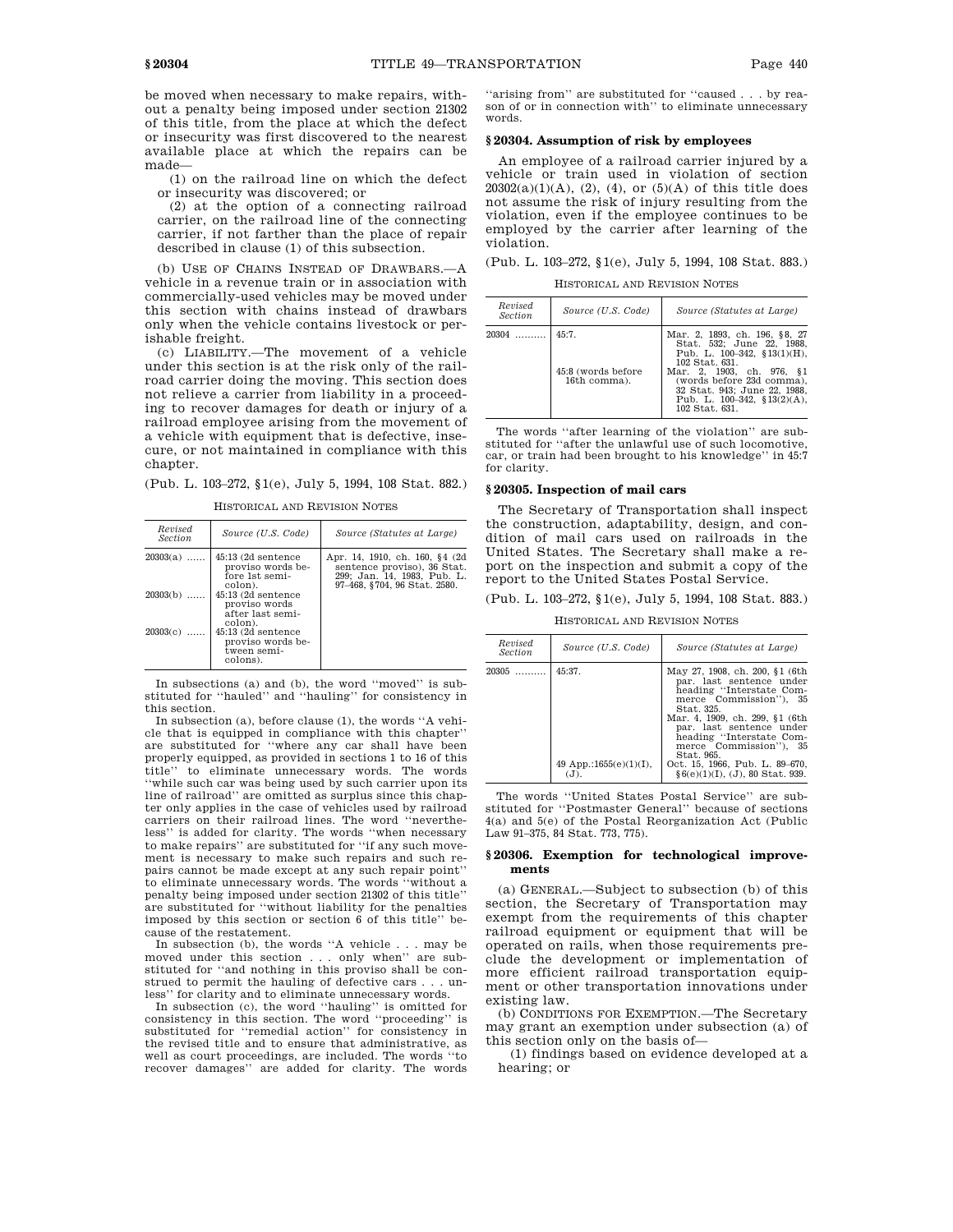be moved when necessary to make repairs, without a penalty being imposed under section 21302 of this title, from the place at which the defect or insecurity was first discovered to the nearest available place at which the repairs can be made—

(1) on the railroad line on which the defect or insecurity was discovered; or

(2) at the option of a connecting railroad carrier, on the railroad line of the connecting carrier, if not farther than the place of repair described in clause (1) of this subsection.

(b) USE OF CHAINS INSTEAD OF DRAWBARS.—A vehicle in a revenue train or in association with commercially-used vehicles may be moved under this section with chains instead of drawbars only when the vehicle contains livestock or perishable freight.

(c) LIABILITY.—The movement of a vehicle under this section is at the risk only of the railroad carrier doing the moving. This section does not relieve a carrier from liability in a proceeding to recover damages for death or injury of a railroad employee arising from the movement of a vehicle with equipment that is defective, insecure, or not maintained in compliance with this chapter.

(Pub. L. 103–272, §1(e), July 5, 1994, 108 Stat. 882.)

HISTORICAL AND REVISION NOTES

| Revised Section | Source (U.S. Code) | Source (Statutes at Large) |
|---|---|---|
| 20303(a) ...... | 45:13 (2d sentence proviso words before 1st semicolon). | Apr. 14, 1910, ch. 160, §4 (2d sentence proviso), 36 Stat. 299; Jan. 14, 1983, Pub. L. 97–468, §704, 96 Stat. 2580. |
| 20303(b) ...... | 45:13 (2d sentence proviso words after last semicolon). | |
| 20303(c) ...... | 45:13 (2d sentence proviso words between semicolons). | |

In subsections (a) and (b), the word "moved" is substituted for "hauled" and "hauling" for consistency in this section.

In subsection (a), before clause (1), the words "A vehicle that is equipped in compliance with this chapter" are substituted for "where any car shall have been properly equipped, as provided in sections 1 to 16 of this title" to eliminate unnecessary words. The words "while such car was being used by such carrier upon its line of railroad" are omitted as surplus since this chapter only applies in the case of vehicles used by railroad carriers on their railroad lines. The word "nevertheless" is added for clarity. The words "when necessary to make repairs" are substituted for "if any such movement is necessary to make such repairs and such repairs cannot be made except at any such repair point" to eliminate unnecessary words. The words "without a penalty being imposed under section 21302 of this title" are substituted for "without liability for the penalties imposed by this section or section 6 of this title" because of the restatement.

In subsection (b), the words "A vehicle . . . may be moved under this section . . . only when" are substituted for "and nothing in this proviso shall be construed to permit the hauling of defective cars . . . unless" for clarity and to eliminate unnecessary words.

In subsection (c), the word "hauling" is omitted for consistency in this section. The word "proceeding" is substituted for "remedial action" for consistency in the revised title and to ensure that administrative, as well as court proceedings, are included. The words "to recover damages" are added for clarity. The words "arising from" are substituted for "caused . . . by reason of or in connection with" to eliminate unnecessary words.

### §20304. Assumption of risk by employees

An employee of a railroad carrier injured by a vehicle or train used in violation of section 20302(a)(1)(A), (2), (4), or (5)(A) of this title does not assume the risk of injury resulting from the violation, even if the employee continues to be employed by the carrier after learning of the violation.

(Pub. L. 103–272, §1(e), July 5, 1994, 108 Stat. 883.)

HISTORICAL AND REVISION NOTES

| Revised Section | Source (U.S. Code) | Source (Statutes at Large) |
|---|---|---|
| 20304 .......... | 45:7. | Mar. 2, 1893, ch. 196, §8, 27 Stat. 532; June 22, 1988, Pub. L. 100–342, §13(1)(H), 102 Stat. 631. |
| | 45:8 (words before 16th comma). | Mar. 2, 1903, ch. 976, §1 (words before 23d comma), 32 Stat. 943; June 22, 1988, Pub. L. 100–342, §13(2)(A), 102 Stat. 631. |

The words "after learning of the violation" are substituted for "after the unlawful use of such locomotive, car, or train had been brought to his knowledge" in 45:7 for clarity.

### §20305. Inspection of mail cars

The Secretary of Transportation shall inspect the construction, adaptability, design, and condition of mail cars used on railroads in the United States. The Secretary shall make a report on the inspection and submit a copy of the report to the United States Postal Service.

(Pub. L. 103–272, §1(e), July 5, 1994, 108 Stat. 883.)

HISTORICAL AND REVISION NOTES

| Revised Section | Source (U.S. Code) | Source (Statutes at Large) |
|---|---|---|
| 20305 .......... | 45:37. | May 27, 1908, ch. 200, §1 (6th par. last sentence under heading "Interstate Commerce Commission"), 35 Stat. 325. Mar. 4, 1909, ch. 299, §1 (6th par. last sentence under heading "Interstate Commerce Commission"), 35 Stat. 965. |
| | 49 App.:1655(e)(1)(I), (J). | Oct. 15, 1966, Pub. L. 89–670, §6(e)(1)(I), (J), 80 Stat. 939. |

The words "United States Postal Service" are substituted for "Postmaster General" because of sections 4(a) and 5(e) of the Postal Reorganization Act (Public Law 91–375, 84 Stat. 773, 775).

### §20306. Exemption for technological improvements

(a) GENERAL.—Subject to subsection (b) of this section, the Secretary of Transportation may exempt from the requirements of this chapter railroad equipment or equipment that will be operated on rails, when those requirements preclude the development or implementation of more efficient railroad transportation equipment or other transportation innovations under existing law.

(b) CONDITIONS FOR EXEMPTION.—The Secretary may grant an exemption under subsection (a) of this section only on the basis of—

(1) findings based on evidence developed at a hearing; or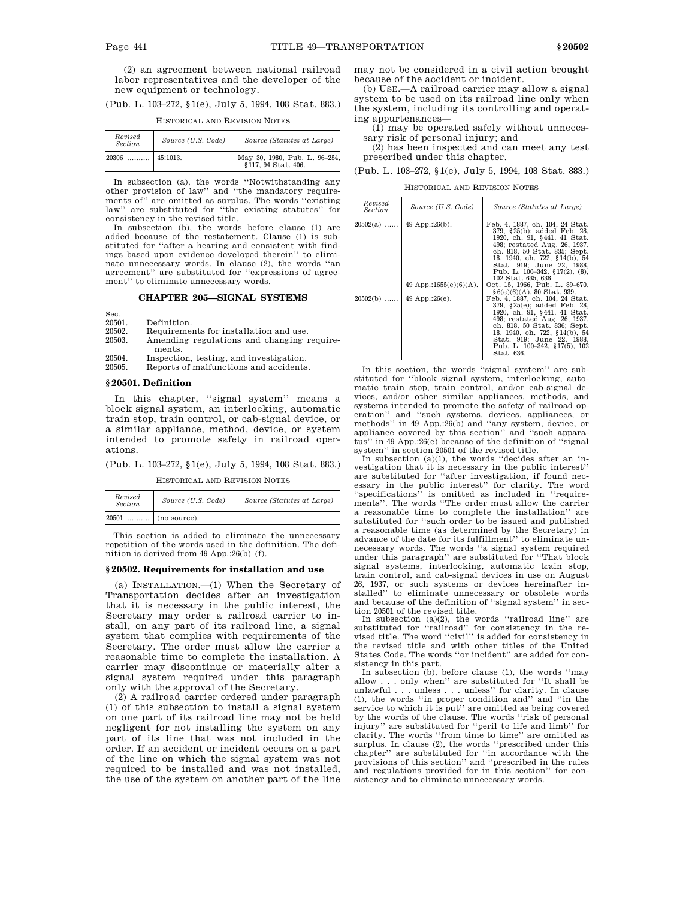(2) an agreement between national railroad labor representatives and the developer of the new equipment or technology.

(Pub. L. 103–272, §1(e), July 5, 1994, 108 Stat. 883.)

HISTORICAL AND REVISION NOTES

| Revised Section | Source (U.S. Code) | Source (Statutes at Large) |
|---|---|---|
| 20306 .......... | 45:1013. | May 30, 1980, Pub. L. 96–254, §117, 94 Stat. 406. |

In subsection (a), the words "Notwithstanding any other provision of law" and "the mandatory requirements of" are omitted as surplus. The words "existing law" are substituted for "the existing statutes" for consistency in the revised title.

In subsection (b), the words before clause (1) are added because of the restatement. Clause (1) is substituted for "after a hearing and consistent with findings based upon evidence developed therein" to eliminate unnecessary words. In clause (2), the words "an agreement" are substituted for "expressions of agreement" to eliminate unnecessary words.

## CHAPTER 205—SIGNAL SYSTEMS

| Sec. | |
|---|---|
| 20501. | Definition. |
| 20502. | Requirements for installation and use. |
| 20503. | Amending regulations and changing requirements. |
| 20504. | Inspection, testing, and investigation. |
| 20505. | Reports of malfunctions and accidents. |

### §20501. Definition

In this chapter, "signal system" means a block signal system, an interlocking, automatic train stop, train control, or cab-signal device, or a similar appliance, method, device, or system intended to promote safety in railroad operations.

(Pub. L. 103–272, §1(e), July 5, 1994, 108 Stat. 883.)

HISTORICAL AND REVISION NOTES

| Revised Section | Source (U.S. Code) | Source (Statutes at Large) |
|---|---|---|
| 20501 .......... | (no source). | |

This section is added to eliminate the unnecessary repetition of the words used in the definition. The definition is derived from 49 App.:26(b)–(f).

### §20502. Requirements for installation and use

(a) INSTALLATION.—(1) When the Secretary of Transportation decides after an investigation that it is necessary in the public interest, the Secretary may order a railroad carrier to install, on any part of its railroad line, a signal system that complies with requirements of the Secretary. The order must allow the carrier a reasonable time to complete the installation. A carrier may discontinue or materially alter a signal system required under this paragraph only with the approval of the Secretary.

(2) A railroad carrier ordered under paragraph (1) of this subsection to install a signal system on one part of its railroad line may not be held negligent for not installing the system on any part of its line that was not included in the order. If an accident or incident occurs on a part of the line on which the signal system was not required to be installed and was not installed, the use of the system on another part of the line may not be considered in a civil action brought because of the accident or incident.

(b) USE.—A railroad carrier may allow a signal system to be used on its railroad line only when the system, including its controlling and operating appurtenances—

(1) may be operated safely without unnecessary risk of personal injury; and

(2) has been inspected and can meet any test prescribed under this chapter.

(Pub. L. 103–272, §1(e), July 5, 1994, 108 Stat. 883.)

HISTORICAL AND REVISION NOTES

| Revised Section | Source (U.S. Code) | Source (Statutes at Large) |
|---|---|---|
| 20502(a) ...... | 49 App.:26(b). | Feb. 4, 1887, ch. 104, 24 Stat. 379, §25(b); added Feb. 28, 1920, ch. 91, §441, 41 Stat. 498; restated Aug. 26, 1937, ch. 818, 50 Stat. 835; Sept. 18, 1940, ch. 722, §14(b), 54 Stat. 919; June 22, 1988, Pub. L. 100–342, §17(2), (8), 102 Stat. 635, 636. |
| | 49 App.:1655(e)(6)(A). | Oct. 15, 1966, Pub. L. 89–670, §6(e)(6)(A), 80 Stat. 939. |
| 20502(b) ...... | 49 App.:26(e). | Feb. 4, 1887, ch. 104, 24 Stat. 379, §25(e); added Feb. 28, 1920, ch. 91, §441, 41 Stat. 498; restated Aug. 26, 1937, ch. 818, 50 Stat. 836; Sept. 18, 1940, ch. 722, §14(b), 54 Stat. 919; June 22, 1988, Pub. L. 100–342, §17(5), 102 Stat. 636. |

In this section, the words "signal system" are substituted for "block signal system, interlocking, automatic train stop, train control, and/or cab-signal devices, and/or other similar appliances, methods, and systems intended to promote the safety of railroad operation" and "such systems, devices, appliances, or methods" in 49 App.:26(b) and "any system, device, or appliance covered by this section" and "such apparatus" in 49 App.:26(e) because of the definition of "signal system" in section 20501 of the revised title.

In subsection (a)(1), the words "decides after an investigation that it is necessary in the public interest" are substituted for "after investigation, if found necessary in the public interest" for clarity. The word "specifications" is omitted as included in "requirements". The words "The order must allow the carrier a reasonable time to complete the installation" are substituted for "such order to be issued and published a reasonable time (as determined by the Secretary) in advance of the date for its fulfillment" to eliminate unnecessary words. The words "a signal system required under this paragraph" are substituted for "That block signal systems, interlocking, automatic train stop, train control, and cab-signal devices in use on August 26, 1937, or such systems or devices hereinafter installed" to eliminate unnecessary or obsolete words and because of the definition of "signal system" in section 20501 of the revised title.

In subsection (a)(2), the words "railroad line" are substituted for "railroad" for consistency in the revised title. The word "civil" is added for consistency in the revised title and with other titles of the United States Code. The words "or incident" are added for consistency in this part.

In subsection (b), before clause (1), the words "may allow . . . only when" are substituted for "It shall be unlawful . . . unless . . . unless" for clarity. In clause (1), the words "in proper condition and" and "in the service to which it is put" are omitted as being covered by the words of the clause. The words "risk of personal injury" are substituted for "peril to life and limb" for clarity. The words "from time to time" are omitted as surplus. In clause (2), the words "prescribed under this chapter" are substituted for "in accordance with the provisions of this section" and "prescribed in the rules and regulations provided for in this section" for consistency and to eliminate unnecessary words.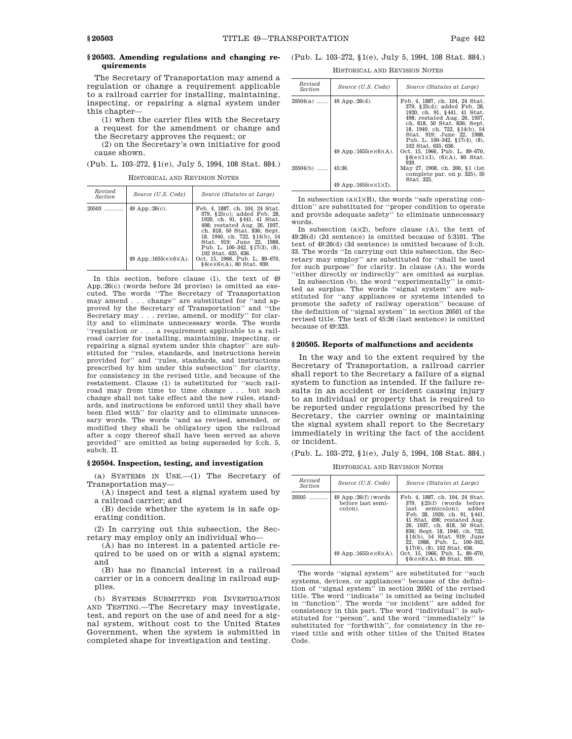### § 20503. Amending regulations and changing requirements

The Secretary of Transportation may amend a regulation or change a requirement applicable to a railroad carrier for installing, maintaining, inspecting, or repairing a signal system under this chapter—

(1) when the carrier files with the Secretary a request for the amendment or change and the Secretary approves the request; or

(2) on the Secretary's own initiative for good cause shown.

(Pub. L. 103–272, § 1(e), July 5, 1994, 108 Stat. 884.)

HISTORICAL AND REVISION NOTES

| Revised Section | Source (U.S. Code) | Source (Statutes at Large) |
|---|---|---|
| 20503 | 49 App.:26(c). | Feb. 4, 1887, ch. 104, 24 Stat. 379, § 25(c); added Feb. 28, 1920, ch. 91, § 441, 41 Stat. 498; restated Aug. 26, 1937, ch. 818, 50 Stat. 836; Sept. 18, 1940, ch. 722, § 14(b), 54 Stat. 919; June 22, 1988, Pub. L. 100–342, § 17(3), (8), 102 Stat. 635, 636. |
| | 49 App.:1655(e)(6)(A). | Oct. 15, 1966, Pub. L. 89–670, § 6(e)(6)(A), 80 Stat. 939. |

In this section, before clause (1), the text of 49 App.:26(c) (words before 2d proviso) is omitted as executed. The words "The Secretary of Transportation may amend . . . change" are substituted for "and approved by the Secretary of Transportation" and "the Secretary may . . . revise, amend, or modify" for clarity and to eliminate unnecessary words. The words "regulation or . . . a requirement applicable to a railroad carrier for installing, maintaining, inspecting, or repairing a signal system under this chapter" are substituted for "rules, standards, and instructions herein provided for" and "rules, standards, and instructions prescribed by him under this subsection" for clarity, for consistency in the revised title, and because of the restatement. Clause (1) is substituted for "such railroad may from time to time change . . . but such change shall not take effect and the new rules, standards, and instructions be enforced until they shall have been filed with" for clarity and to eliminate unnecessary words. The words "and as revised, amended, or modified they shall be obligatory upon the railroad after a copy thereof shall have been served as above provided" are omitted as being superseded by 5:ch. 5, subch. II.

### § 20504. Inspection, testing, and investigation

(a) SYSTEMS IN USE.—(1) The Secretary of Transportation may—

(A) inspect and test a signal system used by a railroad carrier; and

(B) decide whether the system is in safe operating condition.

(2) In carrying out this subsection, the Secretary may employ only an individual who—

(A) has no interest in a patented article required to be used on or with a signal system; and

(B) has no financial interest in a railroad carrier or in a concern dealing in railroad supplies.

(b) SYSTEMS SUBMITTED FOR INVESTIGATION AND TESTING.—The Secretary may investigate, test, and report on the use of and need for a signal system, without cost to the United States Government, when the system is submitted in completed shape for investigation and testing.

(Pub. L. 103–272, § 1(e), July 5, 1994, 108 Stat. 884.)

HISTORICAL AND REVISION NOTES

| Revised Section | Source (U.S. Code) | Source (Statutes at Large) |
|---|---|---|
| 20504(a) | 49 App.:26(d). | Feb. 4, 1887, ch. 104, 24 Stat. 379, § 25(d); added Feb. 28, 1920, ch. 91, § 441, 41 Stat. 498; restated Aug. 26, 1937, ch. 818, 50 Stat. 836; Sept. 18, 1940, ch. 722, § 14(b), 54 Stat. 919; June 22, 1988, Pub. L. 100–342, § 17(4), (8), 102 Stat. 635, 636. |
| | 49 App.:1655(e)(6)(A). | Oct. 15, 1966, Pub. L. 89–670, § 6(e)(1)(I), (6)(A), 80 Stat. 939. |
| 20504(b) | 45:36. | May 27, 1908, ch. 200, § 1 (1st complete par. on p. 325), 35 Stat. 325. |
| | 49 App.:1655(e)(1)(I). | |

In subsection (a)(1)(B), the words "safe operating condition" are substituted for "proper condition to operate and provide adequate safety" to eliminate unnecessary words.

In subsection (a)(2), before clause (A), the text of 49:26(d) (2d sentence) is omitted because of 5:3101. The text of 49:26(d) (3d sentence) is omitted because of 5:ch. 33. The words "In carrying out this subsection, the Secretary may employ" are substituted for "shall be used for such purpose" for clarity. In clause (A), the words "either directly or indirectly" are omitted as surplus.

In subsection (b), the word "experimentally" is omitted as surplus. The words "signal system" are substituted for "any appliances or systems intended to promote the safety of railway operation" because of the definition of "signal system" in section 20501 of the revised title. The text of 45:36 (last sentence) is omitted because of 49:323.

### § 20505. Reports of malfunctions and accidents

In the way and to the extent required by the Secretary of Transportation, a railroad carrier shall report to the Secretary a failure of a signal system to function as intended. If the failure results in an accident or incident causing injury to an individual or property that is required to be reported under regulations prescribed by the Secretary, the carrier owning or maintaining the signal system shall report to the Secretary immediately in writing the fact of the accident or incident.

(Pub. L. 103–272, § 1(e), July 5, 1994, 108 Stat. 884.)

HISTORICAL AND REVISION NOTES

| Revised Section | Source (U.S. Code) | Source (Statutes at Large) |
|---|---|---|
| 20505 | 49 App.:26(f) (words before last semicolon). | Feb. 4, 1887, ch. 104, 24 Stat. 379, § 25(f) (words before last semicolon); added Feb. 28, 1920, ch. 91, § 441, 41 Stat. 498; restated Aug. 26, 1937, ch. 818, 50 Stat. 836; Sept. 18, 1940, ch. 722, § 14(b), 54 Stat. 919; June 22, 1988, Pub. L. 100–342, § 17(6), (8), 102 Stat. 636. |
| | 49 App.:1655(e)(6)(A). | Oct. 15, 1966, Pub. L. 89–670, § 6(e)(6)(A), 80 Stat. 939. |

The words "signal system" are substituted for "such systems, devices, or appliances" because of the definition of "signal system" in section 20501 of the revised title. The word "indicate" is omitted as being included in "function". The words "or incident" are added for consistency in this part. The word "individual" is substituted for "person", and the word "immediately" is substituted for "forthwith", for consistency in the revised title and with other titles of the United States Code.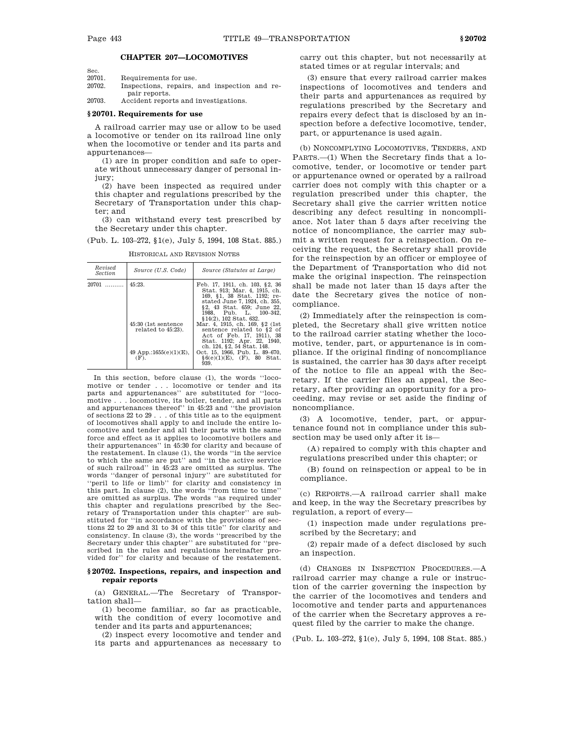## CHAPTER 207—LOCOMOTIVES

| Sec. | |
|---|---|
| 20701. | Requirements for use. |
| 20702. | Inspections, repairs, and inspection and repair reports. |
| 20703. | Accident reports and investigations. |

### § 20701. Requirements for use

A railroad carrier may use or allow to be used a locomotive or tender on its railroad line only when the locomotive or tender and its parts and appurtenances—

(1) are in proper condition and safe to operate without unnecessary danger of personal injury;

(2) have been inspected as required under this chapter and regulations prescribed by the Secretary of Transportation under this chapter; and

(3) can withstand every test prescribed by the Secretary under this chapter.

(Pub. L. 103–272, § 1(e), July 5, 1994, 108 Stat. 885.)

HISTORICAL AND REVISION NOTES

| Revised Section | Source (U.S. Code) | Source (Statutes at Large) |
|---|---|---|
| 20701 ......... | 45:23. | Feb. 17, 1911, ch. 103, § 2, 36 Stat. 913; Mar. 4, 1915, ch. 169, § 1, 38 Stat. 1192; restated June 7, 1924, ch. 355, § 2, 43 Stat. 659; June 22, 1988, Pub. L. 100–342, § 14(2), 102 Stat. 632. |
| | 45:30 (1st sentence related to 45:23). | Mar. 4, 1915, ch. 169, § 2 (1st sentence related to § 2 of Act of Feb. 17, 1911), 38 Stat. 1192; Apr. 22, 1940, ch. 124, § 2, 54 Stat. 148. |
| | 49 App.:1655(e)(1)(E), (F). | Oct. 15, 1966, Pub. L. 89–670, § 6(e)(1)(E), (F), 80 Stat. 939. |

In this section, before clause (1), the words "locomotive or tender . . . locomotive or tender and its parts and appurtenances" are substituted for "locomotive . . . locomotive, its boiler, tender, and all parts and appurtenances thereof" in 45:23 and "the provision of sections 22 to 29 . . . of this title as to the equipment of locomotives shall apply to and include the entire locomotive and tender and all their parts with the same force and effect as it applies to locomotive boilers and their appurtenances" in 45:30 for clarity and because of the restatement. In clause (1), the words "in the service to which the same are put" and "in the active service of such railroad" in 45:23 are omitted as surplus. The words "danger of personal injury" are substituted for "peril to life or limb" for clarity and consistency in this part. In clause (2), the words "from time to time" are omitted as surplus. The words "as required under this chapter and regulations prescribed by the Secretary of Transportation under this chapter" are substituted for "in accordance with the provisions of sections 22 to 29 and 31 to 34 of this title" for clarity and consistency. In clause (3), the words "prescribed by the Secretary under this chapter" are substituted for "prescribed in the rules and regulations hereinafter provided for" for clarity and because of the restatement.

### § 20702. Inspections, repairs, and inspection and repair reports

(a) GENERAL.—The Secretary of Transportation shall—

(1) become familiar, so far as practicable, with the condition of every locomotive and tender and its parts and appurtenances;

(2) inspect every locomotive and tender and its parts and appurtenances as necessary to carry out this chapter, but not necessarily at stated times or at regular intervals; and

(3) ensure that every railroad carrier makes inspections of locomotives and tenders and their parts and appurtenances as required by regulations prescribed by the Secretary and repairs every defect that is disclosed by an inspection before a defective locomotive, tender, part, or appurtenance is used again.

(b) NONCOMPLYING LOCOMOTIVES, TENDERS, AND PARTS.—(1) When the Secretary finds that a locomotive, tender, or locomotive or tender part or appurtenance owned or operated by a railroad carrier does not comply with this chapter or a regulation prescribed under this chapter, the Secretary shall give the carrier written notice describing any defect resulting in noncompliance. Not later than 5 days after receiving the notice of noncompliance, the carrier may submit a written request for a reinspection. On receiving the request, the Secretary shall provide for the reinspection by an officer or employee of the Department of Transportation who did not make the original inspection. The reinspection shall be made not later than 15 days after the date the Secretary gives the notice of noncompliance.

(2) Immediately after the reinspection is completed, the Secretary shall give written notice to the railroad carrier stating whether the locomotive, tender, part, or appurtenance is in compliance. If the original finding of noncompliance is sustained, the carrier has 30 days after receipt of the notice to file an appeal with the Secretary. If the carrier files an appeal, the Secretary, after providing an opportunity for a proceeding, may revise or set aside the finding of noncompliance.

(3) A locomotive, tender, part, or appurtenance found not in compliance under this subsection may be used only after it is—

(A) repaired to comply with this chapter and regulations prescribed under this chapter; or

(B) found on reinspection or appeal to be in compliance.

(c) REPORTS.—A railroad carrier shall make and keep, in the way the Secretary prescribes by regulation, a report of every—

(1) inspection made under regulations prescribed by the Secretary; and

(2) repair made of a defect disclosed by such an inspection.

(d) CHANGES IN INSPECTION PROCEDURES.—A railroad carrier may change a rule or instruction of the carrier governing the inspection by the carrier of the locomotives and tenders and locomotive and tender parts and appurtenances of the carrier when the Secretary approves a request filed by the carrier to make the change.

(Pub. L. 103–272, § 1(e), July 5, 1994, 108 Stat. 885.)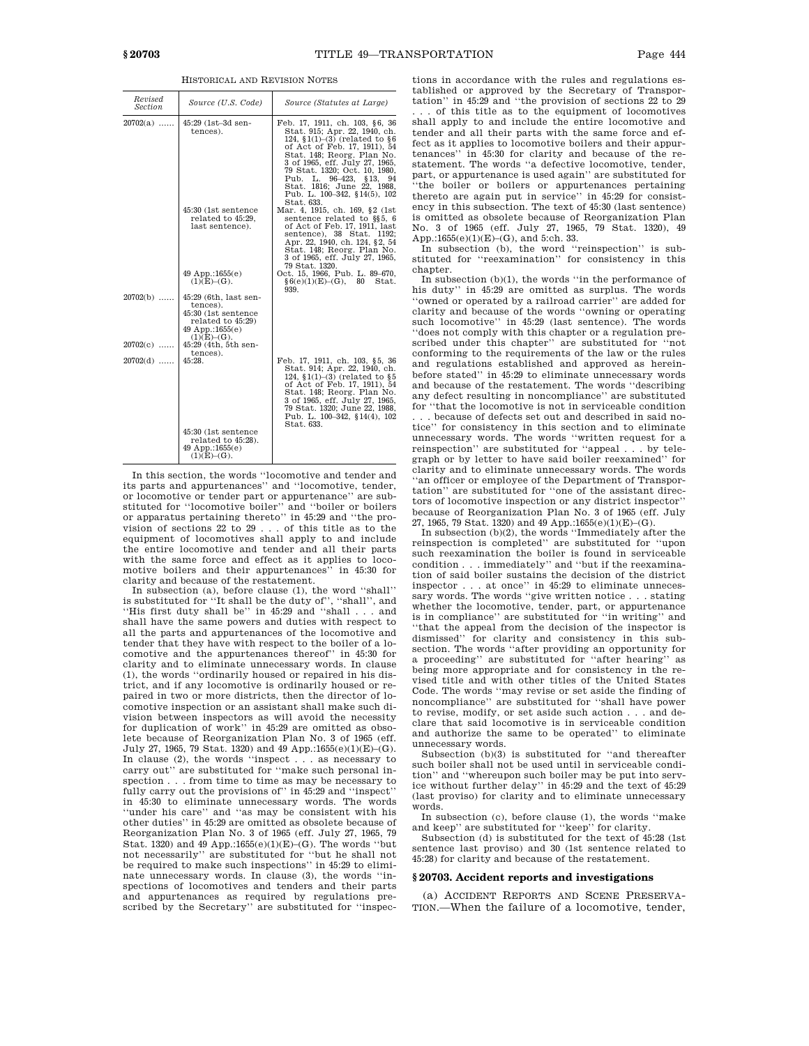HISTORICAL AND REVISION NOTES

| Revised Section | Source (U.S. Code) | Source (Statutes at Large) |
|---|---|---|
| 20702(a) ...... | 45:29 (1st–3d sentences). | Feb. 17, 1911, ch. 103, §6, 36 Stat. 915; Apr. 22, 1940, ch. 124, §1(1)–(3) (related to §6 of Act of Feb. 17, 1911), 54 Stat. 148; Reorg. Plan No. 3 of 1965, eff. July 27, 1965, 79 Stat. 1320; Oct. 10, 1980, Pub. L. 96–423, §13, 94 Stat. 1816; June 22, 1988, Pub. L. 100–342, §14(5), 102 Stat. 633. |
| | 45:30 (1st sentence related to 45:29, last sentence). | Mar. 4, 1915, ch. 169, §2 (1st sentence related to §§5, 6 of Act of Feb. 17, 1911, last sentence), 38 Stat. 1192; Apr. 22, 1940, ch. 124, §2, 54 Stat. 148; Reorg. Plan No. 3 of 1965, eff. July 27, 1965, 79 Stat. 1320. |
| | 49 App.:1655(e)(1)(E)–(G). | Oct. 15, 1966, Pub. L. 89–670, §6(e)(1)(E)–(G), 80 Stat. 939. |
| 20702(b) ...... | 45:29 (6th, last sentences). 45:30 (1st sentence related to 45:29) 49 App.:1655(e)(1)(E)–(G). | |
| 20702(c) ...... | 45:29 (4th, 5th sentences). | |
| 20702(d) ...... | 45:28. | Feb. 17, 1911, ch. 103, §5, 36 Stat. 914; Apr. 22, 1940, ch. 124, §1(1)–(3) (related to §5 of Act of Feb. 17, 1911), 54 Stat. 148; Reorg. Plan No. 3 of 1965, eff. July 27, 1965, 79 Stat. 1320; June 22, 1988, Pub. L. 100–342, §14(4), 102 Stat. 633. |
| | 45:30 (1st sentence related to 45:28). 49 App.:1655(e)(1)(E)–(G). | |

In this section, the words ''locomotive and tender and its parts and appurtenances'' and ''locomotive, tender, or locomotive or tender part or appurtenance'' are substituted for ''locomotive boiler'' and ''boiler or boilers or apparatus pertaining thereto'' in 45:29 and ''the provision of sections 22 to 29 . . . of this title as to the equipment of locomotives shall apply to and include the entire locomotive and tender and all their parts with the same force and effect as it applies to locomotive boilers and their appurtenances'' in 45:30 for clarity and because of the restatement.

In subsection (a), before clause (1), the word ''shall'' is substituted for ''It shall be the duty of'', ''shall'', and ''His first duty shall be'' in 45:29 and ''shall . . . and shall have the same powers and duties with respect to all the parts and appurtenances of the locomotive and tender that they have with respect to the boiler of a locomotive and the appurtenances thereof'' in 45:30 for clarity and to eliminate unnecessary words. In clause (1), the words ''ordinarily housed or repaired in his district, and if any locomotive is ordinarily housed or repaired in two or more districts, then the director of locomotive inspection or an assistant shall make such division between inspectors as will avoid the necessity for duplication of work'' in 45:29 are omitted as obsolete because of Reorganization Plan No. 3 of 1965 (eff. July 27, 1965, 79 Stat. 1320) and 49 App.:1655(e)(1)(E)–(G). In clause (2), the words ''inspect . . . as necessary to carry out'' are substituted for ''make such personal inspection . . . from time to time as may be necessary to fully carry out the provisions of'' in 45:29 and ''inspect'' in 45:30 to eliminate unnecessary words. The words ''under his care'' and ''as may be consistent with his other duties'' in 45:29 are omitted as obsolete because of Reorganization Plan No. 3 of 1965 (eff. July 27, 1965, 79 Stat. 1320) and 49 App.:1655(e)(1)(E)–(G). The words ''but not necessarily'' are substituted for ''but he shall not be required to make such inspections'' in 45:29 to eliminate unnecessary words. In clause (3), the words ''inspections of locomotives and tenders and their parts and appurtenances as required by regulations prescribed by the Secretary'' are substituted for ''inspections in accordance with the rules and regulations established or approved by the Secretary of Transportation'' in 45:29 and ''the provision of sections 22 to 29 . . . of this title as to the equipment of locomotives shall apply to and include the entire locomotive and tender and all their parts with the same force and effect as it applies to locomotive boilers and their appurtenances'' in 45:30 for clarity and because of the restatement. The words ''a defective locomotive, tender, part, or appurtenance is used again'' are substituted for ''the boiler or boilers or appurtenances pertaining thereto are again put in service'' in 45:29 for consistency in this subsection. The text of 45:30 (last sentence) is omitted as obsolete because of Reorganization Plan No. 3 of 1965 (eff. July 27, 1965, 79 Stat. 1320), 49 App.:1655(e)(1)(E)–(G), and 5:ch. 33.

In subsection (b), the word ''reinspection'' is substituted for ''reexamination'' for consistency in this chapter.

In subsection (b)(1), the words ''in the performance of his duty'' in 45:29 are omitted as surplus. The words ''owned or operated by a railroad carrier'' are added for clarity and because of the words ''owning or operating such locomotive'' in 45:29 (last sentence). The words ''does not comply with this chapter or a regulation prescribed under this chapter'' are substituted for ''not conforming to the requirements of the law or the rules and regulations established and approved as hereinbefore stated'' in 45:29 to eliminate unnecessary words and because of the restatement. The words ''describing any defect resulting in noncompliance'' are substituted for ''that the locomotive is not in serviceable condition . . . because of defects set out and described in said notice'' for consistency in this section and to eliminate unnecessary words. The words ''written request for a reinspection'' are substituted for ''appeal . . . by telegraph or by letter to have said boiler reexamined'' for clarity and to eliminate unnecessary words. The words ''an officer or employee of the Department of Transportation'' are substituted for ''one of the assistant directors of locomotive inspection or any district inspector'' because of Reorganization Plan No. 3 of 1965 (eff. July 27, 1965, 79 Stat. 1320) and 49 App.:1655(e)(1)(E)–(G).

In subsection (b)(2), the words ''Immediately after the reinspection is completed'' are substituted for ''upon such reexamination the boiler is found in serviceable condition . . . immediately'' and ''but if the reexamination of said boiler sustains the decision of the district inspector . . . at once'' in 45:29 to eliminate unnecessary words. The words ''give written notice . . . stating whether the locomotive, tender, part, or appurtenance is in compliance'' are substituted for ''in writing'' and ''that the appeal from the decision of the inspector is dismissed'' for clarity and consistency in this subsection. The words ''after providing an opportunity for a proceeding'' are substituted for ''after hearing'' as being more appropriate and for consistency in the revised title and with other titles of the United States Code. The words ''may revise or set aside the finding of noncompliance'' are substituted for ''shall have power to revise, modify, or set aside such action . . . and declare that said locomotive is in serviceable condition and authorize the same to be operated'' to eliminate unnecessary words.

Subsection (b)(3) is substituted for ''and thereafter such boiler shall not be used until in serviceable condition'' and ''whereupon such boiler may be put into service without further delay'' in 45:29 and the text of 45:29 (last proviso) for clarity and to eliminate unnecessary words.

In subsection (c), before clause (1), the words ''make and keep'' are substituted for ''keep'' for clarity.

Subsection (d) is substituted for the text of 45:28 (1st sentence last proviso) and 30 (1st sentence related to 45:28) for clarity and because of the restatement.

## § 20703. Accident reports and investigations

(a) ACCIDENT REPORTS AND SCENE PRESERVATION.—When the failure of a locomotive, tender,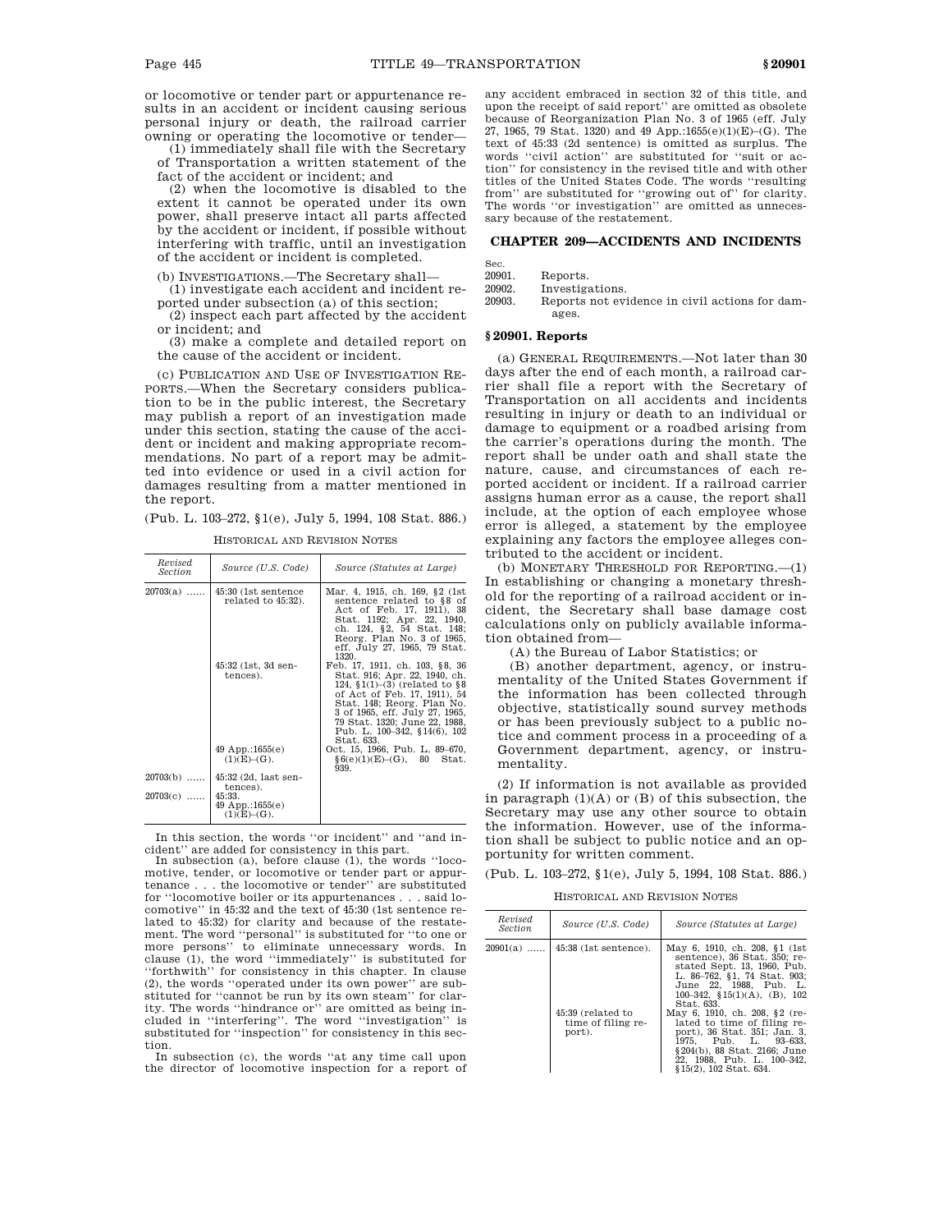or locomotive or tender part or appurtenance results in an accident or incident causing serious personal injury or death, the railroad carrier owning or operating the locomotive or tender—

(1) immediately shall file with the Secretary of Transportation a written statement of the fact of the accident or incident; and

(2) when the locomotive is disabled to the extent it cannot be operated under its own power, shall preserve intact all parts affected by the accident or incident, if possible without interfering with traffic, until an investigation of the accident or incident is completed.

(b) INVESTIGATIONS.—The Secretary shall—

(1) investigate each accident and incident reported under subsection (a) of this section;

(2) inspect each part affected by the accident or incident; and

(3) make a complete and detailed report on the cause of the accident or incident.

(c) PUBLICATION AND USE OF INVESTIGATION REPORTS.—When the Secretary considers publication to be in the public interest, the Secretary may publish a report of an investigation made under this section, stating the cause of the accident or incident and making appropriate recommendations. No part of a report may be admitted into evidence or used in a civil action for damages resulting from a matter mentioned in the report.

(Pub. L. 103–272, §1(e), July 5, 1994, 108 Stat. 886.)

HISTORICAL AND REVISION NOTES

| Revised Section | Source (U.S. Code) | Source (Statutes at Large) |
|---|---|---|
| 20703(a) ...... | 45:30 (1st sentence related to 45:32). | Mar. 4, 1915, ch. 169, §2 (1st sentence related to §8 of Act of Feb. 17, 1911), 38 Stat. 1192; Apr. 22, 1940, ch. 124, §2, 54 Stat. 148; Reorg. Plan No. 3 of 1965, eff. July 27, 1965, 79 Stat. 1320. |
| | 45:32 (1st, 3d sentences). | Feb. 17, 1911, ch. 103, §8, 36 Stat. 916; Apr. 22, 1940, ch. 124, §1(1)–(3) (related to §8 of Act of Feb. 17, 1911), 54 Stat. 148; Reorg. Plan No. 3 of 1965, eff. July 27, 1965, 79 Stat. 1320; June 22, 1988, Pub. L. 100–342, §14(6), 102 Stat. 633. |
| | 49 App.:1655(e)(1)(E)–(G). | Oct. 15, 1966, Pub. L. 89–670, §6(e)(1)(E)–(G), 80 Stat. 939. |
| 20703(b) ...... | 45:32 (2d, last sentences). | |
| 20703(c) ...... | 45:33. 49 App.:1655(e)(1)(E)–(G). | |

In this section, the words "or incident" and "and incident" are added for consistency in this part.

In subsection (a), before clause (1), the words "locomotive, tender, or locomotive or tender part or appurtenance . . . the locomotive or tender" are substituted for "locomotive boiler or its appurtenances . . . said locomotive" in 45:32 and the text of 45:30 (1st sentence related to 45:32) for clarity and because of the restatement. The word "personal" is substituted for "to one or more persons" to eliminate unnecessary words. In clause (1), the word "immediately" is substituted for "forthwith" for consistency in this chapter. In clause (2), the words "operated under its own power" are substituted for "cannot be run by its own steam" for clarity. The words "hindrance or" are omitted as being included in "interfering". The word "investigation" is substituted for "inspection" for consistency in this section.

In subsection (c), the words "at any time call upon the director of locomotive inspection for a report of any accident embraced in section 32 of this title, and upon the receipt of said report" are omitted as obsolete because of Reorganization Plan No. 3 of 1965 (eff. July 27, 1965, 79 Stat. 1320) and 49 App.:1655(e)(1)(E)–(G). The text of 45:33 (2d sentence) is omitted as surplus. The words "civil action" are substituted for "suit or action" for consistency in the revised title and with other titles of the United States Code. The words "resulting from" are substituted for "growing out of" for clarity. The words "or investigation" are omitted as unnecessary because of the restatement.

## CHAPTER 209—ACCIDENTS AND INCIDENTS

| Sec. | |
|---|---|
| 20901. | Reports. |
| 20902. | Investigations. |
| 20903. | Reports not evidence in civil actions for damages. |

### §20901. Reports

(a) GENERAL REQUIREMENTS.—Not later than 30 days after the end of each month, a railroad carrier shall file a report with the Secretary of Transportation on all accidents and incidents resulting in injury or death to an individual or damage to equipment or a roadbed arising from the carrier's operations during the month. The report shall be under oath and shall state the nature, cause, and circumstances of each reported accident or incident. If a railroad carrier assigns human error as a cause, the report shall include, at the option of each employee whose error is alleged, a statement by the employee explaining any factors the employee alleges contributed to the accident or incident.

(b) MONETARY THRESHOLD FOR REPORTING.—(1) In establishing or changing a monetary threshold for the reporting of a railroad accident or incident, the Secretary shall base damage cost calculations only on publicly available information obtained from—

(A) the Bureau of Labor Statistics; or

(B) another department, agency, or instrumentality of the United States Government if the information has been collected through objective, statistically sound survey methods or has been previously subject to a public notice and comment process in a proceeding of a Government department, agency, or instrumentality.

(2) If information is not available as provided in paragraph (1)(A) or (B) of this subsection, the Secretary may use any other source to obtain the information. However, use of the information shall be subject to public notice and an opportunity for written comment.

(Pub. L. 103–272, §1(e), July 5, 1994, 108 Stat. 886.)

HISTORICAL AND REVISION NOTES

| Revised Section | Source (U.S. Code) | Source (Statutes at Large) |
|---|---|---|
| 20901(a) ...... | 45:38 (1st sentence). | May 6, 1910, ch. 208, §1 (1st sentence), 36 Stat. 350; restated Sept. 13, 1960, Pub. L. 86–762, §1, 74 Stat. 903; June 22, 1988, Pub. L. 100–342, §15(1)(A), (B), 102 Stat. 633. |
| | 45:39 (related to time of filing report). | May 6, 1910, ch. 208, §2 (related to time of filing report), 36 Stat. 351; Jan. 3, 1975, Pub. L. 93–633, §204(b), 88 Stat. 2166; June 22, 1988, Pub. L. 100–342, §15(2), 102 Stat. 634. |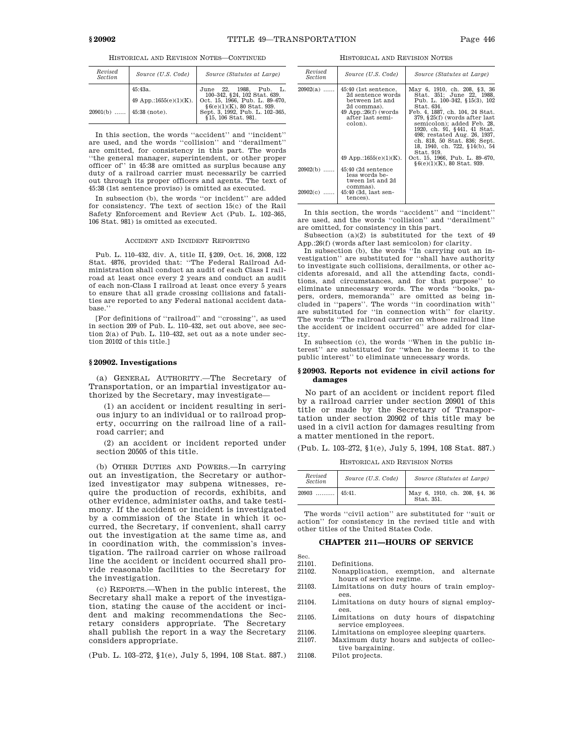HISTORICAL AND REVISION NOTES—CONTINUED

| Revised Section | Source (U.S. Code) | Source (Statutes at Large) |
|---|---|---|
| | 45:43a. | June 22, 1988, Pub. L. 100–342, §24, 102 Stat. 639. |
| | 49 App.:1655(e)(1)(K). | Oct. 15, 1966, Pub. L. 89–670, §6(e)(1)(K), 80 Stat. 939. |
| 20901(b) ...... | 45:38 (note). | Sept. 3, 1992, Pub. L. 102–365, §15, 106 Stat. 981. |

In this section, the words "accident" and "incident" are used, and the words "collision" and "derailment" are omitted, for consistency in this part. The words "the general manager, superintendent, or other proper officer of" in 45:38 are omitted as surplus because any duty of a railroad carrier must necessarily be carried out through its proper officers and agents. The text of 45:38 (1st sentence proviso) is omitted as executed.

In subsection (b), the words "or incident" are added for consistency. The text of section 15(c) of the Rail Safety Enforcement and Review Act (Pub. L. 102–365, 106 Stat. 981) is omitted as executed.

ACCIDENT AND INCIDENT REPORTING

Pub. L. 110–432, div. A, title II, §209, Oct. 16, 2008, 122 Stat. 4876, provided that: "The Federal Railroad Administration shall conduct an audit of each Class I railroad at least once every 2 years and conduct an audit of each non-Class I railroad at least once every 5 years to ensure that all grade crossing collisions and fatalities are reported to any Federal national accident database."

[For definitions of "railroad" and "crossing", as used in section 209 of Pub. L. 110–432, set out above, see section 2(a) of Pub. L. 110–432, set out as a note under section 20102 of this title.]

### §20902. Investigations

(a) GENERAL AUTHORITY.—The Secretary of Transportation, or an impartial investigator authorized by the Secretary, may investigate—

(1) an accident or incident resulting in serious injury to an individual or to railroad property, occurring on the railroad line of a railroad carrier; and

(2) an accident or incident reported under section 20505 of this title.

(b) OTHER DUTIES AND POWERS.—In carrying out an investigation, the Secretary or authorized investigator may subpena witnesses, require the production of records, exhibits, and other evidence, administer oaths, and take testimony. If the accident or incident is investigated by a commission of the State in which it occurred, the Secretary, if convenient, shall carry out the investigation at the same time as, and in coordination with, the commission's investigation. The railroad carrier on whose railroad line the accident or incident occurred shall provide reasonable facilities to the Secretary for the investigation.

(c) REPORTS.—When in the public interest, the Secretary shall make a report of the investigation, stating the cause of the accident or incident and making recommendations the Secretary considers appropriate. The Secretary shall publish the report in a way the Secretary considers appropriate.

(Pub. L. 103–272, §1(e), July 5, 1994, 108 Stat. 887.)

HISTORICAL AND REVISION NOTES

| Revised Section | Source (U.S. Code) | Source (Statutes at Large) |
|---|---|---|
| 20902(a) ...... | 45:40 (1st sentence, 2d sentence words between 1st and 2d commas). 49 App.:26(f) (words after last semicolon). | May 6, 1910, ch. 208, §3, 36 Stat. 351; June 22, 1988, Pub. L. 100–342, §15(3), 102 Stat. 634. Feb. 4, 1887, ch. 104, 24 Stat. 379, §25(f) (words after last semicolon); added Feb. 28, 1920, ch. 91, §441, 41 Stat. 498; restated Aug. 26, 1937, ch. 818, 50 Stat. 836; Sept. 18, 1940, ch. 722, §14(b), 54 Stat. 919. |
| | 49 App.:1655(e)(1)(K). | Oct. 15, 1966, Pub. L. 89–670, §6(e)(1)(K), 80 Stat. 939. |
| 20902(b) ...... | 45:40 (2d sentence less words between 1st and 2d commas). | |
| 20902(c) ...... | 45:40 (3d, last sentences). | |

In this section, the words "accident" and "incident" are used, and the words "collision" and "derailment" are omitted, for consistency in this part.

Subsection (a)(2) is substituted for the text of 49 App.:26(f) (words after last semicolon) for clarity.

In subsection (b), the words "In carrying out an investigation" are substituted for "shall have authority to investigate such collisions, derailments, or other accidents aforesaid, and all the attending facts, conditions, and circumstances, and for that purpose" to eliminate unnecessary words. The words "books, papers, orders, memoranda" are omitted as being included in "papers". The words "in coordination with" are substituted for "in connection with" for clarity. The words "The railroad carrier on whose railroad line the accident or incident occurred" are added for clarity.

In subsection (c), the words "When in the public interest" are substituted for "when he deems it to the public interest" to eliminate unnecessary words.

### §20903. Reports not evidence in civil actions for damages

No part of an accident or incident report filed by a railroad carrier under section 20901 of this title or made by the Secretary of Transportation under section 20902 of this title may be used in a civil action for damages resulting from a matter mentioned in the report.

(Pub. L. 103–272, §1(e), July 5, 1994, 108 Stat. 887.)

HISTORICAL AND REVISION NOTES

| Revised Section | Source (U.S. Code) | Source (Statutes at Large) |
|---|---|---|
| 20903 .......... | 45:41. | May 6, 1910, ch. 208, §4, 36 Stat. 351. |

The words "civil action" are substituted for "suit or action" for consistency in the revised title and with other titles of the United States Code.

## CHAPTER 211—HOURS OF SERVICE

| Sec. | |
|---|---|
| 21101. | Definitions. |
| 21102. | Nonapplication, exemption, and alternate hours of service regime. |
| 21103. | Limitations on duty hours of train employees. |
| 21104. | Limitations on duty hours of signal employees. |
| 21105. | Limitations on duty hours of dispatching service employees. |
| 21106. | Limitations on employee sleeping quarters. |
| 21107. | Maximum duty hours and subjects of collective bargaining. |
| 21108. | Pilot projects. |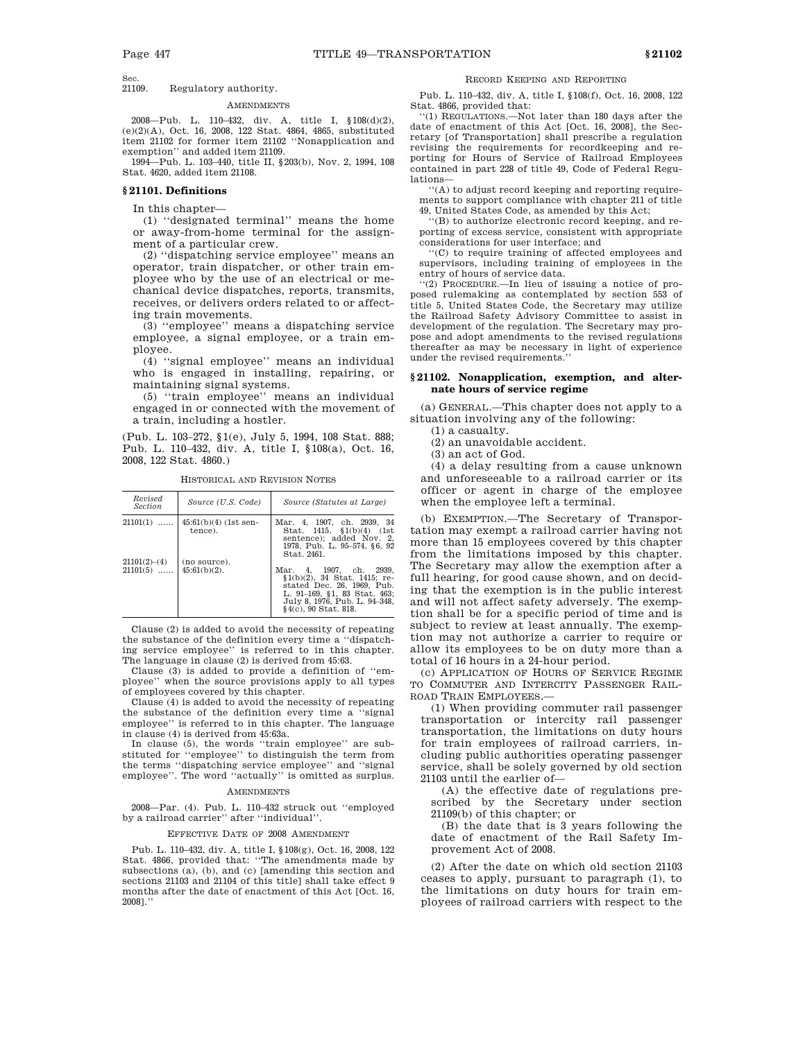Sec.
21109. Regulatory authority.

AMENDMENTS

2008—Pub. L. 110–432, div. A, title I, §108(d)(2), (e)(2)(A), Oct. 16, 2008, 122 Stat. 4864, 4865, substituted item 21102 for former item 21102 ''Nonapplication and exemption'' and added item 21109.

1994—Pub. L. 103–440, title II, §203(b), Nov. 2, 1994, 108 Stat. 4620, added item 21108.

## § 21101. Definitions

In this chapter—

(1) ''designated terminal'' means the home or away-from-home terminal for the assignment of a particular crew.

(2) ''dispatching service employee'' means an operator, train dispatcher, or other train employee who by the use of an electrical or mechanical device dispatches, reports, transmits, receives, or delivers orders related to or affecting train movements.

(3) ''employee'' means a dispatching service employee, a signal employee, or a train employee.

(4) ''signal employee'' means an individual who is engaged in installing, repairing, or maintaining signal systems.

(5) ''train employee'' means an individual engaged in or connected with the movement of a train, including a hostler.

(Pub. L. 103–272, §1(e), July 5, 1994, 108 Stat. 888; Pub. L. 110–432, div. A, title I, §108(a), Oct. 16, 2008, 122 Stat. 4860.)

HISTORICAL AND REVISION NOTES

| *Revised Section* | *Source (U.S. Code)* | *Source (Statutes at Large)* |
|---|---|---|
| 21101(1) ...... | 45:61(b)(4) (1st sentence). | Mar. 4, 1907, ch. 2939, 34 Stat. 1415, §1(b)(4) (1st sentence); added Nov. 2, 1978, Pub. L. 95–574, §6, 92 Stat. 2461. |
| 21101(2)–(4) | (no source). | |
| 21101(5) ...... | 45:61(b)(2). | Mar. 4, 1907, ch. 2939, §1(b)(2), 34 Stat. 1415; restated Dec. 26, 1969, Pub. L. 91–169, §1, 83 Stat. 463; July 8, 1976, Pub. L. 94–348, §4(c), 90 Stat. 818. |

Clause (2) is added to avoid the necessity of repeating the substance of the definition every time a ''dispatching service employee'' is referred to in this chapter. The language in clause (2) is derived from 45:63.

Clause (3) is added to provide a definition of ''employee'' when the source provisions apply to all types of employees covered by this chapter.

Clause (4) is added to avoid the necessity of repeating the substance of the definition every time a ''signal employee'' is referred to in this chapter. The language in clause (4) is derived from 45:63a.

In clause (5), the words ''train employee'' are substituted for ''employee'' to distinguish the term from the terms ''dispatching service employee'' and ''signal employee''. The word ''actually'' is omitted as surplus.

AMENDMENTS

2008—Par. (4). Pub. L. 110–432 struck out ''employed by a railroad carrier'' after ''individual''.

EFFECTIVE DATE OF 2008 AMENDMENT

Pub. L. 110–432, div. A, title I, §108(g), Oct. 16, 2008, 122 Stat. 4866, provided that: ''The amendments made by subsections (a), (b), and (c) [amending this section and sections 21103 and 21104 of this title] shall take effect 9 months after the date of enactment of this Act [Oct. 16, 2008].''

RECORD KEEPING AND REPORTING

Pub. L. 110–432, div. A, title I, §108(f), Oct. 16, 2008, 122 Stat. 4866, provided that:

''(1) REGULATIONS.—Not later than 180 days after the date of enactment of this Act [Oct. 16, 2008], the Secretary [of Transportation] shall prescribe a regulation revising the requirements for recordkeeping and reporting for Hours of Service of Railroad Employees contained in part 228 of title 49, Code of Federal Regulations—

''(A) to adjust record keeping and reporting requirements to support compliance with chapter 211 of title 49, United States Code, as amended by this Act;

''(B) to authorize electronic record keeping, and reporting of excess service, consistent with appropriate considerations for user interface; and

''(C) to require training of affected employees and supervisors, including training of employees in the entry of hours of service data.

''(2) PROCEDURE.—In lieu of issuing a notice of proposed rulemaking as contemplated by section 553 of title 5, United States Code, the Secretary may utilize the Railroad Safety Advisory Committee to assist in development of the regulation. The Secretary may propose and adopt amendments to the revised regulations thereafter as may be necessary in light of experience under the revised requirements.''

## § 21102. Nonapplication, exemption, and alternate hours of service regime

(a) GENERAL.—This chapter does not apply to a situation involving any of the following:

(1) a casualty.

(2) an unavoidable accident.

(3) an act of God.

(4) a delay resulting from a cause unknown and unforeseeable to a railroad carrier or its officer or agent in charge of the employee when the employee left a terminal.

(b) EXEMPTION.—The Secretary of Transportation may exempt a railroad carrier having not more than 15 employees covered by this chapter from the limitations imposed by this chapter. The Secretary may allow the exemption after a full hearing, for good cause shown, and on deciding that the exemption is in the public interest and will not affect safety adversely. The exemption shall be for a specific period of time and is subject to review at least annually. The exemption may not authorize a carrier to require or allow its employees to be on duty more than a total of 16 hours in a 24-hour period.

(c) APPLICATION OF HOURS OF SERVICE REGIME TO COMMUTER AND INTERCITY PASSENGER RAILROAD TRAIN EMPLOYEES.—

(1) When providing commuter rail passenger transportation or intercity rail passenger transportation, the limitations on duty hours for train employees of railroad carriers, including public authorities operating passenger service, shall be solely governed by old section 21103 until the earlier of—

(A) the effective date of regulations prescribed by the Secretary under section 21109(b) of this chapter; or

(B) the date that is 3 years following the date of enactment of the Rail Safety Improvement Act of 2008.

(2) After the date on which old section 21103 ceases to apply, pursuant to paragraph (1), to the limitations on duty hours for train employees of railroad carriers with respect to the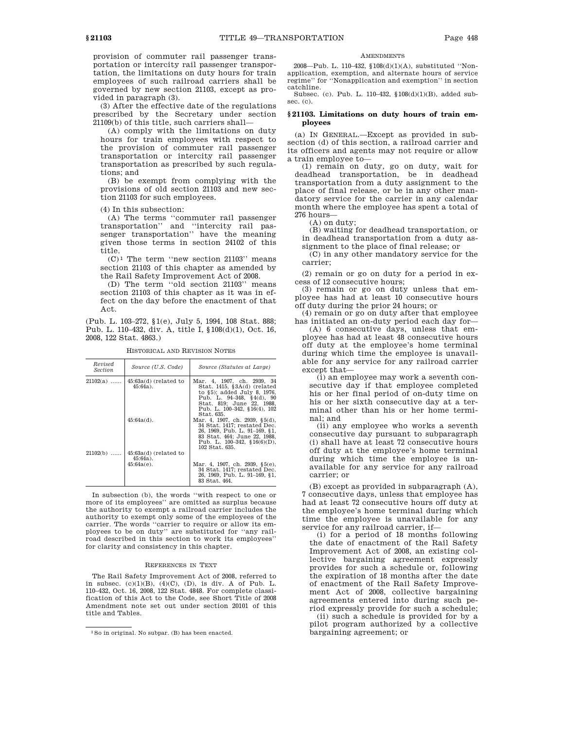provision of commuter rail passenger transportation or intercity rail passenger transportation, the limitations on duty hours for train employees of such railroad carriers shall be governed by new section 21103, except as provided in paragraph (3).

(3) After the effective date of the regulations prescribed by the Secretary under section 21109(b) of this title, such carriers shall—

(A) comply with the limitations on duty hours for train employees with respect to the provision of commuter rail passenger transportation or intercity rail passenger transportation as prescribed by such regulations; and

(B) be exempt from complying with the provisions of old section 21103 and new section 21103 for such employees.

(4) In this subsection:

(A) The terms ''commuter rail passenger transportation'' and ''intercity rail passenger transportation'' have the meaning given those terms in section 24102 of this title.

(C)[1] The term ''new section 21103'' means section 21103 of this chapter as amended by the Rail Safety Improvement Act of 2008.

(D) The term ''old section 21103'' means section 21103 of this chapter as it was in effect on the day before the enactment of that Act.

(Pub. L. 103–272, §1(e), July 5, 1994, 108 Stat. 888; Pub. L. 110–432, div. A, title I, §108(d)(1), Oct. 16, 2008, 122 Stat. 4863.)

HISTORICAL AND REVISION NOTES

| Revised Section | Source (U.S. Code) | Source (Statutes at Large) |
|---|---|---|
| 21102(a) ...... | 45:63a(d) (related to 45:64a). | Mar. 4, 1907, ch. 2939, 34 Stat. 1415, §3A(d) (related to §5); added July 8, 1976, Pub. L. 94–348, §4(d), 90 Stat. 819; June 22, 1988, Pub. L. 100–342, §16(4), 102 Stat. 635. |
| | 45:64a(d). | Mar. 4, 1907, ch. 2939, §5(d), 34 Stat. 1417; restated Dec. 26, 1969, Pub. L. 91–169, §1, 83 Stat. 464; June 22, 1988, Pub. L. 100–342, §16(6)(D), 102 Stat. 635. |
| 21102(b) ...... | 45:63a(d) (related to 45:64a). | |
| | 45:64a(e). | Mar. 4, 1907, ch. 2939, §5(e), 34 Stat. 1417; restated Dec. 26, 1969, Pub. L. 91–169, §1, 83 Stat. 464. |

In subsection (b), the words ''with respect to one or more of its employees'' are omitted as surplus because the authority to exempt a railroad carrier includes the authority to exempt only some of the employees of the carrier. The words ''carrier to require or allow its employees to be on duty'' are substituted for ''any railroad described in this section to work its employees'' for clarity and consistency in this chapter.

REFERENCES IN TEXT

The Rail Safety Improvement Act of 2008, referred to in subsec. (c)(1)(B), (4)(C), (D), is div. A of Pub. L. 110–432, Oct. 16, 2008, 122 Stat. 4848. For complete classification of this Act to the Code, see Short Title of 2008 Amendment note set out under section 20101 of this title and Tables.

[1] So in original. No subpar. (B) has been enacted.

AMENDMENTS

2008—Pub. L. 110–432, §108(d)(1)(A), substituted ''Nonapplication, exemption, and alternate hours of service regime'' for ''Nonapplication and exemption'' in section catchline.

Subsec. (c). Pub. L. 110–432, §108(d)(1)(B), added subsec. (c).

### §21103. Limitations on duty hours of train employees

(a) IN GENERAL.—Except as provided in subsection (d) of this section, a railroad carrier and its officers and agents may not require or allow a train employee to—

(1) remain on duty, go on duty, wait for deadhead transportation, be in deadhead transportation from a duty assignment to the place of final release, or be in any other mandatory service for the carrier in any calendar month where the employee has spent a total of 276 hours—

(A) on duty;

(B) waiting for deadhead transportation, or in deadhead transportation from a duty assignment to the place of final release; or

(C) in any other mandatory service for the carrier;

(2) remain or go on duty for a period in excess of 12 consecutive hours;

(3) remain or go on duty unless that employee has had at least 10 consecutive hours off duty during the prior 24 hours; or

(4) remain or go on duty after that employee has initiated an on-duty period each day for—

(A) 6 consecutive days, unless that employee has had at least 48 consecutive hours off duty at the employee's home terminal during which time the employee is unavailable for any service for any railroad carrier except that—

(i) an employee may work a seventh consecutive day if that employee completed his or her final period of on-duty time on his or her sixth consecutive day at a terminal other than his or her home terminal; and

(ii) any employee who works a seventh consecutive day pursuant to subparagraph (i) shall have at least 72 consecutive hours off duty at the employee's home terminal during which time the employee is unavailable for any service for any railroad carrier; or

(B) except as provided in subparagraph (A), 7 consecutive days, unless that employee has had at least 72 consecutive hours off duty at the employee's home terminal during which time the employee is unavailable for any service for any railroad carrier, if—

(i) for a period of 18 months following the date of enactment of the Rail Safety Improvement Act of 2008, an existing collective bargaining agreement expressly provides for such a schedule or, following the expiration of 18 months after the date of enactment of the Rail Safety Improvement Act of 2008, collective bargaining agreements entered into during such period expressly provide for such a schedule;

(ii) such a schedule is provided for by a pilot program authorized by a collective bargaining agreement; or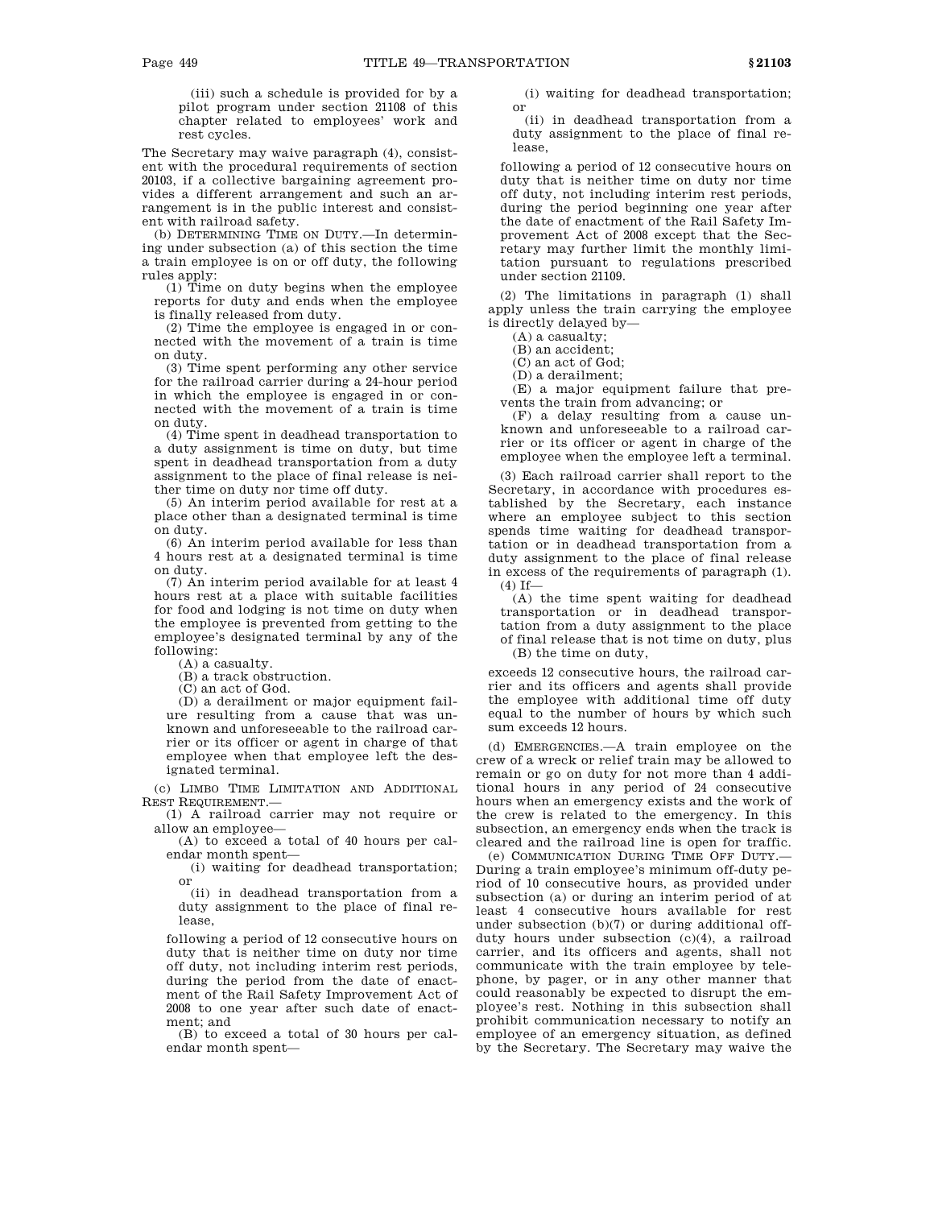(iii) such a schedule is provided for by a pilot program under section 21108 of this chapter related to employees' work and rest cycles.

The Secretary may waive paragraph (4), consistent with the procedural requirements of section 20103, if a collective bargaining agreement provides a different arrangement and such an arrangement is in the public interest and consistent with railroad safety.

(b) DETERMINING TIME ON DUTY.—In determining under subsection (a) of this section the time a train employee is on or off duty, the following rules apply:

(1) Time on duty begins when the employee reports for duty and ends when the employee is finally released from duty.

(2) Time the employee is engaged in or connected with the movement of a train is time on duty.

(3) Time spent performing any other service for the railroad carrier during a 24-hour period in which the employee is engaged in or connected with the movement of a train is time on duty.

(4) Time spent in deadhead transportation to a duty assignment is time on duty, but time spent in deadhead transportation from a duty assignment to the place of final release is neither time on duty nor time off duty.

(5) An interim period available for rest at a place other than a designated terminal is time on duty.

(6) An interim period available for less than 4 hours rest at a designated terminal is time on duty.

(7) An interim period available for at least 4 hours rest at a place with suitable facilities for food and lodging is not time on duty when the employee is prevented from getting to the employee's designated terminal by any of the following:

(A) a casualty.

(B) a track obstruction.

(C) an act of God.

(D) a derailment or major equipment failure resulting from a cause that was unknown and unforeseeable to the railroad carrier or its officer or agent in charge of that employee when that employee left the designated terminal.

(c) LIMBO TIME LIMITATION AND ADDITIONAL REST REQUIREMENT.—

(1) A railroad carrier may not require or allow an employee—

(A) to exceed a total of 40 hours per calendar month spent—

(i) waiting for deadhead transportation; or

(ii) in deadhead transportation from a duty assignment to the place of final release,

following a period of 12 consecutive hours on duty that is neither time on duty nor time off duty, not including interim rest periods, during the period from the date of enactment of the Rail Safety Improvement Act of 2008 to one year after such date of enactment; and

(B) to exceed a total of 30 hours per calendar month spent—

(i) waiting for deadhead transportation; or

(ii) in deadhead transportation from a duty assignment to the place of final release,

following a period of 12 consecutive hours on duty that is neither time on duty nor time off duty, not including interim rest periods, during the period beginning one year after the date of enactment of the Rail Safety Improvement Act of 2008 except that the Secretary may further limit the monthly limitation pursuant to regulations prescribed under section 21109.

(2) The limitations in paragraph (1) shall apply unless the train carrying the employee is directly delayed by—

(A) a casualty;

(B) an accident;

(C) an act of God;

(D) a derailment;

(E) a major equipment failure that prevents the train from advancing; or

(F) a delay resulting from a cause unknown and unforeseeable to a railroad carrier or its officer or agent in charge of the employee when the employee left a terminal.

(3) Each railroad carrier shall report to the Secretary, in accordance with procedures established by the Secretary, each instance where an employee subject to this section spends time waiting for deadhead transportation or in deadhead transportation from a duty assignment to the place of final release in excess of the requirements of paragraph (1).

(4) If—

(A) the time spent waiting for deadhead transportation or in deadhead transportation from a duty assignment to the place of final release that is not time on duty, plus

(B) the time on duty,

exceeds 12 consecutive hours, the railroad carrier and its officers and agents shall provide the employee with additional time off duty equal to the number of hours by which such sum exceeds 12 hours.

(d) EMERGENCIES.—A train employee on the crew of a wreck or relief train may be allowed to remain or go on duty for not more than 4 additional hours in any period of 24 consecutive hours when an emergency exists and the work of the crew is related to the emergency. In this subsection, an emergency ends when the track is cleared and the railroad line is open for traffic.

(e) COMMUNICATION DURING TIME OFF DUTY.—During a train employee's minimum off-duty period of 10 consecutive hours, as provided under subsection (a) or during an interim period of at least 4 consecutive hours available for rest under subsection (b)(7) or during additional off-duty hours under subsection (c)(4), a railroad carrier, and its officers and agents, shall not communicate with the train employee by telephone, by pager, or in any other manner that could reasonably be expected to disrupt the employee's rest. Nothing in this subsection shall prohibit communication necessary to notify an employee of an emergency situation, as defined by the Secretary. The Secretary may waive the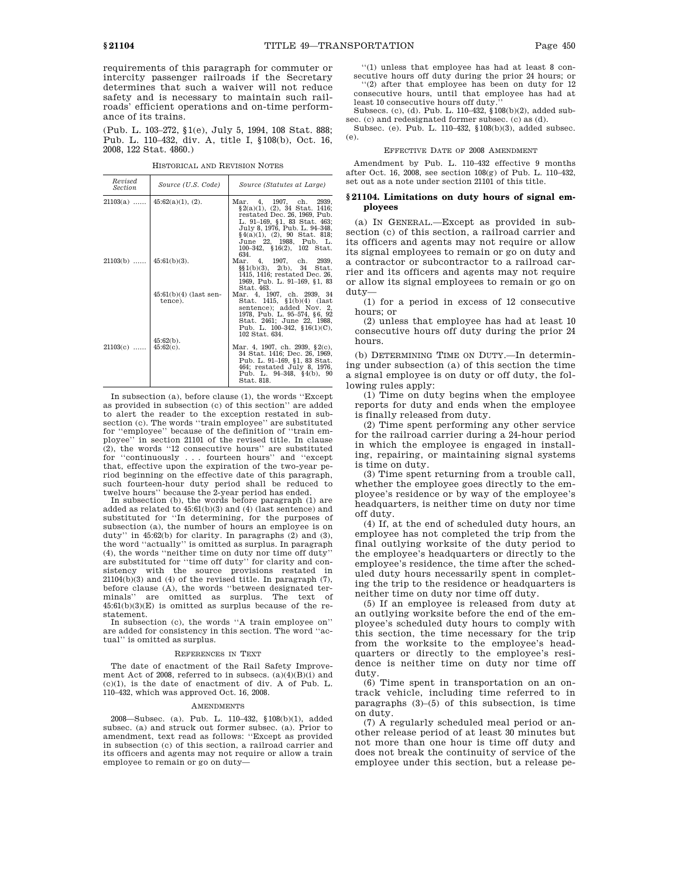requirements of this paragraph for commuter or intercity passenger railroads if the Secretary determines that such a waiver will not reduce safety and is necessary to maintain such railroads' efficient operations and on-time performance of its trains.

(Pub. L. 103–272, §1(e), July 5, 1994, 108 Stat. 888; Pub. L. 110–432, div. A, title I, §108(b), Oct. 16, 2008, 122 Stat. 4860.)

HISTORICAL AND REVISION NOTES

| Revised Section | Source (U.S. Code) | Source (Statutes at Large) |
|---|---|---|
| 21103(a) ...... | 45:62(a)(1), (2). | Mar. 4, 1907, ch. 2939, §2(a)(1), (2), 34 Stat. 1416; restated Dec. 26, 1969, Pub. L. 91–169, §1, 83 Stat. 463; July 8, 1976, Pub. L. 94–348, §4(a)(1), (2), 90 Stat. 818; June 22, 1988, Pub. L. 100–342, §16(2), 102 Stat. 634. |
| 21103(b) ...... | 45:61(b)(3). | Mar. 4, 1907, ch. 2939, §§1(b)(3), 2(b), 34 Stat. 1415, 1416; restated Dec. 26, 1969, Pub. L. 91–169, §1, 83 Stat. 463. |
| | 45:61(b)(4) (last sentence). | Mar. 4, 1907, ch. 2939, 34 Stat. 1415, §1(b)(4) (last sentence); added Nov. 2, 1978, Pub. L. 95–574, §6, 92 Stat. 2461; June 22, 1988, Pub. L. 100–342, §16(1)(C), 102 Stat. 634. |
| | 45:62(b). | |
| 21103(c) ...... | 45:62(c). | Mar. 4, 1907, ch. 2939, §2(c), 34 Stat. 1416; Dec. 26, 1969, Pub. L. 91–169, §1, 83 Stat. 464; restated July 8, 1976, Pub. L. 94–348, §4(b), 90 Stat. 818. |

In subsection (a), before clause (1), the words "Except as provided in subsection (c) of this section" are added to alert the reader to the exception restated in subsection (c). The words "train employee" are substituted for "employee" because of the definition of "train employee" in section 21101 of the revised title. In clause (2), the words "12 consecutive hours" are substituted for "continuously . . . fourteen hours" and "except that, effective upon the expiration of the two-year period beginning on the effective date of this paragraph, such fourteen-hour duty period shall be reduced to twelve hours" because the 2-year period has ended.

In subsection (b), the words before paragraph (1) are added as related to 45:61(b)(3) and (4) (last sentence) and substituted for "In determining, for the purposes of subsection (a), the number of hours an employee is on duty" in 45:62(b) for clarity. In paragraphs (2) and (3), the word "actually" is omitted as surplus. In paragraph (4), the words "neither time on duty nor time off duty" are substituted for "time off duty" for clarity and consistency with the source provisions restated in 21104(b)(3) and (4) of the revised title. In paragraph (7), before clause (A), the words "between designated terminals" are omitted as surplus. The text of 45:61(b)(3)(E) is omitted as surplus because of the restatement.

In subsection (c), the words "A train employee on" are added for consistency in this section. The word "actual" is omitted as surplus.

REFERENCES IN TEXT

The date of enactment of the Rail Safety Improvement Act of 2008, referred to in subsecs. (a)(4)(B)(i) and (c)(1), is the date of enactment of div. A of Pub. L. 110–432, which was approved Oct. 16, 2008.

AMENDMENTS

2008—Subsec. (a). Pub. L. 110–432, §108(b)(1), added subsec. (a) and struck out former subsec. (a). Prior to amendment, text read as follows: "Except as provided in subsection (c) of this section, a railroad carrier and its officers and agents may not require or allow a train employee to remain or go on duty—

"(1) unless that employee has had at least 8 consecutive hours off duty during the prior 24 hours; or

"(2) after that employee has been on duty for 12 consecutive hours, until that employee has had at least 10 consecutive hours off duty."

Subsecs. (c), (d). Pub. L. 110–432, §108(b)(2), added subsec. (c) and redesignated former subsec. (c) as (d).

Subsec. (e). Pub. L. 110–432, §108(b)(3), added subsec. (e).

EFFECTIVE DATE OF 2008 AMENDMENT

Amendment by Pub. L. 110–432 effective 9 months after Oct. 16, 2008, see section 108(g) of Pub. L. 110–432, set out as a note under section 21101 of this title.

## §21104. Limitations on duty hours of signal employees

(a) IN GENERAL.—Except as provided in subsection (c) of this section, a railroad carrier and its officers and agents may not require or allow its signal employees to remain or go on duty and a contractor or subcontractor to a railroad carrier and its officers and agents may not require or allow its signal employees to remain or go on duty—

(1) for a period in excess of 12 consecutive hours; or

(2) unless that employee has had at least 10 consecutive hours off duty during the prior 24 hours.

(b) DETERMINING TIME ON DUTY.—In determining under subsection (a) of this section the time a signal employee is on duty or off duty, the following rules apply:

(1) Time on duty begins when the employee reports for duty and ends when the employee is finally released from duty.

(2) Time spent performing any other service for the railroad carrier during a 24-hour period in which the employee is engaged in installing, repairing, or maintaining signal systems is time on duty.

(3) Time spent returning from a trouble call, whether the employee goes directly to the employee's residence or by way of the employee's headquarters, is neither time on duty nor time off duty.

(4) If, at the end of scheduled duty hours, an employee has not completed the trip from the final outlying worksite of the duty period to the employee's headquarters or directly to the employee's residence, the time after the scheduled duty hours necessarily spent in completing the trip to the residence or headquarters is neither time on duty nor time off duty.

(5) If an employee is released from duty at an outlying worksite before the end of the employee's scheduled duty hours to comply with this section, the time necessary for the trip from the worksite to the employee's headquarters or directly to the employee's residence is neither time on duty nor time off duty.

(6) Time spent in transportation on an on-track vehicle, including time referred to in paragraphs (3)–(5) of this subsection, is time on duty.

(7) A regularly scheduled meal period or another release period of at least 30 minutes but not more than one hour is time off duty and does not break the continuity of service of the employee under this section, but a release pe-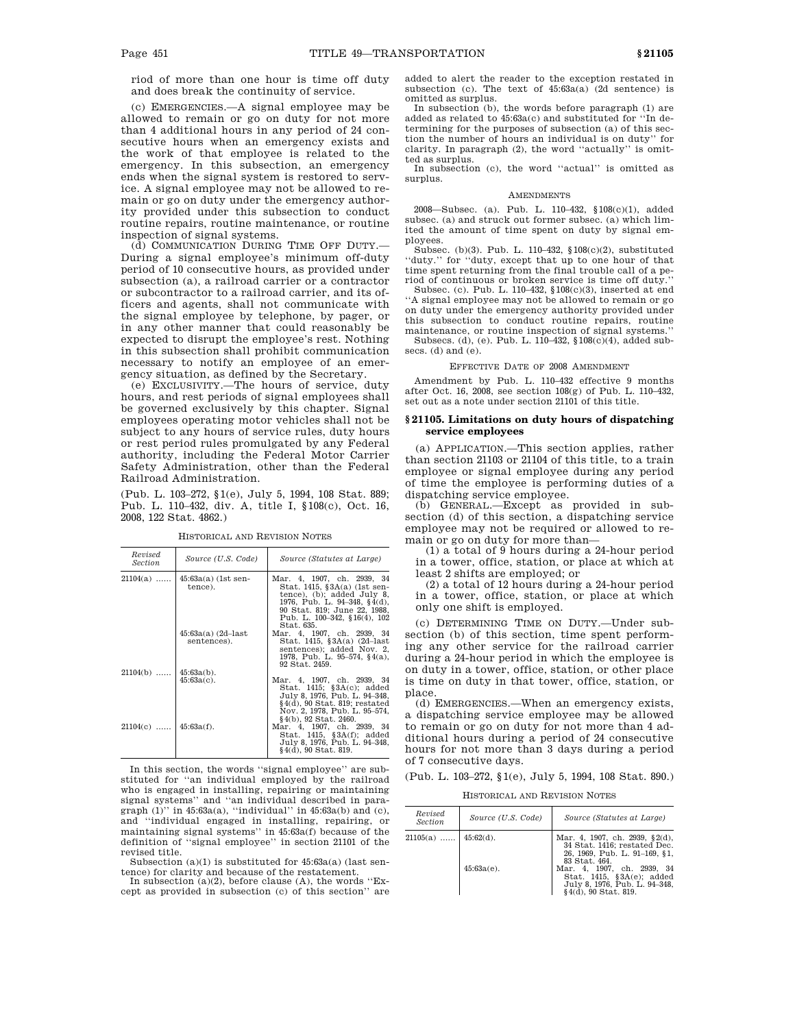riod of more than one hour is time off duty and does break the continuity of service.

(c) EMERGENCIES.—A signal employee may be allowed to remain or go on duty for not more than 4 additional hours in any period of 24 consecutive hours when an emergency exists and the work of that employee is related to the emergency. In this subsection, an emergency ends when the signal system is restored to service. A signal employee may not be allowed to remain or go on duty under the emergency authority provided under this subsection to conduct routine repairs, routine maintenance, or routine inspection of signal systems.

(d) COMMUNICATION DURING TIME OFF DUTY.—During a signal employee's minimum off-duty period of 10 consecutive hours, as provided under subsection (a), a railroad carrier or a contractor or subcontractor to a railroad carrier, and its officers and agents, shall not communicate with the signal employee by telephone, by pager, or in any other manner that could reasonably be expected to disrupt the employee's rest. Nothing in this subsection shall prohibit communication necessary to notify an employee of an emergency situation, as defined by the Secretary.

(e) EXCLUSIVITY.—The hours of service, duty hours, and rest periods of signal employees shall be governed exclusively by this chapter. Signal employees operating motor vehicles shall not be subject to any hours of service rules, duty hours or rest period rules promulgated by any Federal authority, including the Federal Motor Carrier Safety Administration, other than the Federal Railroad Administration.

(Pub. L. 103–272, §1(e), July 5, 1994, 108 Stat. 889; Pub. L. 110–432, div. A, title I, §108(c), Oct. 16, 2008, 122 Stat. 4862.)

HISTORICAL AND REVISION NOTES

| *Revised Section* | *Source (U.S. Code)* | *Source (Statutes at Large)* |
|---|---|---|
| 21104(a) ...... | 45:63a(a) (1st sentence). | Mar. 4, 1907, ch. 2939, 34 Stat. 1415, §3A(a) (1st sentence), (b); added July 8, 1976, Pub. L. 94–348, §4(d), 90 Stat. 819; June 22, 1988, Pub. L. 100–342, §16(4), 102 Stat. 635. |
| | 45:63a(a) (2d–last sentences). | Mar. 4, 1907, ch. 2939, 34 Stat. 1415, §3A(a) (2d–last sentences); added Nov. 2, 1978, Pub. L. 95–574, §4(a), 92 Stat. 2459. |
| 21104(b) ...... | 45:63a(b). 45:63a(c). | Mar. 4, 1907, ch. 2939, 34 Stat. 1415; §3A(c); added July 8, 1976, Pub. L. 94–348, §4(d), 90 Stat. 819; restated Nov. 2, 1978, Pub. L. 95–574, §4(b), 92 Stat. 2460. |
| 21104(c) ...... | 45:63a(f). | Mar. 4, 1907, ch. 2939, 34 Stat. 1415, §3A(f); added July 8, 1976, Pub. L. 94–348, §4(d), 90 Stat. 819. |

In this section, the words "signal employee" are substituted for "an individual employed by the railroad who is engaged in installing, repairing or maintaining signal systems" and "an individual described in paragraph (1)" in 45:63a(a), "individual" in 45:63a(b) and (c), and "individual engaged in installing, repairing, or maintaining signal systems" in 45:63a(f) because of the definition of "signal employee" in section 21101 of the revised title.

Subsection (a)(1) is substituted for 45:63a(a) (last sentence) for clarity and because of the restatement.

In subsection (a)(2), before clause (A), the words "Except as provided in subsection (c) of this section" are added to alert the reader to the exception restated in subsection (c). The text of 45:63a(a) (2d sentence) is omitted as surplus.

In subsection (b), the words before paragraph (1) are added as related to 45:63a(c) and substituted for "In determining for the purposes of subsection (a) of this section the number of hours an individual is on duty" for clarity. In paragraph (2), the word "actually" is omitted as surplus.

In subsection (c), the word "actual" is omitted as surplus.

AMENDMENTS

2008—Subsec. (a). Pub. L. 110–432, §108(c)(1), added subsec. (a) and struck out former subsec. (a) which limited the amount of time spent on duty by signal employees.

Subsec. (b)(3). Pub. L. 110–432, §108(c)(2), substituted "duty." for "duty, except that up to one hour of that time spent returning from the final trouble call of a period of continuous or broken service is time off duty."

Subsec. (c). Pub. L. 110–432, §108(c)(3), inserted at end "A signal employee may not be allowed to remain or go on duty under the emergency authority provided under this subsection to conduct routine repairs, routine maintenance, or routine inspection of signal systems."

Subsecs. (d), (e). Pub. L. 110–432, §108(c)(4), added subsecs. (d) and (e).

EFFECTIVE DATE OF 2008 AMENDMENT

Amendment by Pub. L. 110–432 effective 9 months after Oct. 16, 2008, see section 108(g) of Pub. L. 110–432, set out as a note under section 21101 of this title.

## §21105. Limitations on duty hours of dispatching service employees

(a) APPLICATION.—This section applies, rather than section 21103 or 21104 of this title, to a train employee or signal employee during any period of time the employee is performing duties of a dispatching service employee.

(b) GENERAL.—Except as provided in subsection (d) of this section, a dispatching service employee may not be required or allowed to remain or go on duty for more than—

(1) a total of 9 hours during a 24-hour period in a tower, office, station, or place at which at least 2 shifts are employed; or

(2) a total of 12 hours during a 24-hour period in a tower, office, station, or place at which only one shift is employed.

(c) DETERMINING TIME ON DUTY.—Under subsection (b) of this section, time spent performing any other service for the railroad carrier during a 24-hour period in which the employee is on duty in a tower, office, station, or other place is time on duty in that tower, office, station, or place.

(d) EMERGENCIES.—When an emergency exists, a dispatching service employee may be allowed to remain or go on duty for not more than 4 additional hours during a period of 24 consecutive hours for not more than 3 days during a period of 7 consecutive days.

(Pub. L. 103–272, §1(e), July 5, 1994, 108 Stat. 890.)

HISTORICAL AND REVISION NOTES

| *Revised Section* | *Source (U.S. Code)* | *Source (Statutes at Large)* |
|---|---|---|
| 21105(a) ...... | 45:62(d). | Mar. 4, 1907, ch. 2939, §2(d), 34 Stat. 1416; restated Dec. 26, 1969, Pub. L. 91–169, §1, 83 Stat. 464. |
| | 45:63a(e). | Mar. 4, 1907, ch. 2939, 34 Stat. 1415, §3A(e); added July 8, 1976, Pub. L. 94–348, §4(d), 90 Stat. 819. |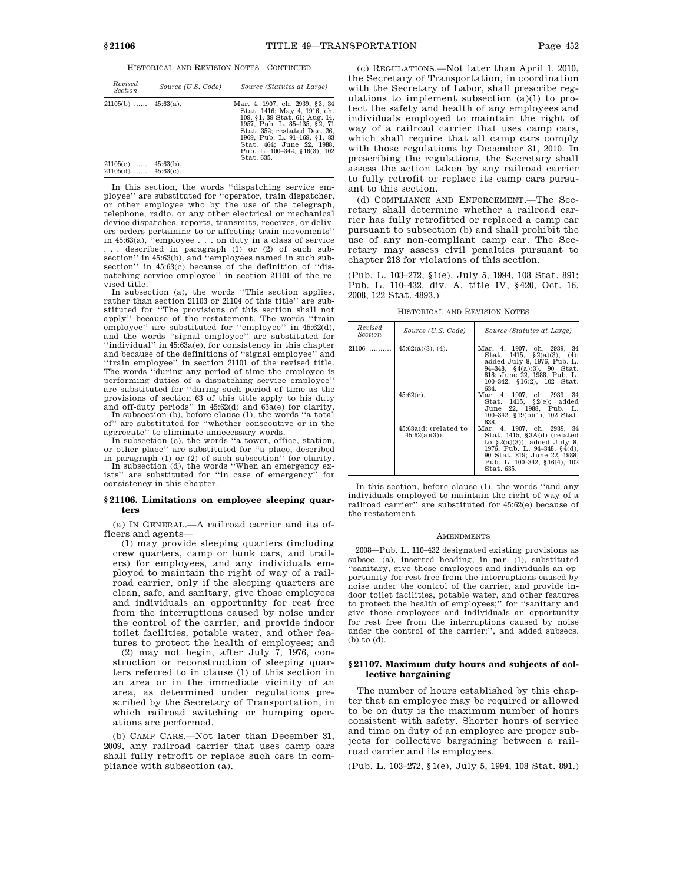HISTORICAL AND REVISION NOTES—CONTINUED

| Revised Section | Source (U.S. Code) | Source (Statutes at Large) |
|---|---|---|
| 21105(b) ...... | 45:63(a). | Mar. 4, 1907, ch. 2939, §3, 34 Stat. 1416; May 4, 1916, ch. 109, §1, 39 Stat. 61; Aug. 14, 1957, Pub. L. 85–135, §2, 71 Stat. 352; restated Dec. 26, 1969, Pub. L. 91–169, §1, 83 Stat. 464; June 22, 1988, Pub. L. 100–342, §16(3), 102 Stat. 635. |
| 21105(c) ...... | 45:63(b). | |
| 21105(d) ...... | 45:63(c). | |

In this section, the words "dispatching service employee" are substituted for "operator, train dispatcher, or other employee who by the use of the telegraph, telephone, radio, or any other electrical or mechanical device dispatches, reports, transmits, receives, or delivers orders pertaining to or affecting train movements" in 45:63(a), "employee . . . on duty in a class of service . . . described in paragraph (1) or (2) of such subsection" in 45:63(b), and "employees named in such subsection" in 45:63(c) because of the definition of "dispatching service employee" in section 21101 of the revised title.

In subsection (a), the words "This section applies, rather than section 21103 or 21104 of this title" are substituted for "The provisions of this section shall not apply" because of the restatement. The words "train employee" are substituted for "employee" in 45:62(d), and the words "signal employee" are substituted for "individual" in 45:63a(e), for consistency in this chapter and because of the definitions of "signal employee" and "train employee" in section 21101 of the revised title. The words "during any period of time the employee is performing duties of a dispatching service employee" are substituted for "during such period of time as the provisions of section 63 of this title apply to his duty and off-duty periods" in 45:62(d) and 63a(e) for clarity.

In subsection (b), before clause (1), the words "a total of" are substituted for "whether consecutive or in the aggregate" to eliminate unnecessary words.

In subsection (c), the words "a tower, office, station, or other place" are substituted for "a place, described in paragraph (1) or (2) of such subsection" for clarity.

In subsection (d), the words "When an emergency exists" are substituted for "in case of emergency" for consistency in this chapter.

### § 21106. Limitations on employee sleeping quarters

(a) IN GENERAL.—A railroad carrier and its officers and agents—

(1) may provide sleeping quarters (including crew quarters, camp or bunk cars, and trailers) for employees, and any individuals employed to maintain the right of way of a railroad carrier, only if the sleeping quarters are clean, safe, and sanitary, give those employees and individuals an opportunity for rest free from the interruptions caused by noise under the control of the carrier, and provide indoor toilet facilities, potable water, and other features to protect the health of employees; and

(2) may not begin, after July 7, 1976, construction or reconstruction of sleeping quarters referred to in clause (1) of this section in an area or in the immediate vicinity of an area, as determined under regulations prescribed by the Secretary of Transportation, in which railroad switching or humping operations are performed.

(b) CAMP CARS.—Not later than December 31, 2009, any railroad carrier that uses camp cars shall fully retrofit or replace such cars in compliance with subsection (a).

(c) REGULATIONS.—Not later than April 1, 2010, the Secretary of Transportation, in coordination with the Secretary of Labor, shall prescribe regulations to implement subsection (a)(1) to protect the safety and health of any employees and individuals employed to maintain the right of way of a railroad carrier that uses camp cars, which shall require that all camp cars comply with those regulations by December 31, 2010. In prescribing the regulations, the Secretary shall assess the action taken by any railroad carrier to fully retrofit or replace its camp cars pursuant to this section.

(d) COMPLIANCE AND ENFORCEMENT.—The Secretary shall determine whether a railroad carrier has fully retrofitted or replaced a camp car pursuant to subsection (b) and shall prohibit the use of any non-compliant camp car. The Secretary may assess civil penalties pursuant to chapter 213 for violations of this section.

(Pub. L. 103–272, §1(e), July 5, 1994, 108 Stat. 891; Pub. L. 110–432, div. A, title IV, §420, Oct. 16, 2008, 122 Stat. 4893.)

HISTORICAL AND REVISION NOTES

| Revised Section | Source (U.S. Code) | Source (Statutes at Large) |
|---|---|---|
| 21106 .......... | 45:62(a)(3), (4). | Mar. 4, 1907, ch. 2939, 34 Stat. 1415, §2(a)(3), (4); added July 8, 1976, Pub. L. 94–348, §4(a)(3), 90 Stat. 818; June 22, 1988, Pub. L. 100–342, §16(2), 102 Stat. 634. |
| | 45:62(e). | Mar. 4, 1907, ch. 2939, 34 Stat. 1415, §2(e); added June 22, 1988, Pub. L. 100–342, §19(b)(1), 102 Stat. 638. |
| | 45:63a(d) (related to 45:62(a)(3)). | Mar. 4, 1907, ch. 2939, 34 Stat. 1415, §3A(d) (related to §2(a)(3)); added July 8, 1976, Pub. L. 94–348, §4(d), 90 Stat. 819; June 22, 1988, Pub. L. 100–342, §16(4), 102 Stat. 635. |

In this section, before clause (1), the words "and any individuals employed to maintain the right of way of a railroad carrier" are substituted for 45:62(e) because of the restatement.

AMENDMENTS

2008—Pub. L. 110–432 designated existing provisions as subsec. (a), inserted heading, in par. (1), substituted "sanitary, give those employees and individuals an opportunity for rest free from the interruptions caused by noise under the control of the carrier, and provide indoor toilet facilities, potable water, and other features to protect the health of employees;" for "sanitary and give those employees and individuals an opportunity for rest free from the interruptions caused by noise under the control of the carrier;", and added subsecs. (b) to (d).

### § 21107. Maximum duty hours and subjects of collective bargaining

The number of hours established by this chapter that an employee may be required or allowed to be on duty is the maximum number of hours consistent with safety. Shorter hours of service and time on duty of an employee are proper subjects for collective bargaining between a railroad carrier and its employees.

(Pub. L. 103–272, §1(e), July 5, 1994, 108 Stat. 891.)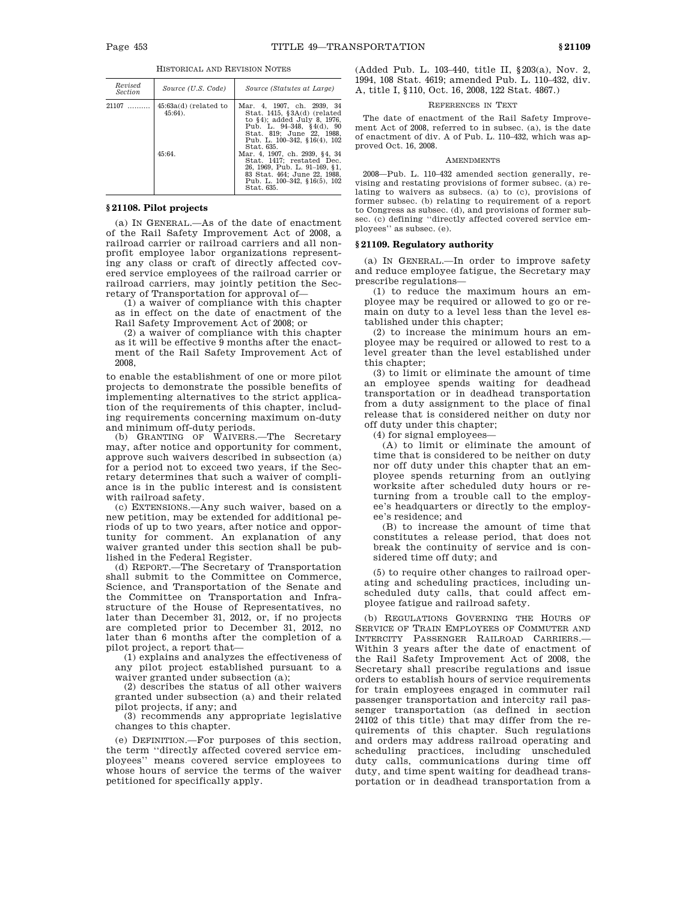HISTORICAL AND REVISION NOTES

| Revised Section | Source (U.S. Code) | Source (Statutes at Large) |
|---|---|---|
| 21107 .......... | 45:63a(d) (related to 45:64). | Mar. 4, 1907, ch. 2939, 34 Stat. 1415, §3A(d) (related to §4); added July 8, 1976, Pub. L. 94–348, §4(d), 90 Stat. 819; June 22, 1988, Pub. L. 100–342, §16(4), 102 Stat. 635. |
| | 45:64. | Mar. 4, 1907, ch. 2939, §4, 34 Stat. 1417; restated Dec. 26, 1969, Pub. L. 91–169, §1, 83 Stat. 464; June 22, 1988, Pub. L. 100–342, §16(5), 102 Stat. 635. |

## § 21108. Pilot projects

(a) IN GENERAL.—As of the date of enactment of the Rail Safety Improvement Act of 2008, a railroad carrier or railroad carriers and all nonprofit employee labor organizations representing any class or craft of directly affected covered service employees of the railroad carrier or railroad carriers, may jointly petition the Secretary of Transportation for approval of—

(1) a waiver of compliance with this chapter as in effect on the date of enactment of the Rail Safety Improvement Act of 2008; or

(2) a waiver of compliance with this chapter as it will be effective 9 months after the enactment of the Rail Safety Improvement Act of 2008,

to enable the establishment of one or more pilot projects to demonstrate the possible benefits of implementing alternatives to the strict application of the requirements of this chapter, including requirements concerning maximum on-duty and minimum off-duty periods.

(b) GRANTING OF WAIVERS.—The Secretary may, after notice and opportunity for comment, approve such waivers described in subsection (a) for a period not to exceed two years, if the Secretary determines that such a waiver of compliance is in the public interest and is consistent with railroad safety.

(c) EXTENSIONS.—Any such waiver, based on a new petition, may be extended for additional periods of up to two years, after notice and opportunity for comment. An explanation of any waiver granted under this section shall be published in the Federal Register.

(d) REPORT.—The Secretary of Transportation shall submit to the Committee on Commerce, Science, and Transportation of the Senate and the Committee on Transportation and Infrastructure of the House of Representatives, no later than December 31, 2012, or, if no projects are completed prior to December 31, 2012, no later than 6 months after the completion of a pilot project, a report that—

(1) explains and analyzes the effectiveness of any pilot project established pursuant to a waiver granted under subsection (a);

(2) describes the status of all other waivers granted under subsection (a) and their related pilot projects, if any; and

(3) recommends any appropriate legislative changes to this chapter.

(e) DEFINITION.—For purposes of this section, the term ''directly affected covered service employees'' means covered service employees to whose hours of service the terms of the waiver petitioned for specifically apply.

(Added Pub. L. 103–440, title II, §203(a), Nov. 2, 1994, 108 Stat. 4619; amended Pub. L. 110–432, div. A, title I, §110, Oct. 16, 2008, 122 Stat. 4867.)

REFERENCES IN TEXT

The date of enactment of the Rail Safety Improvement Act of 2008, referred to in subsec. (a), is the date of enactment of div. A of Pub. L. 110–432, which was approved Oct. 16, 2008.

AMENDMENTS

2008—Pub. L. 110–432 amended section generally, revising and restating provisions of former subsec. (a) relating to waivers as subsecs. (a) to (c), provisions of former subsec. (b) relating to requirement of a report to Congress as subsec. (d), and provisions of former subsec. (c) defining ''directly affected covered service employees'' as subsec. (e).

## § 21109. Regulatory authority

(a) IN GENERAL.—In order to improve safety and reduce employee fatigue, the Secretary may prescribe regulations—

(1) to reduce the maximum hours an employee may be required or allowed to go or remain on duty to a level less than the level established under this chapter;

(2) to increase the minimum hours an employee may be required or allowed to rest to a level greater than the level established under this chapter;

(3) to limit or eliminate the amount of time an employee spends waiting for deadhead transportation or in deadhead transportation from a duty assignment to the place of final release that is considered neither on duty nor off duty under this chapter;

(4) for signal employees—

(A) to limit or eliminate the amount of time that is considered to be neither on duty nor off duty under this chapter that an employee spends returning from an outlying worksite after scheduled duty hours or returning from a trouble call to the employee's headquarters or directly to the employee's residence; and

(B) to increase the amount of time that constitutes a release period, that does not break the continuity of service and is considered time off duty; and

(5) to require other changes to railroad operating and scheduling practices, including unscheduled duty calls, that could affect employee fatigue and railroad safety.

(b) REGULATIONS GOVERNING THE HOURS OF SERVICE OF TRAIN EMPLOYEES OF COMMUTER AND INTERCITY PASSENGER RAILROAD CARRIERS.—Within 3 years after the date of enactment of the Rail Safety Improvement Act of 2008, the Secretary shall prescribe regulations and issue orders to establish hours of service requirements for train employees engaged in commuter rail passenger transportation and intercity rail passenger transportation (as defined in section 24102 of this title) that may differ from the requirements of this chapter. Such regulations and orders may address railroad operating and scheduling practices, including unscheduled duty calls, communications during time off duty, and time spent waiting for deadhead transportation or in deadhead transportation from a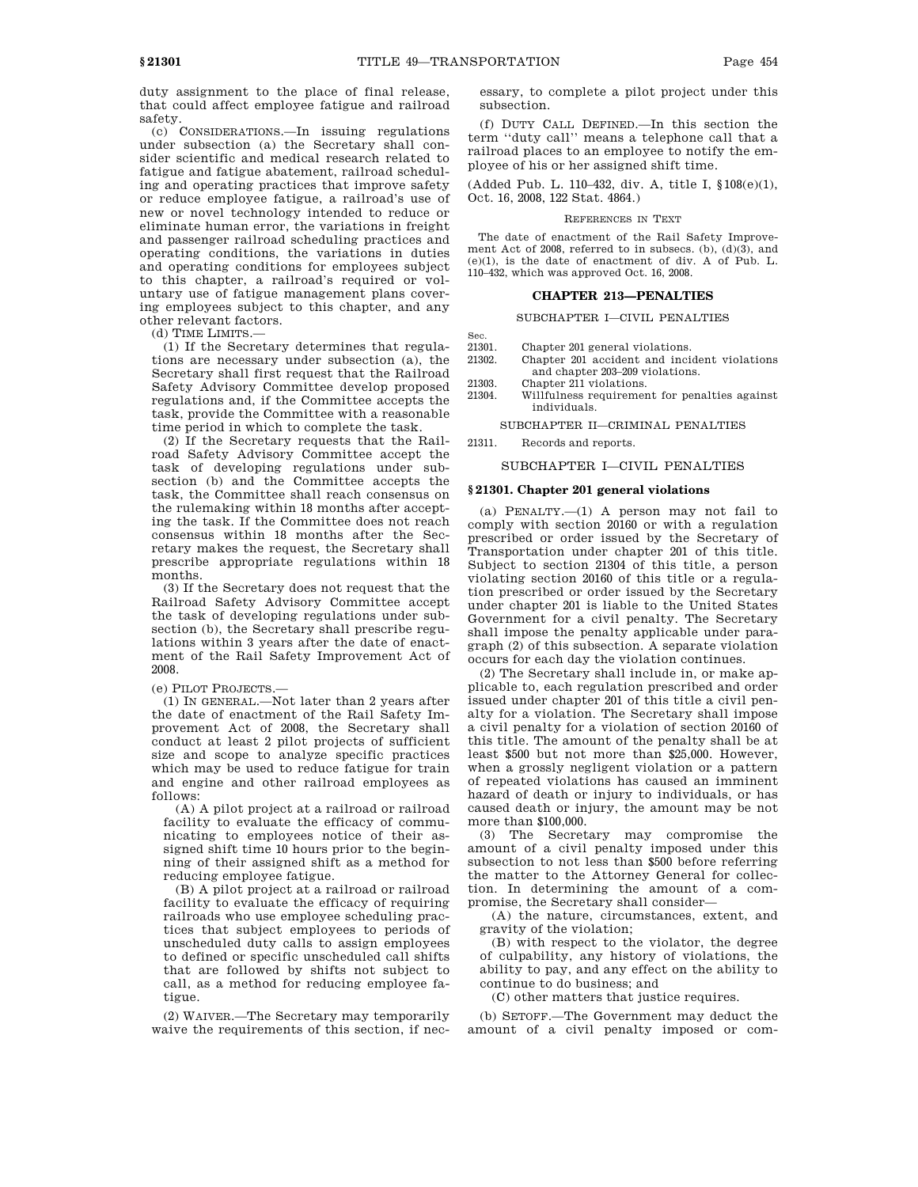duty assignment to the place of final release, that could affect employee fatigue and railroad safety.

(c) CONSIDERATIONS.—In issuing regulations under subsection (a) the Secretary shall consider scientific and medical research related to fatigue and fatigue abatement, railroad scheduling and operating practices that improve safety or reduce employee fatigue, a railroad's use of new or novel technology intended to reduce or eliminate human error, the variations in freight and passenger railroad scheduling practices and operating conditions, the variations in duties and operating conditions for employees subject to this chapter, a railroad's required or voluntary use of fatigue management plans covering employees subject to this chapter, and any other relevant factors.

(d) TIME LIMITS.—

(1) If the Secretary determines that regulations are necessary under subsection (a), the Secretary shall first request that the Railroad Safety Advisory Committee develop proposed regulations and, if the Committee accepts the task, provide the Committee with a reasonable time period in which to complete the task.

(2) If the Secretary requests that the Railroad Safety Advisory Committee accept the task of developing regulations under subsection (b) and the Committee accepts the task, the Committee shall reach consensus on the rulemaking within 18 months after accepting the task. If the Committee does not reach consensus within 18 months after the Secretary makes the request, the Secretary shall prescribe appropriate regulations within 18 months.

(3) If the Secretary does not request that the Railroad Safety Advisory Committee accept the task of developing regulations under subsection (b), the Secretary shall prescribe regulations within 3 years after the date of enactment of the Rail Safety Improvement Act of 2008.

(e) PILOT PROJECTS.—

(1) IN GENERAL.—Not later than 2 years after the date of enactment of the Rail Safety Improvement Act of 2008, the Secretary shall conduct at least 2 pilot projects of sufficient size and scope to analyze specific practices which may be used to reduce fatigue for train and engine and other railroad employees as follows:

(A) A pilot project at a railroad or railroad facility to evaluate the efficacy of communicating to employees notice of their assigned shift time 10 hours prior to the beginning of their assigned shift as a method for reducing employee fatigue.

(B) A pilot project at a railroad or railroad facility to evaluate the efficacy of requiring railroads who use employee scheduling practices that subject employees to periods of unscheduled duty calls to assign employees to defined or specific unscheduled call shifts that are followed by shifts not subject to call, as a method for reducing employee fatigue.

(2) WAIVER.—The Secretary may temporarily waive the requirements of this section, if necessary, to complete a pilot project under this subsection.

(f) DUTY CALL DEFINED.—In this section the term ''duty call'' means a telephone call that a railroad places to an employee to notify the employee of his or her assigned shift time.

(Added Pub. L. 110–432, div. A, title I, §108(e)(1), Oct. 16, 2008, 122 Stat. 4864.)

REFERENCES IN TEXT

The date of enactment of the Rail Safety Improvement Act of 2008, referred to in subsecs. (b), (d)(3), and (e)(1), is the date of enactment of div. A of Pub. L. 110–432, which was approved Oct. 16, 2008.

## CHAPTER 213—PENALTIES

SUBCHAPTER I—CIVIL PENALTIES

| Sec. | |
|---|---|
| 21301. | Chapter 201 general violations. |
| 21302. | Chapter 201 accident and incident violations and chapter 203–209 violations. |
| 21303. | Chapter 211 violations. |
| 21304. | Willfulness requirement for penalties against individuals. |

SUBCHAPTER II—CRIMINAL PENALTIES

| | |
|---|---|
| 21311. | Records and reports. |

SUBCHAPTER I—CIVIL PENALTIES

### §21301. Chapter 201 general violations

(a) PENALTY.—(1) A person may not fail to comply with section 20160 or with a regulation prescribed or order issued by the Secretary of Transportation under chapter 201 of this title. Subject to section 21304 of this title, a person violating section 20160 of this title or a regulation prescribed or order issued by the Secretary under chapter 201 is liable to the United States Government for a civil penalty. The Secretary shall impose the penalty applicable under paragraph (2) of this subsection. A separate violation occurs for each day the violation continues.

(2) The Secretary shall include in, or make applicable to, each regulation prescribed and order issued under chapter 201 of this title a civil penalty for a violation. The Secretary shall impose a civil penalty for a violation of section 20160 of this title. The amount of the penalty shall be at least $500 but not more than $25,000. However, when a grossly negligent violation or a pattern of repeated violations has caused an imminent hazard of death or injury to individuals, or has caused death or injury, the amount may be not more than $100,000.

(3) The Secretary may compromise the amount of a civil penalty imposed under this subsection to not less than $500 before referring the matter to the Attorney General for collection. In determining the amount of a compromise, the Secretary shall consider—

(A) the nature, circumstances, extent, and gravity of the violation;

(B) with respect to the violator, the degree of culpability, any history of violations, the ability to pay, and any effect on the ability to continue to do business; and

(C) other matters that justice requires.

(b) SETOFF.—The Government may deduct the amount of a civil penalty imposed or com-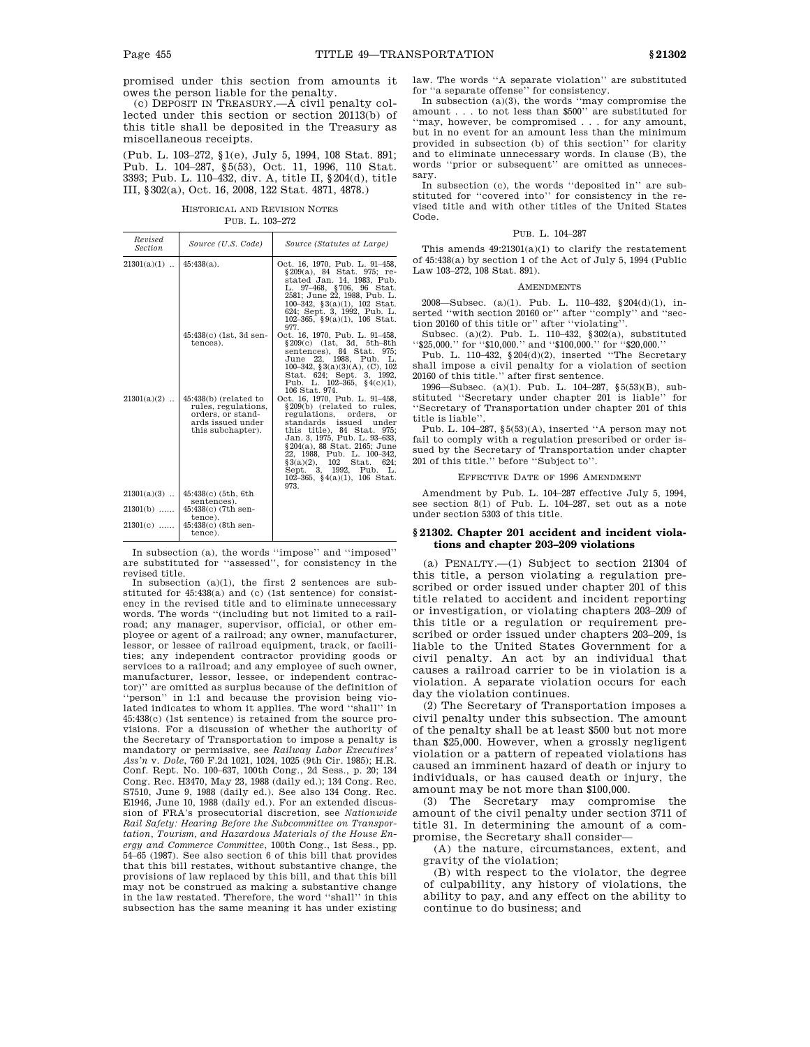promised under this section from amounts it owes the person liable for the penalty.

(c) DEPOSIT IN TREASURY.—A civil penalty collected under this section or section 20113(b) of this title shall be deposited in the Treasury as miscellaneous receipts.

(Pub. L. 103–272, §1(e), July 5, 1994, 108 Stat. 891; Pub. L. 104–287, §5(53), Oct. 11, 1996, 110 Stat. 3393; Pub. L. 110–432, div. A, title II, §204(d), title III, §302(a), Oct. 16, 2008, 122 Stat. 4871, 4878.)

HISTORICAL AND REVISION NOTES

PUB. L. 103–272

| Revised Section | Source (U.S. Code) | Source (Statutes at Large) |
|---|---|---|
| 21301(a)(1) .. | 45:438(a). | Oct. 16, 1970, Pub. L. 91–458, §209(a), 84 Stat. 975; restated Jan. 14, 1983, Pub. L. 97–468, §706, 96 Stat. 2581; June 22, 1988, Pub. L. 100–342, §3(a)(1), 102 Stat. 624; Sept. 3, 1992, Pub. L. 102–365, §9(a)(1), 106 Stat. 977. |
| | 45:438(c) (1st, 3d sentences). | Oct. 16, 1970, Pub. L. 91–458, §209(c) (1st, 3d, 5th–8th sentences), 84 Stat. 975; June 22, 1988, Pub. L. 100–342, §3(a)(3)(A), (C), 102 Stat. 624; Sept. 3, 1992, Pub. L. 102–365, §4(c)(1), 106 Stat. 974. |
| 21301(a)(2) .. | 45:438(b) (related to rules, regulations, orders, or standards issued under this subchapter). | Oct. 16, 1970, Pub. L. 91–458, §209(b) (related to rules, regulations, orders, or standards issued under this title), 84 Stat. 975; Jan. 3, 1975, Pub. L. 93–633, §204(a), 88 Stat. 2165; June 22, 1988, Pub. L. 100–342, §3(a)(2), 102 Stat. 624; Sept. 3, 1992, Pub. L. 102–365, §4(a)(1), 106 Stat. 973. |
| 21301(a)(3) .. | 45:438(c) (5th, 6th sentences). | |
| 21301(b) ...... | 45:438(c) (7th sentence). | |
| 21301(c) ...... | 45:438(c) (8th sentence). | |

In subsection (a), the words "impose" and "imposed" are substituted for "assessed", for consistency in the revised title.

In subsection (a)(1), the first 2 sentences are substituted for 45:438(a) and (c) (1st sentence) for consistency in the revised title and to eliminate unnecessary words. The words "(including but not limited to a railroad; any manager, supervisor, official, or other employee or agent of a railroad; any owner, manufacturer, lessor, or lessee of railroad equipment, track, or facilities; any independent contractor providing goods or services to a railroad; and any employee of such owner, manufacturer, lessor, lessee, or independent contractor)" are omitted as surplus because of the definition of "person" in 1:1 and because the provision being violated indicates to whom it applies. The word "shall" in 45:438(c) (1st sentence) is retained from the source provisions. For a discussion of whether the authority of the Secretary of Transportation to impose a penalty is mandatory or permissive, see *Railway Labor Executives' Ass'n* v. *Dole*, 760 F.2d 1021, 1024, 1025 (9th Cir. 1985); H.R. Conf. Rept. No. 100–637, 100th Cong., 2d Sess., p. 20; 134 Cong. Rec. H3470, May 23, 1988 (daily ed.); 134 Cong. Rec. S7510, June 9, 1988 (daily ed.). See also 134 Cong. Rec. E1946, June 10, 1988 (daily ed.). For an extended discussion of FRA's prosecutorial discretion, see *Nationwide Rail Safety: Hearing Before the Subcommittee on Transportation, Tourism, and Hazardous Materials of the House Energy and Commerce Committee*, 100th Cong., 1st Sess., pp. 54–65 (1987). See also section 6 of this bill that provides that this bill restates, without substantive change, the provisions of law replaced by this bill, and that this bill may not be construed as making a substantive change in the law restated. Therefore, the word "shall" in this subsection has the same meaning it has under existing law. The words "A separate violation" are substituted for "a separate offense" for consistency.

In subsection (a)(3), the words "may compromise the amount . . . to not less than $500" are substituted for "may, however, be compromised . . . for any amount, but in no event for an amount less than the minimum provided in subsection (b) of this section" for clarity and to eliminate unnecessary words. In clause (B), the words "prior or subsequent" are omitted as unnecessary.

In subsection (c), the words "deposited in" are substituted for "covered into" for consistency in the revised title and with other titles of the United States Code.

PUB. L. 104–287

This amends 49:21301(a)(1) to clarify the restatement of 45:438(a) by section 1 of the Act of July 5, 1994 (Public Law 103–272, 108 Stat. 891).

AMENDMENTS

2008—Subsec. (a)(1). Pub. L. 110–432, §204(d)(1), inserted "with section 20160 or" after "comply" and "section 20160 of this title or" after "violating".

Subsec. (a)(2). Pub. L. 110–432, §302(a), substituted "$25,000." for "$10,000." and "$100,000." for "$20,000."

Pub. L. 110–432, §204(d)(2), inserted "The Secretary shall impose a civil penalty for a violation of section 20160 of this title." after first sentence.

1996—Subsec. (a)(1). Pub. L. 104–287, §5(53)(B), substituted "Secretary under chapter 201 is liable" for "Secretary of Transportation under chapter 201 of this title is liable".

Pub. L. 104–287, §5(53)(A), inserted "A person may not fail to comply with a regulation prescribed or order issued by the Secretary of Transportation under chapter 201 of this title." before "Subject to".

EFFECTIVE DATE OF 1996 AMENDMENT

Amendment by Pub. L. 104–287 effective July 5, 1994, see section 8(1) of Pub. L. 104–287, set out as a note under section 5303 of this title.

## §21302. Chapter 201 accident and incident violations and chapter 203–209 violations

(a) PENALTY.—(1) Subject to section 21304 of this title, a person violating a regulation prescribed or order issued under chapter 201 of this title related to accident and incident reporting or investigation, or violating chapters 203–209 of this title or a regulation or requirement prescribed or order issued under chapters 203–209, is liable to the United States Government for a civil penalty. An act by an individual that causes a railroad carrier to be in violation is a violation. A separate violation occurs for each day the violation continues.

(2) The Secretary of Transportation imposes a civil penalty under this subsection. The amount of the penalty shall be at least $500 but not more than $25,000. However, when a grossly negligent violation or a pattern of repeated violations has caused an imminent hazard of death or injury to individuals, or has caused death or injury, the amount may be not more than $100,000.

(3) The Secretary may compromise the amount of the civil penalty under section 3711 of title 31. In determining the amount of a compromise, the Secretary shall consider—

(A) the nature, circumstances, extent, and gravity of the violation;

(B) with respect to the violator, the degree of culpability, any history of violations, the ability to pay, and any effect on the ability to continue to do business; and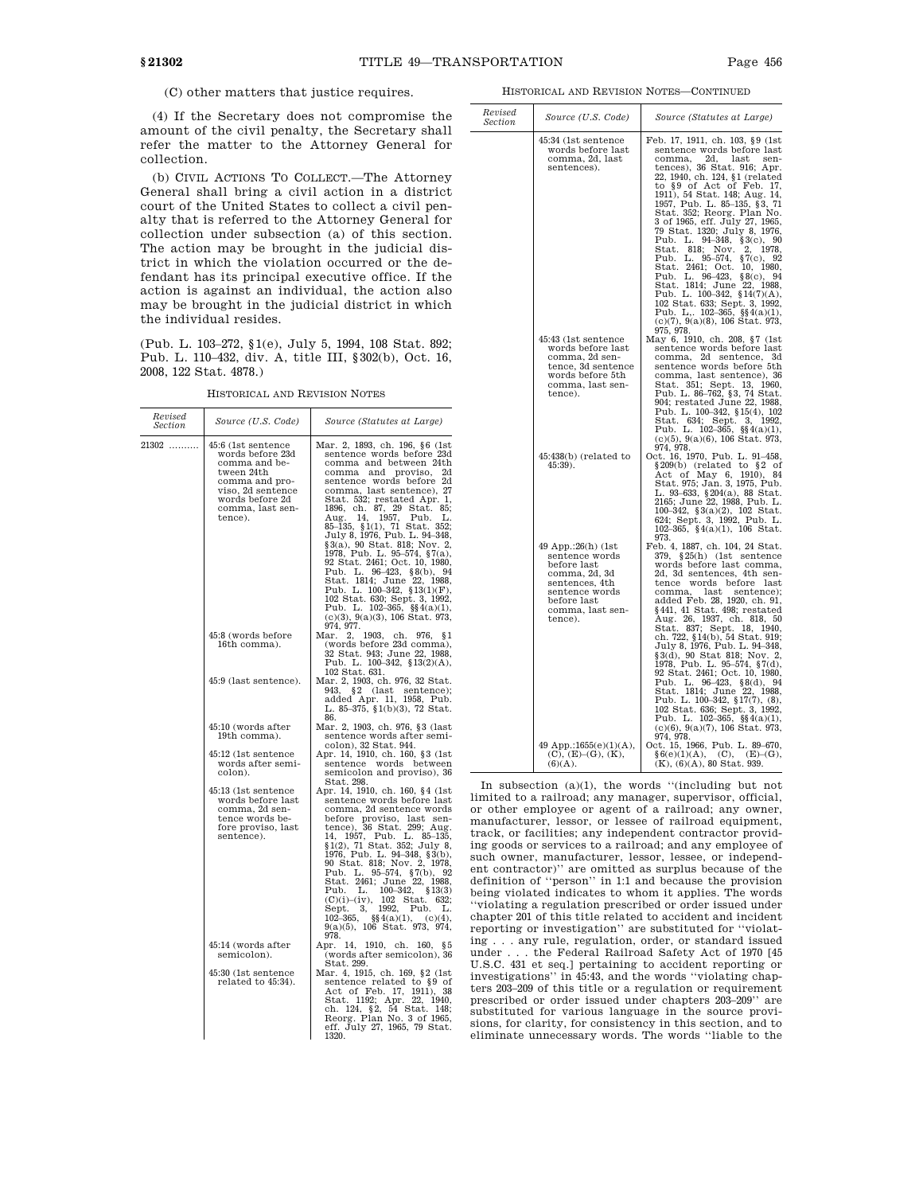(C) other matters that justice requires.

(4) If the Secretary does not compromise the amount of the civil penalty, the Secretary shall refer the matter to the Attorney General for collection.

(b) CIVIL ACTIONS TO COLLECT.—The Attorney General shall bring a civil action in a district court of the United States to collect a civil penalty that is referred to the Attorney General for collection under subsection (a) of this section. The action may be brought in the judicial district in which the violation occurred or the defendant has its principal executive office. If the action is against an individual, the action also may be brought in the judicial district in which the individual resides.

(Pub. L. 103–272, §1(e), July 5, 1994, 108 Stat. 892; Pub. L. 110–432, div. A, title III, §302(b), Oct. 16, 2008, 122 Stat. 4878.)

HISTORICAL AND REVISION NOTES

| Revised Section | Source (U.S. Code) | Source (Statutes at Large) |
|---|---|---|
| 21302 .......... | 45:6 (1st sentence words before 23d comma and between 24th comma and proviso, 2d sentence words before 2d comma, last sentence). | Mar. 2, 1893, ch. 196, §6 (1st sentence words before 23d comma and between 24th comma and proviso, 2d sentence words before 2d comma, last sentence), 27 Stat. 532; restated Apr. 1, 1896, ch. 87, 29 Stat. 85; Aug. 14, 1957, Pub. L. 85–135, §1(1), 71 Stat. 352; July 8, 1976, Pub. L. 94–348, §3(a), 90 Stat. 818; Nov. 2, 1978, Pub. L. 95–574, §7(a), 92 Stat. 2461; Oct. 10, 1980, Pub. L. 96–423, §8(b), 94 Stat. 1814; June 22, 1988, Pub. L. 100–342, §13(1)(F), 102 Stat. 630; Sept. 3, 1992, Pub. L. 102–365, §§4(a)(1), (c)(3), 9(a)(3), 106 Stat. 973, 974, 977. |
| | 45:8 (words before 16th comma). | Mar. 2, 1903, ch. 976, §1 (words before 23d comma), 32 Stat. 943; June 22, 1988, Pub. L. 100–342, §13(2)(A), 102 Stat. 631. |
| | 45:9 (last sentence). | Mar. 2, 1903, ch. 976, 32 Stat. 943, §2 (last sentence); added Apr. 11, 1958, Pub. L. 85–375, §1(b)(3), 72 Stat. 86. |
| | 45:10 (words after 19th comma). | Mar. 2, 1903, ch. 976, §3 (last sentence words after semicolon), 32 Stat. 944. |
| | 45:12 (1st sentence words after semicolon). | Apr. 14, 1910, ch. 160, §3 (1st sentence words between semicolon and proviso), 36 Stat. 298. |
| | 45:13 (1st sentence words before last comma, 2d sentence words before proviso, last sentence). | Apr. 14, 1910, ch. 160, §4 (1st sentence words before last comma, 2d sentence words before proviso, last sentence), 36 Stat. 299; Aug. 14, 1957, Pub. L. 85–135, §1(2), 71 Stat. 352; July 8, 1976, Pub. L. 94–348, §3(b), 90 Stat. 818; Nov. 2, 1978, Pub. L. 95–574, §7(b), 92 Stat. 2461; June 22, 1988, Pub. L. 100–342, §13(3)(C)(i)–(iv), 102 Stat. 632; Sept. 3, 1992, Pub. L. 102–365, §§4(a)(1), (c)(4), 9(a)(5), 106 Stat. 973, 974, 978. |
| | 45:14 (words after semicolon). | Apr. 14, 1910, ch. 160, §5 (words after semicolon), 36 Stat. 299. |
| | 45:30 (1st sentence related to 45:34). | Mar. 4, 1915, ch. 169, §2 (1st sentence related to §9 of Act of Feb. 17, 1911), 38 Stat. 1192; Apr. 22, 1940, ch. 124, §2, 54 Stat. 148; Reorg. Plan No. 3 of 1965, eff. July 27, 1965, 79 Stat. 1320. |
| | 45:34 (1st sentence words before last comma, 2d, last sentences). | Feb. 17, 1911, ch. 103, §9 (1st sentence words before last comma, 2d, last sentences), 36 Stat. 916; Apr. 22, 1940, ch. 124, §1 (related to §9 of Act of Feb. 17, 1911), 54 Stat. 148; Aug. 14, 1957, Pub. L. 85–135, §3, 71 Stat. 352; Reorg. Plan No. 3 of 1965, eff. July 27, 1965, 79 Stat. 1320; July 8, 1976, Pub. L. 94–348, §3(c), 90 Stat. 818; Nov. 2, 1978, Pub. L. 95–574, §7(c), 92 Stat. 2461; Oct. 10, 1980, Pub. L. 96–423, §8(c), 94 Stat. 1814; June 22, 1988, Pub. L. 100–342, §14(7)(A), 102 Stat. 633; Sept. 3, 1992, Pub. L.. 102–365, §§4(a)(1), (c)(7), 9(a)(8), 106 Stat. 973, 975, 978. |
| | 45:43 (1st sentence words before last comma, 2d sentence, 3d sentence words before 5th comma, last sentence). | May 6, 1910, ch. 208, §7 (1st sentence words before last comma, 2d sentence, 3d sentence words before 5th comma, last sentence), 36 Stat. 351; Sept. 13, 1960, Pub. L. 86–762, §3, 74 Stat. 904; restated June 22, 1988, Pub. L. 100–342, §15(4), 102 Stat. 634; Sept. 3, 1992, Pub. L. 102–365, §§4(a)(1), (c)(5), 9(a)(6), 106 Stat. 973, 974, 978. |
| | 45:438(b) (related to 45:39). | Oct. 16, 1970, Pub. L. 91–458, §209(b) (related to §2 of Act of May 6, 1910), 84 Stat. 975; Jan. 3, 1975, Pub. L. 93–633, §204(a), 88 Stat. 2165; June 22, 1988, Pub. L. 100–342, §3(a)(2), 102 Stat. 624; Sept. 3, 1992, Pub. L. 102–365, §4(a)(1), 106 Stat. 973. |
| | 49 App.:26(h) (1st sentence words before last comma, 2d, 3d sentences, 4th sentence words before last comma, last sentence). | Feb. 4, 1887, ch. 104, 24 Stat. 379, §25(h) (1st sentence words before last comma, 2d, 3d sentences, 4th sentence words before last comma, last sentence); added Feb. 28, 1920, ch. 91, §441, 41 Stat. 498; restated Aug. 26, 1937, ch. 818, 50 Stat. 837; Sept. 18, 1940, ch. 722, §14(b), 54 Stat. 919; July 8, 1976, Pub. L. 94–348, §3(d), 90 Stat 818; Nov. 2, 1978, Pub. L. 95–574, §7(d), 92 Stat. 2461; Oct. 10, 1980, Pub. L. 96–423, §8(d), 94 Stat. 1814; June 22, 1988, Pub. L. 100–342, §17(7), (8), 102 Stat. 636; Sept. 3, 1992, Pub. L. 102–365, §§4(a)(1), (c)(6), 9(a)(7), 106 Stat. 973, 974, 978. |
| | 49 App.:1655(e)(1)(A), (C), (E)–(G), (K), (6)(A). | Oct. 15, 1966, Pub. L. 89–670, §6(e)(1)(A), (C), (E)–(G), (K), (6)(A), 80 Stat. 939. |

In subsection (a)(1), the words "(including but not limited to a railroad; any manager, supervisor, official, or other employee or agent of a railroad; any owner, manufacturer, lessor, or lessee of railroad equipment, track, or facilities; any independent contractor providing goods or services to a railroad; and any employee of such owner, manufacturer, lessor, lessee, or independent contractor)" are omitted as surplus because of the definition of "person" in 1:1 and because the provision being violated indicates to whom it applies. The words "violating a regulation prescribed or order issued under chapter 201 of this title related to accident and incident reporting or investigation" are substituted for "violating . . . any rule, regulation, order, or standard issued under . . . the Federal Railroad Safety Act of 1970 [45 U.S.C. 431 et seq.] pertaining to accident reporting or investigations" in 45:43, and the words "violating chapters 203–209 of this title or a regulation or requirement prescribed or order issued under chapters 203–209" are substituted for various language in the source provisions, for clarity, for consistency in this section, and to eliminate unnecessary words. The words "liable to the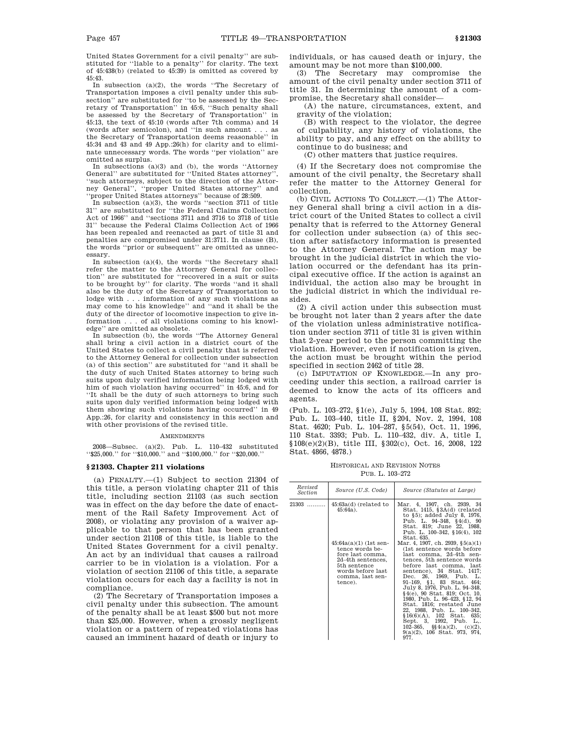United States Government for a civil penalty'' are substituted for ''liable to a penalty'' for clarity. The text of 45:438(b) (related to 45:39) is omitted as covered by 45:43.

In subsection (a)(2), the words ''The Secretary of Transportation imposes a civil penalty under this subsection'' are substituted for ''to be assessed by the Secretary of Transportation'' in 45:6, ''Such penalty shall be assessed by the Secretary of Transportation'' in 45:13, the text of 45:10 (words after 7th comma) and 14 (words after semicolon), and ''in such amount . . . as the Secretary of Transportation deems reasonable'' in 45:34 and 43 and 49 App.:26(h) for clarity and to eliminate unnecessary words. The words ''per violation'' are omitted as surplus.

In subsections (a)(3) and (b), the words ''Attorney General'' are substituted for ''United States attorney'', ''such attorneys, subject to the direction of the Attorney General'', ''proper United States attorney'' and ''proper United States attorneys'' because of 28:509.

In subsection (a)(3), the words ''section 3711 of title 31'' are substituted for ''the Federal Claims Collection Act of 1966'' and ''sections 3711 and 3716 to 3718 of title 31'' because the Federal Claims Collection Act of 1966 has been repealed and reenacted as part of title 31 and penalties are compromised under 31:3711. In clause (B), the words ''prior or subsequent'' are omitted as unnecessary.

In subsection (a)(4), the words ''the Secretary shall refer the matter to the Attorney General for collection'' are substituted for ''recovered in a suit or suits to be brought by'' for clarity. The words ''and it shall also be the duty of the Secretary of Transportation to lodge with . . . information of any such violations as may come to his knowledge'' and ''and it shall be the duty of the director of locomotive inspection to give information . . . of all violations coming to his knowledge'' are omitted as obsolete.

In subsection (b), the words ''The Attorney General shall bring a civil action in a district court of the United States to collect a civil penalty that is referred to the Attorney General for collection under subsection (a) of this section'' are substituted for ''and it shall be the duty of such United States attorney to bring such suits upon duly verified information being lodged with him of such violation having occurred'' in 45:6, and for ''It shall be the duty of such attorneys to bring such suits upon duly verified information being lodged with them showing such violations having occurred'' in 49 App.:26, for clarity and consistency in this section and with other provisions of the revised title.

AMENDMENTS

2008—Subsec. (a)(2). Pub. L. 110–432 substituted ''$25,000.'' for ''$10,000.'' and ''$100,000.'' for ''$20,000.''

## § 21303. Chapter 211 violations

(a) PENALTY.—(1) Subject to section 21304 of this title, a person violating chapter 211 of this title, including section 21103 (as such section was in effect on the day before the date of enactment of the Rail Safety Improvement Act of 2008), or violating any provision of a waiver applicable to that person that has been granted under section 21108 of this title, is liable to the United States Government for a civil penalty. An act by an individual that causes a railroad carrier to be in violation is a violation. For a violation of section 21106 of this title, a separate violation occurs for each day a facility is not in compliance.

(2) The Secretary of Transportation imposes a civil penalty under this subsection. The amount of the penalty shall be at least $500 but not more than $25,000. However, when a grossly negligent violation or a pattern of repeated violations has caused an imminent hazard of death or injury to individuals, or has caused death or injury, the amount may be not more than $100,000.

(3) The Secretary may compromise the amount of the civil penalty under section 3711 of title 31. In determining the amount of a compromise, the Secretary shall consider—

(A) the nature, circumstances, extent, and gravity of the violation;

(B) with respect to the violator, the degree of culpability, any history of violations, the ability to pay, and any effect on the ability to continue to do business; and

(C) other matters that justice requires.

(4) If the Secretary does not compromise the amount of the civil penalty, the Secretary shall refer the matter to the Attorney General for collection.

(b) CIVIL ACTIONS TO COLLECT.—(1) The Attorney General shall bring a civil action in a district court of the United States to collect a civil penalty that is referred to the Attorney General for collection under subsection (a) of this section after satisfactory information is presented to the Attorney General. The action may be brought in the judicial district in which the violation occurred or the defendant has its principal executive office. If the action is against an individual, the action also may be brought in the judicial district in which the individual resides.

(2) A civil action under this subsection must be brought not later than 2 years after the date of the violation unless administrative notification under section 3711 of title 31 is given within that 2-year period to the person committing the violation. However, even if notification is given, the action must be brought within the period specified in section 2462 of title 28.

(c) IMPUTATION OF KNOWLEDGE.—In any proceeding under this section, a railroad carrier is deemed to know the acts of its officers and agents.

(Pub. L. 103–272, §1(e), July 5, 1994, 108 Stat. 892; Pub. L. 103–440, title II, §204, Nov. 2, 1994, 108 Stat. 4620; Pub. L. 104–287, §5(54), Oct. 11, 1996, 110 Stat. 3393; Pub. L. 110–432, div. A, title I, §108(e)(2)(B), title III, §302(c), Oct. 16, 2008, 122 Stat. 4866, 4878.)

HISTORICAL AND REVISION NOTES

PUB. L. 103–272

| Revised Section | Source (U.S. Code) | Source (Statutes at Large) |
|---|---|---|
| 21303 .......... | 45:63a(d) (related to 45:64a). | Mar. 4, 1907, ch. 2939, 34 Stat. 1415, §3A(d) (related to §5); added July 8, 1976, Pub. L. 94–348, §4(d), 90 Stat. 819; June 22, 1988, Pub. L. 100–342, §16(4), 102 Stat. 635. |
| | 45:64a(a)(1) (1st sentence words before last comma, 2d–4th sentences, 5th sentence words before last comma, last sentence). | Mar. 4, 1907, ch. 2939, §5(a)(1) (1st sentence words before last comma, 2d–4th sentences, 5th sentence words before last comma, last sentence), 34 Stat. 1417; Dec. 26, 1969, Pub. L. 91–169, §1, 83 Stat. 464; July 8, 1976, Pub. L. 94–348, §4(e), 90 Stat. 819; Oct. 10, 1980, Pub. L. 96–423, §12, 94 Stat. 1816; restated June 22, 1988, Pub. L. 100–342, §16(6)(A), 102 Stat. 635; Sept. 3, 1992, Pub. L. 102–365, §§4(a)(2), (c)(2), 9(a)(2), 106 Stat. 973, 974, 977. |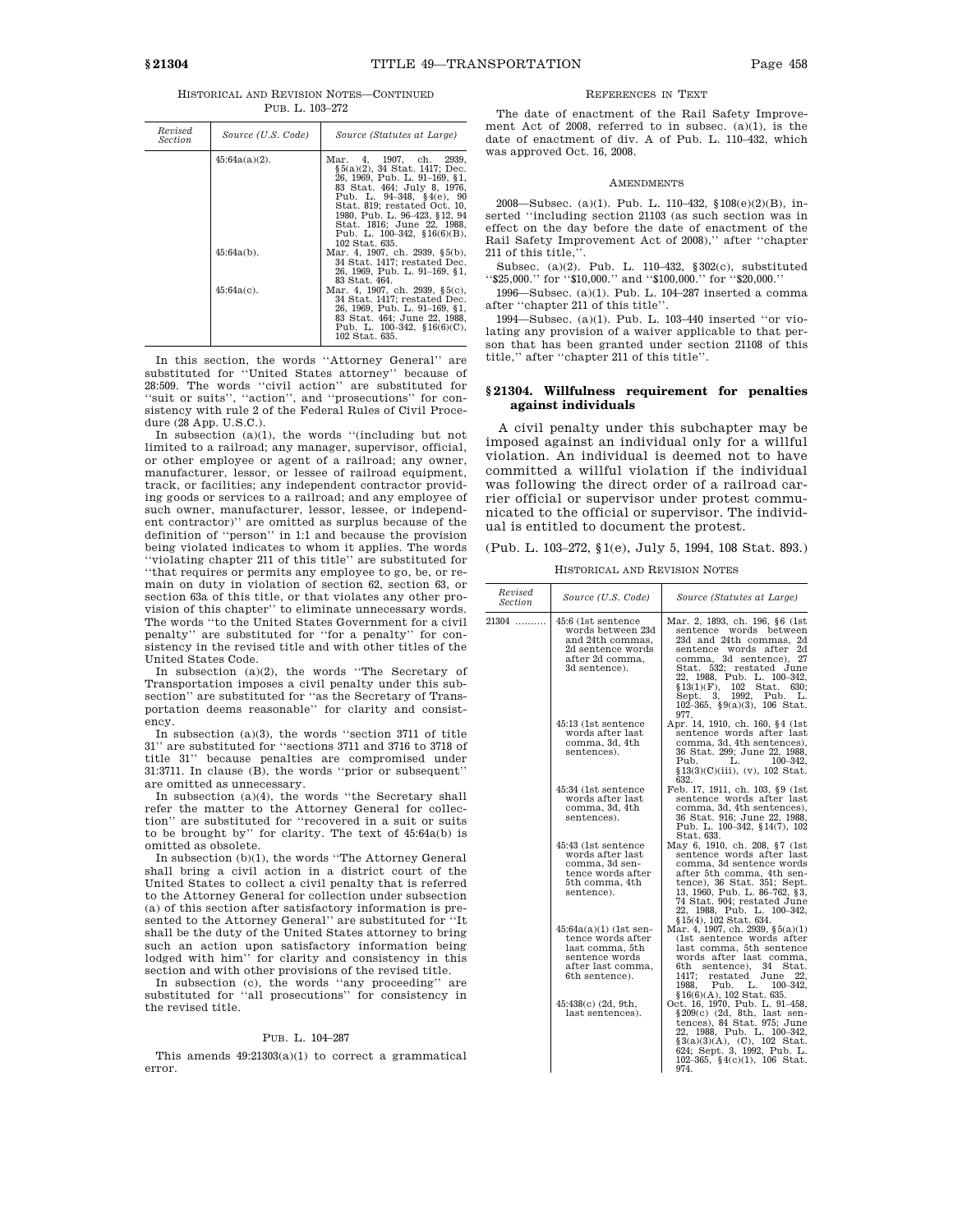HISTORICAL AND REVISION NOTES—CONTINUED
PUB. L. 103–272

| Revised Section | Source (U.S. Code) | Source (Statutes at Large) |
|---|---|---|
| | 45:64a(a)(2). | Mar. 4, 1907, ch. 2939, §5(a)(2), 34 Stat. 1417; Dec. 26, 1969, Pub. L. 91–169, §1, 83 Stat. 464; July 8, 1976, Pub. L. 94–348, §4(e), 90 Stat. 819; restated Oct. 10, 1980, Pub. L. 96–423, §12, 94 Stat. 1816; June 22, 1988, Pub. L. 100–342, §16(6)(B), 102 Stat. 635. |
| | 45:64a(b). | Mar. 4, 1907, ch. 2939, §5(b), 34 Stat. 1417; restated Dec. 26, 1969, Pub. L. 91–169, §1, 83 Stat. 464. |
| | 45:64a(c). | Mar. 4, 1907, ch. 2939, §5(c), 34 Stat. 1417; restated Dec. 26, 1969, Pub. L. 91–169, §1, 83 Stat. 464; June 22, 1988, Pub. L. 100–342, §16(6)(C), 102 Stat. 635. |

In this section, the words "Attorney General" are substituted for "United States attorney" because of 28:509. The words "civil action" are substituted for "suit or suits", "action", and "prosecutions" for consistency with rule 2 of the Federal Rules of Civil Procedure (28 App. U.S.C.).

In subsection (a)(1), the words "(including but not limited to a railroad; any manager, supervisor, official, or other employee or agent of a railroad; any owner, manufacturer, lessor, or lessee of railroad equipment, track, or facilities; any independent contractor providing goods or services to a railroad; and any employee of such owner, manufacturer, lessor, lessee, or independent contractor)" are omitted as surplus because of the definition of "person" in 1:1 and because the provision being violated indicates to whom it applies. The words "violating chapter 211 of this title" are substituted for "that requires or permits any employee to go, be, or remain on duty in violation of section 62, section 63, or section 63a of this title, or that violates any other provision of this chapter" to eliminate unnecessary words. The words "to the United States Government for a civil penalty" are substituted for "for a penalty" for consistency in the revised title and with other titles of the United States Code.

In subsection (a)(2), the words "The Secretary of Transportation imposes a civil penalty under this subsection" are substituted for "as the Secretary of Transportation deems reasonable" for clarity and consistency.

In subsection (a)(3), the words "section 3711 of title 31" are substituted for "sections 3711 and 3716 to 3718 of title 31" because penalties are compromised under 31:3711. In clause (B), the words "prior or subsequent" are omitted as unnecessary.

In subsection (a)(4), the words "the Secretary shall refer the matter to the Attorney General for collection" are substituted for "recovered in a suit or suits to be brought by" for clarity. The text of 45:64a(b) is omitted as obsolete.

In subsection (b)(1), the words "The Attorney General shall bring a civil action in a district court of the United States to collect a civil penalty that is referred to the Attorney General for collection under subsection (a) of this section after satisfactory information is presented to the Attorney General" are substituted for "It shall be the duty of the United States attorney to bring such an action upon satisfactory information being lodged with him" for clarity and consistency in this section and with other provisions of the revised title.

In subsection (c), the words "any proceeding" are substituted for "all prosecutions" for consistency in the revised title.

PUB. L. 104–287

This amends 49:21303(a)(1) to correct a grammatical error.

REFERENCES IN TEXT

The date of enactment of the Rail Safety Improvement Act of 2008, referred to in subsec. (a)(1), is the date of enactment of div. A of Pub. L. 110–432, which was approved Oct. 16, 2008.

AMENDMENTS

2008—Subsec. (a)(1). Pub. L. 110–432, §108(e)(2)(B), inserted "including section 21103 (as such section was in effect on the day before the date of enactment of the Rail Safety Improvement Act of 2008)," after "chapter 211 of this title,".

Subsec. (a)(2). Pub. L. 110–432, §302(c), substituted "$25,000." for "$10,000." and "$100,000." for "$20,000."

1996—Subsec. (a)(1). Pub. L. 104–287 inserted a comma after "chapter 211 of this title".

1994—Subsec. (a)(1). Pub. L. 103–440 inserted "or violating any provision of a waiver applicable to that person that has been granted under section 21108 of this title," after "chapter 211 of this title".

## § 21304. Willfulness requirement for penalties against individuals

A civil penalty under this subchapter may be imposed against an individual only for a willful violation. An individual is deemed not to have committed a willful violation if the individual was following the direct order of a railroad carrier official or supervisor under protest communicated to the official or supervisor. The individual is entitled to document the protest.

(Pub. L. 103–272, §1(e), July 5, 1994, 108 Stat. 893.)

HISTORICAL AND REVISION NOTES

| Revised Section | Source (U.S. Code) | Source (Statutes at Large) |
|---|---|---|
| 21304 .......... | 45:6 (1st sentence words between 23d and 24th commas, 2d sentence words after 2d comma, 3d sentence). | Mar. 2, 1893, ch. 196, §6 (1st sentence words between 23d and 24th commas, 2d sentence words after 2d comma, 3d sentence), 27 Stat. 532; restated June 22, 1988, Pub. L. 100–342, §13(1)(F), 102 Stat. 630; Sept. 3, 1992, Pub. L. 102–365, §9(a)(3), 106 Stat. 977. |
| | 45:13 (1st sentence words after last comma, 3d, 4th sentences). | Apr. 14, 1910, ch. 160, §4 (1st sentence words after last comma, 3d, 4th sentences), 36 Stat. 299; June 22, 1988, Pub. L. 100–342, §13(3)(C)(iii), (v), 102 Stat. 632. |
| | 45:34 (1st sentence words after last comma, 3d, 4th sentences). | Feb. 17, 1911, ch. 103, §9 (1st sentence words after last comma, 3d, 4th sentences), 36 Stat. 916; June 22, 1988, Pub. L. 100–342, §14(7), 102 Stat. 633. |
| | 45:43 (1st sentence words after last comma, 3d sentence words after 5th comma, 4th sentence). | May 6, 1910, ch. 208, §7 (1st sentence words after last comma, 3d sentence words after 5th comma, 4th sentence), 36 Stat. 351; Sept. 13, 1960, Pub. L. 86–762, §3, 74 Stat. 904; restated June 22, 1988, Pub. L. 100–342, §15(4), 102 Stat. 634. |
| | 45:64a(a)(1) (1st sentence words after last comma, 5th sentence words after last comma, 6th sentence). | Mar. 4, 1907, ch. 2939, §5(a)(1) (1st sentence words after last comma, 5th sentence words after last comma, 6th sentence), 34 Stat. 1417; restated June 22, 1988, Pub. L. 100–342, §16(6)(A), 102 Stat. 635. |
| | 45:438(c) (2d, 9th, last sentences). | Oct. 16, 1970, Pub. L. 91–458, §209(c) (2d, 8th, last sentences), 84 Stat. 975; June 22, 1988, Pub. L. 100–342, §3(a)(3)(A), (C), 102 Stat. 624; Sept. 3, 1992, Pub. L. 102–365, §4(c)(1), 106 Stat. 974. |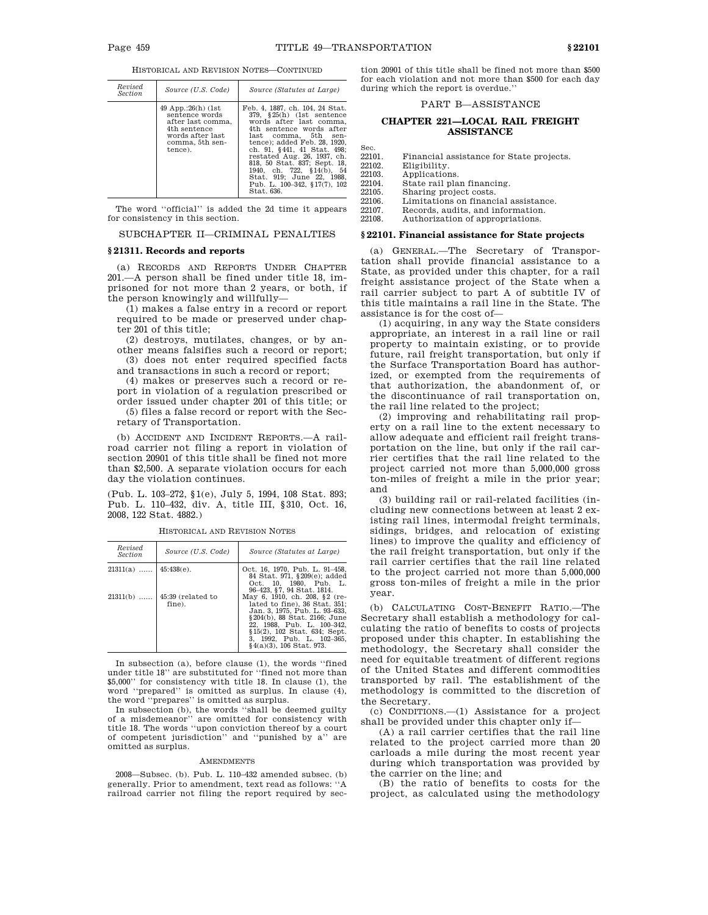HISTORICAL AND REVISION NOTES—CONTINUED

| Revised Section | Source (U.S. Code) | Source (Statutes at Large) |
|---|---|---|
| | 49 App.:26(h) (1st sentence words after last comma, 4th sentence words after last comma, 5th sentence). | Feb. 4, 1887, ch. 104, 24 Stat. 379, §25(h) (1st sentence words after last comma, 4th sentence words after last comma, 5th sentence); added Feb. 28, 1920, ch. 91, §441, 41 Stat. 498; restated Aug. 26, 1937, ch. 818, 50 Stat. 837; Sept. 18, 1940, ch. 722, §14(b), 54 Stat. 919; June 22, 1988, Pub. L. 100–342, §17(7), 102 Stat. 636. |

The word "official" is added the 2d time it appears for consistency in this section.

## SUBCHAPTER II—CRIMINAL PENALTIES

### § 21311. Records and reports

(a) RECORDS AND REPORTS UNDER CHAPTER 201.—A person shall be fined under title 18, imprisoned for not more than 2 years, or both, if the person knowingly and willfully—

(1) makes a false entry in a record or report required to be made or preserved under chapter 201 of this title;

(2) destroys, mutilates, changes, or by another means falsifies such a record or report;

(3) does not enter required specified facts and transactions in such a record or report;

(4) makes or preserves such a record or report in violation of a regulation prescribed or order issued under chapter 201 of this title; or

(5) files a false record or report with the Secretary of Transportation.

(b) ACCIDENT AND INCIDENT REPORTS.—A railroad carrier not filing a report in violation of section 20901 of this title shall be fined not more than $2,500. A separate violation occurs for each day the violation continues.

(Pub. L. 103–272, §1(e), July 5, 1994, 108 Stat. 893; Pub. L. 110–432, div. A, title III, §310, Oct. 16, 2008, 122 Stat. 4882.)

HISTORICAL AND REVISION NOTES

| Revised Section | Source (U.S. Code) | Source (Statutes at Large) |
|---|---|---|
| 21311(a) ...... | 45:438(e). | Oct. 16, 1970, Pub. L. 91–458, 84 Stat. 971, §209(e); added Oct. 10, 1980, Pub. L. 96–423, §7, 94 Stat. 1814. |
| 21311(b) ...... | 45:39 (related to fine). | May 6, 1910, ch. 208, §2 (related to fine), 36 Stat. 351; Jan. 3, 1975, Pub. L. 93–633, §204(b), 88 Stat. 2166; June 22, 1988, Pub. L. 100–342, §15(2), 102 Stat. 634; Sept. 3, 1992, Pub. L. 102–365, §4(a)(3), 106 Stat. 973. |

In subsection (a), before clause (1), the words "fined under title 18" are substituted for "fined not more than $5,000" for consistency with title 18. In clause (1), the word "prepared" is omitted as surplus. In clause (4), the word "prepares" is omitted as surplus.

In subsection (b), the words "shall be deemed guilty of a misdemeanor" are omitted for consistency with title 18. The words "upon conviction thereof by a court of competent jurisdiction" and "punished by a" are omitted as surplus.

AMENDMENTS

2008—Subsec. (b). Pub. L. 110–432 amended subsec. (b) generally. Prior to amendment, text read as follows: "A railroad carrier not filing the report required by section 20901 of this title shall be fined not more than $500 for each violation and not more than $500 for each day during which the report is overdue."

## PART B—ASSISTANCE

## CHAPTER 221—LOCAL RAIL FREIGHT ASSISTANCE

| Sec. | |
|---|---|
| 22101. | Financial assistance for State projects. |
| 22102. | Eligibility. |
| 22103. | Applications. |
| 22104. | State rail plan financing. |
| 22105. | Sharing project costs. |
| 22106. | Limitations on financial assistance. |
| 22107. | Records, audits, and information. |
| 22108. | Authorization of appropriations. |

### § 22101. Financial assistance for State projects

(a) GENERAL.—The Secretary of Transportation shall provide financial assistance to a State, as provided under this chapter, for a rail freight assistance project of the State when a rail carrier subject to part A of subtitle IV of this title maintains a rail line in the State. The assistance is for the cost of—

(1) acquiring, in any way the State considers appropriate, an interest in a rail line or rail property to maintain existing, or to provide future, rail freight transportation, but only if the Surface Transportation Board has authorized, or exempted from the requirements of that authorization, the abandonment of, or the discontinuance of rail transportation on, the rail line related to the project;

(2) improving and rehabilitating rail property on a rail line to the extent necessary to allow adequate and efficient rail freight transportation on the line, but only if the rail carrier certifies that the rail line related to the project carried not more than 5,000,000 gross ton-miles of freight a mile in the prior year; and

(3) building rail or rail-related facilities (including new connections between at least 2 existing rail lines, intermodal freight terminals, sidings, bridges, and relocation of existing lines) to improve the quality and efficiency of the rail freight transportation, but only if the rail carrier certifies that the rail line related to the project carried not more than 5,000,000 gross ton-miles of freight a mile in the prior year.

(b) CALCULATING COST-BENEFIT RATIO.—The Secretary shall establish a methodology for calculating the ratio of benefits to costs of projects proposed under this chapter. In establishing the methodology, the Secretary shall consider the need for equitable treatment of different regions of the United States and different commodities transported by rail. The establishment of the methodology is committed to the discretion of the Secretary.

(c) CONDITIONS.—(1) Assistance for a project shall be provided under this chapter only if—

(A) a rail carrier certifies that the rail line related to the project carried more than 20 carloads a mile during the most recent year during which transportation was provided by the carrier on the line; and

(B) the ratio of benefits to costs for the project, as calculated using the methodology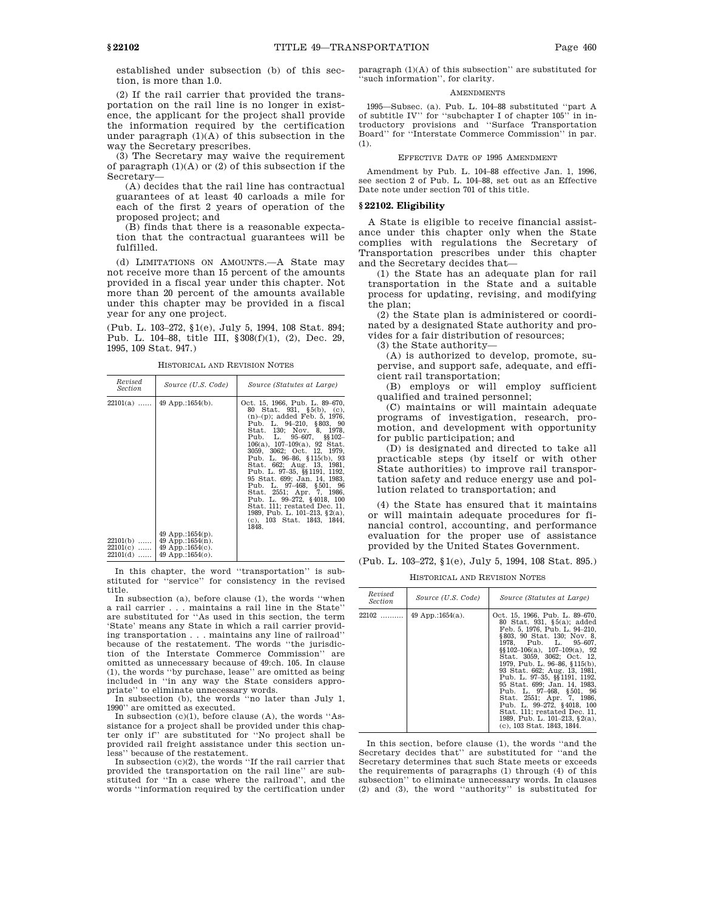established under subsection (b) of this section, is more than 1.0.

(2) If the rail carrier that provided the transportation on the rail line is no longer in existence, the applicant for the project shall provide the information required by the certification under paragraph (1)(A) of this subsection in the way the Secretary prescribes.

(3) The Secretary may waive the requirement of paragraph (1)(A) or (2) of this subsection if the Secretary—

(A) decides that the rail line has contractual guarantees of at least 40 carloads a mile for each of the first 2 years of operation of the proposed project; and

(B) finds that there is a reasonable expectation that the contractual guarantees will be fulfilled.

(d) LIMITATIONS ON AMOUNTS.—A State may not receive more than 15 percent of the amounts provided in a fiscal year under this chapter. Not more than 20 percent of the amounts available under this chapter may be provided in a fiscal year for any one project.

(Pub. L. 103–272, §1(e), July 5, 1994, 108 Stat. 894; Pub. L. 104–88, title III, §308(f)(1), (2), Dec. 29, 1995, 109 Stat. 947.)

HISTORICAL AND REVISION NOTES

| Revised Section | Source (U.S. Code) | Source (Statutes at Large) |
|---|---|---|
| 22101(a) ...... | 49 App.:1654(b). | Oct. 15, 1966, Pub. L. 89–670, 80 Stat. 931, §5(b), (c), (n)–(p); added Feb. 5, 1976, Pub. L. 94–210, §803, 90 Stat. 130; Nov. 8, 1978, Pub. L. 95–607, §§102–106(a), 107–109(a), 92 Stat. 3059, 3062; Oct. 12, 1979, Pub. L. 96–86, §115(b), 93 Stat. 662; Aug. 13, 1981, Pub. L. 97–35, §§1191, 1192, 95 Stat. 699; Jan. 14, 1983, Pub. L. 97–468, §501, 96 Stat. 2551; Apr. 7, 1986, Pub. L. 99–272, §4018, 100 Stat. 111; restated Dec. 11, 1989, Pub. L. 101–213, §2(a), (c), 103 Stat. 1843, 1844, 1848. |
| | 49 App.:1654(p). | |
| 22101(b) ...... | 49 App.:1654(n). | |
| 22101(c) ...... | 49 App.:1654(c). | |
| 22101(d) ...... | 49 App.:1654(o). | |

In this chapter, the word ''transportation'' is substituted for ''service'' for consistency in the revised title.

In subsection (a), before clause (1), the words ''when a rail carrier . . . maintains a rail line in the State'' are substituted for ''As used in this section, the term 'State' means any State in which a rail carrier providing transportation . . . maintains any line of railroad'' because of the restatement. The words ''the jurisdiction of the Interstate Commerce Commission'' are omitted as unnecessary because of 49:ch. 105. In clause (1), the words ''by purchase, lease'' are omitted as being included in ''in any way the State considers appropriate'' to eliminate unnecessary words.

In subsection (b), the words ''no later than July 1, 1990'' are omitted as executed.

In subsection (c)(1), before clause (A), the words ''Assistance for a project shall be provided under this chapter only if'' are substituted for ''No project shall be provided rail freight assistance under this section unless'' because of the restatement.

In subsection (c)(2), the words ''If the rail carrier that provided the transportation on the rail line'' are substituted for ''In a case where the railroad'', and the words ''information required by the certification under paragraph (1)(A) of this subsection'' are substituted for ''such information'', for clarity.

AMENDMENTS

1995—Subsec. (a). Pub. L. 104–88 substituted ''part A of subtitle IV'' for ''subchapter I of chapter 105'' in introductory provisions and ''Surface Transportation Board'' for ''Interstate Commerce Commission'' in par. (1).

EFFECTIVE DATE OF 1995 AMENDMENT

Amendment by Pub. L. 104–88 effective Jan. 1, 1996, see section 2 of Pub. L. 104–88, set out as an Effective Date note under section 701 of this title.

## §22102. Eligibility

A State is eligible to receive financial assistance under this chapter only when the State complies with regulations the Secretary of Transportation prescribes under this chapter and the Secretary decides that—

(1) the State has an adequate plan for rail transportation in the State and a suitable process for updating, revising, and modifying the plan;

(2) the State plan is administered or coordinated by a designated State authority and provides for a fair distribution of resources;

(3) the State authority—

(A) is authorized to develop, promote, supervise, and support safe, adequate, and efficient rail transportation;

(B) employs or will employ sufficient qualified and trained personnel;

(C) maintains or will maintain adequate programs of investigation, research, promotion, and development with opportunity for public participation; and

(D) is designated and directed to take all practicable steps (by itself or with other State authorities) to improve rail transportation safety and reduce energy use and pollution related to transportation; and

(4) the State has ensured that it maintains or will maintain adequate procedures for financial control, accounting, and performance evaluation for the proper use of assistance provided by the United States Government.

(Pub. L. 103–272, §1(e), July 5, 1994, 108 Stat. 895.)

HISTORICAL AND REVISION NOTES

| Revised Section | Source (U.S. Code) | Source (Statutes at Large) |
|---|---|---|
| 22102 .......... | 49 App.:1654(a). | Oct. 15, 1966, Pub. L. 89–670, 80 Stat. 931, §5(a); added Feb. 5, 1976, Pub. L. 94–210, §803, 90 Stat. 130; Nov. 8, 1978, Pub. L. 95–607, §§102–106(a), 107–109(a), 92 Stat. 3059, 3062; Oct. 12, 1979, Pub. L. 96–86, §115(b), 93 Stat. 662; Aug. 13, 1981, Pub. L. 97–35, §§1191, 1192, 95 Stat. 699; Jan. 14, 1983, Pub. L. 97–468, §501, 96 Stat. 2551; Apr. 7, 1986, Pub. L. 99–272, §4018, 100 Stat. 111; restated Dec. 11, 1989, Pub. L. 101–213, §2(a), (c), 103 Stat. 1843, 1844. |

In this section, before clause (1), the words ''and the Secretary decides that'' are substituted for ''and the Secretary determines that such State meets or exceeds the requirements of paragraphs (1) through (4) of this subsection'' to eliminate unnecessary words. In clauses (2) and (3), the word ''authority'' is substituted for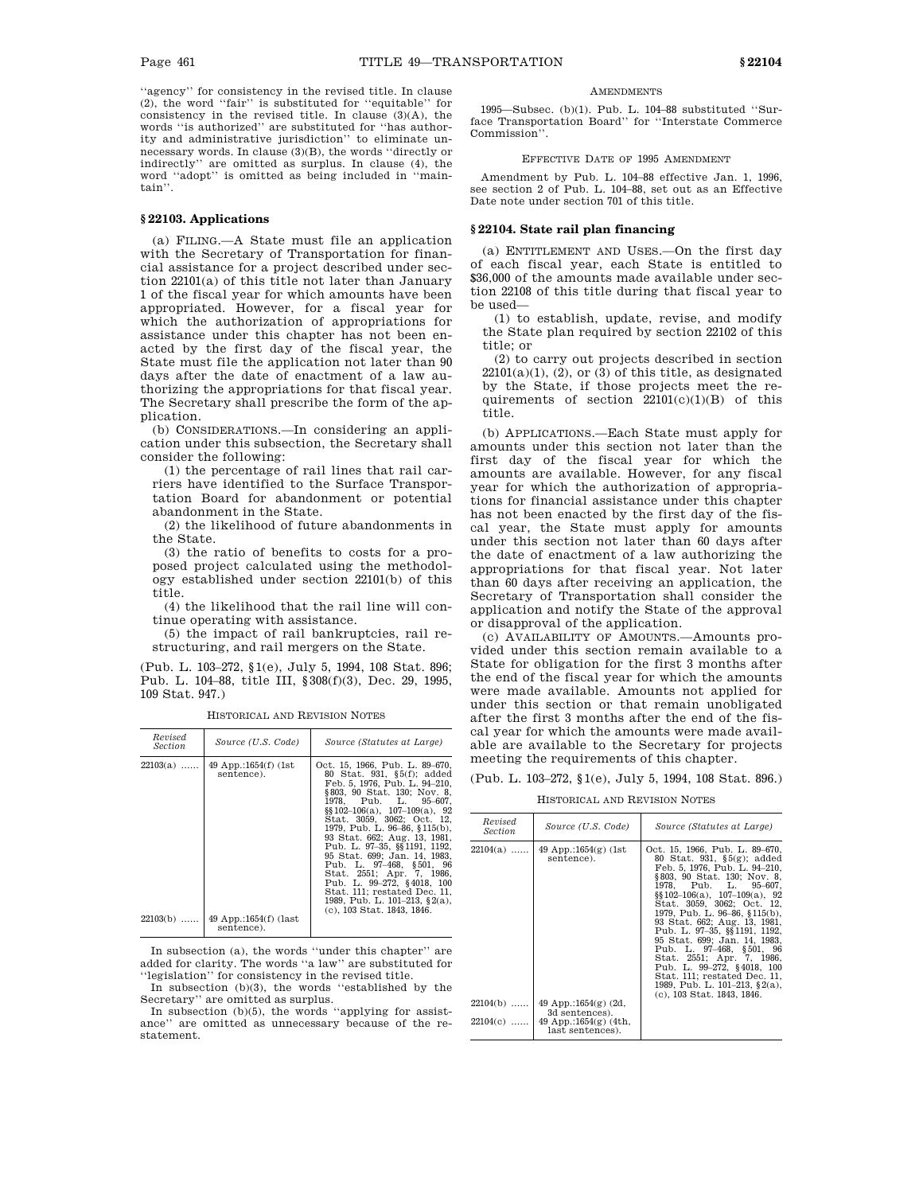''agency'' for consistency in the revised title. In clause (2), the word ''fair'' is substituted for ''equitable'' for consistency in the revised title. In clause (3)(A), the words ''is authorized'' are substituted for ''has authority and administrative jurisdiction'' to eliminate unnecessary words. In clause (3)(B), the words ''directly or indirectly'' are omitted as surplus. In clause (4), the word ''adopt'' is omitted as being included in ''maintain''.

## § 22103. Applications

(a) FILING.—A State must file an application with the Secretary of Transportation for financial assistance for a project described under section 22101(a) of this title not later than January 1 of the fiscal year for which amounts have been appropriated. However, for a fiscal year for which the authorization of appropriations for assistance under this chapter has not been enacted by the first day of the fiscal year, the State must file the application not later than 90 days after the date of enactment of a law authorizing the appropriations for that fiscal year. The Secretary shall prescribe the form of the application.

(b) CONSIDERATIONS.—In considering an application under this subsection, the Secretary shall consider the following:

(1) the percentage of rail lines that rail carriers have identified to the Surface Transportation Board for abandonment or potential abandonment in the State.

(2) the likelihood of future abandonments in the State.

(3) the ratio of benefits to costs for a proposed project calculated using the methodology established under section 22101(b) of this title.

(4) the likelihood that the rail line will continue operating with assistance.

(5) the impact of rail bankruptcies, rail restructuring, and rail mergers on the State.

(Pub. L. 103–272, § 1(e), July 5, 1994, 108 Stat. 896; Pub. L. 104–88, title III, § 308(f)(3), Dec. 29, 1995, 109 Stat. 947.)

HISTORICAL AND REVISION NOTES

| Revised Section | Source (U.S. Code) | Source (Statutes at Large) |
|---|---|---|
| 22103(a) ...... | 49 App.:1654(f) (1st sentence). | Oct. 15, 1966, Pub. L. 89–670, 80 Stat. 931, § 5(f); added Feb. 5, 1976, Pub. L. 94–210, § 803, 90 Stat. 130; Nov. 8, 1978, Pub. L. 95–607, §§ 102–106(a), 107–109(a), 92 Stat. 3059, 3062; Oct. 12, 1979, Pub. L. 96–86, § 115(b), 93 Stat. 662; Aug. 13, 1981, Pub. L. 97–35, §§ 1191, 1192, 95 Stat. 699; Jan. 14, 1983, Pub. L. 97–468, § 501, 96 Stat. 2551; Apr. 7, 1986, Pub. L. 99–272, § 4018, 100 Stat. 111; restated Dec. 11, 1989, Pub. L. 101–213, § 2(a), (c), 103 Stat. 1843, 1846. |
| 22103(b) ...... | 49 App.:1654(f) (last sentence). | |

In subsection (a), the words ''under this chapter'' are added for clarity. The words ''a law'' are substituted for ''legislation'' for consistency in the revised title.

In subsection (b)(3), the words ''established by the Secretary'' are omitted as surplus.

In subsection (b)(5), the words ''applying for assistance'' are omitted as unnecessary because of the restatement.

AMENDMENTS

1995—Subsec. (b)(1). Pub. L. 104–88 substituted ''Surface Transportation Board'' for ''Interstate Commerce Commission''.

EFFECTIVE DATE OF 1995 AMENDMENT

Amendment by Pub. L. 104–88 effective Jan. 1, 1996, see section 2 of Pub. L. 104–88, set out as an Effective Date note under section 701 of this title.

## § 22104. State rail plan financing

(a) ENTITLEMENT AND USES.—On the first day of each fiscal year, each State is entitled to $36,000 of the amounts made available under section 22108 of this title during that fiscal year to be used—

(1) to establish, update, revise, and modify the State plan required by section 22102 of this title; or

(2) to carry out projects described in section 22101(a)(1), (2), or (3) of this title, as designated by the State, if those projects meet the requirements of section 22101(c)(1)(B) of this title.

(b) APPLICATIONS.—Each State must apply for amounts under this section not later than the first day of the fiscal year for which the amounts are available. However, for any fiscal year for which the authorization of appropriations for financial assistance under this chapter has not been enacted by the first day of the fiscal year, the State must apply for amounts under this section not later than 60 days after the date of enactment of a law authorizing the appropriations for that fiscal year. Not later than 60 days after receiving an application, the Secretary of Transportation shall consider the application and notify the State of the approval or disapproval of the application.

(c) AVAILABILITY OF AMOUNTS.—Amounts provided under this section remain available to a State for obligation for the first 3 months after the end of the fiscal year for which the amounts were made available. Amounts not applied for under this section or that remain unobligated after the first 3 months after the end of the fiscal year for which the amounts were made available are available to the Secretary for projects meeting the requirements of this chapter.

(Pub. L. 103–272, § 1(e), July 5, 1994, 108 Stat. 896.)

HISTORICAL AND REVISION NOTES

| Revised Section | Source (U.S. Code) | Source (Statutes at Large) |
|---|---|---|
| 22104(a) ...... | 49 App.:1654(g) (1st sentence). | Oct. 15, 1966, Pub. L. 89–670, 80 Stat. 931, § 5(g); added Feb. 5, 1976, Pub. L. 94–210, § 803, 90 Stat. 130; Nov. 8, 1978, Pub. L. 95–607, §§ 102–106(a), 107–109(a), 92 Stat. 3059, 3062; Oct. 12, 1979, Pub. L. 96–86, § 115(b), 93 Stat. 662; Aug. 13, 1981, Pub. L. 97–35, §§ 1191, 1192, 95 Stat. 699; Jan. 14, 1983, Pub. L. 97–468, § 501, 96 Stat. 2551; Apr. 7, 1986, Pub. L. 99–272, § 4018, 100 Stat. 111; restated Dec. 11, 1989, Pub. L. 101–213, § 2(a), (c), 103 Stat. 1843, 1846. |
| 22104(b) ...... | 49 App.:1654(g) (2d, 3d sentences). | |
| 22104(c) ...... | 49 App.:1654(g) (4th, last sentences). | |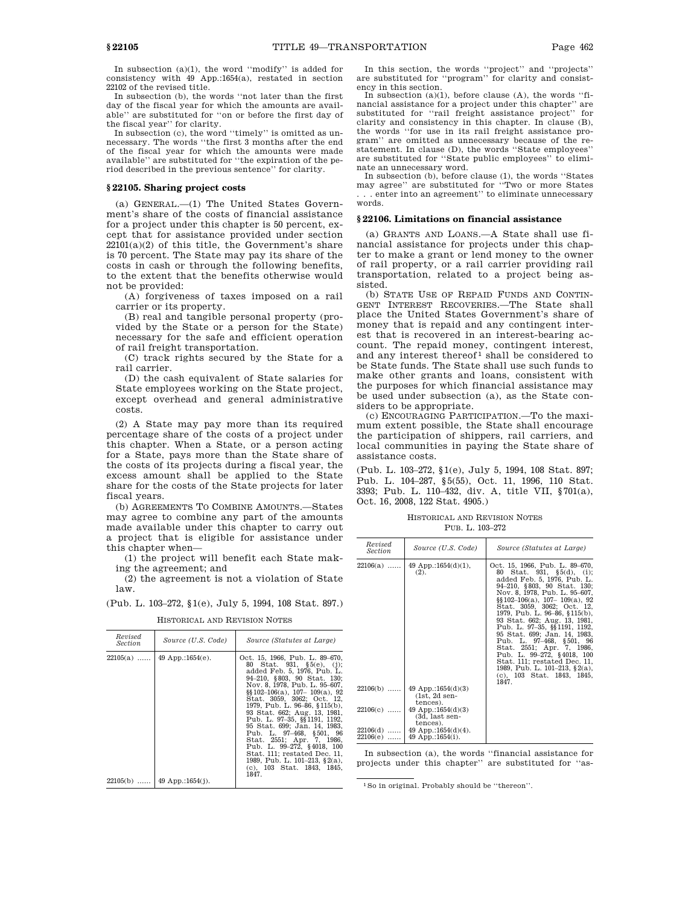In subsection (a)(1), the word ''modify'' is added for consistency with 49 App.:1654(a), restated in section 22102 of the revised title.

In subsection (b), the words ''not later than the first day of the fiscal year for which the amounts are available'' are substituted for ''on or before the first day of the fiscal year'' for clarity.

In subsection (c), the word ''timely'' is omitted as unnecessary. The words ''the first 3 months after the end of the fiscal year for which the amounts were made available'' are substituted for ''the expiration of the period described in the previous sentence'' for clarity.

## § 22105. Sharing project costs

(a) GENERAL.—(1) The United States Government's share of the costs of financial assistance for a project under this chapter is 50 percent, except that for assistance provided under section 22101(a)(2) of this title, the Government's share is 70 percent. The State may pay its share of the costs in cash or through the following benefits, to the extent that the benefits otherwise would not be provided:

(A) forgiveness of taxes imposed on a rail carrier or its property.

(B) real and tangible personal property (provided by the State or a person for the State) necessary for the safe and efficient operation of rail freight transportation.

(C) track rights secured by the State for a rail carrier.

(D) the cash equivalent of State salaries for State employees working on the State project, except overhead and general administrative costs.

(2) A State may pay more than its required percentage share of the costs of a project under this chapter. When a State, or a person acting for a State, pays more than the State share of the costs of its projects during a fiscal year, the excess amount shall be applied to the State share for the costs of the State projects for later fiscal years.

(b) AGREEMENTS TO COMBINE AMOUNTS.—States may agree to combine any part of the amounts made available under this chapter to carry out a project that is eligible for assistance under this chapter when—

(1) the project will benefit each State making the agreement; and

(2) the agreement is not a violation of State law.

(Pub. L. 103–272, § 1(e), July 5, 1994, 108 Stat. 897.)

HISTORICAL AND REVISION NOTES

| Revised Section | Source (U.S. Code) | Source (Statutes at Large) |
|---|---|---|
| 22105(a) | 49 App.:1654(e). | Oct. 15, 1966, Pub. L. 89–670, 80 Stat. 931, § 5(e), (j); added Feb. 5, 1976, Pub. L. 94–210, § 803, 90 Stat. 130; Nov. 8, 1978, Pub. L. 95–607, §§ 102–106(a), 107–109(a), 92 Stat. 3059, 3062; Oct. 12, 1979, Pub. L. 96–86, § 115(b), 93 Stat. 662; Aug. 13, 1981, Pub. L. 97–35, §§ 1191, 1192, 95 Stat. 699; Jan. 14, 1983, Pub. L. 97–468, § 501, 96 Stat. 2551; Apr. 7, 1986, Pub. L. 99–272, § 4018, 100 Stat. 111; restated Dec. 11, 1989, Pub. L. 101–213, § 2(a), (c), 103 Stat. 1843, 1845, 1847. |
| 22105(b) | 49 App.:1654(j). | |

In this section, the words ''project'' and ''projects'' are substituted for ''program'' for clarity and consistency in this section.

In subsection (a)(1), before clause (A), the words ''financial assistance for a project under this chapter'' are substituted for ''rail freight assistance project'' for clarity and consistency in this chapter. In clause (B), the words ''for use in its rail freight assistance program'' are omitted as unnecessary because of the restatement. In clause (D), the words ''State employees'' are substituted for ''State public employees'' to eliminate an unnecessary word.

In subsection (b), before clause (1), the words ''States may agree'' are substituted for ''Two or more States . . . enter into an agreement'' to eliminate unnecessary words.

## § 22106. Limitations on financial assistance

(a) GRANTS AND LOANS.—A State shall use financial assistance for projects under this chapter to make a grant or lend money to the owner of rail property, or a rail carrier providing rail transportation, related to a project being assisted.

(b) STATE USE OF REPAID FUNDS AND CONTINGENT INTEREST RECOVERIES.—The State shall place the United States Government's share of money that is repaid and any contingent interest that is recovered in an interest-bearing account. The repaid money, contingent interest, and any interest thereof[1] shall be considered to be State funds. The State shall use such funds to make other grants and loans, consistent with the purposes for which financial assistance may be used under subsection (a), as the State considers to be appropriate.

(c) ENCOURAGING PARTICIPATION.—To the maximum extent possible, the State shall encourage the participation of shippers, rail carriers, and local communities in paying the State share of assistance costs.

(Pub. L. 103–272, § 1(e), July 5, 1994, 108 Stat. 897; Pub. L. 104–287, § 5(55), Oct. 11, 1996, 110 Stat. 3393; Pub. L. 110–432, div. A, title VII, § 701(a), Oct. 16, 2008, 122 Stat. 4905.)

HISTORICAL AND REVISION NOTES

PUB. L. 103–272

| Revised Section | Source (U.S. Code) | Source (Statutes at Large) |
|---|---|---|
| 22106(a) | 49 App.:1654(d)(1), (2). | Oct. 15, 1966, Pub. L. 89–670, 80 Stat. 931, § 5(d), (i); added Feb. 5, 1976, Pub. L. 94–210, § 803, 90 Stat. 130; Nov. 8, 1978, Pub. L. 95–607, §§ 102–106(a), 107–109(a), 92 Stat. 3059, 3062; Oct. 12, 1979, Pub. L. 96–86, § 115(b), 93 Stat. 662; Aug. 13, 1981, Pub. L. 97–35, §§ 1191, 1192, 95 Stat. 699; Jan. 14, 1983, Pub. L. 97–468, § 501, 96 Stat. 2551; Apr. 7, 1986, Pub. L. 99–272, § 4018, 100 Stat. 111; restated Dec. 11, 1989, Pub. L. 101–213, § 2(a), (c), 103 Stat. 1843, 1845, 1847. |
| 22106(b) | 49 App.:1654(d)(3) (1st, 2d sentences). | |
| 22106(c) | 49 App.:1654(d)(3) (3d, last sentences). | |
| 22106(d) | 49 App.:1654(d)(4). | |
| 22106(e) | 49 App.:1654(i). | |

In subsection (a), the words ''financial assistance for projects under this chapter'' are substituted for ''as-

[1] So in original. Probably should be ''thereon''.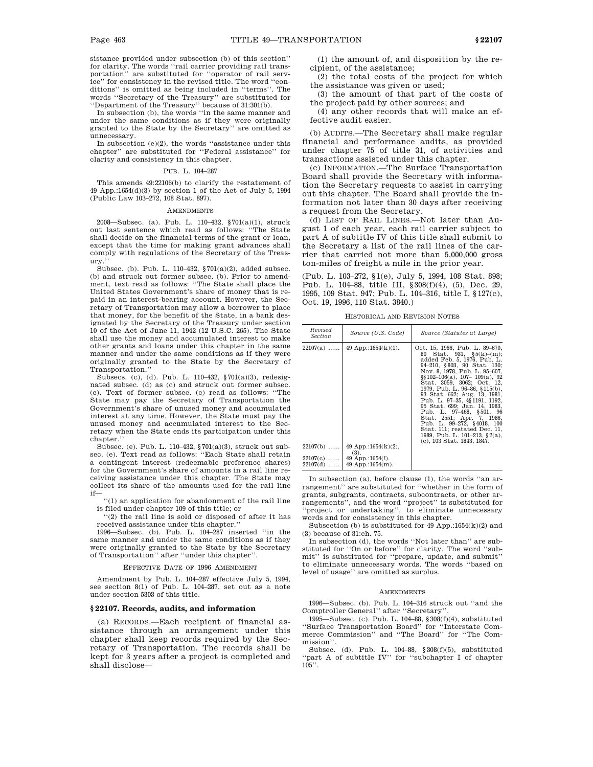sistance provided under subsection (b) of this section'' for clarity. The words ''rail carrier providing rail transportation'' are substituted for ''operator of rail service'' for consistency in the revised title. The word ''conditions'' is omitted as being included in ''terms''. The words ''Secretary of the Treasury'' are substituted for ''Department of the Treasury'' because of 31:301(b).

In subsection (b), the words ''in the same manner and under the same conditions as if they were originally granted to the State by the Secretary'' are omitted as unnecessary.

In subsection (e)(2), the words ''assistance under this chapter'' are substituted for ''Federal assistance'' for clarity and consistency in this chapter.

PUB. L. 104–287

This amends 49:22106(b) to clarify the restatement of 49 App.:1654(d)(3) by section 1 of the Act of July 5, 1994 (Public Law 103–272, 108 Stat. 897).

AMENDMENTS

2008—Subsec. (a). Pub. L. 110–432, §701(a)(1), struck out last sentence which read as follows: ''The State shall decide on the financial terms of the grant or loan, except that the time for making grant advances shall comply with regulations of the Secretary of the Treasury.''

Subsec. (b). Pub. L. 110–432, §701(a)(2), added subsec. (b) and struck out former subsec. (b). Prior to amendment, text read as follows: ''The State shall place the United States Government's share of money that is repaid in an interest-bearing account. However, the Secretary of Transportation may allow a borrower to place that money, for the benefit of the State, in a bank designated by the Secretary of the Treasury under section 10 of the Act of June 11, 1942 (12 U.S.C. 265). The State shall use the money and accumulated interest to make other grants and loans under this chapter in the same manner and under the same conditions as if they were originally granted to the State by the Secretary of Transportation.''

Subsecs. (c), (d). Pub. L. 110–432, §701(a)(3), redesignated subsec. (d) as (c) and struck out former subsec. (c). Text of former subsec. (c) read as follows: ''The State may pay the Secretary of Transportation the Government's share of unused money and accumulated interest at any time. However, the State must pay the unused money and accumulated interest to the Secretary when the State ends its participation under this chapter.''

Subsec. (e). Pub. L. 110–432, §701(a)(3), struck out subsec. (e). Text read as follows: ''Each State shall retain a contingent interest (redeemable preference shares) for the Government's share of amounts in a rail line receiving assistance under this chapter. The State may collect its share of the amounts used for the rail line if—

''(1) an application for abandonment of the rail line is filed under chapter 109 of this title; or

''(2) the rail line is sold or disposed of after it has received assistance under this chapter.''

1996—Subsec. (b). Pub. L. 104–287 inserted ''in the same manner and under the same conditions as if they were originally granted to the State by the Secretary of Transportation'' after ''under this chapter''.

EFFECTIVE DATE OF 1996 AMENDMENT

Amendment by Pub. L. 104–287 effective July 5, 1994, see section 8(1) of Pub. L. 104–287, set out as a note under section 5303 of this title.

## § 22107. Records, audits, and information

(a) RECORDS.—Each recipient of financial assistance through an arrangement under this chapter shall keep records required by the Secretary of Transportation. The records shall be kept for 3 years after a project is completed and shall disclose—

(1) the amount of, and disposition by the recipient, of the assistance;

(2) the total costs of the project for which the assistance was given or used;

(3) the amount of that part of the costs of the project paid by other sources; and

(4) any other records that will make an effective audit easier.

(b) AUDITS.—The Secretary shall make regular financial and performance audits, as provided under chapter 75 of title 31, of activities and transactions assisted under this chapter.

(c) INFORMATION.—The Surface Transportation Board shall provide the Secretary with information the Secretary requests to assist in carrying out this chapter. The Board shall provide the information not later than 30 days after receiving a request from the Secretary.

(d) LIST OF RAIL LINES.—Not later than August 1 of each year, each rail carrier subject to part A of subtitle IV of this title shall submit to the Secretary a list of the rail lines of the carrier that carried not more than 5,000,000 gross ton-miles of freight a mile in the prior year.

(Pub. L. 103–272, §1(e), July 5, 1994, 108 Stat. 898; Pub. L. 104–88, title III, §308(f)(4), (5), Dec. 29, 1995, 109 Stat. 947; Pub. L. 104–316, title I, §127(c), Oct. 19, 1996, 110 Stat. 3840.)

HISTORICAL AND REVISION NOTES

| Revised Section | Source (U.S. Code) | Source (Statutes at Large) |
|---|---|---|
| 22107(a) ...... | 49 App.:1654(k)(1). | Oct. 15, 1966, Pub. L. 89–670, 80 Stat. 931, §5(k)–(m); added Feb. 5, 1976, Pub. L. 94–210, §803, 90 Stat. 130; Nov. 8, 1978, Pub. L. 95–607, §§102–106(a), 107– 109(a), 92 Stat. 3059, 3062; Oct. 12, 1979, Pub. L. 96–86, §115(b), 93 Stat. 662; Aug. 13, 1981, Pub. L. 97–35, §§1191, 1192, 95 Stat. 699; Jan. 14, 1983, Pub. L. 97–468, §501, 96 Stat. 2551; Apr. 7, 1986, Pub. L. 99–272, §4018, 100 Stat. 111; restated Dec. 11, 1989, Pub. L. 101–213, §2(a), (c), 103 Stat. 1843, 1847. |
| 22107(b) ...... | 49 App.:1654(k)(2), (3). | |
| 22107(c) ...... | 49 App.:1654(*l*). | |
| 22107(d) ...... | 49 App.:1654(m). | |

In subsection (a), before clause (1), the words ''an arrangement'' are substituted for ''whether in the form of grants, subgrants, contracts, subcontracts, or other arrangements'', and the word ''project'' is substituted for ''project or undertaking'', to eliminate unnecessary words and for consistency in this chapter.

Subsection (b) is substituted for 49 App.:1654(k)(2) and (3) because of 31:ch. 75.

In subsection (d), the words ''Not later than'' are substituted for ''On or before'' for clarity. The word ''submit'' is substituted for ''prepare, update, and submit'' to eliminate unnecessary words. The words ''based on level of usage'' are omitted as surplus.

AMENDMENTS

1996—Subsec. (b). Pub. L. 104–316 struck out ''and the Comptroller General'' after ''Secretary''.

1995—Subsec. (c). Pub. L. 104–88, §308(f)(4), substituted ''Surface Transportation Board'' for ''Interstate Commerce Commission'' and ''The Board'' for ''The Commission''.

Subsec. (d). Pub. L. 104–88, §308(f)(5), substituted ''part A of subtitle IV'' for ''subchapter I of chapter 105''.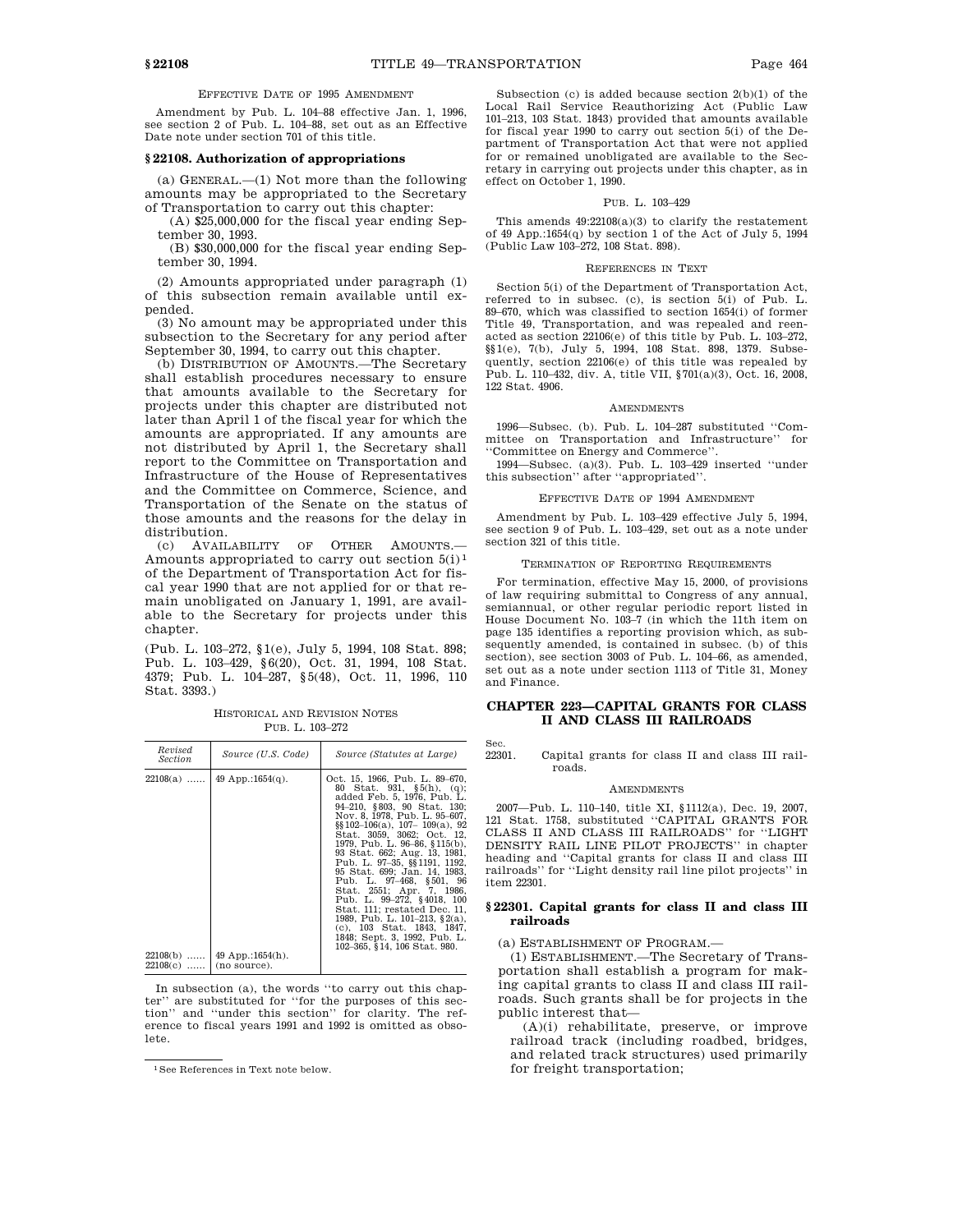EFFECTIVE DATE OF 1995 AMENDMENT

Amendment by Pub. L. 104–88 effective Jan. 1, 1996, see section 2 of Pub. L. 104–88, set out as an Effective Date note under section 701 of this title.

## § 22108. Authorization of appropriations

(a) GENERAL.—(1) Not more than the following amounts may be appropriated to the Secretary of Transportation to carry out this chapter:

(A) $25,000,000 for the fiscal year ending September 30, 1993.

(B) $30,000,000 for the fiscal year ending September 30, 1994.

(2) Amounts appropriated under paragraph (1) of this subsection remain available until expended.

(3) No amount may be appropriated under this subsection to the Secretary for any period after September 30, 1994, to carry out this chapter.

(b) DISTRIBUTION OF AMOUNTS.—The Secretary shall establish procedures necessary to ensure that amounts available to the Secretary for projects under this chapter are distributed not later than April 1 of the fiscal year for which the amounts are appropriated. If any amounts are not distributed by April 1, the Secretary shall report to the Committee on Transportation and Infrastructure of the House of Representatives and the Committee on Commerce, Science, and Transportation of the Senate on the status of those amounts and the reasons for the delay in distribution.

(c) AVAILABILITY OF OTHER AMOUNTS.—Amounts appropriated to carry out section 5(i)[1] of the Department of Transportation Act for fiscal year 1990 that are not applied for or that remain unobligated on January 1, 1991, are available to the Secretary for projects under this chapter.

(Pub. L. 103–272, § 1(e), July 5, 1994, 108 Stat. 898; Pub. L. 103–429, § 6(20), Oct. 31, 1994, 108 Stat. 4379; Pub. L. 104–287, § 5(48), Oct. 11, 1996, 110 Stat. 3393.)

HISTORICAL AND REVISION NOTES

PUB. L. 103–272

| Revised Section | Source (U.S. Code) | Source (Statutes at Large) |
|---|---|---|
| 22108(a) ...... | 49 App.:1654(q). | Oct. 15, 1966, Pub. L. 89–670, 80 Stat. 931, § 5(h), (q); added Feb. 5, 1976, Pub. L. 94–210, § 803, 90 Stat. 130; Nov. 8, 1978, Pub. L. 95–607, §§ 102–106(a), 107– 109(a), 92 Stat. 3059, 3062; Oct. 12, 1979, Pub. L. 96–86, § 115(b), 93 Stat. 662; Aug. 13, 1981, Pub. L. 97–35, §§ 1191, 1192, 95 Stat. 699; Jan. 14, 1983, Pub. L. 97–468, § 501, 96 Stat. 2551; Apr. 7, 1986, Pub. L. 99–272, § 4018, 100 Stat. 111; restated Dec. 11, 1989, Pub. L. 101–213, § 2(a), (c), 103 Stat. 1843, 1847, 1848; Sept. 3, 1992, Pub. L. 102–365, § 14, 106 Stat. 980. |
| 22108(b) ...... | 49 App.:1654(h). | |
| 22108(c) ...... | (no source). | |

In subsection (a), the words "to carry out this chapter" are substituted for "for the purposes of this section" and "under this section" for clarity. The reference to fiscal years 1991 and 1992 is omitted as obsolete.

Subsection (c) is added because section 2(b)(1) of the Local Rail Service Reauthorizing Act (Public Law 101–213, 103 Stat. 1843) provided that amounts available for fiscal year 1990 to carry out section 5(i) of the Department of Transportation Act that were not applied for or remained unobligated are available to the Secretary in carrying out projects under this chapter, as in effect on October 1, 1990.

PUB. L. 103–429

This amends 49:22108(a)(3) to clarify the restatement of 49 App.:1654(q) by section 1 of the Act of July 5, 1994 (Public Law 103–272, 108 Stat. 898).

REFERENCES IN TEXT

Section 5(i) of the Department of Transportation Act, referred to in subsec. (c), is section 5(i) of Pub. L. 89–670, which was classified to section 1654(i) of former Title 49, Transportation, and was repealed and reenacted as section 22106(e) of this title by Pub. L. 103–272, §§ 1(e), 7(b), July 5, 1994, 108 Stat. 898, 1379. Subsequently, section 22106(e) of this title was repealed by Pub. L. 110–432, div. A, title VII, § 701(a)(3), Oct. 16, 2008, 122 Stat. 4906.

AMENDMENTS

1996—Subsec. (b). Pub. L. 104–287 substituted "Committee on Transportation and Infrastructure" for "Committee on Energy and Commerce".

1994—Subsec. (a)(3). Pub. L. 103–429 inserted "under this subsection" after "appropriated".

EFFECTIVE DATE OF 1994 AMENDMENT

Amendment by Pub. L. 103–429 effective July 5, 1994, see section 9 of Pub. L. 103–429, set out as a note under section 321 of this title.

TERMINATION OF REPORTING REQUIREMENTS

For termination, effective May 15, 2000, of provisions of law requiring submittal to Congress of any annual, semiannual, or other regular periodic report listed in House Document No. 103–7 (in which the 11th item on page 135 identifies a reporting provision which, as subsequently amended, is contained in subsec. (b) of this section), see section 3003 of Pub. L. 104–66, as amended, set out as a note under section 1113 of Title 31, Money and Finance.

[1] See References in Text note below.

# CHAPTER 223—CAPITAL GRANTS FOR CLASS II AND CLASS III RAILROADS

Sec.
22301. Capital grants for class II and class III railroads.

AMENDMENTS

2007—Pub. L. 110–140, title XI, § 1112(a), Dec. 19, 2007, 121 Stat. 1758, substituted "CAPITAL GRANTS FOR CLASS II AND CLASS III RAILROADS" for "LIGHT DENSITY RAIL LINE PILOT PROJECTS" in chapter heading and "Capital grants for class II and class III railroads" for "Light density rail line pilot projects" in item 22301.

## § 22301. Capital grants for class II and class III railroads

(a) ESTABLISHMENT OF PROGRAM.—

(1) ESTABLISHMENT.—The Secretary of Transportation shall establish a program for making capital grants to class II and class III railroads. Such grants shall be for projects in the public interest that—

(A)(i) rehabilitate, preserve, or improve railroad track (including roadbed, bridges, and related track structures) used primarily for freight transportation;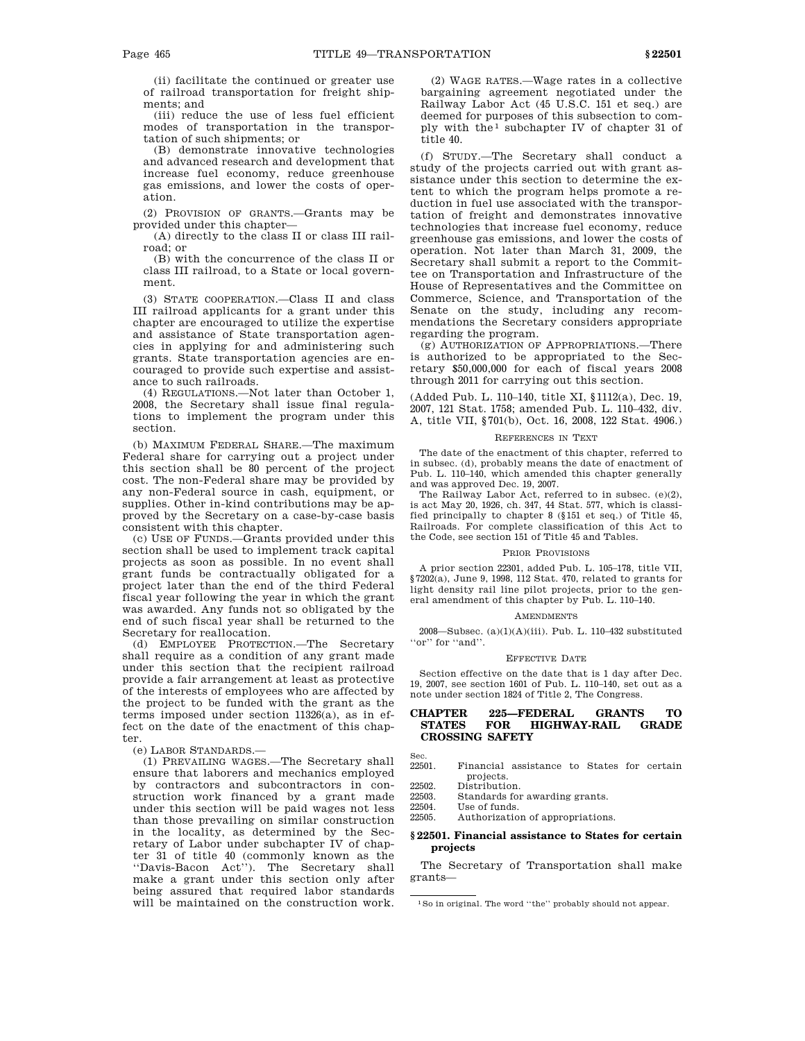(ii) facilitate the continued or greater use of railroad transportation for freight shipments; and

(iii) reduce the use of less fuel efficient modes of transportation in the transportation of such shipments; or

(B) demonstrate innovative technologies and advanced research and development that increase fuel economy, reduce greenhouse gas emissions, and lower the costs of operation.

(2) PROVISION OF GRANTS.—Grants may be provided under this chapter—

(A) directly to the class II or class III railroad; or

(B) with the concurrence of the class II or class III railroad, to a State or local government.

(3) STATE COOPERATION.—Class II and class III railroad applicants for a grant under this chapter are encouraged to utilize the expertise and assistance of State transportation agencies in applying for and administering such grants. State transportation agencies are encouraged to provide such expertise and assistance to such railroads.

(4) REGULATIONS.—Not later than October 1, 2008, the Secretary shall issue final regulations to implement the program under this section.

(b) MAXIMUM FEDERAL SHARE.—The maximum Federal share for carrying out a project under this section shall be 80 percent of the project cost. The non-Federal share may be provided by any non-Federal source in cash, equipment, or supplies. Other in-kind contributions may be approved by the Secretary on a case-by-case basis consistent with this chapter.

(c) USE OF FUNDS.—Grants provided under this section shall be used to implement track capital projects as soon as possible. In no event shall grant funds be contractually obligated for a project later than the end of the third Federal fiscal year following the year in which the grant was awarded. Any funds not so obligated by the end of such fiscal year shall be returned to the Secretary for reallocation.

(d) EMPLOYEE PROTECTION.—The Secretary shall require as a condition of any grant made under this section that the recipient railroad provide a fair arrangement at least as protective of the interests of employees who are affected by the project to be funded with the grant as the terms imposed under section 11326(a), as in effect on the date of the enactment of this chapter.

(e) LABOR STANDARDS.—

(1) PREVAILING WAGES.—The Secretary shall ensure that laborers and mechanics employed by contractors and subcontractors in construction work financed by a grant made under this section will be paid wages not less than those prevailing on similar construction in the locality, as determined by the Secretary of Labor under subchapter IV of chapter 31 of title 40 (commonly known as the ''Davis-Bacon Act''). The Secretary shall make a grant under this section only after being assured that required labor standards will be maintained on the construction work.

(2) WAGE RATES.—Wage rates in a collective bargaining agreement negotiated under the Railway Labor Act (45 U.S.C. 151 et seq.) are deemed for purposes of this subsection to comply with the[1] subchapter IV of chapter 31 of title 40.

(f) STUDY.—The Secretary shall conduct a study of the projects carried out with grant assistance under this section to determine the extent to which the program helps promote a reduction in fuel use associated with the transportation of freight and demonstrates innovative technologies that increase fuel economy, reduce greenhouse gas emissions, and lower the costs of operation. Not later than March 31, 2009, the Secretary shall submit a report to the Committee on Transportation and Infrastructure of the House of Representatives and the Committee on Commerce, Science, and Transportation of the Senate on the study, including any recommendations the Secretary considers appropriate regarding the program.

(g) AUTHORIZATION OF APPROPRIATIONS.—There is authorized to be appropriated to the Secretary $50,000,000 for each of fiscal years 2008 through 2011 for carrying out this section.

(Added Pub. L. 110–140, title XI, §1112(a), Dec. 19, 2007, 121 Stat. 1758; amended Pub. L. 110–432, div. A, title VII, §701(b), Oct. 16, 2008, 122 Stat. 4906.)

REFERENCES IN TEXT

The date of the enactment of this chapter, referred to in subsec. (d), probably means the date of enactment of Pub. L. 110–140, which amended this chapter generally and was approved Dec. 19, 2007.

The Railway Labor Act, referred to in subsec. (e)(2), is act May 20, 1926, ch. 347, 44 Stat. 577, which is classified principally to chapter 8 (§151 et seq.) of Title 45, Railroads. For complete classification of this Act to the Code, see section 151 of Title 45 and Tables.

PRIOR PROVISIONS

A prior section 22301, added Pub. L. 105–178, title VII, §7202(a), June 9, 1998, 112 Stat. 470, related to grants for light density rail line pilot projects, prior to the general amendment of this chapter by Pub. L. 110–140.

AMENDMENTS

2008—Subsec. (a)(1)(A)(iii). Pub. L. 110–432 substituted ''or'' for ''and''.

EFFECTIVE DATE

Section effective on the date that is 1 day after Dec. 19, 2007, see section 1601 of Pub. L. 110–140, set out as a note under section 1824 of Title 2, The Congress.

## CHAPTER 225—FEDERAL GRANTS TO STATES FOR HIGHWAY-RAIL GRADE CROSSING SAFETY

| Sec. | |
|---|---|
| 22501. | Financial assistance to States for certain projects. |
| 22502. | Distribution. |
| 22503. | Standards for awarding grants. |
| 22504. | Use of funds. |
| 22505. | Authorization of appropriations. |

### §22501. Financial assistance to States for certain projects

The Secretary of Transportation shall make grants—

[1] So in original. The word ''the'' probably should not appear.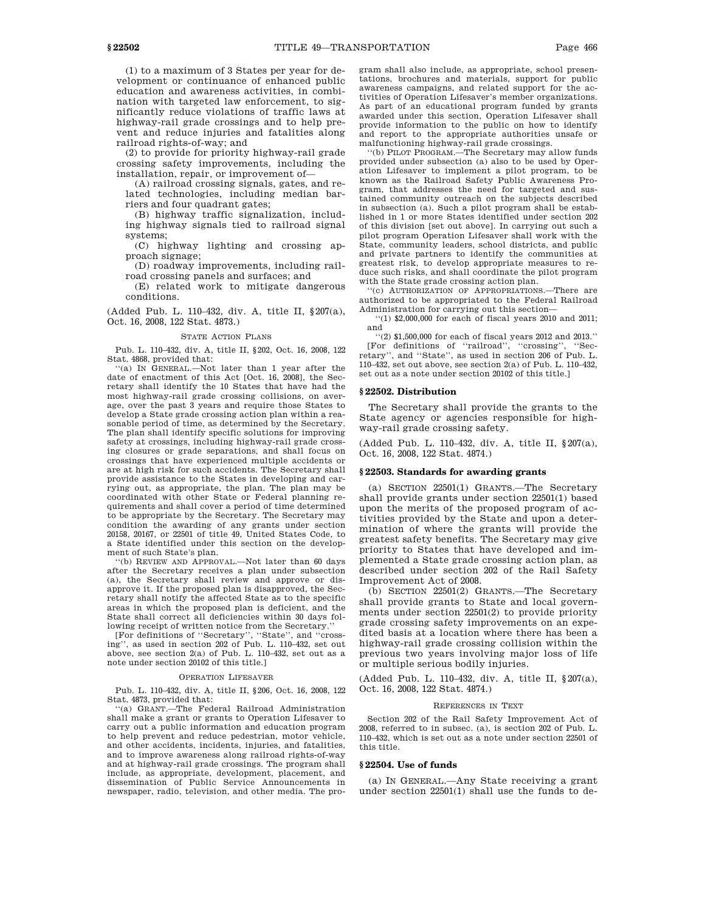(1) to a maximum of 3 States per year for development or continuance of enhanced public education and awareness activities, in combination with targeted law enforcement, to significantly reduce violations of traffic laws at highway-rail grade crossings and to help prevent and reduce injuries and fatalities along railroad rights-of-way; and

(2) to provide for priority highway-rail grade crossing safety improvements, including the installation, repair, or improvement of—

(A) railroad crossing signals, gates, and related technologies, including median barriers and four quadrant gates;

(B) highway traffic signalization, including highway signals tied to railroad signal systems;

(C) highway lighting and crossing approach signage;

(D) roadway improvements, including railroad crossing panels and surfaces; and

(E) related work to mitigate dangerous conditions.

(Added Pub. L. 110–432, div. A, title II, §207(a), Oct. 16, 2008, 122 Stat. 4873.)

STATE ACTION PLANS

Pub. L. 110–432, div. A, title II, §202, Oct. 16, 2008, 122 Stat. 4868, provided that:

"(a) IN GENERAL.—Not later than 1 year after the date of enactment of this Act [Oct. 16, 2008], the Secretary shall identify the 10 States that have had the most highway-rail grade crossing collisions, on average, over the past 3 years and require those States to develop a State grade crossing action plan within a reasonable period of time, as determined by the Secretary. The plan shall identify specific solutions for improving safety at crossings, including highway-rail grade crossing closures or grade separations, and shall focus on crossings that have experienced multiple accidents or are at high risk for such accidents. The Secretary shall provide assistance to the States in developing and carrying out, as appropriate, the plan. The plan may be coordinated with other State or Federal planning requirements and shall cover a period of time determined to be appropriate by the Secretary. The Secretary may condition the awarding of any grants under section 20158, 20167, or 22501 of title 49, United States Code, to a State identified under this section on the development of such State's plan.

"(b) REVIEW AND APPROVAL.—Not later than 60 days after the Secretary receives a plan under subsection (a), the Secretary shall review and approve or disapprove it. If the proposed plan is disapproved, the Secretary shall notify the affected State as to the specific areas in which the proposed plan is deficient, and the State shall correct all deficiencies within 30 days following receipt of written notice from the Secretary."

[For definitions of "Secretary", "State", and "crossing", as used in section 202 of Pub. L. 110–432, set out above, see section 2(a) of Pub. L. 110–432, set out as a note under section 20102 of this title.]

OPERATION LIFESAVER

Pub. L. 110–432, div. A, title II, §206, Oct. 16, 2008, 122 Stat. 4873, provided that:

"(a) GRANT.—The Federal Railroad Administration shall make a grant or grants to Operation Lifesaver to carry out a public information and education program to help prevent and reduce pedestrian, motor vehicle, and other accidents, incidents, injuries, and fatalities, and to improve awareness along railroad rights-of-way and at highway-rail grade crossings. The program shall include, as appropriate, development, placement, and dissemination of Public Service Announcements in newspaper, radio, television, and other media. The program shall also include, as appropriate, school presentations, brochures and materials, support for public awareness campaigns, and related support for the activities of Operation Lifesaver's member organizations. As part of an educational program funded by grants awarded under this section, Operation Lifesaver shall provide information to the public on how to identify and report to the appropriate authorities unsafe or malfunctioning highway-rail grade crossings.

"(b) PILOT PROGRAM.—The Secretary may allow funds provided under subsection (a) also to be used by Operation Lifesaver to implement a pilot program, to be known as the Railroad Safety Public Awareness Program, that addresses the need for targeted and sustained community outreach on the subjects described in subsection (a). Such a pilot program shall be established in 1 or more States identified under section 202 of this division [set out above]. In carrying out such a pilot program Operation Lifesaver shall work with the State, community leaders, school districts, and public and private partners to identify the communities at greatest risk, to develop appropriate measures to reduce such risks, and shall coordinate the pilot program with the State grade crossing action plan.

"(c) AUTHORIZATION OF APPROPRIATIONS.—There are authorized to be appropriated to the Federal Railroad Administration for carrying out this section—

"(1) $2,000,000 for each of fiscal years 2010 and 2011; and

"(2) $1,500,000 for each of fiscal years 2012 and 2013."

[For definitions of "railroad", "crossing", "Secretary", and "State", as used in section 206 of Pub. L. 110–432, set out above, see section 2(a) of Pub. L. 110–432, set out as a note under section 20102 of this title.]

## §22502. Distribution

The Secretary shall provide the grants to the State agency or agencies responsible for highway-rail grade crossing safety.

(Added Pub. L. 110–432, div. A, title II, §207(a), Oct. 16, 2008, 122 Stat. 4874.)

## §22503. Standards for awarding grants

(a) SECTION 22501(1) GRANTS.—The Secretary shall provide grants under section 22501(1) based upon the merits of the proposed program of activities provided by the State and upon a determination of where the grants will provide the greatest safety benefits. The Secretary may give priority to States that have developed and implemented a State grade crossing action plan, as described under section 202 of the Rail Safety Improvement Act of 2008.

(b) SECTION 22501(2) GRANTS.—The Secretary shall provide grants to State and local governments under section 22501(2) to provide priority grade crossing safety improvements on an expedited basis at a location where there has been a highway-rail grade crossing collision within the previous two years involving major loss of life or multiple serious bodily injuries.

(Added Pub. L. 110–432, div. A, title II, §207(a), Oct. 16, 2008, 122 Stat. 4874.)

REFERENCES IN TEXT

Section 202 of the Rail Safety Improvement Act of 2008, referred to in subsec. (a), is section 202 of Pub. L. 110–432, which is set out as a note under section 22501 of this title.

## §22504. Use of funds

(a) IN GENERAL.—Any State receiving a grant under section 22501(1) shall use the funds to de-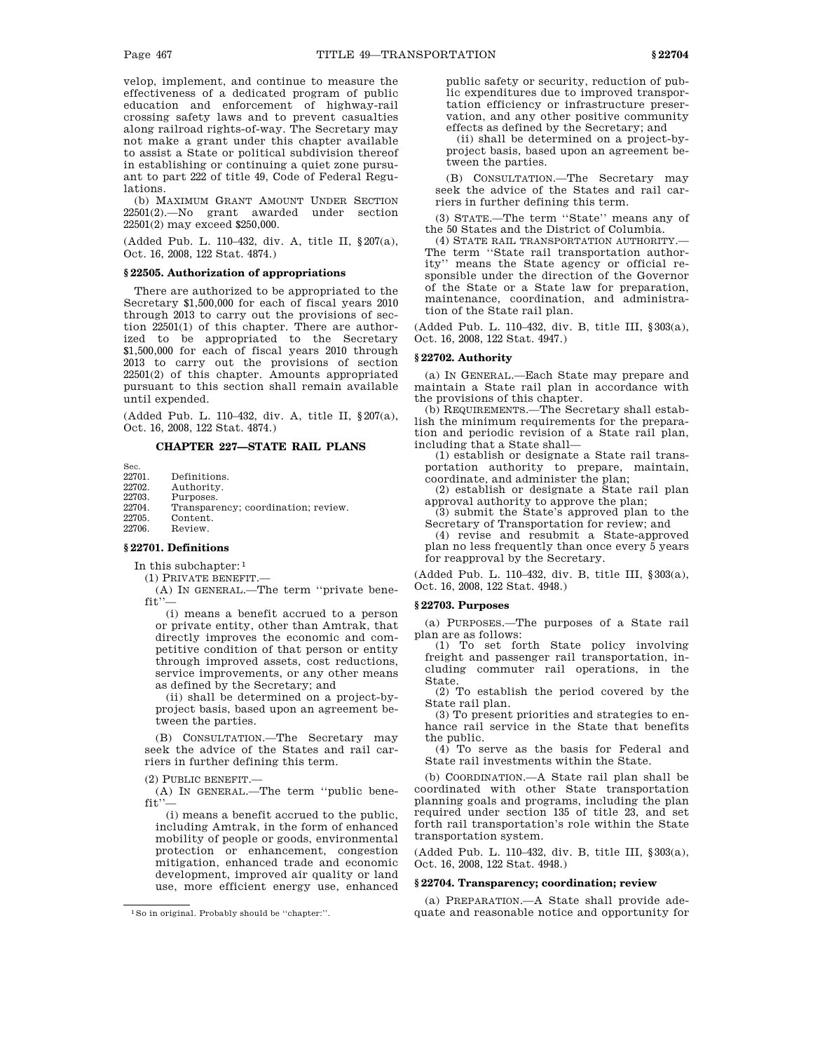velop, implement, and continue to measure the effectiveness of a dedicated program of public education and enforcement of highway-rail crossing safety laws and to prevent casualties along railroad rights-of-way. The Secretary may not make a grant under this chapter available to assist a State or political subdivision thereof in establishing or continuing a quiet zone pursuant to part 222 of title 49, Code of Federal Regulations.

(b) MAXIMUM GRANT AMOUNT UNDER SECTION 22501(2).—No grant awarded under section 22501(2) may exceed $250,000.

(Added Pub. L. 110–432, div. A, title II, §207(a), Oct. 16, 2008, 122 Stat. 4874.)

### §22505. Authorization of appropriations

There are authorized to be appropriated to the Secretary $1,500,000 for each of fiscal years 2010 through 2013 to carry out the provisions of section 22501(1) of this chapter. There are authorized to be appropriated to the Secretary $1,500,000 for each of fiscal years 2010 through 2013 to carry out the provisions of section 22501(2) of this chapter. Amounts appropriated pursuant to this section shall remain available until expended.

(Added Pub. L. 110–432, div. A, title II, §207(a), Oct. 16, 2008, 122 Stat. 4874.)

## CHAPTER 227—STATE RAIL PLANS

| Sec. | |
|---|---|
| 22701. | Definitions. |
| 22702. | Authority. |
| 22703. | Purposes. |
| 22704. | Transparency; coordination; review. |
| 22705. | Content. |
| 22706. | Review. |

### §22701. Definitions

In this subchapter:[1]

(1) PRIVATE BENEFIT.—

(A) IN GENERAL.—The term "private benefit"—

(i) means a benefit accrued to a person or private entity, other than Amtrak, that directly improves the economic and competitive condition of that person or entity through improved assets, cost reductions, service improvements, or any other means as defined by the Secretary; and

(ii) shall be determined on a project-by-project basis, based upon an agreement between the parties.

(B) CONSULTATION.—The Secretary may seek the advice of the States and rail carriers in further defining this term.

(2) PUBLIC BENEFIT.—

(A) IN GENERAL.—The term "public benefit"—

(i) means a benefit accrued to the public, including Amtrak, in the form of enhanced mobility of people or goods, environmental protection or enhancement, congestion mitigation, enhanced trade and economic development, improved air quality or land use, more efficient energy use, enhanced public safety or security, reduction of public expenditures due to improved transportation efficiency or infrastructure preservation, and any other positive community effects as defined by the Secretary; and

(ii) shall be determined on a project-by-project basis, based upon an agreement between the parties.

(B) CONSULTATION.—The Secretary may seek the advice of the States and rail carriers in further defining this term.

(3) STATE.—The term "State" means any of the 50 States and the District of Columbia.

(4) STATE RAIL TRANSPORTATION AUTHORITY.—The term "State rail transportation authority" means the State agency or official responsible under the direction of the Governor of the State or a State law for preparation, maintenance, coordination, and administration of the State rail plan.

(Added Pub. L. 110–432, div. B, title III, §303(a), Oct. 16, 2008, 122 Stat. 4947.)

[1] So in original. Probably should be "chapter:".

### §22702. Authority

(a) IN GENERAL.—Each State may prepare and maintain a State rail plan in accordance with the provisions of this chapter.

(b) REQUIREMENTS.—The Secretary shall establish the minimum requirements for the preparation and periodic revision of a State rail plan, including that a State shall—

(1) establish or designate a State rail transportation authority to prepare, maintain, coordinate, and administer the plan;

(2) establish or designate a State rail plan approval authority to approve the plan;

(3) submit the State's approved plan to the Secretary of Transportation for review; and

(4) revise and resubmit a State-approved plan no less frequently than once every 5 years for reapproval by the Secretary.

(Added Pub. L. 110–432, div. B, title III, §303(a), Oct. 16, 2008, 122 Stat. 4948.)

### §22703. Purposes

(a) PURPOSES.—The purposes of a State rail plan are as follows:

(1) To set forth State policy involving freight and passenger rail transportation, including commuter rail operations, in the State.

(2) To establish the period covered by the State rail plan.

(3) To present priorities and strategies to enhance rail service in the State that benefits the public.

(4) To serve as the basis for Federal and State rail investments within the State.

(b) COORDINATION.—A State rail plan shall be coordinated with other State transportation planning goals and programs, including the plan required under section 135 of title 23, and set forth rail transportation's role within the State transportation system.

(Added Pub. L. 110–432, div. B, title III, §303(a), Oct. 16, 2008, 122 Stat. 4948.)

### §22704. Transparency; coordination; review

(a) PREPARATION.—A State shall provide adequate and reasonable notice and opportunity for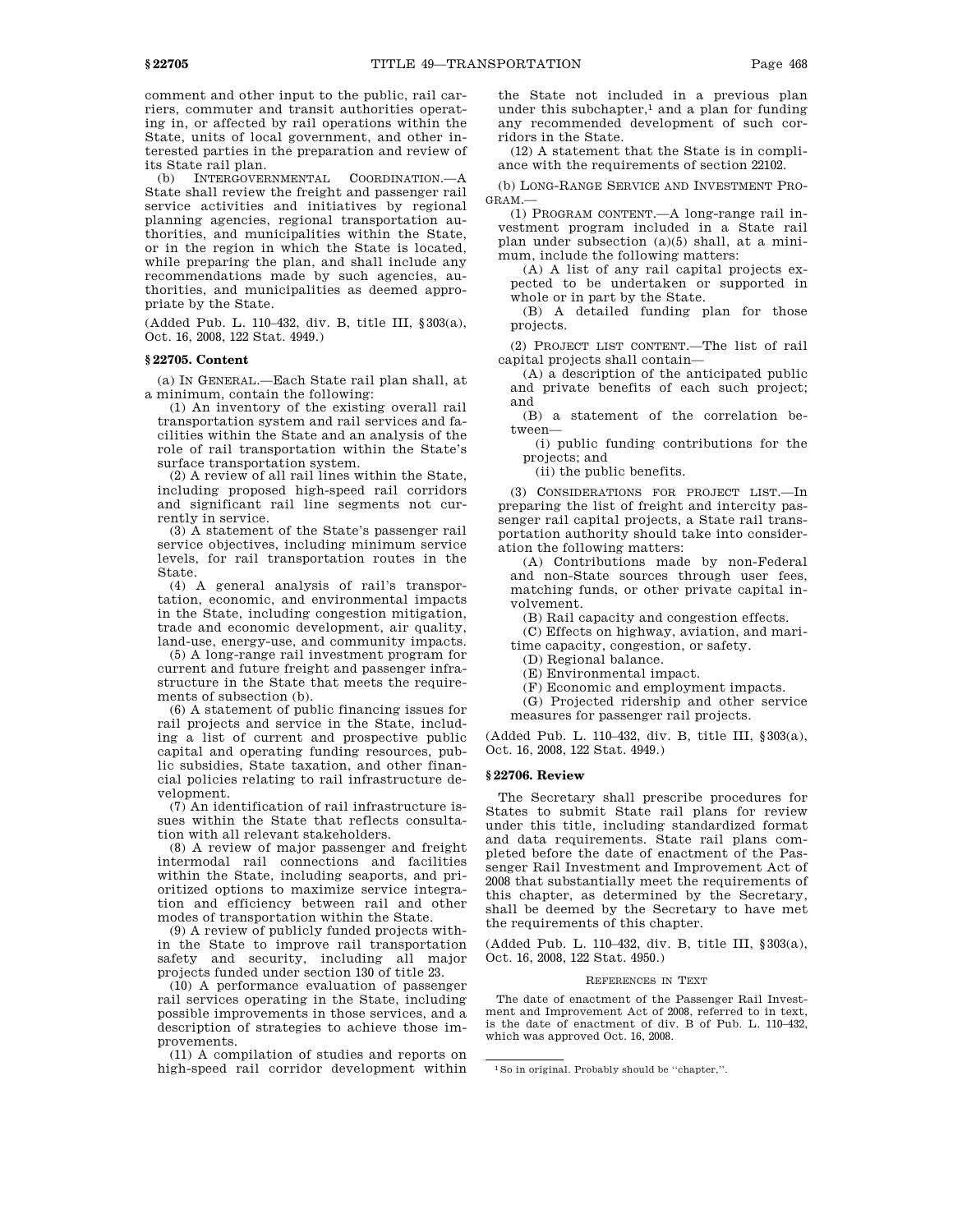comment and other input to the public, rail carriers, commuter and transit authorities operating in, or affected by rail operations within the State, units of local government, and other interested parties in the preparation and review of its State rail plan.

(b) INTERGOVERNMENTAL COORDINATION.—A State shall review the freight and passenger rail service activities and initiatives by regional planning agencies, regional transportation authorities, and municipalities within the State, or in the region in which the State is located, while preparing the plan, and shall include any recommendations made by such agencies, authorities, and municipalities as deemed appropriate by the State.

(Added Pub. L. 110–432, div. B, title III, §303(a), Oct. 16, 2008, 122 Stat. 4949.)

### §22705. Content

(a) IN GENERAL.—Each State rail plan shall, at a minimum, contain the following:

(1) An inventory of the existing overall rail transportation system and rail services and facilities within the State and an analysis of the role of rail transportation within the State's surface transportation system.

(2) A review of all rail lines within the State, including proposed high-speed rail corridors and significant rail line segments not currently in service.

(3) A statement of the State's passenger rail service objectives, including minimum service levels, for rail transportation routes in the State.

(4) A general analysis of rail's transportation, economic, and environmental impacts in the State, including congestion mitigation, trade and economic development, air quality, land-use, energy-use, and community impacts.

(5) A long-range rail investment program for current and future freight and passenger infrastructure in the State that meets the requirements of subsection (b).

(6) A statement of public financing issues for rail projects and service in the State, including a list of current and prospective public capital and operating funding resources, public subsidies, State taxation, and other financial policies relating to rail infrastructure development.

(7) An identification of rail infrastructure issues within the State that reflects consultation with all relevant stakeholders.

(8) A review of major passenger and freight intermodal rail connections and facilities within the State, including seaports, and prioritized options to maximize service integration and efficiency between rail and other modes of transportation within the State.

(9) A review of publicly funded projects within the State to improve rail transportation safety and security, including all major projects funded under section 130 of title 23.

(10) A performance evaluation of passenger rail services operating in the State, including possible improvements in those services, and a description of strategies to achieve those improvements.

(11) A compilation of studies and reports on high-speed rail corridor development within the State not included in a previous plan under this subchapter,[1] and a plan for funding any recommended development of such corridors in the State.

(12) A statement that the State is in compliance with the requirements of section 22102.

(b) LONG-RANGE SERVICE AND INVESTMENT PROGRAM.—

(1) PROGRAM CONTENT.—A long-range rail investment program included in a State rail plan under subsection (a)(5) shall, at a minimum, include the following matters:

(A) A list of any rail capital projects expected to be undertaken or supported in whole or in part by the State.

(B) A detailed funding plan for those projects.

(2) PROJECT LIST CONTENT.—The list of rail capital projects shall contain—

(A) a description of the anticipated public and private benefits of each such project; and

(B) a statement of the correlation between—

(i) public funding contributions for the projects; and

(ii) the public benefits.

(3) CONSIDERATIONS FOR PROJECT LIST.—In preparing the list of freight and intercity passenger rail capital projects, a State rail transportation authority should take into consideration the following matters:

(A) Contributions made by non-Federal and non-State sources through user fees, matching funds, or other private capital involvement.

(B) Rail capacity and congestion effects.

(C) Effects on highway, aviation, and maritime capacity, congestion, or safety.

(D) Regional balance.

(E) Environmental impact.

(F) Economic and employment impacts.

(G) Projected ridership and other service measures for passenger rail projects.

(Added Pub. L. 110–432, div. B, title III, §303(a), Oct. 16, 2008, 122 Stat. 4949.)

### §22706. Review

The Secretary shall prescribe procedures for States to submit State rail plans for review under this title, including standardized format and data requirements. State rail plans completed before the date of enactment of the Passenger Rail Investment and Improvement Act of 2008 that substantially meet the requirements of this chapter, as determined by the Secretary, shall be deemed by the Secretary to have met the requirements of this chapter.

(Added Pub. L. 110–432, div. B, title III, §303(a), Oct. 16, 2008, 122 Stat. 4950.)

REFERENCES IN TEXT

The date of enactment of the Passenger Rail Investment and Improvement Act of 2008, referred to in text, is the date of enactment of div. B of Pub. L. 110–432, which was approved Oct. 16, 2008.

[1] So in original. Probably should be "chapter,".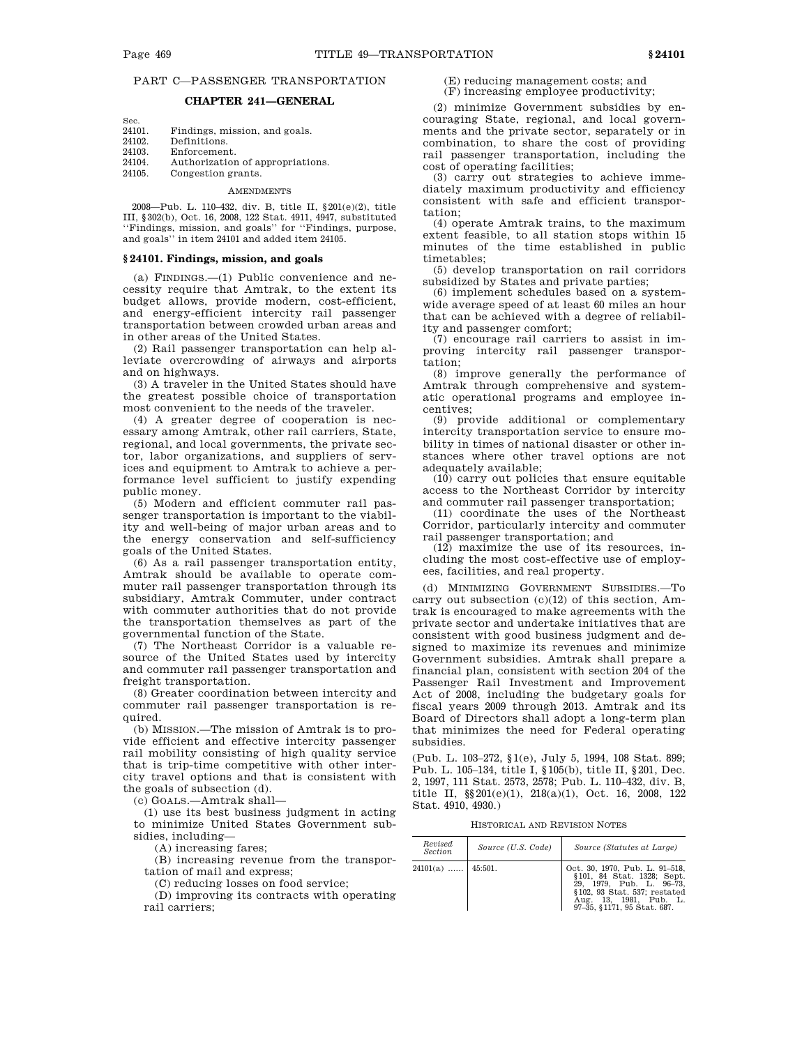## PART C—PASSENGER TRANSPORTATION

### CHAPTER 241—GENERAL

| Sec. | |
|---|---|
| 24101. | Findings, mission, and goals. |
| 24102. | Definitions. |
| 24103. | Enforcement. |
| 24104. | Authorization of appropriations. |
| 24105. | Congestion grants. |

AMENDMENTS

2008—Pub. L. 110–432, div. B, title II, §201(e)(2), title III, §302(b), Oct. 16, 2008, 122 Stat. 4911, 4947, substituted ''Findings, mission, and goals'' for ''Findings, purpose, and goals'' in item 24101 and added item 24105.

#### §24101. Findings, mission, and goals

(a) FINDINGS.—(1) Public convenience and necessity require that Amtrak, to the extent its budget allows, provide modern, cost-efficient, and energy-efficient intercity rail passenger transportation between crowded urban areas and in other areas of the United States.

(2) Rail passenger transportation can help alleviate overcrowding of airways and airports and on highways.

(3) A traveler in the United States should have the greatest possible choice of transportation most convenient to the needs of the traveler.

(4) A greater degree of cooperation is necessary among Amtrak, other rail carriers, State, regional, and local governments, the private sector, labor organizations, and suppliers of services and equipment to Amtrak to achieve a performance level sufficient to justify expending public money.

(5) Modern and efficient commuter rail passenger transportation is important to the viability and well-being of major urban areas and to the energy conservation and self-sufficiency goals of the United States.

(6) As a rail passenger transportation entity, Amtrak should be available to operate commuter rail passenger transportation through its subsidiary, Amtrak Commuter, under contract with commuter authorities that do not provide the transportation themselves as part of the governmental function of the State.

(7) The Northeast Corridor is a valuable resource of the United States used by intercity and commuter rail passenger transportation and freight transportation.

(8) Greater coordination between intercity and commuter rail passenger transportation is required.

(b) MISSION.—The mission of Amtrak is to provide efficient and effective intercity passenger rail mobility consisting of high quality service that is trip-time competitive with other intercity travel options and that is consistent with the goals of subsection (d).

(c) GOALS.—Amtrak shall—

(1) use its best business judgment in acting to minimize United States Government subsidies, including—

(A) increasing fares;

(B) increasing revenue from the transportation of mail and express;

(C) reducing losses on food service;

(D) improving its contracts with operating rail carriers;

(E) reducing management costs; and

(F) increasing employee productivity;

(2) minimize Government subsidies by encouraging State, regional, and local governments and the private sector, separately or in combination, to share the cost of providing rail passenger transportation, including the cost of operating facilities;

(3) carry out strategies to achieve immediately maximum productivity and efficiency consistent with safe and efficient transportation;

(4) operate Amtrak trains, to the maximum extent feasible, to all station stops within 15 minutes of the time established in public timetables;

(5) develop transportation on rail corridors subsidized by States and private parties;

(6) implement schedules based on a systemwide average speed of at least 60 miles an hour that can be achieved with a degree of reliability and passenger comfort;

(7) encourage rail carriers to assist in improving intercity rail passenger transportation;

(8) improve generally the performance of Amtrak through comprehensive and systematic operational programs and employee incentives;

(9) provide additional or complementary intercity transportation service to ensure mobility in times of national disaster or other instances where other travel options are not adequately available;

(10) carry out policies that ensure equitable access to the Northeast Corridor by intercity and commuter rail passenger transportation;

(11) coordinate the uses of the Northeast Corridor, particularly intercity and commuter rail passenger transportation; and

(12) maximize the use of its resources, including the most cost-effective use of employees, facilities, and real property.

(d) MINIMIZING GOVERNMENT SUBSIDIES.—To carry out subsection (c)(12) of this section, Amtrak is encouraged to make agreements with the private sector and undertake initiatives that are consistent with good business judgment and designed to maximize its revenues and minimize Government subsidies. Amtrak shall prepare a financial plan, consistent with section 204 of the Passenger Rail Investment and Improvement Act of 2008, including the budgetary goals for fiscal years 2009 through 2013. Amtrak and its Board of Directors shall adopt a long-term plan that minimizes the need for Federal operating subsidies.

(Pub. L. 103–272, §1(e), July 5, 1994, 108 Stat. 899; Pub. L. 105–134, title I, §105(b), title II, §201, Dec. 2, 1997, 111 Stat. 2573, 2578; Pub. L. 110–432, div. B, title II, §§201(e)(1), 218(a)(1), Oct. 16, 2008, 122 Stat. 4910, 4930.)

HISTORICAL AND REVISION NOTES

| Revised Section | Source (U.S. Code) | Source (Statutes at Large) |
|---|---|---|
| 24101(a) …… | 45:501. | Oct. 30, 1970, Pub. L. 91–518, §101, 84 Stat. 1328; Sept. 29, 1979, Pub. L. 96–73, §102, 93 Stat. 537; restated Aug. 13, 1981, Pub. L. 97–35, §1171, 95 Stat. 687. |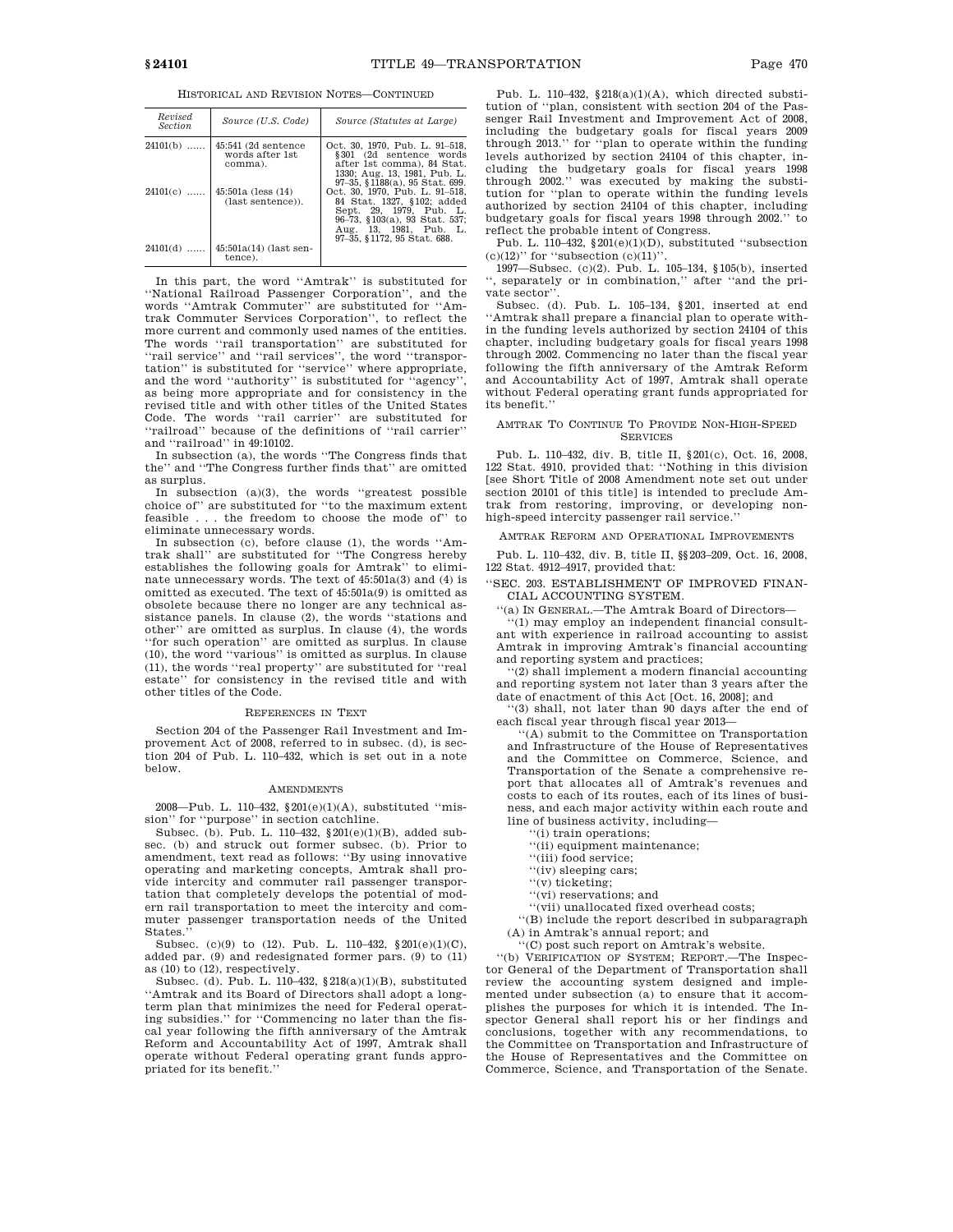HISTORICAL AND REVISION NOTES—CONTINUED

| Revised Section | Source (U.S. Code) | Source (Statutes at Large) |
|---|---|---|
| 24101(b) ...... | 45:541 (2d sentence words after 1st comma). | Oct. 30, 1970, Pub. L. 91–518, §301 (2d sentence words after 1st comma), 84 Stat. 1330; Aug. 13, 1981, Pub. L. 97–35, §1188(a), 95 Stat. 699. |
| 24101(c) ...... | 45:501a (less (14) (last sentence)). | Oct. 30, 1970, Pub. L. 91–518, 84 Stat. 1327, §102; added Sept. 29, 1979, Pub. L. 96–73, §103(a), 93 Stat. 537; Aug. 13, 1981, Pub. L. 97–35, §1172, 95 Stat. 688. |
| 24101(d) ...... | 45:501a(14) (last sentence). | |

In this part, the word "Amtrak" is substituted for "National Railroad Passenger Corporation", and the words "Amtrak Commuter" are substituted for "Amtrak Commuter Services Corporation", to reflect the more current and commonly used names of the entities. The words "rail transportation" are substituted for "rail service" and "rail services", the word "transportation" is substituted for "service" where appropriate, and the word "authority" is substituted for "agency", as being more appropriate and for consistency in the revised title and with other titles of the United States Code. The words "rail carrier" are substituted for "railroad" because of the definitions of "rail carrier" and "railroad" in 49:10102.

In subsection (a), the words "The Congress finds that the" and "The Congress further finds that" are omitted as surplus.

In subsection (a)(3), the words "greatest possible choice of" are substituted for "to the maximum extent feasible . . . the freedom to choose the mode of" to eliminate unnecessary words.

In subsection (c), before clause (1), the words "Amtrak shall" are substituted for "The Congress hereby establishes the following goals for Amtrak" to eliminate unnecessary words. The text of 45:501a(3) and (4) is omitted as executed. The text of 45:501a(9) is omitted as obsolete because there no longer are any technical assistance panels. In clause (2), the words "stations and other" are omitted as surplus. In clause (4), the words "for such operation" are omitted as surplus. In clause (10), the word "various" is omitted as surplus. In clause (11), the words "real property" are substituted for "real estate" for consistency in the revised title and with other titles of the Code.

REFERENCES IN TEXT

Section 204 of the Passenger Rail Investment and Improvement Act of 2008, referred to in subsec. (d), is section 204 of Pub. L. 110–432, which is set out in a note below.

AMENDMENTS

2008—Pub. L. 110–432, §201(e)(1)(A), substituted "mission" for "purpose" in section catchline.

Subsec. (b). Pub. L. 110–432, §201(e)(1)(B), added subsec. (b) and struck out former subsec. (b). Prior to amendment, text read as follows: "By using innovative operating and marketing concepts, Amtrak shall provide intercity and commuter rail passenger transportation that completely develops the potential of modern rail transportation to meet the intercity and commuter passenger transportation needs of the United States."

Subsec. (c)(9) to (12). Pub. L. 110–432, §201(e)(1)(C), added par. (9) and redesignated former pars. (9) to (11) as (10) to (12), respectively.

Subsec. (d). Pub. L. 110–432, §218(a)(1)(B), substituted "Amtrak and its Board of Directors shall adopt a long-term plan that minimizes the need for Federal operating subsidies." for "Commencing no later than the fiscal year following the fifth anniversary of the Amtrak Reform and Accountability Act of 1997, Amtrak shall operate without Federal operating grant funds appropriated for its benefit."

Pub. L. 110–432, §218(a)(1)(A), which directed substitution of "plan, consistent with section 204 of the Passenger Rail Investment and Improvement Act of 2008, including the budgetary goals for fiscal years 2009 through 2013." for "plan to operate within the funding levels authorized by section 24104 of this chapter, including the budgetary goals for fiscal years 1998 through 2002." was executed by making the substitution for "plan to operate within the funding levels authorized by section 24104 of this chapter, including budgetary goals for fiscal years 1998 through 2002." to reflect the probable intent of Congress.

Pub. L. 110–432, §201(e)(1)(D), substituted "subsection (c)(12)" for "subsection (c)(11)".

1997—Subsec. (c)(2). Pub. L. 105–134, §105(b), inserted ", separately or in combination," after "and the private sector".

Subsec. (d). Pub. L. 105–134, §201, inserted at end "Amtrak shall prepare a financial plan to operate within the funding levels authorized by section 24104 of this chapter, including budgetary goals for fiscal years 1998 through 2002. Commencing no later than the fiscal year following the fifth anniversary of the Amtrak Reform and Accountability Act of 1997, Amtrak shall operate without Federal operating grant funds appropriated for its benefit."

AMTRAK TO CONTINUE TO PROVIDE NON-HIGH-SPEED SERVICES

Pub. L. 110–432, div. B, title II, §201(c), Oct. 16, 2008, 122 Stat. 4910, provided that: "Nothing in this division [see Short Title of 2008 Amendment note set out under section 20101 of this title] is intended to preclude Amtrak from restoring, improving, or developing non-high-speed intercity passenger rail service."

AMTRAK REFORM AND OPERATIONAL IMPROVEMENTS

Pub. L. 110–432, div. B, title II, §§203–209, Oct. 16, 2008, 122 Stat. 4912–4917, provided that:

"SEC. 203. ESTABLISHMENT OF IMPROVED FINANCIAL ACCOUNTING SYSTEM.

"(a) IN GENERAL.—The Amtrak Board of Directors—

"(1) may employ an independent financial consultant with experience in railroad accounting to assist Amtrak in improving Amtrak's financial accounting and reporting system and practices;

"(2) shall implement a modern financial accounting and reporting system not later than 3 years after the date of enactment of this Act [Oct. 16, 2008]; and

"(3) shall, not later than 90 days after the end of each fiscal year through fiscal year 2013—

"(A) submit to the Committee on Transportation and Infrastructure of the House of Representatives and the Committee on Commerce, Science, and Transportation of the Senate a comprehensive report that allocates all of Amtrak's revenues and costs to each of its routes, each of its lines of business, and each major activity within each route and line of business activity, including—

"(i) train operations;

"(ii) equipment maintenance;

"(iii) food service;

"(iv) sleeping cars;

"(v) ticketing;

"(vi) reservations; and

"(vii) unallocated fixed overhead costs;

"(B) include the report described in subparagraph (A) in Amtrak's annual report; and

"(C) post such report on Amtrak's website.

"(b) VERIFICATION OF SYSTEM; REPORT.—The Inspector General of the Department of Transportation shall review the accounting system designed and implemented under subsection (a) to ensure that it accomplishes the purposes for which it is intended. The Inspector General shall report his or her findings and conclusions, together with any recommendations, to the Committee on Transportation and Infrastructure of the House of Representatives and the Committee on Commerce, Science, and Transportation of the Senate.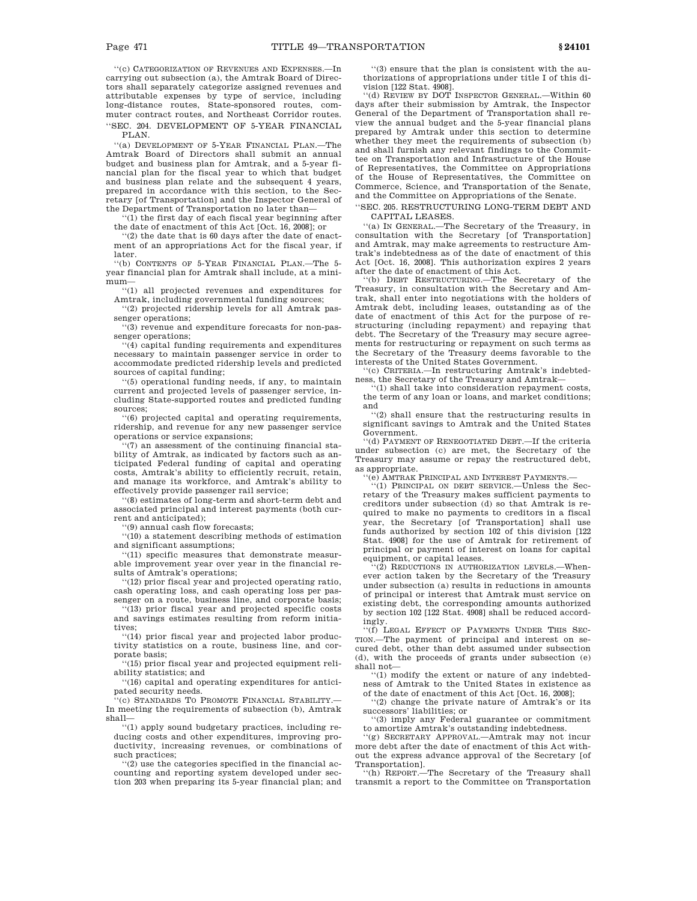''(c) CATEGORIZATION OF REVENUES AND EXPENSES.—In carrying out subsection (a), the Amtrak Board of Directors shall separately categorize assigned revenues and attributable expenses by type of service, including long-distance routes, State-sponsored routes, commuter contract routes, and Northeast Corridor routes.

''SEC. 204. DEVELOPMENT OF 5-YEAR FINANCIAL PLAN.

''(a) DEVELOPMENT OF 5-YEAR FINANCIAL PLAN.—The Amtrak Board of Directors shall submit an annual budget and business plan for Amtrak, and a 5-year financial plan for the fiscal year to which that budget and business plan relate and the subsequent 4 years, prepared in accordance with this section, to the Secretary [of Transportation] and the Inspector General of the Department of Transportation no later than—

''(1) the first day of each fiscal year beginning after the date of enactment of this Act [Oct. 16, 2008]; or

''(2) the date that is 60 days after the date of enactment of an appropriations Act for the fiscal year, if later.

''(b) CONTENTS OF 5-YEAR FINANCIAL PLAN.—The 5-year financial plan for Amtrak shall include, at a minimum—

''(1) all projected revenues and expenditures for Amtrak, including governmental funding sources;

''(2) projected ridership levels for all Amtrak passenger operations;

''(3) revenue and expenditure forecasts for non-passenger operations;

''(4) capital funding requirements and expenditures necessary to maintain passenger service in order to accommodate predicted ridership levels and predicted sources of capital funding;

''(5) operational funding needs, if any, to maintain current and projected levels of passenger service, including State-supported routes and predicted funding sources;

''(6) projected capital and operating requirements, ridership, and revenue for any new passenger service operations or service expansions;

''(7) an assessment of the continuing financial stability of Amtrak, as indicated by factors such as anticipated Federal funding of capital and operating costs, Amtrak's ability to efficiently recruit, retain, and manage its workforce, and Amtrak's ability to effectively provide passenger rail service;

''(8) estimates of long-term and short-term debt and associated principal and interest payments (both current and anticipated);

''(9) annual cash flow forecasts;

''(10) a statement describing methods of estimation and significant assumptions;

''(11) specific measures that demonstrate measurable improvement year over year in the financial results of Amtrak's operations;

''(12) prior fiscal year and projected operating ratio, cash operating loss, and cash operating loss per passenger on a route, business line, and corporate basis;

''(13) prior fiscal year and projected specific costs and savings estimates resulting from reform initiatives;

''(14) prior fiscal year and projected labor productivity statistics on a route, business line, and corporate basis;

''(15) prior fiscal year and projected equipment reliability statistics; and

''(16) capital and operating expenditures for anticipated security needs.

''(c) STANDARDS TO PROMOTE FINANCIAL STABILITY.—In meeting the requirements of subsection (b), Amtrak shall—

''(1) apply sound budgetary practices, including reducing costs and other expenditures, improving productivity, increasing revenues, or combinations of such practices;

''(2) use the categories specified in the financial accounting and reporting system developed under section 203 when preparing its 5-year financial plan; and

''(3) ensure that the plan is consistent with the authorizations of appropriations under title I of this division [122 Stat. 4908].

''(d) REVIEW BY DOT INSPECTOR GENERAL.—Within 60 days after their submission by Amtrak, the Inspector General of the Department of Transportation shall review the annual budget and the 5-year financial plans prepared by Amtrak under this section to determine whether they meet the requirements of subsection (b) and shall furnish any relevant findings to the Committee on Transportation and Infrastructure of the House of Representatives, the Committee on Appropriations of the House of Representatives, the Committee on Commerce, Science, and Transportation of the Senate, and the Committee on Appropriations of the Senate.

''SEC. 205. RESTRUCTURING LONG-TERM DEBT AND CAPITAL LEASES.

''(a) IN GENERAL.—The Secretary of the Treasury, in consultation with the Secretary [of Transportation] and Amtrak, may make agreements to restructure Amtrak's indebtedness as of the date of enactment of this Act [Oct. 16, 2008]. This authorization expires 2 years after the date of enactment of this Act.

''(b) DEBT RESTRUCTURING.—The Secretary of the Treasury, in consultation with the Secretary and Amtrak, shall enter into negotiations with the holders of Amtrak debt, including leases, outstanding as of the date of enactment of this Act for the purpose of restructuring (including repayment) and repaying that debt. The Secretary of the Treasury may secure agreements for restructuring or repayment on such terms as the Secretary of the Treasury deems favorable to the interests of the United States Government.

''(c) CRITERIA.—In restructuring Amtrak's indebtedness, the Secretary of the Treasury and Amtrak—

''(1) shall take into consideration repayment costs, the term of any loan or loans, and market conditions; and

''(2) shall ensure that the restructuring results in significant savings to Amtrak and the United States Government.

''(d) PAYMENT OF RENEGOTIATED DEBT.—If the criteria under subsection (c) are met, the Secretary of the Treasury may assume or repay the restructured debt, as appropriate.

''(e) AMTRAK PRINCIPAL AND INTEREST PAYMENTS.—

''(1) PRINCIPAL ON DEBT SERVICE.—Unless the Secretary of the Treasury makes sufficient payments to creditors under subsection (d) so that Amtrak is required to make no payments to creditors in a fiscal year, the Secretary [of Transportation] shall use funds authorized by section 102 of this division [122 Stat. 4908] for the use of Amtrak for retirement of principal or payment of interest on loans for capital equipment, or capital leases.

''(2) REDUCTIONS IN AUTHORIZATION LEVELS.—Whenever action taken by the Secretary of the Treasury under subsection (a) results in reductions in amounts of principal or interest that Amtrak must service on existing debt, the corresponding amounts authorized by section 102 [122 Stat. 4908] shall be reduced accordingly.

''(f) LEGAL EFFECT OF PAYMENTS UNDER THIS SECTION.—The payment of principal and interest on secured debt, other than debt assumed under subsection (d), with the proceeds of grants under subsection (e) shall not—

''(1) modify the extent or nature of any indebtedness of Amtrak to the United States in existence as of the date of enactment of this Act [Oct. 16, 2008];

''(2) change the private nature of Amtrak's or its successors' liabilities; or

''(3) imply any Federal guarantee or commitment to amortize Amtrak's outstanding indebtedness.

''(g) SECRETARY APPROVAL.—Amtrak may not incur more debt after the date of enactment of this Act without the express advance approval of the Secretary [of Transportation].

''(h) REPORT.—The Secretary of the Treasury shall transmit a report to the Committee on Transportation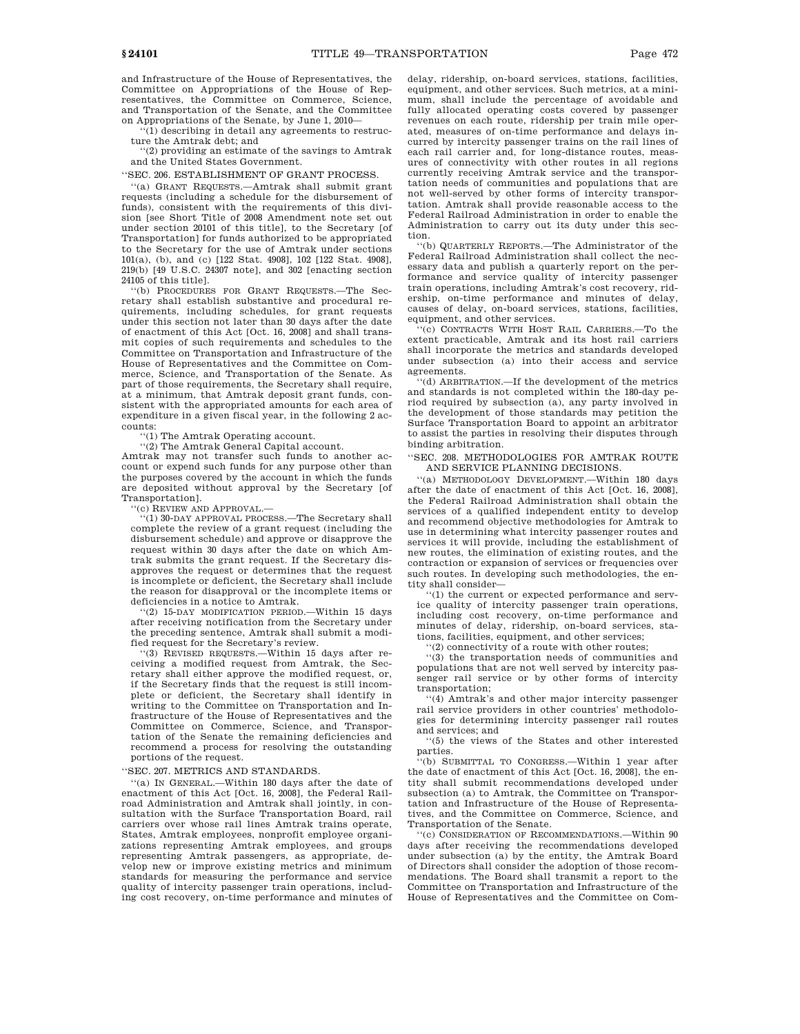and Infrastructure of the House of Representatives, the Committee on Appropriations of the House of Representatives, the Committee on Commerce, Science, and Transportation of the Senate, and the Committee on Appropriations of the Senate, by June 1, 2010—

''(1) describing in detail any agreements to restructure the Amtrak debt; and

''(2) providing an estimate of the savings to Amtrak and the United States Government.

''SEC. 206. ESTABLISHMENT OF GRANT PROCESS.

''(a) GRANT REQUESTS.—Amtrak shall submit grant requests (including a schedule for the disbursement of funds), consistent with the requirements of this division [see Short Title of 2008 Amendment note set out under section 20101 of this title], to the Secretary [of Transportation] for funds authorized to be appropriated to the Secretary for the use of Amtrak under sections 101(a), (b), and (c) [122 Stat. 4908], 102 [122 Stat. 4908], 219(b) [49 U.S.C. 24307 note], and 302 [enacting section 24105 of this title].

''(b) PROCEDURES FOR GRANT REQUESTS.—The Secretary shall establish substantive and procedural requirements, including schedules, for grant requests under this section not later than 30 days after the date of enactment of this Act [Oct. 16, 2008] and shall transmit copies of such requirements and schedules to the Committee on Transportation and Infrastructure of the House of Representatives and the Committee on Commerce, Science, and Transportation of the Senate. As part of those requirements, the Secretary shall require, at a minimum, that Amtrak deposit grant funds, consistent with the appropriated amounts for each area of expenditure in a given fiscal year, in the following 2 accounts:

''(1) The Amtrak Operating account.

''(2) The Amtrak General Capital account.

Amtrak may not transfer such funds to another account or expend such funds for any purpose other than the purposes covered by the account in which the funds are deposited without approval by the Secretary [of Transportation].

''(c) REVIEW AND APPROVAL.—

''(1) 30-DAY APPROVAL PROCESS.—The Secretary shall complete the review of a grant request (including the disbursement schedule) and approve or disapprove the request within 30 days after the date on which Amtrak submits the grant request. If the Secretary disapproves the request or determines that the request is incomplete or deficient, the Secretary shall include the reason for disapproval or the incomplete items or deficiencies in a notice to Amtrak.

''(2) 15-DAY MODIFICATION PERIOD.—Within 15 days after receiving notification from the Secretary under the preceding sentence, Amtrak shall submit a modified request for the Secretary's review.

''(3) REVISED REQUESTS.—Within 15 days after receiving a modified request from Amtrak, the Secretary shall either approve the modified request, or, if the Secretary finds that the request is still incomplete or deficient, the Secretary shall identify in writing to the Committee on Transportation and Infrastructure of the House of Representatives and the Committee on Commerce, Science, and Transportation of the Senate the remaining deficiencies and recommend a process for resolving the outstanding portions of the request.

''SEC. 207. METRICS AND STANDARDS.

''(a) IN GENERAL.—Within 180 days after the date of enactment of this Act [Oct. 16, 2008], the Federal Railroad Administration and Amtrak shall jointly, in consultation with the Surface Transportation Board, rail carriers over whose rail lines Amtrak trains operate, States, Amtrak employees, nonprofit employee organizations representing Amtrak employees, and groups representing Amtrak passengers, as appropriate, develop new or improve existing metrics and minimum standards for measuring the performance and service quality of intercity passenger train operations, including cost recovery, on-time performance and minutes of delay, ridership, on-board services, stations, facilities, equipment, and other services. Such metrics, at a minimum, shall include the percentage of avoidable and fully allocated operating costs covered by passenger revenues on each route, ridership per train mile operated, measures of on-time performance and delays incurred by intercity passenger trains on the rail lines of each rail carrier and, for long-distance routes, measures of connectivity with other routes in all regions currently receiving Amtrak service and the transportation needs of communities and populations that are not well-served by other forms of intercity transportation. Amtrak shall provide reasonable access to the Federal Railroad Administration in order to enable the Administration to carry out its duty under this section.

''(b) QUARTERLY REPORTS.—The Administrator of the Federal Railroad Administration shall collect the necessary data and publish a quarterly report on the performance and service quality of intercity passenger train operations, including Amtrak's cost recovery, ridership, on-time performance and minutes of delay, causes of delay, on-board services, stations, facilities, equipment, and other services.

''(c) CONTRACTS WITH HOST RAIL CARRIERS.—To the extent practicable, Amtrak and its host rail carriers shall incorporate the metrics and standards developed under subsection (a) into their access and service agreements.

''(d) ARBITRATION.—If the development of the metrics and standards is not completed within the 180-day period required by subsection (a), any party involved in the development of those standards may petition the Surface Transportation Board to appoint an arbitrator to assist the parties in resolving their disputes through binding arbitration.

''SEC. 208. METHODOLOGIES FOR AMTRAK ROUTE AND SERVICE PLANNING DECISIONS.

''(a) METHODOLOGY DEVELOPMENT.—Within 180 days after the date of enactment of this Act [Oct. 16, 2008], the Federal Railroad Administration shall obtain the services of a qualified independent entity to develop and recommend objective methodologies for Amtrak to use in determining what intercity passenger routes and services it will provide, including the establishment of new routes, the elimination of existing routes, and the contraction or expansion of services or frequencies over such routes. In developing such methodologies, the entity shall consider—

''(1) the current or expected performance and service quality of intercity passenger train operations, including cost recovery, on-time performance and minutes of delay, ridership, on-board services, stations, facilities, equipment, and other services;

''(2) connectivity of a route with other routes;

''(3) the transportation needs of communities and populations that are not well served by intercity passenger rail service or by other forms of intercity transportation;

''(4) Amtrak's and other major intercity passenger rail service providers in other countries' methodologies for determining intercity passenger rail routes and services; and

''(5) the views of the States and other interested parties.

''(b) SUBMITTAL TO CONGRESS.—Within 1 year after the date of enactment of this Act [Oct. 16, 2008], the entity shall submit recommendations developed under subsection (a) to Amtrak, the Committee on Transportation and Infrastructure of the House of Representatives, and the Committee on Commerce, Science, and Transportation of the Senate.

''(c) CONSIDERATION OF RECOMMENDATIONS.—Within 90 days after receiving the recommendations developed under subsection (a) by the entity, the Amtrak Board of Directors shall consider the adoption of those recommendations. The Board shall transmit a report to the Committee on Transportation and Infrastructure of the House of Representatives and the Committee on Com-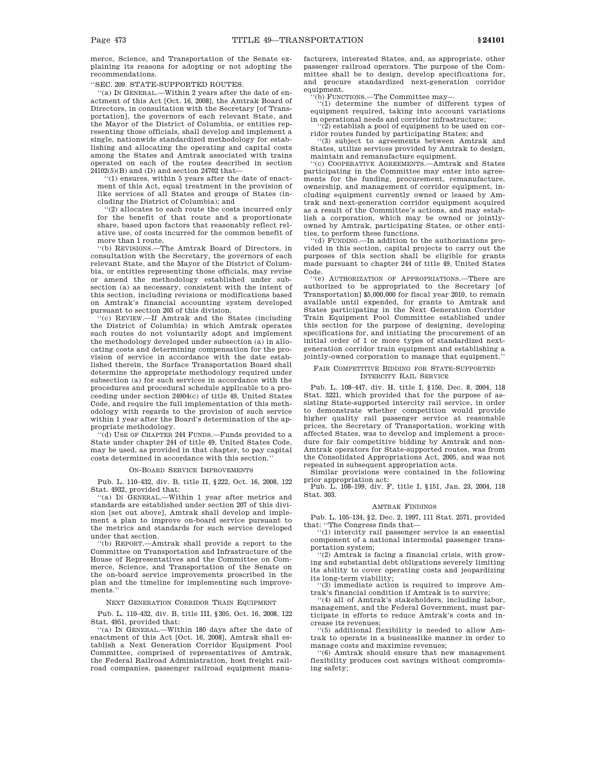merce, Science, and Transportation of the Senate explaining its reasons for adopting or not adopting the recommendations.

''SEC. 209. STATE-SUPPORTED ROUTES.

''(a) IN GENERAL.—Within 2 years after the date of enactment of this Act [Oct. 16, 2008], the Amtrak Board of Directors, in consultation with the Secretary [of Transportation], the governors of each relevant State, and the Mayor of the District of Columbia, or entities representing those officials, shall develop and implement a single, nationwide standardized methodology for establishing and allocating the operating and capital costs among the States and Amtrak associated with trains operated on each of the routes described in section 24102(5)(B) and (D) and section 24702 that—

''(1) ensures, within 5 years after the date of enactment of this Act, equal treatment in the provision of like services of all States and groups of States (including the District of Columbia); and

''(2) allocates to each route the costs incurred only for the benefit of that route and a proportionate share, based upon factors that reasonably reflect relative use, of costs incurred for the common benefit of more than 1 route.

''(b) REVISIONS.—The Amtrak Board of Directors, in consultation with the Secretary, the governors of each relevant State, and the Mayor of the District of Columbia, or entities representing those officials, may revise or amend the methodology established under subsection (a) as necessary, consistent with the intent of this section, including revisions or modifications based on Amtrak's financial accounting system developed pursuant to section 203 of this division.

''(c) REVIEW.—If Amtrak and the States (including the District of Columbia) in which Amtrak operates such routes do not voluntarily adopt and implement the methodology developed under subsection (a) in allocating costs and determining compensation for the provision of service in accordance with the date established therein, the Surface Transportation Board shall determine the appropriate methodology required under subsection (a) for such services in accordance with the procedures and procedural schedule applicable to a proceeding under section 24904(c) of title 49, United States Code, and require the full implementation of this methodology with regards to the provision of such service within 1 year after the Board's determination of the appropriate methodology.

''(d) USE OF CHAPTER 244 FUNDS.—Funds provided to a State under chapter 244 of title 49, United States Code, may be used, as provided in that chapter, to pay capital costs determined in accordance with this section.''

## ON-BOARD SERVICE IMPROVEMENTS

Pub. L. 110–432, div. B, title II, §222, Oct. 16, 2008, 122 Stat. 4932, provided that:

''(a) IN GENERAL.—Within 1 year after metrics and standards are established under section 207 of this division [set out above], Amtrak shall develop and implement a plan to improve on-board service pursuant to the metrics and standards for such service developed under that section.

''(b) REPORT.—Amtrak shall provide a report to the Committee on Transportation and Infrastructure of the House of Representatives and the Committee on Commerce, Science, and Transportation of the Senate on the on-board service improvements proscribed in the plan and the timeline for implementing such improvements.''

## NEXT GENERATION CORRIDOR TRAIN EQUIPMENT

Pub. L. 110–432, div. B, title III, §305, Oct. 16, 2008, 122 Stat. 4951, provided that:

''(a) IN GENERAL.—Within 180 days after the date of enactment of this Act [Oct. 16, 2008], Amtrak shall establish a Next Generation Corridor Equipment Pool Committee, comprised of representatives of Amtrak, the Federal Railroad Administration, host freight railroad companies, passenger railroad equipment manufacturers, interested States, and, as appropriate, other passenger railroad operators. The purpose of the Committee shall be to design, develop specifications for, and procure standardized next-generation corridor equipment.

''(b) FUNCTIONS.—The Committee may—

''(1) determine the number of different types of equipment required, taking into account variations in operational needs and corridor infrastructure;

''(2) establish a pool of equipment to be used on corridor routes funded by participating States; and

''(3) subject to agreements between Amtrak and States, utilize services provided by Amtrak to design, maintain and remanufacture equipment.

''(c) COOPERATIVE AGREEMENTS.—Amtrak and States participating in the Committee may enter into agreements for the funding, procurement, remanufacture, ownership, and management of corridor equipment, including equipment currently owned or leased by Amtrak and next-generation corridor equipment acquired as a result of the Committee's actions, and may establish a corporation, which may be owned or jointly-owned by Amtrak, participating States, or other entities, to perform these functions.

''(d) FUNDING.—In addition to the authorizations provided in this section, capital projects to carry out the purposes of this section shall be eligible for grants made pursuant to chapter 244 of title 49, United States Code.

''(e) AUTHORIZATION OF APPROPRIATIONS.—There are authorized to be appropriated to the Secretary [of Transportation] $5,000,000 for fiscal year 2010, to remain available until expended, for grants to Amtrak and States participating in the Next Generation Corridor Train Equipment Pool Committee established under this section for the purpose of designing, developing specifications for, and initiating the procurement of an initial order of 1 or more types of standardized next-generation corridor train equipment and establishing a jointly-owned corporation to manage that equipment.''

## FAIR COMPETITIVE BIDDING FOR STATE-SUPPORTED INTERCITY RAIL SERVICE

Pub. L. 108–447, div. H, title I, §150, Dec. 8, 2004, 118 Stat. 3221, which provided that for the purpose of assisting State-supported intercity rail service, in order to demonstrate whether competition would provide higher quality rail passenger service at reasonable prices, the Secretary of Transportation, working with affected States, was to develop and implement a procedure for fair competitive bidding by Amtrak and non-Amtrak operators for State-supported routes, was from the Consolidated Appropriations Act, 2005, and was not repeated in subsequent appropriation acts.

Similar provisions were contained in the following prior appropriation act:

Pub. L. 108–199, div. F, title I, §151, Jan. 23, 2004, 118 Stat. 303.

## AMTRAK FINDINGS

Pub. L. 105–134, §2, Dec. 2, 1997, 111 Stat. 2571, provided that: ''The Congress finds that—

''(1) intercity rail passenger service is an essential component of a national intermodal passenger transportation system;

''(2) Amtrak is facing a financial crisis, with growing and substantial debt obligations severely limiting its ability to cover operating costs and jeopardizing its long-term viability;

''(3) immediate action is required to improve Amtrak's financial condition if Amtrak is to survive;

''(4) all of Amtrak's stakeholders, including labor, management, and the Federal Government, must participate in efforts to reduce Amtrak's costs and increase its revenues;

''(5) additional flexibility is needed to allow Amtrak to operate in a businesslike manner in order to manage costs and maximize revenues;

''(6) Amtrak should ensure that new management flexibility produces cost savings without compromising safety;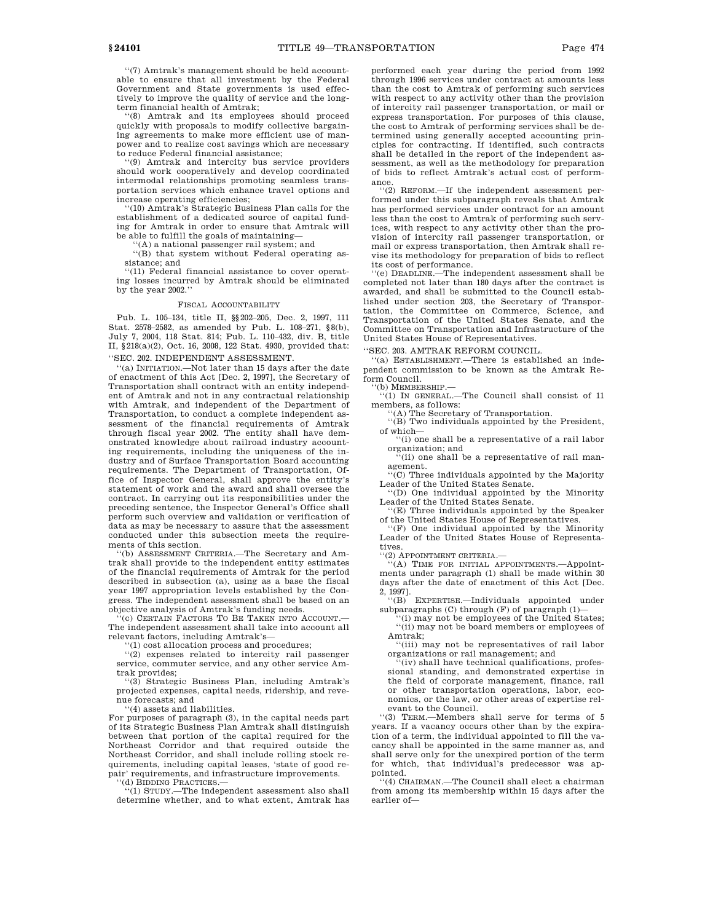"(7) Amtrak's management should be held accountable to ensure that all investment by the Federal Government and State governments is used effectively to improve the quality of service and the long-term financial health of Amtrak;

"(8) Amtrak and its employees should proceed quickly with proposals to modify collective bargaining agreements to make more efficient use of manpower and to realize cost savings which are necessary to reduce Federal financial assistance;

"(9) Amtrak and intercity bus service providers should work cooperatively and develop coordinated intermodal relationships promoting seamless transportation services which enhance travel options and increase operating efficiencies;

"(10) Amtrak's Strategic Business Plan calls for the establishment of a dedicated source of capital funding for Amtrak in order to ensure that Amtrak will be able to fulfill the goals of maintaining—

"(A) a national passenger rail system; and

"(B) that system without Federal operating assistance; and

"(11) Federal financial assistance to cover operating losses incurred by Amtrak should be eliminated by the year 2002."

## FISCAL ACCOUNTABILITY

Pub. L. 105–134, title II, §§202–205, Dec. 2, 1997, 111 Stat. 2578–2582, as amended by Pub. L. 108–271, §8(b), July 7, 2004, 118 Stat. 814; Pub. L. 110–432, div. B, title II, §218(a)(2), Oct. 16, 2008, 122 Stat. 4930, provided that:

"SEC. 202. INDEPENDENT ASSESSMENT.

"(a) INITIATION.—Not later than 15 days after the date of enactment of this Act [Dec. 2, 1997], the Secretary of Transportation shall contract with an entity independent of Amtrak and not in any contractual relationship with Amtrak, and independent of the Department of Transportation, to conduct a complete independent assessment of the financial requirements of Amtrak through fiscal year 2002. The entity shall have demonstrated knowledge about railroad industry accounting requirements, including the uniqueness of the industry and of Surface Transportation Board accounting requirements. The Department of Transportation, Office of Inspector General, shall approve the entity's statement of work and the award and shall oversee the contract. In carrying out its responsibilities under the preceding sentence, the Inspector General's Office shall perform such overview and validation or verification of data as may be necessary to assure that the assessment conducted under this subsection meets the requirements of this section.

"(b) ASSESSMENT CRITERIA.—The Secretary and Amtrak shall provide to the independent entity estimates of the financial requirements of Amtrak for the period described in subsection (a), using as a base the fiscal year 1997 appropriation levels established by the Congress. The independent assessment shall be based on an objective analysis of Amtrak's funding needs.

"(c) CERTAIN FACTORS TO BE TAKEN INTO ACCOUNT.—The independent assessment shall take into account all relevant factors, including Amtrak's—

"(1) cost allocation process and procedures;

"(2) expenses related to intercity rail passenger service, commuter service, and any other service Amtrak provides;

"(3) Strategic Business Plan, including Amtrak's projected expenses, capital needs, ridership, and revenue forecasts; and

"(4) assets and liabilities.

For purposes of paragraph (3), in the capital needs part of its Strategic Business Plan Amtrak shall distinguish between that portion of the capital required for the Northeast Corridor and that required outside the Northeast Corridor, and shall include rolling stock requirements, including capital leases, 'state of good repair' requirements, and infrastructure improvements.

"(d) BIDDING PRACTICES.—

"(1) STUDY.—The independent assessment also shall determine whether, and to what extent, Amtrak has performed each year during the period from 1992 through 1996 services under contract at amounts less than the cost to Amtrak of performing such services with respect to any activity other than the provision of intercity rail passenger transportation, or mail or express transportation. For purposes of this clause, the cost to Amtrak of performing services shall be determined using generally accepted accounting principles for contracting. If identified, such contracts shall be detailed in the report of the independent assessment, as well as the methodology for preparation of bids to reflect Amtrak's actual cost of performance.

"(2) REFORM.—If the independent assessment performed under this subparagraph reveals that Amtrak has performed services under contract for an amount less than the cost to Amtrak of performing such services, with respect to any activity other than the provision of intercity rail passenger transportation, or mail or express transportation, then Amtrak shall revise its methodology for preparation of bids to reflect its cost of performance.

"(e) DEADLINE.—The independent assessment shall be completed not later than 180 days after the contract is awarded, and shall be submitted to the Council established under section 203, the Secretary of Transportation, the Committee on Commerce, Science, and Transportation of the United States Senate, and the Committee on Transportation and Infrastructure of the United States House of Representatives.

"SEC. 203. AMTRAK REFORM COUNCIL.

"(a) ESTABLISHMENT.—There is established an independent commission to be known as the Amtrak Reform Council.

"(b) MEMBERSHIP.—

"(1) IN GENERAL.—The Council shall consist of 11 members, as follows:

"(A) The Secretary of Transportation.

"(B) Two individuals appointed by the President, of which—

"(i) one shall be a representative of a rail labor organization; and

"(ii) one shall be a representative of rail management.

"(C) Three individuals appointed by the Majority Leader of the United States Senate.

"(D) One individual appointed by the Minority Leader of the United States Senate.

"(E) Three individuals appointed by the Speaker of the United States House of Representatives.

"(F) One individual appointed by the Minority Leader of the United States House of Representatives.

"(2) APPOINTMENT CRITERIA.—

"(A) TIME FOR INITIAL APPOINTMENTS.—Appointments under paragraph (1) shall be made within 30 days after the date of enactment of this Act [Dec. 2, 1997].

"(B) EXPERTISE.—Individuals appointed under subparagraphs (C) through (F) of paragraph (1)—

"(i) may not be employees of the United States;

"(ii) may not be board members or employees of Amtrak;

"(iii) may not be representatives of rail labor organizations or rail management; and

"(iv) shall have technical qualifications, professional standing, and demonstrated expertise in the field of corporate management, finance, rail or other transportation operations, labor, economics, or the law, or other areas of expertise relevant to the Council.

"(3) TERM.—Members shall serve for terms of 5 years. If a vacancy occurs other than by the expiration of a term, the individual appointed to fill the vacancy shall be appointed in the same manner as, and shall serve only for the unexpired portion of the term for which, that individual's predecessor was appointed.

"(4) CHAIRMAN.—The Council shall elect a chairman from among its membership within 15 days after the earlier of—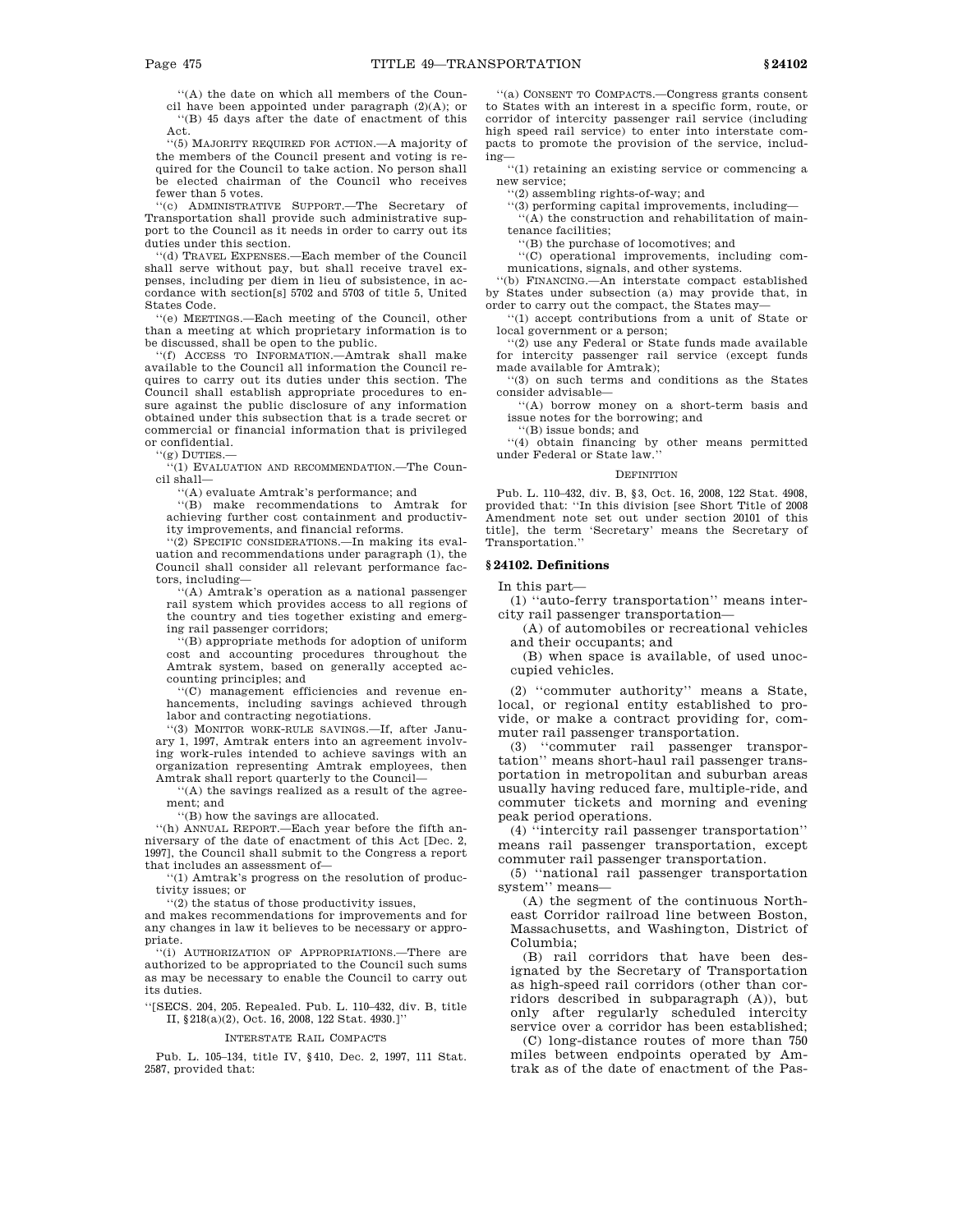"(A) the date on which all members of the Council have been appointed under paragraph (2)(A); or

"(B) 45 days after the date of enactment of this Act.

"(5) MAJORITY REQUIRED FOR ACTION.—A majority of the members of the Council present and voting is required for the Council to take action. No person shall be elected chairman of the Council who receives fewer than 5 votes.

"(c) ADMINISTRATIVE SUPPORT.—The Secretary of Transportation shall provide such administrative support to the Council as it needs in order to carry out its duties under this section.

"(d) TRAVEL EXPENSES.—Each member of the Council shall serve without pay, but shall receive travel expenses, including per diem in lieu of subsistence, in accordance with section[s] 5702 and 5703 of title 5, United States Code.

"(e) MEETINGS.—Each meeting of the Council, other than a meeting at which proprietary information is to be discussed, shall be open to the public.

"(f) ACCESS TO INFORMATION.—Amtrak shall make available to the Council all information the Council requires to carry out its duties under this section. The Council shall establish appropriate procedures to ensure against the public disclosure of any information obtained under this subsection that is a trade secret or commercial or financial information that is privileged or confidential.

"(g) DUTIES.—

"(1) EVALUATION AND RECOMMENDATION.—The Council shall—

"(A) evaluate Amtrak's performance; and

"(B) make recommendations to Amtrak for achieving further cost containment and productivity improvements, and financial reforms.

"(2) SPECIFIC CONSIDERATIONS.—In making its evaluation and recommendations under paragraph (1), the Council shall consider all relevant performance factors, including—

"(A) Amtrak's operation as a national passenger rail system which provides access to all regions of the country and ties together existing and emerging rail passenger corridors;

"(B) appropriate methods for adoption of uniform cost and accounting procedures throughout the Amtrak system, based on generally accepted accounting principles; and

"(C) management efficiencies and revenue enhancements, including savings achieved through labor and contracting negotiations.

"(3) MONITOR WORK-RULE SAVINGS.—If, after January 1, 1997, Amtrak enters into an agreement involving work-rules intended to achieve savings with an organization representing Amtrak employees, then Amtrak shall report quarterly to the Council—

"(A) the savings realized as a result of the agreement; and

"(B) how the savings are allocated.

"(h) ANNUAL REPORT.—Each year before the fifth anniversary of the date of enactment of this Act [Dec. 2, 1997], the Council shall submit to the Congress a report that includes an assessment of—

"(1) Amtrak's progress on the resolution of productivity issues; or

"(2) the status of those productivity issues,

and makes recommendations for improvements and for any changes in law it believes to be necessary or appropriate.

"(i) AUTHORIZATION OF APPROPRIATIONS.—There are authorized to be appropriated to the Council such sums as may be necessary to enable the Council to carry out its duties.

"[SECS. 204, 205. Repealed. Pub. L. 110–432, div. B, title II, §218(a)(2), Oct. 16, 2008, 122 Stat. 4930.]"

INTERSTATE RAIL COMPACTS

Pub. L. 105–134, title IV, §410, Dec. 2, 1997, 111 Stat. 2587, provided that:

"(a) CONSENT TO COMPACTS.—Congress grants consent to States with an interest in a specific form, route, or corridor of intercity passenger rail service (including high speed rail service) to enter into interstate compacts to promote the provision of the service, including—

"(1) retaining an existing service or commencing a new service;

"(2) assembling rights-of-way; and

"(3) performing capital improvements, including—

"(A) the construction and rehabilitation of maintenance facilities;

"(B) the purchase of locomotives; and

"(C) operational improvements, including communications, signals, and other systems.

"(b) FINANCING.—An interstate compact established by States under subsection (a) may provide that, in order to carry out the compact, the States may—

"(1) accept contributions from a unit of State or local government or a person;

"(2) use any Federal or State funds made available for intercity passenger rail service (except funds made available for Amtrak);

"(3) on such terms and conditions as the States consider advisable—

"(A) borrow money on a short-term basis and issue notes for the borrowing; and

"(B) issue bonds; and

"(4) obtain financing by other means permitted under Federal or State law."

DEFINITION

Pub. L. 110–432, div. B, §3, Oct. 16, 2008, 122 Stat. 4908, provided that: "In this division [see Short Title of 2008 Amendment note set out under section 20101 of this title], the term 'Secretary' means the Secretary of Transportation."

## §24102. Definitions

In this part—

(1) "auto-ferry transportation" means intercity rail passenger transportation—

(A) of automobiles or recreational vehicles and their occupants; and

(B) when space is available, of used unoccupied vehicles.

(2) "commuter authority" means a State, local, or regional entity established to provide, or make a contract providing for, commuter rail passenger transportation.

(3) "commuter rail passenger transportation" means short-haul rail passenger transportation in metropolitan and suburban areas usually having reduced fare, multiple-ride, and commuter tickets and morning and evening peak period operations.

(4) "intercity rail passenger transportation" means rail passenger transportation, except commuter rail passenger transportation.

(5) "national rail passenger transportation system" means—

(A) the segment of the continuous Northeast Corridor railroad line between Boston, Massachusetts, and Washington, District of Columbia;

(B) rail corridors that have been designated by the Secretary of Transportation as high-speed rail corridors (other than corridors described in subparagraph (A)), but only after regularly scheduled intercity service over a corridor has been established;

(C) long-distance routes of more than 750 miles between endpoints operated by Amtrak as of the date of enactment of the Pas-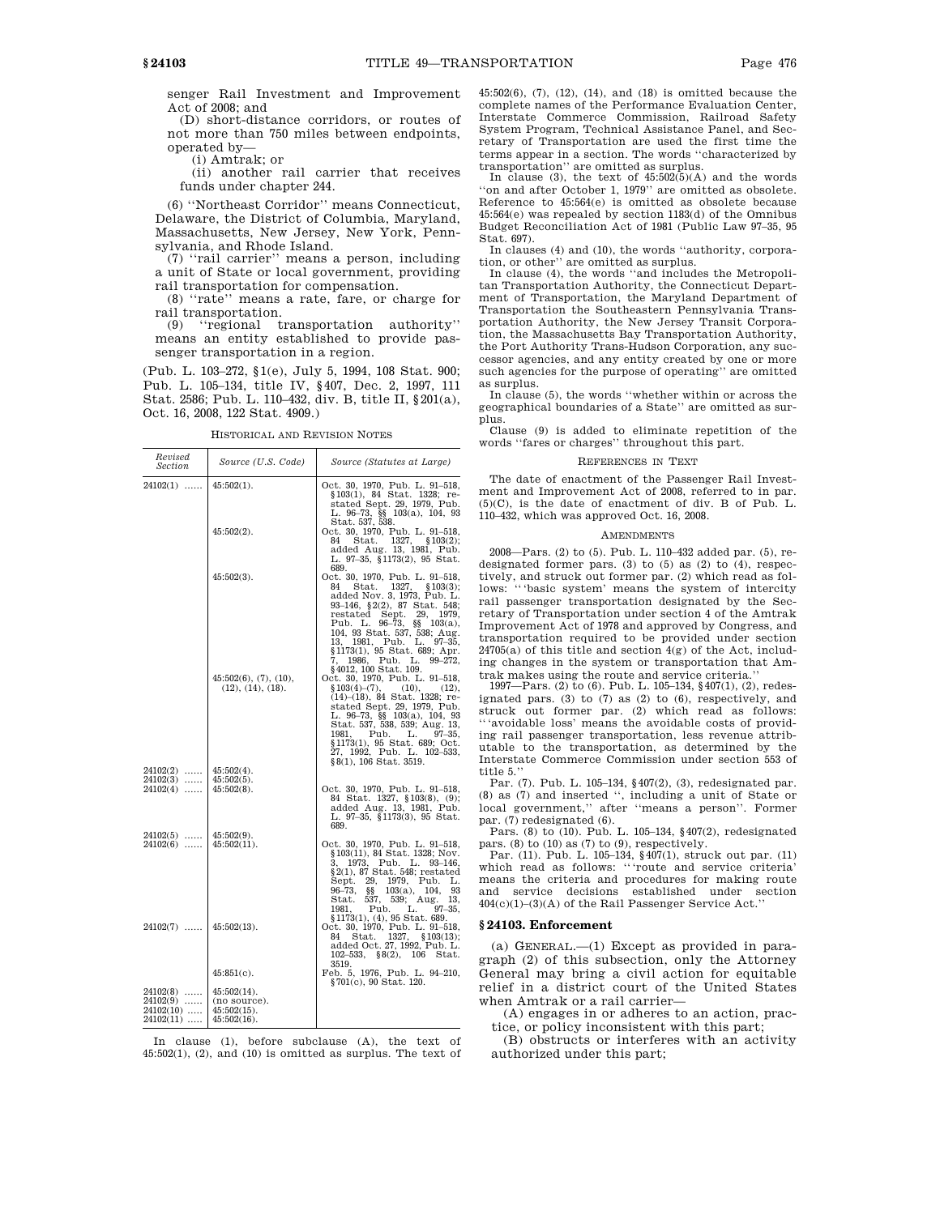senger Rail Investment and Improvement Act of 2008; and

(D) short-distance corridors, or routes of not more than 750 miles between endpoints, operated by—

(i) Amtrak; or

(ii) another rail carrier that receives funds under chapter 244.

(6) ''Northeast Corridor'' means Connecticut, Delaware, the District of Columbia, Maryland, Massachusetts, New Jersey, New York, Pennsylvania, and Rhode Island.

(7) ''rail carrier'' means a person, including a unit of State or local government, providing rail transportation for compensation.

(8) ''rate'' means a rate, fare, or charge for rail transportation.

(9) ''regional transportation authority'' means an entity established to provide passenger transportation in a region.

(Pub. L. 103–272, §1(e), July 5, 1994, 108 Stat. 900; Pub. L. 105–134, title IV, §407, Dec. 2, 1997, 111 Stat. 2586; Pub. L. 110–432, div. B, title II, §201(a), Oct. 16, 2008, 122 Stat. 4909.)

HISTORICAL AND REVISION NOTES

| Revised Section | Source (U.S. Code) | Source (Statutes at Large) |
|---|---|---|
| 24102(1) ...... | 45:502(1). | Oct. 30, 1970, Pub. L. 91–518, §103(1), 84 Stat. 1328; restated Sept. 29, 1979, Pub. L. 96–73, §§ 103(a), 104, 93 Stat. 537, 538. |
| | 45:502(2). | Oct. 30, 1970, Pub. L. 91–518, 84 Stat. 1327, §103(2); added Aug. 13, 1981, Pub. L. 97–35, §1173(2), 95 Stat. 689. |
| | 45:502(3). | Oct. 30, 1970, Pub. L. 91–518, 84 Stat. 1327, §103(3); added Nov. 3, 1973, Pub. L. 93–146, §2(2), 87 Stat. 548; restated Sept. 29, 1979, Pub. L. 96–73, §§ 103(a), 104, 93 Stat. 537, 538; Aug. 13, 1981, Pub. L. 97–35, §1173(1), 95 Stat. 689; Apr. 7, 1986, Pub. L. 99–272, §4012, 100 Stat. 109. |
| | 45:502(6), (7), (10), (12), (14), (18). | Oct. 30, 1970, Pub. L. 91–518, §103(4)–(7), (10), (12), (14)–(18), 84 Stat. 1328; restated Sept. 29, 1979, Pub. L. 96–73, §§ 103(a), 104, 93 Stat. 537, 538, 539; Aug. 13, 1981, Pub. L. 97–35, §1173(1), 95 Stat. 689; Oct. 27, 1992, Pub. L. 102–533, §8(1), 106 Stat. 3519. |
| 24102(2) ...... | 45:502(4). | |
| 24102(3) ...... | 45:502(5). | |
| 24102(4) ...... | 45:502(8). | Oct. 30, 1970, Pub. L. 91–518, 84 Stat. 1327, §103(8), (9); added Aug. 13, 1981, Pub. L. 97–35, §1173(3), 95 Stat. 689. |
| 24102(5) ...... | 45:502(9). | |
| 24102(6) ...... | 45:502(11). | Oct. 30, 1970, Pub. L. 91–518, §103(11), 84 Stat. 1328; Nov. 3, 1973, Pub. L. 93–146, §2(1), 87 Stat. 548; restated Sept. 29, 1979, Pub. L. 96–73, §§ 103(a), 104, 93 Stat. 537, 539; Aug. 13, 1981, Pub. L. 97–35, §1173(1), (4), 95 Stat. 689. |
| 24102(7) ...... | 45:502(13). | Oct. 30, 1970, Pub. L. 91–518, 84 Stat. 1327, §103(13); added Oct. 27, 1992, Pub. L. 102–533, §8(2), 106 Stat. 3519. |
| | 45:851(c). | Feb. 5, 1976, Pub. L. 94–210, §701(c), 90 Stat. 120. |
| 24102(8) ...... | 45:502(14). | |
| 24102(9) ...... | (no source). | |
| 24102(10) ..... | 45:502(15). | |
| 24102(11) ..... | 45:502(16). | |

In clause (1), before subclause (A), the text of 45:502(1), (2), and (10) is omitted as surplus. The text of 45:502(6), (7), (12), (14), and (18) is omitted because the complete names of the Performance Evaluation Center, Interstate Commerce Commission, Railroad Safety System Program, Technical Assistance Panel, and Secretary of Transportation are used the first time the terms appear in a section. The words ''characterized by transportation'' are omitted as surplus.

In clause (3), the text of 45:502(5)(A) and the words ''on and after October 1, 1979'' are omitted as obsolete. Reference to 45:564(e) is omitted as obsolete because 45:564(e) was repealed by section 1183(d) of the Omnibus Budget Reconciliation Act of 1981 (Public Law 97–35, 95 Stat. 697).

In clauses (4) and (10), the words ''authority, corporation, or other'' are omitted as surplus.

In clause (4), the words ''and includes the Metropolitan Transportation Authority, the Connecticut Department of Transportation, the Maryland Department of Transportation the Southeastern Pennsylvania Transportation Authority, the New Jersey Transit Corporation, the Massachusetts Bay Transportation Authority, the Port Authority Trans-Hudson Corporation, any successor agencies, and any entity created by one or more such agencies for the purpose of operating'' are omitted as surplus.

In clause (5), the words ''whether within or across the geographical boundaries of a State'' are omitted as surplus.

Clause (9) is added to eliminate repetition of the words ''fares or charges'' throughout this part.

REFERENCES IN TEXT

The date of enactment of the Passenger Rail Investment and Improvement Act of 2008, referred to in par. (5)(C), is the date of enactment of div. B of Pub. L. 110–432, which was approved Oct. 16, 2008.

AMENDMENTS

2008—Pars. (2) to (5). Pub. L. 110–432 added par. (5), redesignated former pars. (3) to (5) as (2) to (4), respectively, and struck out former par. (2) which read as follows: '''basic system' means the system of intercity rail passenger transportation designated by the Secretary of Transportation under section 4 of the Amtrak Improvement Act of 1978 and approved by Congress, and transportation required to be provided under section 24705(a) of this title and section 4(g) of the Act, including changes in the system or transportation that Amtrak makes using the route and service criteria.''

1997—Pars. (2) to (6). Pub. L. 105–134, §407(1), (2), redesignated pars. (3) to (7) as (2) to (6), respectively, and struck out former par. (2) which read as follows: '''avoidable loss' means the avoidable costs of providing rail passenger transportation, less revenue attributable to the transportation, as determined by the Interstate Commerce Commission under section 553 of title 5.''

Par. (7). Pub. L. 105–134, §407(2), (3), redesignated par. (8) as (7) and inserted '', including a unit of State or local government,'' after ''means a person''. Former par. (7) redesignated (6).

Pars. (8) to (10). Pub. L. 105–134, §407(2), redesignated pars. (9) to (11) as (8) to (10), respectively.

Par. (11). Pub. L. 105–134, §407(1), struck out par. (11) which read as follows: '''route and service criteria' means the criteria and procedures for making route and service decisions established under section 404(c)(1)–(3)(A) of the Rail Passenger Service Act.''

## §24103. Enforcement

(a) GENERAL.—(1) Except as provided in paragraph (2) of this subsection, only the Attorney General may bring a civil action for equitable relief in a district court of the United States when Amtrak or a rail carrier—

(A) engages in or adheres to an action, practice, or policy inconsistent with this part;

(B) obstructs or interferes with an activity authorized under this part;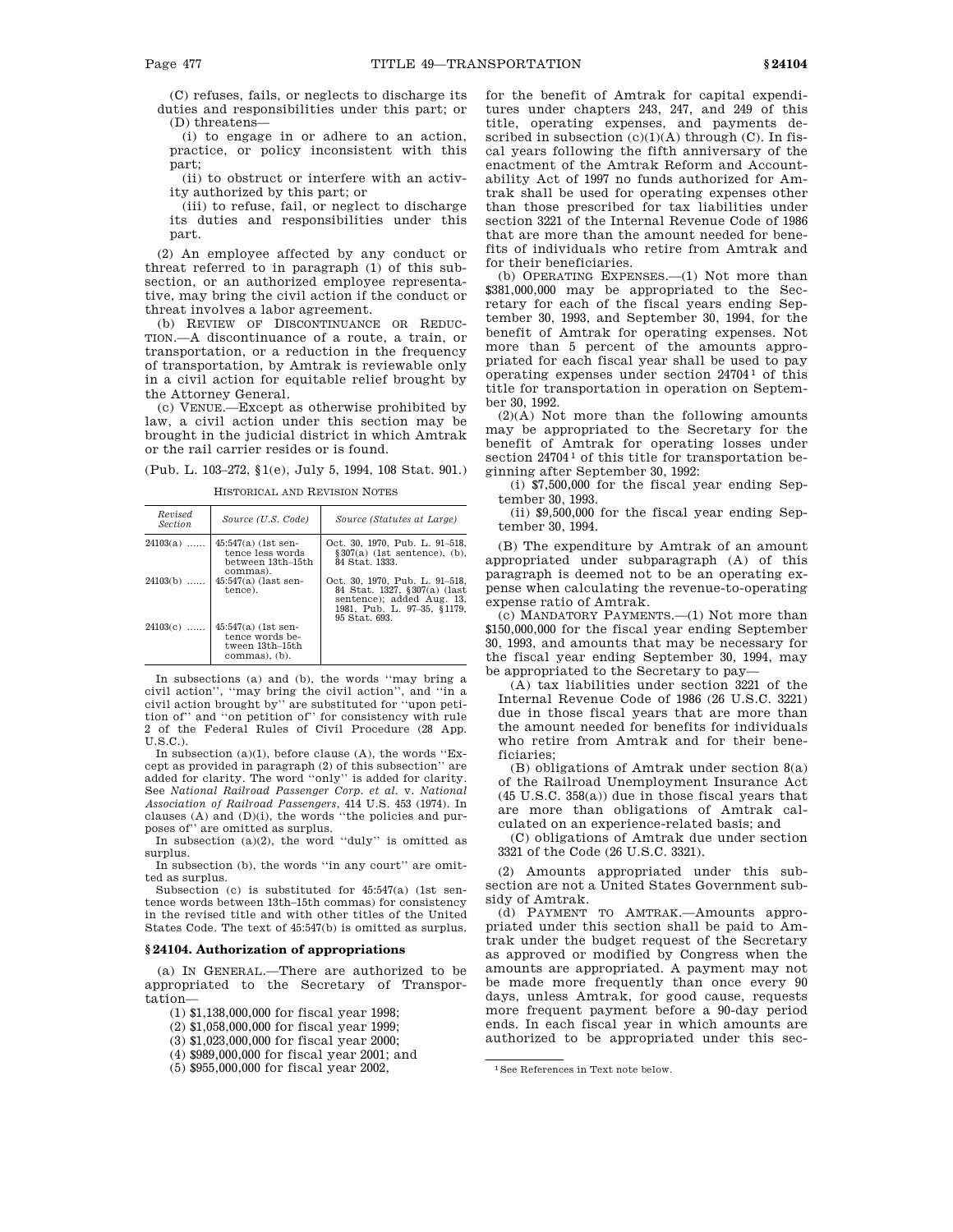(C) refuses, fails, or neglects to discharge its duties and responsibilities under this part; or

(D) threatens—

(i) to engage in or adhere to an action, practice, or policy inconsistent with this part;

(ii) to obstruct or interfere with an activity authorized by this part; or

(iii) to refuse, fail, or neglect to discharge its duties and responsibilities under this part.

(2) An employee affected by any conduct or threat referred to in paragraph (1) of this subsection, or an authorized employee representative, may bring the civil action if the conduct or threat involves a labor agreement.

(b) REVIEW OF DISCONTINUANCE OR REDUCTION.—A discontinuance of a route, a train, or transportation, or a reduction in the frequency of transportation, by Amtrak is reviewable only in a civil action for equitable relief brought by the Attorney General.

(c) VENUE.—Except as otherwise prohibited by law, a civil action under this section may be brought in the judicial district in which Amtrak or the rail carrier resides or is found.

(Pub. L. 103–272, §1(e), July 5, 1994, 108 Stat. 901.)

HISTORICAL AND REVISION NOTES

| Revised Section | Source (U.S. Code) | Source (Statutes at Large) |
|---|---|---|
| 24103(a) ...... | 45:547(a) (1st sentence less words between 13th–15th commas). | Oct. 30, 1970, Pub. L. 91–518, §307(a) (1st sentence), (b), 84 Stat. 1333. |
| 24103(b) ...... | 45:547(a) (last sentence). | Oct. 30, 1970, Pub. L. 91–518, 84 Stat. 1327, §307(a) (last sentence); added Aug. 13, 1981, Pub. L. 97–35, §1179, 95 Stat. 693. |
| 24103(c) ...... | 45:547(a) (1st sentence words between 13th–15th commas), (b). | |

In subsections (a) and (b), the words "may bring a civil action", "may bring the civil action", and "in a civil action brought by" are substituted for "upon petition of" and "on petition of" for consistency with rule 2 of the Federal Rules of Civil Procedure (28 App. U.S.C.).

In subsection (a)(1), before clause (A), the words "Except as provided in paragraph (2) of this subsection" are added for clarity. The word "only" is added for clarity. See *National Railroad Passenger Corp. et al.* v. *National Association of Railroad Passengers*, 414 U.S. 453 (1974). In clauses (A) and (D)(i), the words "the policies and purposes of" are omitted as surplus.

In subsection (a)(2), the word "duly" is omitted as surplus.

In subsection (b), the words "in any court" are omitted as surplus.

Subsection (c) is substituted for 45:547(a) (1st sentence words between 13th–15th commas) for consistency in the revised title and with other titles of the United States Code. The text of 45:547(b) is omitted as surplus.

## §24104. Authorization of appropriations

(a) IN GENERAL.—There are authorized to be appropriated to the Secretary of Transportation—

(1) $1,138,000,000 for fiscal year 1998;

(2) $1,058,000,000 for fiscal year 1999;

(3) $1,023,000,000 for fiscal year 2000;

(4) $989,000,000 for fiscal year 2001; and

(5) $955,000,000 for fiscal year 2002,

for the benefit of Amtrak for capital expenditures under chapters 243, 247, and 249 of this title, operating expenses, and payments described in subsection (c)(1)(A) through (C). In fiscal years following the fifth anniversary of the enactment of the Amtrak Reform and Accountability Act of 1997 no funds authorized for Amtrak shall be used for operating expenses other than those prescribed for tax liabilities under section 3221 of the Internal Revenue Code of 1986 that are more than the amount needed for benefits of individuals who retire from Amtrak and for their beneficiaries.

(b) OPERATING EXPENSES.—(1) Not more than $381,000,000 may be appropriated to the Secretary for each of the fiscal years ending September 30, 1993, and September 30, 1994, for the benefit of Amtrak for operating expenses. Not more than 5 percent of the amounts appropriated for each fiscal year shall be used to pay operating expenses under section 24704[1] of this title for transportation in operation on September 30, 1992.

(2)(A) Not more than the following amounts may be appropriated to the Secretary for the benefit of Amtrak for operating losses under section 24704[1] of this title for transportation beginning after September 30, 1992:

(i) $7,500,000 for the fiscal year ending September 30, 1993.

(ii) $9,500,000 for the fiscal year ending September 30, 1994.

(B) The expenditure by Amtrak of an amount appropriated under subparagraph (A) of this paragraph is deemed not to be an operating expense when calculating the revenue-to-operating expense ratio of Amtrak.

(c) MANDATORY PAYMENTS.—(1) Not more than $150,000,000 for the fiscal year ending September 30, 1993, and amounts that may be necessary for the fiscal year ending September 30, 1994, may be appropriated to the Secretary to pay—

(A) tax liabilities under section 3221 of the Internal Revenue Code of 1986 (26 U.S.C. 3221) due in those fiscal years that are more than the amount needed for benefits for individuals who retire from Amtrak and for their beneficiaries;

(B) obligations of Amtrak under section 8(a) of the Railroad Unemployment Insurance Act (45 U.S.C. 358(a)) due in those fiscal years that are more than obligations of Amtrak calculated on an experience-related basis; and

(C) obligations of Amtrak due under section 3321 of the Code (26 U.S.C. 3321).

(2) Amounts appropriated under this subsection are not a United States Government subsidy of Amtrak.

(d) PAYMENT TO AMTRAK.—Amounts appropriated under this section shall be paid to Amtrak under the budget request of the Secretary as approved or modified by Congress when the amounts are appropriated. A payment may not be made more frequently than once every 90 days, unless Amtrak, for good cause, requests more frequent payment before a 90-day period ends. In each fiscal year in which amounts are authorized to be appropriated under this sec-

[1] See References in Text note below.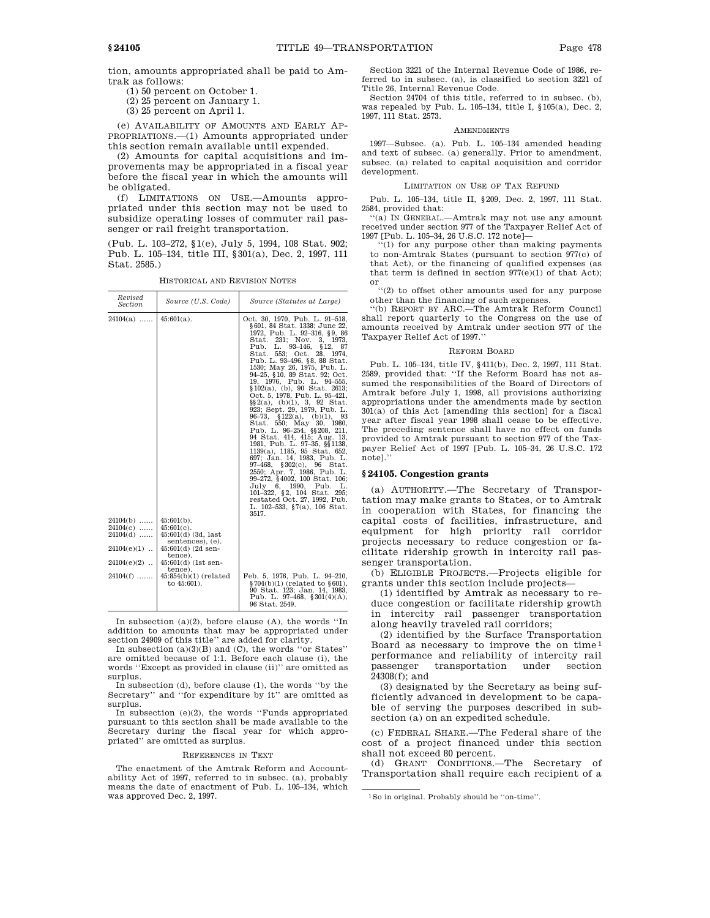tion, amounts appropriated shall be paid to Amtrak as follows:

(1) 50 percent on October 1.

(2) 25 percent on January 1.

(3) 25 percent on April 1.

(e) AVAILABILITY OF AMOUNTS AND EARLY APPROPRIATIONS.—(1) Amounts appropriated under this section remain available until expended.

(2) Amounts for capital acquisitions and improvements may be appropriated in a fiscal year before the fiscal year in which the amounts will be obligated.

(f) LIMITATIONS ON USE.—Amounts appropriated under this section may not be used to subsidize operating losses of commuter rail passenger or rail freight transportation.

(Pub. L. 103–272, §1(e), July 5, 1994, 108 Stat. 902; Pub. L. 105–134, title III, §301(a), Dec. 2, 1997, 111 Stat. 2585.)

HISTORICAL AND REVISION NOTES

| Revised Section | Source (U.S. Code) | Source (Statutes at Large) |
|---|---|---|
| 24104(a) ...... | 45:601(a). | Oct. 30, 1970, Pub. L. 91–518, §601, 84 Stat. 1338; June 22, 1972, Pub. L. 92–316, §9, 86 Stat. 231; Nov. 3, 1973, Pub. L. 93–146, §12, 87 Stat. 553; Oct. 28, 1974, Pub. L. 93–496, §8, 88 Stat. 1530; May 26, 1975, Pub. L. 94–25, §10, 89 Stat. 92; Oct. 19, 1976, Pub. L. 94–555, §102(a), (b), 90 Stat. 2613; Oct. 5, 1978, Pub. L. 95–421, §§2(a), (b)(1), 3, 92 Stat. 923; Sept. 29, 1979, Pub. L. 96–73, §122(a), (b)(1), 93 Stat. 550; May 30, 1980, Pub. L. 96–254, §§208, 211, 94 Stat. 414, 415; Aug. 13, 1981, Pub. L. 97–35, §§1138, 1139(a), 1185, 95 Stat. 652, 697; Jan. 14, 1983, Pub. L. 97–468, §302(c), 96 Stat. 2550; Apr. 7, 1986, Pub. L. 99–272, §4002, 100 Stat. 106; July 6, 1990, Pub. L. 101–322, §2, 104 Stat. 295; restated Oct. 27, 1992, Pub. L. 102–533, §7(a), 106 Stat. 3517. |
| 24104(b) ...... | 45:601(b). | |
| 24104(c) ...... | 45:601(c). | |
| 24104(d) ...... | 45:601(d) (3d, last sentences), (e). | |
| 24104(e)(1) .. | 45:601(d) (2d sentence). | |
| 24104(e)(2) .. | 45:601(d) (1st sentence). | |
| 24104(f) ....... | 45:854(b)(1) (related to 45:601). | Feb. 5, 1976, Pub. L. 94–210, §704(b)(1) (related to §601), 90 Stat. 123; Jan. 14, 1983, Pub. L. 97–468, §301(4)(A), 96 Stat. 2549. |

In subsection (a)(2), before clause (A), the words "In addition to amounts that may be appropriated under section 24909 of this title" are added for clarity.

In subsection (a)(3)(B) and (C), the words "or States" are omitted because of 1:1. Before each clause (i), the words "Except as provided in clause (ii)" are omitted as surplus.

In subsection (d), before clause (1), the words "by the Secretary" and "for expenditure by it" are omitted as surplus.

In subsection (e)(2), the words "Funds appropriated pursuant to this section shall be made available to the Secretary during the fiscal year for which appropriated" are omitted as surplus.

REFERENCES IN TEXT

The enactment of the Amtrak Reform and Accountability Act of 1997, referred to in subsec. (a), probably means the date of enactment of Pub. L. 105–134, which was approved Dec. 2, 1997.

Section 3221 of the Internal Revenue Code of 1986, referred to in subsec. (a), is classified to section 3221 of Title 26, Internal Revenue Code.

Section 24704 of this title, referred to in subsec. (b), was repealed by Pub. L. 105–134, title I, §105(a), Dec. 2, 1997, 111 Stat. 2573.

AMENDMENTS

1997—Subsec. (a). Pub. L. 105–134 amended heading and text of subsec. (a) generally. Prior to amendment, subsec. (a) related to capital acquisition and corridor development.

LIMITATION ON USE OF TAX REFUND

Pub. L. 105–134, title II, §209, Dec. 2, 1997, 111 Stat. 2584, provided that:

"(a) IN GENERAL.—Amtrak may not use any amount received under section 977 of the Taxpayer Relief Act of 1997 [Pub. L. 105–34, 26 U.S.C. 172 note]—

"(1) for any purpose other than making payments to non-Amtrak States (pursuant to section 977(c) of that Act), or the financing of qualified expenses (as that term is defined in section 977(e)(1) of that Act); or

"(2) to offset other amounts used for any purpose other than the financing of such expenses.

"(b) REPORT BY ARC.—The Amtrak Reform Council shall report quarterly to the Congress on the use of amounts received by Amtrak under section 977 of the Taxpayer Relief Act of 1997."

REFORM BOARD

Pub. L. 105–134, title IV, §411(b), Dec. 2, 1997, 111 Stat. 2589, provided that: "If the Reform Board has not assumed the responsibilities of the Board of Directors of Amtrak before July 1, 1998, all provisions authorizing appropriations under the amendments made by section 301(a) of this Act [amending this section] for a fiscal year after fiscal year 1998 shall cease to be effective. The preceding sentence shall have no effect on funds provided to Amtrak pursuant to section 977 of the Taxpayer Relief Act of 1997 [Pub. L. 105–34, 26 U.S.C. 172 note]."

## §24105. Congestion grants

(a) AUTHORITY.—The Secretary of Transportation may make grants to States, or to Amtrak in cooperation with States, for financing the capital costs of facilities, infrastructure, and equipment for high priority rail corridor projects necessary to reduce congestion or facilitate ridership growth in intercity rail passenger transportation.

(b) ELIGIBLE PROJECTS.—Projects eligible for grants under this section include projects—

(1) identified by Amtrak as necessary to reduce congestion or facilitate ridership growth in intercity rail passenger transportation along heavily traveled rail corridors;

(2) identified by the Surface Transportation Board as necessary to improve the on time[1] performance and reliability of intercity rail passenger transportation under section 24308(f); and

(3) designated by the Secretary as being sufficiently advanced in development to be capable of serving the purposes described in subsection (a) on an expedited schedule.

(c) FEDERAL SHARE.—The Federal share of the cost of a project financed under this section shall not exceed 80 percent.

(d) GRANT CONDITIONS.—The Secretary of Transportation shall require each recipient of a

[1] So in original. Probably should be "on-time".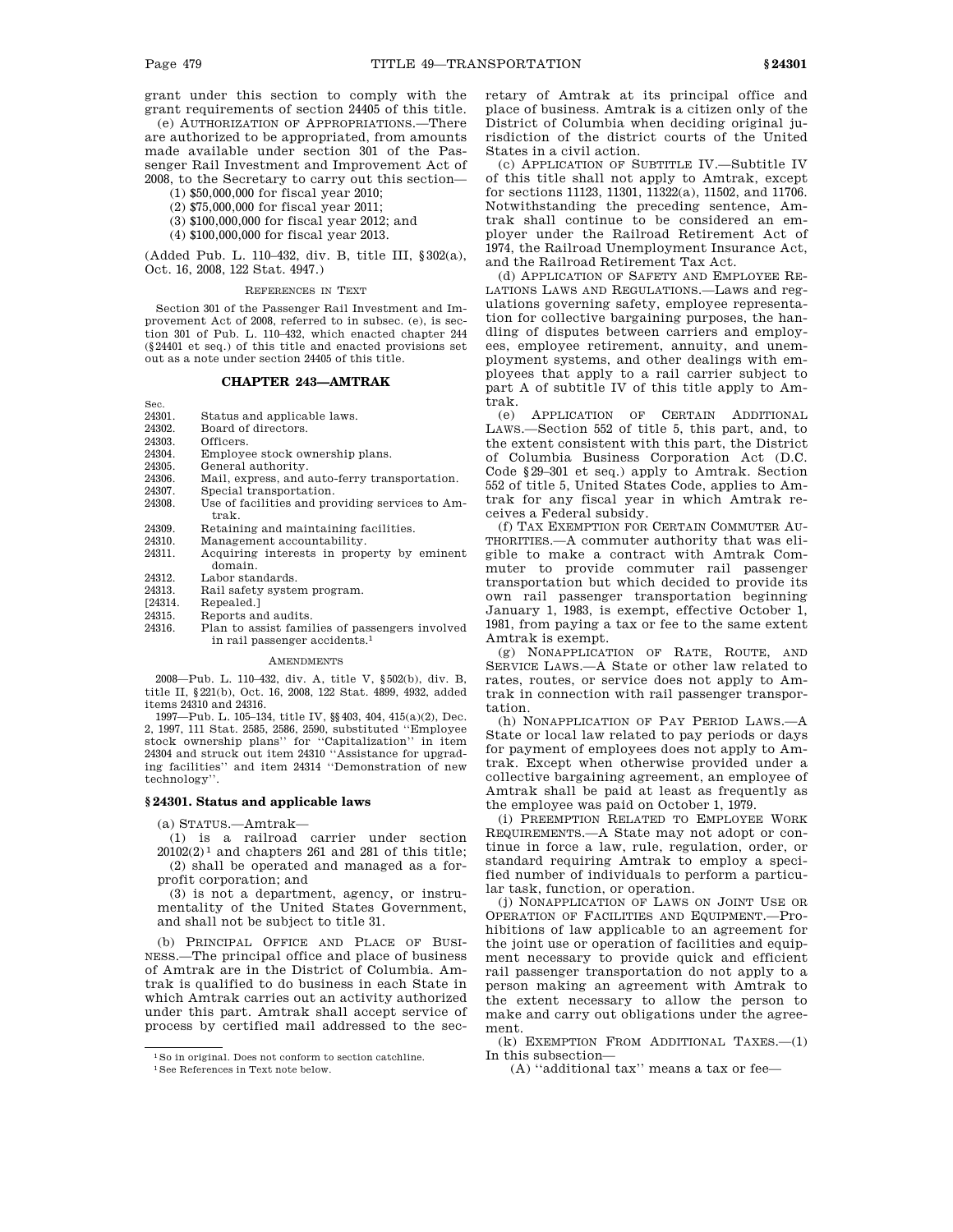grant under this section to comply with the grant requirements of section 24405 of this title.

(e) AUTHORIZATION OF APPROPRIATIONS.—There are authorized to be appropriated, from amounts made available under section 301 of the Passenger Rail Investment and Improvement Act of 2008, to the Secretary to carry out this section—

(1) $50,000,000 for fiscal year 2010;

(2) $75,000,000 for fiscal year 2011;

(3) $100,000,000 for fiscal year 2012; and

(4) $100,000,000 for fiscal year 2013.

(Added Pub. L. 110–432, div. B, title III, §302(a), Oct. 16, 2008, 122 Stat. 4947.)

REFERENCES IN TEXT

Section 301 of the Passenger Rail Investment and Improvement Act of 2008, referred to in subsec. (e), is section 301 of Pub. L. 110–432, which enacted chapter 244 (§24401 et seq.) of this title and enacted provisions set out as a note under section 24405 of this title.

## CHAPTER 243—AMTRAK

| Sec. | |
|---|---|
| 24301. | Status and applicable laws. |
| 24302. | Board of directors. |
| 24303. | Officers. |
| 24304. | Employee stock ownership plans. |
| 24305. | General authority. |
| 24306. | Mail, express, and auto-ferry transportation. |
| 24307. | Special transportation. |
| 24308. | Use of facilities and providing services to Amtrak. |
| 24309. | Retaining and maintaining facilities. |
| 24310. | Management accountability. |
| 24311. | Acquiring interests in property by eminent domain. |
| 24312. | Labor standards. |
| 24313. | Rail safety system program. |
| [24314. | Repealed.] |
| 24315. | Reports and audits. |
| 24316. | Plan to assist families of passengers involved in rail passenger accidents.[1] |

AMENDMENTS

2008—Pub. L. 110–432, div. A, title V, §502(b), div. B, title II, §221(b), Oct. 16, 2008, 122 Stat. 4899, 4932, added items 24310 and 24316.

1997—Pub. L. 105–134, title IV, §§403, 404, 415(a)(2), Dec. 2, 1997, 111 Stat. 2585, 2586, 2590, substituted "Employee stock ownership plans" for "Capitalization" in item 24304 and struck out item 24310 "Assistance for upgrading facilities" and item 24314 "Demonstration of new technology".

### §24301. Status and applicable laws

(a) STATUS.—Amtrak—

(1) is a railroad carrier under section 20102(2)[1] and chapters 261 and 281 of this title;

(2) shall be operated and managed as a for-profit corporation; and

(3) is not a department, agency, or instrumentality of the United States Government, and shall not be subject to title 31.

(b) PRINCIPAL OFFICE AND PLACE OF BUSINESS.—The principal office and place of business of Amtrak are in the District of Columbia. Amtrak is qualified to do business in each State in which Amtrak carries out an activity authorized under this part. Amtrak shall accept service of process by certified mail addressed to the secretary of Amtrak at its principal office and place of business. Amtrak is a citizen only of the District of Columbia when deciding original jurisdiction of the district courts of the United States in a civil action.

(c) APPLICATION OF SUBTITLE IV.—Subtitle IV of this title shall not apply to Amtrak, except for sections 11123, 11301, 11322(a), 11502, and 11706. Notwithstanding the preceding sentence, Amtrak shall continue to be considered an employer under the Railroad Retirement Act of 1974, the Railroad Unemployment Insurance Act, and the Railroad Retirement Tax Act.

(d) APPLICATION OF SAFETY AND EMPLOYEE RELATIONS LAWS AND REGULATIONS.—Laws and regulations governing safety, employee representation for collective bargaining purposes, the handling of disputes between carriers and employees, employee retirement, annuity, and unemployment systems, and other dealings with employees that apply to a rail carrier subject to part A of subtitle IV of this title apply to Amtrak.

(e) APPLICATION OF CERTAIN ADDITIONAL LAWS.—Section 552 of title 5, this part, and, to the extent consistent with this part, the District of Columbia Business Corporation Act (D.C. Code §29–301 et seq.) apply to Amtrak. Section 552 of title 5, United States Code, applies to Amtrak for any fiscal year in which Amtrak receives a Federal subsidy.

(f) TAX EXEMPTION FOR CERTAIN COMMUTER AUTHORITIES.—A commuter authority that was eligible to make a contract with Amtrak Commuter to provide commuter rail passenger transportation but which decided to provide its own rail passenger transportation beginning January 1, 1983, is exempt, effective October 1, 1981, from paying a tax or fee to the same extent Amtrak is exempt.

(g) NONAPPLICATION OF RATE, ROUTE, AND SERVICE LAWS.—A State or other law related to rates, routes, or service does not apply to Amtrak in connection with rail passenger transportation.

(h) NONAPPLICATION OF PAY PERIOD LAWS.—A State or local law related to pay periods or days for payment of employees does not apply to Amtrak. Except when otherwise provided under a collective bargaining agreement, an employee of Amtrak shall be paid at least as frequently as the employee was paid on October 1, 1979.

(i) PREEMPTION RELATED TO EMPLOYEE WORK REQUIREMENTS.—A State may not adopt or continue in force a law, rule, regulation, order, or standard requiring Amtrak to employ a specified number of individuals to perform a particular task, function, or operation.

(j) NONAPPLICATION OF LAWS ON JOINT USE OR OPERATION OF FACILITIES AND EQUIPMENT.—Prohibitions of law applicable to an agreement for the joint use or operation of facilities and equipment necessary to provide quick and efficient rail passenger transportation do not apply to a person making an agreement with Amtrak to the extent necessary to allow the person to make and carry out obligations under the agreement.

(k) EXEMPTION FROM ADDITIONAL TAXES.—(1) In this subsection—

(A) "additional tax" means a tax or fee—

---

[1] So in original. Does not conform to section catchline.

[1] See References in Text note below.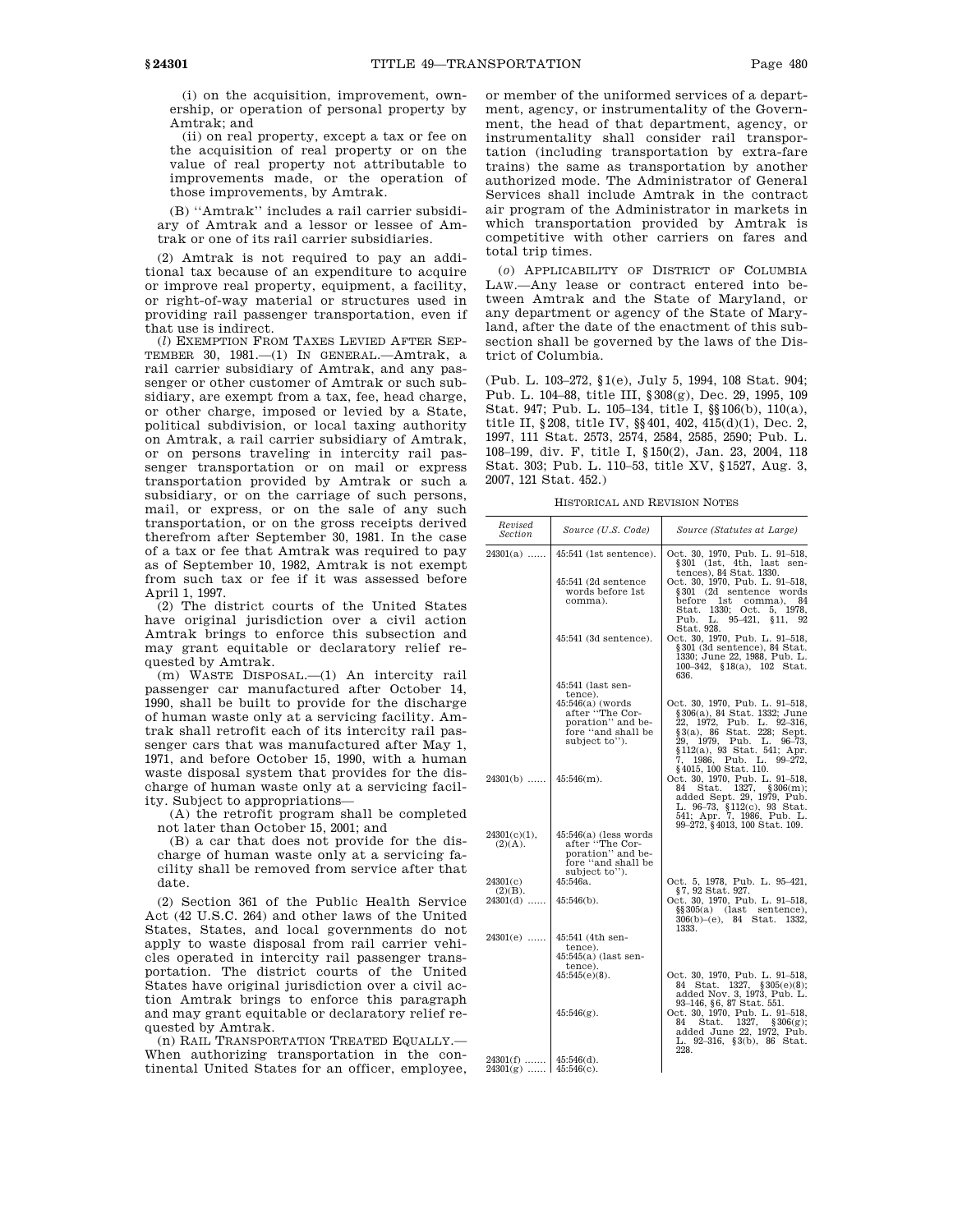(i) on the acquisition, improvement, ownership, or operation of personal property by Amtrak; and

(ii) on real property, except a tax or fee on the acquisition of real property or on the value of real property not attributable to improvements made, or the operation of those improvements, by Amtrak.

(B) ''Amtrak'' includes a rail carrier subsidiary of Amtrak and a lessor or lessee of Amtrak or one of its rail carrier subsidiaries.

(2) Amtrak is not required to pay an additional tax because of an expenditure to acquire or improve real property, equipment, a facility, or right-of-way material or structures used in providing rail passenger transportation, even if that use is indirect.

(*l*) EXEMPTION FROM TAXES LEVIED AFTER SEPTEMBER 30, 1981.—(1) IN GENERAL.—Amtrak, a rail carrier subsidiary of Amtrak, and any passenger or other customer of Amtrak or such subsidiary, are exempt from a tax, fee, head charge, or other charge, imposed or levied by a State, political subdivision, or local taxing authority on Amtrak, a rail carrier subsidiary of Amtrak, or on persons traveling in intercity rail passenger transportation or on mail or express transportation provided by Amtrak or such a subsidiary, or on the carriage of such persons, mail, or express, or on the sale of any such transportation, or on the gross receipts derived therefrom after September 30, 1981. In the case of a tax or fee that Amtrak was required to pay as of September 10, 1982, Amtrak is not exempt from such tax or fee if it was assessed before April 1, 1997.

(2) The district courts of the United States have original jurisdiction over a civil action Amtrak brings to enforce this subsection and may grant equitable or declaratory relief requested by Amtrak.

(m) WASTE DISPOSAL.—(1) An intercity rail passenger car manufactured after October 14, 1990, shall be built to provide for the discharge of human waste only at a servicing facility. Amtrak shall retrofit each of its intercity rail passenger cars that was manufactured after May 1, 1971, and before October 15, 1990, with a human waste disposal system that provides for the discharge of human waste only at a servicing facility. Subject to appropriations—

(A) the retrofit program shall be completed not later than October 15, 2001; and

(B) a car that does not provide for the discharge of human waste only at a servicing facility shall be removed from service after that date.

(2) Section 361 of the Public Health Service Act (42 U.S.C. 264) and other laws of the United States, States, and local governments do not apply to waste disposal from rail carrier vehicles operated in intercity rail passenger transportation. The district courts of the United States have original jurisdiction over a civil action Amtrak brings to enforce this paragraph and may grant equitable or declaratory relief requested by Amtrak.

(n) RAIL TRANSPORTATION TREATED EQUALLY.—When authorizing transportation in the continental United States for an officer, employee, or member of the uniformed services of a department, agency, or instrumentality of the Government, the head of that department, agency, or instrumentality shall consider rail transportation (including transportation by extra-fare trains) the same as transportation by another authorized mode. The Administrator of General Services shall include Amtrak in the contract air program of the Administrator in markets in which transportation provided by Amtrak is competitive with other carriers on fares and total trip times.

(*o*) APPLICABILITY OF DISTRICT OF COLUMBIA LAW.—Any lease or contract entered into between Amtrak and the State of Maryland, or any department or agency of the State of Maryland, after the date of the enactment of this subsection shall be governed by the laws of the District of Columbia.

(Pub. L. 103–272, §1(e), July 5, 1994, 108 Stat. 904; Pub. L. 104–88, title III, §308(g), Dec. 29, 1995, 109 Stat. 947; Pub. L. 105–134, title I, §§106(b), 110(a), title II, §208, title IV, §§401, 402, 415(d)(1), Dec. 2, 1997, 111 Stat. 2573, 2574, 2584, 2585, 2590; Pub. L. 108–199, div. F, title I, §150(2), Jan. 23, 2004, 118 Stat. 303; Pub. L. 110–53, title XV, §1527, Aug. 3, 2007, 121 Stat. 452.)

HISTORICAL AND REVISION NOTES

| Revised Section | Source (U.S. Code) | Source (Statutes at Large) |
|---|---|---|
| 24301(a) | 45:541 (1st sentence). | Oct. 30, 1970, Pub. L. 91–518, §301 (1st, 4th, last sentences), 84 Stat. 1330. |
| | 45:541 (2d sentence words before 1st comma). | Oct. 30, 1970, Pub. L. 91–518, §301 (2d sentence words before 1st comma), 84 Stat. 1330; Oct. 5, 1978, Pub. L. 95–421, §11, 92 Stat. 928. |
| | 45:541 (3d sentence). | Oct. 30, 1970, Pub. L. 91–518, §301 (3d sentence), 84 Stat. 1330; June 22, 1988, Pub. L. 100–342, §18(a), 102 Stat. 636. |
| | 45:541 (last sentence). | |
| | 45:546(a) (words after ''The Corporation'' and before ''and shall be subject to''). | Oct. 30, 1970, Pub. L. 91–518, §306(a), 84 Stat. 1332; June 22, 1972, Pub. L. 92–316, §3(a), 86 Stat. 228; Sept. 29, 1979, Pub. L. 96–73, §112(a), 93 Stat. 541; Apr. 7, 1986, Pub. L. 99–272, §4015, 100 Stat. 110. |
| 24301(b) | 45:546(m). | Oct. 30, 1970, Pub. L. 91–518, 84 Stat. 1327, §306(m); added Sept. 29, 1979, Pub. L. 96–73, §112(c), 93 Stat. 541; Apr. 7, 1986, Pub. L. 99–272, §4013, 100 Stat. 109. |
| 24301(c)(1), (2)(A). | 45:546(a) (less words after ''The Corporation'' and before ''and shall be subject to''). | |
| 24301(c)(2)(B). | 45:546a. | Oct. 5, 1978, Pub. L. 95–421, §7, 92 Stat. 927. |
| 24301(d) | 45:546(b). | Oct. 30, 1970, Pub. L. 91–518, §§305(a) (last sentence), 306(b)–(e), 84 Stat. 1332, 1333. |
| 24301(e) | 45:541 (4th sentence). | |
| | 45:545(a) (last sentence). | |
| | 45:545(e)(8). | Oct. 30, 1970, Pub. L. 91–518, 84 Stat. 1327, §305(e)(8); added Nov. 3, 1973, Pub. L. 93–146, §6, 87 Stat. 551. |
| | 45:546(g). | Oct. 30, 1970, Pub. L. 91–518, 84 Stat. 1327, §306(g); added June 22, 1972, Pub. L. 92–316, §3(b), 86 Stat. 228. |
| 24301(f) | 45:546(d). | |
| 24301(g) | 45:546(c). | |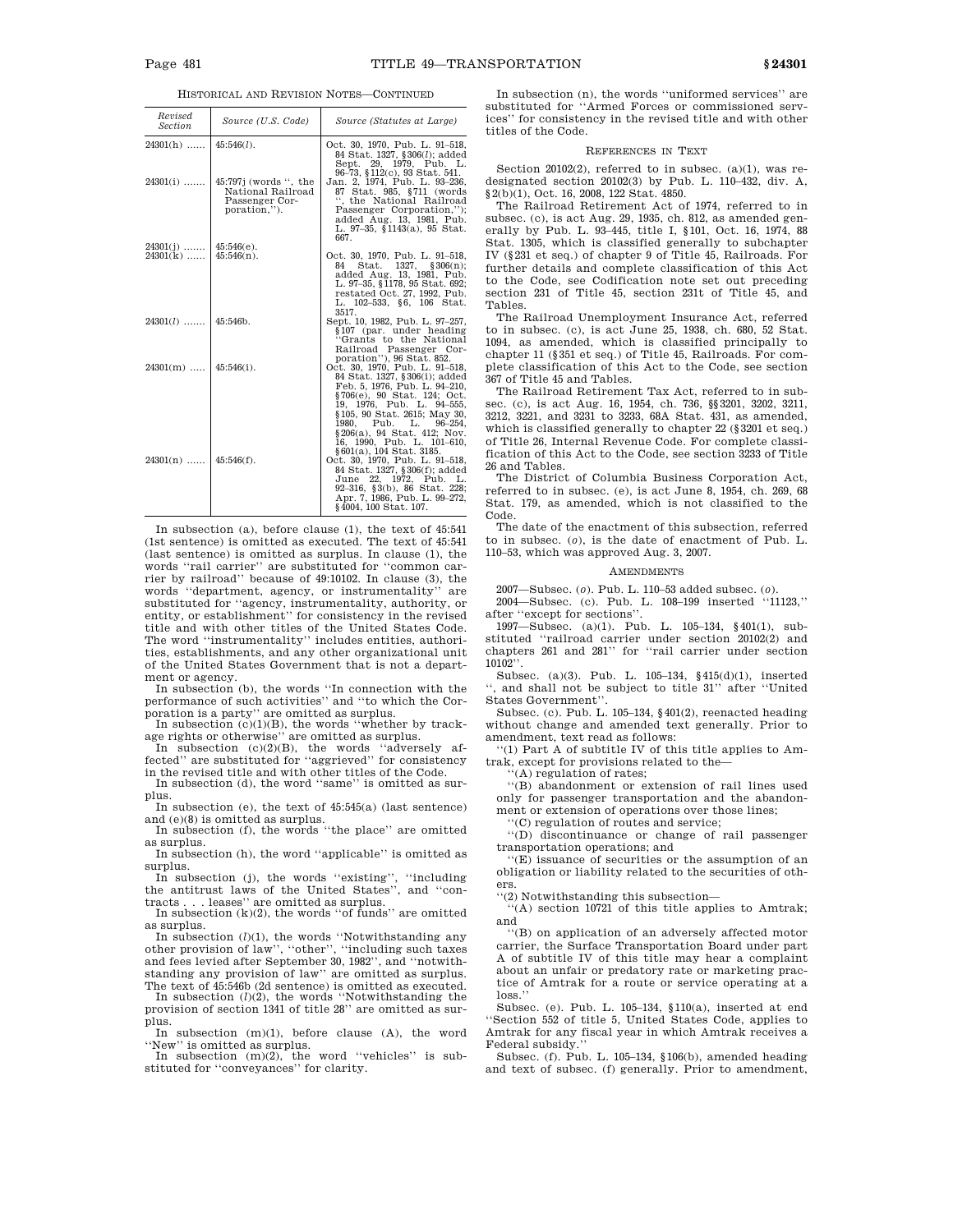HISTORICAL AND REVISION NOTES—CONTINUED

| Revised Section | Source (U.S. Code) | Source (Statutes at Large) |
|---|---|---|
| 24301(h) ...... | 45:546(*l*). | Oct. 30, 1970, Pub. L. 91–518, 84 Stat. 1327, §306(*l*); added Sept. 29, 1979, Pub. L. 96–73, §112(c), 93 Stat. 541. |
| 24301(i) ....... | 45:797j (words ", the National Railroad Passenger Corporation,"). | Jan. 2, 1974, Pub. L. 93–236, 87 Stat. 985, §711 (words ", the National Railroad Passenger Corporation,"); added Aug. 13, 1981, Pub. L. 97–35, §1143(a), 95 Stat. 667. |
| 24301(j) ....... | 45:546(e). | |
| 24301(k) ...... | 45:546(n). | Oct. 30, 1970, Pub. L. 91–518, 84 Stat. 1327, §306(n); added Aug. 13, 1981, Pub. L. 97–35, §1178, 95 Stat. 692; restated Oct. 27, 1992, Pub. L. 102–533, §6, 106 Stat. 3517. |
| 24301(*l*) ....... | 45:546b. | Sept. 10, 1982, Pub. L. 97–257, §107 (par. under heading "Grants to the National Railroad Passenger Corporation"), 96 Stat. 852. |
| 24301(m) ..... | 45:546(i). | Oct. 30, 1970, Pub. L. 91–518, 84 Stat. 1327, §306(i); added Feb. 5, 1976, Pub. L. 94–210, §706(e), 90 Stat. 124; Oct. 19, 1976, Pub. L. 94–555, §105, 90 Stat. 2615; May 30, 1980, Pub. L. 96–254, §206(a), 94 Stat. 412; Nov. 16, 1990, Pub. L. 101–610, §601(a), 104 Stat. 3185. |
| 24301(n) ...... | 45:546(f). | Oct. 30, 1970, Pub. L. 91–518, 84 Stat. 1327, §306(f); added June 22, 1972, Pub. L. 92–316, §3(b), 86 Stat. 228; Apr. 7, 1986, Pub. L. 99–272, §4004, 100 Stat. 107. |

In subsection (a), before clause (1), the text of 45:541 (1st sentence) is omitted as executed. The text of 45:541 (last sentence) is omitted as surplus. In clause (1), the words "rail carrier" are substituted for "common carrier by railroad" because of 49:10102. In clause (3), the words "department, agency, or instrumentality" are substituted for "agency, instrumentality, authority, or entity, or establishment" for consistency in the revised title and with other titles of the United States Code. The word "instrumentality" includes entities, authorities, establishments, and any other organizational unit of the United States Government that is not a department or agency.

In subsection (b), the words "In connection with the performance of such activities" and "to which the Corporation is a party" are omitted as surplus.

In subsection (c)(1)(B), the words "whether by trackage rights or otherwise" are omitted as surplus.

In subsection (c)(2)(B), the words "adversely affected" are substituted for "aggrieved" for consistency in the revised title and with other titles of the Code.

In subsection (d), the word "same" is omitted as surplus.

In subsection (e), the text of 45:545(a) (last sentence) and (e)(8) is omitted as surplus.

In subsection (f), the words "the place" are omitted as surplus.

In subsection (h), the word "applicable" is omitted as surplus.

In subsection (j), the words "existing", "including the antitrust laws of the United States", and "contracts . . . leases" are omitted as surplus.

In subsection (k)(2), the words "of funds" are omitted as surplus.

In subsection (*l*)(1), the words "Notwithstanding any other provision of law", "other", "including such taxes and fees levied after September 30, 1982", and "notwithstanding any provision of law" are omitted as surplus. The text of 45:546b (2d sentence) is omitted as executed.

In subsection (*l*)(2), the words "Notwithstanding the provision of section 1341 of title 28" are omitted as surplus.

In subsection (m)(1), before clause (A), the word "New" is omitted as surplus.

In subsection (m)(2), the word "vehicles" is substituted for "conveyances" for clarity.

In subsection (n), the words "uniformed services" are substituted for "Armed Forces or commissioned services" for consistency in the revised title and with other titles of the Code.

REFERENCES IN TEXT

Section 20102(2), referred to in subsec. (a)(1), was redesignated section 20102(3) by Pub. L. 110–432, div. A, §2(b)(1), Oct. 16, 2008, 122 Stat. 4850.

The Railroad Retirement Act of 1974, referred to in subsec. (c), is act Aug. 29, 1935, ch. 812, as amended generally by Pub. L. 93–445, title I, §101, Oct. 16, 1974, 88 Stat. 1305, which is classified generally to subchapter IV (§231 et seq.) of chapter 9 of Title 45, Railroads. For further details and complete classification of this Act to the Code, see Codification note set out preceding section 231 of Title 45, section 231t of Title 45, and Tables.

The Railroad Unemployment Insurance Act, referred to in subsec. (c), is act June 25, 1938, ch. 680, 52 Stat. 1094, as amended, which is classified principally to chapter 11 (§351 et seq.) of Title 45, Railroads. For complete classification of this Act to the Code, see section 367 of Title 45 and Tables.

The Railroad Retirement Tax Act, referred to in subsec. (c), is act Aug. 16, 1954, ch. 736, §§3201, 3202, 3211, 3212, 3221, and 3231 to 3233, 68A Stat. 431, as amended, which is classified generally to chapter 22 (§3201 et seq.) of Title 26, Internal Revenue Code. For complete classification of this Act to the Code, see section 3233 of Title 26 and Tables.

The District of Columbia Business Corporation Act, referred to in subsec. (e), is act June 8, 1954, ch. 269, 68 Stat. 179, as amended, which is not classified to the Code.

The date of the enactment of this subsection, referred to in subsec. (*o*), is the date of enactment of Pub. L. 110–53, which was approved Aug. 3, 2007.

AMENDMENTS

2007—Subsec. (*o*). Pub. L. 110–53 added subsec. (*o*).

2004—Subsec. (c). Pub. L. 108–199 inserted "11123," after "except for sections".

1997—Subsec. (a)(1). Pub. L. 105–134, §401(1), substituted "railroad carrier under section 20102(2) and chapters 261 and 281" for "rail carrier under section 10102".

Subsec. (a)(3). Pub. L. 105–134, §415(d)(1), inserted ", and shall not be subject to title 31" after "United States Government".

Subsec. (c). Pub. L. 105–134, §401(2), reenacted heading without change and amended text generally. Prior to amendment, text read as follows:

"(1) Part A of subtitle IV of this title applies to Amtrak, except for provisions related to the—

"(A) regulation of rates;

"(B) abandonment or extension of rail lines used only for passenger transportation and the abandonment or extension of operations over those lines;

"(C) regulation of routes and service;

"(D) discontinuance or change of rail passenger transportation operations; and

"(E) issuance of securities or the assumption of an obligation or liability related to the securities of others.

"(2) Notwithstanding this subsection—

"(A) section 10721 of this title applies to Amtrak; and

"(B) on application of an adversely affected motor carrier, the Surface Transportation Board under part A of subtitle IV of this title may hear a complaint about an unfair or predatory rate or marketing practice of Amtrak for a route or service operating at a loss."

Subsec. (e). Pub. L. 105–134, §110(a), inserted at end "Section 552 of title 5, United States Code, applies to Amtrak for any fiscal year in which Amtrak receives a Federal subsidy."

Subsec. (f). Pub. L. 105–134, §106(b), amended heading and text of subsec. (f) generally. Prior to amendment,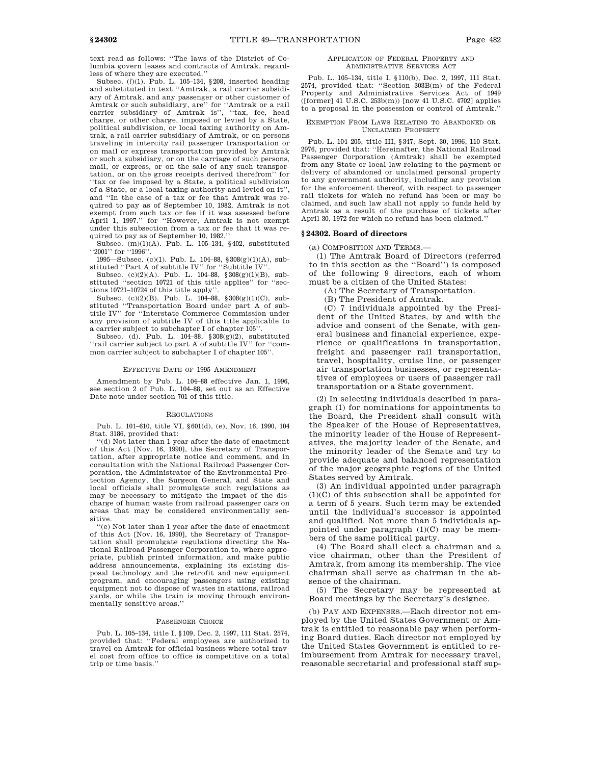text read as follows: ''The laws of the District of Columbia govern leases and contracts of Amtrak, regardless of where they are executed.''

Subsec. (*l*)(1). Pub. L. 105–134, §208, inserted heading and substituted in text ''Amtrak, a rail carrier subsidiary of Amtrak, and any passenger or other customer of Amtrak or such subsidiary, are'' for ''Amtrak or a rail carrier subsidiary of Amtrak is'', ''tax, fee, head charge, or other charge, imposed or levied by a State, political subdivision, or local taxing authority on Amtrak, a rail carrier subsidiary of Amtrak, or on persons traveling in intercity rail passenger transportation or on mail or express transportation provided by Amtrak or such a subsidiary, or on the carriage of such persons, mail, or express, or on the sale of any such transportation, or on the gross receipts derived therefrom'' for ''tax or fee imposed by a State, a political subdivision of a State, or a local taxing authority and levied on it'', and ''In the case of a tax or fee that Amtrak was required to pay as of September 10, 1982, Amtrak is not exempt from such tax or fee if it was assessed before April 1, 1997.'' for ''However, Amtrak is not exempt under this subsection from a tax or fee that it was required to pay as of September 10, 1982.''

Subsec. (m)(1)(A). Pub. L. 105–134, §402, substituted ''2001'' for ''1996''.

1995—Subsec. (c)(1). Pub. L. 104–88, §308(g)(1)(A), substituted ''Part A of subtitle IV'' for ''Subtitle IV''.

Subsec. (c)(2)(A). Pub. L. 104–88, §308(g)(1)(B), substituted ''section 10721 of this title applies'' for ''sections 10721–10724 of this title apply''.

Subsec. (c)(2)(B). Pub. L. 104–88, §308(g)(1)(C), substituted ''Transportation Board under part A of subtitle IV'' for ''Interstate Commerce Commission under any provision of subtitle IV of this title applicable to a carrier subject to subchapter I of chapter 105''.

Subsec. (d). Pub. L. 104–88, §308(g)(2), substituted ''rail carrier subject to part A of subtitle IV'' for ''common carrier subject to subchapter I of chapter 105''.

EFFECTIVE DATE OF 1995 AMENDMENT

Amendment by Pub. L. 104–88 effective Jan. 1, 1996, see section 2 of Pub. L. 104–88, set out as an Effective Date note under section 701 of this title.

REGULATIONS

Pub. L. 101–610, title VI, §601(d), (e), Nov. 16, 1990, 104 Stat. 3186, provided that:

''(d) Not later than 1 year after the date of enactment of this Act [Nov. 16, 1990], the Secretary of Transportation, after appropriate notice and comment, and in consultation with the National Railroad Passenger Corporation, the Administrator of the Environmental Protection Agency, the Surgeon General, and State and local officials shall promulgate such regulations as may be necessary to mitigate the impact of the discharge of human waste from railroad passenger cars on areas that may be considered environmentally sensitive.

''(e) Not later than 1 year after the date of enactment of this Act [Nov. 16, 1990], the Secretary of Transportation shall promulgate regulations directing the National Railroad Passenger Corporation to, where appropriate, publish printed information, and make public address announcements, explaining its existing disposal technology and the retrofit and new equipment program, and encouraging passengers using existing equipment not to dispose of wastes in stations, railroad yards, or while the train is moving through environmentally sensitive areas.''

PASSENGER CHOICE

Pub. L. 105–134, title I, §109, Dec. 2, 1997, 111 Stat. 2574, provided that: ''Federal employees are authorized to travel on Amtrak for official business where total travel cost from office to office is competitive on a total trip or time basis.''

APPLICATION OF FEDERAL PROPERTY AND ADMINISTRATIVE SERVICES ACT

Pub. L. 105–134, title I, §110(b), Dec. 2, 1997, 111 Stat. 2574, provided that: ''Section 303B(m) of the Federal Property and Administrative Services Act of 1949 ([former] 41 U.S.C. 253b(m)) [now 41 U.S.C. 4702] applies to a proposal in the possession or control of Amtrak.''

EXEMPTION FROM LAWS RELATING TO ABANDONED OR UNCLAIMED PROPERTY

Pub. L. 104–205, title III, §347, Sept. 30, 1996, 110 Stat. 2976, provided that: ''Hereinafter, the National Railroad Passenger Corporation (Amtrak) shall be exempted from any State or local law relating to the payment or delivery of abandoned or unclaimed personal property to any government authority, including any provision for the enforcement thereof, with respect to passenger rail tickets for which no refund has been or may be claimed, and such law shall not apply to funds held by Amtrak as a result of the purchase of tickets after April 30, 1972 for which no refund has been claimed.''

## §24302. Board of directors

(a) COMPOSITION AND TERMS.—

(1) The Amtrak Board of Directors (referred to in this section as the ''Board'') is composed of the following 9 directors, each of whom must be a citizen of the United States:

(A) The Secretary of Transportation.

(B) The President of Amtrak.

(C) 7 individuals appointed by the President of the United States, by and with the advice and consent of the Senate, with general business and financial experience, experience or qualifications in transportation, freight and passenger rail transportation, travel, hospitality, cruise line, or passenger air transportation businesses, or representatives of employees or users of passenger rail transportation or a State government.

(2) In selecting individuals described in paragraph (1) for nominations for appointments to the Board, the President shall consult with the Speaker of the House of Representatives, the minority leader of the House of Representatives, the majority leader of the Senate, and the minority leader of the Senate and try to provide adequate and balanced representation of the major geographic regions of the United States served by Amtrak.

(3) An individual appointed under paragraph (1)(C) of this subsection shall be appointed for a term of 5 years. Such term may be extended until the individual's successor is appointed and qualified. Not more than 5 individuals appointed under paragraph (1)(C) may be members of the same political party.

(4) The Board shall elect a chairman and a vice chairman, other than the President of Amtrak, from among its membership. The vice chairman shall serve as chairman in the absence of the chairman.

(5) The Secretary may be represented at Board meetings by the Secretary's designee.

(b) PAY AND EXPENSES.—Each director not employed by the United States Government or Amtrak is entitled to reasonable pay when performing Board duties. Each director not employed by the United States Government is entitled to reimbursement from Amtrak for necessary travel, reasonable secretarial and professional staff sup-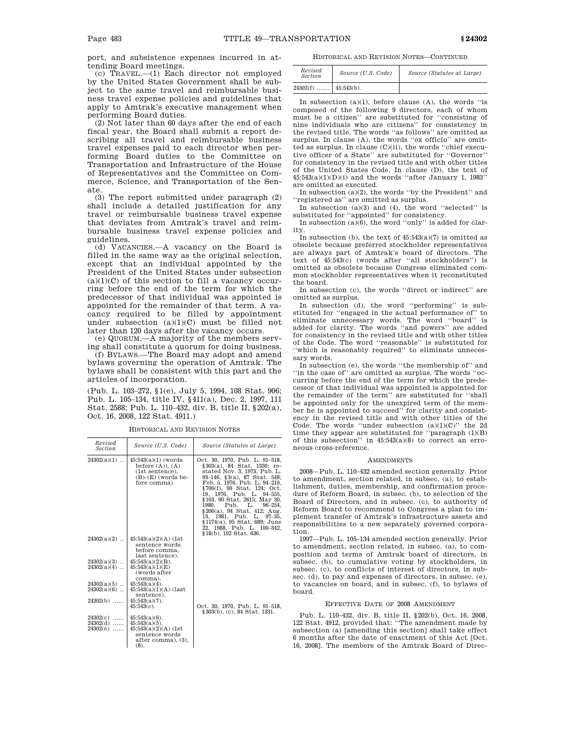port, and subsistence expenses incurred in attending Board meetings.

(c) TRAVEL.—(1) Each director not employed by the United States Government shall be subject to the same travel and reimbursable business travel expense policies and guidelines that apply to Amtrak's executive management when performing Board duties.

(2) Not later than 60 days after the end of each fiscal year, the Board shall submit a report describing all travel and reimbursable business travel expenses paid to each director when performing Board duties to the Committee on Transportation and Infrastructure of the House of Representatives and the Committee on Commerce, Science, and Transportation of the Senate.

(3) The report submitted under paragraph (2) shall include a detailed justification for any travel or reimbursable business travel expense that deviates from Amtrak's travel and reimbursable business travel expense policies and guidelines.

(d) VACANCIES.—A vacancy on the Board is filled in the same way as the original selection, except that an individual appointed by the President of the United States under subsection (a)(1)(C) of this section to fill a vacancy occurring before the end of the term for which the predecessor of that individual was appointed is appointed for the remainder of that term. A vacancy required to be filled by appointment under subsection (a)(1)(C) must be filled not later than 120 days after the vacancy occurs.

(e) QUORUM.—A majority of the members serving shall constitute a quorum for doing business.

(f) BYLAWS.—The Board may adopt and amend bylaws governing the operation of Amtrak. The bylaws shall be consistent with this part and the articles of incorporation.

(Pub. L. 103–272, §1(e), July 5, 1994, 108 Stat. 906; Pub. L. 105–134, title IV, §411(a), Dec. 2, 1997, 111 Stat. 2588; Pub. L. 110–432, div. B, title II, §202(a), Oct. 16, 2008, 122 Stat. 4911.)

HISTORICAL AND REVISION NOTES

| Revised Section | Source (U.S. Code) | Source (Statutes at Large) |
|---|---|---|
| 24302(a)(1) .. | 45:543(a)(1) (words before (A)), (A) (1st sentence), (B)–(E) (words before comma). | Oct. 30, 1970, Pub. L. 91–518, §303(a), 84 Stat. 1330; restated Nov. 3, 1973, Pub. L. 93–146, §3(a), 87 Stat. 548; Feb. 5, 1976, Pub. L. 94–210, §706(f), 90 Stat. 124; Oct. 19, 1976, Pub. L. 94–555, §103, 90 Stat. 2615; May 30, 1980, Pub. L. 96–254, §206(a), 94 Stat. 412; Aug. 13, 1981, Pub. L. 97–35, §1174(a), 95 Stat. 689; June 22, 1988, Pub. L. 100–342, §18(b), 102 Stat. 636. |
| 24302(a)(2) .. | 45:543(a)(2)(A) (1st sentence before comma, last sentence). | |
| 24302(a)(3) .. | 45:543(a)(2)(B). | |
| 24302(a)(4) .. | 45:543(a)(1)(E) (words after comma). | |
| 24302(a)(5) .. | 45:543(a)(4). | |
| 24302(a)(6) .. | 45:543(a)(1)(A) (last sentence). | |
| 24302(b) ...... | 45:543(a)(7). 45:543(c). | Oct. 30, 1970, Pub. L. 91–518, §303(b), (c), 84 Stat. 1331. |
| 24302(c) ...... | 45:543(a)(6). | |
| 24302(d) ...... | 45:543(a)(5). | |
| 24302(e) ...... | 45:543(a)(2)(A) (1st sentence words after comma), (3), (8). | |
| 24302(f) ...... | 45:543(b). | |

In subsection (a)(1), before clause (A), the words "is composed of the following 9 directors, each of whom must be a citizen" are substituted for "consisting of nine individuals who are citizens" for consistency in the revised title. The words "as follows" are omitted as surplus. In clause (A), the words "ex officio" are omitted as surplus. In clause (C)(ii), the words "chief executive officer of a State" are substituted for "Governor" for consistency in the revised title and with other titles of the United States Code. In clause (D), the text of 45:543(a)(1)(D)(i) and the words "after January 1, 1983" are omitted as executed.

In subsection (a)(2), the words "by the President" and "registered as" are omitted as surplus.

In subsection (a)(3) and (4), the word "selected" is substituted for "appointed" for consistency.

In subsection (a)(6), the word "only" is added for clarity.

In subsection (b), the text of 45:543(a)(7) is omitted as obsolete because preferred stockholder representatives are always part of Amtrak's board of directors. The text of 45:543(c) (words after "all stockholders") is omitted as obsolete because Congress eliminated common stockholder representatives when it reconstituted the board.

In subsection (c), the words "direct or indirect" are omitted as surplus.

In subsection (d), the word "performing" is substituted for "engaged in the actual performance of" to eliminate unnecessary words. The word "board" is added for clarity. The words "and powers" are added for consistency in the revised title and with other titles of the Code. The word "reasonable" is substituted for "which is reasonably required" to eliminate unnecessary words.

In subsection (e), the words "the membership of" and "in the case of" are omitted as surplus. The words "occurring before the end of the term for which the predecessor of that individual was appointed is appointed for the remainder of the term" are substituted for "shall be appointed only for the unexpired term of the member he is appointed to succeed" for clarity and consistency in the revised title and with other titles of the Code. The words "under subsection (a)(1)(C)" the 2d time they appear are substituted for "paragraph (1)(B) of this subsection" in 45:543(a)(8) to correct an erroneous cross-reference.

AMENDMENTS

2008—Pub. L. 110–432 amended section generally. Prior to amendment, section related, in subsec. (a), to establishment, duties, membership, and confirmation procedure of Reform Board, in subsec. (b), to selection of the Board of Directors, and in subsec. (c), to authority of Reform Board to recommend to Congress a plan to implement transfer of Amtrak's infrastructure assets and responsibilities to a new separately governed corporation.

1997—Pub. L. 105–134 amended section generally. Prior to amendment, section related, in subsec. (a), to composition and terms of Amtrak board of directors, in subsec. (b), to cumulative voting by stockholders, in subsec. (c), to conflicts of interest of directors, in subsec. (d), to pay and expenses of directors, in subsec. (e), to vacancies on board, and in subsec. (f), to bylaws of board.

EFFECTIVE DATE OF 2008 AMENDMENT

Pub. L. 110–432, div. B, title II, §202(b), Oct. 16, 2008, 122 Stat. 4912, provided that: "The amendment made by subsection (a) [amending this section] shall take effect 6 months after the date of enactment of this Act [Oct. 16, 2008]. The members of the Amtrak Board of Direc-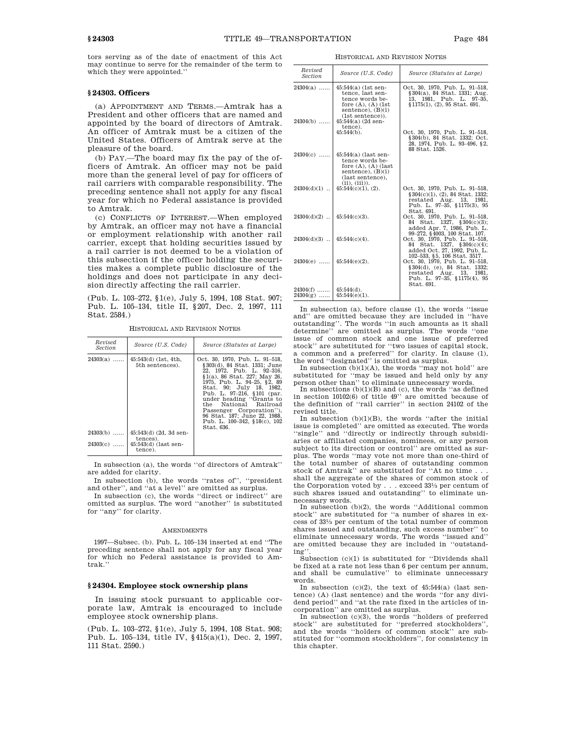tors serving as of the date of enactment of this Act may continue to serve for the remainder of the term to which they were appointed.''

### § 24303. Officers

(a) APPOINTMENT AND TERMS.—Amtrak has a President and other officers that are named and appointed by the board of directors of Amtrak. An officer of Amtrak must be a citizen of the United States. Officers of Amtrak serve at the pleasure of the board.

(b) PAY.—The board may fix the pay of the officers of Amtrak. An officer may not be paid more than the general level of pay for officers of rail carriers with comparable responsibility. The preceding sentence shall not apply for any fiscal year for which no Federal assistance is provided to Amtrak.

(c) CONFLICTS OF INTEREST.—When employed by Amtrak, an officer may not have a financial or employment relationship with another rail carrier, except that holding securities issued by a rail carrier is not deemed to be a violation of this subsection if the officer holding the securities makes a complete public disclosure of the holdings and does not participate in any decision directly affecting the rail carrier.

(Pub. L. 103–272, §1(e), July 5, 1994, 108 Stat. 907; Pub. L. 105–134, title II, §207, Dec. 2, 1997, 111 Stat. 2584.)

HISTORICAL AND REVISION NOTES

| Revised Section | Source (U.S. Code) | Source (Statutes at Large) |
|---|---|---|
| 24303(a) ...... | 45:543(d) (1st, 4th, 5th sentences). | Oct. 30, 1970, Pub. L. 91–518, §303(d), 84 Stat. 1331; June 22, 1972, Pub. L. 92–316, §1(a), 86 Stat. 227; May 26, 1975, Pub. L. 94–25, §2, 89 Stat. 90; July 18, 1982, Pub. L. 97–216, §101 (par. under heading ''Grants to the National Railroad Passenger Corporation''), 96 Stat. 187; June 22, 1988, Pub. L. 100–342, §18(c), 102 Stat. 636. |
| 24303(b) ...... | 45:543(d) (2d, 3d sentences). | |
| 24303(c) ...... | 45:543(d) (last sentence). | |

In subsection (a), the words ''of directors of Amtrak'' are added for clarity.

In subsection (b), the words ''rates of'', ''president and other'', and ''at a level'' are omitted as surplus.

In subsection (c), the words ''direct or indirect'' are omitted as surplus. The word ''another'' is substituted for ''any'' for clarity.

AMENDMENTS

1997—Subsec. (b). Pub. L. 105–134 inserted at end ''The preceding sentence shall not apply for any fiscal year for which no Federal assistance is provided to Amtrak.''

### § 24304. Employee stock ownership plans

In issuing stock pursuant to applicable corporate law, Amtrak is encouraged to include employee stock ownership plans.

(Pub. L. 103–272, §1(e), July 5, 1994, 108 Stat. 908; Pub. L. 105–134, title IV, §415(a)(1), Dec. 2, 1997, 111 Stat. 2590.)

HISTORICAL AND REVISION NOTES

| Revised Section | Source (U.S. Code) | Source (Statutes at Large) |
|---|---|---|
| 24304(a) ...... | 45:544(a) (1st sentence, last sentence words before (A), (A) (1st sentence), (B)(i) (1st sentence)). | Oct. 30, 1970, Pub. L. 91–518, §304(a), 84 Stat. 1331; Aug. 13, 1981, Pub. L. 97–35, §1175(1), (2), 95 Stat. 691. |
| 24304(b) ...... | 45:544(a) (2d sentence). | |
| | 45:544(b). | Oct. 30, 1970, Pub. L. 91–518, §304(b), 84 Stat. 1332; Oct. 28, 1974, Pub. L. 93–496, §2, 88 Stat. 1526. |
| 24304(c) ...... | 45:544(a) (last sentence words before (A), (A) (last sentence), (B)(i) (last sentence), (ii), (iii)). | |
| 24304(d)(1) .. | 45:544(c)(1), (2). | Oct. 30, 1970, Pub. L. 91–518, §304(c)(1), (2), 84 Stat. 1332; restated Aug. 13, 1981, Pub. L. 97–35, §1175(3), 95 Stat. 691. |
| 24304(d)(2) .. | 45:544(c)(3). | Oct. 30, 1970, Pub. L. 91–518, 84 Stat. 1327, §304(c)(3); added Apr. 7, 1986, Pub. L. 99–272, §4003, 100 Stat. 107. |
| 24304(d)(3) .. | 45:544(c)(4). | Oct. 30, 1970, Pub. L. 91–518, 84 Stat. 1327, §304(c)(4); added Oct. 27, 1992, Pub. L. 102–533, §5, 106 Stat. 3517. |
| 24304(e) ...... | 45:544(e)(2). | Oct. 30, 1970, Pub. L. 91–518, §304(d), (e), 84 Stat. 1332; restated Aug. 13, 1981, Pub. L. 97–35, §1175(4), 95 Stat. 691. |
| 24304(f) ...... | 45:544(d). | |
| 24304(g) ...... | 45:544(e)(1). | |

In subsection (a), before clause (1), the words ''issue and'' are omitted because they are included in ''have outstanding''. The words ''in such amounts as it shall determine'' are omitted as surplus. The words ''one issue of common stock and one issue of preferred stock'' are substituted for ''two issues of capital stock, a common and a preferred'' for clarity. In clause (1), the word ''designated'' is omitted as surplus.

In subsection (b)(1)(A), the words ''may not hold'' are substituted for ''may be issued and held only by any person other than'' to eliminate unnecessary words.

In subsections (b)(1)(B) and (c), the words ''as defined in section 10102(6) of title 49'' are omitted because of the definition of ''rail carrier'' in section 24102 of the revised title.

In subsection (b)(1)(B), the words ''after the initial issue is completed'' are omitted as executed. The words ''single'' and ''directly or indirectly through subsidiaries or affiliated companies, nominees, or any person subject to its direction or control'' are omitted as surplus. The words ''may vote not more than one-third of the total number of shares of outstanding common stock of Amtrak'' are substituted for ''At no time . . . shall the aggregate of the shares of common stock of the Corporation voted by . . . exceed 33⅓ per centum of such shares issued and outstanding'' to eliminate unnecessary words.

In subsection (b)(2), the words ''Additional common stock'' are substituted for ''a number of shares in excess of 33⅓ per centum of the total number of common shares issued and outstanding, such excess number'' to eliminate unnecessary words. The words ''issued and'' are omitted because they are included in ''outstanding''.

Subsection (c)(1) is substituted for ''Dividends shall be fixed at a rate not less than 6 per centum per annum, and shall be cumulative'' to eliminate unnecessary words.

In subsection (c)(2), the text of 45:544(a) (last sentence) (A) (last sentence) and the words ''for any dividend period'' and ''at the rate fixed in the articles of incorporation'' are omitted as surplus.

In subsection (c)(3), the words ''holders of preferred stock'' are substituted for ''preferred stockholders'', and the words ''holders of common stock'' are substituted for ''common stockholders'', for consistency in this chapter.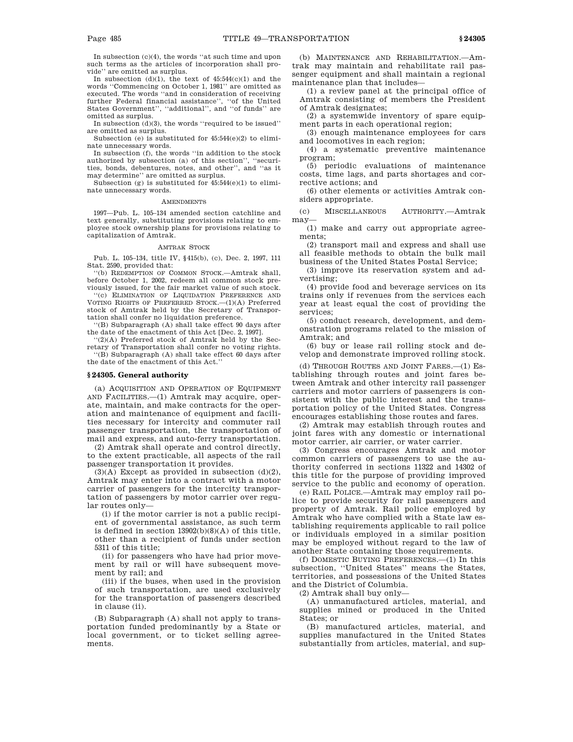In subsection (c)(4), the words ''at such time and upon such terms as the articles of incorporation shall provide'' are omitted as surplus.

In subsection (d)(1), the text of 45:544(c)(1) and the words ''Commencing on October 1, 1981'' are omitted as executed. The words ''and in consideration of receiving further Federal financial assistance'', ''of the United States Government'', ''additional'', and ''of funds'' are omitted as surplus.

In subsection (d)(3), the words ''required to be issued'' are omitted as surplus.

Subsection (e) is substituted for 45:544(e)(2) to eliminate unnecessary words.

In subsection (f), the words ''in addition to the stock authorized by subsection (a) of this section'', ''securities, bonds, debentures, notes, and other'', and ''as it may determine'' are omitted as surplus.

Subsection (g) is substituted for 45:544(e)(1) to eliminate unnecessary words.

AMENDMENTS

1997—Pub. L. 105–134 amended section catchline and text generally, substituting provisions relating to employee stock ownership plans for provisions relating to capitalization of Amtrak.

AMTRAK STOCK

Pub. L. 105–134, title IV, §415(b), (c), Dec. 2, 1997, 111 Stat. 2590, provided that:

''(b) REDEMPTION OF COMMON STOCK.—Amtrak shall, before October 1, 2002, redeem all common stock previously issued, for the fair market value of such stock.

''(c) ELIMINATION OF LIQUIDATION PREFERENCE AND VOTING RIGHTS OF PREFERRED STOCK.—(1)(A) Preferred stock of Amtrak held by the Secretary of Transportation shall confer no liquidation preference.

''(B) Subparagraph (A) shall take effect 90 days after the date of the enactment of this Act [Dec. 2, 1997].

''(2)(A) Preferred stock of Amtrak held by the Secretary of Transportation shall confer no voting rights.

''(B) Subparagraph (A) shall take effect 60 days after the date of the enactment of this Act.''

## § 24305. General authority

(a) ACQUISITION AND OPERATION OF EQUIPMENT AND FACILITIES.—(1) Amtrak may acquire, operate, maintain, and make contracts for the operation and maintenance of equipment and facilities necessary for intercity and commuter rail passenger transportation, the transportation of mail and express, and auto-ferry transportation.

(2) Amtrak shall operate and control directly, to the extent practicable, all aspects of the rail passenger transportation it provides.

(3)(A) Except as provided in subsection (d)(2), Amtrak may enter into a contract with a motor carrier of passengers for the intercity transportation of passengers by motor carrier over regular routes only—

(i) if the motor carrier is not a public recipient of governmental assistance, as such term is defined in section 13902(b)(8)(A) of this title, other than a recipient of funds under section 5311 of this title;

(ii) for passengers who have had prior movement by rail or will have subsequent movement by rail; and

(iii) if the buses, when used in the provision of such transportation, are used exclusively for the transportation of passengers described in clause (ii).

(B) Subparagraph (A) shall not apply to transportation funded predominantly by a State or local government, or to ticket selling agreements.

(b) MAINTENANCE AND REHABILITATION.—Amtrak may maintain and rehabilitate rail passenger equipment and shall maintain a regional maintenance plan that includes—

(1) a review panel at the principal office of Amtrak consisting of members the President of Amtrak designates;

(2) a systemwide inventory of spare equipment parts in each operational region;

(3) enough maintenance employees for cars and locomotives in each region;

(4) a systematic preventive maintenance program;

(5) periodic evaluations of maintenance costs, time lags, and parts shortages and corrective actions; and

(6) other elements or activities Amtrak considers appropriate.

(c) MISCELLANEOUS AUTHORITY.—Amtrak may—

(1) make and carry out appropriate agreements;

(2) transport mail and express and shall use all feasible methods to obtain the bulk mail business of the United States Postal Service;

(3) improve its reservation system and advertising;

(4) provide food and beverage services on its trains only if revenues from the services each year at least equal the cost of providing the services;

(5) conduct research, development, and demonstration programs related to the mission of Amtrak; and

(6) buy or lease rail rolling stock and develop and demonstrate improved rolling stock.

(d) THROUGH ROUTES AND JOINT FARES.—(1) Establishing through routes and joint fares between Amtrak and other intercity rail passenger carriers and motor carriers of passengers is consistent with the public interest and the transportation policy of the United States. Congress encourages establishing those routes and fares.

(2) Amtrak may establish through routes and joint fares with any domestic or international motor carrier, air carrier, or water carrier.

(3) Congress encourages Amtrak and motor common carriers of passengers to use the authority conferred in sections 11322 and 14302 of this title for the purpose of providing improved service to the public and economy of operation.

(e) RAIL POLICE.—Amtrak may employ rail police to provide security for rail passengers and property of Amtrak. Rail police employed by Amtrak who have complied with a State law establishing requirements applicable to rail police or individuals employed in a similar position may be employed without regard to the law of another State containing those requirements.

(f) DOMESTIC BUYING PREFERENCES.—(1) In this subsection, ''United States'' means the States, territories, and possessions of the United States and the District of Columbia.

(2) Amtrak shall buy only—

(A) unmanufactured articles, material, and supplies mined or produced in the United States; or

(B) manufactured articles, material, and supplies manufactured in the United States substantially from articles, material, and sup-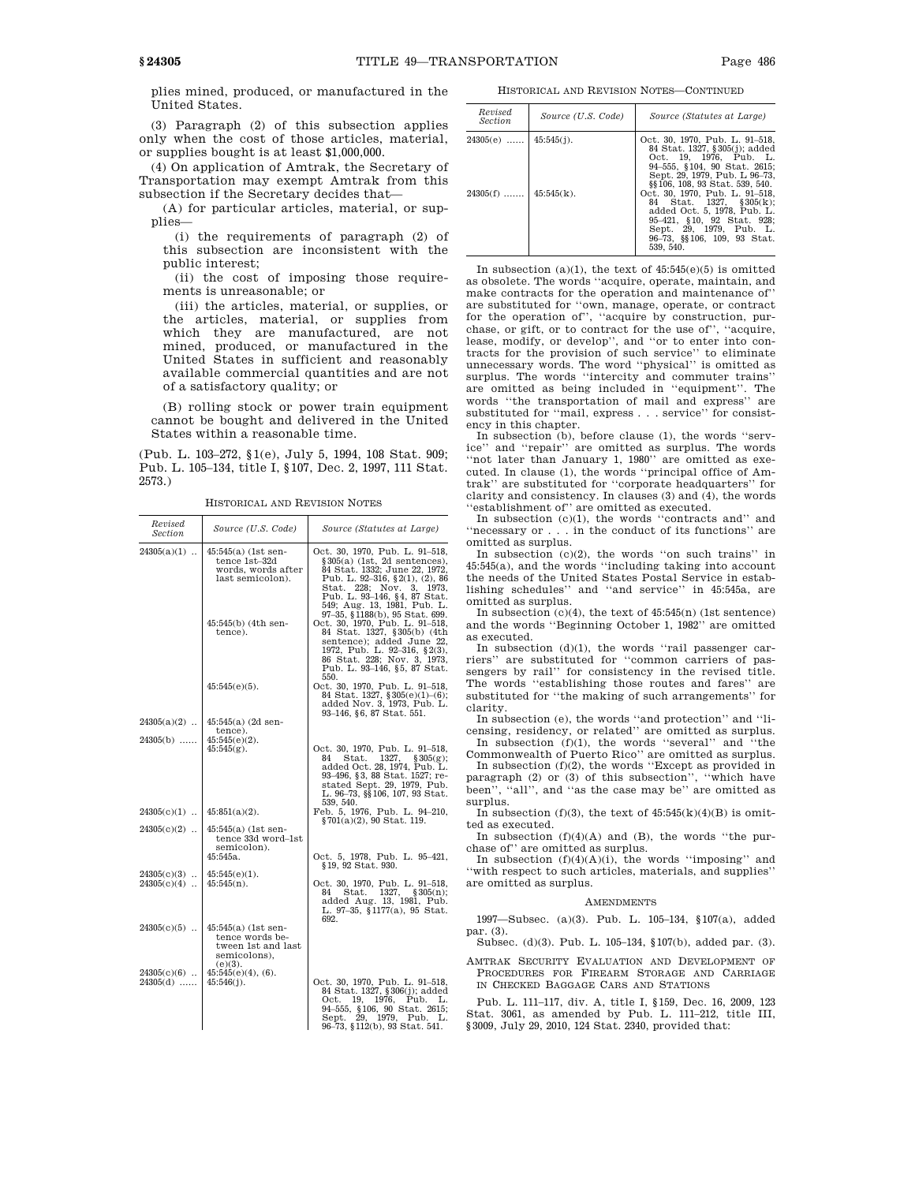plies mined, produced, or manufactured in the United States.

(3) Paragraph (2) of this subsection applies only when the cost of those articles, material, or supplies bought is at least $1,000,000.

(4) On application of Amtrak, the Secretary of Transportation may exempt Amtrak from this subsection if the Secretary decides that—

(A) for particular articles, material, or supplies—

(i) the requirements of paragraph (2) of this subsection are inconsistent with the public interest;

(ii) the cost of imposing those requirements is unreasonable; or

(iii) the articles, material, or supplies, or the articles, material, or supplies from which they are manufactured, are not mined, produced, or manufactured in the United States in sufficient and reasonably available commercial quantities and are not of a satisfactory quality; or

(B) rolling stock or power train equipment cannot be bought and delivered in the United States within a reasonable time.

(Pub. L. 103–272, §1(e), July 5, 1994, 108 Stat. 909; Pub. L. 105–134, title I, §107, Dec. 2, 1997, 111 Stat. 2573.)

HISTORICAL AND REVISION NOTES

| Revised Section | Source (U.S. Code) | Source (Statutes at Large) |
|---|---|---|
| 24305(a)(1) .. | 45:545(a) (1st sentence 1st–32d words, words after last semicolon). | Oct. 30, 1970, Pub. L. 91–518, §305(a) (1st, 2d sentences), 84 Stat. 1332; June 22, 1972, Pub. L. 92–316, §2(1), (2), 86 Stat. 228; Nov. 3, 1973, Pub. L. 93–146, §4, 87 Stat. 549; Aug. 13, 1981, Pub. L. 97–35, §1188(b), 95 Stat. 699. |
| | 45:545(b) (4th sentence). | Oct. 30, 1970, Pub. L. 91–518, 84 Stat. 1327, §305(b) (4th sentence); added June 22, 1972, Pub. L. 92–316, §2(3), 86 Stat. 228; Nov. 3, 1973, Pub. L. 93–146, §5, 87 Stat. 550. |
| | 45:545(e)(5). | Oct. 30, 1970, Pub. L. 91–518, 84 Stat. 1327, §305(e)(1)–(6); added Nov. 3, 1973, Pub. L. 93–146, §6, 87 Stat. 551. |
| 24305(a)(2) .. | 45:545(a) (2d sentence). | |
| 24305(b) ...... | 45:545(e)(2). | |
| | 45:545(g). | Oct. 30, 1970, Pub. L. 91–518, 84 Stat. 1327, §305(g); added Oct. 28, 1974, Pub. L. 93–496, §3, 88 Stat. 1527; restated Sept. 29, 1979, Pub. L. 96–73, §§106, 107, 93 Stat. 539, 540. |
| 24305(c)(1) .. | 45:851(a)(2). | Feb. 5, 1976, Pub. L. 94–210, §701(a)(2), 90 Stat. 119. |
| 24305(c)(2) .. | 45:545(a) (1st sentence 33d word–1st semicolon). | |
| | 45:545a. | Oct. 5, 1978, Pub. L. 95–421, §19, 92 Stat. 930. |
| 24305(c)(3) .. | 45:545(e)(1). | |
| 24305(c)(4) .. | 45:545(n). | Oct. 30, 1970, Pub. L. 91–518, 84 Stat. 1327, §305(n); added Aug. 13, 1981, Pub. L. 97–35, §1177(a), 95 Stat. 692. |
| 24305(c)(5) .. | 45:545(a) (1st sentence words between 1st and last semicolons). | |
| | (e)(3). | |
| 24305(c)(6) .. | 45:545(e)(4), (6). | |
| 24305(d) ...... | 45:546(j). | Oct. 30, 1970, Pub. L. 91–518, 84 Stat. 1327, §306(j); added Oct. 19, 1976, Pub. L. 94–555, §106, 90 Stat. 2615; Sept. 29, 1979, Pub. L. 96–73, §112(b), 93 Stat. 541. |
| 24305(e) ...... | 45:545(j). | Oct. 30, 1970, Pub. L. 91–518, 84 Stat. 1327, §305(j); added Oct. 19, 1976, Pub. L. 94–555, §104, 90 Stat. 2615; Sept. 29, 1979, Pub. L 96–73, §§106, 108, 93 Stat. 539, 540. |
| 24305(f) ...... | 45:545(k). | Oct. 30, 1970, Pub. L. 91–518, 84 Stat. 1327, §305(k); added Oct. 5, 1978, Pub. L. 95–421, §10, 92 Stat. 928; Sept. 29, 1979, Pub. L. 96–73, §§106, 109, 93 Stat. 539, 540. |

In subsection (a)(1), the text of 45:545(e)(5) is omitted as obsolete. The words "acquire, operate, maintain, and make contracts for the operation and maintenance of" are substituted for "own, manage, operate, or contract for the operation of", "acquire by construction, purchase, or gift, or to contract for the use of", "acquire, lease, modify, or develop", and "or to enter into contracts for the provision of such service" to eliminate unnecessary words. The word "physical" is omitted as surplus. The words "intercity and commuter trains" are omitted as being included in "equipment". The words "the transportation of mail and express" are substituted for "mail, express . . . service" for consistency in this chapter.

In subsection (b), before clause (1), the words "service" and "repair" are omitted as surplus. The words "not later than January 1, 1980" are omitted as executed. In clause (1), the words "principal office of Amtrak" are substituted for "corporate headquarters" for clarity and consistency. In clauses (3) and (4), the words "establishment of" are omitted as executed.

In subsection (c)(1), the words "contracts and" and "necessary or . . . in the conduct of its functions" are omitted as surplus.

In subsection (c)(2), the words "on such trains" in 45:545(a), and the words "including taking into account the needs of the United States Postal Service in establishing schedules" and "and service" in 45:545a, are omitted as surplus.

In subsection (c)(4), the text of 45:545(n) (1st sentence) and the words "Beginning October 1, 1982" are omitted as executed.

In subsection (d)(1), the words "rail passenger carriers" are substituted for "common carriers of passengers by rail" for consistency in the revised title. The words "establishing those routes and fares" are substituted for "the making of such arrangements" for clarity.

In subsection (e), the words "and protection" and "licensing, residency, or related" are omitted as surplus.

In subsection (f)(1), the words "several" and "the Commonwealth of Puerto Rico" are omitted as surplus.

In subsection (f)(2), the words "Except as provided in paragraph (2) or (3) of this subsection", "which have been", "all", and "as the case may be" are omitted as surplus.

In subsection (f)(3), the text of 45:545(k)(4)(B) is omitted as executed.

In subsection (f)(4)(A) and (B), the words "the purchase of" are omitted as surplus.

In subsection (f)(4)(A)(i), the words "imposing" and "with respect to such articles, materials, and supplies" are omitted as surplus.

AMENDMENTS

1997—Subsec. (a)(3). Pub. L. 105–134, §107(a), added par. (3).

Subsec. (d)(3). Pub. L. 105–134, §107(b), added par. (3).

AMTRAK SECURITY EVALUATION AND DEVELOPMENT OF PROCEDURES FOR FIREARM STORAGE AND CARRIAGE IN CHECKED BAGGAGE CARS AND STATIONS

Pub. L. 111–117, div. A, title I, §159, Dec. 16, 2009, 123 Stat. 3061, as amended by Pub. L. 111–212, title III, §3009, July 29, 2010, 124 Stat. 2340, provided that: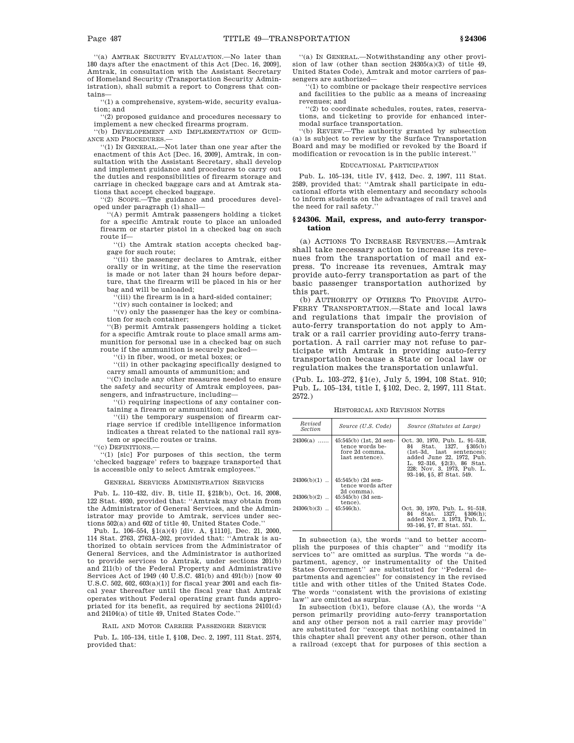''(a) AMTRAK SECURITY EVALUATION.—No later than 180 days after the enactment of this Act [Dec. 16, 2009], Amtrak, in consultation with the Assistant Secretary of Homeland Security (Transportation Security Administration), shall submit a report to Congress that contains—

''(1) a comprehensive, system-wide, security evaluation; and

''(2) proposed guidance and procedures necessary to implement a new checked firearms program.

''(b) DEVELOPEMENT AND IMPLEMENTATION OF GUIDANCE AND PROCEDURES.—

''(1) IN GENERAL.—Not later than one year after the enactment of this Act [Dec. 16, 2009], Amtrak, in consultation with the Assistant Secretary, shall develop and implement guidance and procedures to carry out the duties and responsibilities of firearm storage and carriage in checked baggage cars and at Amtrak stations that accept checked baggage.

''(2) SCOPE.—The guidance and procedures developed under paragraph (1) shall—

''(A) permit Amtrak passengers holding a ticket for a specific Amtrak route to place an unloaded firearm or starter pistol in a checked bag on such route if—

''(i) the Amtrak station accepts checked baggage for such route;

''(ii) the passenger declares to Amtrak, either orally or in writing, at the time the reservation is made or not later than 24 hours before departure, that the firearm will be placed in his or her bag and will be unloaded;

''(iii) the firearm is in a hard-sided container;

''(iv) such container is locked; and

''(v) only the passenger has the key or combination for such container;

''(B) permit Amtrak passengers holding a ticket for a specific Amtrak route to place small arms ammunition for personal use in a checked bag on such route if the ammunition is securely packed—

''(i) in fiber, wood, or metal boxes; or

''(ii) in other packaging specifically designed to carry small amounts of ammunition; and

''(C) include any other measures needed to ensure the safety and security of Amtrak employees, passengers, and infrastructure, including—

''(i) requiring inspections of any container containing a firearm or ammunition; and

''(ii) the temporary suspension of firearm carriage service if credible intelligence information indicates a threat related to the national rail system or specific routes or trains.

''(c) DEFINITIONS.—

''(1) [sic] For purposes of this section, the term 'checked baggage' refers to baggage transported that is accessible only to select Amtrak employees.''

GENERAL SERVICES ADMINISTRATION SERVICES

Pub. L. 110–432, div. B, title II, §218(b), Oct. 16, 2008, 122 Stat. 4930, provided that: ''Amtrak may obtain from the Administrator of General Services, and the Administrator may provide to Amtrak, services under sections 502(a) and 602 of title 40, United States Code.''

Pub. L. 106–554, §1(a)(4) [div. A, §1110], Dec. 21, 2000, 114 Stat. 2763, 2763A–202, provided that: ''Amtrak is authorized to obtain services from the Administrator of General Services, and the Administrator is authorized to provide services to Amtrak, under sections 201(b) and 211(b) of the Federal Property and Administrative Services Act of 1949 (40 U.S.C. 481(b) and 491(b)) [now 40 U.S.C. 502, 602, 603(a)(1)] for fiscal year 2001 and each fiscal year thereafter until the fiscal year that Amtrak operates without Federal operating grant funds appropriated for its benefit, as required by sections 24101(d) and 24104(a) of title 49, United States Code.''

RAIL AND MOTOR CARRIER PASSENGER SERVICE

Pub. L. 105–134, title I, §108, Dec. 2, 1997, 111 Stat. 2574, provided that:

''(a) IN GENERAL.—Notwithstanding any other provision of law (other than section 24305(a)(3) of title 49, United States Code), Amtrak and motor carriers of passengers are authorized—

''(1) to combine or package their respective services and facilities to the public as a means of increasing revenues; and

''(2) to coordinate schedules, routes, rates, reservations, and ticketing to provide for enhanced intermodal surface transportation.

''(b) REVIEW.—The authority granted by subsection (a) is subject to review by the Surface Transportation Board and may be modified or revoked by the Board if modification or revocation is in the public interest.''

EDUCATIONAL PARTICIPATION

Pub. L. 105–134, title IV, §412, Dec. 2, 1997, 111 Stat. 2589, provided that: ''Amtrak shall participate in educational efforts with elementary and secondary schools to inform students on the advantages of rail travel and the need for rail safety.''

## §24306. Mail, express, and auto-ferry transportation

(a) ACTIONS TO INCREASE REVENUES.—Amtrak shall take necessary action to increase its revenues from the transportation of mail and express. To increase its revenues, Amtrak may provide auto-ferry transportation as part of the basic passenger transportation authorized by this part.

(b) AUTHORITY OF OTHERS TO PROVIDE AUTO-FERRY TRANSPORTATION.—State and local laws and regulations that impair the provision of auto-ferry transportation do not apply to Amtrak or a rail carrier providing auto-ferry transportation. A rail carrier may not refuse to participate with Amtrak in providing auto-ferry transportation because a State or local law or regulation makes the transportation unlawful.

(Pub. L. 103–272, §1(e), July 5, 1994, 108 Stat. 910; Pub. L. 105–134, title I, §102, Dec. 2, 1997, 111 Stat. 2572.)

HISTORICAL AND REVISION NOTES

| Revised Section | Source (U.S. Code) | Source (Statutes at Large) |
|---|---|---|
| 24306(a) ...... | 45:545(b) (1st, 2d sentence words before 2d comma, last sentence). | Oct. 30, 1970, Pub. L. 91–518, 84 Stat. 1327, §305(b) (1st–3d, last sentences); added June 22, 1972, Pub. L. 92–316, §2(3), 86 Stat. 228; Nov. 3, 1973, Pub. L. 93–146, §5, 87 Stat. 549. |
| 24306(b)(1) .. | 45:545(b) (2d sentence words after 2d comma). | |
| 24306(b)(2) .. | 45:545(b) (3d sentence). | |
| 24306(b)(3) .. | 45:546(h). | Oct. 30, 1970, Pub. L. 91–518, 84 Stat. 1327, §306(h); added Nov. 3, 1973, Pub. L. 93–146, §7, 87 Stat. 551. |

In subsection (a), the words ''and to better accomplish the purposes of this chapter'' and ''modify its services to'' are omitted as surplus. The words ''a department, agency, or instrumentality of the United States Government'' are substituted for ''Federal departments and agencies'' for consistency in the revised title and with other titles of the United States Code. The words ''consistent with the provisions of existing law'' are omitted as surplus.

In subsection (b)(1), before clause (A), the words ''A person primarily providing auto-ferry transportation and any other person not a rail carrier may provide'' are substituted for ''except that nothing contained in this chapter shall prevent any other person, other than a railroad (except that for purposes of this section a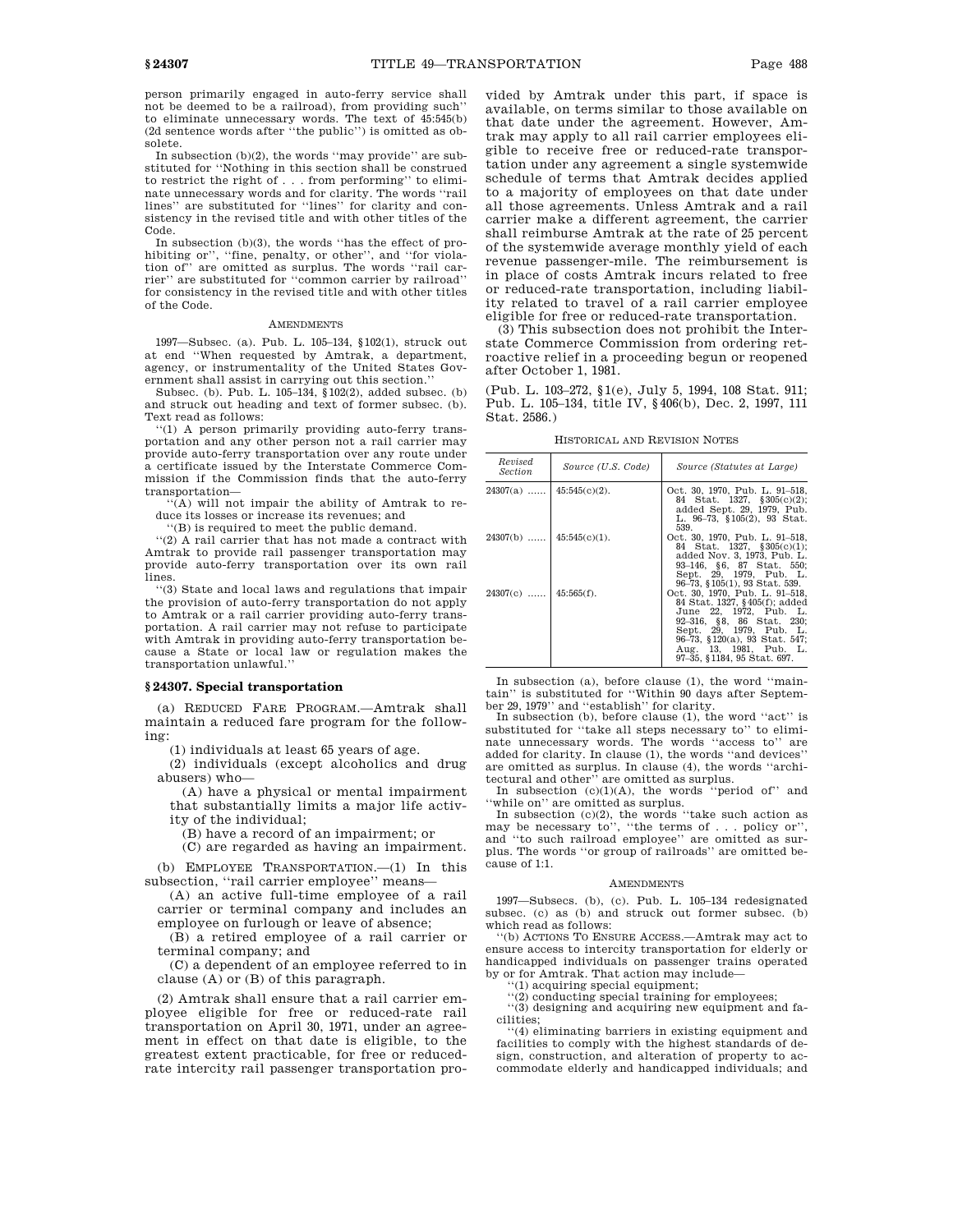person primarily engaged in auto-ferry service shall not be deemed to be a railroad), from providing such'' to eliminate unnecessary words. The text of 45:545(b) (2d sentence words after ''the public'') is omitted as obsolete.

In subsection (b)(2), the words ''may provide'' are substituted for ''Nothing in this section shall be construed to restrict the right of . . . from performing'' to eliminate unnecessary words and for clarity. The words ''rail lines'' are substituted for ''lines'' for clarity and consistency in the revised title and with other titles of the Code.

In subsection (b)(3), the words ''has the effect of prohibiting or'', ''fine, penalty, or other'', and ''for violation of'' are omitted as surplus. The words ''rail carrier'' are substituted for ''common carrier by railroad'' for consistency in the revised title and with other titles of the Code.

AMENDMENTS

1997—Subsec. (a). Pub. L. 105–134, §102(1), struck out at end ''When requested by Amtrak, a department, agency, or instrumentality of the United States Government shall assist in carrying out this section.''

Subsec. (b). Pub. L. 105–134, §102(2), added subsec. (b) and struck out heading and text of former subsec. (b). Text read as follows:

''(1) A person primarily providing auto-ferry transportation and any other person not a rail carrier may provide auto-ferry transportation over any route under a certificate issued by the Interstate Commerce Commission if the Commission finds that the auto-ferry transportation—

''(A) will not impair the ability of Amtrak to reduce its losses or increase its revenues; and

''(B) is required to meet the public demand.

''(2) A rail carrier that has not made a contract with Amtrak to provide rail passenger transportation may provide auto-ferry transportation over its own rail lines.

''(3) State and local laws and regulations that impair the provision of auto-ferry transportation do not apply to Amtrak or a rail carrier providing auto-ferry transportation. A rail carrier may not refuse to participate with Amtrak in providing auto-ferry transportation because a State or local law or regulation makes the transportation unlawful.''

## § 24307. Special transportation

(a) REDUCED FARE PROGRAM.—Amtrak shall maintain a reduced fare program for the following:

(1) individuals at least 65 years of age.

(2) individuals (except alcoholics and drug abusers) who—

(A) have a physical or mental impairment that substantially limits a major life activity of the individual;

(B) have a record of an impairment; or

(C) are regarded as having an impairment.

(b) EMPLOYEE TRANSPORTATION.—(1) In this subsection, ''rail carrier employee'' means—

(A) an active full-time employee of a rail carrier or terminal company and includes an employee on furlough or leave of absence;

(B) a retired employee of a rail carrier or terminal company; and

(C) a dependent of an employee referred to in clause (A) or (B) of this paragraph.

(2) Amtrak shall ensure that a rail carrier employee eligible for free or reduced-rate rail transportation on April 30, 1971, under an agreement in effect on that date is eligible, to the greatest extent practicable, for free or reduced-rate intercity rail passenger transportation provided by Amtrak under this part, if space is available, on terms similar to those available on that date under the agreement. However, Amtrak may apply to all rail carrier employees eligible to receive free or reduced-rate transportation under any agreement a single systemwide schedule of terms that Amtrak decides applied to a majority of employees on that date under all those agreements. Unless Amtrak and a rail carrier make a different agreement, the carrier shall reimburse Amtrak at the rate of 25 percent of the systemwide average monthly yield of each revenue passenger-mile. The reimbursement is in place of costs Amtrak incurs related to free or reduced-rate transportation, including liability related to travel of a rail carrier employee eligible for free or reduced-rate transportation.

(3) This subsection does not prohibit the Interstate Commerce Commission from ordering retroactive relief in a proceeding begun or reopened after October 1, 1981.

(Pub. L. 103–272, §1(e), July 5, 1994, 108 Stat. 911; Pub. L. 105–134, title IV, §406(b), Dec. 2, 1997, 111 Stat. 2586.)

HISTORICAL AND REVISION NOTES

| Revised Section | Source (U.S. Code) | Source (Statutes at Large) |
|---|---|---|
| 24307(a) ...... | 45:545(c)(2). | Oct. 30, 1970, Pub. L. 91–518, 84 Stat. 1327, §305(c)(2); added Sept. 29, 1979, Pub. L. 96–73, §105(2), 93 Stat. 539. |
| 24307(b) ...... | 45:545(c)(1). | Oct. 30, 1970, Pub. L. 91–518, 84 Stat. 1327, §305(c)(1); added Nov. 3, 1973, Pub. L. 93–146, §6, 87 Stat. 550; Sept. 29, 1979, Pub. L. 96–73, §105(1), 93 Stat. 539. |
| 24307(c) ...... | 45:565(f). | Oct. 30, 1970, Pub. L. 91–518, 84 Stat. 1327, §405(f); added June 22, 1972, Pub. L. 92–316, §8, 86 Stat. 230; Sept. 29, 1979, Pub. L. 96–73, §120(a), 93 Stat. 547; Aug. 13, 1981, Pub. L. 97–35, §1184, 95 Stat. 697. |

In subsection (a), before clause (1), the word ''maintain'' is substituted for ''Within 90 days after September 29, 1979'' and ''establish'' for clarity.

In subsection (b), before clause (1), the word ''act'' is substituted for ''take all steps necessary to'' to eliminate unnecessary words. The words ''access to'' are added for clarity. In clause (1), the words ''and devices'' are omitted as surplus. In clause (4), the words ''architectural and other'' are omitted as surplus.

In subsection (c)(1)(A), the words ''period of'' and ''while on'' are omitted as surplus.

In subsection (c)(2), the words ''take such action as may be necessary to'', ''the terms of . . . policy or'', and ''to such railroad employee'' are omitted as surplus. The words ''or group of railroads'' are omitted because of 1:1.

AMENDMENTS

1997—Subsecs. (b), (c). Pub. L. 105–134 redesignated subsec. (c) as (b) and struck out former subsec. (b) which read as follows:

''(b) ACTIONS TO ENSURE ACCESS.—Amtrak may act to ensure access to intercity transportation for elderly or handicapped individuals on passenger trains operated by or for Amtrak. That action may include—

''(1) acquiring special equipment;

''(2) conducting special training for employees;

''(3) designing and acquiring new equipment and facilities;

''(4) eliminating barriers in existing equipment and facilities to comply with the highest standards of design, construction, and alteration of property to accommodate elderly and handicapped individuals; and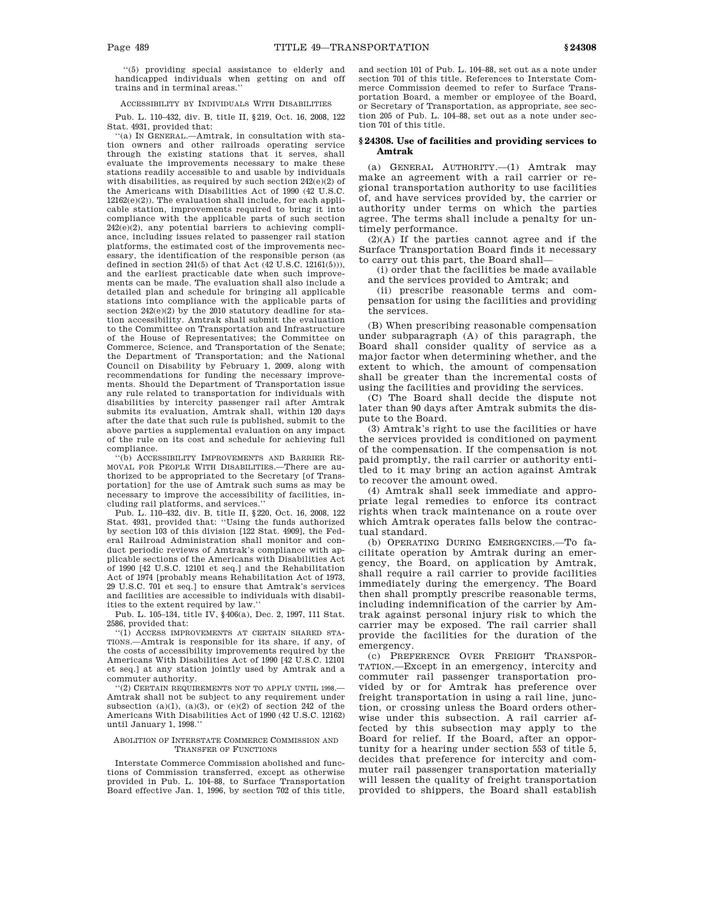''(5) providing special assistance to elderly and handicapped individuals when getting on and off trains and in terminal areas.''

ACCESSIBILITY BY INDIVIDUALS WITH DISABILITIES

Pub. L. 110–432, div. B, title II, §219, Oct. 16, 2008, 122 Stat. 4931, provided that:

''(a) IN GENERAL.—Amtrak, in consultation with station owners and other railroads operating service through the existing stations that it serves, shall evaluate the improvements necessary to make these stations readily accessible to and usable by individuals with disabilities, as required by such section 242(e)(2) of the Americans with Disabilities Act of 1990 (42 U.S.C. 12162(e)(2)). The evaluation shall include, for each applicable station, improvements required to bring it into compliance with the applicable parts of such section 242(e)(2), any potential barriers to achieving compliance, including issues related to passenger rail station platforms, the estimated cost of the improvements necessary, the identification of the responsible person (as defined in section 241(5) of that Act (42 U.S.C. 12161(5))), and the earliest practicable date when such improvements can be made. The evaluation shall also include a detailed plan and schedule for bringing all applicable stations into compliance with the applicable parts of section 242(e)(2) by the 2010 statutory deadline for station accessibility. Amtrak shall submit the evaluation to the Committee on Transportation and Infrastructure of the House of Representatives; the Committee on Commerce, Science, and Transportation of the Senate; the Department of Transportation; and the National Council on Disability by February 1, 2009, along with recommendations for funding the necessary improvements. Should the Department of Transportation issue any rule related to transportation for individuals with disabilities by intercity passenger rail after Amtrak submits its evaluation, Amtrak shall, within 120 days after the date that such rule is published, submit to the above parties a supplemental evaluation on any impact of the rule on its cost and schedule for achieving full compliance.

''(b) ACCESSIBILITY IMPROVEMENTS AND BARRIER REMOVAL FOR PEOPLE WITH DISABILITIES.—There are authorized to be appropriated to the Secretary [of Transportation] for the use of Amtrak such sums as may be necessary to improve the accessibility of facilities, including rail platforms, and services.''

Pub. L. 110–432, div. B, title II, §220, Oct. 16, 2008, 122 Stat. 4931, provided that: ''Using the funds authorized by section 103 of this division [122 Stat. 4909], the Federal Railroad Administration shall monitor and conduct periodic reviews of Amtrak's compliance with applicable sections of the Americans with Disabilities Act of 1990 [42 U.S.C. 12101 et seq.] and the Rehabilitation Act of 1974 [probably means Rehabilitation Act of 1973, 29 U.S.C. 701 et seq.] to ensure that Amtrak's services and facilities are accessible to individuals with disabilities to the extent required by law.''

Pub. L. 105–134, title IV, §406(a), Dec. 2, 1997, 111 Stat. 2586, provided that:

''(1) ACCESS IMPROVEMENTS AT CERTAIN SHARED STATIONS.—Amtrak is responsible for its share, if any, of the costs of accessibility improvements required by the Americans With Disabilities Act of 1990 [42 U.S.C. 12101 et seq.] at any station jointly used by Amtrak and a commuter authority.

''(2) CERTAIN REQUIREMENTS NOT TO APPLY UNTIL 1998.—Amtrak shall not be subject to any requirement under subsection (a)(1), (a)(3), or (e)(2) of section 242 of the Americans With Disabilities Act of 1990 (42 U.S.C. 12162) until January 1, 1998.''

ABOLITION OF INTERSTATE COMMERCE COMMISSION AND TRANSFER OF FUNCTIONS

Interstate Commerce Commission abolished and functions of Commission transferred, except as otherwise provided in Pub. L. 104–88, to Surface Transportation Board effective Jan. 1, 1996, by section 702 of this title, and section 101 of Pub. L. 104–88, set out as a note under section 701 of this title. References to Interstate Commerce Commission deemed to refer to Surface Transportation Board, a member or employee of the Board, or Secretary of Transportation, as appropriate, see section 205 of Pub. L. 104–88, set out as a note under section 701 of this title.

## §24308. Use of facilities and providing services to Amtrak

(a) GENERAL AUTHORITY.—(1) Amtrak may make an agreement with a rail carrier or regional transportation authority to use facilities of, and have services provided by, the carrier or authority under terms on which the parties agree. The terms shall include a penalty for untimely performance.

(2)(A) If the parties cannot agree and if the Surface Transportation Board finds it necessary to carry out this part, the Board shall—

(i) order that the facilities be made available and the services provided to Amtrak; and

(ii) prescribe reasonable terms and compensation for using the facilities and providing the services.

(B) When prescribing reasonable compensation under subparagraph (A) of this paragraph, the Board shall consider quality of service as a major factor when determining whether, and the extent to which, the amount of compensation shall be greater than the incremental costs of using the facilities and providing the services.

(C) The Board shall decide the dispute not later than 90 days after Amtrak submits the dispute to the Board.

(3) Amtrak's right to use the facilities or have the services provided is conditioned on payment of the compensation. If the compensation is not paid promptly, the rail carrier or authority entitled to it may bring an action against Amtrak to recover the amount owed.

(4) Amtrak shall seek immediate and appropriate legal remedies to enforce its contract rights when track maintenance on a route over which Amtrak operates falls below the contractual standard.

(b) OPERATING DURING EMERGENCIES.—To facilitate operation by Amtrak during an emergency, the Board, on application by Amtrak, shall require a rail carrier to provide facilities immediately during the emergency. The Board then shall promptly prescribe reasonable terms, including indemnification of the carrier by Amtrak against personal injury risk to which the carrier may be exposed. The rail carrier shall provide the facilities for the duration of the emergency.

(c) PREFERENCE OVER FREIGHT TRANSPORTATION.—Except in an emergency, intercity and commuter rail passenger transportation provided by or for Amtrak has preference over freight transportation in using a rail line, junction, or crossing unless the Board orders otherwise under this subsection. A rail carrier affected by this subsection may apply to the Board for relief. If the Board, after an opportunity for a hearing under section 553 of title 5, decides that preference for intercity and commuter rail passenger transportation materially will lessen the quality of freight transportation provided to shippers, the Board shall establish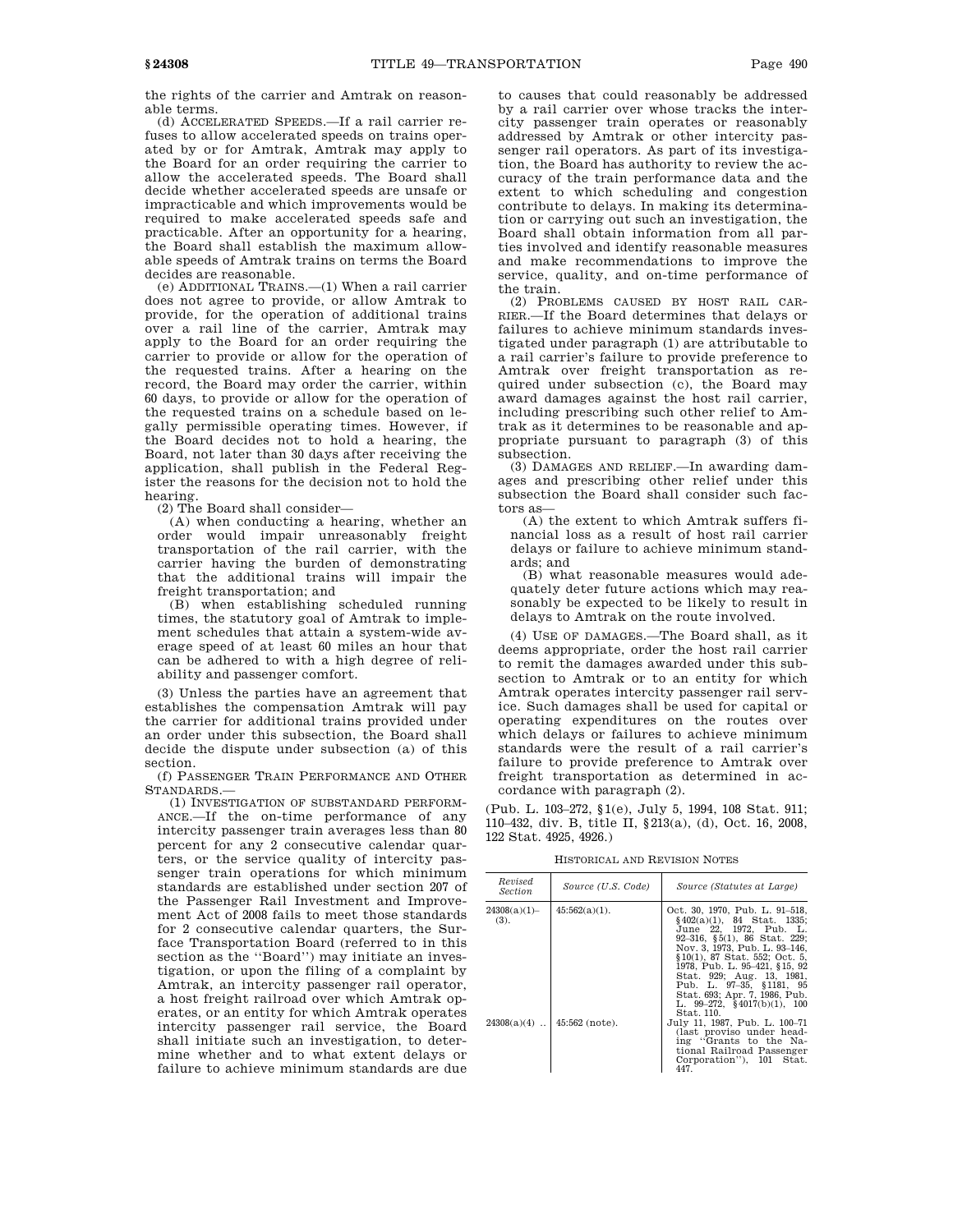the rights of the carrier and Amtrak on reasonable terms.

(d) ACCELERATED SPEEDS.—If a rail carrier refuses to allow accelerated speeds on trains operated by or for Amtrak, Amtrak may apply to the Board for an order requiring the carrier to allow the accelerated speeds. The Board shall decide whether accelerated speeds are unsafe or impracticable and which improvements would be required to make accelerated speeds safe and practicable. After an opportunity for a hearing, the Board shall establish the maximum allowable speeds of Amtrak trains on terms the Board decides are reasonable.

(e) ADDITIONAL TRAINS.—(1) When a rail carrier does not agree to provide, or allow Amtrak to provide, for the operation of additional trains over a rail line of the carrier, Amtrak may apply to the Board for an order requiring the carrier to provide or allow for the operation of the requested trains. After a hearing on the record, the Board may order the carrier, within 60 days, to provide or allow for the operation of the requested trains on a schedule based on legally permissible operating times. However, if the Board decides not to hold a hearing, the Board, not later than 30 days after receiving the application, shall publish in the Federal Register the reasons for the decision not to hold the hearing.

(2) The Board shall consider—

(A) when conducting a hearing, whether an order would impair unreasonably freight transportation of the rail carrier, with the carrier having the burden of demonstrating that the additional trains will impair the freight transportation; and

(B) when establishing scheduled running times, the statutory goal of Amtrak to implement schedules that attain a system-wide average speed of at least 60 miles an hour that can be adhered to with a high degree of reliability and passenger comfort.

(3) Unless the parties have an agreement that establishes the compensation Amtrak will pay the carrier for additional trains provided under an order under this subsection, the Board shall decide the dispute under subsection (a) of this section.

(f) PASSENGER TRAIN PERFORMANCE AND OTHER STANDARDS.—

(1) INVESTIGATION OF SUBSTANDARD PERFORMANCE.—If the on-time performance of any intercity passenger train averages less than 80 percent for any 2 consecutive calendar quarters, or the service quality of intercity passenger train operations for which minimum standards are established under section 207 of the Passenger Rail Investment and Improvement Act of 2008 fails to meet those standards for 2 consecutive calendar quarters, the Surface Transportation Board (referred to in this section as the "Board") may initiate an investigation, or upon the filing of a complaint by Amtrak, an intercity passenger rail operator, a host freight railroad over which Amtrak operates, or an entity for which Amtrak operates intercity passenger rail service, the Board shall initiate such an investigation, to determine whether and to what extent delays or failure to achieve minimum standards are due to causes that could reasonably be addressed by a rail carrier over whose tracks the intercity passenger train operates or reasonably addressed by Amtrak or other intercity passenger rail operators. As part of its investigation, the Board has authority to review the accuracy of the train performance data and the extent to which scheduling and congestion contribute to delays. In making its determination or carrying out such an investigation, the Board shall obtain information from all parties involved and identify reasonable measures and make recommendations to improve the service, quality, and on-time performance of the train.

(2) PROBLEMS CAUSED BY HOST RAIL CARRIER.—If the Board determines that delays or failures to achieve minimum standards investigated under paragraph (1) are attributable to a rail carrier's failure to provide preference to Amtrak over freight transportation as required under subsection (c), the Board may award damages against the host rail carrier, including prescribing such other relief to Amtrak as it determines to be reasonable and appropriate pursuant to paragraph (3) of this subsection.

(3) DAMAGES AND RELIEF.—In awarding damages and prescribing other relief under this subsection the Board shall consider such factors as—

(A) the extent to which Amtrak suffers financial loss as a result of host rail carrier delays or failure to achieve minimum standards; and

(B) what reasonable measures would adequately deter future actions which may reasonably be expected to be likely to result in delays to Amtrak on the route involved.

(4) USE OF DAMAGES.—The Board shall, as it deems appropriate, order the host rail carrier to remit the damages awarded under this subsection to Amtrak or to an entity for which Amtrak operates intercity passenger rail service. Such damages shall be used for capital or operating expenditures on the routes over which delays or failures to achieve minimum standards were the result of a rail carrier's failure to provide preference to Amtrak over freight transportation as determined in accordance with paragraph (2).

(Pub. L. 103–272, §1(e), July 5, 1994, 108 Stat. 911; 110–432, div. B, title II, §213(a), (d), Oct. 16, 2008, 122 Stat. 4925, 4926.)

HISTORICAL AND REVISION NOTES

| Revised Section | Source (U.S. Code) | Source (Statutes at Large) |
|---|---|---|
| 24308(a)(1)–(3). | 45:562(a)(1). | Oct. 30, 1970, Pub. L. 91–518, §402(a)(1), 84 Stat. 1335; June 22, 1972, Pub. L. 92–316, §5(1), 86 Stat. 229; Nov. 3, 1973, Pub. L. 93–146, §10(1), 87 Stat. 552; Oct. 5, 1978, Pub. L. 95–421, §15, 92 Stat. 929; Aug. 13, 1981, Pub. L. 97–35, §1181, 95 Stat. 693; Apr. 7, 1986, Pub. L. 99–272, §4017(b)(1), 100 Stat. 110. |
| 24308(a)(4) .. | 45:562 (note). | July 11, 1987, Pub. L. 100–71 (last proviso under heading "Grants to the National Railroad Passenger Corporation"), 101 Stat. 447. |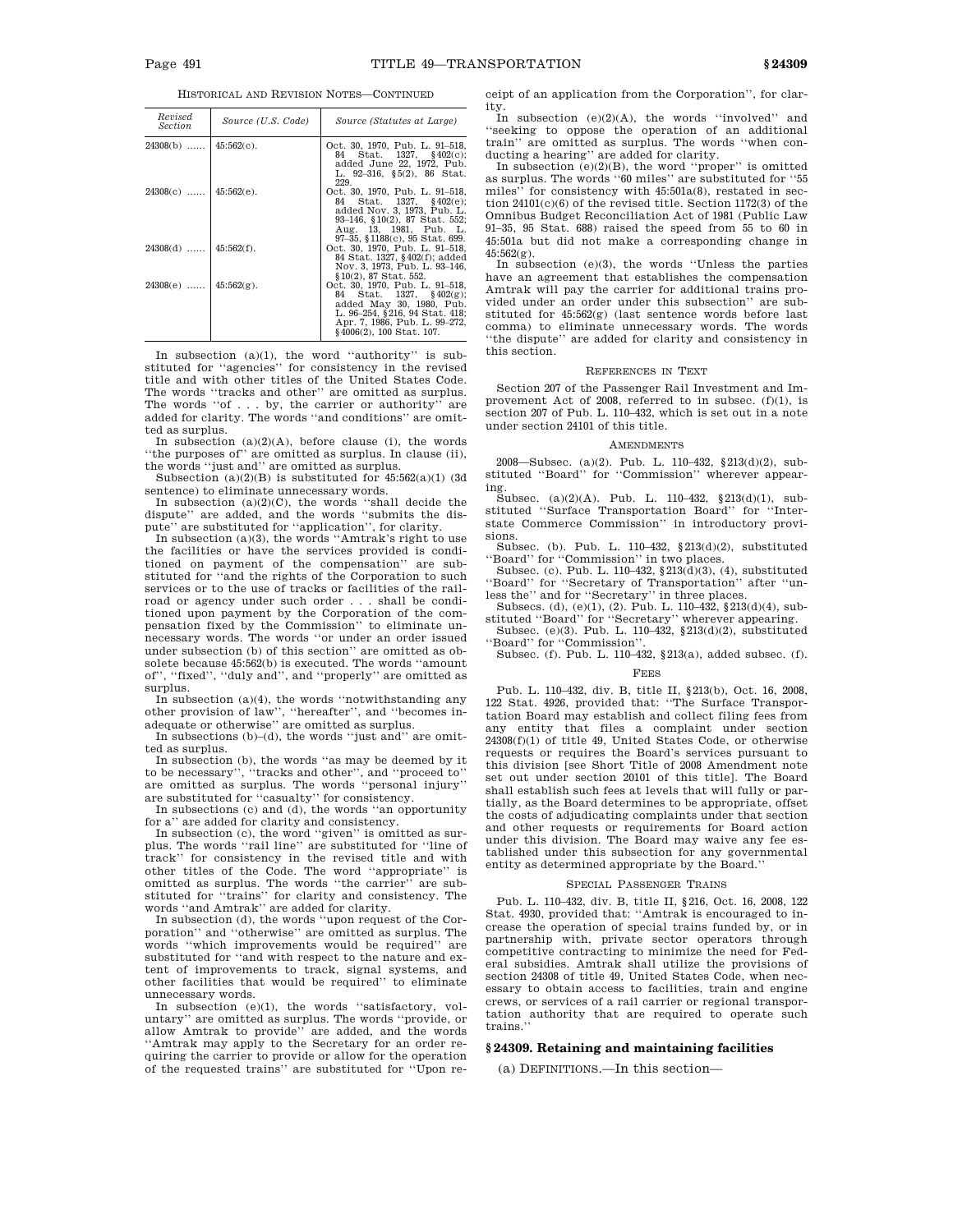HISTORICAL AND REVISION NOTES—CONTINUED

| Revised Section | Source (U.S. Code) | Source (Statutes at Large) |
|---|---|---|
| 24308(b) ...... | 45:562(c). | Oct. 30, 1970, Pub. L. 91–518, 84 Stat. 1327, §402(c); added June 22, 1972, Pub. L. 92–316, §5(2), 86 Stat. 229. |
| 24308(c) ...... | 45:562(e). | Oct. 30, 1970, Pub. L. 91–518, 84 Stat. 1327, §402(e); added Nov. 3, 1973, Pub. L. 93–146, §10(2), 87 Stat. 552; Aug. 13, 1981, Pub. L. 97–35, §1188(c), 95 Stat. 699. |
| 24308(d) ...... | 45:562(f). | Oct. 30, 1970, Pub. L. 91–518, 84 Stat. 1327, §402(f); added Nov. 3, 1973, Pub. L. 93–146, §10(2), 87 Stat. 552. |
| 24308(e) ...... | 45:562(g). | Oct. 30, 1970, Pub. L. 91–518, 84 Stat. 1327, §402(g); added May 30, 1980, Pub. L. 96–254, §216, 94 Stat. 418; Apr. 7, 1986, Pub. L. 99–272, §4006(2), 100 Stat. 107. |

In subsection (a)(1), the word "authority" is substituted for "agencies" for consistency in the revised title and with other titles of the United States Code. The words "tracks and other" are omitted as surplus. The words "of . . . by, the carrier or authority" are added for clarity. The words "and conditions" are omitted as surplus.

In subsection (a)(2)(A), before clause (i), the words "the purposes of" are omitted as surplus. In clause (ii), the words "just and" are omitted as surplus.

Subsection (a)(2)(B) is substituted for 45:562(a)(1) (3d sentence) to eliminate unnecessary words.

In subsection (a)(2)(C), the words "shall decide the dispute" are added, and the words "submits the dispute" are substituted for "application", for clarity.

In subsection (a)(3), the words "Amtrak's right to use the facilities or have the services provided is conditioned on payment of the compensation" are substituted for "and the rights of the Corporation to such services or to the use of tracks or facilities of the railroad or agency under such order . . . shall be conditioned upon payment by the Corporation of the compensation fixed by the Commission" to eliminate unnecessary words. The words "or under an order issued under subsection (b) of this section" are omitted as obsolete because 45:562(b) is executed. The words "amount of", "fixed", "duly and", and "properly" are omitted as surplus.

In subsection (a)(4), the words "notwithstanding any other provision of law", "hereafter", and "becomes inadequate or otherwise" are omitted as surplus.

In subsections (b)–(d), the words "just and" are omitted as surplus.

In subsection (b), the words "as may be deemed by it to be necessary", "tracks and other", and "proceed to" are omitted as surplus. The words "personal injury" are substituted for "casualty" for consistency.

In subsections (c) and (d), the words "an opportunity for a" are added for clarity and consistency.

In subsection (c), the word "given" is omitted as surplus. The words "rail line" are substituted for "line of track" for consistency in the revised title and with other titles of the Code. The word "appropriate" is omitted as surplus. The words "the carrier" are substituted for "trains" for clarity and consistency. The words "and Amtrak" are added for clarity.

In subsection (d), the words "upon request of the Corporation" and "otherwise" are omitted as surplus. The words "which improvements would be required" are substituted for "and with respect to the nature and extent of improvements to track, signal systems, and other facilities that would be required" to eliminate unnecessary words.

In subsection (e)(1), the words "satisfactory, voluntary" are omitted as surplus. The words "provide, or allow Amtrak to provide" are added, and the words "Amtrak may apply to the Secretary for an order requiring the carrier to provide or allow for the operation of the requested trains" are substituted for "Upon receipt of an application from the Corporation", for clarity.

In subsection (e)(2)(A), the words "involved" and "seeking to oppose the operation of an additional train" are omitted as surplus. The words "when conducting a hearing" are added for clarity.

In subsection (e)(2)(B), the word "proper" is omitted as surplus. The words "60 miles" are substituted for "55 miles" for consistency with 45:501a(8), restated in section 24101(c)(6) of the revised title. Section 1172(3) of the Omnibus Budget Reconciliation Act of 1981 (Public Law 91–35, 95 Stat. 688) raised the speed from 55 to 60 in 45:501a but did not make a corresponding change in 45:562(g).

In subsection (e)(3), the words "Unless the parties have an agreement that establishes the compensation Amtrak will pay the carrier for additional trains provided under an order under this subsection" are substituted for 45:562(g) (last sentence words before last comma) to eliminate unnecessary words. The words "the dispute" are added for clarity and consistency in this section.

REFERENCES IN TEXT

Section 207 of the Passenger Rail Investment and Improvement Act of 2008, referred to in subsec. (f)(1), is section 207 of Pub. L. 110–432, which is set out in a note under section 24101 of this title.

AMENDMENTS

2008—Subsec. (a)(2). Pub. L. 110–432, §213(d)(2), substituted "Board" for "Commission" wherever appearing.

Subsec. (a)(2)(A). Pub. L. 110–432, §213(d)(1), substituted "Surface Transportation Board" for "Interstate Commerce Commission" in introductory provisions.

Subsec. (b). Pub. L. 110–432, §213(d)(2), substituted "Board" for "Commission" in two places.

Subsec. (c). Pub. L. 110–432, §213(d)(3), (4), substituted "Board" for "Secretary of Transportation" after "unless the" and for "Secretary" in three places.

Subsecs. (d), (e)(1), (2). Pub. L. 110–432, §213(d)(4), substituted "Board" for "Secretary" wherever appearing.

Subsec. (e)(3). Pub. L. 110–432, §213(d)(2), substituted "Board" for "Commission".

Subsec. (f). Pub. L. 110–432, §213(a), added subsec. (f).

FEES

Pub. L. 110–432, div. B, title II, §213(b), Oct. 16, 2008, 122 Stat. 4926, provided that: "The Surface Transportation Board may establish and collect filing fees from any entity that files a complaint under section 24308(f)(1) of title 49, United States Code, or otherwise requests or requires the Board's services pursuant to this division [see Short Title of 2008 Amendment note set out under section 20101 of this title]. The Board shall establish such fees at levels that will fully or partially, as the Board determines to be appropriate, offset the costs of adjudicating complaints under that section and other requests or requirements for Board action under this division. The Board may waive any fee established under this subsection for any governmental entity as determined appropriate by the Board."

SPECIAL PASSENGER TRAINS

Pub. L. 110–432, div. B, title II, §216, Oct. 16, 2008, 122 Stat. 4930, provided that: "Amtrak is encouraged to increase the operation of special trains funded by, or in partnership with, private sector operators through competitive contracting to minimize the need for Federal subsidies. Amtrak shall utilize the provisions of section 24308 of title 49, United States Code, when necessary to obtain access to facilities, train and engine crews, or services of a rail carrier or regional transportation authority that are required to operate such trains."

## §24309. Retaining and maintaining facilities

(a) DEFINITIONS.—In this section—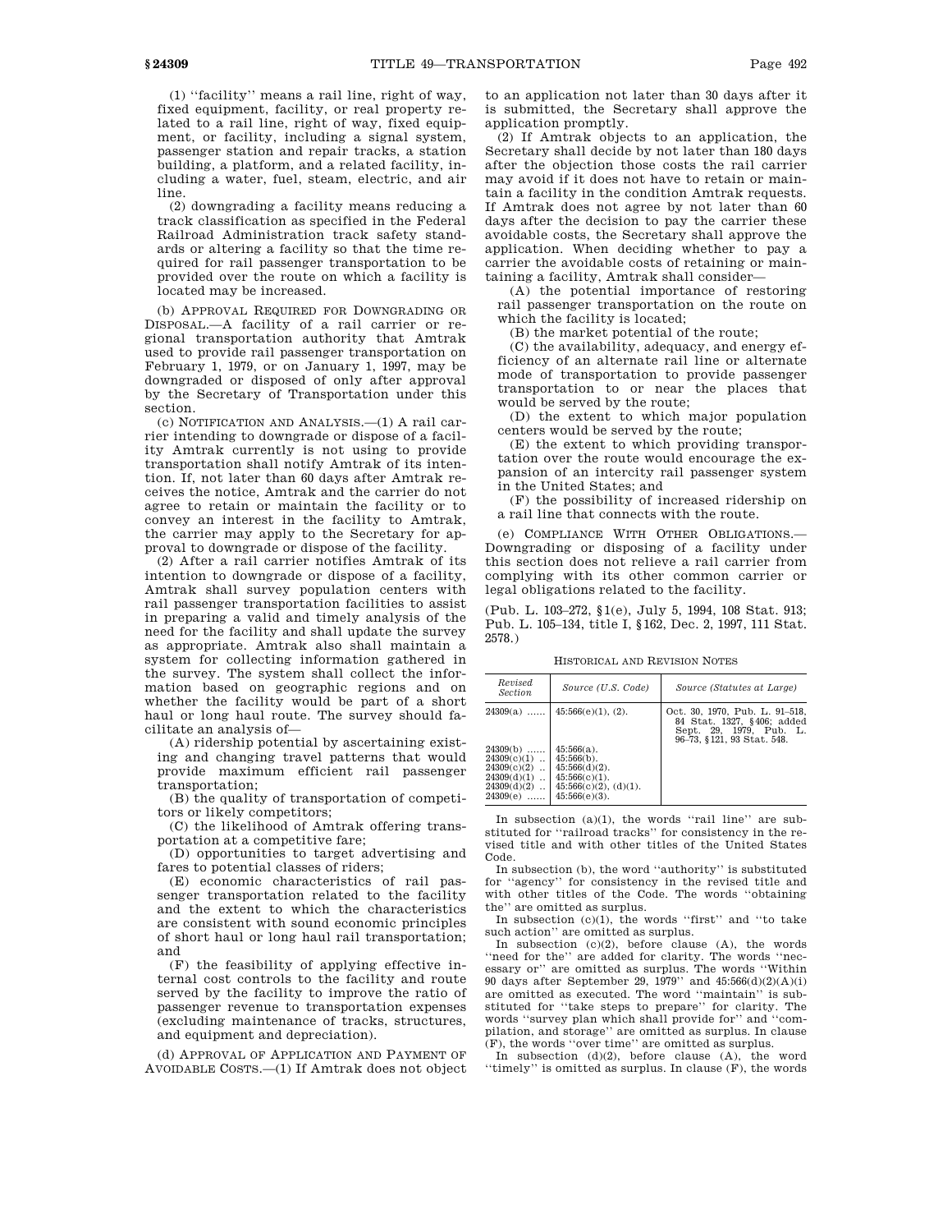(1) ''facility'' means a rail line, right of way, fixed equipment, facility, or real property related to a rail line, right of way, fixed equipment, or facility, including a signal system, passenger station and repair tracks, a station building, a platform, and a related facility, including a water, fuel, steam, electric, and air line.

(2) downgrading a facility means reducing a track classification as specified in the Federal Railroad Administration track safety standards or altering a facility so that the time required for rail passenger transportation to be provided over the route on which a facility is located may be increased.

(b) APPROVAL REQUIRED FOR DOWNGRADING OR DISPOSAL.—A facility of a rail carrier or regional transportation authority that Amtrak used to provide rail passenger transportation on February 1, 1979, or on January 1, 1997, may be downgraded or disposed of only after approval by the Secretary of Transportation under this section.

(c) NOTIFICATION AND ANALYSIS.—(1) A rail carrier intending to downgrade or dispose of a facility Amtrak currently is not using to provide transportation shall notify Amtrak of its intention. If, not later than 60 days after Amtrak receives the notice, Amtrak and the carrier do not agree to retain or maintain the facility or to convey an interest in the facility to Amtrak, the carrier may apply to the Secretary for approval to downgrade or dispose of the facility.

(2) After a rail carrier notifies Amtrak of its intention to downgrade or dispose of a facility, Amtrak shall survey population centers with rail passenger transportation facilities to assist in preparing a valid and timely analysis of the need for the facility and shall update the survey as appropriate. Amtrak also shall maintain a system for collecting information gathered in the survey. The system shall collect the information based on geographic regions and on whether the facility would be part of a short haul or long haul route. The survey should facilitate an analysis of—

(A) ridership potential by ascertaining existing and changing travel patterns that would provide maximum efficient rail passenger transportation;

(B) the quality of transportation of competitors or likely competitors;

(C) the likelihood of Amtrak offering transportation at a competitive fare;

(D) opportunities to target advertising and fares to potential classes of riders;

(E) economic characteristics of rail passenger transportation related to the facility and the extent to which the characteristics are consistent with sound economic principles of short haul or long haul rail transportation; and

(F) the feasibility of applying effective internal cost controls to the facility and route served by the facility to improve the ratio of passenger revenue to transportation expenses (excluding maintenance of tracks, structures, and equipment and depreciation).

(d) APPROVAL OF APPLICATION AND PAYMENT OF AVOIDABLE COSTS.—(1) If Amtrak does not object to an application not later than 30 days after it is submitted, the Secretary shall approve the application promptly.

(2) If Amtrak objects to an application, the Secretary shall decide by not later than 180 days after the objection those costs the rail carrier may avoid if it does not have to retain or maintain a facility in the condition Amtrak requests. If Amtrak does not agree by not later than 60 days after the decision to pay the carrier these avoidable costs, the Secretary shall approve the application. When deciding whether to pay a carrier the avoidable costs of retaining or maintaining a facility, Amtrak shall consider—

(A) the potential importance of restoring rail passenger transportation on the route on which the facility is located;

(B) the market potential of the route;

(C) the availability, adequacy, and energy efficiency of an alternate rail line or alternate mode of transportation to provide passenger transportation to or near the places that would be served by the route;

(D) the extent to which major population centers would be served by the route;

(E) the extent to which providing transportation over the route would encourage the expansion of an intercity rail passenger system in the United States; and

(F) the possibility of increased ridership on a rail line that connects with the route.

(e) COMPLIANCE WITH OTHER OBLIGATIONS.—Downgrading or disposing of a facility under this section does not relieve a rail carrier from complying with its other common carrier or legal obligations related to the facility.

(Pub. L. 103–272, §1(e), July 5, 1994, 108 Stat. 913; Pub. L. 105–134, title I, §162, Dec. 2, 1997, 111 Stat. 2578.)

HISTORICAL AND REVISION NOTES

| Revised Section | Source (U.S. Code) | Source (Statutes at Large) |
|---|---|---|
| 24309(a) | 45:566(e)(1), (2). | Oct. 30, 1970, Pub. L. 91–518, 84 Stat. 1327, §406; added Sept. 29, 1979, Pub. L. 96–73, §121, 93 Stat. 548. |
| 24309(b) | 45:566(a). | |
| 24309(c)(1) | 45:566(b). | |
| 24309(c)(2) | 45:566(d)(2). | |
| 24309(d)(1) | 45:566(c)(1). | |
| 24309(d)(2) | 45:566(c)(2), (d)(1). | |
| 24309(e) | 45:566(e)(3). | |

In subsection (a)(1), the words ''rail line'' are substituted for ''railroad tracks'' for consistency in the revised title and with other titles of the United States Code.

In subsection (b), the word ''authority'' is substituted for ''agency'' for consistency in the revised title and with other titles of the Code. The words ''obtaining the'' are omitted as surplus.

In subsection (c)(1), the words ''first'' and ''to take such action'' are omitted as surplus.

In subsection (c)(2), before clause (A), the words ''need for the'' are added for clarity. The words ''necessary or'' are omitted as surplus. The words ''Within 90 days after September 29, 1979'' and 45:566(d)(2)(A)(i) are omitted as executed. The word ''maintain'' is substituted for ''take steps to prepare'' for clarity. The words ''survey plan which shall provide for'' and ''compilation, and storage'' are omitted as surplus. In clause (F), the words ''over time'' are omitted as surplus.

In subsection (d)(2), before clause (A), the word ''timely'' is omitted as surplus. In clause (F), the words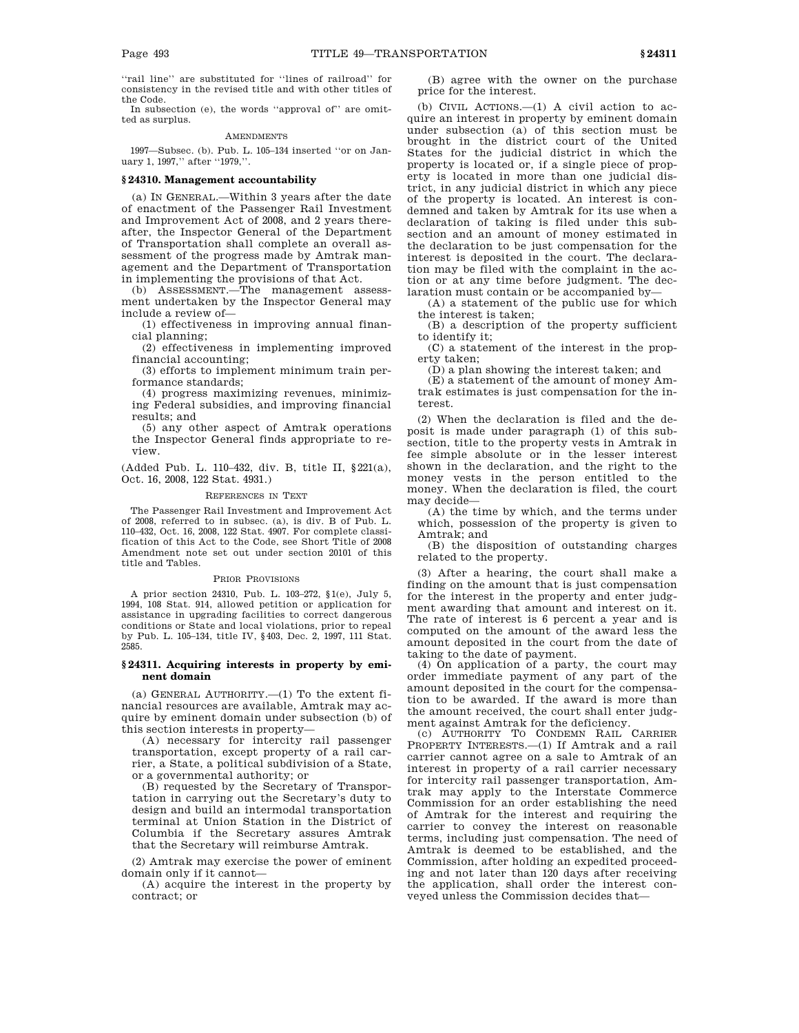''rail line'' are substituted for ''lines of railroad'' for consistency in the revised title and with other titles of the Code.

In subsection (e), the words ''approval of'' are omitted as surplus.

AMENDMENTS

1997—Subsec. (b). Pub. L. 105–134 inserted ''or on January 1, 1997,'' after ''1979,''.

### § 24310. Management accountability

(a) IN GENERAL.—Within 3 years after the date of enactment of the Passenger Rail Investment and Improvement Act of 2008, and 2 years thereafter, the Inspector General of the Department of Transportation shall complete an overall assessment of the progress made by Amtrak management and the Department of Transportation in implementing the provisions of that Act.

(b) ASSESSMENT.—The management assessment undertaken by the Inspector General may include a review of—

(1) effectiveness in improving annual financial planning;

(2) effectiveness in implementing improved financial accounting;

(3) efforts to implement minimum train performance standards;

(4) progress maximizing revenues, minimizing Federal subsidies, and improving financial results; and

(5) any other aspect of Amtrak operations the Inspector General finds appropriate to review.

(Added Pub. L. 110–432, div. B, title II, § 221(a), Oct. 16, 2008, 122 Stat. 4931.)

REFERENCES IN TEXT

The Passenger Rail Investment and Improvement Act of 2008, referred to in subsec. (a), is div. B of Pub. L. 110–432, Oct. 16, 2008, 122 Stat. 4907. For complete classification of this Act to the Code, see Short Title of 2008 Amendment note set out under section 20101 of this title and Tables.

PRIOR PROVISIONS

A prior section 24310, Pub. L. 103–272, § 1(e), July 5, 1994, 108 Stat. 914, allowed petition or application for assistance in upgrading facilities to correct dangerous conditions or State and local violations, prior to repeal by Pub. L. 105–134, title IV, § 403, Dec. 2, 1997, 111 Stat. 2585.

### § 24311. Acquiring interests in property by eminent domain

(a) GENERAL AUTHORITY.—(1) To the extent financial resources are available, Amtrak may acquire by eminent domain under subsection (b) of this section interests in property—

(A) necessary for intercity rail passenger transportation, except property of a rail carrier, a State, a political subdivision of a State, or a governmental authority; or

(B) requested by the Secretary of Transportation in carrying out the Secretary's duty to design and build an intermodal transportation terminal at Union Station in the District of Columbia if the Secretary assures Amtrak that the Secretary will reimburse Amtrak.

(2) Amtrak may exercise the power of eminent domain only if it cannot—

(A) acquire the interest in the property by contract; or

(B) agree with the owner on the purchase price for the interest.

(b) CIVIL ACTIONS.—(1) A civil action to acquire an interest in property by eminent domain under subsection (a) of this section must be brought in the district court of the United States for the judicial district in which the property is located or, if a single piece of property is located in more than one judicial district, in any judicial district in which any piece of the property is located. An interest is condemned and taken by Amtrak for its use when a declaration of taking is filed under this subsection and an amount of money estimated in the declaration to be just compensation for the interest is deposited in the court. The declaration may be filed with the complaint in the action or at any time before judgment. The declaration must contain or be accompanied by—

(A) a statement of the public use for which the interest is taken;

(B) a description of the property sufficient to identify it;

(C) a statement of the interest in the property taken;

(D) a plan showing the interest taken; and

(E) a statement of the amount of money Amtrak estimates is just compensation for the interest.

(2) When the declaration is filed and the deposit is made under paragraph (1) of this subsection, title to the property vests in Amtrak in fee simple absolute or in the lesser interest shown in the declaration, and the right to the money vests in the person entitled to the money. When the declaration is filed, the court may decide—

(A) the time by which, and the terms under which, possession of the property is given to Amtrak; and

(B) the disposition of outstanding charges related to the property.

(3) After a hearing, the court shall make a finding on the amount that is just compensation for the interest in the property and enter judgment awarding that amount and interest on it. The rate of interest is 6 percent a year and is computed on the amount of the award less the amount deposited in the court from the date of taking to the date of payment.

(4) On application of a party, the court may order immediate payment of any part of the amount deposited in the court for the compensation to be awarded. If the award is more than the amount received, the court shall enter judgment against Amtrak for the deficiency.

(c) AUTHORITY TO CONDEMN RAIL CARRIER PROPERTY INTERESTS.—(1) If Amtrak and a rail carrier cannot agree on a sale to Amtrak of an interest in property of a rail carrier necessary for intercity rail passenger transportation, Amtrak may apply to the Interstate Commerce Commission for an order establishing the need of Amtrak for the interest and requiring the carrier to convey the interest on reasonable terms, including just compensation. The need of Amtrak is deemed to be established, and the Commission, after holding an expedited proceeding and not later than 120 days after receiving the application, shall order the interest conveyed unless the Commission decides that—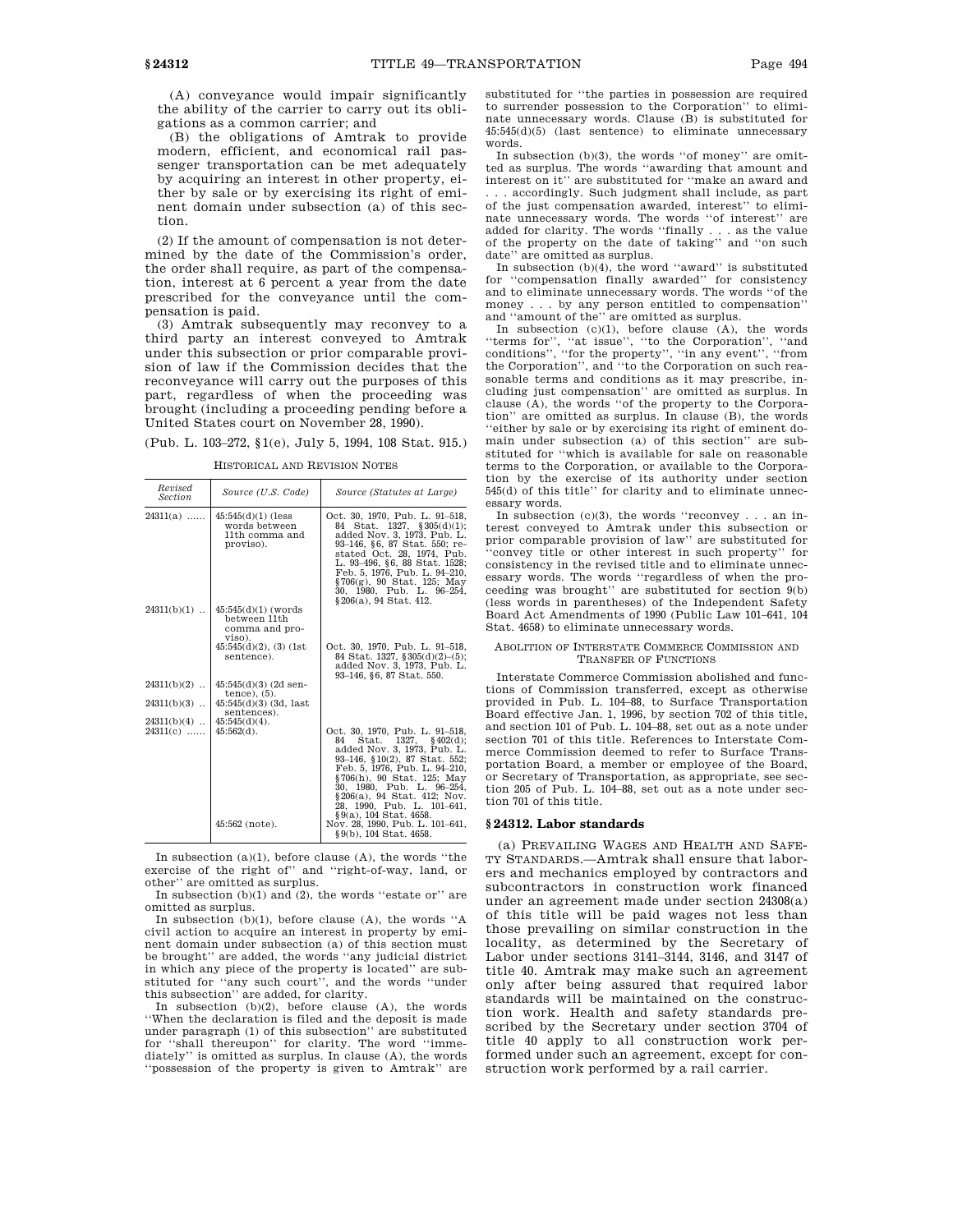(A) conveyance would impair significantly the ability of the carrier to carry out its obligations as a common carrier; and

(B) the obligations of Amtrak to provide modern, efficient, and economical rail passenger transportation can be met adequately by acquiring an interest in other property, either by sale or by exercising its right of eminent domain under subsection (a) of this section.

(2) If the amount of compensation is not determined by the date of the Commission's order, the order shall require, as part of the compensation, interest at 6 percent a year from the date prescribed for the conveyance until the compensation is paid.

(3) Amtrak subsequently may reconvey to a third party an interest conveyed to Amtrak under this subsection or prior comparable provision of law if the Commission decides that the reconveyance will carry out the purposes of this part, regardless of when the proceeding was brought (including a proceeding pending before a United States court on November 28, 1990).

(Pub. L. 103–272, §1(e), July 5, 1994, 108 Stat. 915.)

HISTORICAL AND REVISION NOTES

| Revised Section | Source (U.S. Code) | Source (Statutes at Large) |
|---|---|---|
| 24311(a) ...... | 45:545(d)(1) (less words between 11th comma and proviso). | Oct. 30, 1970, Pub. L. 91–518, 84 Stat. 1327, §305(d)(1); added Nov. 3, 1973, Pub. L. 93–146, §6, 87 Stat. 550; restated Oct. 28, 1974, Pub. L. 93–496, §6, 88 Stat. 1528; Feb. 5, 1976, Pub. L. 94–210, §706(g), 90 Stat. 125; May 30, 1980, Pub. L. 96–254, §206(a), 94 Stat. 412. |
| 24311(b)(1) .. | 45:545(d)(1) (words between 11th comma and proviso). | |
| | 45:545(d)(2), (3) (1st sentence). | Oct. 30, 1970, Pub. L. 91–518, 84 Stat. 1327, §305(d)(2)–(5); added Nov. 3, 1973, Pub. L. 93–146, §6, 87 Stat. 550. |
| 24311(b)(2) .. | 45:545(d)(3) (2d sentence), (5). | |
| 24311(b)(3) .. | 45:545(d)(3) (3d, last sentences). | |
| 24311(b)(4) .. | 45:545(d)(4). | |
| 24311(c) ...... | 45:562(d). | Oct. 30, 1970, Pub. L. 91–518, 84 Stat. 1327, §402(d); added Nov. 3, 1973, Pub. L. 93–146, §10(2), 87 Stat. 552; Feb. 5, 1976, Pub. L. 94–210, §706(h), 90 Stat. 125; May 30, 1980, Pub. L. 96–254, §206(a), 94 Stat. 412; Nov. 28, 1990, Pub. L. 101–641, §9(a), 104 Stat. 4658. |
| | 45:562 (note). | Nov. 28, 1990, Pub. L. 101–641, §9(b), 104 Stat. 4658. |

In subsection (a)(1), before clause (A), the words "the exercise of the right of" and "right-of-way, land, or other" are omitted as surplus.

In subsection (b)(1) and (2), the words "estate or" are omitted as surplus.

In subsection (b)(1), before clause (A), the words "A civil action to acquire an interest in property by eminent domain under subsection (a) of this section must be brought" are added, the words "any judicial district in which any piece of the property is located" are substituted for "any such court", and the words "under this subsection" are added, for clarity.

In subsection (b)(2), before clause (A), the words "When the declaration is filed and the deposit is made under paragraph (1) of this subsection" are substituted for "shall thereupon" for clarity. The word "immediately" is omitted as surplus. In clause (A), the words "possession of the property is given to Amtrak" are substituted for "the parties in possession are required to surrender possession to the Corporation" to eliminate unnecessary words. Clause (B) is substituted for 45:545(d)(5) (last sentence) to eliminate unnecessary words.

In subsection (b)(3), the words "of money" are omitted as surplus. The words "awarding that amount and interest on it" are substituted for "make an award and . . . accordingly. Such judgment shall include, as part of the just compensation awarded, interest" to eliminate unnecessary words. The words "of interest" are added for clarity. The words "finally . . . as the value of the property on the date of taking" and "on such date" are omitted as surplus.

In subsection (b)(4), the word "award" is substituted for "compensation finally awarded" for consistency and to eliminate unnecessary words. The words "of the money . . . by any person entitled to compensation" and "amount of the" are omitted as surplus.

In subsection (c)(1), before clause (A), the words "terms for", "at issue", "to the Corporation", "and conditions", "for the property", "in any event", "from the Corporation", and "to the Corporation on such reasonable terms and conditions as it may prescribe, including just compensation" are omitted as surplus. In clause (A), the words "of the property to the Corporation" are omitted as surplus. In clause (B), the words "either by sale or by exercising its right of eminent domain under subsection (a) of this section" are substituted for "which is available for sale on reasonable terms to the Corporation, or available to the Corporation by the exercise of its authority under section 545(d) of this title" for clarity and to eliminate unnecessary words.

In subsection (c)(3), the words "reconvey . . . an interest conveyed to Amtrak under this subsection or prior comparable provision of law" are substituted for "convey title or other interest in such property" for consistency in the revised title and to eliminate unnecessary words. The words "regardless of when the proceeding was brought" are substituted for section 9(b) (less words in parentheses) of the Independent Safety Board Act Amendments of 1990 (Public Law 101–641, 104 Stat. 4658) to eliminate unnecessary words.

ABOLITION OF INTERSTATE COMMERCE COMMISSION AND TRANSFER OF FUNCTIONS

Interstate Commerce Commission abolished and functions of Commission transferred, except as otherwise provided in Pub. L. 104–88, to Surface Transportation Board effective Jan. 1, 1996, by section 702 of this title, and section 101 of Pub. L. 104–88, set out as a note under section 701 of this title. References to Interstate Commerce Commission deemed to refer to Surface Transportation Board, a member or employee of the Board, or Secretary of Transportation, as appropriate, see section 205 of Pub. L. 104–88, set out as a note under section 701 of this title.

## § 24312. Labor standards

(a) PREVAILING WAGES AND HEALTH AND SAFETY STANDARDS.—Amtrak shall ensure that laborers and mechanics employed by contractors and subcontractors in construction work financed under an agreement made under section 24308(a) of this title will be paid wages not less than those prevailing on similar construction in the locality, as determined by the Secretary of Labor under sections 3141–3144, 3146, and 3147 of title 40. Amtrak may make such an agreement only after being assured that required labor standards will be maintained on the construction work. Health and safety standards prescribed by the Secretary under section 3704 of title 40 apply to all construction work performed under such an agreement, except for construction work performed by a rail carrier.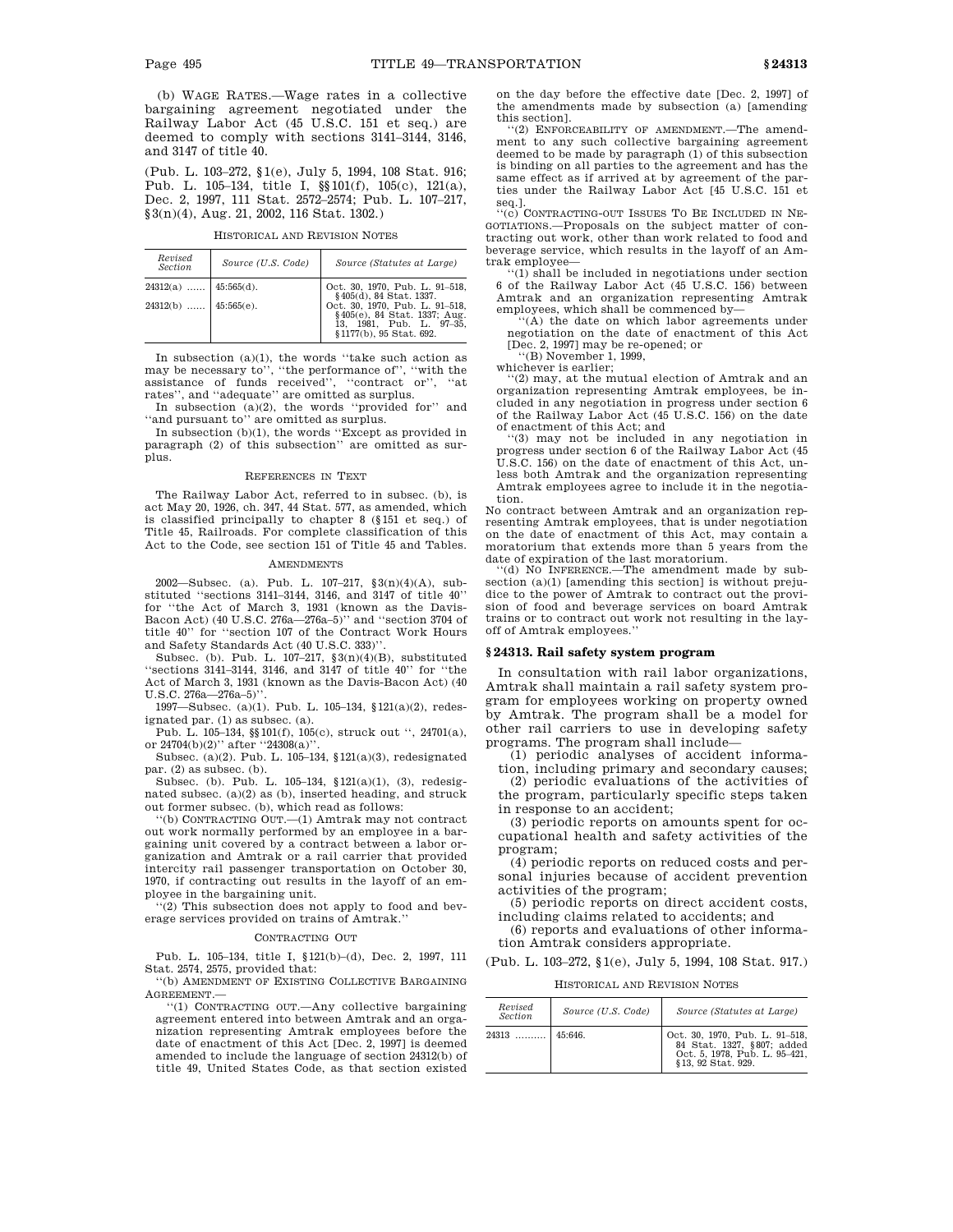(b) WAGE RATES.—Wage rates in a collective bargaining agreement negotiated under the Railway Labor Act (45 U.S.C. 151 et seq.) are deemed to comply with sections 3141–3144, 3146, and 3147 of title 40.

(Pub. L. 103–272, §1(e), July 5, 1994, 108 Stat. 916; Pub. L. 105–134, title I, §§101(f), 105(c), 121(a), Dec. 2, 1997, 111 Stat. 2572–2574; Pub. L. 107–217, §3(n)(4), Aug. 21, 2002, 116 Stat. 1302.)

HISTORICAL AND REVISION NOTES

| Revised Section | Source (U.S. Code) | Source (Statutes at Large) |
|---|---|---|
| 24312(a) ...... | 45:565(d). | Oct. 30, 1970, Pub. L. 91–518, §405(d), 84 Stat. 1337. |
| 24312(b) ...... | 45:565(e). | Oct. 30, 1970, Pub. L. 91–518, §405(e), 84 Stat. 1337; Aug. 13, 1981, Pub. L. 97–35, §1177(b), 95 Stat. 692. |

In subsection (a)(1), the words "take such action as may be necessary to", "the performance of", "with the assistance of funds received", "contract or", "at rates", and "adequate" are omitted as surplus.

In subsection (a)(2), the words "provided for" and "and pursuant to" are omitted as surplus.

In subsection (b)(1), the words "Except as provided in paragraph (2) of this subsection" are omitted as surplus.

REFERENCES IN TEXT

The Railway Labor Act, referred to in subsec. (b), is act May 20, 1926, ch. 347, 44 Stat. 577, as amended, which is classified principally to chapter 8 (§151 et seq.) of Title 45, Railroads. For complete classification of this Act to the Code, see section 151 of Title 45 and Tables.

AMENDMENTS

2002—Subsec. (a). Pub. L. 107–217, §3(n)(4)(A), substituted "sections 3141–3144, 3146, and 3147 of title 40" for "the Act of March 3, 1931 (known as the Davis-Bacon Act) (40 U.S.C. 276a—276a–5)" and "section 3704 of title 40" for "section 107 of the Contract Work Hours and Safety Standards Act (40 U.S.C. 333)".

Subsec. (b). Pub. L. 107–217, §3(n)(4)(B), substituted "sections 3141–3144, 3146, and 3147 of title 40" for "the Act of March 3, 1931 (known as the Davis-Bacon Act) (40 U.S.C. 276a—276a–5)".

1997—Subsec. (a)(1). Pub. L. 105–134, §121(a)(2), redesignated par. (1) as subsec. (a).

Pub. L. 105–134, §§101(f), 105(c), struck out ", 24701(a), or 24704(b)(2)" after "24308(a)".

Subsec. (a)(2). Pub. L. 105–134, §121(a)(3), redesignated par. (2) as subsec. (b).

Subsec. (b). Pub. L. 105–134, §121(a)(1), (3), redesignated subsec. (a)(2) as (b), inserted heading, and struck out former subsec. (b), which read as follows:

"(b) CONTRACTING OUT.—(1) Amtrak may not contract out work normally performed by an employee in a bargaining unit covered by a contract between a labor organization and Amtrak or a rail carrier that provided intercity rail passenger transportation on October 30, 1970, if contracting out results in the layoff of an employee in the bargaining unit.

"(2) This subsection does not apply to food and beverage services provided on trains of Amtrak."

CONTRACTING OUT

Pub. L. 105–134, title I, §121(b)–(d), Dec. 2, 1997, 111 Stat. 2574, 2575, provided that:

"(b) AMENDMENT OF EXISTING COLLECTIVE BARGAINING AGREEMENT.—

"(1) CONTRACTING OUT.—Any collective bargaining agreement entered into between Amtrak and an organization representing Amtrak employees before the date of enactment of this Act [Dec. 2, 1997] is deemed amended to include the language of section 24312(b) of title 49, United States Code, as that section existed on the day before the effective date [Dec. 2, 1997] of the amendments made by subsection (a) [amending this section].

"(2) ENFORCEABILITY OF AMENDMENT.—The amendment to any such collective bargaining agreement deemed to be made by paragraph (1) of this subsection is binding on all parties to the agreement and has the same effect as if arrived at by agreement of the parties under the Railway Labor Act [45 U.S.C. 151 et seq.].

"(c) CONTRACTING-OUT ISSUES TO BE INCLUDED IN NEGOTIATIONS.—Proposals on the subject matter of contracting out work, other than work related to food and beverage service, which results in the layoff of an Amtrak employee—

"(1) shall be included in negotiations under section 6 of the Railway Labor Act (45 U.S.C. 156) between Amtrak and an organization representing Amtrak employees, which shall be commenced by—

"(A) the date on which labor agreements under negotiation on the date of enactment of this Act [Dec. 2, 1997] may be re-opened; or

"(B) November 1, 1999,

whichever is earlier;

"(2) may, at the mutual election of Amtrak and an organization representing Amtrak employees, be included in any negotiation in progress under section 6 of the Railway Labor Act (45 U.S.C. 156) on the date of enactment of this Act; and

"(3) may not be included in any negotiation in progress under section 6 of the Railway Labor Act (45 U.S.C. 156) on the date of enactment of this Act, unless both Amtrak and the organization representing Amtrak employees agree to include it in the negotiation.

No contract between Amtrak and an organization representing Amtrak employees, that is under negotiation on the date of enactment of this Act, may contain a moratorium that extends more than 5 years from the date of expiration of the last moratorium.

"(d) NO INFERENCE.—The amendment made by subsection (a)(1) [amending this section] is without prejudice to the power of Amtrak to contract out the provision of food and beverage services on board Amtrak trains or to contract out work not resulting in the layoff of Amtrak employees."

## §24313. Rail safety system program

In consultation with rail labor organizations, Amtrak shall maintain a rail safety system program for employees working on property owned by Amtrak. The program shall be a model for other rail carriers to use in developing safety programs. The program shall include—

(1) periodic analyses of accident information, including primary and secondary causes;

(2) periodic evaluations of the activities of the program, particularly specific steps taken in response to an accident;

(3) periodic reports on amounts spent for occupational health and safety activities of the program;

(4) periodic reports on reduced costs and personal injuries because of accident prevention activities of the program;

(5) periodic reports on direct accident costs, including claims related to accidents; and

(6) reports and evaluations of other information Amtrak considers appropriate.

(Pub. L. 103–272, §1(e), July 5, 1994, 108 Stat. 917.)

HISTORICAL AND REVISION NOTES

| Revised Section | Source (U.S. Code) | Source (Statutes at Large) |
|---|---|---|
| 24313 .......... | 45:646. | Oct. 30, 1970, Pub. L. 91–518, 84 Stat. 1327, §807; added Oct. 5, 1978, Pub. L. 95–421, §13, 92 Stat. 929. |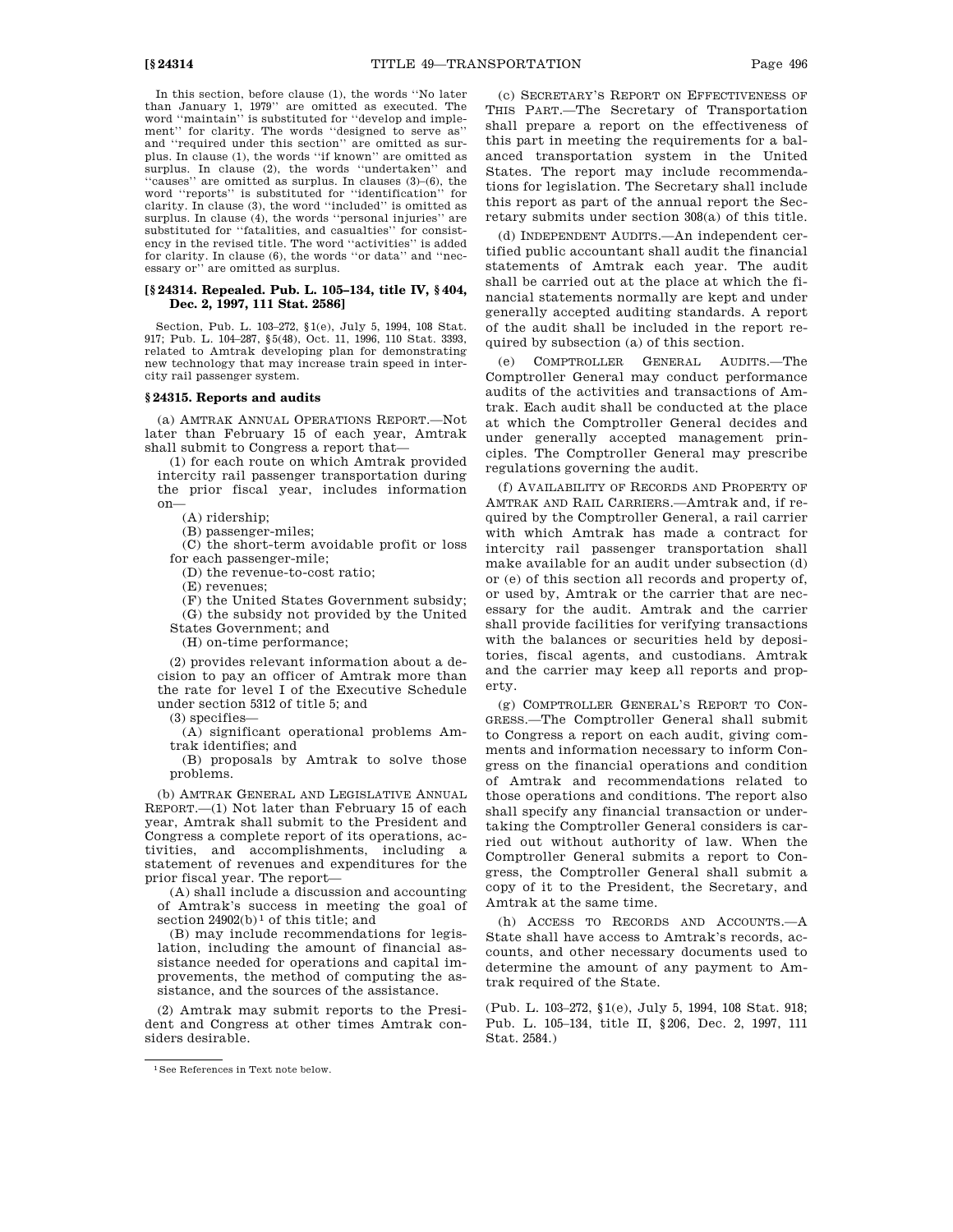In this section, before clause (1), the words "No later than January 1, 1979" are omitted as executed. The word "maintain" is substituted for "develop and implement" for clarity. The words "designed to serve as" and "required under this section" are omitted as surplus. In clause (1), the words "if known" are omitted as surplus. In clause (2), the words "undertaken" and "causes" are omitted as surplus. In clauses (3)–(6), the word "reports" is substituted for "identification" for clarity. In clause (3), the word "included" is omitted as surplus. In clause (4), the words "personal injuries" are substituted for "fatalities, and casualties" for consistency in the revised title. The word "activities" is added for clarity. In clause (6), the words "or data" and "necessary or" are omitted as surplus.

### [§ 24314. Repealed. Pub. L. 105–134, title IV, § 404, Dec. 2, 1997, 111 Stat. 2586]

Section, Pub. L. 103–272, §1(e), July 5, 1994, 108 Stat. 917; Pub. L. 104–287, §5(48), Oct. 11, 1996, 110 Stat. 3393, related to Amtrak developing plan for demonstrating new technology that may increase train speed in intercity rail passenger system.

### § 24315. Reports and audits

(a) AMTRAK ANNUAL OPERATIONS REPORT.—Not later than February 15 of each year, Amtrak shall submit to Congress a report that—

(1) for each route on which Amtrak provided intercity rail passenger transportation during the prior fiscal year, includes information on—

(A) ridership;

(B) passenger-miles;

(C) the short-term avoidable profit or loss for each passenger-mile;

(D) the revenue-to-cost ratio;

(E) revenues;

(F) the United States Government subsidy;

(G) the subsidy not provided by the United States Government; and

(H) on-time performance;

(2) provides relevant information about a decision to pay an officer of Amtrak more than the rate for level I of the Executive Schedule under section 5312 of title 5; and

(3) specifies—

(A) significant operational problems Amtrak identifies; and

(B) proposals by Amtrak to solve those problems.

(b) AMTRAK GENERAL AND LEGISLATIVE ANNUAL REPORT.—(1) Not later than February 15 of each year, Amtrak shall submit to the President and Congress a complete report of its operations, activities, and accomplishments, including a statement of revenues and expenditures for the prior fiscal year. The report—

(A) shall include a discussion and accounting of Amtrak's success in meeting the goal of section 24902(b)[1] of this title; and

(B) may include recommendations for legislation, including the amount of financial assistance needed for operations and capital improvements, the method of computing the assistance, and the sources of the assistance.

(2) Amtrak may submit reports to the President and Congress at other times Amtrak considers desirable.

(c) SECRETARY'S REPORT ON EFFECTIVENESS OF THIS PART.—The Secretary of Transportation shall prepare a report on the effectiveness of this part in meeting the requirements for a balanced transportation system in the United States. The report may include recommendations for legislation. The Secretary shall include this report as part of the annual report the Secretary submits under section 308(a) of this title.

(d) INDEPENDENT AUDITS.—An independent certified public accountant shall audit the financial statements of Amtrak each year. The audit shall be carried out at the place at which the financial statements normally are kept and under generally accepted auditing standards. A report of the audit shall be included in the report required by subsection (a) of this section.

(e) COMPTROLLER GENERAL AUDITS.—The Comptroller General may conduct performance audits of the activities and transactions of Amtrak. Each audit shall be conducted at the place at which the Comptroller General decides and under generally accepted management principles. The Comptroller General may prescribe regulations governing the audit.

(f) AVAILABILITY OF RECORDS AND PROPERTY OF AMTRAK AND RAIL CARRIERS.—Amtrak and, if required by the Comptroller General, a rail carrier with which Amtrak has made a contract for intercity rail passenger transportation shall make available for an audit under subsection (d) or (e) of this section all records and property of, or used by, Amtrak or the carrier that are necessary for the audit. Amtrak and the carrier shall provide facilities for verifying transactions with the balances or securities held by depositories, fiscal agents, and custodians. Amtrak and the carrier may keep all reports and property.

(g) COMPTROLLER GENERAL'S REPORT TO CONGRESS.—The Comptroller General shall submit to Congress a report on each audit, giving comments and information necessary to inform Congress on the financial operations and condition of Amtrak and recommendations related to those operations and conditions. The report also shall specify any financial transaction or undertaking the Comptroller General considers is carried out without authority of law. When the Comptroller General submits a report to Congress, the Comptroller General shall submit a copy of it to the President, the Secretary, and Amtrak at the same time.

(h) ACCESS TO RECORDS AND ACCOUNTS.—A State shall have access to Amtrak's records, accounts, and other necessary documents used to determine the amount of any payment to Amtrak required of the State.

(Pub. L. 103–272, §1(e), July 5, 1994, 108 Stat. 918; Pub. L. 105–134, title II, §206, Dec. 2, 1997, 111 Stat. 2584.)

---

[1] See References in Text note below.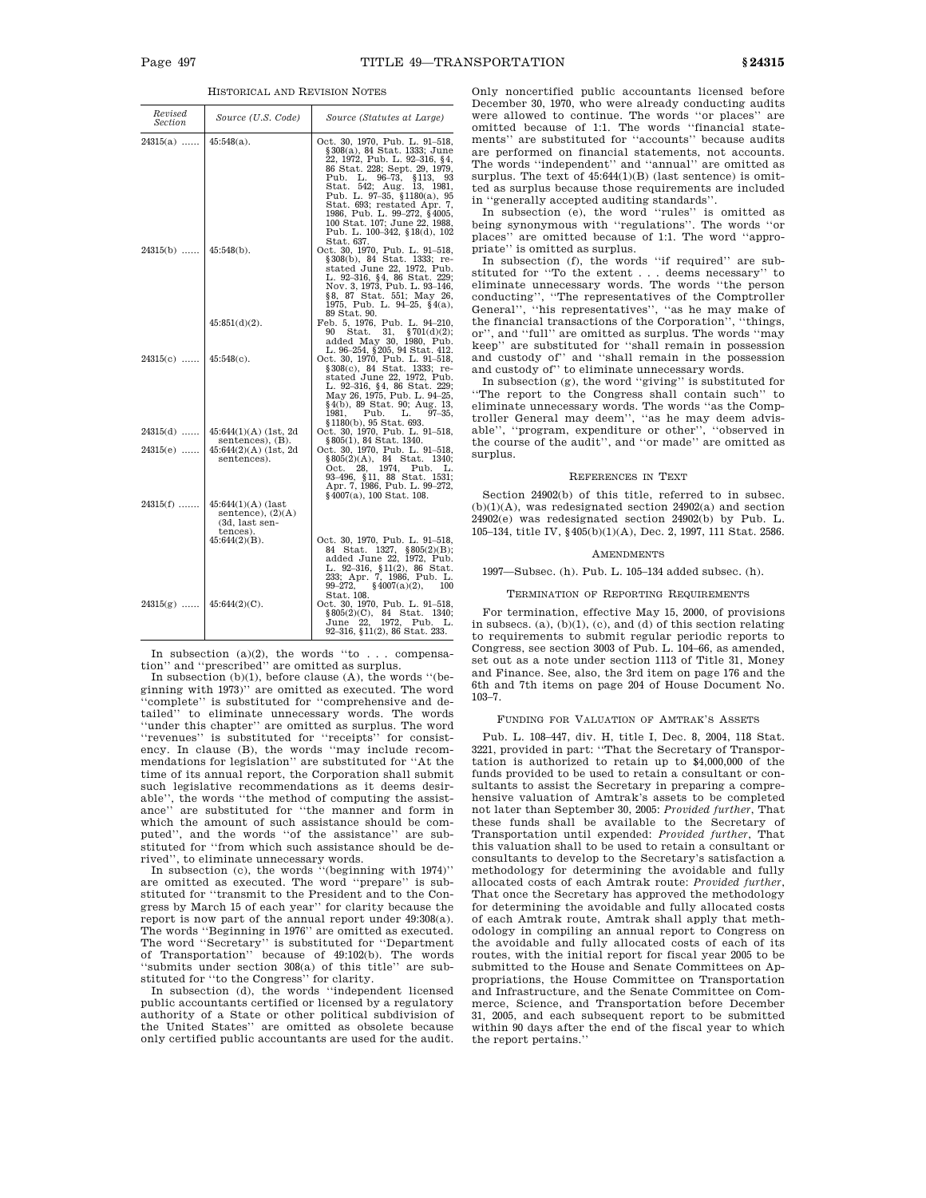HISTORICAL AND REVISION NOTES

| Revised Section | Source (U.S. Code) | Source (Statutes at Large) |
|---|---|---|
| 24315(a) ...... | 45:548(a). | Oct. 30, 1970, Pub. L. 91–518, §308(a), 84 Stat. 1333; June 22, 1972, Pub. L. 92–316, §4, 86 Stat. 228; Sept. 29, 1979, Pub. L. 96–73, §113, 93 Stat. 542; Aug. 13, 1981, Pub. L. 97–35, §1180(a), 95 Stat. 693; restated Apr. 7, 1986, Pub. L. 99–272, §4005, 100 Stat. 107; June 22, 1988, Pub. L. 100–342, §18(d), 102 Stat. 637. |
| 24315(b) ...... | 45:548(b). | Oct. 30, 1970, Pub. L. 91–518, §308(b), 84 Stat. 1333; restated June 22, 1972, Pub. L. 92–316, §4, 86 Stat. 229; Nov. 3, 1973, Pub. L. 93–146, §8, 87 Stat. 551; May 26, 1975, Pub. L. 94–25, §4(a), 89 Stat. 90. |
| | 45:851(d)(2). | Feb. 5, 1976, Pub. L. 94–210, 90 Stat. 31, §701(d)(2); added May 30, 1980, Pub. L. 96–254, §205, 94 Stat. 412. |
| 24315(c) ...... | 45:548(c). | Oct. 30, 1970, Pub. L. 91–518, §308(c), 84 Stat. 1333; restated June 22, 1972, Pub. L. 92–316, §4, 86 Stat. 229; May 26, 1975, Pub. L. 94–25, §4(b), 89 Stat. 90; Aug. 13, 1981, Pub. L. 97–35, §1180(b), 95 Stat. 693. |
| 24315(d) ...... | 45:644(1)(A) (1st, 2d sentences), (B). | Oct. 30, 1970, Pub. L. 91–518, §805(1), 84 Stat. 1340. |
| 24315(e) ...... | 45:644(2)(A) (1st, 2d sentences). | Oct. 30, 1970, Pub. L. 91–518, §805(2)(A), 84 Stat. 1340; Oct. 28, 1974, Pub. L. 93–496, §11, 88 Stat. 1531; Apr. 7, 1986, Pub. L. 99–272, §4007(a), 100 Stat. 108. |
| 24315(f) ...... | 45:644(1)(A) (last sentence), (2)(A) (3d, last sentences). | |
| | 45:644(2)(B). | Oct. 30, 1970, Pub. L. 91–518, 84 Stat. 1327, §805(2)(B); added June 22, 1972, Pub. L. 92–316, §11(2), 86 Stat. 233; Apr. 7, 1986, Pub. L. 99–272, §4007(a)(2), 100 Stat. 108. |
| 24315(g) ...... | 45:644(2)(C). | Oct. 30, 1970, Pub. L. 91–518, §805(2)(C), 84 Stat. 1340; June 22, 1972, Pub. L. 92–316, §11(2), 86 Stat. 233. |

In subsection (a)(2), the words "to . . . compensation" and "prescribed" are omitted as surplus.

In subsection (b)(1), before clause (A), the words "(beginning with 1973)" are omitted as executed. The word "complete" is substituted for "comprehensive and detailed" to eliminate unnecessary words. The words "under this chapter" are omitted as surplus. The word "revenues" is substituted for "receipts" for consistency. In clause (B), the words "may include recommendations for legislation" are substituted for "At the time of its annual report, the Corporation shall submit such legislative recommendations as it deems desirable", the words "the method of computing the assistance" are substituted for "the manner and form in which the amount of such assistance should be computed", and the words "of the assistance" are substituted for "from which such assistance should be derived", to eliminate unnecessary words.

In subsection (c), the words "(beginning with 1974)" are omitted as executed. The word "prepare" is substituted for "transmit to the President and to the Congress by March 15 of each year" for clarity because the report is now part of the annual report under 49:308(a). The words "Beginning in 1976" are omitted as executed. The word "Secretary" is substituted for "Department of Transportation" because of 49:102(b). The words "submits under section 308(a) of this title" are substituted for "to the Congress" for clarity.

In subsection (d), the words "independent licensed public accountants certified or licensed by a regulatory authority of a State or other political subdivision of the United States" are omitted as obsolete because only certified public accountants are used for the audit. Only noncertified public accountants licensed before December 30, 1970, who were already conducting audits were allowed to continue. The words "or places" are omitted because of 1:1. The words "financial statements" are substituted for "accounts" because audits are performed on financial statements, not accounts. The words "independent" and "annual" are omitted as surplus. The text of 45:644(1)(B) (last sentence) is omitted as surplus because those requirements are included in "generally accepted auditing standards".

In subsection (e), the word "rules" is omitted as being synonymous with "regulations". The words "or places" are omitted because of 1:1. The word "appropriate" is omitted as surplus.

In subsection (f), the words "if required" are substituted for "To the extent . . . deems necessary" to eliminate unnecessary words. The words "the person conducting", "The representatives of the Comptroller General", "his representatives", "as he may make of the financial transactions of the Corporation", "things, or", and "full" are omitted as surplus. The words "may keep" are substituted for "shall remain in possession and custody of" and "shall remain in the possession and custody of" to eliminate unnecessary words.

In subsection (g), the word "giving" is substituted for "The report to the Congress shall contain such" to eliminate unnecessary words. The words "as the Comptroller General may deem", "as he may deem advisable", "program, expenditure or other", "observed in the course of the audit", and "or made" are omitted as surplus.

REFERENCES IN TEXT

Section 24902(b) of this title, referred to in subsec. (b)(1)(A), was redesignated section 24902(a) and section 24902(e) was redesignated section 24902(b) by Pub. L. 105–134, title IV, §405(b)(1)(A), Dec. 2, 1997, 111 Stat. 2586.

AMENDMENTS

1997—Subsec. (h). Pub. L. 105–134 added subsec. (h).

TERMINATION OF REPORTING REQUIREMENTS

For termination, effective May 15, 2000, of provisions in subsecs. (a), (b)(1), (c), and (d) of this section relating to requirements to submit regular periodic reports to Congress, see section 3003 of Pub. L. 104–66, as amended, set out as a note under section 1113 of Title 31, Money and Finance. See, also, the 3rd item on page 176 and the 6th and 7th items on page 204 of House Document No. 103–7.

FUNDING FOR VALUATION OF AMTRAK'S ASSETS

Pub. L. 108–447, div. H, title I, Dec. 8, 2004, 118 Stat. 3221, provided in part: "That the Secretary of Transportation is authorized to retain up to $4,000,000 of the funds provided to be used to retain a consultant or consultants to assist the Secretary in preparing a comprehensive valuation of Amtrak's assets to be completed not later than September 30, 2005: *Provided further*, That these funds shall be available to the Secretary of Transportation until expended: *Provided further*, That this valuation shall to be used to retain a consultant or consultants to develop to the Secretary's satisfaction a methodology for determining the avoidable and fully allocated costs of each Amtrak route: *Provided further*, That once the Secretary has approved the methodology for determining the avoidable and fully allocated costs of each Amtrak route, Amtrak shall apply that methodology in compiling an annual report to Congress on the avoidable and fully allocated costs of each of its routes, with the initial report for fiscal year 2005 to be submitted to the House and Senate Committees on Appropriations, the House Committee on Transportation and Infrastructure, and the Senate Committee on Commerce, Science, and Transportation before December 31, 2005, and each subsequent report to be submitted within 90 days after the end of the fiscal year to which the report pertains."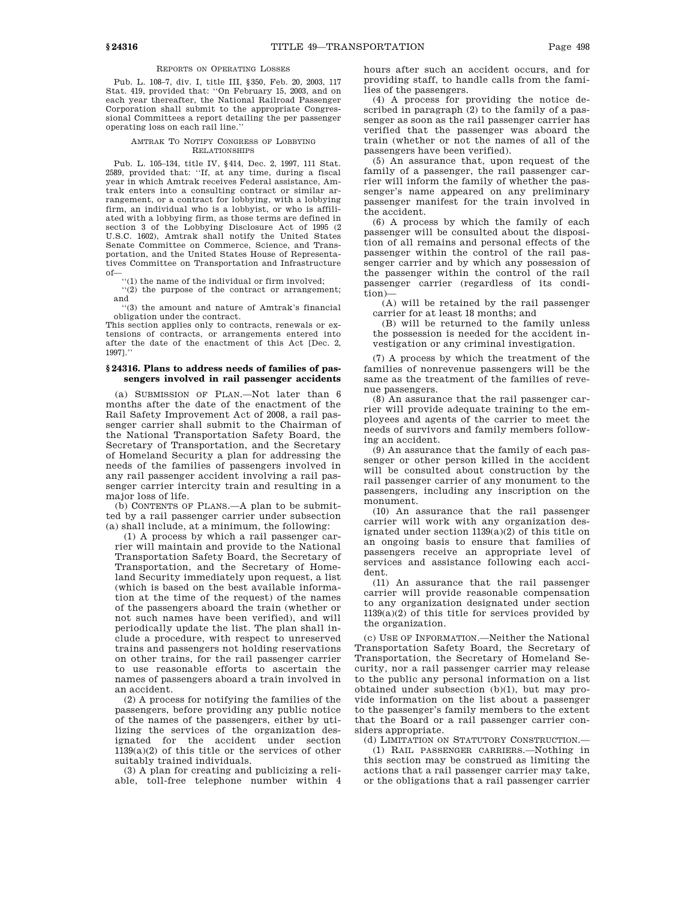REPORTS ON OPERATING LOSSES

Pub. L. 108–7, div. I, title III, §350, Feb. 20, 2003, 117 Stat. 419, provided that: ''On February 15, 2003, and on each year thereafter, the National Railroad Passenger Corporation shall submit to the appropriate Congressional Committees a report detailing the per passenger operating loss on each rail line.''

AMTRAK TO NOTIFY CONGRESS OF LOBBYING RELATIONSHIPS

Pub. L. 105–134, title IV, §414, Dec. 2, 1997, 111 Stat. 2589, provided that: ''If, at any time, during a fiscal year in which Amtrak receives Federal assistance, Amtrak enters into a consulting contract or similar arrangement, or a contract for lobbying, with a lobbying firm, an individual who is a lobbyist, or who is affiliated with a lobbying firm, as those terms are defined in section 3 of the Lobbying Disclosure Act of 1995 (2 U.S.C. 1602), Amtrak shall notify the United States Senate Committee on Commerce, Science, and Transportation, and the United States House of Representatives Committee on Transportation and Infrastructure of—

''(1) the name of the individual or firm involved;

''(2) the purpose of the contract or arrangement; and

''(3) the amount and nature of Amtrak's financial obligation under the contract.

This section applies only to contracts, renewals or extensions of contracts, or arrangements entered into after the date of the enactment of this Act [Dec. 2, 1997].''

## §24316. Plans to address needs of families of passengers involved in rail passenger accidents

(a) SUBMISSION OF PLAN.—Not later than 6 months after the date of the enactment of the Rail Safety Improvement Act of 2008, a rail passenger carrier shall submit to the Chairman of the National Transportation Safety Board, the Secretary of Transportation, and the Secretary of Homeland Security a plan for addressing the needs of the families of passengers involved in any rail passenger accident involving a rail passenger carrier intercity train and resulting in a major loss of life.

(b) CONTENTS OF PLANS.—A plan to be submitted by a rail passenger carrier under subsection (a) shall include, at a minimum, the following:

(1) A process by which a rail passenger carrier will maintain and provide to the National Transportation Safety Board, the Secretary of Transportation, and the Secretary of Homeland Security immediately upon request, a list (which is based on the best available information at the time of the request) of the names of the passengers aboard the train (whether or not such names have been verified), and will periodically update the list. The plan shall include a procedure, with respect to unreserved trains and passengers not holding reservations on other trains, for the rail passenger carrier to use reasonable efforts to ascertain the names of passengers aboard a train involved in an accident.

(2) A process for notifying the families of the passengers, before providing any public notice of the names of the passengers, either by utilizing the services of the organization designated for the accident under section 1139(a)(2) of this title or the services of other suitably trained individuals.

(3) A plan for creating and publicizing a reliable, toll-free telephone number within 4 hours after such an accident occurs, and for providing staff, to handle calls from the families of the passengers.

(4) A process for providing the notice described in paragraph (2) to the family of a passenger as soon as the rail passenger carrier has verified that the passenger was aboard the train (whether or not the names of all of the passengers have been verified).

(5) An assurance that, upon request of the family of a passenger, the rail passenger carrier will inform the family of whether the passenger's name appeared on any preliminary passenger manifest for the train involved in the accident.

(6) A process by which the family of each passenger will be consulted about the disposition of all remains and personal effects of the passenger within the control of the rail passenger carrier and by which any possession of the passenger within the control of the rail passenger carrier (regardless of its condition)—

(A) will be retained by the rail passenger carrier for at least 18 months; and

(B) will be returned to the family unless the possession is needed for the accident investigation or any criminal investigation.

(7) A process by which the treatment of the families of nonrevenue passengers will be the same as the treatment of the families of revenue passengers.

(8) An assurance that the rail passenger carrier will provide adequate training to the employees and agents of the carrier to meet the needs of survivors and family members following an accident.

(9) An assurance that the family of each passenger or other person killed in the accident will be consulted about construction by the rail passenger carrier of any monument to the passengers, including any inscription on the monument.

(10) An assurance that the rail passenger carrier will work with any organization designated under section 1139(a)(2) of this title on an ongoing basis to ensure that families of passengers receive an appropriate level of services and assistance following each accident.

(11) An assurance that the rail passenger carrier will provide reasonable compensation to any organization designated under section 1139(a)(2) of this title for services provided by the organization.

(c) USE OF INFORMATION.—Neither the National Transportation Safety Board, the Secretary of Transportation, the Secretary of Homeland Security, nor a rail passenger carrier may release to the public any personal information on a list obtained under subsection (b)(1), but may provide information on the list about a passenger to the passenger's family members to the extent that the Board or a rail passenger carrier considers appropriate.

(d) LIMITATION ON STATUTORY CONSTRUCTION.—

(1) RAIL PASSENGER CARRIERS.—Nothing in this section may be construed as limiting the actions that a rail passenger carrier may take, or the obligations that a rail passenger carrier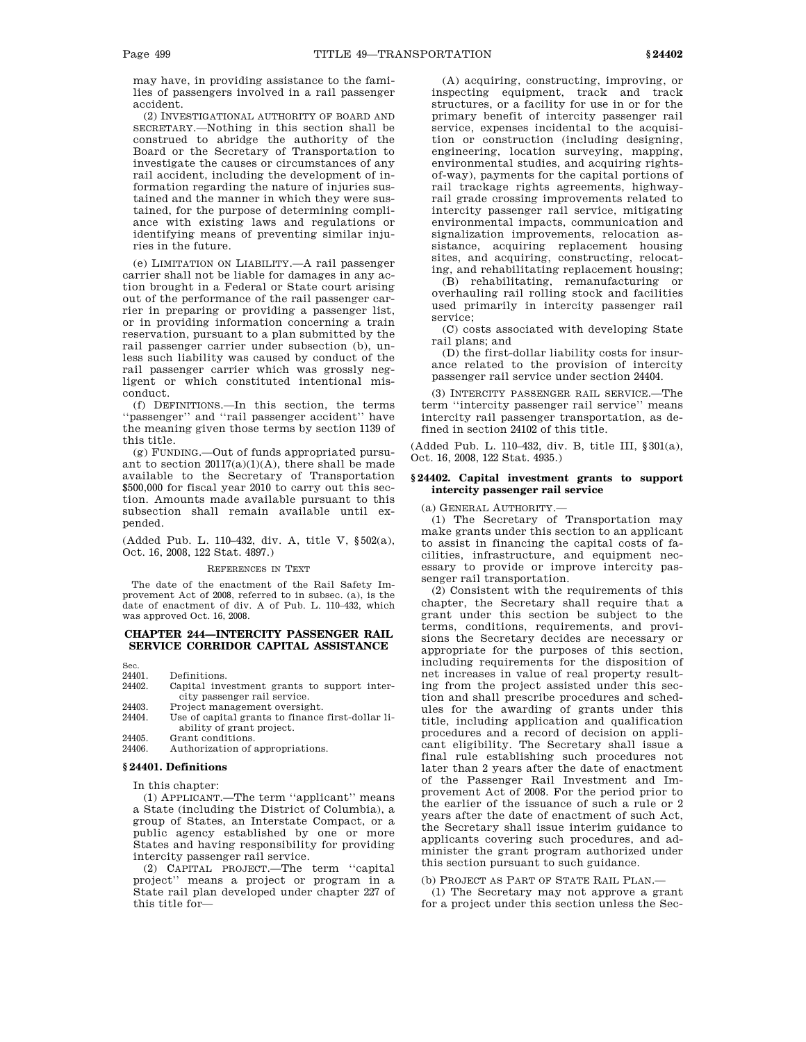may have, in providing assistance to the families of passengers involved in a rail passenger accident.

(2) INVESTIGATIONAL AUTHORITY OF BOARD AND SECRETARY.—Nothing in this section shall be construed to abridge the authority of the Board or the Secretary of Transportation to investigate the causes or circumstances of any rail accident, including the development of information regarding the nature of injuries sustained and the manner in which they were sustained, for the purpose of determining compliance with existing laws and regulations or identifying means of preventing similar injuries in the future.

(e) LIMITATION ON LIABILITY.—A rail passenger carrier shall not be liable for damages in any action brought in a Federal or State court arising out of the performance of the rail passenger carrier in preparing or providing a passenger list, or in providing information concerning a train reservation, pursuant to a plan submitted by the rail passenger carrier under subsection (b), unless such liability was caused by conduct of the rail passenger carrier which was grossly negligent or which constituted intentional misconduct.

(f) DEFINITIONS.—In this section, the terms "passenger" and "rail passenger accident" have the meaning given those terms by section 1139 of this title.

(g) FUNDING.—Out of funds appropriated pursuant to section 20117(a)(1)(A), there shall be made available to the Secretary of Transportation $500,000 for fiscal year 2010 to carry out this section. Amounts made available pursuant to this subsection shall remain available until expended.

(Added Pub. L. 110–432, div. A, title V, §502(a), Oct. 16, 2008, 122 Stat. 4897.)

REFERENCES IN TEXT

The date of the enactment of the Rail Safety Improvement Act of 2008, referred to in subsec. (a), is the date of enactment of div. A of Pub. L. 110–432, which was approved Oct. 16, 2008.

## CHAPTER 244—INTERCITY PASSENGER RAIL SERVICE CORRIDOR CAPITAL ASSISTANCE

| Sec. | |
|---|---|
| 24401. | Definitions. |
| 24402. | Capital investment grants to support intercity passenger rail service. |
| 24403. | Project management oversight. |
| 24404. | Use of capital grants to finance first-dollar liability of grant project. |
| 24405. | Grant conditions. |
| 24406. | Authorization of appropriations. |

### §24401. Definitions

In this chapter:

(1) APPLICANT.—The term "applicant" means a State (including the District of Columbia), a group of States, an Interstate Compact, or a public agency established by one or more States and having responsibility for providing intercity passenger rail service.

(2) CAPITAL PROJECT.—The term "capital project" means a project or program in a State rail plan developed under chapter 227 of this title for—

(A) acquiring, constructing, improving, or inspecting equipment, track and track structures, or a facility for use in or for the primary benefit of intercity passenger rail service, expenses incidental to the acquisition or construction (including designing, engineering, location surveying, mapping, environmental studies, and acquiring rights-of-way), payments for the capital portions of rail trackage rights agreements, highway-rail grade crossing improvements related to intercity passenger rail service, mitigating environmental impacts, communication and signalization improvements, relocation assistance, acquiring replacement housing sites, and acquiring, constructing, relocating, and rehabilitating replacement housing;

(B) rehabilitating, remanufacturing or overhauling rail rolling stock and facilities used primarily in intercity passenger rail service;

(C) costs associated with developing State rail plans; and

(D) the first-dollar liability costs for insurance related to the provision of intercity passenger rail service under section 24404.

(3) INTERCITY PASSENGER RAIL SERVICE.—The term "intercity passenger rail service" means intercity rail passenger transportation, as defined in section 24102 of this title.

(Added Pub. L. 110–432, div. B, title III, §301(a), Oct. 16, 2008, 122 Stat. 4935.)

### §24402. Capital investment grants to support intercity passenger rail service

(a) GENERAL AUTHORITY.—

(1) The Secretary of Transportation may make grants under this section to an applicant to assist in financing the capital costs of facilities, infrastructure, and equipment necessary to provide or improve intercity passenger rail transportation.

(2) Consistent with the requirements of this chapter, the Secretary shall require that a grant under this section be subject to the terms, conditions, requirements, and provisions the Secretary decides are necessary or appropriate for the purposes of this section, including requirements for the disposition of net increases in value of real property resulting from the project assisted under this section and shall prescribe procedures and schedules for the awarding of grants under this title, including application and qualification procedures and a record of decision on applicant eligibility. The Secretary shall issue a final rule establishing such procedures not later than 2 years after the date of enactment of the Passenger Rail Investment and Improvement Act of 2008. For the period prior to the earlier of the issuance of such a rule or 2 years after the date of enactment of such Act, the Secretary shall issue interim guidance to applicants covering such procedures, and administer the grant program authorized under this section pursuant to such guidance.

(b) PROJECT AS PART OF STATE RAIL PLAN.—

(1) The Secretary may not approve a grant for a project under this section unless the Sec-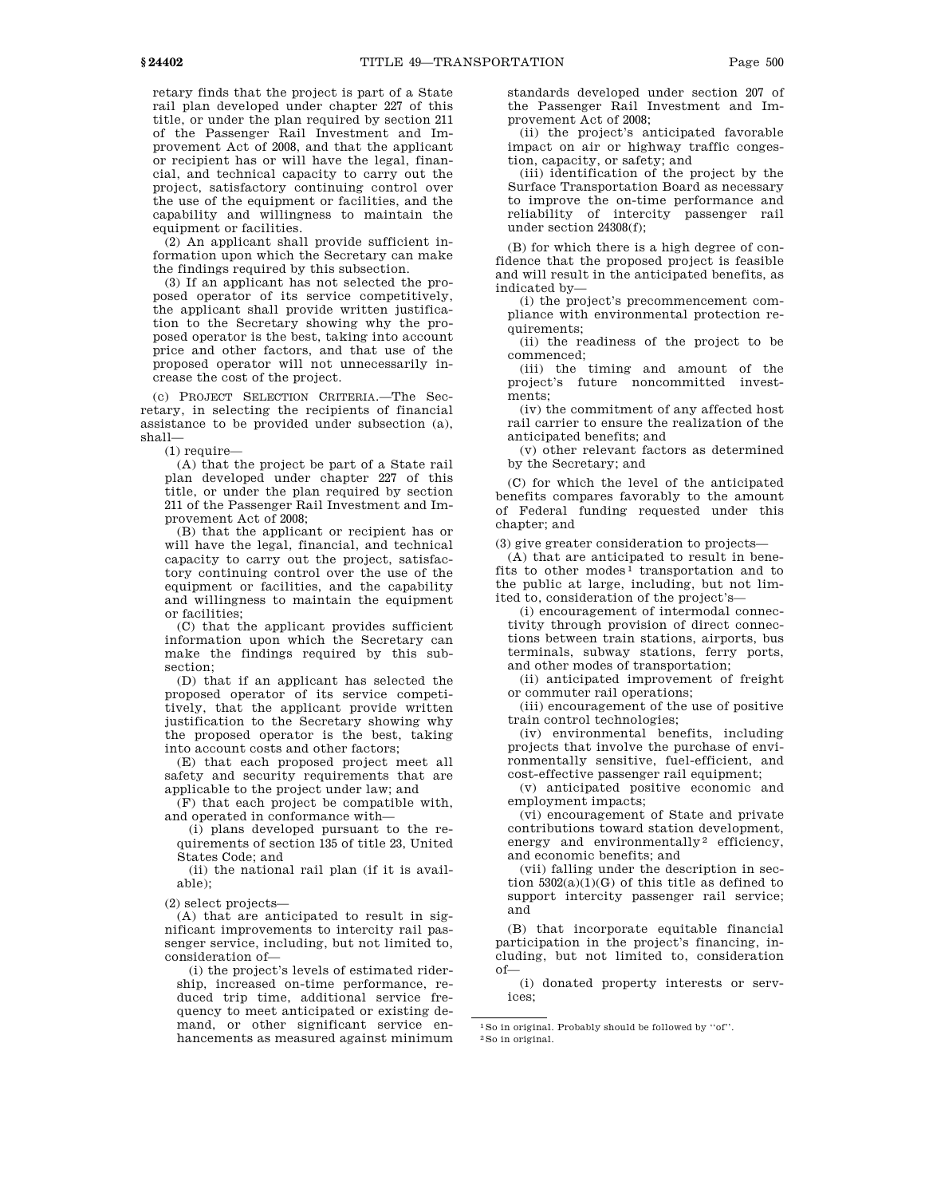retary finds that the project is part of a State rail plan developed under chapter 227 of this title, or under the plan required by section 211 of the Passenger Rail Investment and Improvement Act of 2008, and that the applicant or recipient has or will have the legal, financial, and technical capacity to carry out the project, satisfactory continuing control over the use of the equipment or facilities, and the capability and willingness to maintain the equipment or facilities.

(2) An applicant shall provide sufficient information upon which the Secretary can make the findings required by this subsection.

(3) If an applicant has not selected the proposed operator of its service competitively, the applicant shall provide written justification to the Secretary showing why the proposed operator is the best, taking into account price and other factors, and that use of the proposed operator will not unnecessarily increase the cost of the project.

(c) PROJECT SELECTION CRITERIA.—The Secretary, in selecting the recipients of financial assistance to be provided under subsection (a), shall—

(1) require—

(A) that the project be part of a State rail plan developed under chapter 227 of this title, or under the plan required by section 211 of the Passenger Rail Investment and Improvement Act of 2008;

(B) that the applicant or recipient has or will have the legal, financial, and technical capacity to carry out the project, satisfactory continuing control over the use of the equipment or facilities, and the capability and willingness to maintain the equipment or facilities;

(C) that the applicant provides sufficient information upon which the Secretary can make the findings required by this subsection;

(D) that if an applicant has selected the proposed operator of its service competitively, that the applicant provide written justification to the Secretary showing why the proposed operator is the best, taking into account costs and other factors;

(E) that each proposed project meet all safety and security requirements that are applicable to the project under law; and

(F) that each project be compatible with, and operated in conformance with—

(i) plans developed pursuant to the requirements of section 135 of title 23, United States Code; and

(ii) the national rail plan (if it is available);

(2) select projects—

(A) that are anticipated to result in significant improvements to intercity rail passenger service, including, but not limited to, consideration of—

(i) the project's levels of estimated ridership, increased on-time performance, reduced trip time, additional service frequency to meet anticipated or existing demand, or other significant service enhancements as measured against minimum standards developed under section 207 of the Passenger Rail Investment and Improvement Act of 2008;

(ii) the project's anticipated favorable impact on air or highway traffic congestion, capacity, or safety; and

(iii) identification of the project by the Surface Transportation Board as necessary to improve the on-time performance and reliability of intercity passenger rail under section 24308(f);

(B) for which there is a high degree of confidence that the proposed project is feasible and will result in the anticipated benefits, as indicated by—

(i) the project's precommencement compliance with environmental protection requirements;

(ii) the readiness of the project to be commenced;

(iii) the timing and amount of the project's future noncommitted investments;

(iv) the commitment of any affected host rail carrier to ensure the realization of the anticipated benefits; and

(v) other relevant factors as determined by the Secretary; and

(C) for which the level of the anticipated benefits compares favorably to the amount of Federal funding requested under this chapter; and

(3) give greater consideration to projects—

(A) that are anticipated to result in benefits to other modes[1] transportation and to the public at large, including, but not limited to, consideration of the project's—

(i) encouragement of intermodal connectivity through provision of direct connections between train stations, airports, bus terminals, subway stations, ferry ports, and other modes of transportation;

(ii) anticipated improvement of freight or commuter rail operations;

(iii) encouragement of the use of positive train control technologies;

(iv) environmental benefits, including projects that involve the purchase of environmentally sensitive, fuel-efficient, and cost-effective passenger rail equipment;

(v) anticipated positive economic and employment impacts;

(vi) encouragement of State and private contributions toward station development, energy and environmentally[2] efficiency, and economic benefits; and

(vii) falling under the description in section 5302(a)(1)(G) of this title as defined to support intercity passenger rail service; and

(B) that incorporate equitable financial participation in the project's financing, including, but not limited to, consideration of—

(i) donated property interests or services;

---

[1] So in original. Probably should be followed by "of".

[2] So in original.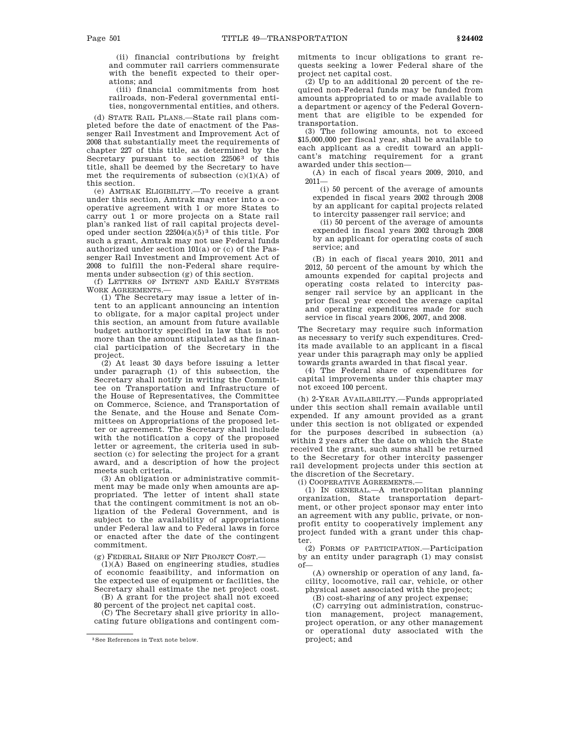(ii) financial contributions by freight and commuter rail carriers commensurate with the benefit expected to their operations; and

(iii) financial commitments from host railroads, non-Federal governmental entities, nongovernmental entities, and others.

(d) STATE RAIL PLANS.—State rail plans completed before the date of enactment of the Passenger Rail Investment and Improvement Act of 2008 that substantially meet the requirements of chapter 227 of this title, as determined by the Secretary pursuant to section 22506[3] of this title, shall be deemed by the Secretary to have met the requirements of subsection (c)(1)(A) of this section.

(e) AMTRAK ELIGIBILITY.—To receive a grant under this section, Amtrak may enter into a cooperative agreement with 1 or more States to carry out 1 or more projects on a State rail plan's ranked list of rail capital projects developed under section 22504(a)(5)[3] of this title. For such a grant, Amtrak may not use Federal funds authorized under section 101(a) or (c) of the Passenger Rail Investment and Improvement Act of 2008 to fulfill the non-Federal share requirements under subsection (g) of this section.

(f) LETTERS OF INTENT AND EARLY SYSTEMS WORK AGREEMENTS.—

(1) The Secretary may issue a letter of intent to an applicant announcing an intention to obligate, for a major capital project under this section, an amount from future available budget authority specified in law that is not more than the amount stipulated as the financial participation of the Secretary in the project.

(2) At least 30 days before issuing a letter under paragraph (1) of this subsection, the Secretary shall notify in writing the Committee on Transportation and Infrastructure of the House of Representatives, the Committee on Commerce, Science, and Transportation of the Senate, and the House and Senate Committees on Appropriations of the proposed letter or agreement. The Secretary shall include with the notification a copy of the proposed letter or agreement, the criteria used in subsection (c) for selecting the project for a grant award, and a description of how the project meets such criteria.

(3) An obligation or administrative commitment may be made only when amounts are appropriated. The letter of intent shall state that the contingent commitment is not an obligation of the Federal Government, and is subject to the availability of appropriations under Federal law and to Federal laws in force or enacted after the date of the contingent commitment.

(g) FEDERAL SHARE OF NET PROJECT COST.—

(1)(A) Based on engineering studies, studies of economic feasibility, and information on the expected use of equipment or facilities, the Secretary shall estimate the net project cost.

(B) A grant for the project shall not exceed 80 percent of the project net capital cost.

(C) The Secretary shall give priority in allocating future obligations and contingent commitments to incur obligations to grant requests seeking a lower Federal share of the project net capital cost.

(2) Up to an additional 20 percent of the required non-Federal funds may be funded from amounts appropriated to or made available to a department or agency of the Federal Government that are eligible to be expended for transportation.

(3) The following amounts, not to exceed $15,000,000 per fiscal year, shall be available to each applicant as a credit toward an applicant's matching requirement for a grant awarded under this section—

(A) in each of fiscal years 2009, 2010, and 2011—

(i) 50 percent of the average of amounts expended in fiscal years 2002 through 2008 by an applicant for capital projects related to intercity passenger rail service; and

(ii) 50 percent of the average of amounts expended in fiscal years 2002 through 2008 by an applicant for operating costs of such service; and

(B) in each of fiscal years 2010, 2011 and 2012, 50 percent of the amount by which the amounts expended for capital projects and operating costs related to intercity passenger rail service by an applicant in the prior fiscal year exceed the average capital and operating expenditures made for such service in fiscal years 2006, 2007, and 2008.

The Secretary may require such information as necessary to verify such expenditures. Credits made available to an applicant in a fiscal year under this paragraph may only be applied towards grants awarded in that fiscal year.

(4) The Federal share of expenditures for capital improvements under this chapter may not exceed 100 percent.

(h) 2-YEAR AVAILABILITY.—Funds appropriated under this section shall remain available until expended. If any amount provided as a grant under this section is not obligated or expended for the purposes described in subsection (a) within 2 years after the date on which the State received the grant, such sums shall be returned to the Secretary for other intercity passenger rail development projects under this section at the discretion of the Secretary.

(i) COOPERATIVE AGREEMENTS.—

(1) IN GENERAL.—A metropolitan planning organization, State transportation department, or other project sponsor may enter into an agreement with any public, private, or nonprofit entity to cooperatively implement any project funded with a grant under this chapter.

(2) FORMS OF PARTICIPATION.—Participation by an entity under paragraph (1) may consist of—

(A) ownership or operation of any land, facility, locomotive, rail car, vehicle, or other physical asset associated with the project;

(B) cost-sharing of any project expense;

(C) carrying out administration, construction management, project management, project operation, or any other management or operational duty associated with the project; and

[3] See References in Text note below.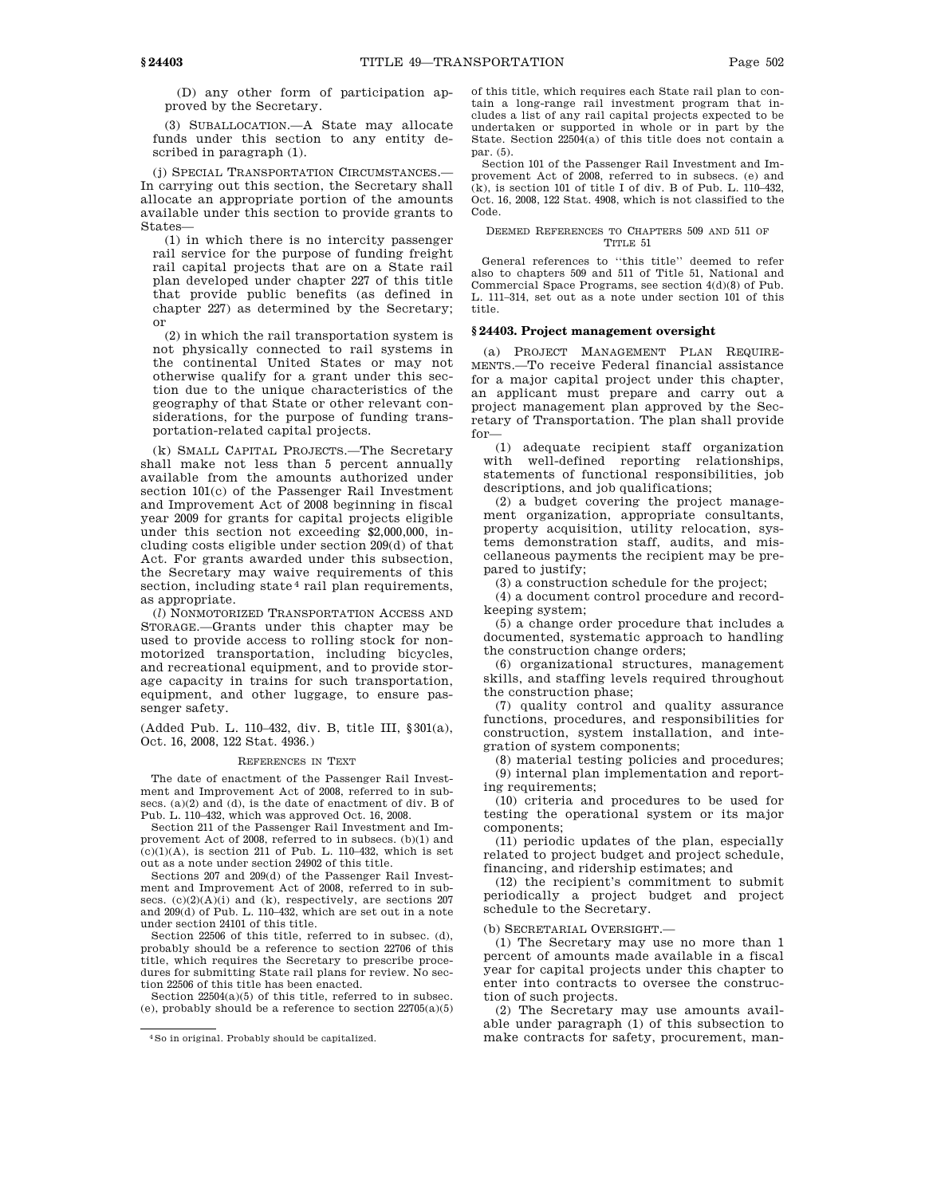(D) any other form of participation approved by the Secretary.

(3) SUBALLOCATION.—A State may allocate funds under this section to any entity described in paragraph (1).

(j) SPECIAL TRANSPORTATION CIRCUMSTANCES.—In carrying out this section, the Secretary shall allocate an appropriate portion of the amounts available under this section to provide grants to States—

(1) in which there is no intercity passenger rail service for the purpose of funding freight rail capital projects that are on a State rail plan developed under chapter 227 of this title that provide public benefits (as defined in chapter 227) as determined by the Secretary; or

(2) in which the rail transportation system is not physically connected to rail systems in the continental United States or may not otherwise qualify for a grant under this section due to the unique characteristics of the geography of that State or other relevant considerations, for the purpose of funding transportation-related capital projects.

(k) SMALL CAPITAL PROJECTS.—The Secretary shall make not less than 5 percent annually available from the amounts authorized under section 101(c) of the Passenger Rail Investment and Improvement Act of 2008 beginning in fiscal year 2009 for grants for capital projects eligible under this section not exceeding $2,000,000, including costs eligible under section 209(d) of that Act. For grants awarded under this subsection, the Secretary may waive requirements of this section, including state[4] rail plan requirements, as appropriate.

(*l*) NONMOTORIZED TRANSPORTATION ACCESS AND STORAGE.—Grants under this chapter may be used to provide access to rolling stock for nonmotorized transportation, including bicycles, and recreational equipment, and to provide storage capacity in trains for such transportation, equipment, and other luggage, to ensure passenger safety.

(Added Pub. L. 110–432, div. B, title III, §301(a), Oct. 16, 2008, 122 Stat. 4936.)

REFERENCES IN TEXT

The date of enactment of the Passenger Rail Investment and Improvement Act of 2008, referred to in subsecs. (a)(2) and (d), is the date of enactment of div. B of Pub. L. 110–432, which was approved Oct. 16, 2008.

Section 211 of the Passenger Rail Investment and Improvement Act of 2008, referred to in subsecs. (b)(1) and (c)(1)(A), is section 211 of Pub. L. 110–432, which is set out as a note under section 24902 of this title.

Sections 207 and 209(d) of the Passenger Rail Investment and Improvement Act of 2008, referred to in subsecs. (c)(2)(A)(i) and (k), respectively, are sections 207 and 209(d) of Pub. L. 110–432, which are set out in a note under section 24101 of this title.

Section 22506 of this title, referred to in subsec. (d), probably should be a reference to section 22706 of this title, which requires the Secretary to prescribe procedures for submitting State rail plans for review. No section 22506 of this title has been enacted.

Section 22504(a)(5) of this title, referred to in subsec. (e), probably should be a reference to section 22705(a)(5) of this title, which requires each State rail plan to contain a long-range rail investment program that includes a list of any rail capital projects expected to be undertaken or supported in whole or in part by the State. Section 22504(a) of this title does not contain a par. (5).

Section 101 of the Passenger Rail Investment and Improvement Act of 2008, referred to in subsecs. (e) and (k), is section 101 of title I of div. B of Pub. L. 110–432, Oct. 16, 2008, 122 Stat. 4908, which is not classified to the Code.

DEEMED REFERENCES TO CHAPTERS 509 AND 511 OF TITLE 51

General references to "this title" deemed to refer also to chapters 509 and 511 of Title 51, National and Commercial Space Programs, see section 4(d)(8) of Pub. L. 111–314, set out as a note under section 101 of this title.

[4] So in original. Probably should be capitalized.

## § 24403. Project management oversight

(a) PROJECT MANAGEMENT PLAN REQUIREMENTS.—To receive Federal financial assistance for a major capital project under this chapter, an applicant must prepare and carry out a project management plan approved by the Secretary of Transportation. The plan shall provide for—

(1) adequate recipient staff organization with well-defined reporting relationships, statements of functional responsibilities, job descriptions, and job qualifications;

(2) a budget covering the project management organization, appropriate consultants, property acquisition, utility relocation, systems demonstration staff, audits, and miscellaneous payments the recipient may be prepared to justify;

(3) a construction schedule for the project;

(4) a document control procedure and recordkeeping system;

(5) a change order procedure that includes a documented, systematic approach to handling the construction change orders;

(6) organizational structures, management skills, and staffing levels required throughout the construction phase;

(7) quality control and quality assurance functions, procedures, and responsibilities for construction, system installation, and integration of system components;

(8) material testing policies and procedures;

(9) internal plan implementation and reporting requirements;

(10) criteria and procedures to be used for testing the operational system or its major components;

(11) periodic updates of the plan, especially related to project budget and project schedule, financing, and ridership estimates; and

(12) the recipient's commitment to submit periodically a project budget and project schedule to the Secretary.

(b) SECRETARIAL OVERSIGHT.—

(1) The Secretary may use no more than 1 percent of amounts made available in a fiscal year for capital projects under this chapter to enter into contracts to oversee the construction of such projects.

(2) The Secretary may use amounts available under paragraph (1) of this subsection to make contracts for safety, procurement, man-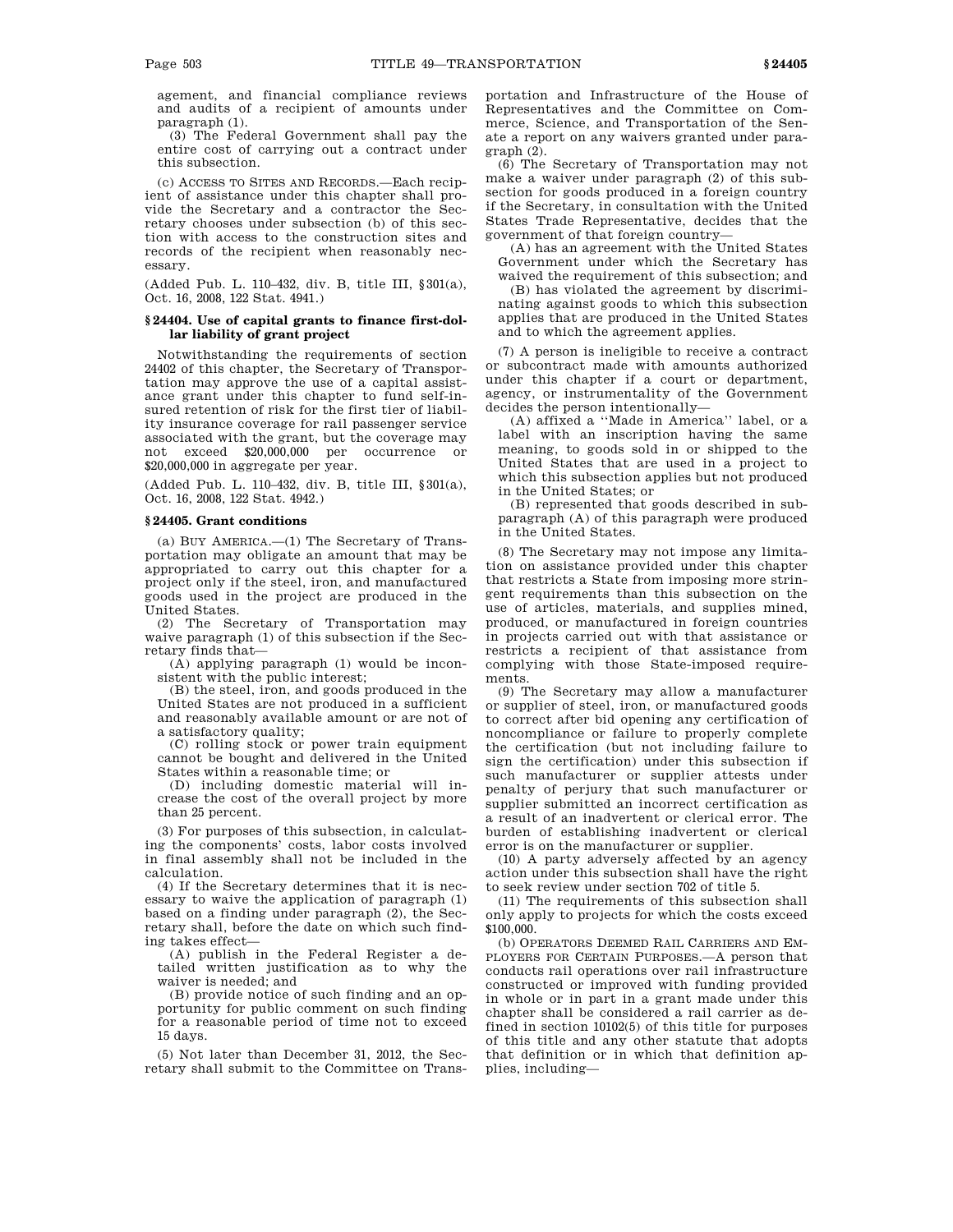agement, and financial compliance reviews and audits of a recipient of amounts under paragraph (1).

(3) The Federal Government shall pay the entire cost of carrying out a contract under this subsection.

(c) ACCESS TO SITES AND RECORDS.—Each recipient of assistance under this chapter shall provide the Secretary and a contractor the Secretary chooses under subsection (b) of this section with access to the construction sites and records of the recipient when reasonably necessary.

(Added Pub. L. 110–432, div. B, title III, §301(a), Oct. 16, 2008, 122 Stat. 4941.)

### §24404. Use of capital grants to finance first-dollar liability of grant project

Notwithstanding the requirements of section 24402 of this chapter, the Secretary of Transportation may approve the use of a capital assistance grant under this chapter to fund self-insured retention of risk for the first tier of liability insurance coverage for rail passenger service associated with the grant, but the coverage may not exceed $20,000,000 per occurrence or $20,000,000 in aggregate per year.

(Added Pub. L. 110–432, div. B, title III, §301(a), Oct. 16, 2008, 122 Stat. 4942.)

### §24405. Grant conditions

(a) BUY AMERICA.—(1) The Secretary of Transportation may obligate an amount that may be appropriated to carry out this chapter for a project only if the steel, iron, and manufactured goods used in the project are produced in the United States.

(2) The Secretary of Transportation may waive paragraph (1) of this subsection if the Secretary finds that—

(A) applying paragraph (1) would be inconsistent with the public interest;

(B) the steel, iron, and goods produced in the United States are not produced in a sufficient and reasonably available amount or are not of a satisfactory quality;

(C) rolling stock or power train equipment cannot be bought and delivered in the United States within a reasonable time; or

(D) including domestic material will increase the cost of the overall project by more than 25 percent.

(3) For purposes of this subsection, in calculating the components' costs, labor costs involved in final assembly shall not be included in the calculation.

(4) If the Secretary determines that it is necessary to waive the application of paragraph (1) based on a finding under paragraph (2), the Secretary shall, before the date on which such finding takes effect—

(A) publish in the Federal Register a detailed written justification as to why the waiver is needed; and

(B) provide notice of such finding and an opportunity for public comment on such finding for a reasonable period of time not to exceed 15 days.

(5) Not later than December 31, 2012, the Secretary shall submit to the Committee on Transportation and Infrastructure of the House of Representatives and the Committee on Commerce, Science, and Transportation of the Senate a report on any waivers granted under paragraph (2).

(6) The Secretary of Transportation may not make a waiver under paragraph (2) of this subsection for goods produced in a foreign country if the Secretary, in consultation with the United States Trade Representative, decides that the government of that foreign country—

(A) has an agreement with the United States Government under which the Secretary has waived the requirement of this subsection; and

(B) has violated the agreement by discriminating against goods to which this subsection applies that are produced in the United States and to which the agreement applies.

(7) A person is ineligible to receive a contract or subcontract made with amounts authorized under this chapter if a court or department, agency, or instrumentality of the Government decides the person intentionally—

(A) affixed a ''Made in America'' label, or a label with an inscription having the same meaning, to goods sold in or shipped to the United States that are used in a project to which this subsection applies but not produced in the United States; or

(B) represented that goods described in subparagraph (A) of this paragraph were produced in the United States.

(8) The Secretary may not impose any limitation on assistance provided under this chapter that restricts a State from imposing more stringent requirements than this subsection on the use of articles, materials, and supplies mined, produced, or manufactured in foreign countries in projects carried out with that assistance or restricts a recipient of that assistance from complying with those State-imposed requirements.

(9) The Secretary may allow a manufacturer or supplier of steel, iron, or manufactured goods to correct after bid opening any certification of noncompliance or failure to properly complete the certification (but not including failure to sign the certification) under this subsection if such manufacturer or supplier attests under penalty of perjury that such manufacturer or supplier submitted an incorrect certification as a result of an inadvertent or clerical error. The burden of establishing inadvertent or clerical error is on the manufacturer or supplier.

(10) A party adversely affected by an agency action under this subsection shall have the right to seek review under section 702 of title 5.

(11) The requirements of this subsection shall only apply to projects for which the costs exceed $100,000.

(b) OPERATORS DEEMED RAIL CARRIERS AND EMPLOYERS FOR CERTAIN PURPOSES.—A person that conducts rail operations over rail infrastructure constructed or improved with funding provided in whole or in part in a grant made under this chapter shall be considered a rail carrier as defined in section 10102(5) of this title for purposes of this title and any other statute that adopts that definition or in which that definition applies, including—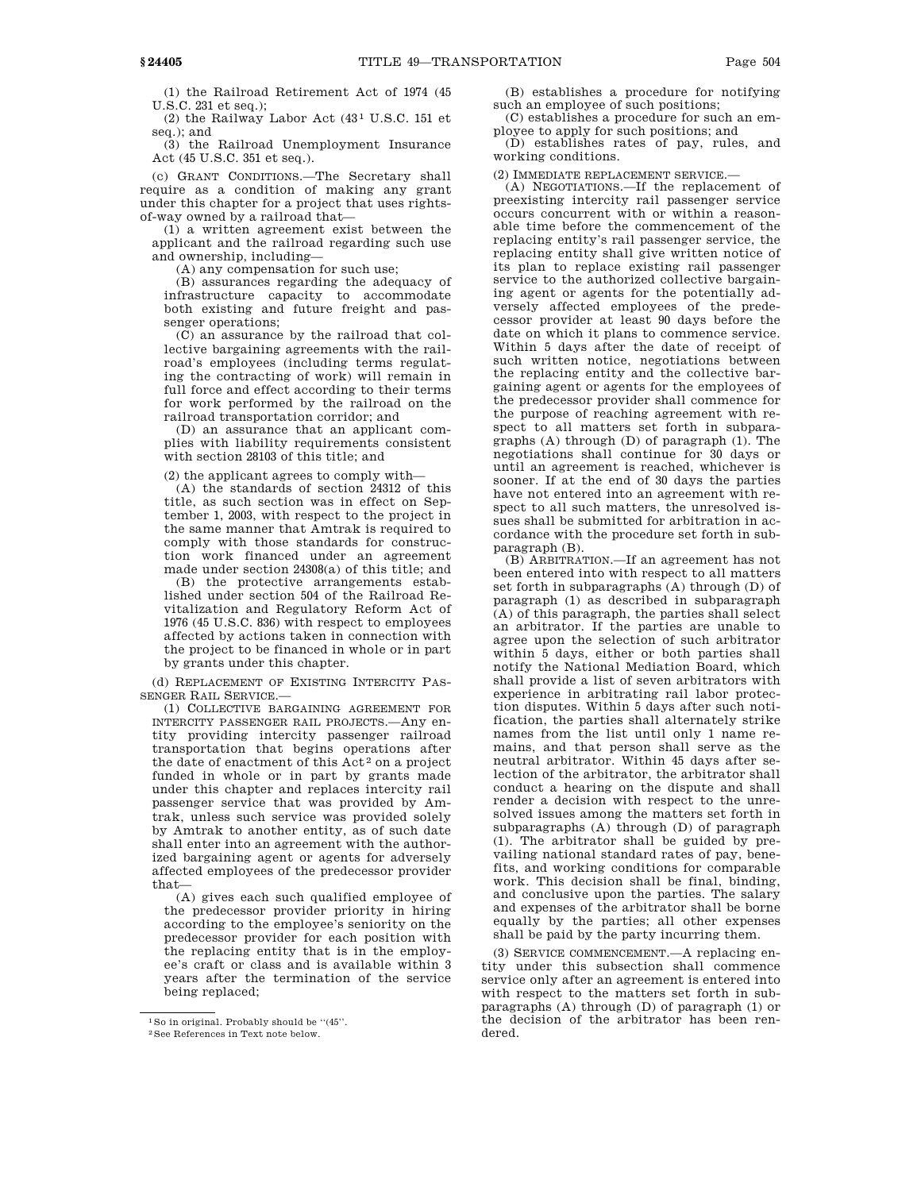(1) the Railroad Retirement Act of 1974 (45 U.S.C. 231 et seq.);

(2) the Railway Labor Act (43[1] U.S.C. 151 et seq.); and

(3) the Railroad Unemployment Insurance Act (45 U.S.C. 351 et seq.).

(c) GRANT CONDITIONS.—The Secretary shall require as a condition of making any grant under this chapter for a project that uses rights-of-way owned by a railroad that—

(1) a written agreement exist between the applicant and the railroad regarding such use and ownership, including—

(A) any compensation for such use;

(B) assurances regarding the adequacy of infrastructure capacity to accommodate both existing and future freight and passenger operations;

(C) an assurance by the railroad that collective bargaining agreements with the railroad's employees (including terms regulating the contracting of work) will remain in full force and effect according to their terms for work performed by the railroad on the railroad transportation corridor; and

(D) an assurance that an applicant complies with liability requirements consistent with section 28103 of this title; and

(2) the applicant agrees to comply with—

(A) the standards of section 24312 of this title, as such section was in effect on September 1, 2003, with respect to the project in the same manner that Amtrak is required to comply with those standards for construction work financed under an agreement made under section 24308(a) of this title; and

(B) the protective arrangements established under section 504 of the Railroad Revitalization and Regulatory Reform Act of 1976 (45 U.S.C. 836) with respect to employees affected by actions taken in connection with the project to be financed in whole or in part by grants under this chapter.

(d) REPLACEMENT OF EXISTING INTERCITY PASSENGER RAIL SERVICE.—

(1) COLLECTIVE BARGAINING AGREEMENT FOR INTERCITY PASSENGER RAIL PROJECTS.—Any entity providing intercity passenger railroad transportation that begins operations after the date of enactment of this Act[2] on a project funded in whole or in part by grants made under this chapter and replaces intercity rail passenger service that was provided by Amtrak, unless such service was provided solely by Amtrak to another entity, as of such date shall enter into an agreement with the authorized bargaining agent or agents for adversely affected employees of the predecessor provider that—

(A) gives each such qualified employee of the predecessor provider priority in hiring according to the employee's seniority on the predecessor provider for each position with the replacing entity that is in the employee's craft or class and is available within 3 years after the termination of the service being replaced;

(B) establishes a procedure for notifying such an employee of such positions;

(C) establishes a procedure for such an employee to apply for such positions; and

(D) establishes rates of pay, rules, and working conditions.

(2) IMMEDIATE REPLACEMENT SERVICE.—

(A) NEGOTIATIONS.—If the replacement of preexisting intercity rail passenger service occurs concurrent with or within a reasonable time before the commencement of the replacing entity's rail passenger service, the replacing entity shall give written notice of its plan to replace existing rail passenger service to the authorized collective bargaining agent or agents for the potentially adversely affected employees of the predecessor provider at least 90 days before the date on which it plans to commence service. Within 5 days after the date of receipt of such written notice, negotiations between the replacing entity and the collective bargaining agent or agents for the employees of the predecessor provider shall commence for the purpose of reaching agreement with respect to all matters set forth in subparagraphs (A) through (D) of paragraph (1). The negotiations shall continue for 30 days or until an agreement is reached, whichever is sooner. If at the end of 30 days the parties have not entered into an agreement with respect to all such matters, the unresolved issues shall be submitted for arbitration in accordance with the procedure set forth in subparagraph (B).

(B) ARBITRATION.—If an agreement has not been entered into with respect to all matters set forth in subparagraphs (A) through (D) of paragraph (1) as described in subparagraph (A) of this paragraph, the parties shall select an arbitrator. If the parties are unable to agree upon the selection of such arbitrator within 5 days, either or both parties shall notify the National Mediation Board, which shall provide a list of seven arbitrators with experience in arbitrating rail labor protection disputes. Within 5 days after such notification, the parties shall alternately strike names from the list until only 1 name remains, and that person shall serve as the neutral arbitrator. Within 45 days after selection of the arbitrator, the arbitrator shall conduct a hearing on the dispute and shall render a decision with respect to the unresolved issues among the matters set forth in subparagraphs (A) through (D) of paragraph (1). The arbitrator shall be guided by prevailing national standard rates of pay, benefits, and working conditions for comparable work. This decision shall be final, binding, and conclusive upon the parties. The salary and expenses of the arbitrator shall be borne equally by the parties; all other expenses shall be paid by the party incurring them.

(3) SERVICE COMMENCEMENT.—A replacing entity under this subsection shall commence service only after an agreement is entered into with respect to the matters set forth in subparagraphs (A) through (D) of paragraph (1) or the decision of the arbitrator has been rendered.

---

[1] So in original. Probably should be "(45".

[2] See References in Text note below.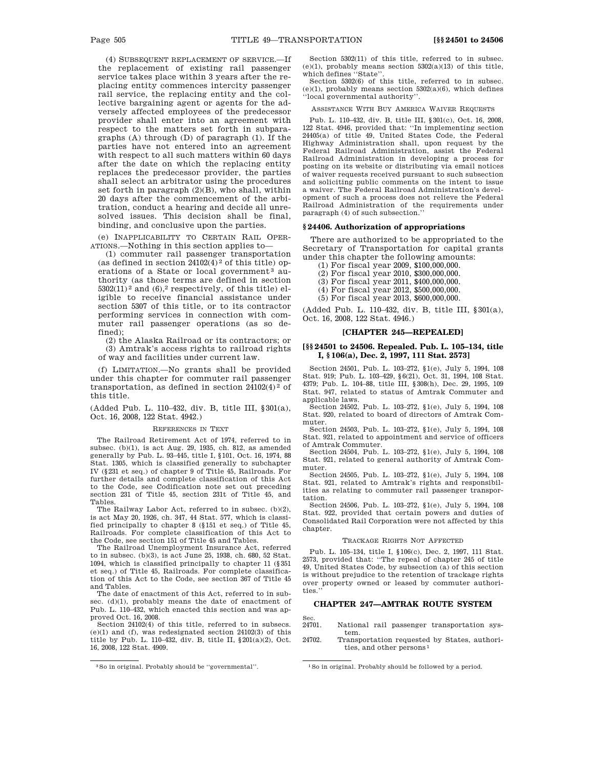(4) SUBSEQUENT REPLACEMENT OF SERVICE.—If the replacement of existing rail passenger service takes place within 3 years after the replacing entity commences intercity passenger rail service, the replacing entity and the collective bargaining agent or agents for the adversely affected employees of the predecessor provider shall enter into an agreement with respect to the matters set forth in subparagraphs (A) through (D) of paragraph (1). If the parties have not entered into an agreement with respect to all such matters within 60 days after the date on which the replacing entity replaces the predecessor provider, the parties shall select an arbitrator using the procedures set forth in paragraph (2)(B), who shall, within 20 days after the commencement of the arbitration, conduct a hearing and decide all unresolved issues. This decision shall be final, binding, and conclusive upon the parties.

(e) INAPPLICABILITY TO CERTAIN RAIL OPERATIONS.—Nothing in this section applies to—

(1) commuter rail passenger transportation (as defined in section 24102(4)[2] of this title) operations of a State or local government[3] authority (as those terms are defined in section 5302(11)[2] and (6),[2] respectively, of this title) eligible to receive financial assistance under section 5307 of this title, or to its contractor performing services in connection with commuter rail passenger operations (as so defined);

(2) the Alaska Railroad or its contractors; or

(3) Amtrak's access rights to railroad rights of way and facilities under current law.

(f) LIMITATION.—No grants shall be provided under this chapter for commuter rail passenger transportation, as defined in section 24102(4)[2] of this title.

(Added Pub. L. 110–432, div. B, title III, §301(a), Oct. 16, 2008, 122 Stat. 4942.)

REFERENCES IN TEXT

The Railroad Retirement Act of 1974, referred to in subsec. (b)(1), is act Aug. 29, 1935, ch. 812, as amended generally by Pub. L. 93–445, title I, §101, Oct. 16, 1974, 88 Stat. 1305, which is classified generally to subchapter IV (§231 et seq.) of chapter 9 of Title 45, Railroads. For further details and complete classification of this Act to the Code, see Codification note set out preceding section 231 of Title 45, section 231t of Title 45, and Tables.

The Railway Labor Act, referred to in subsec. (b)(2), is act May 20, 1926, ch. 347, 44 Stat. 577, which is classified principally to chapter 8 (§151 et seq.) of Title 45, Railroads. For complete classification of this Act to the Code, see section 151 of Title 45 and Tables.

The Railroad Unemployment Insurance Act, referred to in subsec. (b)(3), is act June 25, 1938, ch. 680, 52 Stat. 1094, which is classified principally to chapter 11 (§351 et seq.) of Title 45, Railroads. For complete classification of this Act to the Code, see section 367 of Title 45 and Tables.

The date of enactment of this Act, referred to in subsec. (d)(1), probably means the date of enactment of Pub. L. 110–432, which enacted this section and was approved Oct. 16, 2008.

Section 24102(4) of this title, referred to in subsecs. (e)(1) and (f), was redesignated section 24102(3) of this title by Pub. L. 110–432, div. B, title II, §201(a)(2), Oct. 16, 2008, 122 Stat. 4909.

Section 5302(11) of this title, referred to in subsec. (e)(1), probably means section 5302(a)(13) of this title, which defines ''State''.

Section 5302(6) of this title, referred to in subsec. (e)(1), probably means section 5302(a)(6), which defines ''local governmental authority''.

ASSISTANCE WITH BUY AMERICA WAIVER REQUESTS

Pub. L. 110–432, div. B, title III, §301(c), Oct. 16, 2008, 122 Stat. 4946, provided that: ''In implementing section 24405(a) of title 49, United States Code, the Federal Highway Administration shall, upon request by the Federal Railroad Administration, assist the Federal Railroad Administration in developing a process for posting on its website or distributing via email notices of waiver requests received pursuant to such subsection and soliciting public comments on the intent to issue a waiver. The Federal Railroad Administration's development of such a process does not relieve the Federal Railroad Administration of the requirements under paragraph (4) of such subsection.''

### §24406. Authorization of appropriations

There are authorized to be appropriated to the Secretary of Transportation for capital grants under this chapter the following amounts:

(1) For fiscal year 2009, $100,000,000.

(2) For fiscal year 2010, $300,000,000.

(3) For fiscal year 2011, $400,000,000.

(4) For fiscal year 2012, $500,000,000.

(5) For fiscal year 2013, $600,000,000.

(Added Pub. L. 110–432, div. B, title III, §301(a), Oct. 16, 2008, 122 Stat. 4946.)

## [CHAPTER 245—REPEALED]

### [§§24501 to 24506. Repealed. Pub. L. 105–134, title I, §106(a), Dec. 2, 1997, 111 Stat. 2573]

Section 24501, Pub. L. 103–272, §1(e), July 5, 1994, 108 Stat. 919; Pub. L. 103–429, §6(21), Oct. 31, 1994, 108 Stat. 4379; Pub. L. 104–88, title III, §308(h), Dec. 29, 1995, 109 Stat. 947, related to status of Amtrak Commuter and applicable laws.

Section 24502, Pub. L. 103–272, §1(e), July 5, 1994, 108 Stat. 920, related to board of directors of Amtrak Commuter.

Section 24503, Pub. L. 103–272, §1(e), July 5, 1994, 108 Stat. 921, related to appointment and service of officers of Amtrak Commuter.

Section 24504, Pub. L. 103–272, §1(e), July 5, 1994, 108 Stat. 921, related to general authority of Amtrak Commuter.

Section 24505, Pub. L. 103–272, §1(e), July 5, 1994, 108 Stat. 921, related to Amtrak's rights and responsibilities as relating to commuter rail passenger transportation.

Section 24506, Pub. L. 103–272, §1(e), July 5, 1994, 108 Stat. 922, provided that certain powers and duties of Consolidated Rail Corporation were not affected by this chapter.

TRACKAGE RIGHTS NOT AFFECTED

Pub. L. 105–134, title I, §106(c), Dec. 2, 1997, 111 Stat. 2573, provided that: ''The repeal of chapter 245 of title 49, United States Code, by subsection (a) of this section is without prejudice to the retention of trackage rights over property owned or leased by commuter authorities.''

## CHAPTER 247—AMTRAK ROUTE SYSTEM

| Sec. | |
|---|---|
| 24701. | National rail passenger transportation system. |
| 24702. | Transportation requested by States, authorities, and other persons[1] |

[3] So in original. Probably should be ''governmental''.

[1] So in original. Probably should be followed by a period.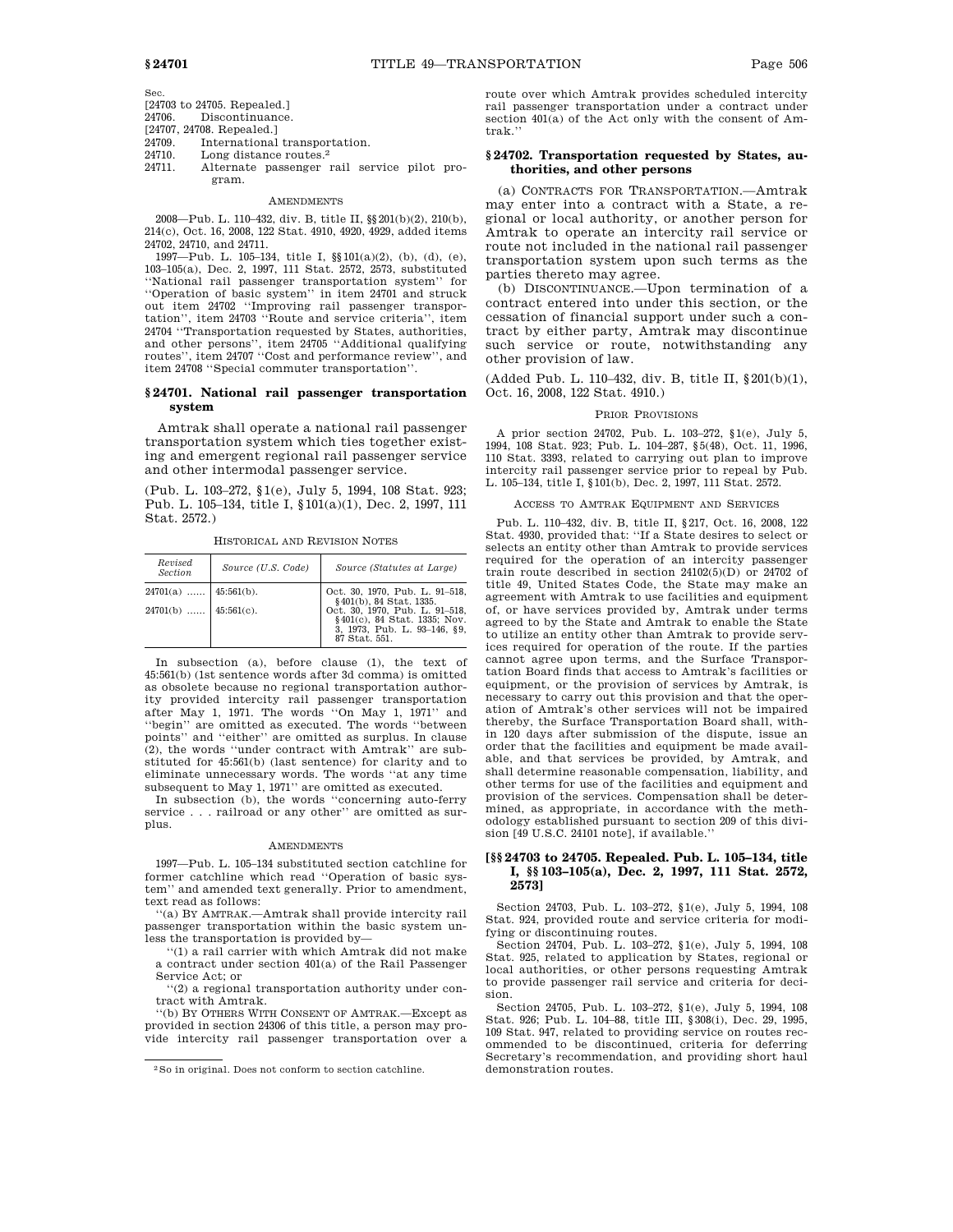Sec.

[24703 to 24705. Repealed.]

24706. Discontinuance.

[24707, 24708. Repealed.]

24709. International transportation.

24710. Long distance routes.[2]

24711. Alternate passenger rail service pilot program.

AMENDMENTS

2008—Pub. L. 110–432, div. B, title II, §§201(b)(2), 210(b), 214(c), Oct. 16, 2008, 122 Stat. 4910, 4920, 4929, added items 24702, 24710, and 24711.

1997—Pub. L. 105–134, title I, §§101(a)(2), (b), (d), (e), 103–105(a), Dec. 2, 1997, 111 Stat. 2572, 2573, substituted ''National rail passenger transportation system'' for ''Operation of basic system'' in item 24701 and struck out item 24702 ''Improving rail passenger transportation'', item 24703 ''Route and service criteria'', item 24704 ''Transportation requested by States, authorities, and other persons'', item 24705 ''Additional qualifying routes'', item 24707 ''Cost and performance review'', and item 24708 ''Special commuter transportation''.

### § 24701. National rail passenger transportation system

Amtrak shall operate a national rail passenger transportation system which ties together existing and emergent regional rail passenger service and other intermodal passenger service.

(Pub. L. 103–272, §1(e), July 5, 1994, 108 Stat. 923; Pub. L. 105–134, title I, §101(a)(1), Dec. 2, 1997, 111 Stat. 2572.)

HISTORICAL AND REVISION NOTES

| Revised Section | Source (U.S. Code) | Source (Statutes at Large) |
|---|---|---|
| 24701(a) ...... | 45:561(b). | Oct. 30, 1970, Pub. L. 91–518, §401(b), 84 Stat. 1335. |
| 24701(b) ...... | 45:561(c). | Oct. 30, 1970, Pub. L. 91–518, §401(c), 84 Stat. 1335; Nov. 3, 1973, Pub. L. 93–146, §9, 87 Stat. 551. |

In subsection (a), before clause (1), the text of 45:561(b) (1st sentence words after 3d comma) is omitted as obsolete because no regional transportation authority provided intercity rail passenger transportation after May 1, 1971. The words ''On May 1, 1971'' and ''begin'' are omitted as executed. The words ''between points'' and ''either'' are omitted as surplus. In clause (2), the words ''under contract with Amtrak'' are substituted for 45:561(b) (last sentence) for clarity and to eliminate unnecessary words. The words ''at any time subsequent to May 1, 1971'' are omitted as executed.

In subsection (b), the words ''concerning auto-ferry service . . . railroad or any other'' are omitted as surplus.

AMENDMENTS

1997—Pub. L. 105–134 substituted section catchline for former catchline which read ''Operation of basic system'' and amended text generally. Prior to amendment, text read as follows:

''(a) BY AMTRAK.—Amtrak shall provide intercity rail passenger transportation within the basic system unless the transportation is provided by—

''(1) a rail carrier with which Amtrak did not make a contract under section 401(a) of the Rail Passenger Service Act; or

''(2) a regional transportation authority under contract with Amtrak.

''(b) BY OTHERS WITH CONSENT OF AMTRAK.—Except as provided in section 24306 of this title, a person may provide intercity rail passenger transportation over a route over which Amtrak provides scheduled intercity rail passenger transportation under a contract under section 401(a) of the Act only with the consent of Amtrak.''

### § 24702. Transportation requested by States, authorities, and other persons

(a) CONTRACTS FOR TRANSPORTATION.—Amtrak may enter into a contract with a State, a regional or local authority, or another person for Amtrak to operate an intercity rail service or route not included in the national rail passenger transportation system upon such terms as the parties thereto may agree.

(b) DISCONTINUANCE.—Upon termination of a contract entered into under this section, or the cessation of financial support under such a contract by either party, Amtrak may discontinue such service or route, notwithstanding any other provision of law.

(Added Pub. L. 110–432, div. B, title II, §201(b)(1), Oct. 16, 2008, 122 Stat. 4910.)

PRIOR PROVISIONS

A prior section 24702, Pub. L. 103–272, §1(e), July 5, 1994, 108 Stat. 923; Pub. L. 104–287, §5(48), Oct. 11, 1996, 110 Stat. 3393, related to carrying out plan to improve intercity rail passenger service prior to repeal by Pub. L. 105–134, title I, §101(b), Dec. 2, 1997, 111 Stat. 2572.

ACCESS TO AMTRAK EQUIPMENT AND SERVICES

Pub. L. 110–432, div. B, title II, §217, Oct. 16, 2008, 122 Stat. 4930, provided that: ''If a State desires to select or selects an entity other than Amtrak to provide services required for the operation of an intercity passenger train route described in section 24102(5)(D) or 24702 of title 49, United States Code, the State may make an agreement with Amtrak to use facilities and equipment of, or have services provided by, Amtrak under terms agreed to by the State and Amtrak to enable the State to utilize an entity other than Amtrak to provide services required for operation of the route. If the parties cannot agree upon terms, and the Surface Transportation Board finds that access to Amtrak's facilities or equipment, or the provision of services by Amtrak, is necessary to carry out this provision and that the operation of Amtrak's other services will not be impaired thereby, the Surface Transportation Board shall, within 120 days after submission of the dispute, issue an order that the facilities and equipment be made available, and that services be provided, by Amtrak, and shall determine reasonable compensation, liability, and other terms for use of the facilities and equipment and provision of the services. Compensation shall be determined, as appropriate, in accordance with the methodology established pursuant to section 209 of this division [49 U.S.C. 24101 note], if available.''

### [§§ 24703 to 24705. Repealed. Pub. L. 105–134, title I, §§ 103–105(a), Dec. 2, 1997, 111 Stat. 2572, 2573]

Section 24703, Pub. L. 103–272, §1(e), July 5, 1994, 108 Stat. 924, provided route and service criteria for modifying or discontinuing routes.

Section 24704, Pub. L. 103–272, §1(e), July 5, 1994, 108 Stat. 925, related to application by States, regional or local authorities, or other persons requesting Amtrak to provide passenger rail service and criteria for decision.

Section 24705, Pub. L. 103–272, §1(e), July 5, 1994, 108 Stat. 926; Pub. L. 104–88, title III, §308(i), Dec. 29, 1995, 109 Stat. 947, related to providing service on routes recommended to be discontinued, criteria for deferring Secretary's recommendation, and providing short haul demonstration routes.

[2] So in original. Does not conform to section catchline.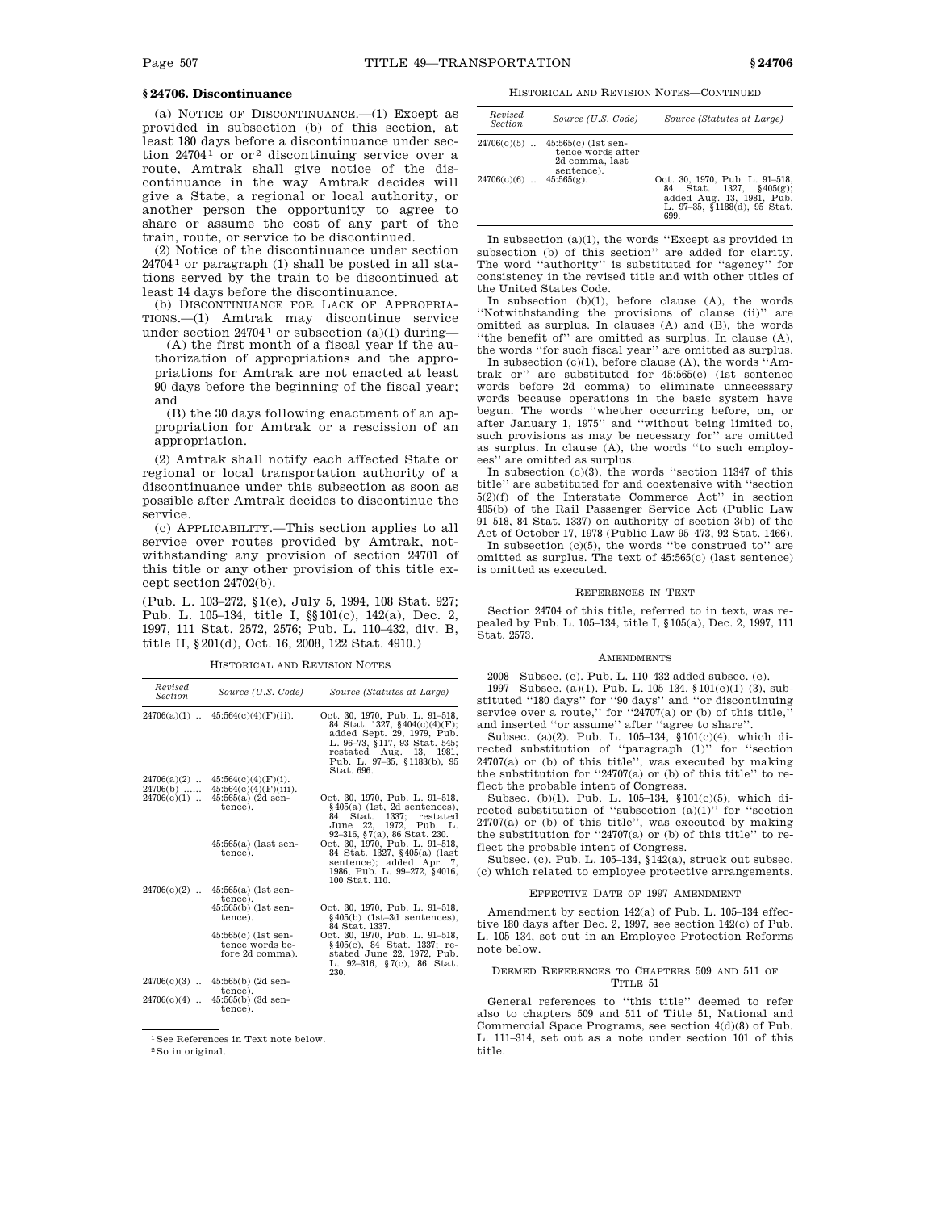## § 24706. Discontinuance

(a) NOTICE OF DISCONTINUANCE.—(1) Except as provided in subsection (b) of this section, at least 180 days before a discontinuance under section 24704[1] or or[2] discontinuing service over a route, Amtrak shall give notice of the discontinuance in the way Amtrak decides will give a State, a regional or local authority, or another person the opportunity to agree to share or assume the cost of any part of the train, route, or service to be discontinued.

(2) Notice of the discontinuance under section 24704[1] or paragraph (1) shall be posted in all stations served by the train to be discontinued at least 14 days before the discontinuance.

(b) DISCONTINUANCE FOR LACK OF APPROPRIATIONS.—(1) Amtrak may discontinue service under section 24704[1] or subsection (a)(1) during—

(A) the first month of a fiscal year if the authorization of appropriations and the appropriations for Amtrak are not enacted at least 90 days before the beginning of the fiscal year; and

(B) the 30 days following enactment of an appropriation for Amtrak or a rescission of an appropriation.

(2) Amtrak shall notify each affected State or regional or local transportation authority of a discontinuance under this subsection as soon as possible after Amtrak decides to discontinue the service.

(c) APPLICABILITY.—This section applies to all service over routes provided by Amtrak, notwithstanding any provision of section 24701 of this title or any other provision of this title except section 24702(b).

(Pub. L. 103–272, §1(e), July 5, 1994, 108 Stat. 927; Pub. L. 105–134, title I, §§101(c), 142(a), Dec. 2, 1997, 111 Stat. 2572, 2576; Pub. L. 110–432, div. B, title II, §201(d), Oct. 16, 2008, 122 Stat. 4910.)

HISTORICAL AND REVISION NOTES

| Revised Section | Source (U.S. Code) | Source (Statutes at Large) |
|---|---|---|
| 24706(a)(1) .. | 45:564(c)(4)(F)(ii). | Oct. 30, 1970, Pub. L. 91–518, 84 Stat. 1327, §404(c)(4)(F); added Sept. 29, 1979, Pub. L. 96–73, §117, 93 Stat. 545; restated Aug. 13, 1981, Pub. L. 97–35, §1183(b), 95 Stat. 696. |
| 24706(a)(2) .. | 45:564(c)(4)(F)(i). | |
| 24706(b) ...... | 45:564(c)(4)(F)(iii). | |
| 24706(c)(1) .. | 45:565(a) (2d sentence). | Oct. 30, 1970, Pub. L. 91–518, §405(a) (1st, 2d sentences), 84 Stat. 1337; restated June 22, 1972, Pub. L. 92–316, §7(a), 86 Stat. 230. |
| | 45:565(a) (last sentence). | Oct. 30, 1970, Pub. L. 91–518, 84 Stat. 1327, §405(a) (last sentence); added Apr. 7, 1986, Pub. L. 99–272, §4016, 100 Stat. 110. |
| 24706(c)(2) .. | 45:565(a) (1st sentence). | |
| | 45:565(b) (1st sentence). | Oct. 30, 1970, Pub. L. 91–518, §405(b) (1st–3d sentences), 84 Stat. 1337. |
| | 45:565(c) (1st sentence words before 2d comma). | Oct. 30, 1970, Pub. L. 91–518, §405(c), 84 Stat. 1337; restated June 22, 1972, Pub. L. 92–316, §7(c), 86 Stat. 230. |
| 24706(c)(3) .. | 45:565(b) (2d sentence). | |
| 24706(c)(4) .. | 45:565(b) (3d sentence). | |
| 24706(c)(5) .. | 45:565(c) (1st sentence words after 2d comma, last sentence). | |
| 24706(c)(6) .. | 45:565(g). | Oct. 30, 1970, Pub. L. 91–518, 84 Stat. 1327, §405(g); added Aug. 13, 1981, Pub. L. 97–35, §1188(d), 95 Stat. 699. |

In subsection (a)(1), the words "Except as provided in subsection (b) of this section" are added for clarity. The word "authority" is substituted for "agency" for consistency in the revised title and with other titles of the United States Code.

In subsection (b)(1), before clause (A), the words "Notwithstanding the provisions of clause (ii)" are omitted as surplus. In clauses (A) and (B), the words "the benefit of" are omitted as surplus. In clause (A), the words "for such fiscal year" are omitted as surplus.

In subsection (c)(1), before clause (A), the words "Amtrak or" are substituted for 45:565(c) (1st sentence words before 2d comma) to eliminate unnecessary words because operations in the basic system have begun. The words "whether occurring before, on, or after January 1, 1975" and "without being limited to, such provisions as may be necessary for" are omitted as surplus. In clause (A), the words "to such employees" are omitted as surplus.

In subsection (c)(3), the words "section 11347 of this title" are substituted for and coextensive with "section 5(2)(f) of the Interstate Commerce Act" in section 405(b) of the Rail Passenger Service Act (Public Law 91–518, 84 Stat. 1337) on authority of section 3(b) of the Act of October 17, 1978 (Public Law 95–473, 92 Stat. 1466).

In subsection (c)(5), the words "be construed to" are omitted as surplus. The text of 45:565(c) (last sentence) is omitted as executed.

REFERENCES IN TEXT

Section 24704 of this title, referred to in text, was repealed by Pub. L. 105–134, title I, §105(a), Dec. 2, 1997, 111 Stat. 2573.

AMENDMENTS

2008—Subsec. (c). Pub. L. 110–432 added subsec. (c).

1997—Subsec. (a)(1). Pub. L. 105–134, §101(c)(1)–(3), substituted "180 days" for "90 days" and "or discontinuing service over a route," for "24707(a) or (b) of this title," and inserted "or assume" after "agree to share".

Subsec. (a)(2). Pub. L. 105–134, §101(c)(4), which directed substitution of "paragraph (1)" for "section 24707(a) or (b) of this title", was executed by making the substitution for "24707(a) or (b) of this title" to reflect the probable intent of Congress.

Subsec. (b)(1). Pub. L. 105–134, §101(c)(5), which directed substitution of "subsection (a)(1)" for "section 24707(a) or (b) of this title", was executed by making the substitution for "24707(a) or (b) of this title" to reflect the probable intent of Congress.

Subsec. (c). Pub. L. 105–134, §142(a), struck out subsec. (c) which related to employee protective arrangements.

EFFECTIVE DATE OF 1997 AMENDMENT

Amendment by section 142(a) of Pub. L. 105–134 effective 180 days after Dec. 2, 1997, see section 142(c) of Pub. L. 105–134, set out in an Employee Protection Reforms note below.

DEEMED REFERENCES TO CHAPTERS 509 AND 511 OF TITLE 51

General references to "this title" deemed to refer also to chapters 509 and 511 of Title 51, National and Commercial Space Programs, see section 4(d)(8) of Pub. L. 111–314, set out as a note under section 101 of this title.

[1] See References in Text note below.

[2] So in original.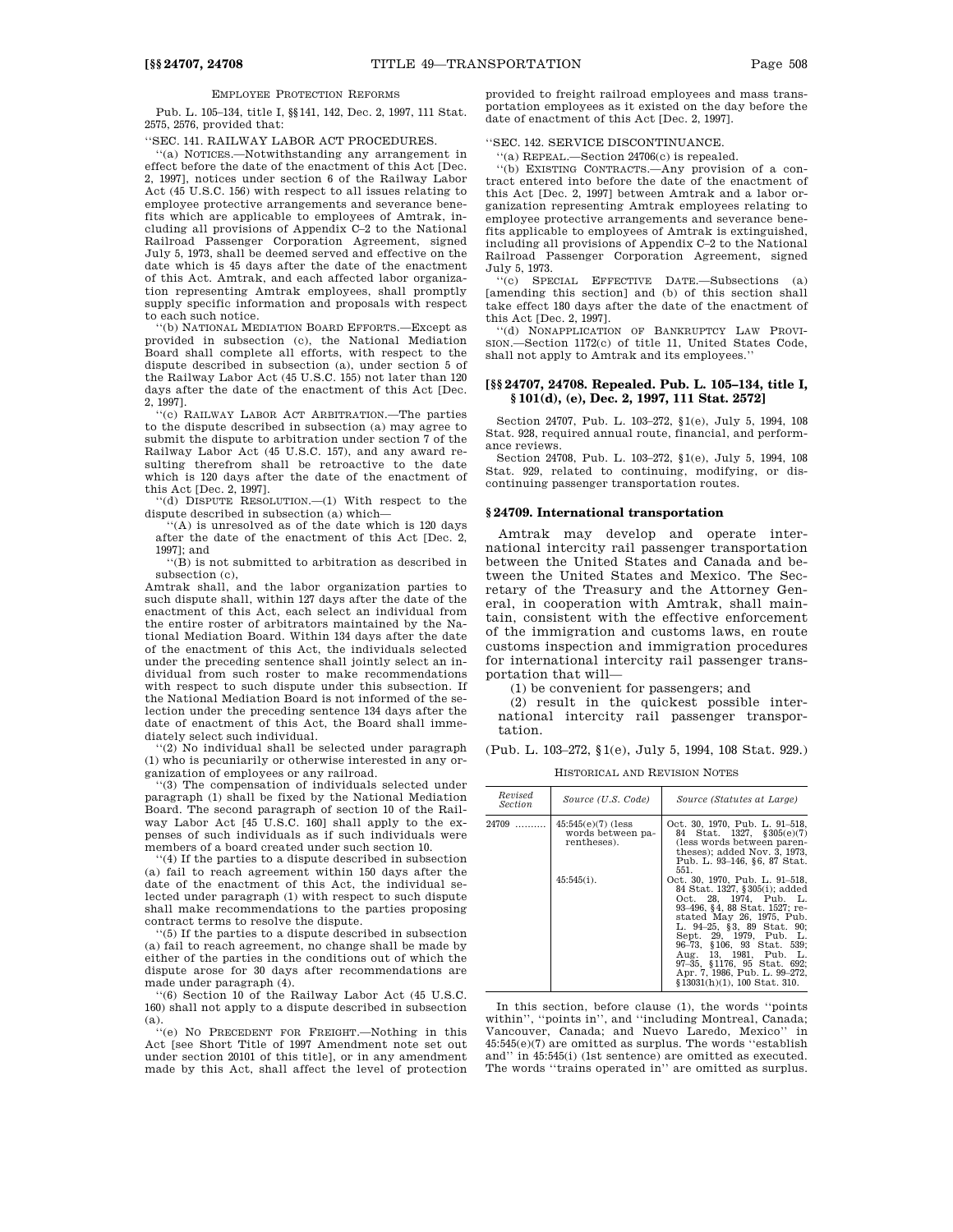EMPLOYEE PROTECTION REFORMS

Pub. L. 105–134, title I, §§141, 142, Dec. 2, 1997, 111 Stat. 2575, 2576, provided that:

''SEC. 141. RAILWAY LABOR ACT PROCEDURES.

''(a) NOTICES.—Notwithstanding any arrangement in effect before the date of the enactment of this Act [Dec. 2, 1997], notices under section 6 of the Railway Labor Act (45 U.S.C. 156) with respect to all issues relating to employee protective arrangements and severance benefits which are applicable to employees of Amtrak, including all provisions of Appendix C–2 to the National Railroad Passenger Corporation Agreement, signed July 5, 1973, shall be deemed served and effective on the date which is 45 days after the date of the enactment of this Act. Amtrak, and each affected labor organization representing Amtrak employees, shall promptly supply specific information and proposals with respect to each such notice.

''(b) NATIONAL MEDIATION BOARD EFFORTS.—Except as provided in subsection (c), the National Mediation Board shall complete all efforts, with respect to the dispute described in subsection (a), under section 5 of the Railway Labor Act (45 U.S.C. 155) not later than 120 days after the date of the enactment of this Act [Dec. 2, 1997].

''(c) RAILWAY LABOR ACT ARBITRATION.—The parties to the dispute described in subsection (a) may agree to submit the dispute to arbitration under section 7 of the Railway Labor Act (45 U.S.C. 157), and any award resulting therefrom shall be retroactive to the date which is 120 days after the date of the enactment of this Act [Dec. 2, 1997].

''(d) DISPUTE RESOLUTION.—(1) With respect to the dispute described in subsection (a) which—

''(A) is unresolved as of the date which is 120 days after the date of the enactment of this Act [Dec. 2, 1997]; and

''(B) is not submitted to arbitration as described in subsection (c),

Amtrak shall, and the labor organization parties to such dispute shall, within 127 days after the date of the enactment of this Act, each select an individual from the entire roster of arbitrators maintained by the National Mediation Board. Within 134 days after the date of the enactment of this Act, the individuals selected under the preceding sentence shall jointly select an individual from such roster to make recommendations with respect to such dispute under this subsection. If the National Mediation Board is not informed of the selection under the preceding sentence 134 days after the date of enactment of this Act, the Board shall immediately select such individual.

''(2) No individual shall be selected under paragraph (1) who is pecuniarily or otherwise interested in any organization of employees or any railroad.

''(3) The compensation of individuals selected under paragraph (1) shall be fixed by the National Mediation Board. The second paragraph of section 10 of the Railway Labor Act [45 U.S.C. 160] shall apply to the expenses of such individuals as if such individuals were members of a board created under such section 10.

''(4) If the parties to a dispute described in subsection (a) fail to reach agreement within 150 days after the date of the enactment of this Act, the individual selected under paragraph (1) with respect to such dispute shall make recommendations to the parties proposing contract terms to resolve the dispute.

''(5) If the parties to a dispute described in subsection (a) fail to reach agreement, no change shall be made by either of the parties in the conditions out of which the dispute arose for 30 days after recommendations are made under paragraph (4).

''(6) Section 10 of the Railway Labor Act (45 U.S.C. 160) shall not apply to a dispute described in subsection (a).

''(e) NO PRECEDENT FOR FREIGHT.—Nothing in this Act [see Short Title of 1997 Amendment note set out under section 20101 of this title], or in any amendment made by this Act, shall affect the level of protection provided to freight railroad employees and mass transportation employees as it existed on the day before the date of enactment of this Act [Dec. 2, 1997].

''SEC. 142. SERVICE DISCONTINUANCE.

''(a) REPEAL.—Section 24706(c) is repealed.

''(b) EXISTING CONTRACTS.—Any provision of a contract entered into before the date of the enactment of this Act [Dec. 2, 1997] between Amtrak and a labor organization representing Amtrak employees relating to employee protective arrangements and severance benefits applicable to employees of Amtrak is extinguished, including all provisions of Appendix C–2 to the National Railroad Passenger Corporation Agreement, signed July 5, 1973.

''(c) SPECIAL EFFECTIVE DATE.—Subsections (a) [amending this section] and (b) of this section shall take effect 180 days after the date of the enactment of this Act [Dec. 2, 1997].

''(d) NONAPPLICATION OF BANKRUPTCY LAW PROVISION.—Section 1172(c) of title 11, United States Code, shall not apply to Amtrak and its employees.''

### [§§ 24707, 24708. Repealed. Pub. L. 105–134, title I, § 101(d), (e), Dec. 2, 1997, 111 Stat. 2572]

Section 24707, Pub. L. 103–272, §1(e), July 5, 1994, 108 Stat. 928, required annual route, financial, and performance reviews.

Section 24708, Pub. L. 103–272, §1(e), July 5, 1994, 108 Stat. 929, related to continuing, modifying, or discontinuing passenger transportation routes.

### § 24709. International transportation

Amtrak may develop and operate international intercity rail passenger transportation between the United States and Canada and between the United States and Mexico. The Secretary of the Treasury and the Attorney General, in cooperation with Amtrak, shall maintain, consistent with the effective enforcement of the immigration and customs laws, en route customs inspection and immigration procedures for international intercity rail passenger transportation that will—

(1) be convenient for passengers; and

(2) result in the quickest possible international intercity rail passenger transportation.

(Pub. L. 103–272, §1(e), July 5, 1994, 108 Stat. 929.)

HISTORICAL AND REVISION NOTES

| *Revised Section* | *Source (U.S. Code)* | *Source (Statutes at Large)* |
|---|---|---|
| 24709 .......... | 45:545(e)(7) (less words between parentheses). | Oct. 30, 1970, Pub. L. 91–518, 84 Stat. 1327, §305(e)(7) (less words between parentheses); added Nov. 3, 1973, Pub. L. 93–146, §6, 87 Stat. 551. |
| | 45:545(i). | Oct. 30, 1970, Pub. L. 91–518, 84 Stat. 1327, §305(i); added Oct. 28, 1974, Pub. L. 93–496, §4, 88 Stat. 1527; restated May 26, 1975, Pub. L. 94–25, §3, 89 Stat. 90; Sept. 29, 1979, Pub. L. 96–73, §106, 93 Stat. 539; Aug. 13, 1981, Pub. L. 97–35, §1176, 95 Stat. 692; Apr. 7, 1986, Pub. L. 99–272, §13031(h)(1), 100 Stat. 310. |

In this section, before clause (1), the words ''points within'', ''points in'', and ''including Montreal, Canada; Vancouver, Canada; and Nuevo Laredo, Mexico'' in 45:545(e)(7) are omitted as surplus. The words ''establish and'' in 45:545(i) (1st sentence) are omitted as executed. The words ''trains operated in'' are omitted as surplus.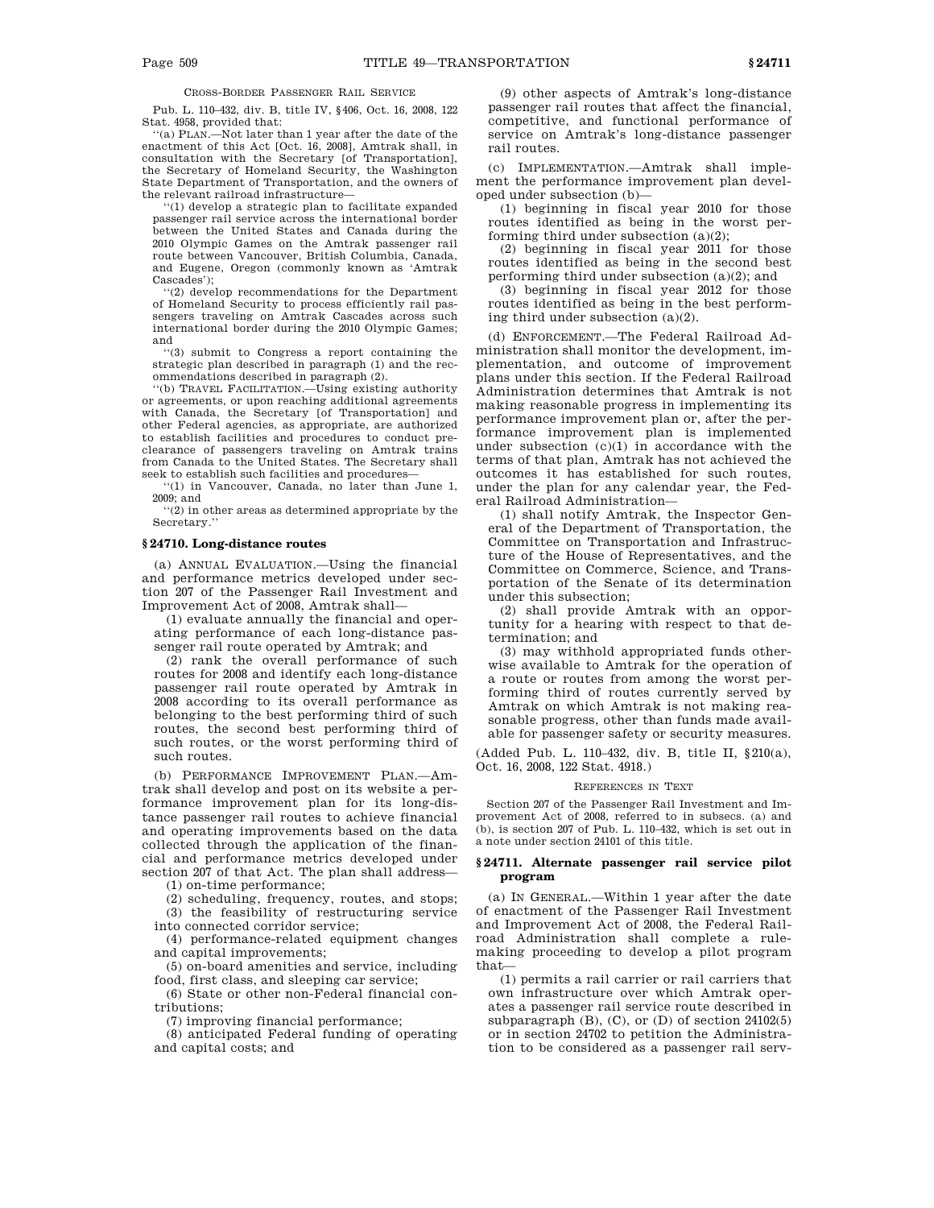CROSS-BORDER PASSENGER RAIL SERVICE

Pub. L. 110–432, div. B, title IV, §406, Oct. 16, 2008, 122 Stat. 4958, provided that:

"(a) PLAN.—Not later than 1 year after the date of the enactment of this Act [Oct. 16, 2008], Amtrak shall, in consultation with the Secretary [of Transportation], the Secretary of Homeland Security, the Washington State Department of Transportation, and the owners of the relevant railroad infrastructure—

"(1) develop a strategic plan to facilitate expanded passenger rail service across the international border between the United States and Canada during the 2010 Olympic Games on the Amtrak passenger rail route between Vancouver, British Columbia, Canada, and Eugene, Oregon (commonly known as 'Amtrak Cascades');

"(2) develop recommendations for the Department of Homeland Security to process efficiently rail passengers traveling on Amtrak Cascades across such international border during the 2010 Olympic Games; and

"(3) submit to Congress a report containing the strategic plan described in paragraph (1) and the recommendations described in paragraph (2).

"(b) TRAVEL FACILITATION.—Using existing authority or agreements, or upon reaching additional agreements with Canada, the Secretary [of Transportation] and other Federal agencies, as appropriate, are authorized to establish facilities and procedures to conduct preclearance of passengers traveling on Amtrak trains from Canada to the United States. The Secretary shall seek to establish such facilities and procedures—

"(1) in Vancouver, Canada, no later than June 1, 2009; and

"(2) in other areas as determined appropriate by the Secretary."

## §24710. Long-distance routes

(a) ANNUAL EVALUATION.—Using the financial and performance metrics developed under section 207 of the Passenger Rail Investment and Improvement Act of 2008, Amtrak shall—

(1) evaluate annually the financial and operating performance of each long-distance passenger rail route operated by Amtrak; and

(2) rank the overall performance of such routes for 2008 and identify each long-distance passenger rail route operated by Amtrak in 2008 according to its overall performance as belonging to the best performing third of such routes, the second best performing third of such routes, or the worst performing third of such routes.

(b) PERFORMANCE IMPROVEMENT PLAN.—Amtrak shall develop and post on its website a performance improvement plan for its long-distance passenger rail routes to achieve financial and operating improvements based on the data collected through the application of the financial and performance metrics developed under section 207 of that Act. The plan shall address—

(1) on-time performance;

(2) scheduling, frequency, routes, and stops;

(3) the feasibility of restructuring service into connected corridor service;

(4) performance-related equipment changes and capital improvements;

(5) on-board amenities and service, including food, first class, and sleeping car service;

(6) State or other non-Federal financial contributions;

(7) improving financial performance;

(8) anticipated Federal funding of operating and capital costs; and

(9) other aspects of Amtrak's long-distance passenger rail routes that affect the financial, competitive, and functional performance of service on Amtrak's long-distance passenger rail routes.

(c) IMPLEMENTATION.—Amtrak shall implement the performance improvement plan developed under subsection (b)—

(1) beginning in fiscal year 2010 for those routes identified as being in the worst performing third under subsection (a)(2);

(2) beginning in fiscal year 2011 for those routes identified as being in the second best performing third under subsection (a)(2); and

(3) beginning in fiscal year 2012 for those routes identified as being in the best performing third under subsection (a)(2).

(d) ENFORCEMENT.—The Federal Railroad Administration shall monitor the development, implementation, and outcome of improvement plans under this section. If the Federal Railroad Administration determines that Amtrak is not making reasonable progress in implementing its performance improvement plan or, after the performance improvement plan is implemented under subsection (c)(1) in accordance with the terms of that plan, Amtrak has not achieved the outcomes it has established for such routes, under the plan for any calendar year, the Federal Railroad Administration—

(1) shall notify Amtrak, the Inspector General of the Department of Transportation, the Committee on Transportation and Infrastructure of the House of Representatives, and the Committee on Commerce, Science, and Transportation of the Senate of its determination under this subsection;

(2) shall provide Amtrak with an opportunity for a hearing with respect to that determination; and

(3) may withhold appropriated funds otherwise available to Amtrak for the operation of a route or routes from among the worst performing third of routes currently served by Amtrak on which Amtrak is not making reasonable progress, other than funds made available for passenger safety or security measures.

(Added Pub. L. 110–432, div. B, title II, §210(a), Oct. 16, 2008, 122 Stat. 4918.)

REFERENCES IN TEXT

Section 207 of the Passenger Rail Investment and Improvement Act of 2008, referred to in subsecs. (a) and (b), is section 207 of Pub. L. 110–432, which is set out in a note under section 24101 of this title.

## §24711. Alternate passenger rail service pilot program

(a) IN GENERAL.—Within 1 year after the date of enactment of the Passenger Rail Investment and Improvement Act of 2008, the Federal Railroad Administration shall complete a rulemaking proceeding to develop a pilot program that—

(1) permits a rail carrier or rail carriers that own infrastructure over which Amtrak operates a passenger rail service route described in subparagraph (B), (C), or (D) of section 24102(5) or in section 24702 to petition the Administration to be considered as a passenger rail serv-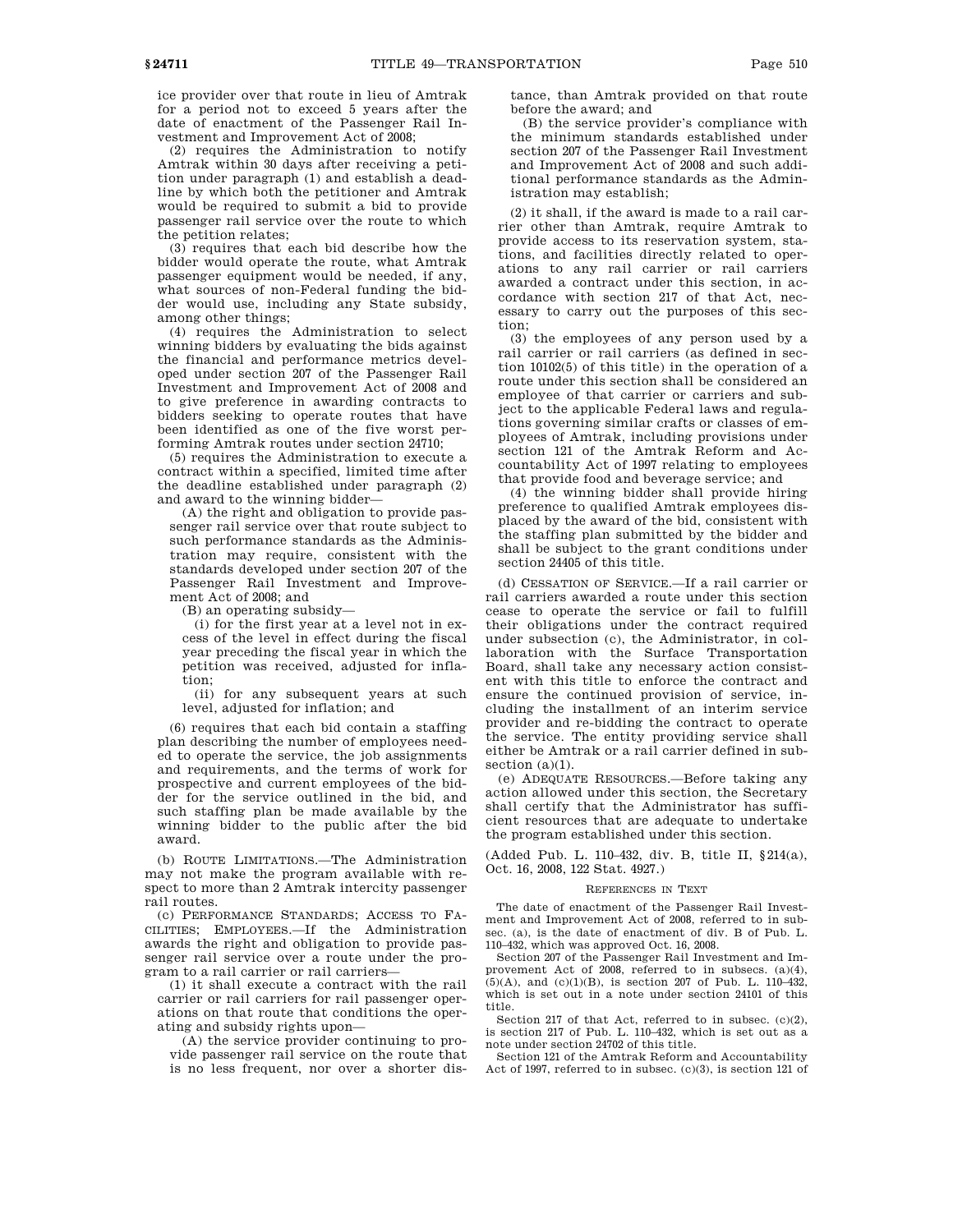ice provider over that route in lieu of Amtrak for a period not to exceed 5 years after the date of enactment of the Passenger Rail Investment and Improvement Act of 2008;

(2) requires the Administration to notify Amtrak within 30 days after receiving a petition under paragraph (1) and establish a deadline by which both the petitioner and Amtrak would be required to submit a bid to provide passenger rail service over the route to which the petition relates;

(3) requires that each bid describe how the bidder would operate the route, what Amtrak passenger equipment would be needed, if any, what sources of non-Federal funding the bidder would use, including any State subsidy, among other things;

(4) requires the Administration to select winning bidders by evaluating the bids against the financial and performance metrics developed under section 207 of the Passenger Rail Investment and Improvement Act of 2008 and to give preference in awarding contracts to bidders seeking to operate routes that have been identified as one of the five worst performing Amtrak routes under section 24710;

(5) requires the Administration to execute a contract within a specified, limited time after the deadline established under paragraph (2) and award to the winning bidder—

(A) the right and obligation to provide passenger rail service over that route subject to such performance standards as the Administration may require, consistent with the standards developed under section 207 of the Passenger Rail Investment and Improvement Act of 2008; and

(B) an operating subsidy—

(i) for the first year at a level not in excess of the level in effect during the fiscal year preceding the fiscal year in which the petition was received, adjusted for inflation;

(ii) for any subsequent years at such level, adjusted for inflation; and

(6) requires that each bid contain a staffing plan describing the number of employees needed to operate the service, the job assignments and requirements, and the terms of work for prospective and current employees of the bidder for the service outlined in the bid, and such staffing plan be made available by the winning bidder to the public after the bid award.

(b) ROUTE LIMITATIONS.—The Administration may not make the program available with respect to more than 2 Amtrak intercity passenger rail routes.

(c) PERFORMANCE STANDARDS; ACCESS TO FACILITIES; EMPLOYEES.—If the Administration awards the right and obligation to provide passenger rail service over a route under the program to a rail carrier or rail carriers—

(1) it shall execute a contract with the rail carrier or rail carriers for rail passenger operations on that route that conditions the operating and subsidy rights upon—

(A) the service provider continuing to provide passenger rail service on the route that is no less frequent, nor over a shorter distance, than Amtrak provided on that route before the award; and

(B) the service provider's compliance with the minimum standards established under section 207 of the Passenger Rail Investment and Improvement Act of 2008 and such additional performance standards as the Administration may establish;

(2) it shall, if the award is made to a rail carrier other than Amtrak, require Amtrak to provide access to its reservation system, stations, and facilities directly related to operations to any rail carrier or rail carriers awarded a contract under this section, in accordance with section 217 of that Act, necessary to carry out the purposes of this section;

(3) the employees of any person used by a rail carrier or rail carriers (as defined in section 10102(5) of this title) in the operation of a route under this section shall be considered an employee of that carrier or carriers and subject to the applicable Federal laws and regulations governing similar crafts or classes of employees of Amtrak, including provisions under section 121 of the Amtrak Reform and Accountability Act of 1997 relating to employees that provide food and beverage service; and

(4) the winning bidder shall provide hiring preference to qualified Amtrak employees displaced by the award of the bid, consistent with the staffing plan submitted by the bidder and shall be subject to the grant conditions under section 24405 of this title.

(d) CESSATION OF SERVICE.—If a rail carrier or rail carriers awarded a route under this section cease to operate the service or fail to fulfill their obligations under the contract required under subsection (c), the Administrator, in collaboration with the Surface Transportation Board, shall take any necessary action consistent with this title to enforce the contract and ensure the continued provision of service, including the installment of an interim service provider and re-bidding the contract to operate the service. The entity providing service shall either be Amtrak or a rail carrier defined in subsection (a)(1).

(e) ADEQUATE RESOURCES.—Before taking any action allowed under this section, the Secretary shall certify that the Administrator has sufficient resources that are adequate to undertake the program established under this section.

(Added Pub. L. 110–432, div. B, title II, §214(a), Oct. 16, 2008, 122 Stat. 4927.)

REFERENCES IN TEXT

The date of enactment of the Passenger Rail Investment and Improvement Act of 2008, referred to in subsec. (a), is the date of enactment of div. B of Pub. L. 110–432, which was approved Oct. 16, 2008.

Section 207 of the Passenger Rail Investment and Improvement Act of 2008, referred to in subsecs. (a)(4), (5)(A), and (c)(1)(B), is section 207 of Pub. L. 110–432, which is set out in a note under section 24101 of this title.

Section 217 of that Act, referred to in subsec. (c)(2), is section 217 of Pub. L. 110–432, which is set out as a note under section 24702 of this title.

Section 121 of the Amtrak Reform and Accountability Act of 1997, referred to in subsec. (c)(3), is section 121 of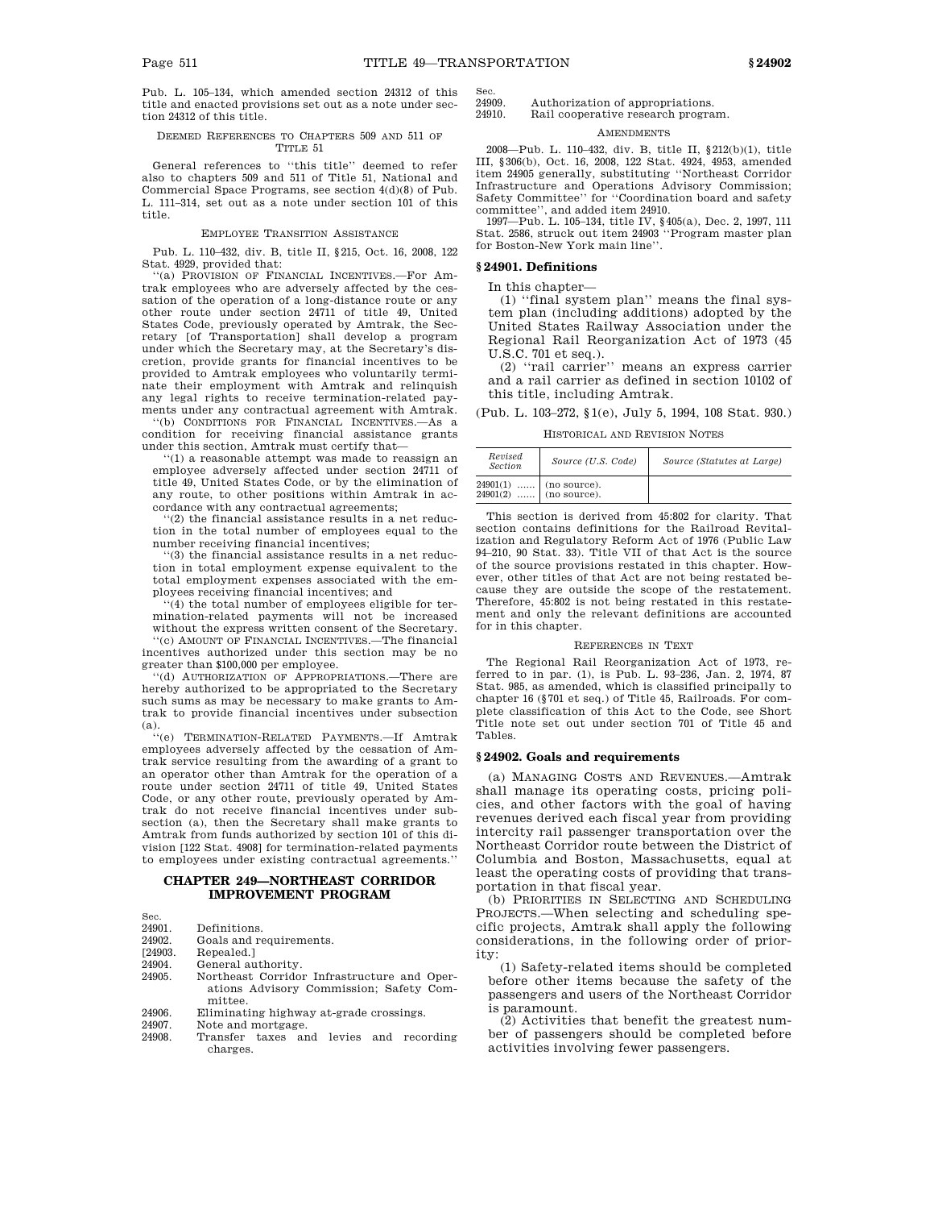Pub. L. 105–134, which amended section 24312 of this title and enacted provisions set out as a note under section 24312 of this title.

DEEMED REFERENCES TO CHAPTERS 509 AND 511 OF TITLE 51

General references to ''this title'' deemed to refer also to chapters 509 and 511 of Title 51, National and Commercial Space Programs, see section 4(d)(8) of Pub. L. 111–314, set out as a note under section 101 of this title.

EMPLOYEE TRANSITION ASSISTANCE

Pub. L. 110–432, div. B, title II, §215, Oct. 16, 2008, 122 Stat. 4929, provided that:

''(a) PROVISION OF FINANCIAL INCENTIVES.—For Amtrak employees who are adversely affected by the cessation of the operation of a long-distance route or any other route under section 24711 of title 49, United States Code, previously operated by Amtrak, the Secretary [of Transportation] shall develop a program under which the Secretary may, at the Secretary's discretion, provide grants for financial incentives to be provided to Amtrak employees who voluntarily terminate their employment with Amtrak and relinquish any legal rights to receive termination-related payments under any contractual agreement with Amtrak.

''(b) CONDITIONS FOR FINANCIAL INCENTIVES.—As a condition for receiving financial assistance grants under this section, Amtrak must certify that—

''(1) a reasonable attempt was made to reassign an employee adversely affected under section 24711 of title 49, United States Code, or by the elimination of any route, to other positions within Amtrak in accordance with any contractual agreements;

''(2) the financial assistance results in a net reduction in the total number of employees equal to the number receiving financial incentives;

''(3) the financial assistance results in a net reduction in total employment expense equivalent to the total employment expenses associated with the employees receiving financial incentives; and

''(4) the total number of employees eligible for termination-related payments will not be increased without the express written consent of the Secretary.

''(c) AMOUNT OF FINANCIAL INCENTIVES.—The financial incentives authorized under this section may be no greater than $100,000 per employee.

''(d) AUTHORIZATION OF APPROPRIATIONS.—There are hereby authorized to be appropriated to the Secretary such sums as may be necessary to make grants to Amtrak to provide financial incentives under subsection (a).

''(e) TERMINATION-RELATED PAYMENTS.—If Amtrak employees adversely affected by the cessation of Amtrak service resulting from the awarding of a grant to an operator other than Amtrak for the operation of a route under section 24711 of title 49, United States Code, or any other route, previously operated by Amtrak do not receive financial incentives under subsection (a), then the Secretary shall make grants to Amtrak from funds authorized by section 101 of this division [122 Stat. 4908] for termination-related payments to employees under existing contractual agreements.''

## CHAPTER 249—NORTHEAST CORRIDOR IMPROVEMENT PROGRAM

| Sec. | |
|---|---|
| 24901. | Definitions. |
| 24902. | Goals and requirements. |
| [24903. | Repealed.] |
| 24904. | General authority. |
| 24905. | Northeast Corridor Infrastructure and Operations Advisory Commission; Safety Committee. |
| 24906. | Eliminating highway at-grade crossings. |
| 24907. | Note and mortgage. |
| 24908. | Transfer taxes and levies and recording charges. |
| 24909. | Authorization of appropriations. |
| 24910. | Rail cooperative research program. |

AMENDMENTS

2008—Pub. L. 110–432, div. B, title II, §212(b)(1), title III, §306(b), Oct. 16, 2008, 122 Stat. 4924, 4953, amended item 24905 generally, substituting ''Northeast Corridor Infrastructure and Operations Advisory Commission; Safety Committee'' for ''Coordination board and safety committee'', and added item 24910.

1997—Pub. L. 105–134, title IV, §405(a), Dec. 2, 1997, 111 Stat. 2586, struck out item 24903 ''Program master plan for Boston-New York main line''.

### §24901. Definitions

In this chapter—

(1) ''final system plan'' means the final system plan (including additions) adopted by the United States Railway Association under the Regional Rail Reorganization Act of 1973 (45 U.S.C. 701 et seq.).

(2) ''rail carrier'' means an express carrier and a rail carrier as defined in section 10102 of this title, including Amtrak.

(Pub. L. 103–272, §1(e), July 5, 1994, 108 Stat. 930.)

HISTORICAL AND REVISION NOTES

| Revised Section | Source (U.S. Code) | Source (Statutes at Large) |
|---|---|---|
| 24901(1) …… | (no source). | |
| 24901(2) …… | (no source). | |

This section is derived from 45:802 for clarity. That section contains definitions for the Railroad Revitalization and Regulatory Reform Act of 1976 (Public Law 94–210, 90 Stat. 33). Title VII of that Act is the source of the source provisions restated in this chapter. However, other titles of that Act are not being restated because they are outside the scope of the restatement. Therefore, 45:802 is not being restated in this restatement and only the relevant definitions are accounted for in this chapter.

REFERENCES IN TEXT

The Regional Rail Reorganization Act of 1973, referred to in par. (1), is Pub. L. 93–236, Jan. 2, 1974, 87 Stat. 985, as amended, which is classified principally to chapter 16 (§701 et seq.) of Title 45, Railroads. For complete classification of this Act to the Code, see Short Title note set out under section 701 of Title 45 and Tables.

### §24902. Goals and requirements

(a) MANAGING COSTS AND REVENUES.—Amtrak shall manage its operating costs, pricing policies, and other factors with the goal of having revenues derived each fiscal year from providing intercity rail passenger transportation over the Northeast Corridor route between the District of Columbia and Boston, Massachusetts, equal at least the operating costs of providing that transportation in that fiscal year.

(b) PRIORITIES IN SELECTING AND SCHEDULING PROJECTS.—When selecting and scheduling specific projects, Amtrak shall apply the following considerations, in the following order of priority:

(1) Safety-related items should be completed before other items because the safety of the passengers and users of the Northeast Corridor is paramount.

(2) Activities that benefit the greatest number of passengers should be completed before activities involving fewer passengers.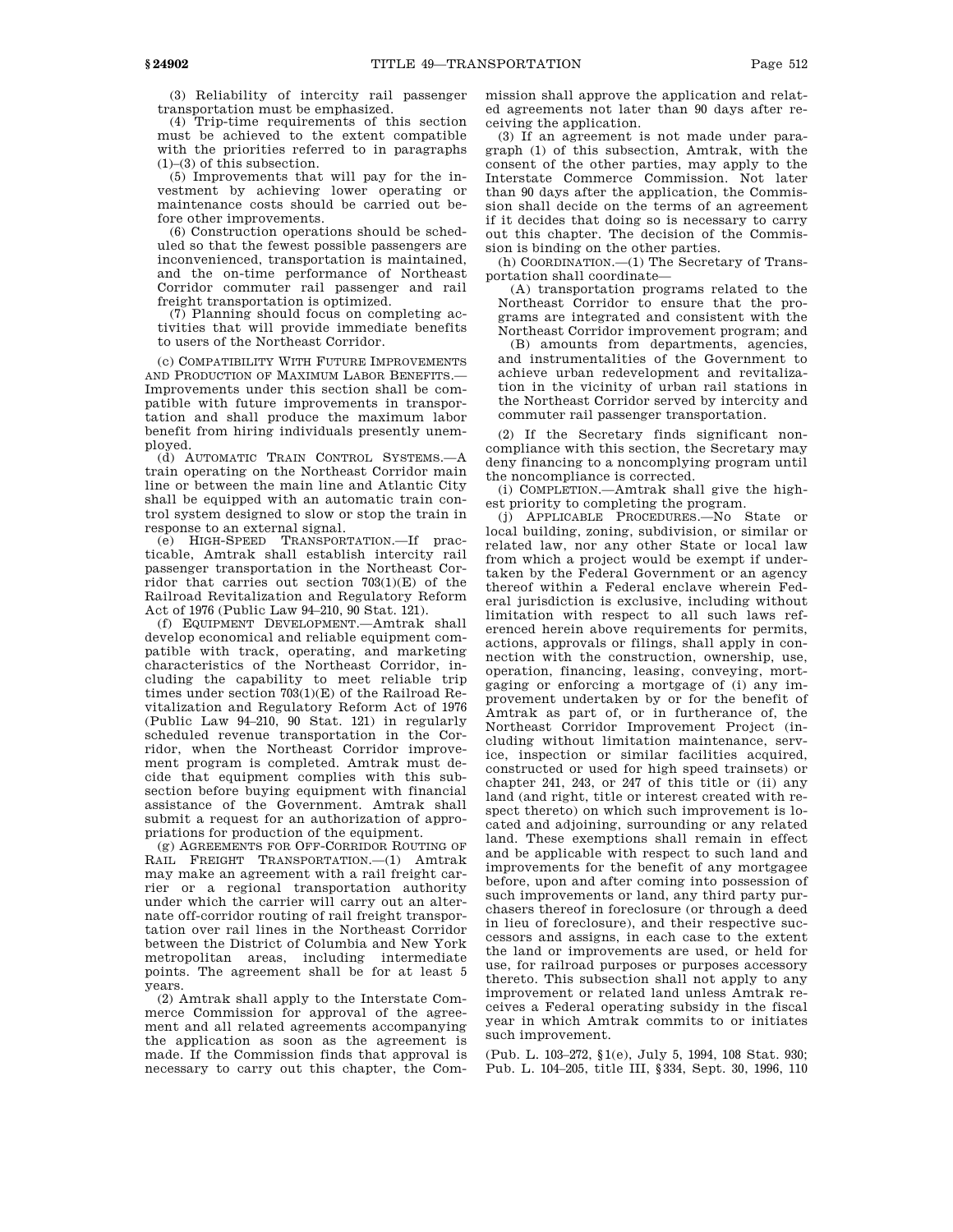(3) Reliability of intercity rail passenger transportation must be emphasized.

(4) Trip-time requirements of this section must be achieved to the extent compatible with the priorities referred to in paragraphs (1)–(3) of this subsection.

(5) Improvements that will pay for the investment by achieving lower operating or maintenance costs should be carried out before other improvements.

(6) Construction operations should be scheduled so that the fewest possible passengers are inconvenienced, transportation is maintained, and the on-time performance of Northeast Corridor commuter rail passenger and rail freight transportation is optimized.

(7) Planning should focus on completing activities that will provide immediate benefits to users of the Northeast Corridor.

(c) COMPATIBILITY WITH FUTURE IMPROVEMENTS AND PRODUCTION OF MAXIMUM LABOR BENEFITS.—Improvements under this section shall be compatible with future improvements in transportation and shall produce the maximum labor benefit from hiring individuals presently unemployed.

(d) AUTOMATIC TRAIN CONTROL SYSTEMS.—A train operating on the Northeast Corridor main line or between the main line and Atlantic City shall be equipped with an automatic train control system designed to slow or stop the train in response to an external signal.

(e) HIGH-SPEED TRANSPORTATION.—If practicable, Amtrak shall establish intercity rail passenger transportation in the Northeast Corridor that carries out section 703(1)(E) of the Railroad Revitalization and Regulatory Reform Act of 1976 (Public Law 94–210, 90 Stat. 121).

(f) EQUIPMENT DEVELOPMENT.—Amtrak shall develop economical and reliable equipment compatible with track, operating, and marketing characteristics of the Northeast Corridor, including the capability to meet reliable trip times under section 703(1)(E) of the Railroad Revitalization and Regulatory Reform Act of 1976 (Public Law 94–210, 90 Stat. 121) in regularly scheduled revenue transportation in the Corridor, when the Northeast Corridor improvement program is completed. Amtrak must decide that equipment complies with this subsection before buying equipment with financial assistance of the Government. Amtrak shall submit a request for an authorization of appropriations for production of the equipment.

(g) AGREEMENTS FOR OFF-CORRIDOR ROUTING OF RAIL FREIGHT TRANSPORTATION.—(1) Amtrak may make an agreement with a rail freight carrier or a regional transportation authority under which the carrier will carry out an alternate off-corridor routing of rail freight transportation over rail lines in the Northeast Corridor between the District of Columbia and New York metropolitan areas, including intermediate points. The agreement shall be for at least 5 years.

(2) Amtrak shall apply to the Interstate Commerce Commission for approval of the agreement and all related agreements accompanying the application as soon as the agreement is made. If the Commission finds that approval is necessary to carry out this chapter, the Commission shall approve the application and related agreements not later than 90 days after receiving the application.

(3) If an agreement is not made under paragraph (1) of this subsection, Amtrak, with the consent of the other parties, may apply to the Interstate Commerce Commission. Not later than 90 days after the application, the Commission shall decide on the terms of an agreement if it decides that doing so is necessary to carry out this chapter. The decision of the Commission is binding on the other parties.

(h) COORDINATION.—(1) The Secretary of Transportation shall coordinate—

(A) transportation programs related to the Northeast Corridor to ensure that the programs are integrated and consistent with the Northeast Corridor improvement program; and

(B) amounts from departments, agencies, and instrumentalities of the Government to achieve urban redevelopment and revitalization in the vicinity of urban rail stations in the Northeast Corridor served by intercity and commuter rail passenger transportation.

(2) If the Secretary finds significant noncompliance with this section, the Secretary may deny financing to a noncomplying program until the noncompliance is corrected.

(i) COMPLETION.—Amtrak shall give the highest priority to completing the program.

(j) APPLICABLE PROCEDURES.—No State or local building, zoning, subdivision, or similar or related law, nor any other State or local law from which a project would be exempt if undertaken by the Federal Government or an agency thereof within a Federal enclave wherein Federal jurisdiction is exclusive, including without limitation with respect to all such laws referenced herein above requirements for permits, actions, approvals or filings, shall apply in connection with the construction, ownership, use, operation, financing, leasing, conveying, mortgaging or enforcing a mortgage of (i) any improvement undertaken by or for the benefit of Amtrak as part of, or in furtherance of, the Northeast Corridor Improvement Project (including without limitation maintenance, service, inspection or similar facilities acquired, constructed or used for high speed trainsets) or chapter 241, 243, or 247 of this title or (ii) any land (and right, title or interest created with respect thereto) on which such improvement is located and adjoining, surrounding or any related land. These exemptions shall remain in effect and be applicable with respect to such land and improvements for the benefit of any mortgagee before, upon and after coming into possession of such improvements or land, any third party purchasers thereof in foreclosure (or through a deed in lieu of foreclosure), and their respective successors and assigns, in each case to the extent the land or improvements are used, or held for use, for railroad purposes or purposes accessory thereto. This subsection shall not apply to any improvement or related land unless Amtrak receives a Federal operating subsidy in the fiscal year in which Amtrak commits to or initiates such improvement.

(Pub. L. 103–272, §1(e), July 5, 1994, 108 Stat. 930; Pub. L. 104–205, title III, §334, Sept. 30, 1996, 110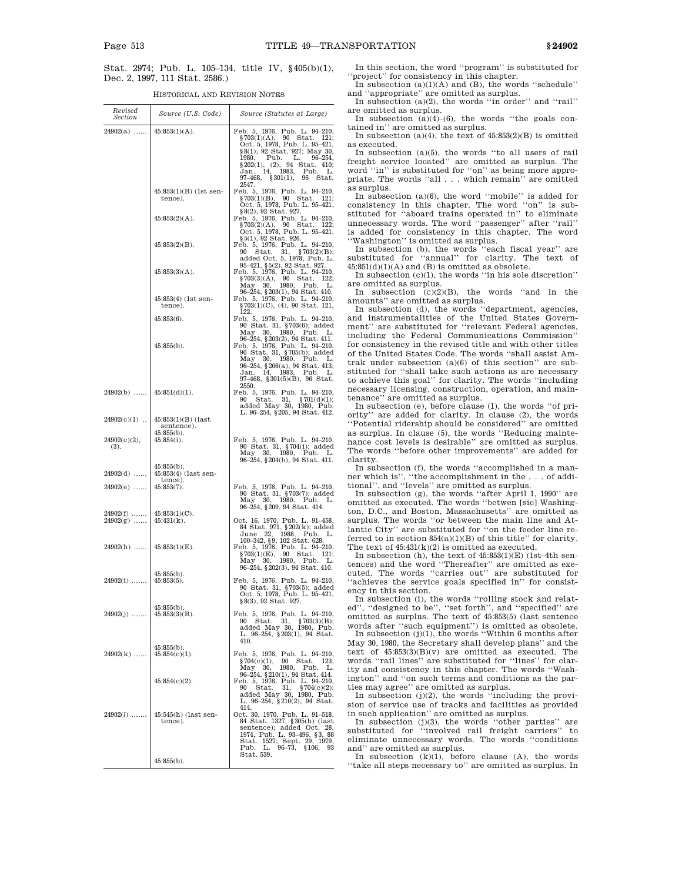Stat. 2974; Pub. L. 105–134, title IV, §405(b)(1), Dec. 2, 1997, 111 Stat. 2586.)

HISTORICAL AND REVISION NOTES

| Revised Section | Source (U.S. Code) | Source (Statutes at Large) |
|---|---|---|
| 24902(a) ...... | 45:853(1)(A). | Feb. 5, 1976, Pub. L. 94–210, §703(1)(A), 90 Stat. 121; Oct. 5, 1978, Pub. L. 95–421, §8(1), 92 Stat. 927; May 30, 1980, Pub. L. 96–254, §202(1), (2), 94 Stat. 410; Jan. 14, 1983, Pub. L. 97–468, §301(1), 96 Stat. 2547. |
| | 45:853(1)(B) (1st sentence). | Feb. 5, 1976, Pub. L. 94–210, §703(1)(B), 90 Stat. 121; Oct. 5, 1978, Pub. L. 95–421, §8(2), 92 Stat. 927. |
| | 45:853(2)(A). | Feb. 5, 1976, Pub. L. 94–210, §703(2)(A), 90 Stat. 122; Oct. 5, 1978, Pub. L. 95–421, §5(1), 92 Stat. 926. |
| | 45:853(2)(B). | Feb. 5, 1976, Pub. L. 94–210, 90 Stat. 31, §703(2)(B); added Oct. 5, 1978, Pub. L. 95–421, §5(2), 92 Stat. 927. |
| | 45:853(3)(A). | Feb. 5, 1976, Pub. L. 94–210, §703(3)(A), 90 Stat. 122; May 30, 1980, Pub. L. 96–254, §203(1), 94 Stat. 410. |
| | 45:853(4) (1st sentence). | Feb. 5, 1976, Pub. L. 94–210, §703(1)(C), (4), 90 Stat. 121, 122. |
| | 45:853(6). | Feb. 5, 1976, Pub. L. 94–210, 90 Stat. 31, §703(6); added May 30, 1980, Pub. L. 96–254, §203(2), 94 Stat. 411. |
| | 45:855(b). | Feb. 5, 1976, Pub. L. 94–210, 90 Stat. 31, §705(b); added May 30, 1980, Pub. L. 96–254, §206(a), 94 Stat. 413; Jan. 14, 1983, Pub. L. 97–468, §301(5)(B), 96 Stat. 2550. |
| 24902(b) ...... | 45:851(d)(1). | Feb. 5, 1976, Pub. L. 94–210, 90 Stat. 31, §701(d)(1); added May 30, 1980, Pub. L. 96–254, §205, 94 Stat. 412. |
| 24902(c)(1) .. | 45:853(1)(B) (last sentence). | |
| | 45:855(b). | |
| 24902(c)(2), (3). | 45:854(i). | Feb. 5, 1976, Pub. L. 94–210, 90 Stat. 31, §704(i); added May 30, 1980, Pub. L. 96–254, §204(b), 94 Stat. 411. |
| | 45:855(b). | |
| 24902(d) ...... | 45:853(4) (last sentence). | |
| 24902(e) ...... | 45:853(7). | Feb. 5, 1976, Pub. L. 94–210, 90 Stat. 31, §703(7); added May 30, 1980, Pub. L. 96–254, §209, 94 Stat. 414. |
| 24902(f) ....... | 45:853(1)(C). | |
| 24902(g) ...... | 45:431(k). | Oct. 16, 1970, Pub. L. 91–458, 84 Stat. 971, §202(k); added June 22, 1988, Pub. L. 100–342, §9, 102 Stat. 628. |
| 24902(h) ...... | 45:853(1)(E). | Feb. 5, 1976, Pub. L. 94–210, §703(1)(E), 90 Stat. 121; May 30, 1980, Pub. L. 96–254, §202(3), 94 Stat. 410. |
| | 45:855(b). | |
| 24902(i) ....... | 45:853(5). | Feb. 5, 1976, Pub. L. 94–210, 90 Stat. 31, §703(5); added Oct. 5, 1978, Pub. L. 95–421, §8(3), 92 Stat. 927. |
| | 45:855(b). | |
| 24902(j) ....... | 45:853(3)(B). | Feb. 5, 1976, Pub. L. 94–210, 90 Stat. 31, §703(3)(B); added May 30, 1980, Pub. L. 96–254, §203(1), 94 Stat. 410. |
| | 45:855(b). | |
| 24902(k) ...... | 45:854(c)(1). | Feb. 5, 1976, Pub. L. 94–210, §704(c)(1), 90 Stat. 123; May 30, 1980, Pub. L. 96–254, §210(1), 94 Stat. 414. |
| | 45:854(c)(2). | Feb. 5, 1976, Pub. L. 94–210, 90 Stat. 31, §704(c)(2); added May 30, 1980, Pub. L. 96–254, §210(2), 94 Stat. 414. |
| 24902(*l*) ...... | 45:545(h) (last sentence). | Oct. 30, 1970, Pub. L. 91–518, 84 Stat. 1327, §305(h) (last sentence); added Oct. 28, 1974, Pub. L. 93–496, §3, 88 Stat. 1527; Sept. 29, 1979, Pub. L. 96–73, §106, 93 Stat. 539. |
| | 45:855(b). | |

In this section, the word "program" is substituted for "project" for consistency in this chapter.

In subsection (a)(1)(A) and (B), the words "schedule" and "appropriate" are omitted as surplus.

In subsection (a)(2), the words "in order" and "rail" are omitted as surplus.

In subsection (a)(4)–(6), the words "the goals contained in" are omitted as surplus.

In subsection (a)(4), the text of 45:853(2)(B) is omitted as executed.

In subsection (a)(5), the words "to all users of rail freight service located" are omitted as surplus. The word "in" is substituted for "on" as being more appropriate. The words "all . . . which remain" are omitted as surplus.

In subsection (a)(6), the word "mobile" is added for consistency in this chapter. The word "on" is substituted for "aboard trains operated in" to eliminate unnecessary words. The word "passenger" after "rail" is added for consistency in this chapter. The word "Washington" is omitted as surplus.

In subsection (b), the words "each fiscal year" are substituted for "annual" for clarity. The text of 45:851(d)(1)(A) and (B) is omitted as obsolete.

In subsection (c)(1), the words "in his sole discretion" are omitted as surplus.

In subsection (c)(2)(B), the words "and in the amounts" are omitted as surplus.

In subsection (d), the words "department, agencies, and instrumentalities of the United States Government" are substituted for "relevant Federal agencies, including the Federal Communications Commission" for consistency in the revised title and with other titles of the United States Code. The words "shall assist Amtrak under subsection (a)(6) of this section" are substituted for "shall take such actions as are necessary to achieve this goal" for clarity. The words "including necessary licensing, construction, operation, and maintenance" are omitted as surplus.

In subsection (e), before clause (1), the words "of priority" are added for clarity. In clause (2), the words "Potential ridership should be considered" are omitted as surplus. In clause (5), the words "Reducing maintenance cost levels is desirable" are omitted as surplus. The words "before other improvements" are added for clarity.

In subsection (f), the words "accomplished in a manner which is", "the accomplishment in the . . . of additional", and "levels" are omitted as surplus.

In subsection (g), the words "after April 1, 1990" are omitted as executed. The words "betwen [sic] Washington, D.C., and Boston, Massachusetts" are omitted as surplus. The words "or between the main line and Atlantic City" are substituted for "on the feeder line referred to in section 854(a)(1)(B) of this title" for clarity. The text of 45:431(k)(2) is omitted as executed.

In subsection (h), the text of 45:853(1)(E) (1st–4th sentences) and the word "Thereafter" are omitted as executed. The words "carries out" are substituted for "achieves the service goals specified in" for consistency in this section.

In subsection (i), the words "rolling stock and related", "designed to be", "set forth", and "specified" are omitted as surplus. The text of 45:853(5) (last sentence words after "such equipment") is omitted as obsolete.

In subsection (j)(1), the words "Within 6 months after May 30, 1980, the Secretary shall develop plans" and the text of 45:853(3)(B)(v) are omitted as executed. The words "rail lines" are substituted for "lines" for clarity and consistency in this chapter. The words "Washington" and "on such terms and conditions as the parties may agree" are omitted as surplus.

In subsection (j)(2), the words "including the provision of service use of tracks and facilities as provided in such application" are omitted as surplus.

In subsection (j)(3), the words "other parties" are substituted for "involved rail freight carriers" to eliminate unnecessary words. The words "conditions and" are omitted as surplus.

In subsection (k)(1), before clause (A), the words "take all steps necessary to" are omitted as surplus. In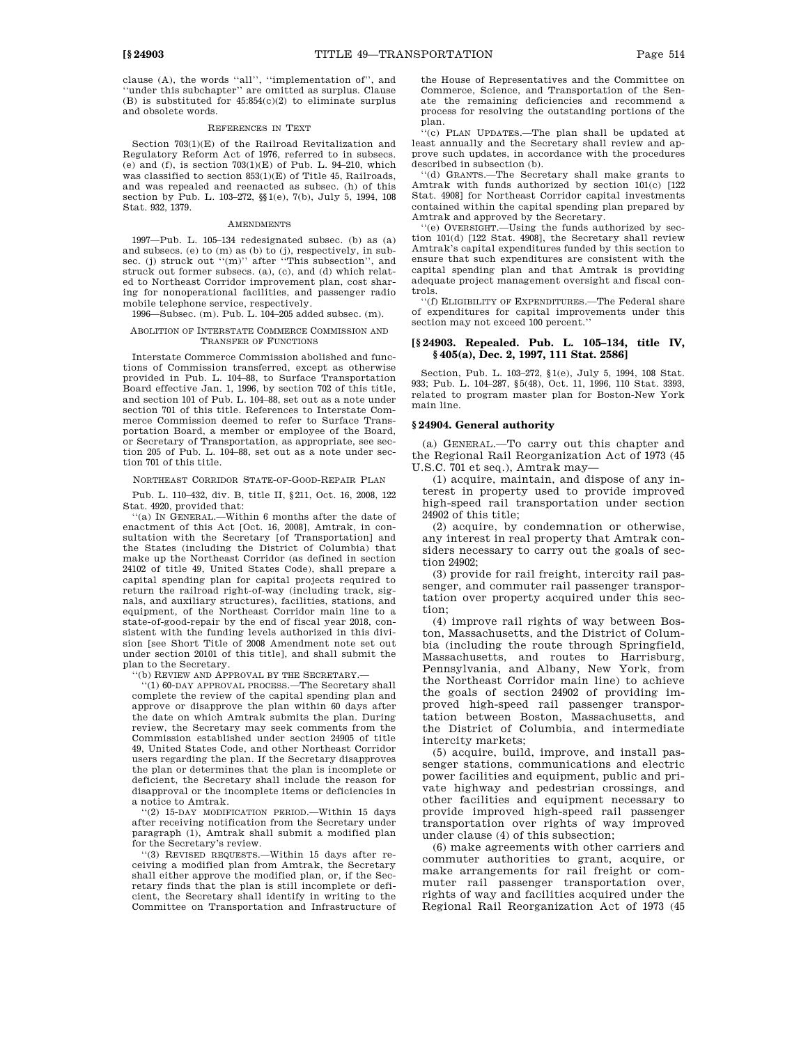clause (A), the words "all", "implementation of", and "under this subchapter" are omitted as surplus. Clause (B) is substituted for 45:854(c)(2) to eliminate surplus and obsolete words.

REFERENCES IN TEXT

Section 703(1)(E) of the Railroad Revitalization and Regulatory Reform Act of 1976, referred to in subsecs. (e) and (f), is section 703(1)(E) of Pub. L. 94–210, which was classified to section 853(1)(E) of Title 45, Railroads, and was repealed and reenacted as subsec. (h) of this section by Pub. L. 103–272, §§1(e), 7(b), July 5, 1994, 108 Stat. 932, 1379.

AMENDMENTS

1997—Pub. L. 105–134 redesignated subsec. (b) as (a) and subsecs. (e) to (m) as (b) to (j), respectively, in subsec. (j) struck out "(m)" after "This subsection", and struck out former subsecs. (a), (c), and (d) which related to Northeast Corridor improvement plan, cost sharing for nonoperational facilities, and passenger radio mobile telephone service, respectively.

1996—Subsec. (m). Pub. L. 104–205 added subsec. (m).

ABOLITION OF INTERSTATE COMMERCE COMMISSION AND TRANSFER OF FUNCTIONS

Interstate Commerce Commission abolished and functions of Commission transferred, except as otherwise provided in Pub. L. 104–88, to Surface Transportation Board effective Jan. 1, 1996, by section 702 of this title, and section 101 of Pub. L. 104–88, set out as a note under section 701 of this title. References to Interstate Commerce Commission deemed to refer to Surface Transportation Board, a member or employee of the Board, or Secretary of Transportation, as appropriate, see section 205 of Pub. L. 104–88, set out as a note under section 701 of this title.

NORTHEAST CORRIDOR STATE-OF-GOOD-REPAIR PLAN

Pub. L. 110–432, div. B, title II, §211, Oct. 16, 2008, 122 Stat. 4920, provided that:

"(a) IN GENERAL.—Within 6 months after the date of enactment of this Act [Oct. 16, 2008], Amtrak, in consultation with the Secretary [of Transportation] and the States (including the District of Columbia) that make up the Northeast Corridor (as defined in section 24102 of title 49, United States Code), shall prepare a capital spending plan for capital projects required to return the railroad right-of-way (including track, signals, and auxiliary structures), facilities, stations, and equipment, of the Northeast Corridor main line to a state-of-good-repair by the end of fiscal year 2018, consistent with the funding levels authorized in this division [see Short Title of 2008 Amendment note set out under section 20101 of this title], and shall submit the plan to the Secretary.

"(b) REVIEW AND APPROVAL BY THE SECRETARY.—

"(1) 60-DAY APPROVAL PROCESS.—The Secretary shall complete the review of the capital spending plan and approve or disapprove the plan within 60 days after the date on which Amtrak submits the plan. During review, the Secretary may seek comments from the Commission established under section 24905 of title 49, United States Code, and other Northeast Corridor users regarding the plan. If the Secretary disapproves the plan or determines that the plan is incomplete or deficient, the Secretary shall include the reason for disapproval or the incomplete items or deficiencies in a notice to Amtrak.

"(2) 15-DAY MODIFICATION PERIOD.—Within 15 days after receiving notification from the Secretary under paragraph (1), Amtrak shall submit a modified plan for the Secretary's review.

"(3) REVISED REQUESTS.—Within 15 days after receiving a modified plan from Amtrak, the Secretary shall either approve the modified plan, or, if the Secretary finds that the plan is still incomplete or deficient, the Secretary shall identify in writing to the Committee on Transportation and Infrastructure of the House of Representatives and the Committee on Commerce, Science, and Transportation of the Senate the remaining deficiencies and recommend a process for resolving the outstanding portions of the plan.

"(c) PLAN UPDATES.—The plan shall be updated at least annually and the Secretary shall review and approve such updates, in accordance with the procedures described in subsection (b).

"(d) GRANTS.—The Secretary shall make grants to Amtrak with funds authorized by section 101(c) [122 Stat. 4908] for Northeast Corridor capital investments contained within the capital spending plan prepared by Amtrak and approved by the Secretary.

"(e) OVERSIGHT.—Using the funds authorized by section 101(d) [122 Stat. 4908], the Secretary shall review Amtrak's capital expenditures funded by this section to ensure that such expenditures are consistent with the capital spending plan and that Amtrak is providing adequate project management oversight and fiscal controls.

"(f) ELIGIBILITY OF EXPENDITURES.—The Federal share of expenditures for capital improvements under this section may not exceed 100 percent."

## [§ 24903. Repealed. Pub. L. 105–134, title IV, § 405(a), Dec. 2, 1997, 111 Stat. 2586]

Section, Pub. L. 103–272, §1(e), July 5, 1994, 108 Stat. 933; Pub. L. 104–287, §5(48), Oct. 11, 1996, 110 Stat. 3393, related to program master plan for Boston-New York main line.

## § 24904. General authority

(a) GENERAL.—To carry out this chapter and the Regional Rail Reorganization Act of 1973 (45 U.S.C. 701 et seq.), Amtrak may—

(1) acquire, maintain, and dispose of any interest in property used to provide improved high-speed rail transportation under section 24902 of this title;

(2) acquire, by condemnation or otherwise, any interest in real property that Amtrak considers necessary to carry out the goals of section 24902;

(3) provide for rail freight, intercity rail passenger, and commuter rail passenger transportation over property acquired under this section;

(4) improve rail rights of way between Boston, Massachusetts, and the District of Columbia (including the route through Springfield, Massachusetts, and routes to Harrisburg, Pennsylvania, and Albany, New York, from the Northeast Corridor main line) to achieve the goals of section 24902 of providing improved high-speed rail passenger transportation between Boston, Massachusetts, and the District of Columbia, and intermediate intercity markets;

(5) acquire, build, improve, and install passenger stations, communications and electric power facilities and equipment, public and private highway and pedestrian crossings, and other facilities and equipment necessary to provide improved high-speed rail passenger transportation over rights of way improved under clause (4) of this subsection;

(6) make agreements with other carriers and commuter authorities to grant, acquire, or make arrangements for rail freight or commuter rail passenger transportation over, rights of way and facilities acquired under the Regional Rail Reorganization Act of 1973 (45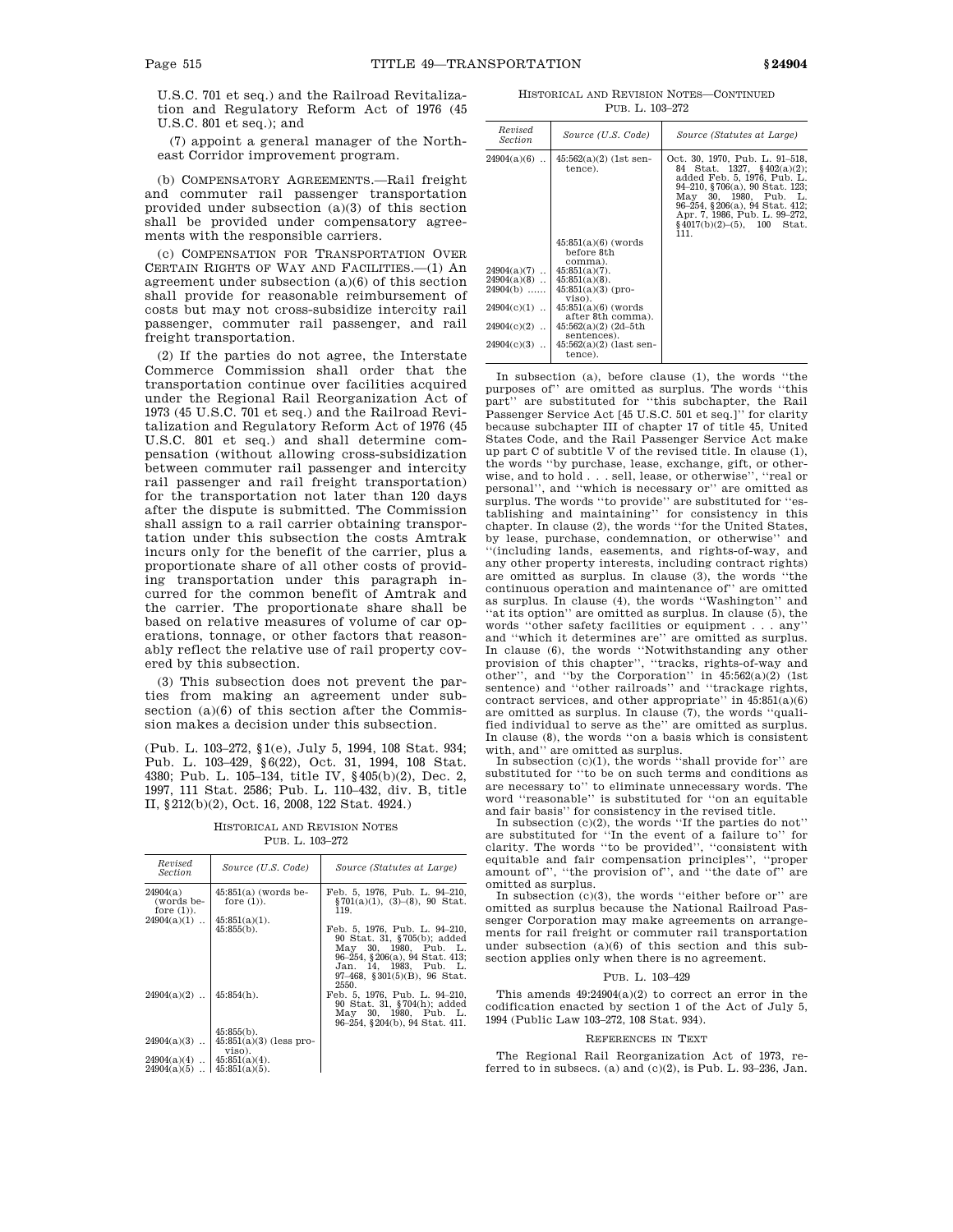U.S.C. 701 et seq.) and the Railroad Revitalization and Regulatory Reform Act of 1976 (45 U.S.C. 801 et seq.); and

(7) appoint a general manager of the Northeast Corridor improvement program.

(b) COMPENSATORY AGREEMENTS.—Rail freight and commuter rail passenger transportation provided under subsection (a)(3) of this section shall be provided under compensatory agreements with the responsible carriers.

(c) COMPENSATION FOR TRANSPORTATION OVER CERTAIN RIGHTS OF WAY AND FACILITIES.—(1) An agreement under subsection (a)(6) of this section shall provide for reasonable reimbursement of costs but may not cross-subsidize intercity rail passenger, commuter rail passenger, and rail freight transportation.

(2) If the parties do not agree, the Interstate Commerce Commission shall order that the transportation continue over facilities acquired under the Regional Rail Reorganization Act of 1973 (45 U.S.C. 701 et seq.) and the Railroad Revitalization and Regulatory Reform Act of 1976 (45 U.S.C. 801 et seq.) and shall determine compensation (without allowing cross-subsidization between commuter rail passenger and intercity rail passenger and rail freight transportation) for the transportation not later than 120 days after the dispute is submitted. The Commission shall assign to a rail carrier obtaining transportation under this subsection the costs Amtrak incurs only for the benefit of the carrier, plus a proportionate share of all other costs of providing transportation under this paragraph incurred for the common benefit of Amtrak and the carrier. The proportionate share shall be based on relative measures of volume of car operations, tonnage, or other factors that reasonably reflect the relative use of rail property covered by this subsection.

(3) This subsection does not prevent the parties from making an agreement under subsection (a)(6) of this section after the Commission makes a decision under this subsection.

(Pub. L. 103–272, §1(e), July 5, 1994, 108 Stat. 934; Pub. L. 103–429, §6(22), Oct. 31, 1994, 108 Stat. 4380; Pub. L. 105–134, title IV, §405(b)(2), Dec. 2, 1997, 111 Stat. 2586; Pub. L. 110–432, div. B, title II, §212(b)(2), Oct. 16, 2008, 122 Stat. 4924.)

HISTORICAL AND REVISION NOTES

PUB. L. 103–272

| Revised Section | Source (U.S. Code) | Source (Statutes at Large) |
|---|---|---|
| 24904(a) (words before (1)). | 45:851(a) (words before (1)). | Feb. 5, 1976, Pub. L. 94–210, §701(a)(1), (3)–(8), 90 Stat. 119. |
| 24904(a)(1) .. | 45:851(a)(1). | |
| | 45:855(b). | Feb. 5, 1976, Pub. L. 94–210, 90 Stat. 31, §705(b); added May 30, 1980, Pub. L. 96–254, §206(a), 94 Stat. 413; Jan. 14, 1983, Pub. L. 97–468, §301(5)(B), 96 Stat. 2550. |
| 24904(a)(2) .. | 45:854(h). | Feb. 5, 1976, Pub. L. 94–210, 90 Stat. 31, §704(h); added May 30, 1980, Pub. L. 96–254, §204(b), 94 Stat. 411. |
| | 45:855(b). | |
| 24904(a)(3) .. | 45:851(a)(3) (less proviso). | |
| 24904(a)(4) .. | 45:851(a)(4). | |
| 24904(a)(5) .. | 45:851(a)(5). | |
| 24904(a)(6) .. | 45:562(a)(2) (1st sentence). | Oct. 30, 1970, Pub. L. 91–518, 84 Stat. 1327, §402(a)(2); added Feb. 5, 1976, Pub. L. 94–210, §706(a), 90 Stat. 123; May 30, 1980, Pub. L. 96–254, §206(a), 94 Stat. 412; Apr. 7, 1986, Pub. L. 99–272, §4017(b)(2)–(5), 100 Stat. 111. |
| | 45:851(a)(6) (words before 8th comma). | |
| 24904(a)(7) .. | 45:851(a)(7). | |
| 24904(a)(8) .. | 45:851(a)(8). | |
| 24904(b) ...... | 45:851(a)(3) (proviso). | |
| 24904(c)(1) .. | 45:851(a)(6) (words after 8th comma). | |
| 24904(c)(2) .. | 45:562(a)(2) (2d–5th sentences). | |
| 24904(c)(3) .. | 45:562(a)(2) (last sentence). | |

In subsection (a), before clause (1), the words "the purposes of" are omitted as surplus. The words "this part" are substituted for "this subchapter, the Rail Passenger Service Act [45 U.S.C. 501 et seq.]" for clarity because subchapter III of chapter 17 of title 45, United States Code, and the Rail Passenger Service Act make up part C of subtitle V of the revised title. In clause (1), the words "by purchase, lease, exchange, gift, or otherwise, and to hold . . . sell, lease, or otherwise", "real or personal", and "which is necessary or" are omitted as surplus. The words "to provide" are substituted for "establishing and maintaining" for consistency in this chapter. In clause (2), the words "for the United States, by lease, purchase, condemnation, or otherwise" and "(including lands, easements, and rights-of-way, and any other property interests, including contract rights) are omitted as surplus. In clause (3), the words "the continuous operation and maintenance of" are omitted as surplus. In clause (4), the words "Washington" and "at its option" are omitted as surplus. In clause (5), the words "other safety facilities or equipment . . . any" and "which it determines are" are omitted as surplus. In clause (6), the words "Notwithstanding any other provision of this chapter", "tracks, rights-of-way and other", and "by the Corporation" in 45:562(a)(2) (1st sentence) and "other railroads" and "trackage rights, contract services, and other appropriate" in 45:851(a)(6) are omitted as surplus. In clause (7), the words "qualified individual to serve as the" are omitted as surplus. In clause (8), the words "on a basis which is consistent with, and" are omitted as surplus.

In subsection (c)(1), the words "shall provide for" are substituted for "to be on such terms and conditions as are necessary to" to eliminate unnecessary words. The word "reasonable" is substituted for "on an equitable and fair basis" for consistency in the revised title.

In subsection (c)(2), the words "If the parties do not" are substituted for "In the event of a failure to" for clarity. The words "to be provided", "consistent with equitable and fair compensation principles", "proper amount of", "the provision of", and "the date of" are omitted as surplus.

In subsection (c)(3), the words "either before or" are omitted as surplus because the National Railroad Passenger Corporation may make agreements for arrangements for rail freight or commuter rail transportation under subsection (a)(6) of this section and this subsection applies only when there is no agreement.

PUB. L. 103–429

This amends 49:24904(a)(2) to correct an error in the codification enacted by section 1 of the Act of July 5, 1994 (Public Law 103–272, 108 Stat. 934).

REFERENCES IN TEXT

The Regional Rail Reorganization Act of 1973, referred to in subsecs. (a) and (c)(2), is Pub. L. 93–236, Jan.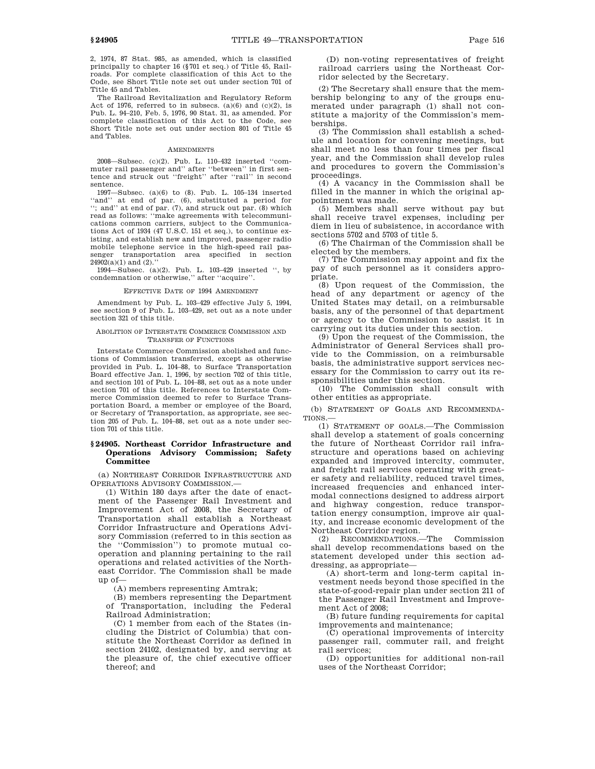2, 1974, 87 Stat. 985, as amended, which is classified principally to chapter 16 (§701 et seq.) of Title 45, Railroads. For complete classification of this Act to the Code, see Short Title note set out under section 701 of Title 45 and Tables.

The Railroad Revitalization and Regulatory Reform Act of 1976, referred to in subsecs. (a)(6) and (c)(2), is Pub. L. 94–210, Feb. 5, 1976, 90 Stat. 31, as amended. For complete classification of this Act to the Code, see Short Title note set out under section 801 of Title 45 and Tables.

AMENDMENTS

2008—Subsec. (c)(2). Pub. L. 110–432 inserted "commuter rail passenger and" after "between" in first sentence and struck out "freight" after "rail" in second sentence.

1997—Subsec. (a)(6) to (8). Pub. L. 105–134 inserted "and" at end of par. (6), substituted a period for "; and" at end of par. (7), and struck out par. (8) which read as follows: "make agreements with telecommunications common carriers, subject to the Communications Act of 1934 (47 U.S.C. 151 et seq.), to continue existing, and establish new and improved, passenger radio mobile telephone service in the high-speed rail passenger transportation area specified in section 24902(a)(1) and (2)."

1994—Subsec. (a)(2). Pub. L. 103–429 inserted ", by condemnation or otherwise," after "acquire".

EFFECTIVE DATE OF 1994 AMENDMENT

Amendment by Pub. L. 103–429 effective July 5, 1994, see section 9 of Pub. L. 103–429, set out as a note under section 321 of this title.

ABOLITION OF INTERSTATE COMMERCE COMMISSION AND TRANSFER OF FUNCTIONS

Interstate Commerce Commission abolished and functions of Commission transferred, except as otherwise provided in Pub. L. 104–88, to Surface Transportation Board effective Jan. 1, 1996, by section 702 of this title, and section 101 of Pub. L. 104–88, set out as a note under section 701 of this title. References to Interstate Commerce Commission deemed to refer to Surface Transportation Board, a member or employee of the Board, or Secretary of Transportation, as appropriate, see section 205 of Pub. L. 104–88, set out as a note under section 701 of this title.

## §24905. Northeast Corridor Infrastructure and Operations Advisory Commission; Safety Committee

(a) NORTHEAST CORRIDOR INFRASTRUCTURE AND OPERATIONS ADVISORY COMMISSION.—

(1) Within 180 days after the date of enactment of the Passenger Rail Investment and Improvement Act of 2008, the Secretary of Transportation shall establish a Northeast Corridor Infrastructure and Operations Advisory Commission (referred to in this section as the "Commission") to promote mutual cooperation and planning pertaining to the rail operations and related activities of the Northeast Corridor. The Commission shall be made up of—

(A) members representing Amtrak;

(B) members representing the Department of Transportation, including the Federal Railroad Administration;

(C) 1 member from each of the States (including the District of Columbia) that constitute the Northeast Corridor as defined in section 24102, designated by, and serving at the pleasure of, the chief executive officer thereof; and

(D) non-voting representatives of freight railroad carriers using the Northeast Corridor selected by the Secretary.

(2) The Secretary shall ensure that the membership belonging to any of the groups enumerated under paragraph (1) shall not constitute a majority of the Commission's memberships.

(3) The Commission shall establish a schedule and location for convening meetings, but shall meet no less than four times per fiscal year, and the Commission shall develop rules and procedures to govern the Commission's proceedings.

(4) A vacancy in the Commission shall be filled in the manner in which the original appointment was made.

(5) Members shall serve without pay but shall receive travel expenses, including per diem in lieu of subsistence, in accordance with sections 5702 and 5703 of title 5.

(6) The Chairman of the Commission shall be elected by the members.

(7) The Commission may appoint and fix the pay of such personnel as it considers appropriate.

(8) Upon request of the Commission, the head of any department or agency of the United States may detail, on a reimbursable basis, any of the personnel of that department or agency to the Commission to assist it in carrying out its duties under this section.

(9) Upon the request of the Commission, the Administrator of General Services shall provide to the Commission, on a reimbursable basis, the administrative support services necessary for the Commission to carry out its responsibilities under this section.

(10) The Commission shall consult with other entities as appropriate.

(b) STATEMENT OF GOALS AND RECOMMENDATIONS.—

(1) STATEMENT OF GOALS.—The Commission shall develop a statement of goals concerning the future of Northeast Corridor rail infrastructure and operations based on achieving expanded and improved intercity, commuter, and freight rail services operating with greater safety and reliability, reduced travel times, increased frequencies and enhanced intermodal connections designed to address airport and highway congestion, reduce transportation energy consumption, improve air quality, and increase economic development of the Northeast Corridor region.

(2) RECOMMENDATIONS.—The Commission shall develop recommendations based on the statement developed under this section addressing, as appropriate—

(A) short-term and long-term capital investment needs beyond those specified in the state-of-good-repair plan under section 211 of the Passenger Rail Investment and Improvement Act of 2008;

(B) future funding requirements for capital improvements and maintenance;

(C) operational improvements of intercity passenger rail, commuter rail, and freight rail services;

(D) opportunities for additional non-rail uses of the Northeast Corridor;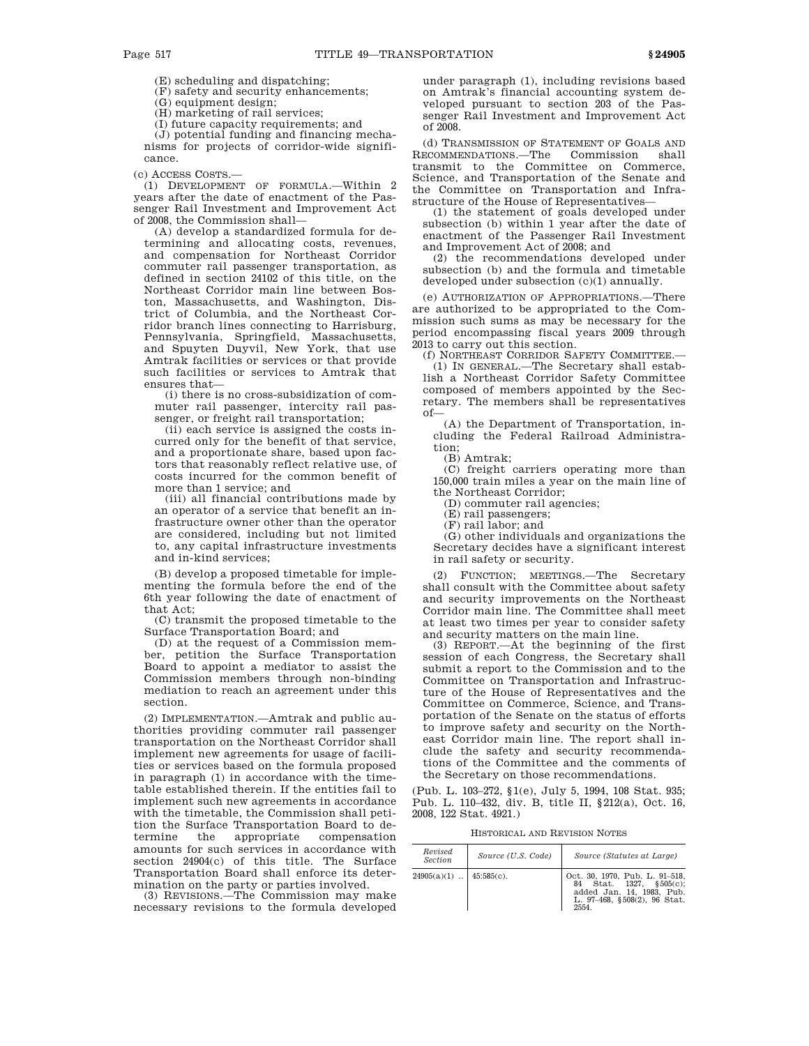(E) scheduling and dispatching;

(F) safety and security enhancements;

(G) equipment design;

(H) marketing of rail services;

(I) future capacity requirements; and

(J) potential funding and financing mechanisms for projects of corridor-wide significance.

(c) ACCESS COSTS.—

(1) DEVELOPMENT OF FORMULA.—Within 2 years after the date of enactment of the Passenger Rail Investment and Improvement Act of 2008, the Commission shall—

(A) develop a standardized formula for determining and allocating costs, revenues, and compensation for Northeast Corridor commuter rail passenger transportation, as defined in section 24102 of this title, on the Northeast Corridor main line between Boston, Massachusetts, and Washington, District of Columbia, and the Northeast Corridor branch lines connecting to Harrisburg, Pennsylvania, Springfield, Massachusetts, and Spuyten Duyvil, New York, that use Amtrak facilities or services or that provide such facilities or services to Amtrak that ensures that—

(i) there is no cross-subsidization of commuter rail passenger, intercity rail passenger, or freight rail transportation;

(ii) each service is assigned the costs incurred only for the benefit of that service, and a proportionate share, based upon factors that reasonably reflect relative use, of costs incurred for the common benefit of more than 1 service; and

(iii) all financial contributions made by an operator of a service that benefit an infrastructure owner other than the operator are considered, including but not limited to, any capital infrastructure investments and in-kind services;

(B) develop a proposed timetable for implementing the formula before the end of the 6th year following the date of enactment of that Act;

(C) transmit the proposed timetable to the Surface Transportation Board; and

(D) at the request of a Commission member, petition the Surface Transportation Board to appoint a mediator to assist the Commission members through non-binding mediation to reach an agreement under this section.

(2) IMPLEMENTATION.—Amtrak and public authorities providing commuter rail passenger transportation on the Northeast Corridor shall implement new agreements for usage of facilities or services based on the formula proposed in paragraph (1) in accordance with the timetable established therein. If the entities fail to implement such new agreements in accordance with the timetable, the Commission shall petition the Surface Transportation Board to determine the appropriate compensation amounts for such services in accordance with section 24904(c) of this title. The Surface Transportation Board shall enforce its determination on the party or parties involved.

(3) REVISIONS.—The Commission may make necessary revisions to the formula developed under paragraph (1), including revisions based on Amtrak's financial accounting system developed pursuant to section 203 of the Passenger Rail Investment and Improvement Act of 2008.

(d) TRANSMISSION OF STATEMENT OF GOALS AND RECOMMENDATIONS.—The Commission shall transmit to the Committee on Commerce, Science, and Transportation of the Senate and the Committee on Transportation and Infrastructure of the House of Representatives—

(1) the statement of goals developed under subsection (b) within 1 year after the date of enactment of the Passenger Rail Investment and Improvement Act of 2008; and

(2) the recommendations developed under subsection (b) and the formula and timetable developed under subsection (c)(1) annually.

(e) AUTHORIZATION OF APPROPRIATIONS.—There are authorized to be appropriated to the Commission such sums as may be necessary for the period encompassing fiscal years 2009 through 2013 to carry out this section.

(f) NORTHEAST CORRIDOR SAFETY COMMITTEE.—

(1) IN GENERAL.—The Secretary shall establish a Northeast Corridor Safety Committee composed of members appointed by the Secretary. The members shall be representatives of—

(A) the Department of Transportation, including the Federal Railroad Administration;

(B) Amtrak;

(C) freight carriers operating more than 150,000 train miles a year on the main line of the Northeast Corridor;

(D) commuter rail agencies;

(E) rail passengers;

(F) rail labor; and

(G) other individuals and organizations the Secretary decides have a significant interest in rail safety or security.

(2) FUNCTION; MEETINGS.—The Secretary shall consult with the Committee about safety and security improvements on the Northeast Corridor main line. The Committee shall meet at least two times per year to consider safety and security matters on the main line.

(3) REPORT.—At the beginning of the first session of each Congress, the Secretary shall submit a report to the Commission and to the Committee on Transportation and Infrastructure of the House of Representatives and the Committee on Commerce, Science, and Transportation of the Senate on the status of efforts to improve safety and security on the Northeast Corridor main line. The report shall include the safety and security recommendations of the Committee and the comments of the Secretary on those recommendations.

(Pub. L. 103–272, §1(e), July 5, 1994, 108 Stat. 935; Pub. L. 110–432, div. B, title II, §212(a), Oct. 16, 2008, 122 Stat. 4921.)

HISTORICAL AND REVISION NOTES

| *Revised Section* | *Source (U.S. Code)* | *Source (Statutes at Large)* |
|---|---|---|
| 24905(a)(1) .. | 45:585(c). | Oct. 30, 1970, Pub. L. 91–518, 84 Stat. 1327, §505(c); added Jan. 14, 1983, Pub. L. 97–468, §508(2), 96 Stat. 2554. |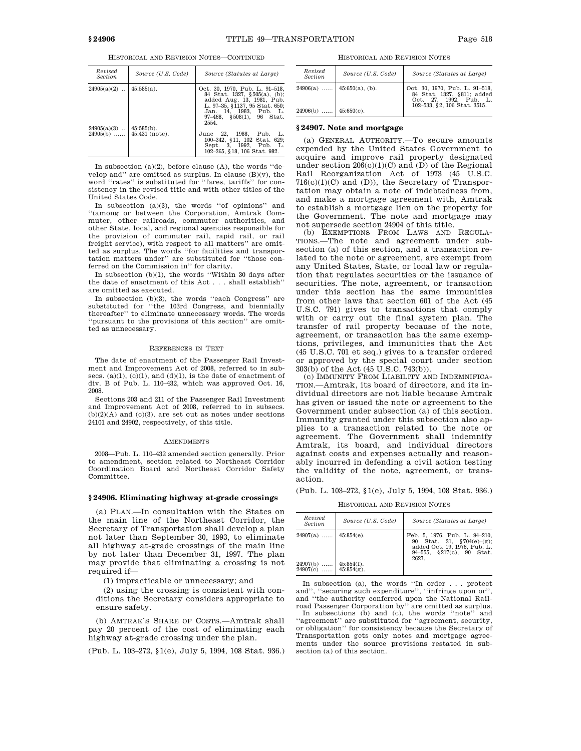HISTORICAL AND REVISION NOTES—CONTINUED

| Revised Section | Source (U.S. Code) | Source (Statutes at Large) |
|---|---|---|
| 24905(a)(2) .. | 45:585(a). | Oct. 30, 1970, Pub. L. 91–518, 84 Stat. 1327, §505(a), (b); added Aug. 13, 1981, Pub. L. 97–35, §1137, 95 Stat. 650; Jan. 14, 1983, Pub. L. 97–468, §508(1), 96 Stat. 2554. |
| 24905(a)(3) .. | 45:585(b). | |
| 24905(b) ...... | 45:431 (note). | June 22, 1988, Pub. L. 100–342, §11, 102 Stat. 629; Sept. 3, 1992, Pub. L. 102–365, §18, 106 Stat. 982. |

In subsection (a)(2), before clause (A), the words ''develop and'' are omitted as surplus. In clause (B)(v), the word ''rates'' is substituted for ''fares, tariffs'' for consistency in the revised title and with other titles of the United States Code.

In subsection (a)(3), the words ''of opinions'' and ''(among or between the Corporation, Amtrak Commuter, other railroads, commuter authorities, and other State, local, and regional agencies responsible for the provision of commuter rail, rapid rail, or rail freight service), with respect to all matters'' are omitted as surplus. The words ''for facilities and transportation matters under'' are substituted for ''those conferred on the Commission in'' for clarity.

In subsection (b)(1), the words ''Within 30 days after the date of enactment of this Act . . . shall establish'' are omitted as executed.

In subsection (b)(3), the words ''each Congress'' are substituted for ''the 103rd Congress, and biennially thereafter'' to eliminate unnecessary words. The words ''pursuant to the provisions of this section'' are omitted as unnecessary.

REFERENCES IN TEXT

The date of enactment of the Passenger Rail Investment and Improvement Act of 2008, referred to in subsecs. (a)(1), (c)(1), and (d)(1), is the date of enactment of div. B of Pub. L. 110–432, which was approved Oct. 16, 2008.

Sections 203 and 211 of the Passenger Rail Investment and Improvement Act of 2008, referred to in subsecs. (b)(2)(A) and (c)(3), are set out as notes under sections 24101 and 24902, respectively, of this title.

AMENDMENTS

2008—Pub. L. 110–432 amended section generally. Prior to amendment, section related to Northeast Corridor Coordination Board and Northeast Corridor Safety Committee.

## § 24906. Eliminating highway at-grade crossings

(a) PLAN.—In consultation with the States on the main line of the Northeast Corridor, the Secretary of Transportation shall develop a plan not later than September 30, 1993, to eliminate all highway at-grade crossings of the main line by not later than December 31, 1997. The plan may provide that eliminating a crossing is not required if—

(1) impracticable or unnecessary; and

(2) using the crossing is consistent with conditions the Secretary considers appropriate to ensure safety.

(b) AMTRAK'S SHARE OF COSTS.—Amtrak shall pay 20 percent of the cost of eliminating each highway at-grade crossing under the plan.

(Pub. L. 103–272, §1(e), July 5, 1994, 108 Stat. 936.)

HISTORICAL AND REVISION NOTES

| Revised Section | Source (U.S. Code) | Source (Statutes at Large) |
|---|---|---|
| 24906(a) ...... | 45:650(a), (b). | Oct. 30, 1970, Pub. L. 91–518, 84 Stat. 1327, §811; added Oct. 27, 1992, Pub. L. 102–533, §2, 106 Stat. 3515. |
| 24906(b) ...... | 45:650(c). | |

## § 24907. Note and mortgage

(a) GENERAL AUTHORITY.—To secure amounts expended by the United States Government to acquire and improve rail property designated under section 206(c)(1)(C) and (D) of the Regional Rail Reorganization Act of 1973 (45 U.S.C. 716(c)(1)(C) and (D)), the Secretary of Transportation may obtain a note of indebtedness from, and make a mortgage agreement with, Amtrak to establish a mortgage lien on the property for the Government. The note and mortgage may not supersede section 24904 of this title.

(b) EXEMPTIONS FROM LAWS AND REGULATIONS.—The note and agreement under subsection (a) of this section, and a transaction related to the note or agreement, are exempt from any United States, State, or local law or regulation that regulates securities or the issuance of securities. The note, agreement, or transaction under this section has the same immunities from other laws that section 601 of the Act (45 U.S.C. 791) gives to transactions that comply with or carry out the final system plan. The transfer of rail property because of the note, agreement, or transaction has the same exemptions, privileges, and immunities that the Act (45 U.S.C. 701 et seq.) gives to a transfer ordered or approved by the special court under section 303(b) of the Act (45 U.S.C. 743(b)).

(c) IMMUNITY FROM LIABILITY AND INDEMNIFICATION.—Amtrak, its board of directors, and its individual directors are not liable because Amtrak has given or issued the note or agreement to the Government under subsection (a) of this section. Immunity granted under this subsection also applies to a transaction related to the note or agreement. The Government shall indemnify Amtrak, its board, and individual directors against costs and expenses actually and reasonably incurred in defending a civil action testing the validity of the note, agreement, or transaction.

(Pub. L. 103–272, §1(e), July 5, 1994, 108 Stat. 936.)

HISTORICAL AND REVISION NOTES

| Revised Section | Source (U.S. Code) | Source (Statutes at Large) |
|---|---|---|
| 24907(a) ...... | 45:854(e). | Feb. 5, 1976, Pub. L. 94–210, 90 Stat. 31, §704(e)–(g); added Oct. 19, 1976, Pub. L. 94–555, §217(c), 90 Stat. 2627. |
| 24907(b) ...... | 45:854(f). | |
| 24907(c) ...... | 45:854(g). | |

In subsection (a), the words ''In order . . . protect and'', ''securing such expenditure'', ''infringe upon or'', and ''the authority conferred upon the National Railroad Passenger Corporation by'' are omitted as surplus.

In subsections (b) and (c), the words ''note'' and ''agreement'' are substituted for ''agreement, security, or obligation'' for consistency because the Secretary of Transportation gets only notes and mortgage agreements under the source provisions restated in subsection (a) of this section.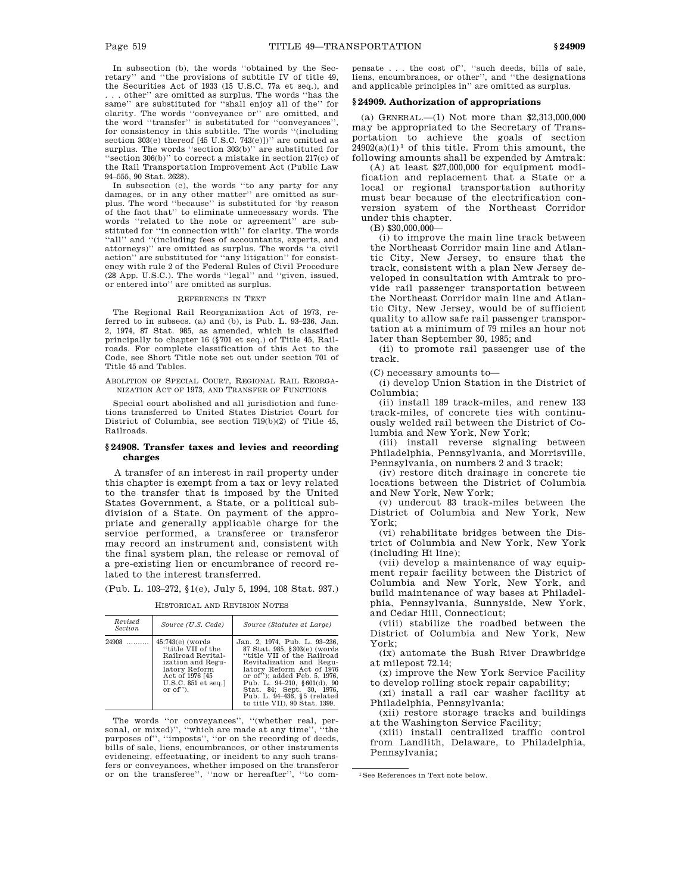In subsection (b), the words ''obtained by the Secretary'' and ''the provisions of subtitle IV of title 49, the Securities Act of 1933 (15 U.S.C. 77a et seq.), and . . . other'' are omitted as surplus. The words ''has the same'' are substituted for ''shall enjoy all of the'' for clarity. The words ''conveyance or'' are omitted, and the word ''transfer'' is substituted for ''conveyances'', for consistency in this subtitle. The words ''(including section 303(e) thereof [45 U.S.C. 743(e)])'' are omitted as surplus. The words ''section 303(b)'' are substituted for ''section 306(b)'' to correct a mistake in section 217(c) of the Rail Transportation Improvement Act (Public Law 94–555, 90 Stat. 2628).

In subsection (c), the words ''to any party for any damages, or in any other matter'' are omitted as surplus. The word ''because'' is substituted for 'by reason of the fact that'' to eliminate unnecessary words. The words ''related to the note or agreement'' are substituted for ''in connection with'' for clarity. The words ''all'' and ''(including fees of accountants, experts, and attorneys)'' are omitted as surplus. The words ''a civil action'' are substituted for ''any litigation'' for consistency with rule 2 of the Federal Rules of Civil Procedure (28 App. U.S.C.). The words ''legal'' and ''given, issued, or entered into'' are omitted as surplus.

REFERENCES IN TEXT

The Regional Rail Reorganization Act of 1973, referred to in subsecs. (a) and (b), is Pub. L. 93–236, Jan. 2, 1974, 87 Stat. 985, as amended, which is classified principally to chapter 16 (§701 et seq.) of Title 45, Railroads. For complete classification of this Act to the Code, see Short Title note set out under section 701 of Title 45 and Tables.

ABOLITION OF SPECIAL COURT, REGIONAL RAIL REORGANIZATION ACT OF 1973, AND TRANSFER OF FUNCTIONS

Special court abolished and all jurisdiction and functions transferred to United States District Court for District of Columbia, see section 719(b)(2) of Title 45, Railroads.

## §24908. Transfer taxes and levies and recording charges

A transfer of an interest in rail property under this chapter is exempt from a tax or levy related to the transfer that is imposed by the United States Government, a State, or a political subdivision of a State. On payment of the appropriate and generally applicable charge for the service performed, a transferee or transferor may record an instrument and, consistent with the final system plan, the release or removal of a pre-existing lien or encumbrance of record related to the interest transferred.

(Pub. L. 103–272, §1(e), July 5, 1994, 108 Stat. 937.)

HISTORICAL AND REVISION NOTES

| *Revised Section* | Source (U.S. Code) | Source (Statutes at Large) |
|---|---|---|
| 24908 ......... | 45:743(e) (words ''title VII of the Railroad Revitalization and Regulatory Reform Act of 1976 [45 U.S.C. 851 et seq.] or of''). | Jan. 2, 1974, Pub. L. 93–236, 87 Stat. 985, §303(e) (words ''title VII of the Railroad Revitalization and Regulatory Reform Act of 1976 or of''); added Feb. 5, 1976, Pub. L. 94–210, §601(d), 90 Stat. 84; Sept. 30, 1976, Pub. L. 94–436, §5 (related to title VII), 90 Stat. 1399. |

The words ''or conveyances'', ''(whether real, personal, or mixed)'', ''which are made at any time'', ''the purposes of'', ''imposts'', ''or on the recording of deeds, bills of sale, liens, encumbrances, or other instruments evidencing, effectuating, or incident to any such transfers or conveyances, whether imposed on the transferor or on the transferee'', ''now or hereafter'', ''to compensate . . . the cost of'', ''such deeds, bills of sale, liens, encumbrances, or other'', and ''the designations and applicable principles in'' are omitted as surplus.

## §24909. Authorization of appropriations

(a) GENERAL.—(1) Not more than $2,313,000,000 may be appropriated to the Secretary of Transportation to achieve the goals of section 24902(a)(1)[1] of this title. From this amount, the following amounts shall be expended by Amtrak:

(A) at least $27,000,000 for equipment modification and replacement that a State or a local or regional transportation authority must bear because of the electrification conversion system of the Northeast Corridor under this chapter.

(B) $30,000,000—

(i) to improve the main line track between the Northeast Corridor main line and Atlantic City, New Jersey, to ensure that the track, consistent with a plan New Jersey developed in consultation with Amtrak to provide rail passenger transportation between the Northeast Corridor main line and Atlantic City, New Jersey, would be of sufficient quality to allow safe rail passenger transportation at a minimum of 79 miles an hour not later than September 30, 1985; and

(ii) to promote rail passenger use of the track.

(C) necessary amounts to—

(i) develop Union Station in the District of Columbia;

(ii) install 189 track-miles, and renew 133 track-miles, of concrete ties with continuously welded rail between the District of Columbia and New York, New York;

(iii) install reverse signaling between Philadelphia, Pennsylvania, and Morrisville, Pennsylvania, on numbers 2 and 3 track;

(iv) restore ditch drainage in concrete tie locations between the District of Columbia and New York, New York;

(v) undercut 83 track-miles between the District of Columbia and New York, New York;

(vi) rehabilitate bridges between the District of Columbia and New York, New York (including Hi line);

(vii) develop a maintenance of way equipment repair facility between the District of Columbia and New York, New York, and build maintenance of way bases at Philadelphia, Pennsylvania, Sunnyside, New York, and Cedar Hill, Connecticut;

(viii) stabilize the roadbed between the District of Columbia and New York, New York;

(ix) automate the Bush River Drawbridge at milepost 72.14;

(x) improve the New York Service Facility to develop rolling stock repair capability;

(xi) install a rail car washer facility at Philadelphia, Pennsylvania;

(xii) restore storage tracks and buildings at the Washington Service Facility;

(xiii) install centralized traffic control from Landlith, Delaware, to Philadelphia, Pennsylvania;

[1] See References in Text note below.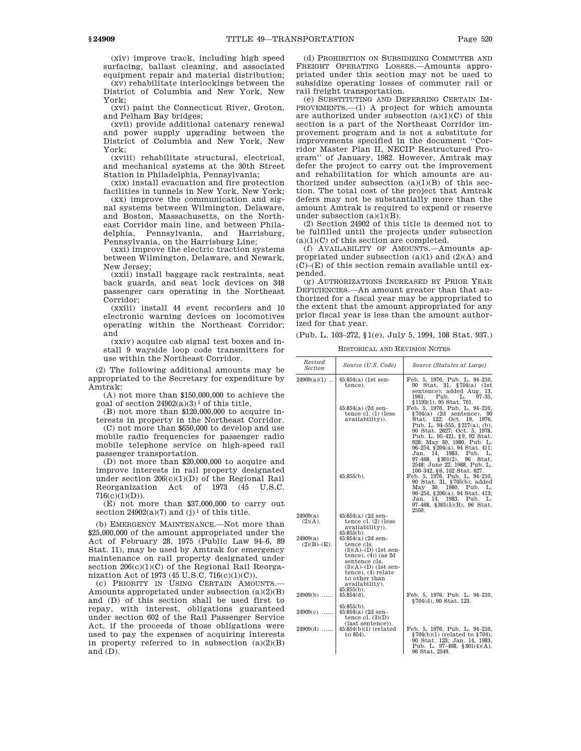(xiv) improve track, including high speed surfacing, ballast cleaning, and associated equipment repair and material distribution;

(xv) rehabilitate interlockings between the District of Columbia and New York, New York;

(xvi) paint the Connecticut River, Groton, and Pelham Bay bridges;

(xvii) provide additional catenary renewal and power supply upgrading between the District of Columbia and New York, New York;

(xviii) rehabilitate structural, electrical, and mechanical systems at the 30th Street Station in Philadelphia, Pennsylvania;

(xix) install evacuation and fire protection facilities in tunnels in New York, New York;

(xx) improve the communication and signal systems between Wilmington, Delaware, and Boston, Massachusetts, on the Northeast Corridor main line, and between Philadelphia, Pennsylvania, and Harrisburg, Pennsylvania, on the Harrisburg Line;

(xxi) improve the electric traction systems between Wilmington, Delaware, and Newark, New Jersey;

(xxii) install baggage rack restraints, seat back guards, and seat lock devices on 348 passenger cars operating in the Northeast Corridor;

(xxiii) install 44 event recorders and 10 electronic warning devices on locomotives operating within the Northeast Corridor; and

(xxiv) acquire cab signal test boxes and install 9 wayside loop code transmitters for use within the Northeast Corridor.

(2) The following additional amounts may be appropriated to the Secretary for expenditure by Amtrak:

(A) not more than $150,000,000 to achieve the goal of section 24902(a)(3)[1] of this title.

(B) not more than $120,000,000 to acquire interests in property in the Northeast Corridor.

(C) not more than $650,000 to develop and use mobile radio frequencies for passenger radio mobile telephone service on high-speed rail passenger transportation.

(D) not more than $20,000,000 to acquire and improve interests in rail property designated under section 206(c)(1)(D) of the Regional Rail Reorganization Act of 1973 (45 U.S.C. 716(c)(1)(D)).

(E) not more than $37,000,000 to carry out section 24902(a)(7) and (j)[1] of this title.

(b) EMERGENCY MAINTENANCE.—Not more than $25,000,000 of the amount appropriated under the Act of February 28, 1975 (Public Law 94–6, 89 Stat. 11), may be used by Amtrak for emergency maintenance on rail property designated under section 206(c)(1)(C) of the Regional Rail Reorganization Act of 1973 (45 U.S.C. 716(c)(1)(C)).

(c) PRIORITY IN USING CERTAIN AMOUNTS.—Amounts appropriated under subsection (a)(2)(B) and (D) of this section shall be used first to repay, with interest, obligations guaranteed under section 602 of the Rail Passenger Service Act, if the proceeds of those obligations were used to pay the expenses of acquiring interests in property referred to in subsection (a)(2)(B) and (D).

(d) PROHIBITION ON SUBSIDIZING COMMUTER AND FREIGHT OPERATING LOSSES.—Amounts appropriated under this section may not be used to subsidize operating losses of commuter rail or rail freight transportation.

(e) SUBSTITUTING AND DEFERRING CERTAIN IMPROVEMENTS.—(1) A project for which amounts are authorized under subsection (a)(1)(C) of this section is a part of the Northeast Corridor improvement program and is not a substitute for improvements specified in the document "Corridor Master Plan II, NECIP Restructured Program" of January, 1982. However, Amtrak may defer the project to carry out the improvement and rehabilitation for which amounts are authorized under subsection (a)(1)(B) of this section. The total cost of the project that Amtrak defers may not be substantially more than the amount Amtrak is required to expend or reserve under subsection (a)(1)(B).

(2) Section 24902 of this title is deemed not to be fulfilled until the projects under subsection (a)(1)(C) of this section are completed.

(f) AVAILABILITY OF AMOUNTS.—Amounts appropriated under subsection (a)(1) and (2)(A) and (C)–(E) of this section remain available until expended.

(g) AUTHORIZATIONS INCREASED BY PRIOR YEAR DEFICIENCIES.—An amount greater than that authorized for a fiscal year may be appropriated to the extent that the amount appropriated for any prior fiscal year is less than the amount authorized for that year.

(Pub. L. 103–272, §1(e), July 5, 1994, 108 Stat. 937.)

HISTORICAL AND REVISION NOTES

| *Revised Section* | *Source (U.S. Code)* | *Source (Statutes at Large)* |
|---|---|---|
| 24909(a)(1) .. | 45:854(a) (1st sentence). | Feb. 5, 1976, Pub. L. 94–210, 90 Stat. 31, §704(a) (1st sentence); added Aug. 13, 1981, Pub. L. 97–35, §1193(1), 95 Stat. 701. |
| | 45:854(a) (2d sentence cl. (1) (less availability)). | Feb. 5, 1976, Pub. L. 94–210, §704(a) (2d sentence), 90 Stat. 122; Oct. 19, 1976, Pub. L. 94–555, §217(a), (b), 90 Stat. 2627; Oct. 5, 1978, Pub. L. 95–421, §9, 92 Stat. 928; May 30, 1980, Pub. L. 96–254, §204(a), 94 Stat. 411; Jan. 14, 1983, Pub. L. 97–468, §301(2), 96 Stat. 2548; June 22, 1988, Pub. L. 100–342, §6, 102 Stat. 627. |
| | 45:855(b). | Feb. 5, 1976, Pub. L. 94–210, 90 Stat. 31, §705(b); added May 30, 1980, Pub. L. 96–254, §206(a), 94 Stat. 413; Jan. 14, 1983, Pub. L. 97–468, §301(5)(B), 96 Stat. 2550. |
| 24909(a)(2)(A). | 45:854(a) (2d sentence cl. (2) (less availability)). 45:855(b). | |
| 24909(a)(2)(B)–(E). | 45:854(a) (2d sentence cls. (3)(A)–(D) (1st sentence), (4)) (as 2d sentence cls. (3)(A)–(D) (1st sentence), (4) relate to other than availability). 45:855(b). | |
| 24909(b) ...... | 45:854(d). | Feb. 5, 1976, Pub. L. 94–210, §704(d), 90 Stat. 123. |
| | 45:855(b). | |
| 24909(c) ...... | 45:854(a) (2d sentence cl. (3)(D) (last sentence)). | |
| 24909(d) ...... | 45:854(b)(1) (related to 854). | Feb. 5, 1976, Pub. L. 94–210, §704(b)(1) (related to §704), 90 Stat. 123; Jan. 14, 1983, Pub. L. 97–468, §301(4)(A), 96 Stat. 2549. |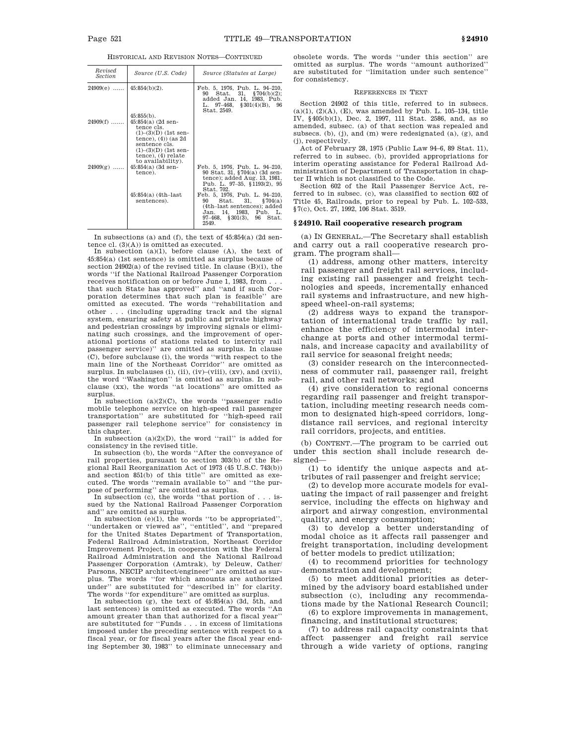HISTORICAL AND REVISION NOTES—CONTINUED

| Revised Section | Source (U.S. Code) | Source (Statutes at Large) |
|---|---|---|
| 24909(e) ...... | 45:854(b)(2). | Feb. 5, 1976, Pub. L. 94–210, 90 Stat. 31, §704(b)(2); added Jan. 14, 1983, Pub. L. 97–468, §301(4)(B), 96 Stat. 2549. |
| | 45:855(b). | |
| 24909(f) ...... | 45:854(a) (2d sentence cls. (1)–(3)(D) (1st sentence), (4)) (as 2d sentence cls. (1)–(3)(D) (1st sentence), (4) relate to availability). | |
| 24909(g) ...... | 45:854(a) (3d sentence). | Feb. 5, 1976, Pub. L. 94–210, 90 Stat. 31, §704(a) (3d sentence); added Aug. 13, 1981, Pub. L. 97–35, §1193(2), 95 Stat. 702. |
| | 45:854(a) (4th–last sentences). | Feb. 5, 1976, Pub. L. 94–210, 90 Stat. 31, §704(a) (4th–last sentences); added Jan. 14, 1983, Pub. L. 97–468, §301(3), 96 Stat. 2549. |

In subsections (a) and (f), the text of 45:854(a) (2d sentence cl. (3)(A)) is omitted as executed.

In subsection (a)(1), before clause (A), the text of 45:854(a) (1st sentence) is omitted as surplus because of section 24902(a) of the revised title. In clause (B)(i), the words "if the National Railroad Passenger Corporation receives notification on or before June 1, 1983, from . . . that such State has approved" and "and if such Corporation determines that such plan is feasible" are omitted as executed. The words "rehabilitation and other . . . (including upgrading track and the signal system, ensuring safety at public and private highway and pedestrian crossings by improving signals or eliminating such crossings, and the improvement of operational portions of stations related to intercity rail passenger service)" are omitted as surplus. In clause (C), before subclause (i), the words "with respect to the main line of the Northeast Corridor" are omitted as surplus. In subclauses (i), (ii), (iv)–(viii), (xv), and (xvii), the word "Washington" is omitted as surplus. In subclause (xx), the words "at locations" are omitted as surplus.

In subsection (a)(2)(C), the words "passenger radio mobile telephone service on high-speed rail passenger transportation" are substituted for "high-speed rail passenger rail telephone service" for consistency in this chapter.

In subsection (a)(2)(D), the word "rail" is added for consistency in the revised title.

In subsection (b), the words "After the conveyance of rail properties, pursuant to section 303(b) of the Regional Rail Reorganization Act of 1973 (45 U.S.C. 743(b)) and section 851(b) of this title" are omitted as executed. The words "remain available to" and "the purpose of performing" are omitted as surplus.

In subsection (c), the words "that portion of . . . issued by the National Railroad Passenger Corporation and" are omitted as surplus.

In subsection (e)(1), the words "to be appropriated", "undertaken or viewed as", "entitled", and "prepared for the United States Department of Transportation, Federal Railroad Administration, Northeast Corridor Improvement Project, in cooperation with the Federal Railroad Administration and the National Railroad Passenger Corporation (Amtrak), by Deleuw, Cather/Parsons, NECIP architect/engineer" are omitted as surplus. The words "for which amounts are authorized under" are substituted for "described in" for clarity. The words "for expenditure" are omitted as surplus.

In subsection (g), the text of 45:854(a) (3d, 5th, and last sentences) is omitted as executed. The words "An amount greater than that authorized for a fiscal year" are substituted for "Funds . . . in excess of limitations imposed under the preceding sentence with respect to a fiscal year, or for fiscal years after the fiscal year ending September 30, 1983" to eliminate unnecessary and obsolete words. The words "under this section" are omitted as surplus. The words "amount authorized" are substituted for "limitation under such sentence" for consistency.

REFERENCES IN TEXT

Section 24902 of this title, referred to in subsecs. (a)(1), (2)(A), (E), was amended by Pub. L. 105–134, title IV, §405(b)(1), Dec. 2, 1997, 111 Stat. 2586, and, as so amended, subsec. (a) of that section was repealed and subsecs. (b), (j), and (m) were redesignated (a), (g), and (j), respectively.

Act of February 28, 1975 (Public Law 94–6, 89 Stat. 11), referred to in subsec. (b), provided appropriations for interim operating assistance for Federal Railroad Administration of Department of Transportation in chapter II which is not classified to the Code.

Section 602 of the Rail Passenger Service Act, referred to in subsec. (c), was classified to section 602 of Title 45, Railroads, prior to repeal by Pub. L. 102–533, §7(c), Oct. 27, 1992, 106 Stat. 3519.

## §24910. Rail cooperative research program

(a) IN GENERAL.—The Secretary shall establish and carry out a rail cooperative research program. The program shall—

(1) address, among other matters, intercity rail passenger and freight rail services, including existing rail passenger and freight technologies and speeds, incrementally enhanced rail systems and infrastructure, and new high-speed wheel-on-rail systems;

(2) address ways to expand the transportation of international trade traffic by rail, enhance the efficiency of intermodal interchange at ports and other intermodal terminals, and increase capacity and availability of rail service for seasonal freight needs;

(3) consider research on the interconnectedness of commuter rail, passenger rail, freight rail, and other rail networks; and

(4) give consideration to regional concerns regarding rail passenger and freight transportation, including meeting research needs common to designated high-speed corridors, long-distance rail services, and regional intercity rail corridors, projects, and entities.

(b) CONTENT.—The program to be carried out under this section shall include research designed—

(1) to identify the unique aspects and attributes of rail passenger and freight service;

(2) to develop more accurate models for evaluating the impact of rail passenger and freight service, including the effects on highway and airport and airway congestion, environmental quality, and energy consumption;

(3) to develop a better understanding of modal choice as it affects rail passenger and freight transportation, including development of better models to predict utilization;

(4) to recommend priorities for technology demonstration and development;

(5) to meet additional priorities as determined by the advisory board established under subsection (c), including any recommendations made by the National Research Council;

(6) to explore improvements in management, financing, and institutional structures;

(7) to address rail capacity constraints that affect passenger and freight rail service through a wide variety of options, ranging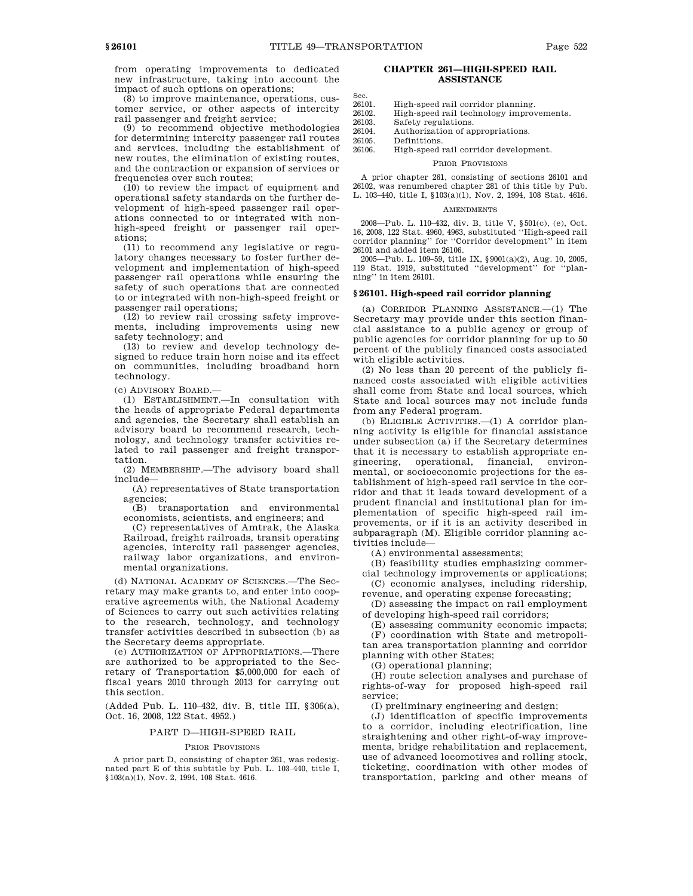from operating improvements to dedicated new infrastructure, taking into account the impact of such options on operations;

(8) to improve maintenance, operations, customer service, or other aspects of intercity rail passenger and freight service;

(9) to recommend objective methodologies for determining intercity passenger rail routes and services, including the establishment of new routes, the elimination of existing routes, and the contraction or expansion of services or frequencies over such routes;

(10) to review the impact of equipment and operational safety standards on the further development of high-speed passenger rail operations connected to or integrated with non-high-speed freight or passenger rail operations;

(11) to recommend any legislative or regulatory changes necessary to foster further development and implementation of high-speed passenger rail operations while ensuring the safety of such operations that are connected to or integrated with non-high-speed freight or passenger rail operations;

(12) to review rail crossing safety improvements, including improvements using new safety technology; and

(13) to review and develop technology designed to reduce train horn noise and its effect on communities, including broadband horn technology.

(c) ADVISORY BOARD.—

(1) ESTABLISHMENT.—In consultation with the heads of appropriate Federal departments and agencies, the Secretary shall establish an advisory board to recommend research, technology, and technology transfer activities related to rail passenger and freight transportation.

(2) MEMBERSHIP.—The advisory board shall include—

(A) representatives of State transportation agencies;

(B) transportation and environmental economists, scientists, and engineers; and

(C) representatives of Amtrak, the Alaska Railroad, freight railroads, transit operating agencies, intercity rail passenger agencies, railway labor organizations, and environmental organizations.

(d) NATIONAL ACADEMY OF SCIENCES.—The Secretary may make grants to, and enter into cooperative agreements with, the National Academy of Sciences to carry out such activities relating to the research, technology, and technology transfer activities described in subsection (b) as the Secretary deems appropriate.

(e) AUTHORIZATION OF APPROPRIATIONS.—There are authorized to be appropriated to the Secretary of Transportation $5,000,000 for each of fiscal years 2010 through 2013 for carrying out this section.

(Added Pub. L. 110–432, div. B, title III, §306(a), Oct. 16, 2008, 122 Stat. 4952.)

## PART D—HIGH-SPEED RAIL

PRIOR PROVISIONS

A prior part D, consisting of chapter 261, was redesignated part E of this subtitle by Pub. L. 103–440, title I, §103(a)(1), Nov. 2, 1994, 108 Stat. 4616.

## CHAPTER 261—HIGH-SPEED RAIL ASSISTANCE

| Sec. | |
|---|---|
| 26101. | High-speed rail corridor planning. |
| 26102. | High-speed rail technology improvements. |
| 26103. | Safety regulations. |
| 26104. | Authorization of appropriations. |
| 26105. | Definitions. |
| 26106. | High-speed rail corridor development. |

PRIOR PROVISIONS

A prior chapter 261, consisting of sections 26101 and 26102, was renumbered chapter 281 of this title by Pub. L. 103–440, title I, §103(a)(1), Nov. 2, 1994, 108 Stat. 4616.

AMENDMENTS

2008—Pub. L. 110–432, div. B, title V, §501(c), (e), Oct. 16, 2008, 122 Stat. 4960, 4963, substituted "High-speed rail corridor planning" for "Corridor development" in item 26101 and added item 26106.

2005—Pub. L. 109–59, title IX, §9001(a)(2), Aug. 10, 2005, 119 Stat. 1919, substituted "development" for "planning" in item 26101.

### §26101. High-speed rail corridor planning

(a) CORRIDOR PLANNING ASSISTANCE.—(1) The Secretary may provide under this section financial assistance to a public agency or group of public agencies for corridor planning for up to 50 percent of the publicly financed costs associated with eligible activities.

(2) No less than 20 percent of the publicly financed costs associated with eligible activities shall come from State and local sources, which State and local sources may not include funds from any Federal program.

(b) ELIGIBLE ACTIVITIES.—(1) A corridor planning activity is eligible for financial assistance under subsection (a) if the Secretary determines that it is necessary to establish appropriate engineering, operational, financial, environmental, or socioeconomic projections for the establishment of high-speed rail service in the corridor and that it leads toward development of a prudent financial and institutional plan for implementation of specific high-speed rail improvements, or if it is an activity described in subparagraph (M). Eligible corridor planning activities include—

(A) environmental assessments;

(B) feasibility studies emphasizing commercial technology improvements or applications;

(C) economic analyses, including ridership, revenue, and operating expense forecasting;

(D) assessing the impact on rail employment of developing high-speed rail corridors;

(E) assessing community economic impacts;

(F) coordination with State and metropolitan area transportation planning and corridor planning with other States;

(G) operational planning;

(H) route selection analyses and purchase of rights-of-way for proposed high-speed rail service;

(I) preliminary engineering and design;

(J) identification of specific improvements to a corridor, including electrification, line straightening and other right-of-way improvements, bridge rehabilitation and replacement, use of advanced locomotives and rolling stock, ticketing, coordination with other modes of transportation, parking and other means of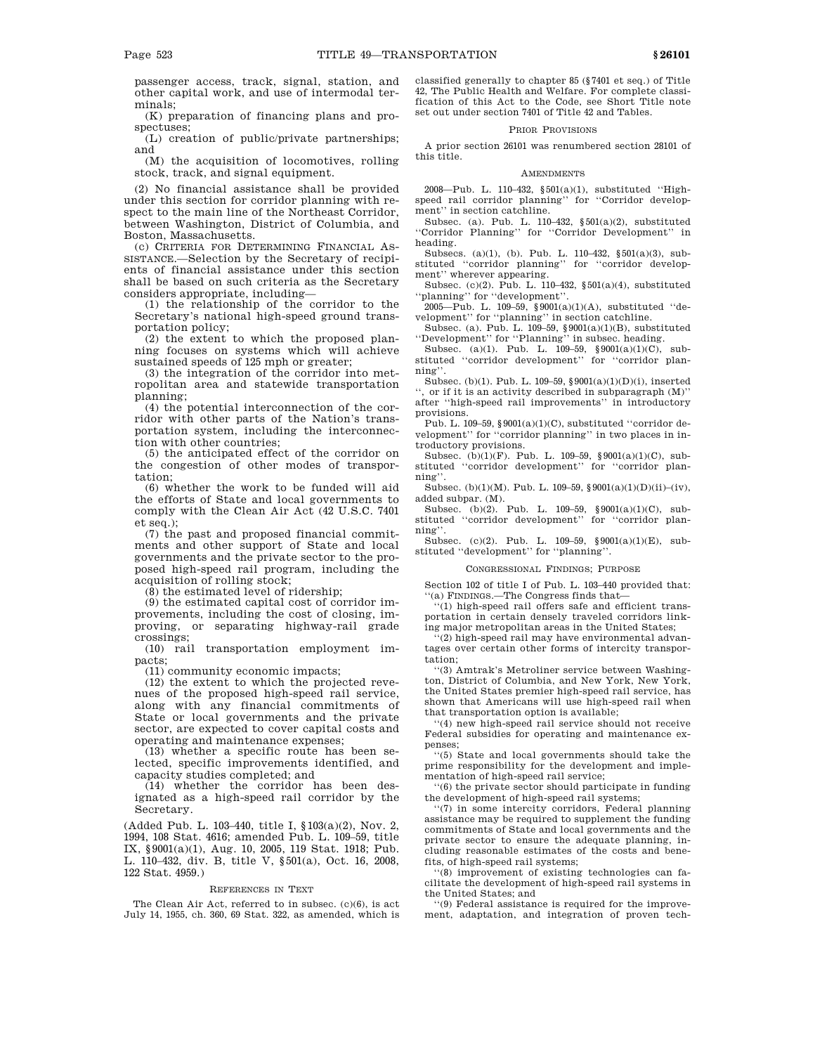passenger access, track, signal, station, and other capital work, and use of intermodal terminals;

(K) preparation of financing plans and prospectuses;

(L) creation of public/private partnerships; and

(M) the acquisition of locomotives, rolling stock, track, and signal equipment.

(2) No financial assistance shall be provided under this section for corridor planning with respect to the main line of the Northeast Corridor, between Washington, District of Columbia, and Boston, Massachusetts.

(c) CRITERIA FOR DETERMINING FINANCIAL ASSISTANCE.—Selection by the Secretary of recipients of financial assistance under this section shall be based on such criteria as the Secretary considers appropriate, including—

(1) the relationship of the corridor to the Secretary's national high-speed ground transportation policy;

(2) the extent to which the proposed planning focuses on systems which will achieve sustained speeds of 125 mph or greater;

(3) the integration of the corridor into metropolitan area and statewide transportation planning;

(4) the potential interconnection of the corridor with other parts of the Nation's transportation system, including the interconnection with other countries;

(5) the anticipated effect of the corridor on the congestion of other modes of transportation;

(6) whether the work to be funded will aid the efforts of State and local governments to comply with the Clean Air Act (42 U.S.C. 7401 et seq.);

(7) the past and proposed financial commitments and other support of State and local governments and the private sector to the proposed high-speed rail program, including the acquisition of rolling stock;

(8) the estimated level of ridership;

(9) the estimated capital cost of corridor improvements, including the cost of closing, improving, or separating highway-rail grade crossings;

(10) rail transportation employment impacts;

(11) community economic impacts;

(12) the extent to which the projected revenues of the proposed high-speed rail service, along with any financial commitments of State or local governments and the private sector, are expected to cover capital costs and operating and maintenance expenses;

(13) whether a specific route has been selected, specific improvements identified, and capacity studies completed; and

(14) whether the corridor has been designated as a high-speed rail corridor by the Secretary.

(Added Pub. L. 103–440, title I, §103(a)(2), Nov. 2, 1994, 108 Stat. 4616; amended Pub. L. 109–59, title IX, §9001(a)(1), Aug. 10, 2005, 119 Stat. 1918; Pub. L. 110–432, div. B, title V, §501(a), Oct. 16, 2008, 122 Stat. 4959.)

REFERENCES IN TEXT

The Clean Air Act, referred to in subsec. (c)(6), is act July 14, 1955, ch. 360, 69 Stat. 322, as amended, which is classified generally to chapter 85 (§7401 et seq.) of Title 42, The Public Health and Welfare. For complete classification of this Act to the Code, see Short Title note set out under section 7401 of Title 42 and Tables.

PRIOR PROVISIONS

A prior section 26101 was renumbered section 28101 of this title.

AMENDMENTS

2008—Pub. L. 110–432, §501(a)(1), substituted ''High-speed rail corridor planning'' for ''Corridor development'' in section catchline.

Subsec. (a). Pub. L. 110–432, §501(a)(2), substituted ''Corridor Planning'' for ''Corridor Development'' in heading.

Subsecs. (a)(1), (b). Pub. L. 110–432, §501(a)(3), substituted ''corridor planning'' for ''corridor development'' wherever appearing.

Subsec. (c)(2). Pub. L. 110–432, §501(a)(4), substituted ''planning'' for ''development''.

2005—Pub. L. 109–59, §9001(a)(1)(A), substituted ''development'' for ''planning'' in section catchline.

Subsec. (a). Pub. L. 109–59, §9001(a)(1)(B), substituted ''Development'' for ''Planning'' in subsec. heading.

Subsec. (a)(1). Pub. L. 109–59, §9001(a)(1)(C), substituted ''corridor development'' for ''corridor planning''.

Subsec. (b)(1). Pub. L. 109–59, §9001(a)(1)(D)(i), inserted '', or if it is an activity described in subparagraph (M)'' after ''high-speed rail improvements'' in introductory provisions.

Pub. L. 109–59, §9001(a)(1)(C), substituted ''corridor development'' for ''corridor planning'' in two places in introductory provisions.

Subsec. (b)(1)(F). Pub. L. 109–59, §9001(a)(1)(C), substituted ''corridor development'' for ''corridor planning''.

Subsec. (b)(1)(M). Pub. L. 109–59, §9001(a)(1)(D)(ii)–(iv), added subpar. (M).

Subsec. (b)(2). Pub. L. 109–59, §9001(a)(1)(C), substituted ''corridor development'' for ''corridor planning''.

Subsec. (c)(2). Pub. L. 109–59, §9001(a)(1)(E), substituted ''development'' for ''planning''.

CONGRESSIONAL FINDINGS; PURPOSE

Section 102 of title I of Pub. L. 103–440 provided that:

''(a) FINDINGS.—The Congress finds that—

''(1) high-speed rail offers safe and efficient transportation in certain densely traveled corridors linking major metropolitan areas in the United States;

''(2) high-speed rail may have environmental advantages over certain other forms of intercity transportation;

''(3) Amtrak's Metroliner service between Washington, District of Columbia, and New York, New York, the United States premier high-speed rail service, has shown that Americans will use high-speed rail when that transportation option is available;

''(4) new high-speed rail service should not receive Federal subsidies for operating and maintenance expenses;

''(5) State and local governments should take the prime responsibility for the development and implementation of high-speed rail service;

''(6) the private sector should participate in funding the development of high-speed rail systems;

''(7) in some intercity corridors, Federal planning assistance may be required to supplement the funding commitments of State and local governments and the private sector to ensure the adequate planning, including reasonable estimates of the costs and benefits, of high-speed rail systems;

''(8) improvement of existing technologies can facilitate the development of high-speed rail systems in the United States; and

''(9) Federal assistance is required for the improvement, adaptation, and integration of proven tech-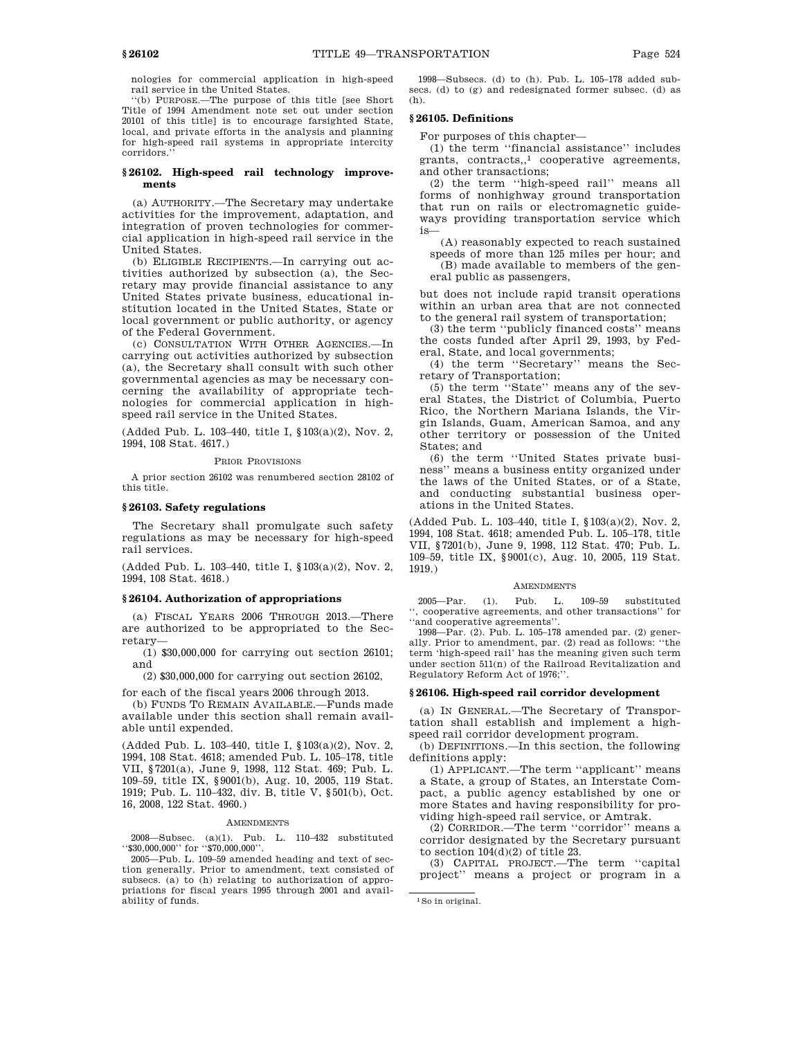nologies for commercial application in high-speed rail service in the United States.

''(b) PURPOSE.—The purpose of this title [see Short Title of 1994 Amendment note set out under section 20101 of this title] is to encourage farsighted State, local, and private efforts in the analysis and planning for high-speed rail systems in appropriate intercity corridors.''

### § 26102. High-speed rail technology improvements

(a) AUTHORITY.—The Secretary may undertake activities for the improvement, adaptation, and integration of proven technologies for commercial application in high-speed rail service in the United States.

(b) ELIGIBLE RECIPIENTS.—In carrying out activities authorized by subsection (a), the Secretary may provide financial assistance to any United States private business, educational institution located in the United States, State or local government or public authority, or agency of the Federal Government.

(c) CONSULTATION WITH OTHER AGENCIES.—In carrying out activities authorized by subsection (a), the Secretary shall consult with such other governmental agencies as may be necessary concerning the availability of appropriate technologies for commercial application in high-speed rail service in the United States.

(Added Pub. L. 103–440, title I, §103(a)(2), Nov. 2, 1994, 108 Stat. 4617.)

PRIOR PROVISIONS

A prior section 26102 was renumbered section 28102 of this title.

### § 26103. Safety regulations

The Secretary shall promulgate such safety regulations as may be necessary for high-speed rail services.

(Added Pub. L. 103–440, title I, §103(a)(2), Nov. 2, 1994, 108 Stat. 4618.)

### § 26104. Authorization of appropriations

(a) FISCAL YEARS 2006 THROUGH 2013.—There are authorized to be appropriated to the Secretary—

(1) $30,000,000 for carrying out section 26101; and

(2) $30,000,000 for carrying out section 26102,

for each of the fiscal years 2006 through 2013.

(b) FUNDS TO REMAIN AVAILABLE.—Funds made available under this section shall remain available until expended.

(Added Pub. L. 103–440, title I, §103(a)(2), Nov. 2, 1994, 108 Stat. 4618; amended Pub. L. 105–178, title VII, §7201(a), June 9, 1998, 112 Stat. 469; Pub. L. 109–59, title IX, §9001(b), Aug. 10, 2005, 119 Stat. 1919; Pub. L. 110–432, div. B, title V, §501(b), Oct. 16, 2008, 122 Stat. 4960.)

AMENDMENTS

2008—Subsec. (a)(1). Pub. L. 110–432 substituted ''$30,000,000'' for ''$70,000,000''.

2005—Pub. L. 109–59 amended heading and text of section generally. Prior to amendment, text consisted of subsecs. (a) to (h) relating to authorization of appropriations for fiscal years 1995 through 2001 and availability of funds.

1998—Subsecs. (d) to (h). Pub. L. 105–178 added subsecs. (d) to (g) and redesignated former subsec. (d) as (h).

### § 26105. Definitions

For purposes of this chapter—

(1) the term ''financial assistance'' includes grants, contracts,,[1] cooperative agreements, and other transactions;

(2) the term ''high-speed rail'' means all forms of nonhighway ground transportation that run on rails or electromagnetic guideways providing transportation service which is—

(A) reasonably expected to reach sustained speeds of more than 125 miles per hour; and

(B) made available to members of the general public as passengers,

but does not include rapid transit operations within an urban area that are not connected to the general rail system of transportation;

(3) the term ''publicly financed costs'' means the costs funded after April 29, 1993, by Federal, State, and local governments;

(4) the term ''Secretary'' means the Secretary of Transportation;

(5) the term ''State'' means any of the several States, the District of Columbia, Puerto Rico, the Northern Mariana Islands, the Virgin Islands, Guam, American Samoa, and any other territory or possession of the United States; and

(6) the term ''United States private business'' means a business entity organized under the laws of the United States, or of a State, and conducting substantial business operations in the United States.

(Added Pub. L. 103–440, title I, §103(a)(2), Nov. 2, 1994, 108 Stat. 4618; amended Pub. L. 105–178, title VII, §7201(b), June 9, 1998, 112 Stat. 470; Pub. L. 109–59, title IX, §9001(c), Aug. 10, 2005, 119 Stat. 1919.)

AMENDMENTS

2005—Par. (1). Pub. L. 109–59 substituted '', cooperative agreements, and other transactions'' for ''and cooperative agreements''.

1998—Par. (2). Pub. L. 105–178 amended par. (2) generally. Prior to amendment, par. (2) read as follows: ''the term 'high-speed rail' has the meaning given such term under section 511(n) of the Railroad Revitalization and Regulatory Reform Act of 1976;''.

### § 26106. High-speed rail corridor development

(a) IN GENERAL.—The Secretary of Transportation shall establish and implement a high-speed rail corridor development program.

(b) DEFINITIONS.—In this section, the following definitions apply:

(1) APPLICANT.—The term ''applicant'' means a State, a group of States, an Interstate Compact, a public agency established by one or more States and having responsibility for providing high-speed rail service, or Amtrak.

(2) CORRIDOR.—The term ''corridor'' means a corridor designated by the Secretary pursuant to section 104(d)(2) of title 23.

(3) CAPITAL PROJECT.—The term ''capital project'' means a project or program in a

[1] So in original.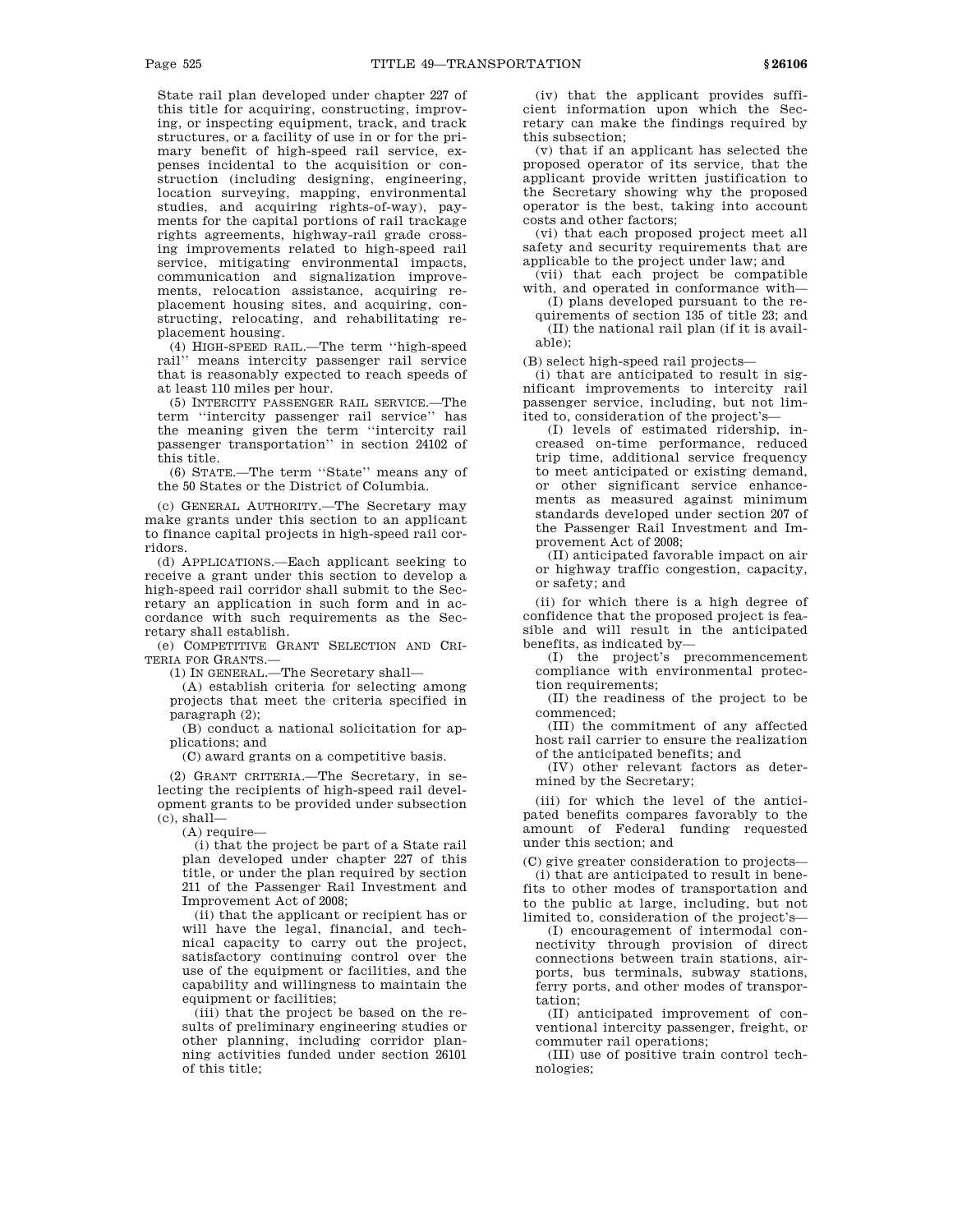State rail plan developed under chapter 227 of this title for acquiring, constructing, improving, or inspecting equipment, track, and track structures, or a facility of use in or for the primary benefit of high-speed rail service, expenses incidental to the acquisition or construction (including designing, engineering, location surveying, mapping, environmental studies, and acquiring rights-of-way), payments for the capital portions of rail trackage rights agreements, highway-rail grade crossing improvements related to high-speed rail service, mitigating environmental impacts, communication and signalization improvements, relocation assistance, acquiring replacement housing sites, and acquiring, constructing, relocating, and rehabilitating replacement housing.

(4) HIGH-SPEED RAIL.—The term ''high-speed rail'' means intercity passenger rail service that is reasonably expected to reach speeds of at least 110 miles per hour.

(5) INTERCITY PASSENGER RAIL SERVICE.—The term ''intercity passenger rail service'' has the meaning given the term ''intercity rail passenger transportation'' in section 24102 of this title.

(6) STATE.—The term ''State'' means any of the 50 States or the District of Columbia.

(c) GENERAL AUTHORITY.—The Secretary may make grants under this section to an applicant to finance capital projects in high-speed rail corridors.

(d) APPLICATIONS.—Each applicant seeking to receive a grant under this section to develop a high-speed rail corridor shall submit to the Secretary an application in such form and in accordance with such requirements as the Secretary shall establish.

(e) COMPETITIVE GRANT SELECTION AND CRITERIA FOR GRANTS.—

(1) IN GENERAL.—The Secretary shall—

(A) establish criteria for selecting among projects that meet the criteria specified in paragraph (2);

(B) conduct a national solicitation for applications; and

(C) award grants on a competitive basis.

(2) GRANT CRITERIA.—The Secretary, in selecting the recipients of high-speed rail development grants to be provided under subsection (c), shall—

(A) require—

(i) that the project be part of a State rail plan developed under chapter 227 of this title, or under the plan required by section 211 of the Passenger Rail Investment and Improvement Act of 2008;

(ii) that the applicant or recipient has or will have the legal, financial, and technical capacity to carry out the project, satisfactory continuing control over the use of the equipment or facilities, and the capability and willingness to maintain the equipment or facilities;

(iii) that the project be based on the results of preliminary engineering studies or other planning, including corridor planning activities funded under section 26101 of this title;

(iv) that the applicant provides sufficient information upon which the Secretary can make the findings required by this subsection;

(v) that if an applicant has selected the proposed operator of its service, that the applicant provide written justification to the Secretary showing why the proposed operator is the best, taking into account costs and other factors;

(vi) that each proposed project meet all safety and security requirements that are applicable to the project under law; and

(vii) that each project be compatible with, and operated in conformance with—

(I) plans developed pursuant to the requirements of section 135 of title 23; and

(II) the national rail plan (if it is available);

(B) select high-speed rail projects—

(i) that are anticipated to result in significant improvements to intercity rail passenger service, including, but not limited to, consideration of the project's—

(I) levels of estimated ridership, increased on-time performance, reduced trip time, additional service frequency to meet anticipated or existing demand, or other significant service enhancements as measured against minimum standards developed under section 207 of the Passenger Rail Investment and Improvement Act of 2008;

(II) anticipated favorable impact on air or highway traffic congestion, capacity, or safety; and

(ii) for which there is a high degree of confidence that the proposed project is feasible and will result in the anticipated benefits, as indicated by—

(I) the project's precommencement compliance with environmental protection requirements;

(II) the readiness of the project to be commenced;

(III) the commitment of any affected host rail carrier to ensure the realization of the anticipated benefits; and

(IV) other relevant factors as determined by the Secretary;

(iii) for which the level of the anticipated benefits compares favorably to the amount of Federal funding requested under this section; and

(C) give greater consideration to projects—

(i) that are anticipated to result in benefits to other modes of transportation and to the public at large, including, but not limited to, consideration of the project's—

(I) encouragement of intermodal connectivity through provision of direct connections between train stations, airports, bus terminals, subway stations, ferry ports, and other modes of transportation;

(II) anticipated improvement of conventional intercity passenger, freight, or commuter rail operations;

(III) use of positive train control technologies;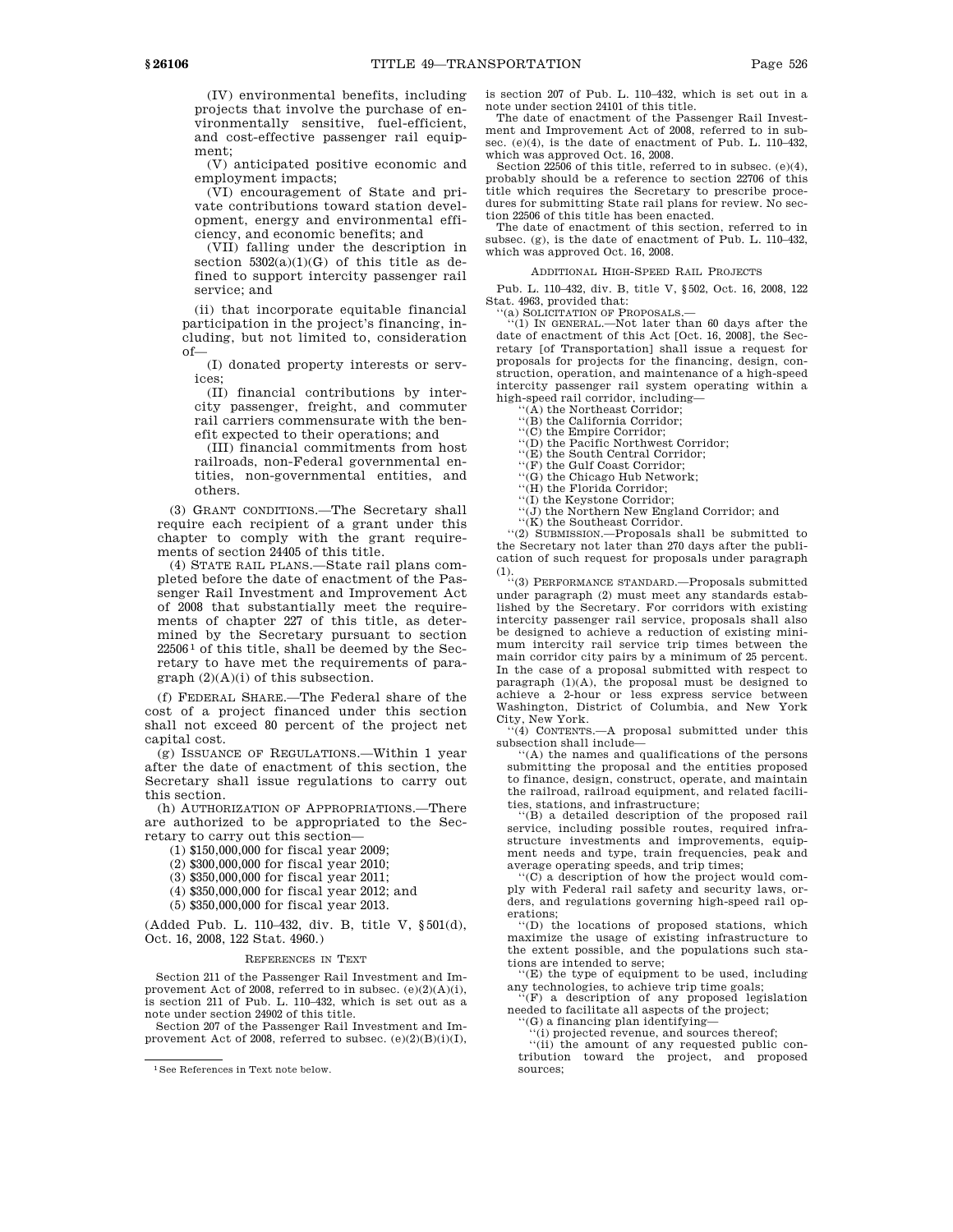(IV) environmental benefits, including projects that involve the purchase of environmentally sensitive, fuel-efficient, and cost-effective passenger rail equipment;

(V) anticipated positive economic and employment impacts;

(VI) encouragement of State and private contributions toward station development, energy and environmental efficiency, and economic benefits; and

(VII) falling under the description in section 5302(a)(1)(G) of this title as defined to support intercity passenger rail service; and

(ii) that incorporate equitable financial participation in the project's financing, including, but not limited to, consideration of—

(I) donated property interests or services;

(II) financial contributions by intercity passenger, freight, and commuter rail carriers commensurate with the benefit expected to their operations; and

(III) financial commitments from host railroads, non-Federal governmental entities, non-governmental entities, and others.

(3) GRANT CONDITIONS.—The Secretary shall require each recipient of a grant under this chapter to comply with the grant requirements of section 24405 of this title.

(4) STATE RAIL PLANS.—State rail plans completed before the date of enactment of the Passenger Rail Investment and Improvement Act of 2008 that substantially meet the requirements of chapter 227 of this title, as determined by the Secretary pursuant to section 22506[1] of this title, shall be deemed by the Secretary to have met the requirements of paragraph (2)(A)(i) of this subsection.

(f) FEDERAL SHARE.—The Federal share of the cost of a project financed under this section shall not exceed 80 percent of the project net capital cost.

(g) ISSUANCE OF REGULATIONS.—Within 1 year after the date of enactment of this section, the Secretary shall issue regulations to carry out this section.

(h) AUTHORIZATION OF APPROPRIATIONS.—There are authorized to be appropriated to the Secretary to carry out this section—

(1) $150,000,000 for fiscal year 2009;

(2) $300,000,000 for fiscal year 2010;

(3) $350,000,000 for fiscal year 2011;

(4) $350,000,000 for fiscal year 2012; and

(5) $350,000,000 for fiscal year 2013.

(Added Pub. L. 110–432, div. B, title V, §501(d), Oct. 16, 2008, 122 Stat. 4960.)

REFERENCES IN TEXT

Section 211 of the Passenger Rail Investment and Improvement Act of 2008, referred to in subsec. (e)(2)(A)(i), is section 211 of Pub. L. 110–432, which is set out as a note under section 24902 of this title.

Section 207 of the Passenger Rail Investment and Improvement Act of 2008, referred to subsec. (e)(2)(B)(i)(I), is section 207 of Pub. L. 110–432, which is set out in a note under section 24101 of this title.

The date of enactment of the Passenger Rail Investment and Improvement Act of 2008, referred to in subsec. (e)(4), is the date of enactment of Pub. L. 110–432, which was approved Oct. 16, 2008.

Section 22506 of this title, referred to in subsec. (e)(4), probably should be a reference to section 22706 of this title which requires the Secretary to prescribe procedures for submitting State rail plans for review. No section 22506 of this title has been enacted.

The date of enactment of this section, referred to in subsec. (g), is the date of enactment of Pub. L. 110–432, which was approved Oct. 16, 2008.

ADDITIONAL HIGH-SPEED RAIL PROJECTS

Pub. L. 110–432, div. B, title V, §502, Oct. 16, 2008, 122 Stat. 4963, provided that:

"(a) SOLICITATION OF PROPOSALS.—

"(1) IN GENERAL.—Not later than 60 days after the date of enactment of this Act [Oct. 16, 2008], the Secretary [of Transportation] shall issue a request for proposals for projects for the financing, design, construction, operation, and maintenance of a high-speed intercity passenger rail system operating within a high-speed rail corridor, including—

"(A) the Northeast Corridor;

"(B) the California Corridor;

"(C) the Empire Corridor;

"(D) the Pacific Northwest Corridor;

"(E) the South Central Corridor;

"(F) the Gulf Coast Corridor;

"(G) the Chicago Hub Network;

"(H) the Florida Corridor;

"(I) the Keystone Corridor;

"(J) the Northern New England Corridor; and

"(K) the Southeast Corridor.

"(2) SUBMISSION.—Proposals shall be submitted to the Secretary not later than 270 days after the publication of such request for proposals under paragraph (1).

"(3) PERFORMANCE STANDARD.—Proposals submitted under paragraph (2) must meet any standards established by the Secretary. For corridors with existing intercity passenger rail service, proposals shall also be designed to achieve a reduction of existing minimum intercity rail service trip times between the main corridor city pairs by a minimum of 25 percent. In the case of a proposal submitted with respect to paragraph (1)(A), the proposal must be designed to achieve a 2-hour or less express service between Washington, District of Columbia, and New York City, New York.

"(4) CONTENTS.—A proposal submitted under this subsection shall include—

"(A) the names and qualifications of the persons submitting the proposal and the entities proposed to finance, design, construct, operate, and maintain the railroad, railroad equipment, and related facilities, stations, and infrastructure;

"(B) a detailed description of the proposed rail service, including possible routes, required infrastructure investments and improvements, equipment needs and type, train frequencies, peak and average operating speeds, and trip times;

"(C) a description of how the project would comply with Federal rail safety and security laws, orders, and regulations governing high-speed rail operations;

"(D) the locations of proposed stations, which maximize the usage of existing infrastructure to the extent possible, and the populations such stations are intended to serve;

"(E) the type of equipment to be used, including any technologies, to achieve trip time goals;

"(F) a description of any proposed legislation needed to facilitate all aspects of the project;

"(G) a financing plan identifying—

"(i) projected revenue, and sources thereof;

"(ii) the amount of any requested public contribution toward the project, and proposed sources;

[1] See References in Text note below.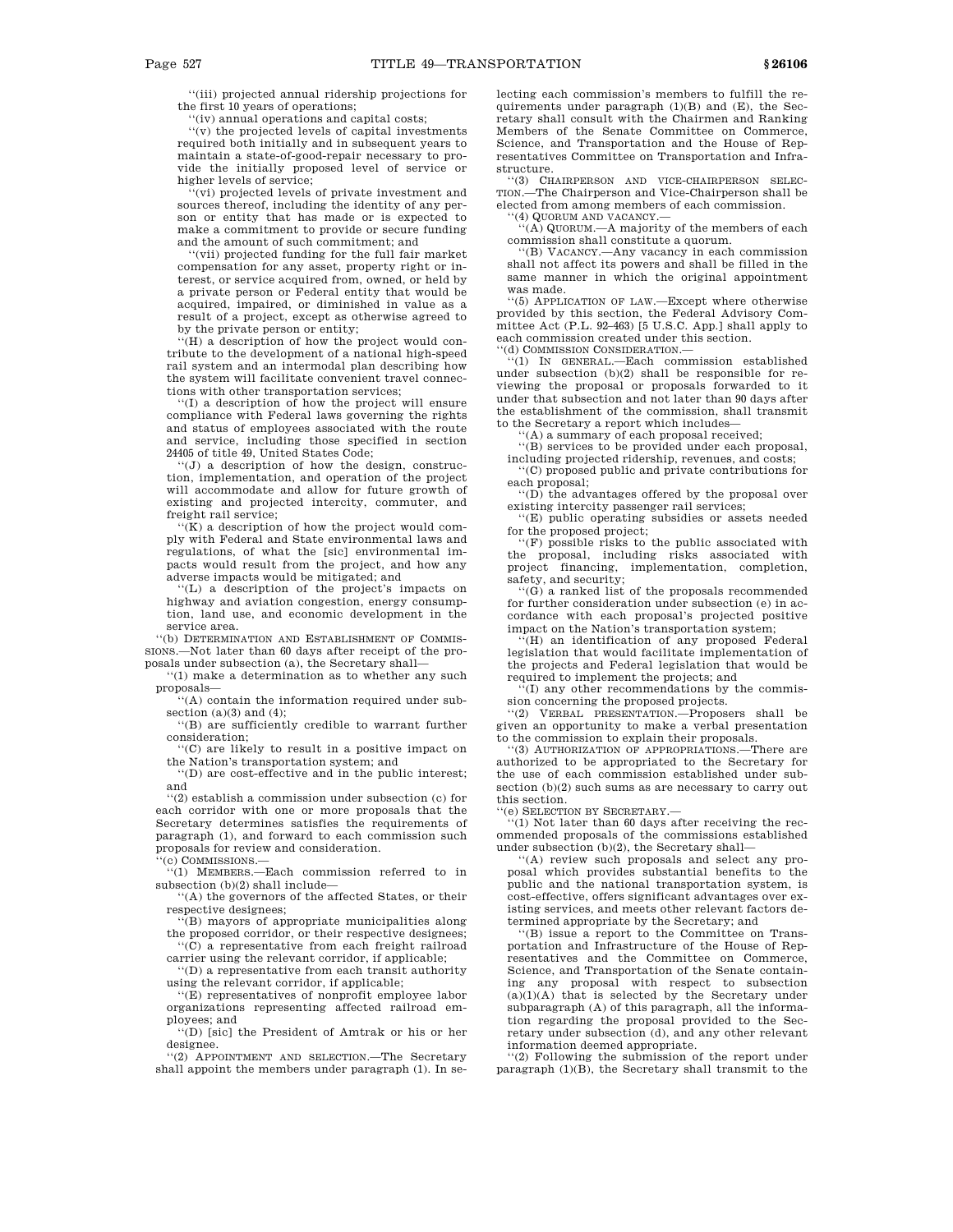''(iii) projected annual ridership projections for the first 10 years of operations;

''(iv) annual operations and capital costs;

''(v) the projected levels of capital investments required both initially and in subsequent years to maintain a state-of-good-repair necessary to provide the initially proposed level of service or higher levels of service;

''(vi) projected levels of private investment and sources thereof, including the identity of any person or entity that has made or is expected to make a commitment to provide or secure funding and the amount of such commitment; and

''(vii) projected funding for the full fair market compensation for any asset, property right or interest, or service acquired from, owned, or held by a private person or Federal entity that would be acquired, impaired, or diminished in value as a result of a project, except as otherwise agreed to by the private person or entity;

''(H) a description of how the project would contribute to the development of a national high-speed rail system and an intermodal plan describing how the system will facilitate convenient travel connections with other transportation services;

''(I) a description of how the project will ensure compliance with Federal laws governing the rights and status of employees associated with the route and service, including those specified in section 24405 of title 49, United States Code;

''(J) a description of how the design, construction, implementation, and operation of the project will accommodate and allow for future growth of existing and projected intercity, commuter, and freight rail service;

''(K) a description of how the project would comply with Federal and State environmental laws and regulations, of what the [sic] environmental impacts would result from the project, and how any adverse impacts would be mitigated; and

''(L) a description of the project's impacts on highway and aviation congestion, energy consumption, land use, and economic development in the service area.

''(b) DETERMINATION AND ESTABLISHMENT OF COMMISSIONS.—Not later than 60 days after receipt of the proposals under subsection (a), the Secretary shall—

''(1) make a determination as to whether any such proposals—

''(A) contain the information required under subsection (a)(3) and (4);

''(B) are sufficiently credible to warrant further consideration;

''(C) are likely to result in a positive impact on the Nation's transportation system; and

''(D) are cost-effective and in the public interest; and

''(2) establish a commission under subsection (c) for each corridor with one or more proposals that the Secretary determines satisfies the requirements of paragraph (1), and forward to each commission such proposals for review and consideration.

''(c) COMMISSIONS.—

''(1) MEMBERS.—Each commission referred to in subsection (b)(2) shall include—

''(A) the governors of the affected States, or their respective designees;

''(B) mayors of appropriate municipalities along the proposed corridor, or their respective designees;

''(C) a representative from each freight railroad carrier using the relevant corridor, if applicable;

''(D) a representative from each transit authority using the relevant corridor, if applicable;

''(E) representatives of nonprofit employee labor organizations representing affected railroad employees; and

''(D) [sic] the President of Amtrak or his or her designee.

''(2) APPOINTMENT AND SELECTION.—The Secretary shall appoint the members under paragraph (1). In selecting each commission's members to fulfill the requirements under paragraph (1)(B) and (E), the Secretary shall consult with the Chairmen and Ranking Members of the Senate Committee on Commerce, Science, and Transportation and the House of Representatives Committee on Transportation and Infrastructure.

''(3) CHAIRPERSON AND VICE-CHAIRPERSON SELECTION.—The Chairperson and Vice-Chairperson shall be elected from among members of each commission.

''(4) QUORUM AND VACANCY.—

''(A) QUORUM.—A majority of the members of each commission shall constitute a quorum.

''(B) VACANCY.—Any vacancy in each commission shall not affect its powers and shall be filled in the same manner in which the original appointment was made.

''(5) APPLICATION OF LAW.—Except where otherwise provided by this section, the Federal Advisory Committee Act (P.L. 92–463) [5 U.S.C. App.] shall apply to each commission created under this section.

''(d) COMMISSION CONSIDERATION.—

''(1) IN GENERAL.—Each commission established under subsection (b)(2) shall be responsible for reviewing the proposal or proposals forwarded to it under that subsection and not later than 90 days after the establishment of the commission, shall transmit to the Secretary a report which includes—

''(A) a summary of each proposal received;

''(B) services to be provided under each proposal, including projected ridership, revenues, and costs;

''(C) proposed public and private contributions for each proposal;

''(D) the advantages offered by the proposal over existing intercity passenger rail services;

''(E) public operating subsidies or assets needed for the proposed project;

''(F) possible risks to the public associated with the proposal, including risks associated with project financing, implementation, completion, safety, and security;

''(G) a ranked list of the proposals recommended for further consideration under subsection (e) in accordance with each proposal's projected positive impact on the Nation's transportation system;

''(H) an identification of any proposed Federal legislation that would facilitate implementation of the projects and Federal legislation that would be required to implement the projects; and

''(I) any other recommendations by the commission concerning the proposed projects.

''(2) VERBAL PRESENTATION.—Proposers shall be given an opportunity to make a verbal presentation to the commission to explain their proposals.

''(3) AUTHORIZATION OF APPROPRIATIONS.—There are authorized to be appropriated to the Secretary for the use of each commission established under subsection (b)(2) such sums as are necessary to carry out this section.

''(e) SELECTION BY SECRETARY.—

''(1) Not later than 60 days after receiving the recommended proposals of the commissions established under subsection (b)(2), the Secretary shall—

''(A) review such proposals and select any proposal which provides substantial benefits to the public and the national transportation system, is cost-effective, offers significant advantages over existing services, and meets other relevant factors determined appropriate by the Secretary; and

''(B) issue a report to the Committee on Transportation and Infrastructure of the House of Representatives and the Committee on Commerce, Science, and Transportation of the Senate containing any proposal with respect to subsection (a)(1)(A) that is selected by the Secretary under subparagraph (A) of this paragraph, all the information regarding the proposal provided to the Secretary under subsection (d), and any other relevant information deemed appropriate.

''(2) Following the submission of the report under paragraph (1)(B), the Secretary shall transmit to the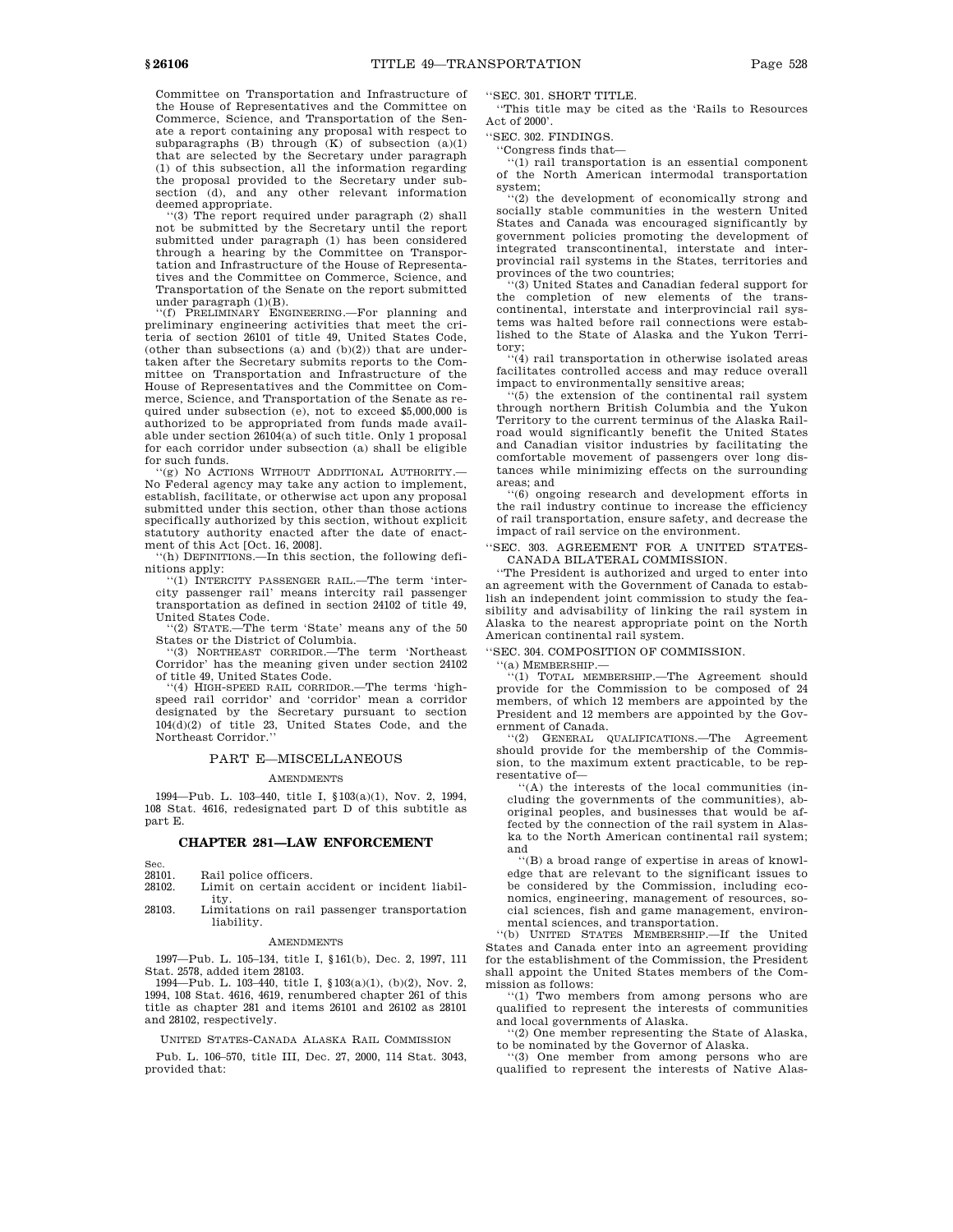Committee on Transportation and Infrastructure of the House of Representatives and the Committee on Commerce, Science, and Transportation of the Senate a report containing any proposal with respect to subparagraphs (B) through (K) of subsection (a)(1) that are selected by the Secretary under paragraph (1) of this subsection, all the information regarding the proposal provided to the Secretary under subsection (d), and any other relevant information deemed appropriate.

''(3) The report required under paragraph (2) shall not be submitted by the Secretary until the report submitted under paragraph (1) has been considered through a hearing by the Committee on Transportation and Infrastructure of the House of Representatives and the Committee on Commerce, Science, and Transportation of the Senate on the report submitted under paragraph (1)(B).

''(f) PRELIMINARY ENGINEERING.—For planning and preliminary engineering activities that meet the criteria of section 26101 of title 49, United States Code, (other than subsections (a) and (b)(2)) that are undertaken after the Secretary submits reports to the Committee on Transportation and Infrastructure of the House of Representatives and the Committee on Commerce, Science, and Transportation of the Senate as required under subsection (e), not to exceed $5,000,000 is authorized to be appropriated from funds made available under section 26104(a) of such title. Only 1 proposal for each corridor under subsection (a) shall be eligible for such funds.

''(g) NO ACTIONS WITHOUT ADDITIONAL AUTHORITY.—No Federal agency may take any action to implement, establish, facilitate, or otherwise act upon any proposal submitted under this section, other than those actions specifically authorized by this section, without explicit statutory authority enacted after the date of enactment of this Act [Oct. 16, 2008].

''(h) DEFINITIONS.—In this section, the following definitions apply:

''(1) INTERCITY PASSENGER RAIL.—The term 'intercity passenger rail' means intercity rail passenger transportation as defined in section 24102 of title 49, United States Code.

''(2) STATE.—The term 'State' means any of the 50 States or the District of Columbia.

''(3) NORTHEAST CORRIDOR.—The term 'Northeast Corridor' has the meaning given under section 24102 of title 49, United States Code.

''(4) HIGH-SPEED RAIL CORRIDOR.—The terms 'high-speed rail corridor' and 'corridor' mean a corridor designated by the Secretary pursuant to section 104(d)(2) of title 23, United States Code, and the Northeast Corridor.''

## PART E—MISCELLANEOUS

AMENDMENTS

1994—Pub. L. 103–440, title I, §103(a)(1), Nov. 2, 1994, 108 Stat. 4616, redesignated part D of this subtitle as part E.

## CHAPTER 281—LAW ENFORCEMENT

| Sec. | |
|---|---|
| 28101. | Rail police officers. |
| 28102. | Limit on certain accident or incident liability. |
| 28103. | Limitations on rail passenger transportation liability. |

AMENDMENTS

1997—Pub. L. 105–134, title I, §161(b), Dec. 2, 1997, 111 Stat. 2578, added item 28103.

1994—Pub. L. 103–440, title I, §103(a)(1), (b)(2), Nov. 2, 1994, 108 Stat. 4616, 4619, renumbered chapter 261 of this title as chapter 281 and items 26101 and 26102 as 28101 and 28102, respectively.

UNITED STATES-CANADA ALASKA RAIL COMMISSION

Pub. L. 106–570, title III, Dec. 27, 2000, 114 Stat. 3043, provided that:

''SEC. 301. SHORT TITLE.

''This title may be cited as the 'Rails to Resources Act of 2000'.

''SEC. 302. FINDINGS.

''Congress finds that—

''(1) rail transportation is an essential component of the North American intermodal transportation system;

''(2) the development of economically strong and socially stable communities in the western United States and Canada was encouraged significantly by government policies promoting the development of integrated transcontinental, interstate and interprovincial rail systems in the States, territories and provinces of the two countries;

''(3) United States and Canadian federal support for the completion of new elements of the transcontinental, interstate and interprovincial rail systems was halted before rail connections were established to the State of Alaska and the Yukon Territory;

''(4) rail transportation in otherwise isolated areas facilitates controlled access and may reduce overall impact to environmentally sensitive areas;

''(5) the extension of the continental rail system through northern British Columbia and the Yukon Territory to the current terminus of the Alaska Railroad would significantly benefit the United States and Canadian visitor industries by facilitating the comfortable movement of passengers over long distances while minimizing effects on the surrounding areas; and

''(6) ongoing research and development efforts in the rail industry continue to increase the efficiency of rail transportation, ensure safety, and decrease the impact of rail service on the environment.

''SEC. 303. AGREEMENT FOR A UNITED STATES-CANADA BILATERAL COMMISSION.

''The President is authorized and urged to enter into an agreement with the Government of Canada to establish an independent joint commission to study the feasibility and advisability of linking the rail system in Alaska to the nearest appropriate point on the North American continental rail system.

''SEC. 304. COMPOSITION OF COMMISSION.

''(a) MEMBERSHIP.—

''(1) TOTAL MEMBERSHIP.—The Agreement should provide for the Commission to be composed of 24 members, of which 12 members are appointed by the President and 12 members are appointed by the Government of Canada.

''(2) GENERAL QUALIFICATIONS.—The Agreement should provide for the membership of the Commission, to the maximum extent practicable, to be representative of—

''(A) the interests of the local communities (including the governments of the communities), aboriginal peoples, and businesses that would be affected by the connection of the rail system in Alaska to the North American continental rail system; and

''(B) a broad range of expertise in areas of knowledge that are relevant to the significant issues to be considered by the Commission, including economics, engineering, management of resources, social sciences, fish and game management, environmental sciences, and transportation.

''(b) UNITED STATES MEMBERSHIP.—If the United States and Canada enter into an agreement providing for the establishment of the Commission, the President shall appoint the United States members of the Commission as follows:

''(1) Two members from among persons who are qualified to represent the interests of communities and local governments of Alaska.

''(2) One member representing the State of Alaska, to be nominated by the Governor of Alaska.

''(3) One member from among persons who are qualified to represent the interests of Native Alas-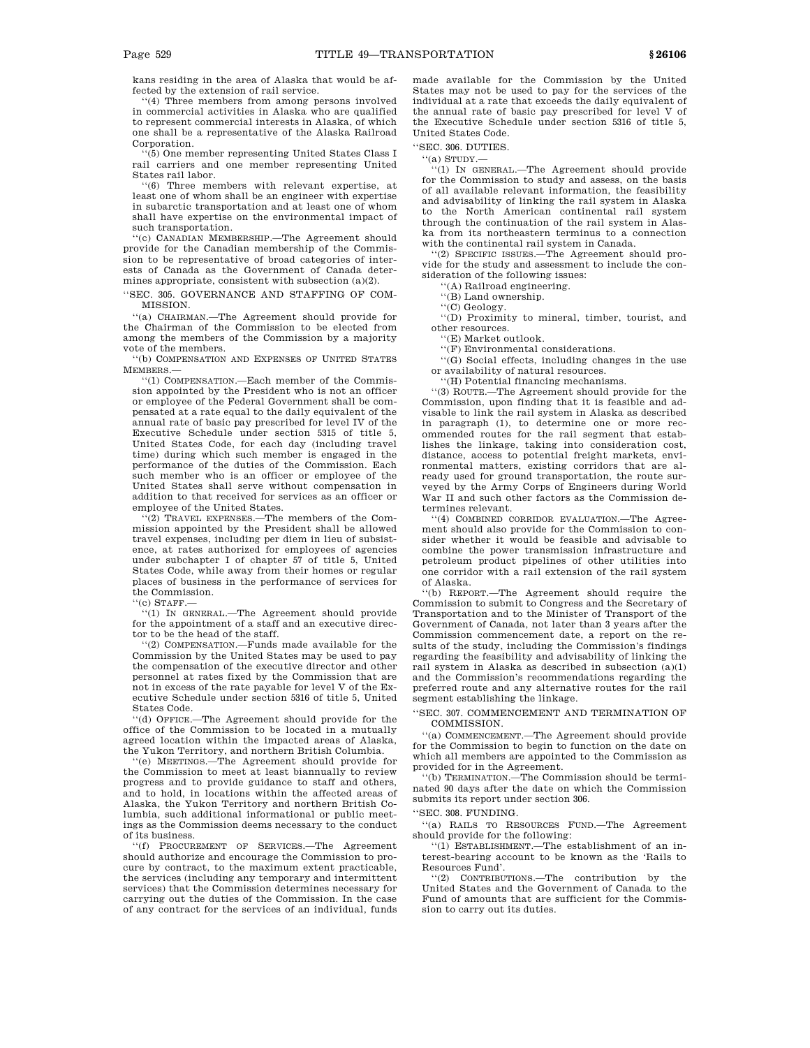kans residing in the area of Alaska that would be affected by the extension of rail service.

"(4) Three members from among persons involved in commercial activities in Alaska who are qualified to represent commercial interests in Alaska, of which one shall be a representative of the Alaska Railroad Corporation.

"(5) One member representing United States Class I rail carriers and one member representing United States rail labor.

"(6) Three members with relevant expertise, at least one of whom shall be an engineer with expertise in subarctic transportation and at least one of whom shall have expertise on the environmental impact of such transportation.

"(c) CANADIAN MEMBERSHIP.—The Agreement should provide for the Canadian membership of the Commission to be representative of broad categories of interests of Canada as the Government of Canada determines appropriate, consistent with subsection (a)(2).

"SEC. 305. GOVERNANCE AND STAFFING OF COMMISSION.

"(a) CHAIRMAN.—The Agreement should provide for the Chairman of the Commission to be elected from among the members of the Commission by a majority vote of the members.

"(b) COMPENSATION AND EXPENSES OF UNITED STATES MEMBERS.—

"(1) COMPENSATION.—Each member of the Commission appointed by the President who is not an officer or employee of the Federal Government shall be compensated at a rate equal to the daily equivalent of the annual rate of basic pay prescribed for level IV of the Executive Schedule under section 5315 of title 5, United States Code, for each day (including travel time) during which such member is engaged in the performance of the duties of the Commission. Each such member who is an officer or employee of the United States shall serve without compensation in addition to that received for services as an officer or employee of the United States.

"(2) TRAVEL EXPENSES.—The members of the Commission appointed by the President shall be allowed travel expenses, including per diem in lieu of subsistence, at rates authorized for employees of agencies under subchapter I of chapter 57 of title 5, United States Code, while away from their homes or regular places of business in the performance of services for the Commission.

"(c) STAFF.—

"(1) IN GENERAL.—The Agreement should provide for the appointment of a staff and an executive director to be the head of the staff.

"(2) COMPENSATION.—Funds made available for the Commission by the United States may be used to pay the compensation of the executive director and other personnel at rates fixed by the Commission that are not in excess of the rate payable for level V of the Executive Schedule under section 5316 of title 5, United States Code.

"(d) OFFICE.—The Agreement should provide for the office of the Commission to be located in a mutually agreed location within the impacted areas of Alaska, the Yukon Territory, and northern British Columbia.

"(e) MEETINGS.—The Agreement should provide for the Commission to meet at least biannually to review progress and to provide guidance to staff and others, and to hold, in locations within the affected areas of Alaska, the Yukon Territory and northern British Columbia, such additional informational or public meetings as the Commission deems necessary to the conduct of its business.

"(f) PROCUREMENT OF SERVICES.—The Agreement should authorize and encourage the Commission to procure by contract, to the maximum extent practicable, the services (including any temporary and intermittent services) that the Commission determines necessary for carrying out the duties of the Commission. In the case of any contract for the services of an individual, funds made available for the Commission by the United States may not be used to pay for the services of the individual at a rate that exceeds the daily equivalent of the annual rate of basic pay prescribed for level V of the Executive Schedule under section 5316 of title 5, United States Code.

"SEC. 306. DUTIES.

"(a) STUDY.—

"(1) IN GENERAL.—The Agreement should provide for the Commission to study and assess, on the basis of all available relevant information, the feasibility and advisability of linking the rail system in Alaska to the North American continental rail system through the continuation of the rail system in Alaska from its northeastern terminus to a connection with the continental rail system in Canada.

"(2) SPECIFIC ISSUES.—The Agreement should provide for the study and assessment to include the consideration of the following issues:

"(A) Railroad engineering.

"(B) Land ownership.

"(C) Geology.

"(D) Proximity to mineral, timber, tourist, and other resources.

"(E) Market outlook.

"(F) Environmental considerations.

"(G) Social effects, including changes in the use or availability of natural resources.

"(H) Potential financing mechanisms.

"(3) ROUTE.—The Agreement should provide for the Commission, upon finding that it is feasible and advisable to link the rail system in Alaska as described in paragraph (1), to determine one or more recommended routes for the rail segment that establishes the linkage, taking into consideration cost, distance, access to potential freight markets, environmental matters, existing corridors that are already used for ground transportation, the route surveyed by the Army Corps of Engineers during World War II and such other factors as the Commission determines relevant.

"(4) COMBINED CORRIDOR EVALUATION.—The Agreement should also provide for the Commission to consider whether it would be feasible and advisable to combine the power transmission infrastructure and petroleum product pipelines of other utilities into one corridor with a rail extension of the rail system of Alaska.

"(b) REPORT.—The Agreement should require the Commission to submit to Congress and the Secretary of Transportation and to the Minister of Transport of the Government of Canada, not later than 3 years after the Commission commencement date, a report on the results of the study, including the Commission's findings regarding the feasibility and advisability of linking the rail system in Alaska as described in subsection (a)(1) and the Commission's recommendations regarding the preferred route and any alternative routes for the rail segment establishing the linkage.

"SEC. 307. COMMENCEMENT AND TERMINATION OF COMMISSION.

"(a) COMMENCEMENT.—The Agreement should provide for the Commission to begin to function on the date on which all members are appointed to the Commission as provided for in the Agreement.

"(b) TERMINATION.—The Commission should be terminated 90 days after the date on which the Commission submits its report under section 306.

"SEC. 308. FUNDING.

"(a) RAILS TO RESOURCES FUND.—The Agreement should provide for the following:

"(1) ESTABLISHMENT.—The establishment of an interest-bearing account to be known as the 'Rails to Resources Fund'.

"(2) CONTRIBUTIONS.—The contribution by the United States and the Government of Canada to the Fund of amounts that are sufficient for the Commission to carry out its duties.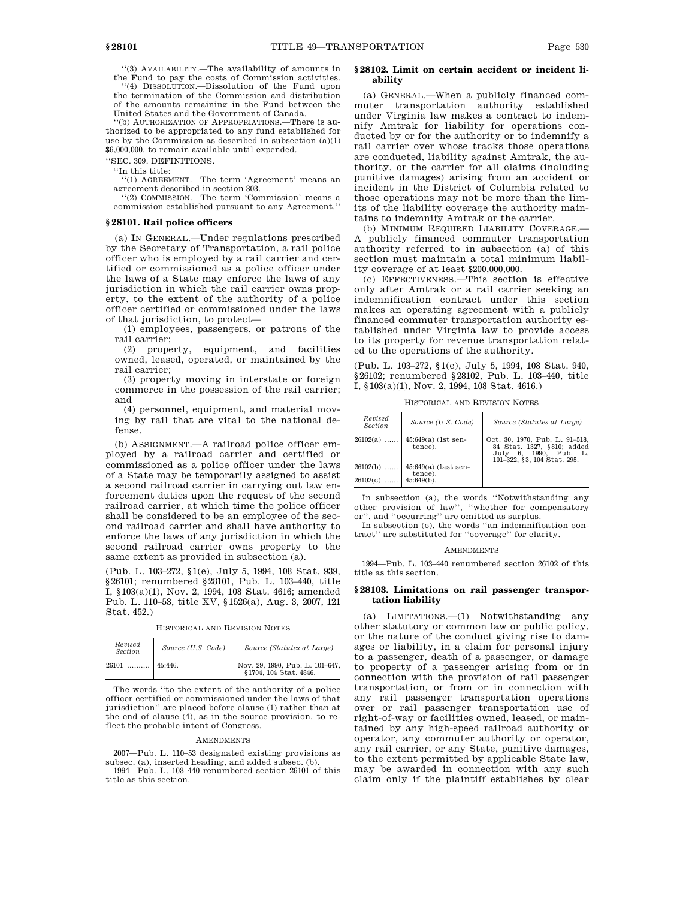"(3) AVAILABILITY.—The availability of amounts in the Fund to pay the costs of Commission activities.

"(4) DISSOLUTION.—Dissolution of the Fund upon the termination of the Commission and distribution of the amounts remaining in the Fund between the United States and the Government of Canada.

"(b) AUTHORIZATION OF APPROPRIATIONS.—There is authorized to be appropriated to any fund established for use by the Commission as described in subsection (a)(1) $6,000,000, to remain available until expended.

"SEC. 309. DEFINITIONS.

"In this title:

"(1) AGREEMENT.—The term 'Agreement' means an agreement described in section 303.

"(2) COMMISSION.—The term 'Commission' means a commission established pursuant to any Agreement."

## § 28101. Rail police officers

(a) IN GENERAL.—Under regulations prescribed by the Secretary of Transportation, a rail police officer who is employed by a rail carrier and certified or commissioned as a police officer under the laws of a State may enforce the laws of any jurisdiction in which the rail carrier owns property, to the extent of the authority of a police officer certified or commissioned under the laws of that jurisdiction, to protect—

(1) employees, passengers, or patrons of the rail carrier;

(2) property, equipment, and facilities owned, leased, operated, or maintained by the rail carrier;

(3) property moving in interstate or foreign commerce in the possession of the rail carrier; and

(4) personnel, equipment, and material moving by rail that are vital to the national defense.

(b) ASSIGNMENT.—A railroad police officer employed by a railroad carrier and certified or commissioned as a police officer under the laws of a State may be temporarily assigned to assist a second railroad carrier in carrying out law enforcement duties upon the request of the second railroad carrier, at which time the police officer shall be considered to be an employee of the second railroad carrier and shall have authority to enforce the laws of any jurisdiction in which the second railroad carrier owns property to the same extent as provided in subsection (a).

(Pub. L. 103–272, § 1(e), July 5, 1994, 108 Stat. 939, § 26101; renumbered § 28101, Pub. L. 103–440, title I, § 103(a)(1), Nov. 2, 1994, 108 Stat. 4616; amended Pub. L. 110–53, title XV, § 1526(a), Aug. 3, 2007, 121 Stat. 452.)

HISTORICAL AND REVISION NOTES

| Revised Section | Source (U.S. Code) | Source (Statutes at Large) |
|---|---|---|
| 26101 .......... | 45:446. | Nov. 29, 1990, Pub. L. 101–647, § 1704, 104 Stat. 4846. |

The words "to the extent of the authority of a police officer certified or commissioned under the laws of that jurisdiction" are placed before clause (1) rather than at the end of clause (4), as in the source provision, to reflect the probable intent of Congress.

AMENDMENTS

2007—Pub. L. 110–53 designated existing provisions as subsec. (a), inserted heading, and added subsec. (b).

1994—Pub. L. 103–440 renumbered section 26101 of this title as this section.

## § 28102. Limit on certain accident or incident liability

(a) GENERAL.—When a publicly financed commuter transportation authority established under Virginia law makes a contract to indemnify Amtrak for liability for operations conducted by or for the authority or to indemnify a rail carrier over whose tracks those operations are conducted, liability against Amtrak, the authority, or the carrier for all claims (including punitive damages) arising from an accident or incident in the District of Columbia related to those operations may not be more than the limits of the liability coverage the authority maintains to indemnify Amtrak or the carrier.

(b) MINIMUM REQUIRED LIABILITY COVERAGE.—A publicly financed commuter transportation authority referred to in subsection (a) of this section must maintain a total minimum liability coverage of at least $200,000,000.

(c) EFFECTIVENESS.—This section is effective only after Amtrak or a rail carrier seeking an indemnification contract under this section makes an operating agreement with a publicly financed commuter transportation authority established under Virginia law to provide access to its property for revenue transportation related to the operations of the authority.

(Pub. L. 103–272, § 1(e), July 5, 1994, 108 Stat. 940, § 26102; renumbered § 28102, Pub. L. 103–440, title I, § 103(a)(1), Nov. 2, 1994, 108 Stat. 4616.)

HISTORICAL AND REVISION NOTES

| Revised Section | Source (U.S. Code) | Source (Statutes at Large) |
|---|---|---|
| 26102(a) ...... | 45:649(a) (1st sentence). | Oct. 30, 1970, Pub. L. 91–518, 84 Stat. 1327, § 810; added July 6, 1990, Pub. L. 101–322, § 3, 104 Stat. 295. |
| 26102(b) ...... | 45:649(a) (last sentence). | |
| 26102(c) ...... | 45:649(b). | |

In subsection (a), the words "Notwithstanding any other provision of law", "whether for compensatory or", and "occurring" are omitted as surplus.

In subsection (c), the words "an indemnification contract" are substituted for "coverage" for clarity.

AMENDMENTS

1994—Pub. L. 103–440 renumbered section 26102 of this title as this section.

## § 28103. Limitations on rail passenger transportation liability

(a) LIMITATIONS.—(1) Notwithstanding any other statutory or common law or public policy, or the nature of the conduct giving rise to damages or liability, in a claim for personal injury to a passenger, death of a passenger, or damage to property of a passenger arising from or in connection with the provision of rail passenger transportation, or from or in connection with any rail passenger transportation operations over or rail passenger transportation use of right-of-way or facilities owned, leased, or maintained by any high-speed railroad authority or operator, any commuter authority or operator, any rail carrier, or any State, punitive damages, to the extent permitted by applicable State law, may be awarded in connection with any such claim only if the plaintiff establishes by clear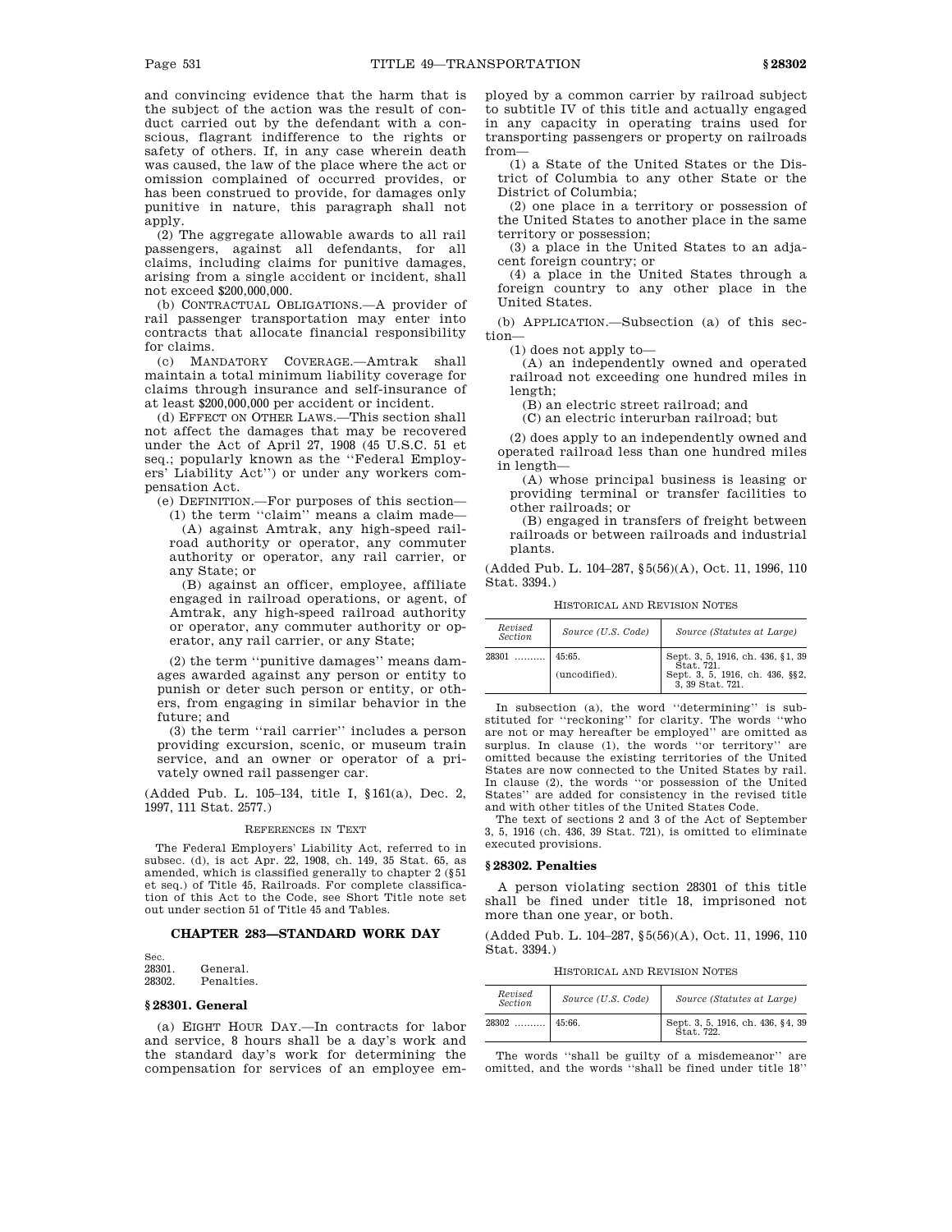and convincing evidence that the harm that is the subject of the action was the result of conduct carried out by the defendant with a conscious, flagrant indifference to the rights or safety of others. If, in any case wherein death was caused, the law of the place where the act or omission complained of occurred provides, or has been construed to provide, for damages only punitive in nature, this paragraph shall not apply.

(2) The aggregate allowable awards to all rail passengers, against all defendants, for all claims, including claims for punitive damages, arising from a single accident or incident, shall not exceed $200,000,000.

(b) CONTRACTUAL OBLIGATIONS.—A provider of rail passenger transportation may enter into contracts that allocate financial responsibility for claims.

(c) MANDATORY COVERAGE.—Amtrak shall maintain a total minimum liability coverage for claims through insurance and self-insurance of at least $200,000,000 per accident or incident.

(d) EFFECT ON OTHER LAWS.—This section shall not affect the damages that may be recovered under the Act of April 27, 1908 (45 U.S.C. 51 et seq.; popularly known as the ''Federal Employers' Liability Act'') or under any workers compensation Act.

(e) DEFINITION.—For purposes of this section—

(1) the term ''claim'' means a claim made—

(A) against Amtrak, any high-speed railroad authority or operator, any commuter authority or operator, any rail carrier, or any State; or

(B) against an officer, employee, affiliate engaged in railroad operations, or agent, of Amtrak, any high-speed railroad authority or operator, any commuter authority or operator, any rail carrier, or any State;

(2) the term ''punitive damages'' means damages awarded against any person or entity to punish or deter such person or entity, or others, from engaging in similar behavior in the future; and

(3) the term ''rail carrier'' includes a person providing excursion, scenic, or museum train service, and an owner or operator of a privately owned rail passenger car.

(Added Pub. L. 105–134, title I, §161(a), Dec. 2, 1997, 111 Stat. 2577.)

REFERENCES IN TEXT

The Federal Employers' Liability Act, referred to in subsec. (d), is act Apr. 22, 1908, ch. 149, 35 Stat. 65, as amended, which is classified generally to chapter 2 (§51 et seq.) of Title 45, Railroads. For complete classification of this Act to the Code, see Short Title note set out under section 51 of Title 45 and Tables.

## CHAPTER 283—STANDARD WORK DAY

Sec.
28301. General.
28302. Penalties.

### §28301. General

(a) EIGHT HOUR DAY.—In contracts for labor and service, 8 hours shall be a day's work and the standard day's work for determining the compensation for services of an employee employed by a common carrier by railroad subject to subtitle IV of this title and actually engaged in any capacity in operating trains used for transporting passengers or property on railroads from—

(1) a State of the United States or the District of Columbia to any other State or the District of Columbia;

(2) one place in a territory or possession of the United States to another place in the same territory or possession;

(3) a place in the United States to an adjacent foreign country; or

(4) a place in the United States through a foreign country to any other place in the United States.

(b) APPLICATION.—Subsection (a) of this section—

(1) does not apply to—

(A) an independently owned and operated railroad not exceeding one hundred miles in length;

(B) an electric street railroad; and

(C) an electric interurban railroad; but

(2) does apply to an independently owned and operated railroad less than one hundred miles in length—

(A) whose principal business is leasing or providing terminal or transfer facilities to other railroads; or

(B) engaged in transfers of freight between railroads or between railroads and industrial plants.

(Added Pub. L. 104–287, §5(56)(A), Oct. 11, 1996, 110 Stat. 3394.)

HISTORICAL AND REVISION NOTES

| Revised Section | Source (U.S. Code) | Source (Statutes at Large) |
|---|---|---|
| 28301 ......... | 45:65. | Sept. 3, 5, 1916, ch. 436, §1, 39 Stat. 721. |
| | (uncodified). | Sept. 3, 5, 1916, ch. 436, §§2, 3, 39 Stat. 721. |

In subsection (a), the word ''determining'' is substituted for ''reckoning'' for clarity. The words ''who are not or may hereafter be employed'' are omitted as surplus. In clause (1), the words ''or territory'' are omitted because the existing territories of the United States are now connected to the United States by rail. In clause (2), the words ''or possession of the United States'' are added for consistency in the revised title and with other titles of the United States Code.

The text of sections 2 and 3 of the Act of September 3, 5, 1916 (ch. 436, 39 Stat. 721), is omitted to eliminate executed provisions.

### §28302. Penalties

A person violating section 28301 of this title shall be fined under title 18, imprisoned not more than one year, or both.

(Added Pub. L. 104–287, §5(56)(A), Oct. 11, 1996, 110 Stat. 3394.)

HISTORICAL AND REVISION NOTES

| Revised Section | Source (U.S. Code) | Source (Statutes at Large) |
|---|---|---|
| 28302 ......... | 45:66. | Sept. 3, 5, 1916, ch. 436, §4, 39 Stat. 722. |

The words ''shall be guilty of a misdemeanor'' are omitted, and the words ''shall be fined under title 18''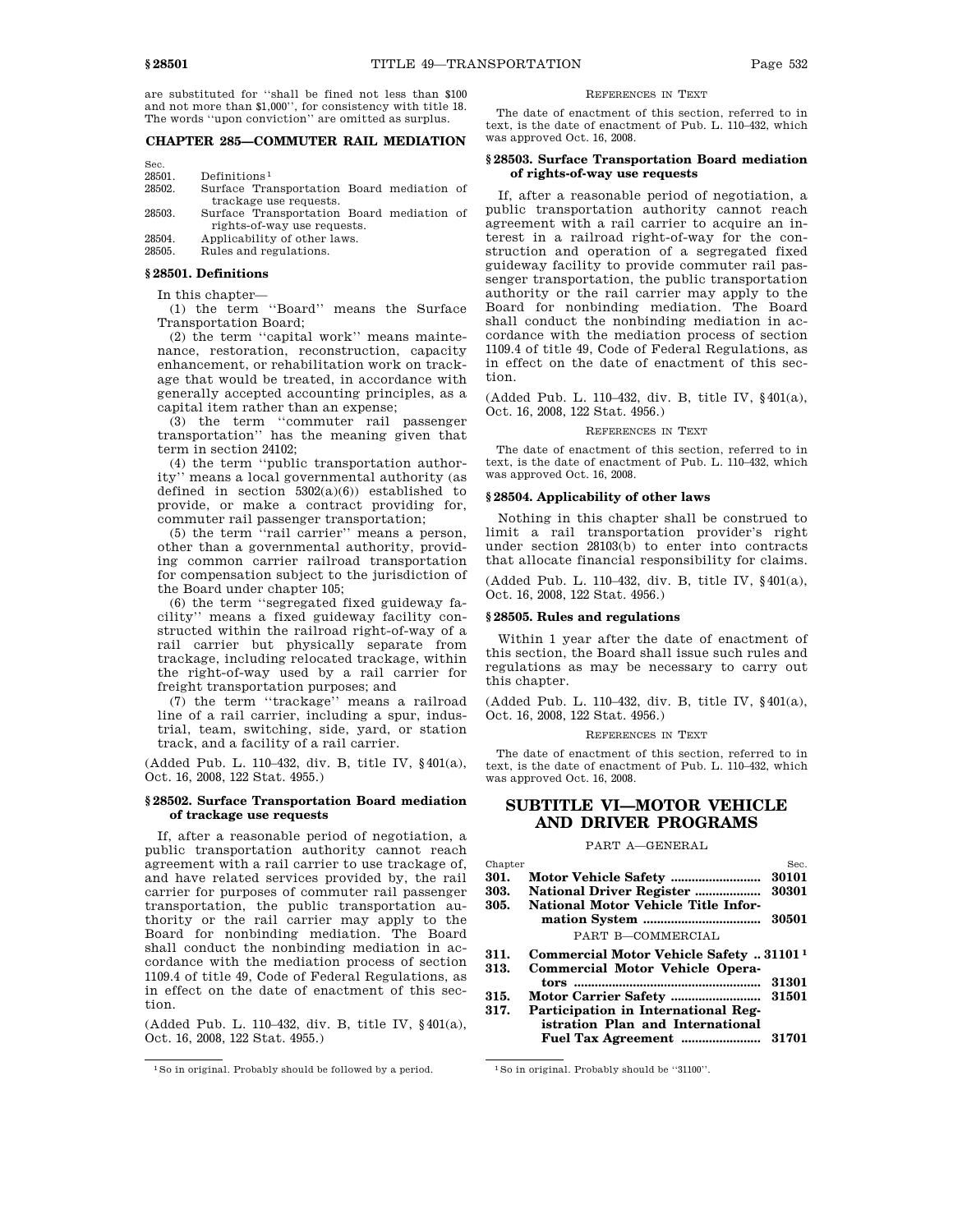are substituted for ''shall be fined not less than $100 and not more than $1,000'', for consistency with title 18. The words ''upon conviction'' are omitted as surplus.

## CHAPTER 285—COMMUTER RAIL MEDIATION

| Sec. | |
|---|---|
| 28501. | Definitions[1] |
| 28502. | Surface Transportation Board mediation of trackage use requests. |
| 28503. | Surface Transportation Board mediation of rights-of-way use requests. |
| 28504. | Applicability of other laws. |
| 28505. | Rules and regulations. |

[1] So in original. Probably should be followed by a period.

### § 28501. Definitions

In this chapter—

(1) the term ''Board'' means the Surface Transportation Board;

(2) the term ''capital work'' means maintenance, restoration, reconstruction, capacity enhancement, or rehabilitation work on trackage that would be treated, in accordance with generally accepted accounting principles, as a capital item rather than an expense;

(3) the term ''commuter rail passenger transportation'' has the meaning given that term in section 24102;

(4) the term ''public transportation authority'' means a local governmental authority (as defined in section 5302(a)(6)) established to provide, or make a contract providing for, commuter rail passenger transportation;

(5) the term ''rail carrier'' means a person, other than a governmental authority, providing common carrier railroad transportation for compensation subject to the jurisdiction of the Board under chapter 105;

(6) the term ''segregated fixed guideway facility'' means a fixed guideway facility constructed within the railroad right-of-way of a rail carrier but physically separate from trackage, including relocated trackage, within the right-of-way used by a rail carrier for freight transportation purposes; and

(7) the term ''trackage'' means a railroad line of a rail carrier, including a spur, industrial, team, switching, side, yard, or station track, and a facility of a rail carrier.

(Added Pub. L. 110–432, div. B, title IV, § 401(a), Oct. 16, 2008, 122 Stat. 4955.)

### § 28502. Surface Transportation Board mediation of trackage use requests

If, after a reasonable period of negotiation, a public transportation authority cannot reach agreement with a rail carrier to use trackage of, and have related services provided by, the rail carrier for purposes of commuter rail passenger transportation, the public transportation authority or the rail carrier may apply to the Board for nonbinding mediation. The Board shall conduct the nonbinding mediation in accordance with the mediation process of section 1109.4 of title 49, Code of Federal Regulations, as in effect on the date of enactment of this section.

(Added Pub. L. 110–432, div. B, title IV, § 401(a), Oct. 16, 2008, 122 Stat. 4955.)

REFERENCES IN TEXT

The date of enactment of this section, referred to in text, is the date of enactment of Pub. L. 110–432, which was approved Oct. 16, 2008.

### § 28503. Surface Transportation Board mediation of rights-of-way use requests

If, after a reasonable period of negotiation, a public transportation authority cannot reach agreement with a rail carrier to acquire an interest in a railroad right-of-way for the construction and operation of a segregated fixed guideway facility to provide commuter rail passenger transportation, the public transportation authority or the rail carrier may apply to the Board for nonbinding mediation. The Board shall conduct the nonbinding mediation in accordance with the mediation process of section 1109.4 of title 49, Code of Federal Regulations, as in effect on the date of enactment of this section.

(Added Pub. L. 110–432, div. B, title IV, § 401(a), Oct. 16, 2008, 122 Stat. 4956.)

REFERENCES IN TEXT

The date of enactment of this section, referred to in text, is the date of enactment of Pub. L. 110–432, which was approved Oct. 16, 2008.

### § 28504. Applicability of other laws

Nothing in this chapter shall be construed to limit a rail transportation provider's right under section 28103(b) to enter into contracts that allocate financial responsibility for claims.

(Added Pub. L. 110–432, div. B, title IV, § 401(a), Oct. 16, 2008, 122 Stat. 4956.)

### § 28505. Rules and regulations

Within 1 year after the date of enactment of this section, the Board shall issue such rules and regulations as may be necessary to carry out this chapter.

(Added Pub. L. 110–432, div. B, title IV, § 401(a), Oct. 16, 2008, 122 Stat. 4956.)

REFERENCES IN TEXT

The date of enactment of this section, referred to in text, is the date of enactment of Pub. L. 110–432, which was approved Oct. 16, 2008.

# SUBTITLE VI—MOTOR VEHICLE AND DRIVER PROGRAMS

PART A—GENERAL

| Chapter | | Sec. |
|---|---|---|
| **301.** | **Motor Vehicle Safety** | **30101** |
| **303.** | **National Driver Register** | **30301** |
| **305.** | **National Motor Vehicle Title Information System** | **30501** |
| | PART B—COMMERCIAL | |
| **311.** | **Commercial Motor Vehicle Safety** | **31101**[1] |
| **313.** | **Commercial Motor Vehicle Operators** | **31301** |
| **315.** | **Motor Carrier Safety** | **31501** |
| **317.** | **Participation in International Registration Plan and International Fuel Tax Agreement** | **31701** |

[1] So in original. Probably should be ''31100''.